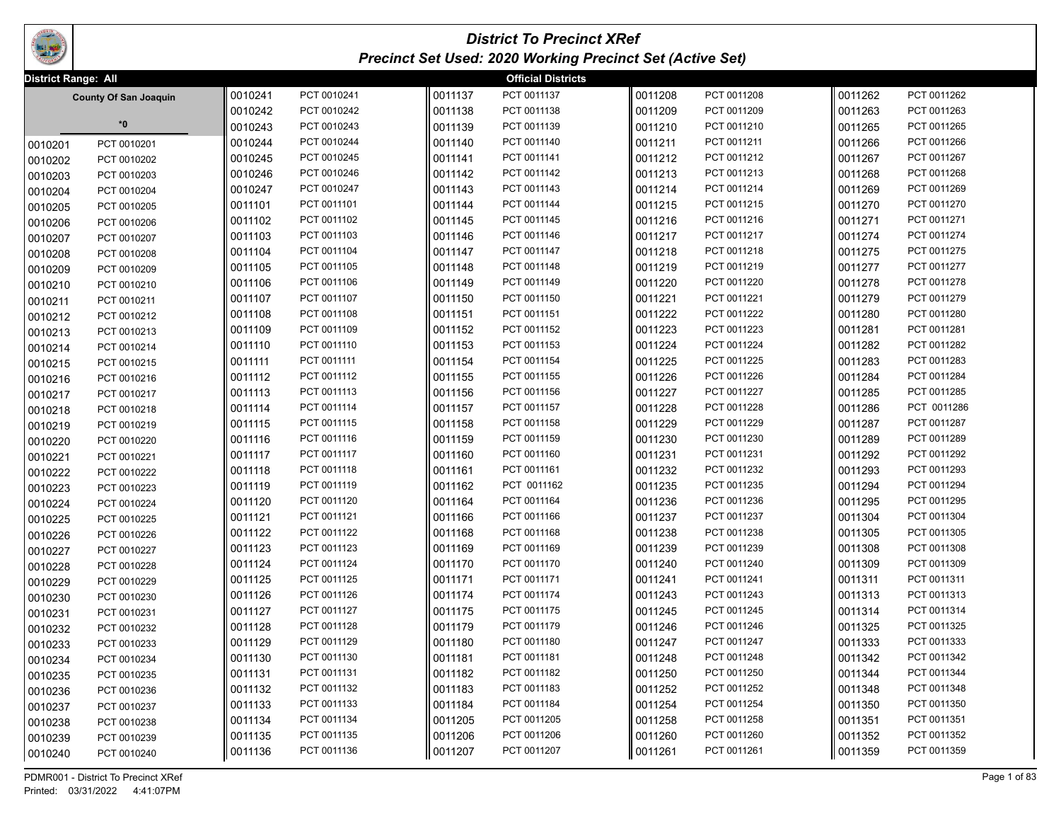# District To Precinct XRef

## Precinct Set Used: 2020 Working Precinct Set (Active Set)

**District Range: All** — **Official Districts**

**County Of San Joaquin**

**\*0**

| District | Precinct |
|---|---|
| 0010201 | PCT 0010201 |
| 0010202 | PCT 0010202 |
| 0010203 | PCT 0010203 |
| 0010204 | PCT 0010204 |
| 0010205 | PCT 0010205 |
| 0010206 | PCT 0010206 |
| 0010207 | PCT 0010207 |
| 0010208 | PCT 0010208 |
| 0010209 | PCT 0010209 |
| 0010210 | PCT 0010210 |
| 0010211 | PCT 0010211 |
| 0010212 | PCT 0010212 |
| 0010213 | PCT 0010213 |
| 0010214 | PCT 0010214 |
| 0010215 | PCT 0010215 |
| 0010216 | PCT 0010216 |
| 0010217 | PCT 0010217 |
| 0010218 | PCT 0010218 |
| 0010219 | PCT 0010219 |
| 0010220 | PCT 0010220 |
| 0010221 | PCT 0010221 |
| 0010222 | PCT 0010222 |
| 0010223 | PCT 0010223 |
| 0010224 | PCT 0010224 |
| 0010225 | PCT 0010225 |
| 0010226 | PCT 0010226 |
| 0010227 | PCT 0010227 |
| 0010228 | PCT 0010228 |
| 0010229 | PCT 0010229 |
| 0010230 | PCT 0010230 |
| 0010231 | PCT 0010231 |
| 0010232 | PCT 0010232 |
| 0010233 | PCT 0010233 |
| 0010234 | PCT 0010234 |
| 0010235 | PCT 0010235 |
| 0010236 | PCT 0010236 |
| 0010237 | PCT 0010237 |
| 0010238 | PCT 0010238 |
| 0010239 | PCT 0010239 |
| 0010240 | PCT 0010240 |
| 0010241 | PCT 0010241 |
| 0010242 | PCT 0010242 |
| 0010243 | PCT 0010243 |
| 0010244 | PCT 0010244 |
| 0010245 | PCT 0010245 |
| 0010246 | PCT 0010246 |
| 0010247 | PCT 0010247 |
| 0011101 | PCT 0011101 |
| 0011102 | PCT 0011102 |
| 0011103 | PCT 0011103 |
| 0011104 | PCT 0011104 |
| 0011105 | PCT 0011105 |
| 0011106 | PCT 0011106 |
| 0011107 | PCT 0011107 |
| 0011108 | PCT 0011108 |
| 0011109 | PCT 0011109 |
| 0011110 | PCT 0011110 |
| 0011111 | PCT 0011111 |
| 0011112 | PCT 0011112 |
| 0011113 | PCT 0011113 |
| 0011114 | PCT 0011114 |
| 0011115 | PCT 0011115 |
| 0011116 | PCT 0011116 |
| 0011117 | PCT 0011117 |
| 0011118 | PCT 0011118 |
| 0011119 | PCT 0011119 |
| 0011120 | PCT 0011120 |
| 0011121 | PCT 0011121 |
| 0011122 | PCT 0011122 |
| 0011123 | PCT 0011123 |
| 0011124 | PCT 0011124 |
| 0011125 | PCT 0011125 |
| 0011126 | PCT 0011126 |
| 0011127 | PCT 0011127 |
| 0011128 | PCT 0011128 |
| 0011129 | PCT 0011129 |
| 0011130 | PCT 0011130 |
| 0011131 | PCT 0011131 |
| 0011132 | PCT 0011132 |
| 0011133 | PCT 0011133 |
| 0011134 | PCT 0011134 |
| 0011135 | PCT 0011135 |
| 0011136 | PCT 0011136 |
| 0011137 | PCT 0011137 |
| 0011138 | PCT 0011138 |
| 0011139 | PCT 0011139 |
| 0011140 | PCT 0011140 |
| 0011141 | PCT 0011141 |
| 0011142 | PCT 0011142 |
| 0011143 | PCT 0011143 |
| 0011144 | PCT 0011144 |
| 0011145 | PCT 0011145 |
| 0011146 | PCT 0011146 |
| 0011147 | PCT 0011147 |
| 0011148 | PCT 0011148 |
| 0011149 | PCT 0011149 |
| 0011150 | PCT 0011150 |
| 0011151 | PCT 0011151 |
| 0011152 | PCT 0011152 |
| 0011153 | PCT 0011153 |
| 0011154 | PCT 0011154 |
| 0011155 | PCT 0011155 |
| 0011156 | PCT 0011156 |
| 0011157 | PCT 0011157 |
| 0011158 | PCT 0011158 |
| 0011159 | PCT 0011159 |
| 0011160 | PCT 0011160 |
| 0011161 | PCT 0011161 |
| 0011162 | PCT 0011162 |
| 0011164 | PCT 0011164 |
| 0011166 | PCT 0011166 |
| 0011168 | PCT 0011168 |
| 0011169 | PCT 0011169 |
| 0011170 | PCT 0011170 |
| 0011171 | PCT 0011171 |
| 0011174 | PCT 0011174 |
| 0011175 | PCT 0011175 |
| 0011179 | PCT 0011179 |
| 0011180 | PCT 0011180 |
| 0011181 | PCT 0011181 |
| 0011182 | PCT 0011182 |
| 0011183 | PCT 0011183 |
| 0011184 | PCT 0011184 |
| 0011205 | PCT 0011205 |
| 0011206 | PCT 0011206 |
| 0011207 | PCT 0011207 |
| 0011208 | PCT 0011208 |
| 0011209 | PCT 0011209 |
| 0011210 | PCT 0011210 |
| 0011211 | PCT 0011211 |
| 0011212 | PCT 0011212 |
| 0011213 | PCT 0011213 |
| 0011214 | PCT 0011214 |
| 0011215 | PCT 0011215 |
| 0011216 | PCT 0011216 |
| 0011217 | PCT 0011217 |
| 0011218 | PCT 0011218 |
| 0011219 | PCT 0011219 |
| 0011220 | PCT 0011220 |
| 0011221 | PCT 0011221 |
| 0011222 | PCT 0011222 |
| 0011223 | PCT 0011223 |
| 0011224 | PCT 0011224 |
| 0011225 | PCT 0011225 |
| 0011226 | PCT 0011226 |
| 0011227 | PCT 0011227 |
| 0011228 | PCT 0011228 |
| 0011229 | PCT 0011229 |
| 0011230 | PCT 0011230 |
| 0011231 | PCT 0011231 |
| 0011232 | PCT 0011232 |
| 0011235 | PCT 0011235 |
| 0011236 | PCT 0011236 |
| 0011237 | PCT 0011237 |
| 0011238 | PCT 0011238 |
| 0011239 | PCT 0011239 |
| 0011240 | PCT 0011240 |
| 0011241 | PCT 0011241 |
| 0011243 | PCT 0011243 |
| 0011245 | PCT 0011245 |
| 0011246 | PCT 0011246 |
| 0011247 | PCT 0011247 |
| 0011248 | PCT 0011248 |
| 0011250 | PCT 0011250 |
| 0011252 | PCT 0011252 |
| 0011254 | PCT 0011254 |
| 0011258 | PCT 0011258 |
| 0011260 | PCT 0011260 |
| 0011261 | PCT 0011261 |
| 0011262 | PCT 0011262 |
| 0011263 | PCT 0011263 |
| 0011265 | PCT 0011265 |
| 0011266 | PCT 0011266 |
| 0011267 | PCT 0011267 |
| 0011268 | PCT 0011268 |
| 0011269 | PCT 0011269 |
| 0011270 | PCT 0011270 |
| 0011271 | PCT 0011271 |
| 0011274 | PCT 0011274 |
| 0011275 | PCT 0011275 |
| 0011277 | PCT 0011277 |
| 0011278 | PCT 0011278 |
| 0011279 | PCT 0011279 |
| 0011280 | PCT 0011280 |
| 0011281 | PCT 0011281 |
| 0011282 | PCT 0011282 |
| 0011283 | PCT 0011283 |
| 0011284 | PCT 0011284 |
| 0011285 | PCT 0011285 |
| 0011286 | PCT 0011286 |
| 0011287 | PCT 0011287 |
| 0011289 | PCT 0011289 |
| 0011292 | PCT 0011292 |
| 0011293 | PCT 0011293 |
| 0011294 | PCT 0011294 |
| 0011295 | PCT 0011295 |
| 0011304 | PCT 0011304 |
| 0011305 | PCT 0011305 |
| 0011308 | PCT 0011308 |
| 0011309 | PCT 0011309 |
| 0011311 | PCT 0011311 |
| 0011313 | PCT 0011313 |
| 0011314 | PCT 0011314 |
| 0011325 | PCT 0011325 |
| 0011333 | PCT 0011333 |
| 0011342 | PCT 0011342 |
| 0011344 | PCT 0011344 |
| 0011348 | PCT 0011348 |
| 0011350 | PCT 0011350 |
| 0011351 | PCT 0011351 |
| 0011352 | PCT 0011352 |
| 0011359 | PCT 0011359 |

PDMR001 - District To Precinct XRef
Printed: 03/31/2022 4:41:07PM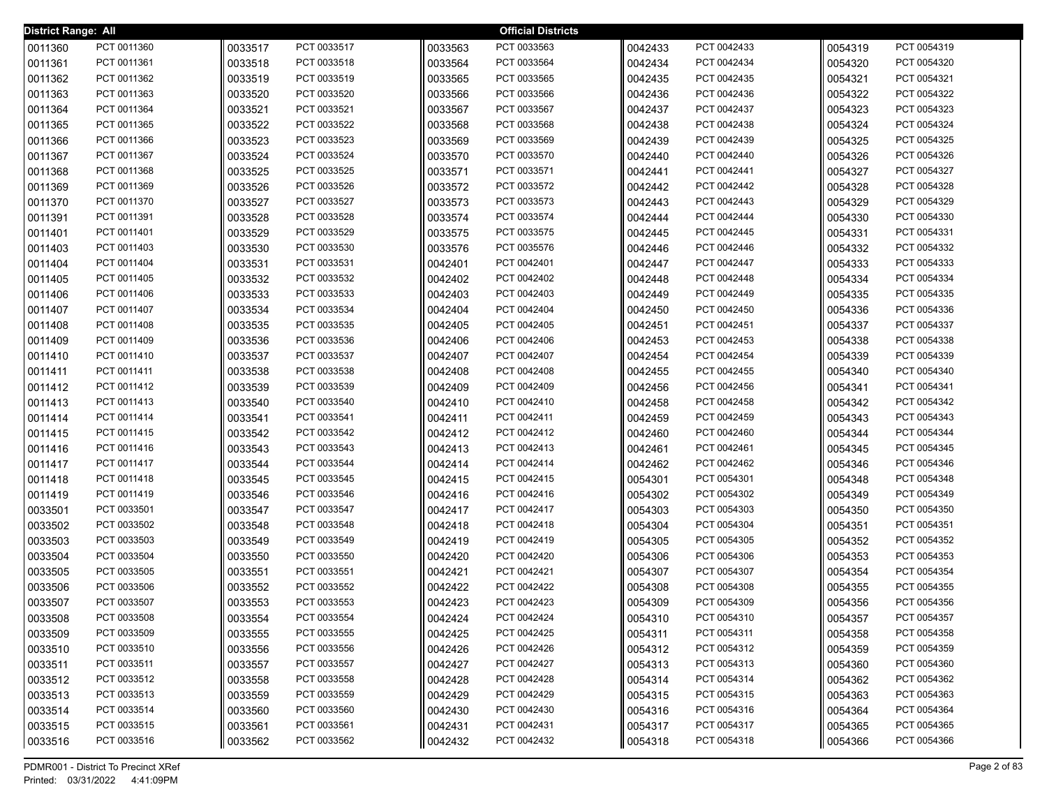**District Range: All** — **Official Districts**

| District | Precinct |
|---|---|
| 0011360 | PCT 0011360 |
| 0011361 | PCT 0011361 |
| 0011362 | PCT 0011362 |
| 0011363 | PCT 0011363 |
| 0011364 | PCT 0011364 |
| 0011365 | PCT 0011365 |
| 0011366 | PCT 0011366 |
| 0011367 | PCT 0011367 |
| 0011368 | PCT 0011368 |
| 0011369 | PCT 0011369 |
| 0011370 | PCT 0011370 |
| 0011391 | PCT 0011391 |
| 0011401 | PCT 0011401 |
| 0011403 | PCT 0011403 |
| 0011404 | PCT 0011404 |
| 0011405 | PCT 0011405 |
| 0011406 | PCT 0011406 |
| 0011407 | PCT 0011407 |
| 0011408 | PCT 0011408 |
| 0011409 | PCT 0011409 |
| 0011410 | PCT 0011410 |
| 0011411 | PCT 0011411 |
| 0011412 | PCT 0011412 |
| 0011413 | PCT 0011413 |
| 0011414 | PCT 0011414 |
| 0011415 | PCT 0011415 |
| 0011416 | PCT 0011416 |
| 0011417 | PCT 0011417 |
| 0011418 | PCT 0011418 |
| 0011419 | PCT 0011419 |
| 0033501 | PCT 0033501 |
| 0033502 | PCT 0033502 |
| 0033503 | PCT 0033503 |
| 0033504 | PCT 0033504 |
| 0033505 | PCT 0033505 |
| 0033506 | PCT 0033506 |
| 0033507 | PCT 0033507 |
| 0033508 | PCT 0033508 |
| 0033509 | PCT 0033509 |
| 0033510 | PCT 0033510 |
| 0033511 | PCT 0033511 |
| 0033512 | PCT 0033512 |
| 0033513 | PCT 0033513 |
| 0033514 | PCT 0033514 |
| 0033515 | PCT 0033515 |
| 0033516 | PCT 0033516 |
| 0033517 | PCT 0033517 |
| 0033518 | PCT 0033518 |
| 0033519 | PCT 0033519 |
| 0033520 | PCT 0033520 |
| 0033521 | PCT 0033521 |
| 0033522 | PCT 0033522 |
| 0033523 | PCT 0033523 |
| 0033524 | PCT 0033524 |
| 0033525 | PCT 0033525 |
| 0033526 | PCT 0033526 |
| 0033527 | PCT 0033527 |
| 0033528 | PCT 0033528 |
| 0033529 | PCT 0033529 |
| 0033530 | PCT 0033530 |
| 0033531 | PCT 0033531 |
| 0033532 | PCT 0033532 |
| 0033533 | PCT 0033533 |
| 0033534 | PCT 0033534 |
| 0033535 | PCT 0033535 |
| 0033536 | PCT 0033536 |
| 0033537 | PCT 0033537 |
| 0033538 | PCT 0033538 |
| 0033539 | PCT 0033539 |
| 0033540 | PCT 0033540 |
| 0033541 | PCT 0033541 |
| 0033542 | PCT 0033542 |
| 0033543 | PCT 0033543 |
| 0033544 | PCT 0033544 |
| 0033545 | PCT 0033545 |
| 0033546 | PCT 0033546 |
| 0033547 | PCT 0033547 |
| 0033548 | PCT 0033548 |
| 0033549 | PCT 0033549 |
| 0033550 | PCT 0033550 |
| 0033551 | PCT 0033551 |
| 0033552 | PCT 0033552 |
| 0033553 | PCT 0033553 |
| 0033554 | PCT 0033554 |
| 0033555 | PCT 0033555 |
| 0033556 | PCT 0033556 |
| 0033557 | PCT 0033557 |
| 0033558 | PCT 0033558 |
| 0033559 | PCT 0033559 |
| 0033560 | PCT 0033560 |
| 0033561 | PCT 0033561 |
| 0033562 | PCT 0033562 |
| 0033563 | PCT 0033563 |
| 0033564 | PCT 0033564 |
| 0033565 | PCT 0033565 |
| 0033566 | PCT 0033566 |
| 0033567 | PCT 0033567 |
| 0033568 | PCT 0033568 |
| 0033569 | PCT 0033569 |
| 0033570 | PCT 0033570 |
| 0033571 | PCT 0033571 |
| 0033572 | PCT 0033572 |
| 0033573 | PCT 0033573 |
| 0033574 | PCT 0033574 |
| 0033575 | PCT 0033575 |
| 0033576 | PCT 0035576 |
| 0042401 | PCT 0042401 |
| 0042402 | PCT 0042402 |
| 0042403 | PCT 0042403 |
| 0042404 | PCT 0042404 |
| 0042405 | PCT 0042405 |
| 0042406 | PCT 0042406 |
| 0042407 | PCT 0042407 |
| 0042408 | PCT 0042408 |
| 0042409 | PCT 0042409 |
| 0042410 | PCT 0042410 |
| 0042411 | PCT 0042411 |
| 0042412 | PCT 0042412 |
| 0042413 | PCT 0042413 |
| 0042414 | PCT 0042414 |
| 0042415 | PCT 0042415 |
| 0042416 | PCT 0042416 |
| 0042417 | PCT 0042417 |
| 0042418 | PCT 0042418 |
| 0042419 | PCT 0042419 |
| 0042420 | PCT 0042420 |
| 0042421 | PCT 0042421 |
| 0042422 | PCT 0042422 |
| 0042423 | PCT 0042423 |
| 0042424 | PCT 0042424 |
| 0042425 | PCT 0042425 |
| 0042426 | PCT 0042426 |
| 0042427 | PCT 0042427 |
| 0042428 | PCT 0042428 |
| 0042429 | PCT 0042429 |
| 0042430 | PCT 0042430 |
| 0042431 | PCT 0042431 |
| 0042432 | PCT 0042432 |
| 0042433 | PCT 0042433 |
| 0042434 | PCT 0042434 |
| 0042435 | PCT 0042435 |
| 0042436 | PCT 0042436 |
| 0042437 | PCT 0042437 |
| 0042438 | PCT 0042438 |
| 0042439 | PCT 0042439 |
| 0042440 | PCT 0042440 |
| 0042441 | PCT 0042441 |
| 0042442 | PCT 0042442 |
| 0042443 | PCT 0042443 |
| 0042444 | PCT 0042444 |
| 0042445 | PCT 0042445 |
| 0042446 | PCT 0042446 |
| 0042447 | PCT 0042447 |
| 0042448 | PCT 0042448 |
| 0042449 | PCT 0042449 |
| 0042450 | PCT 0042450 |
| 0042451 | PCT 0042451 |
| 0042453 | PCT 0042453 |
| 0042454 | PCT 0042454 |
| 0042455 | PCT 0042455 |
| 0042456 | PCT 0042456 |
| 0042458 | PCT 0042458 |
| 0042459 | PCT 0042459 |
| 0042460 | PCT 0042460 |
| 0042461 | PCT 0042461 |
| 0042462 | PCT 0042462 |
| 0054301 | PCT 0054301 |
| 0054302 | PCT 0054302 |
| 0054303 | PCT 0054303 |
| 0054304 | PCT 0054304 |
| 0054305 | PCT 0054305 |
| 0054306 | PCT 0054306 |
| 0054307 | PCT 0054307 |
| 0054308 | PCT 0054308 |
| 0054309 | PCT 0054309 |
| 0054310 | PCT 0054310 |
| 0054311 | PCT 0054311 |
| 0054312 | PCT 0054312 |
| 0054313 | PCT 0054313 |
| 0054314 | PCT 0054314 |
| 0054315 | PCT 0054315 |
| 0054316 | PCT 0054316 |
| 0054317 | PCT 0054317 |
| 0054318 | PCT 0054318 |
| 0054319 | PCT 0054319 |
| 0054320 | PCT 0054320 |
| 0054321 | PCT 0054321 |
| 0054322 | PCT 0054322 |
| 0054323 | PCT 0054323 |
| 0054324 | PCT 0054324 |
| 0054325 | PCT 0054325 |
| 0054326 | PCT 0054326 |
| 0054327 | PCT 0054327 |
| 0054328 | PCT 0054328 |
| 0054329 | PCT 0054329 |
| 0054330 | PCT 0054330 |
| 0054331 | PCT 0054331 |
| 0054332 | PCT 0054332 |
| 0054333 | PCT 0054333 |
| 0054334 | PCT 0054334 |
| 0054335 | PCT 0054335 |
| 0054336 | PCT 0054336 |
| 0054337 | PCT 0054337 |
| 0054338 | PCT 0054338 |
| 0054339 | PCT 0054339 |
| 0054340 | PCT 0054340 |
| 0054341 | PCT 0054341 |
| 0054342 | PCT 0054342 |
| 0054343 | PCT 0054343 |
| 0054344 | PCT 0054344 |
| 0054345 | PCT 0054345 |
| 0054346 | PCT 0054346 |
| 0054348 | PCT 0054348 |
| 0054349 | PCT 0054349 |
| 0054350 | PCT 0054350 |
| 0054351 | PCT 0054351 |
| 0054352 | PCT 0054352 |
| 0054353 | PCT 0054353 |
| 0054354 | PCT 0054354 |
| 0054355 | PCT 0054355 |
| 0054356 | PCT 0054356 |
| 0054357 | PCT 0054357 |
| 0054358 | PCT 0054358 |
| 0054359 | PCT 0054359 |
| 0054360 | PCT 0054360 |
| 0054362 | PCT 0054362 |
| 0054363 | PCT 0054363 |
| 0054364 | PCT 0054364 |
| 0054365 | PCT 0054365 |
| 0054366 | PCT 0054366 |

PDMR001 - District To Precinct XRef
Printed: 03/31/2022 4:41:09PM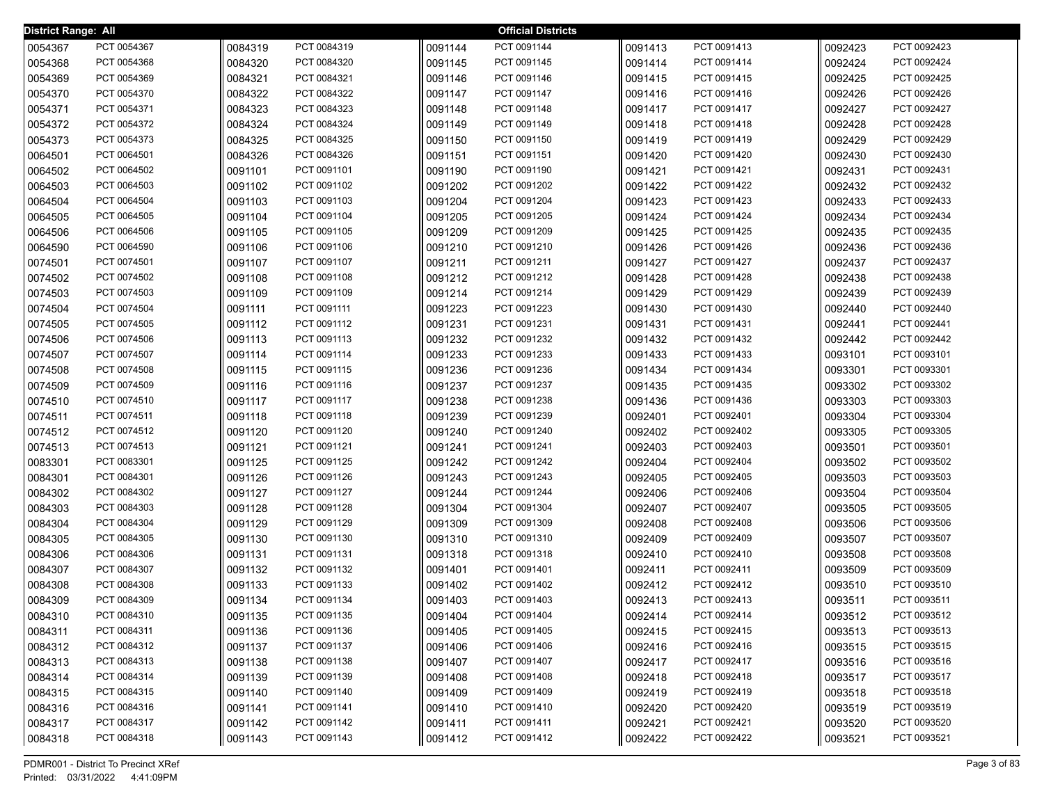District Range: All

**Official Districts**

| District | Precinct |
|---|---|
| 0054367 | PCT 0054367 |
| 0054368 | PCT 0054368 |
| 0054369 | PCT 0054369 |
| 0054370 | PCT 0054370 |
| 0054371 | PCT 0054371 |
| 0054372 | PCT 0054372 |
| 0054373 | PCT 0054373 |
| 0064501 | PCT 0064501 |
| 0064502 | PCT 0064502 |
| 0064503 | PCT 0064503 |
| 0064504 | PCT 0064504 |
| 0064505 | PCT 0064505 |
| 0064506 | PCT 0064506 |
| 0064590 | PCT 0064590 |
| 0074501 | PCT 0074501 |
| 0074502 | PCT 0074502 |
| 0074503 | PCT 0074503 |
| 0074504 | PCT 0074504 |
| 0074505 | PCT 0074505 |
| 0074506 | PCT 0074506 |
| 0074507 | PCT 0074507 |
| 0074508 | PCT 0074508 |
| 0074509 | PCT 0074509 |
| 0074510 | PCT 0074510 |
| 0074511 | PCT 0074511 |
| 0074512 | PCT 0074512 |
| 0074513 | PCT 0074513 |
| 0083301 | PCT 0083301 |
| 0084301 | PCT 0084301 |
| 0084302 | PCT 0084302 |
| 0084303 | PCT 0084303 |
| 0084304 | PCT 0084304 |
| 0084305 | PCT 0084305 |
| 0084306 | PCT 0084306 |
| 0084307 | PCT 0084307 |
| 0084308 | PCT 0084308 |
| 0084309 | PCT 0084309 |
| 0084310 | PCT 0084310 |
| 0084311 | PCT 0084311 |
| 0084312 | PCT 0084312 |
| 0084313 | PCT 0084313 |
| 0084314 | PCT 0084314 |
| 0084315 | PCT 0084315 |
| 0084316 | PCT 0084316 |
| 0084317 | PCT 0084317 |
| 0084318 | PCT 0084318 |
| 0084319 | PCT 0084319 |
| 0084320 | PCT 0084320 |
| 0084321 | PCT 0084321 |
| 0084322 | PCT 0084322 |
| 0084323 | PCT 0084323 |
| 0084324 | PCT 0084324 |
| 0084325 | PCT 0084325 |
| 0084326 | PCT 0084326 |
| 0091101 | PCT 0091101 |
| 0091102 | PCT 0091102 |
| 0091103 | PCT 0091103 |
| 0091104 | PCT 0091104 |
| 0091105 | PCT 0091105 |
| 0091106 | PCT 0091106 |
| 0091107 | PCT 0091107 |
| 0091108 | PCT 0091108 |
| 0091109 | PCT 0091109 |
| 0091111 | PCT 0091111 |
| 0091112 | PCT 0091112 |
| 0091113 | PCT 0091113 |
| 0091114 | PCT 0091114 |
| 0091115 | PCT 0091115 |
| 0091116 | PCT 0091116 |
| 0091117 | PCT 0091117 |
| 0091118 | PCT 0091118 |
| 0091120 | PCT 0091120 |
| 0091121 | PCT 0091121 |
| 0091125 | PCT 0091125 |
| 0091126 | PCT 0091126 |
| 0091127 | PCT 0091127 |
| 0091128 | PCT 0091128 |
| 0091129 | PCT 0091129 |
| 0091130 | PCT 0091130 |
| 0091131 | PCT 0091131 |
| 0091132 | PCT 0091132 |
| 0091133 | PCT 0091133 |
| 0091134 | PCT 0091134 |
| 0091135 | PCT 0091135 |
| 0091136 | PCT 0091136 |
| 0091137 | PCT 0091137 |
| 0091138 | PCT 0091138 |
| 0091139 | PCT 0091139 |
| 0091140 | PCT 0091140 |
| 0091141 | PCT 0091141 |
| 0091142 | PCT 0091142 |
| 0091143 | PCT 0091143 |
| 0091144 | PCT 0091144 |
| 0091145 | PCT 0091145 |
| 0091146 | PCT 0091146 |
| 0091147 | PCT 0091147 |
| 0091148 | PCT 0091148 |
| 0091149 | PCT 0091149 |
| 0091150 | PCT 0091150 |
| 0091151 | PCT 0091151 |
| 0091190 | PCT 0091190 |
| 0091202 | PCT 0091202 |
| 0091204 | PCT 0091204 |
| 0091205 | PCT 0091205 |
| 0091209 | PCT 0091209 |
| 0091210 | PCT 0091210 |
| 0091211 | PCT 0091211 |
| 0091212 | PCT 0091212 |
| 0091214 | PCT 0091214 |
| 0091223 | PCT 0091223 |
| 0091231 | PCT 0091231 |
| 0091232 | PCT 0091232 |
| 0091233 | PCT 0091233 |
| 0091236 | PCT 0091236 |
| 0091237 | PCT 0091237 |
| 0091238 | PCT 0091238 |
| 0091239 | PCT 0091239 |
| 0091240 | PCT 0091240 |
| 0091241 | PCT 0091241 |
| 0091242 | PCT 0091242 |
| 0091243 | PCT 0091243 |
| 0091244 | PCT 0091244 |
| 0091304 | PCT 0091304 |
| 0091309 | PCT 0091309 |
| 0091310 | PCT 0091310 |
| 0091318 | PCT 0091318 |
| 0091401 | PCT 0091401 |
| 0091402 | PCT 0091402 |
| 0091403 | PCT 0091403 |
| 0091404 | PCT 0091404 |
| 0091405 | PCT 0091405 |
| 0091406 | PCT 0091406 |
| 0091407 | PCT 0091407 |
| 0091408 | PCT 0091408 |
| 0091409 | PCT 0091409 |
| 0091410 | PCT 0091410 |
| 0091411 | PCT 0091411 |
| 0091412 | PCT 0091412 |
| 0091413 | PCT 0091413 |
| 0091414 | PCT 0091414 |
| 0091415 | PCT 0091415 |
| 0091416 | PCT 0091416 |
| 0091417 | PCT 0091417 |
| 0091418 | PCT 0091418 |
| 0091419 | PCT 0091419 |
| 0091420 | PCT 0091420 |
| 0091421 | PCT 0091421 |
| 0091422 | PCT 0091422 |
| 0091423 | PCT 0091423 |
| 0091424 | PCT 0091424 |
| 0091425 | PCT 0091425 |
| 0091426 | PCT 0091426 |
| 0091427 | PCT 0091427 |
| 0091428 | PCT 0091428 |
| 0091429 | PCT 0091429 |
| 0091430 | PCT 0091430 |
| 0091431 | PCT 0091431 |
| 0091432 | PCT 0091432 |
| 0091433 | PCT 0091433 |
| 0091434 | PCT 0091434 |
| 0091435 | PCT 0091435 |
| 0091436 | PCT 0091436 |
| 0092401 | PCT 0092401 |
| 0092402 | PCT 0092402 |
| 0092403 | PCT 0092403 |
| 0092404 | PCT 0092404 |
| 0092405 | PCT 0092405 |
| 0092406 | PCT 0092406 |
| 0092407 | PCT 0092407 |
| 0092408 | PCT 0092408 |
| 0092409 | PCT 0092409 |
| 0092410 | PCT 0092410 |
| 0092411 | PCT 0092411 |
| 0092412 | PCT 0092412 |
| 0092413 | PCT 0092413 |
| 0092414 | PCT 0092414 |
| 0092415 | PCT 0092415 |
| 0092416 | PCT 0092416 |
| 0092417 | PCT 0092417 |
| 0092418 | PCT 0092418 |
| 0092419 | PCT 0092419 |
| 0092420 | PCT 0092420 |
| 0092421 | PCT 0092421 |
| 0092422 | PCT 0092422 |
| 0092423 | PCT 0092423 |
| 0092424 | PCT 0092424 |
| 0092425 | PCT 0092425 |
| 0092426 | PCT 0092426 |
| 0092427 | PCT 0092427 |
| 0092428 | PCT 0092428 |
| 0092429 | PCT 0092429 |
| 0092430 | PCT 0092430 |
| 0092431 | PCT 0092431 |
| 0092432 | PCT 0092432 |
| 0092433 | PCT 0092433 |
| 0092434 | PCT 0092434 |
| 0092435 | PCT 0092435 |
| 0092436 | PCT 0092436 |
| 0092437 | PCT 0092437 |
| 0092438 | PCT 0092438 |
| 0092439 | PCT 0092439 |
| 0092440 | PCT 0092440 |
| 0092441 | PCT 0092441 |
| 0092442 | PCT 0092442 |
| 0093101 | PCT 0093101 |
| 0093301 | PCT 0093301 |
| 0093302 | PCT 0093302 |
| 0093303 | PCT 0093303 |
| 0093304 | PCT 0093304 |
| 0093305 | PCT 0093305 |
| 0093501 | PCT 0093501 |
| 0093502 | PCT 0093502 |
| 0093503 | PCT 0093503 |
| 0093504 | PCT 0093504 |
| 0093505 | PCT 0093505 |
| 0093506 | PCT 0093506 |
| 0093507 | PCT 0093507 |
| 0093508 | PCT 0093508 |
| 0093509 | PCT 0093509 |
| 0093510 | PCT 0093510 |
| 0093511 | PCT 0093511 |
| 0093512 | PCT 0093512 |
| 0093513 | PCT 0093513 |
| 0093515 | PCT 0093515 |
| 0093516 | PCT 0093516 |
| 0093517 | PCT 0093517 |
| 0093518 | PCT 0093518 |
| 0093519 | PCT 0093519 |
| 0093520 | PCT 0093520 |
| 0093521 | PCT 0093521 |

PDMR001 - District To Precinct XRef
Printed: 03/31/2022 4:41:09PM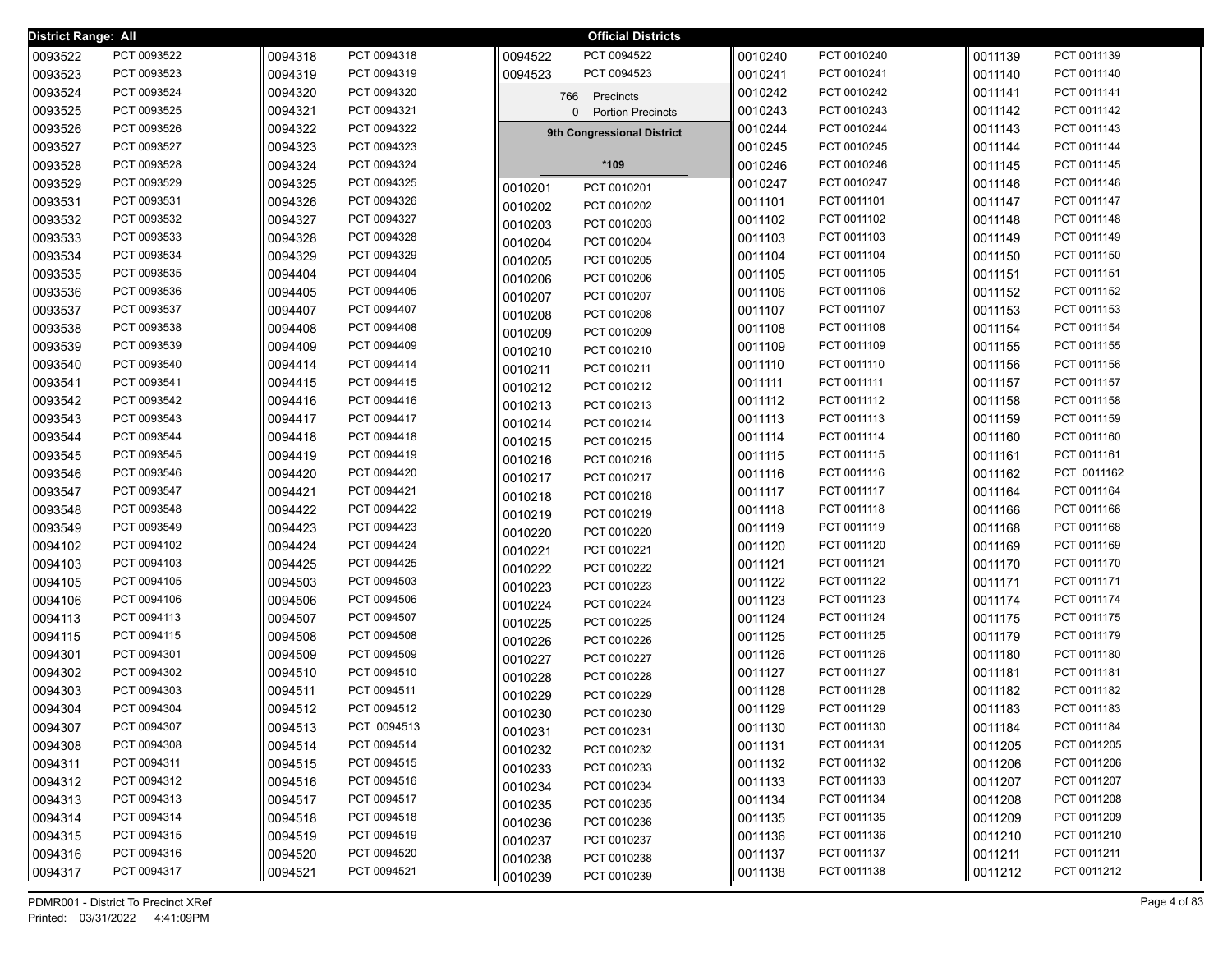**District Range: All** — **Official Districts**

| District | Precinct |
|---|---|
| 0093522 | PCT 0093522 |
| 0093523 | PCT 0093523 |
| 0093524 | PCT 0093524 |
| 0093525 | PCT 0093525 |
| 0093526 | PCT 0093526 |
| 0093527 | PCT 0093527 |
| 0093528 | PCT 0093528 |
| 0093529 | PCT 0093529 |
| 0093531 | PCT 0093531 |
| 0093532 | PCT 0093532 |
| 0093533 | PCT 0093533 |
| 0093534 | PCT 0093534 |
| 0093535 | PCT 0093535 |
| 0093536 | PCT 0093536 |
| 0093537 | PCT 0093537 |
| 0093538 | PCT 0093538 |
| 0093539 | PCT 0093539 |
| 0093540 | PCT 0093540 |
| 0093541 | PCT 0093541 |
| 0093542 | PCT 0093542 |
| 0093543 | PCT 0093543 |
| 0093544 | PCT 0093544 |
| 0093545 | PCT 0093545 |
| 0093546 | PCT 0093546 |
| 0093547 | PCT 0093547 |
| 0093548 | PCT 0093548 |
| 0093549 | PCT 0093549 |
| 0094102 | PCT 0094102 |
| 0094103 | PCT 0094103 |
| 0094105 | PCT 0094105 |
| 0094106 | PCT 0094106 |
| 0094113 | PCT 0094113 |
| 0094115 | PCT 0094115 |
| 0094301 | PCT 0094301 |
| 0094302 | PCT 0094302 |
| 0094303 | PCT 0094303 |
| 0094304 | PCT 0094304 |
| 0094307 | PCT 0094307 |
| 0094308 | PCT 0094308 |
| 0094311 | PCT 0094311 |
| 0094312 | PCT 0094312 |
| 0094313 | PCT 0094313 |
| 0094314 | PCT 0094314 |
| 0094315 | PCT 0094315 |
| 0094316 | PCT 0094316 |
| 0094317 | PCT 0094317 |
| 0094318 | PCT 0094318 |
| 0094319 | PCT 0094319 |
| 0094320 | PCT 0094320 |
| 0094321 | PCT 0094321 |
| 0094322 | PCT 0094322 |
| 0094323 | PCT 0094323 |
| 0094324 | PCT 0094324 |
| 0094325 | PCT 0094325 |
| 0094326 | PCT 0094326 |
| 0094327 | PCT 0094327 |
| 0094328 | PCT 0094328 |
| 0094329 | PCT 0094329 |
| 0094404 | PCT 0094404 |
| 0094405 | PCT 0094405 |
| 0094407 | PCT 0094407 |
| 0094408 | PCT 0094408 |
| 0094409 | PCT 0094409 |
| 0094414 | PCT 0094414 |
| 0094415 | PCT 0094415 |
| 0094416 | PCT 0094416 |
| 0094417 | PCT 0094417 |
| 0094418 | PCT 0094418 |
| 0094419 | PCT 0094419 |
| 0094420 | PCT 0094420 |
| 0094421 | PCT 0094421 |
| 0094422 | PCT 0094422 |
| 0094423 | PCT 0094423 |
| 0094424 | PCT 0094424 |
| 0094425 | PCT 0094425 |
| 0094503 | PCT 0094503 |
| 0094506 | PCT 0094506 |
| 0094507 | PCT 0094507 |
| 0094508 | PCT 0094508 |
| 0094509 | PCT 0094509 |
| 0094510 | PCT 0094510 |
| 0094511 | PCT 0094511 |
| 0094512 | PCT 0094512 |
| 0094513 | PCT 0094513 |
| 0094514 | PCT 0094514 |
| 0094515 | PCT 0094515 |
| 0094516 | PCT 0094516 |
| 0094517 | PCT 0094517 |
| 0094518 | PCT 0094518 |
| 0094519 | PCT 0094519 |
| 0094520 | PCT 0094520 |
| 0094521 | PCT 0094521 |
| 0094522 | PCT 0094522 |
| 0094523 | PCT 0094523 |

766 Precincts
0 Portion Precincts

## 9th Congressional District

**\*109**

| District | Precinct |
|---|---|
| 0010201 | PCT 0010201 |
| 0010202 | PCT 0010202 |
| 0010203 | PCT 0010203 |
| 0010204 | PCT 0010204 |
| 0010205 | PCT 0010205 |
| 0010206 | PCT 0010206 |
| 0010207 | PCT 0010207 |
| 0010208 | PCT 0010208 |
| 0010209 | PCT 0010209 |
| 0010210 | PCT 0010210 |
| 0010211 | PCT 0010211 |
| 0010212 | PCT 0010212 |
| 0010213 | PCT 0010213 |
| 0010214 | PCT 0010214 |
| 0010215 | PCT 0010215 |
| 0010216 | PCT 0010216 |
| 0010217 | PCT 0010217 |
| 0010218 | PCT 0010218 |
| 0010219 | PCT 0010219 |
| 0010220 | PCT 0010220 |
| 0010221 | PCT 0010221 |
| 0010222 | PCT 0010222 |
| 0010223 | PCT 0010223 |
| 0010224 | PCT 0010224 |
| 0010225 | PCT 0010225 |
| 0010226 | PCT 0010226 |
| 0010227 | PCT 0010227 |
| 0010228 | PCT 0010228 |
| 0010229 | PCT 0010229 |
| 0010230 | PCT 0010230 |
| 0010231 | PCT 0010231 |
| 0010232 | PCT 0010232 |
| 0010233 | PCT 0010233 |
| 0010234 | PCT 0010234 |
| 0010235 | PCT 0010235 |
| 0010236 | PCT 0010236 |
| 0010237 | PCT 0010237 |
| 0010238 | PCT 0010238 |
| 0010239 | PCT 0010239 |
| 0010240 | PCT 0010240 |
| 0010241 | PCT 0010241 |
| 0010242 | PCT 0010242 |
| 0010243 | PCT 0010243 |
| 0010244 | PCT 0010244 |
| 0010245 | PCT 0010245 |
| 0010246 | PCT 0010246 |
| 0010247 | PCT 0010247 |
| 0011101 | PCT 0011101 |
| 0011102 | PCT 0011102 |
| 0011103 | PCT 0011103 |
| 0011104 | PCT 0011104 |
| 0011105 | PCT 0011105 |
| 0011106 | PCT 0011106 |
| 0011107 | PCT 0011107 |
| 0011108 | PCT 0011108 |
| 0011109 | PCT 0011109 |
| 0011110 | PCT 0011110 |
| 0011111 | PCT 0011111 |
| 0011112 | PCT 0011112 |
| 0011113 | PCT 0011113 |
| 0011114 | PCT 0011114 |
| 0011115 | PCT 0011115 |
| 0011116 | PCT 0011116 |
| 0011117 | PCT 0011117 |
| 0011118 | PCT 0011118 |
| 0011119 | PCT 0011119 |
| 0011120 | PCT 0011120 |
| 0011121 | PCT 0011121 |
| 0011122 | PCT 0011122 |
| 0011123 | PCT 0011123 |
| 0011124 | PCT 0011124 |
| 0011125 | PCT 0011125 |
| 0011126 | PCT 0011126 |
| 0011127 | PCT 0011127 |
| 0011128 | PCT 0011128 |
| 0011129 | PCT 0011129 |
| 0011130 | PCT 0011130 |
| 0011131 | PCT 0011131 |
| 0011132 | PCT 0011132 |
| 0011133 | PCT 0011133 |
| 0011134 | PCT 0011134 |
| 0011135 | PCT 0011135 |
| 0011136 | PCT 0011136 |
| 0011137 | PCT 0011137 |
| 0011138 | PCT 0011138 |
| 0011139 | PCT 0011139 |
| 0011140 | PCT 0011140 |
| 0011141 | PCT 0011141 |
| 0011142 | PCT 0011142 |
| 0011143 | PCT 0011143 |
| 0011144 | PCT 0011144 |
| 0011145 | PCT 0011145 |
| 0011146 | PCT 0011146 |
| 0011147 | PCT 0011147 |
| 0011148 | PCT 0011148 |
| 0011149 | PCT 0011149 |
| 0011150 | PCT 0011150 |
| 0011151 | PCT 0011151 |
| 0011152 | PCT 0011152 |
| 0011153 | PCT 0011153 |
| 0011154 | PCT 0011154 |
| 0011155 | PCT 0011155 |
| 0011156 | PCT 0011156 |
| 0011157 | PCT 0011157 |
| 0011158 | PCT 0011158 |
| 0011159 | PCT 0011159 |
| 0011160 | PCT 0011160 |
| 0011161 | PCT 0011161 |
| 0011162 | PCT 0011162 |
| 0011164 | PCT 0011164 |
| 0011166 | PCT 0011166 |
| 0011168 | PCT 0011168 |
| 0011169 | PCT 0011169 |
| 0011170 | PCT 0011170 |
| 0011171 | PCT 0011171 |
| 0011174 | PCT 0011174 |
| 0011175 | PCT 0011175 |
| 0011179 | PCT 0011179 |
| 0011180 | PCT 0011180 |
| 0011181 | PCT 0011181 |
| 0011182 | PCT 0011182 |
| 0011183 | PCT 0011183 |
| 0011184 | PCT 0011184 |
| 0011205 | PCT 0011205 |
| 0011206 | PCT 0011206 |
| 0011207 | PCT 0011207 |
| 0011208 | PCT 0011208 |
| 0011209 | PCT 0011209 |
| 0011210 | PCT 0011210 |
| 0011211 | PCT 0011211 |
| 0011212 | PCT 0011212 |

PDMR001 - District To Precinct XRef
Printed: 03/31/2022 4:41:09PM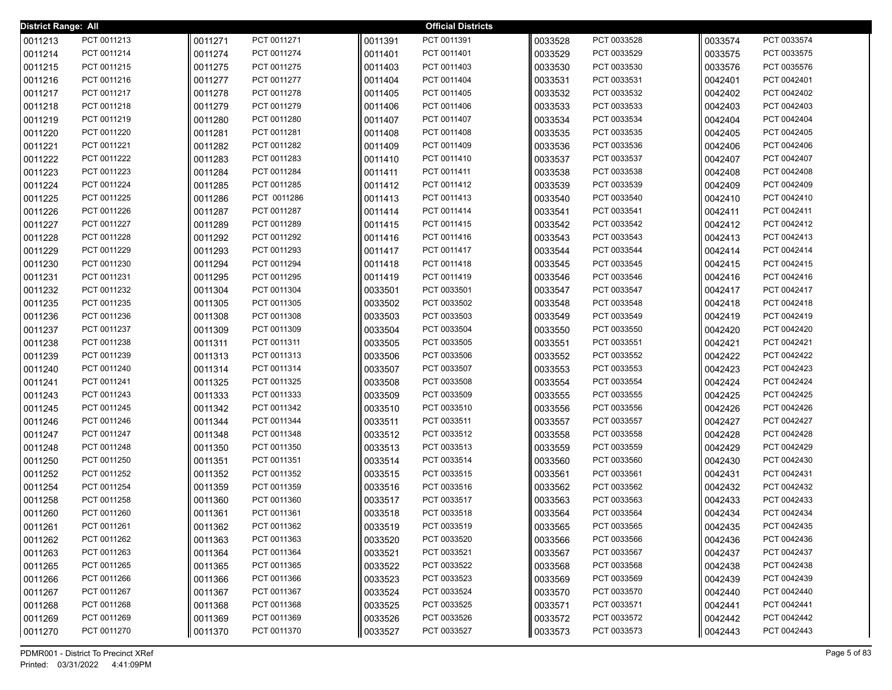**District Range: All** — **Official Districts**

| District | Precinct | District | Precinct | District | Precinct | District | Precinct | District | Precinct |
|---|---|---|---|---|---|---|---|---|---|
| 0011213 | PCT 0011213 | 0011271 | PCT 0011271 | 0011391 | PCT 0011391 | 0033528 | PCT 0033528 | 0033574 | PCT 0033574 |
| 0011214 | PCT 0011214 | 0011274 | PCT 0011274 | 0011401 | PCT 0011401 | 0033529 | PCT 0033529 | 0033575 | PCT 0033575 |
| 0011215 | PCT 0011215 | 0011275 | PCT 0011275 | 0011403 | PCT 0011403 | 0033530 | PCT 0033530 | 0033576 | PCT 0035576 |
| 0011216 | PCT 0011216 | 0011277 | PCT 0011277 | 0011404 | PCT 0011404 | 0033531 | PCT 0033531 | 0042401 | PCT 0042401 |
| 0011217 | PCT 0011217 | 0011278 | PCT 0011278 | 0011405 | PCT 0011405 | 0033532 | PCT 0033532 | 0042402 | PCT 0042402 |
| 0011218 | PCT 0011218 | 0011279 | PCT 0011279 | 0011406 | PCT 0011406 | 0033533 | PCT 0033533 | 0042403 | PCT 0042403 |
| 0011219 | PCT 0011219 | 0011280 | PCT 0011280 | 0011407 | PCT 0011407 | 0033534 | PCT 0033534 | 0042404 | PCT 0042404 |
| 0011220 | PCT 0011220 | 0011281 | PCT 0011281 | 0011408 | PCT 0011408 | 0033535 | PCT 0033535 | 0042405 | PCT 0042405 |
| 0011221 | PCT 0011221 | 0011282 | PCT 0011282 | 0011409 | PCT 0011409 | 0033536 | PCT 0033536 | 0042406 | PCT 0042406 |
| 0011222 | PCT 0011222 | 0011283 | PCT 0011283 | 0011410 | PCT 0011410 | 0033537 | PCT 0033537 | 0042407 | PCT 0042407 |
| 0011223 | PCT 0011223 | 0011284 | PCT 0011284 | 0011411 | PCT 0011411 | 0033538 | PCT 0033538 | 0042408 | PCT 0042408 |
| 0011224 | PCT 0011224 | 0011285 | PCT 0011285 | 0011412 | PCT 0011412 | 0033539 | PCT 0033539 | 0042409 | PCT 0042409 |
| 0011225 | PCT 0011225 | 0011286 | PCT 0011286 | 0011413 | PCT 0011413 | 0033540 | PCT 0033540 | 0042410 | PCT 0042410 |
| 0011226 | PCT 0011226 | 0011287 | PCT 0011287 | 0011414 | PCT 0011414 | 0033541 | PCT 0033541 | 0042411 | PCT 0042411 |
| 0011227 | PCT 0011227 | 0011289 | PCT 0011289 | 0011415 | PCT 0011415 | 0033542 | PCT 0033542 | 0042412 | PCT 0042412 |
| 0011228 | PCT 0011228 | 0011292 | PCT 0011292 | 0011416 | PCT 0011416 | 0033543 | PCT 0033543 | 0042413 | PCT 0042413 |
| 0011229 | PCT 0011229 | 0011293 | PCT 0011293 | 0011417 | PCT 0011417 | 0033544 | PCT 0033544 | 0042414 | PCT 0042414 |
| 0011230 | PCT 0011230 | 0011294 | PCT 0011294 | 0011418 | PCT 0011418 | 0033545 | PCT 0033545 | 0042415 | PCT 0042415 |
| 0011231 | PCT 0011231 | 0011295 | PCT 0011295 | 0011419 | PCT 0011419 | 0033546 | PCT 0033546 | 0042416 | PCT 0042416 |
| 0011232 | PCT 0011232 | 0011304 | PCT 0011304 | 0033501 | PCT 0033501 | 0033547 | PCT 0033547 | 0042417 | PCT 0042417 |
| 0011235 | PCT 0011235 | 0011305 | PCT 0011305 | 0033502 | PCT 0033502 | 0033548 | PCT 0033548 | 0042418 | PCT 0042418 |
| 0011236 | PCT 0011236 | 0011308 | PCT 0011308 | 0033503 | PCT 0033503 | 0033549 | PCT 0033549 | 0042419 | PCT 0042419 |
| 0011237 | PCT 0011237 | 0011309 | PCT 0011309 | 0033504 | PCT 0033504 | 0033550 | PCT 0033550 | 0042420 | PCT 0042420 |
| 0011238 | PCT 0011238 | 0011311 | PCT 0011311 | 0033505 | PCT 0033505 | 0033551 | PCT 0033551 | 0042421 | PCT 0042421 |
| 0011239 | PCT 0011239 | 0011313 | PCT 0011313 | 0033506 | PCT 0033506 | 0033552 | PCT 0033552 | 0042422 | PCT 0042422 |
| 0011240 | PCT 0011240 | 0011314 | PCT 0011314 | 0033507 | PCT 0033507 | 0033553 | PCT 0033553 | 0042423 | PCT 0042423 |
| 0011241 | PCT 0011241 | 0011325 | PCT 0011325 | 0033508 | PCT 0033508 | 0033554 | PCT 0033554 | 0042424 | PCT 0042424 |
| 0011243 | PCT 0011243 | 0011333 | PCT 0011333 | 0033509 | PCT 0033509 | 0033555 | PCT 0033555 | 0042425 | PCT 0042425 |
| 0011245 | PCT 0011245 | 0011342 | PCT 0011342 | 0033510 | PCT 0033510 | 0033556 | PCT 0033556 | 0042426 | PCT 0042426 |
| 0011246 | PCT 0011246 | 0011344 | PCT 0011344 | 0033511 | PCT 0033511 | 0033557 | PCT 0033557 | 0042427 | PCT 0042427 |
| 0011247 | PCT 0011247 | 0011348 | PCT 0011348 | 0033512 | PCT 0033512 | 0033558 | PCT 0033558 | 0042428 | PCT 0042428 |
| 0011248 | PCT 0011248 | 0011350 | PCT 0011350 | 0033513 | PCT 0033513 | 0033559 | PCT 0033559 | 0042429 | PCT 0042429 |
| 0011250 | PCT 0011250 | 0011351 | PCT 0011351 | 0033514 | PCT 0033514 | 0033560 | PCT 0033560 | 0042430 | PCT 0042430 |
| 0011252 | PCT 0011252 | 0011352 | PCT 0011352 | 0033515 | PCT 0033515 | 0033561 | PCT 0033561 | 0042431 | PCT 0042431 |
| 0011254 | PCT 0011254 | 0011359 | PCT 0011359 | 0033516 | PCT 0033516 | 0033562 | PCT 0033562 | 0042432 | PCT 0042432 |
| 0011258 | PCT 0011258 | 0011360 | PCT 0011360 | 0033517 | PCT 0033517 | 0033563 | PCT 0033563 | 0042433 | PCT 0042433 |
| 0011260 | PCT 0011260 | 0011361 | PCT 0011361 | 0033518 | PCT 0033518 | 0033564 | PCT 0033564 | 0042434 | PCT 0042434 |
| 0011261 | PCT 0011261 | 0011362 | PCT 0011362 | 0033519 | PCT 0033519 | 0033565 | PCT 0033565 | 0042435 | PCT 0042435 |
| 0011262 | PCT 0011262 | 0011363 | PCT 0011363 | 0033520 | PCT 0033520 | 0033566 | PCT 0033566 | 0042436 | PCT 0042436 |
| 0011263 | PCT 0011263 | 0011364 | PCT 0011364 | 0033521 | PCT 0033521 | 0033567 | PCT 0033567 | 0042437 | PCT 0042437 |
| 0011265 | PCT 0011265 | 0011365 | PCT 0011365 | 0033522 | PCT 0033522 | 0033568 | PCT 0033568 | 0042438 | PCT 0042438 |
| 0011266 | PCT 0011266 | 0011366 | PCT 0011366 | 0033523 | PCT 0033523 | 0033569 | PCT 0033569 | 0042439 | PCT 0042439 |
| 0011267 | PCT 0011267 | 0011367 | PCT 0011367 | 0033524 | PCT 0033524 | 0033570 | PCT 0033570 | 0042440 | PCT 0042440 |
| 0011268 | PCT 0011268 | 0011368 | PCT 0011368 | 0033525 | PCT 0033525 | 0033571 | PCT 0033571 | 0042441 | PCT 0042441 |
| 0011269 | PCT 0011269 | 0011369 | PCT 0011369 | 0033526 | PCT 0033526 | 0033572 | PCT 0033572 | 0042442 | PCT 0042442 |
| 0011270 | PCT 0011270 | 0011370 | PCT 0011370 | 0033527 | PCT 0033527 | 0033573 | PCT 0033573 | 0042443 | PCT 0042443 |

PDMR001 - District To Precinct XRef
Printed: 03/31/2022 4:41:09PM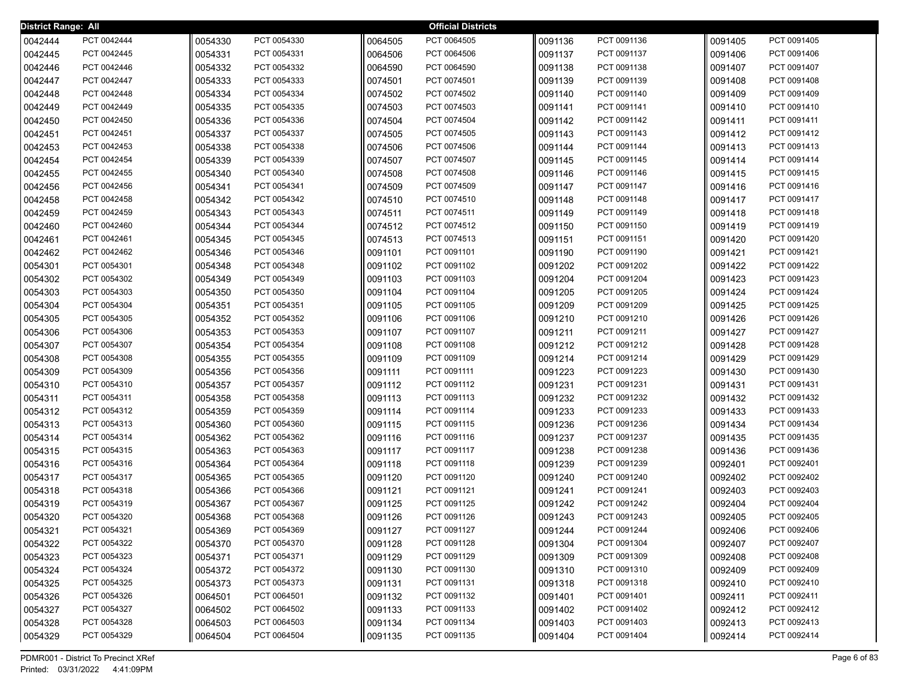District Range: All

## Official Districts

| District | Precinct | District | Precinct | District | Precinct | District | Precinct | District | Precinct |
|---|---|---|---|---|---|---|---|---|---|
| 0042444 | PCT 0042444 | 0054330 | PCT 0054330 | 0064505 | PCT 0064505 | 0091136 | PCT 0091136 | 0091405 | PCT 0091405 |
| 0042445 | PCT 0042445 | 0054331 | PCT 0054331 | 0064506 | PCT 0064506 | 0091137 | PCT 0091137 | 0091406 | PCT 0091406 |
| 0042446 | PCT 0042446 | 0054332 | PCT 0054332 | 0064590 | PCT 0064590 | 0091138 | PCT 0091138 | 0091407 | PCT 0091407 |
| 0042447 | PCT 0042447 | 0054333 | PCT 0054333 | 0074501 | PCT 0074501 | 0091139 | PCT 0091139 | 0091408 | PCT 0091408 |
| 0042448 | PCT 0042448 | 0054334 | PCT 0054334 | 0074502 | PCT 0074502 | 0091140 | PCT 0091140 | 0091409 | PCT 0091409 |
| 0042449 | PCT 0042449 | 0054335 | PCT 0054335 | 0074503 | PCT 0074503 | 0091141 | PCT 0091141 | 0091410 | PCT 0091410 |
| 0042450 | PCT 0042450 | 0054336 | PCT 0054336 | 0074504 | PCT 0074504 | 0091142 | PCT 0091142 | 0091411 | PCT 0091411 |
| 0042451 | PCT 0042451 | 0054337 | PCT 0054337 | 0074505 | PCT 0074505 | 0091143 | PCT 0091143 | 0091412 | PCT 0091412 |
| 0042453 | PCT 0042453 | 0054338 | PCT 0054338 | 0074506 | PCT 0074506 | 0091144 | PCT 0091144 | 0091413 | PCT 0091413 |
| 0042454 | PCT 0042454 | 0054339 | PCT 0054339 | 0074507 | PCT 0074507 | 0091145 | PCT 0091145 | 0091414 | PCT 0091414 |
| 0042455 | PCT 0042455 | 0054340 | PCT 0054340 | 0074508 | PCT 0074508 | 0091146 | PCT 0091146 | 0091415 | PCT 0091415 |
| 0042456 | PCT 0042456 | 0054341 | PCT 0054341 | 0074509 | PCT 0074509 | 0091147 | PCT 0091147 | 0091416 | PCT 0091416 |
| 0042458 | PCT 0042458 | 0054342 | PCT 0054342 | 0074510 | PCT 0074510 | 0091148 | PCT 0091148 | 0091417 | PCT 0091417 |
| 0042459 | PCT 0042459 | 0054343 | PCT 0054343 | 0074511 | PCT 0074511 | 0091149 | PCT 0091149 | 0091418 | PCT 0091418 |
| 0042460 | PCT 0042460 | 0054344 | PCT 0054344 | 0074512 | PCT 0074512 | 0091150 | PCT 0091150 | 0091419 | PCT 0091419 |
| 0042461 | PCT 0042461 | 0054345 | PCT 0054345 | 0074513 | PCT 0074513 | 0091151 | PCT 0091151 | 0091420 | PCT 0091420 |
| 0042462 | PCT 0042462 | 0054346 | PCT 0054346 | 0091101 | PCT 0091101 | 0091190 | PCT 0091190 | 0091421 | PCT 0091421 |
| 0054301 | PCT 0054301 | 0054348 | PCT 0054348 | 0091102 | PCT 0091102 | 0091202 | PCT 0091202 | 0091422 | PCT 0091422 |
| 0054302 | PCT 0054302 | 0054349 | PCT 0054349 | 0091103 | PCT 0091103 | 0091204 | PCT 0091204 | 0091423 | PCT 0091423 |
| 0054303 | PCT 0054303 | 0054350 | PCT 0054350 | 0091104 | PCT 0091104 | 0091205 | PCT 0091205 | 0091424 | PCT 0091424 |
| 0054304 | PCT 0054304 | 0054351 | PCT 0054351 | 0091105 | PCT 0091105 | 0091209 | PCT 0091209 | 0091425 | PCT 0091425 |
| 0054305 | PCT 0054305 | 0054352 | PCT 0054352 | 0091106 | PCT 0091106 | 0091210 | PCT 0091210 | 0091426 | PCT 0091426 |
| 0054306 | PCT 0054306 | 0054353 | PCT 0054353 | 0091107 | PCT 0091107 | 0091211 | PCT 0091211 | 0091427 | PCT 0091427 |
| 0054307 | PCT 0054307 | 0054354 | PCT 0054354 | 0091108 | PCT 0091108 | 0091212 | PCT 0091212 | 0091428 | PCT 0091428 |
| 0054308 | PCT 0054308 | 0054355 | PCT 0054355 | 0091109 | PCT 0091109 | 0091214 | PCT 0091214 | 0091429 | PCT 0091429 |
| 0054309 | PCT 0054309 | 0054356 | PCT 0054356 | 0091111 | PCT 0091111 | 0091223 | PCT 0091223 | 0091430 | PCT 0091430 |
| 0054310 | PCT 0054310 | 0054357 | PCT 0054357 | 0091112 | PCT 0091112 | 0091231 | PCT 0091231 | 0091431 | PCT 0091431 |
| 0054311 | PCT 0054311 | 0054358 | PCT 0054358 | 0091113 | PCT 0091113 | 0091232 | PCT 0091232 | 0091432 | PCT 0091432 |
| 0054312 | PCT 0054312 | 0054359 | PCT 0054359 | 0091114 | PCT 0091114 | 0091233 | PCT 0091233 | 0091433 | PCT 0091433 |
| 0054313 | PCT 0054313 | 0054360 | PCT 0054360 | 0091115 | PCT 0091115 | 0091236 | PCT 0091236 | 0091434 | PCT 0091434 |
| 0054314 | PCT 0054314 | 0054362 | PCT 0054362 | 0091116 | PCT 0091116 | 0091237 | PCT 0091237 | 0091435 | PCT 0091435 |
| 0054315 | PCT 0054315 | 0054363 | PCT 0054363 | 0091117 | PCT 0091117 | 0091238 | PCT 0091238 | 0091436 | PCT 0091436 |
| 0054316 | PCT 0054316 | 0054364 | PCT 0054364 | 0091118 | PCT 0091118 | 0091239 | PCT 0091239 | 0092401 | PCT 0092401 |
| 0054317 | PCT 0054317 | 0054365 | PCT 0054365 | 0091120 | PCT 0091120 | 0091240 | PCT 0091240 | 0092402 | PCT 0092402 |
| 0054318 | PCT 0054318 | 0054366 | PCT 0054366 | 0091121 | PCT 0091121 | 0091241 | PCT 0091241 | 0092403 | PCT 0092403 |
| 0054319 | PCT 0054319 | 0054367 | PCT 0054367 | 0091125 | PCT 0091125 | 0091242 | PCT 0091242 | 0092404 | PCT 0092404 |
| 0054320 | PCT 0054320 | 0054368 | PCT 0054368 | 0091126 | PCT 0091126 | 0091243 | PCT 0091243 | 0092405 | PCT 0092405 |
| 0054321 | PCT 0054321 | 0054369 | PCT 0054369 | 0091127 | PCT 0091127 | 0091244 | PCT 0091244 | 0092406 | PCT 0092406 |
| 0054322 | PCT 0054322 | 0054370 | PCT 0054370 | 0091128 | PCT 0091128 | 0091304 | PCT 0091304 | 0092407 | PCT 0092407 |
| 0054323 | PCT 0054323 | 0054371 | PCT 0054371 | 0091129 | PCT 0091129 | 0091309 | PCT 0091309 | 0092408 | PCT 0092408 |
| 0054324 | PCT 0054324 | 0054372 | PCT 0054372 | 0091130 | PCT 0091130 | 0091310 | PCT 0091310 | 0092409 | PCT 0092409 |
| 0054325 | PCT 0054325 | 0054373 | PCT 0054373 | 0091131 | PCT 0091131 | 0091318 | PCT 0091318 | 0092410 | PCT 0092410 |
| 0054326 | PCT 0054326 | 0064501 | PCT 0064501 | 0091132 | PCT 0091132 | 0091401 | PCT 0091401 | 0092411 | PCT 0092411 |
| 0054327 | PCT 0054327 | 0064502 | PCT 0064502 | 0091133 | PCT 0091133 | 0091402 | PCT 0091402 | 0092412 | PCT 0092412 |
| 0054328 | PCT 0054328 | 0064503 | PCT 0064503 | 0091134 | PCT 0091134 | 0091403 | PCT 0091403 | 0092413 | PCT 0092413 |
| 0054329 | PCT 0054329 | 0064504 | PCT 0064504 | 0091135 | PCT 0091135 | 0091404 | PCT 0091404 | 0092414 | PCT 0092414 |

PDMR001 - District To Precinct XRef
Printed: 03/31/2022 4:41:09PM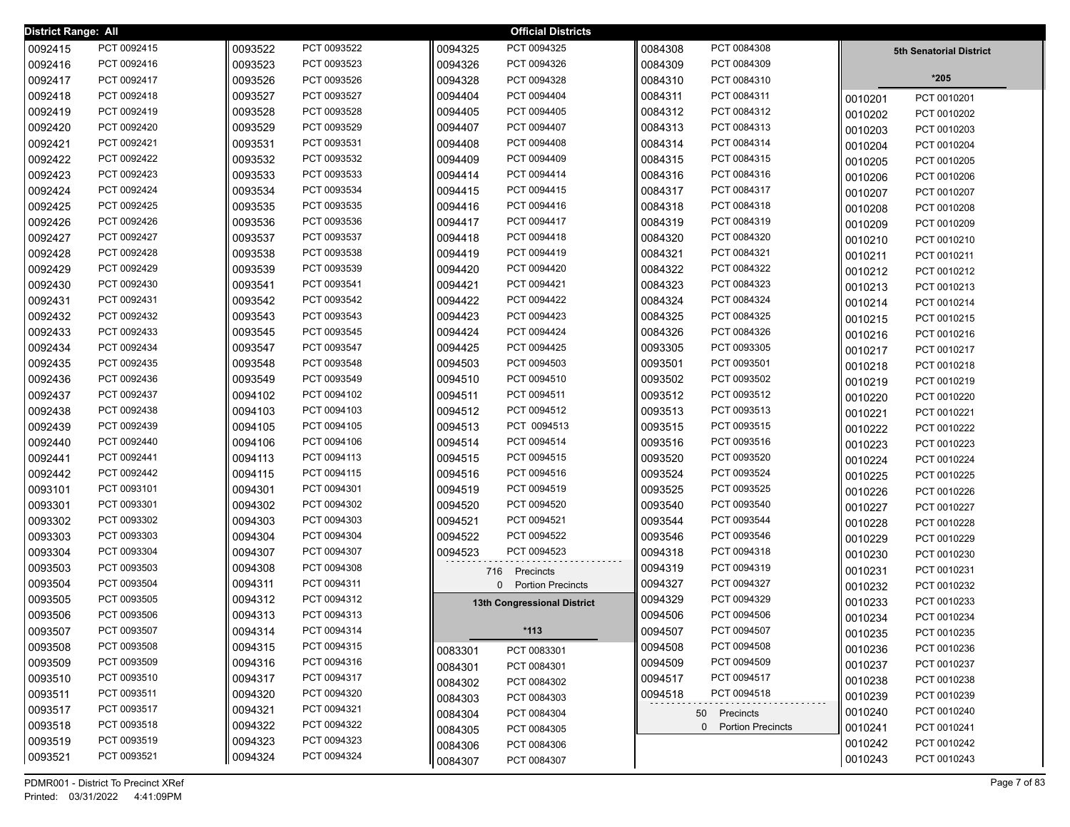District Range: All

**Official Districts**

| District | Precinct |
|---|---|
| 0092415 | PCT 0092415 |
| 0092416 | PCT 0092416 |
| 0092417 | PCT 0092417 |
| 0092418 | PCT 0092418 |
| 0092419 | PCT 0092419 |
| 0092420 | PCT 0092420 |
| 0092421 | PCT 0092421 |
| 0092422 | PCT 0092422 |
| 0092423 | PCT 0092423 |
| 0092424 | PCT 0092424 |
| 0092425 | PCT 0092425 |
| 0092426 | PCT 0092426 |
| 0092427 | PCT 0092427 |
| 0092428 | PCT 0092428 |
| 0092429 | PCT 0092429 |
| 0092430 | PCT 0092430 |
| 0092431 | PCT 0092431 |
| 0092432 | PCT 0092432 |
| 0092433 | PCT 0092433 |
| 0092434 | PCT 0092434 |
| 0092435 | PCT 0092435 |
| 0092436 | PCT 0092436 |
| 0092437 | PCT 0092437 |
| 0092438 | PCT 0092438 |
| 0092439 | PCT 0092439 |
| 0092440 | PCT 0092440 |
| 0092441 | PCT 0092441 |
| 0092442 | PCT 0092442 |
| 0093101 | PCT 0093101 |
| 0093301 | PCT 0093301 |
| 0093302 | PCT 0093302 |
| 0093303 | PCT 0093303 |
| 0093304 | PCT 0093304 |
| 0093503 | PCT 0093503 |
| 0093504 | PCT 0093504 |
| 0093505 | PCT 0093505 |
| 0093506 | PCT 0093506 |
| 0093507 | PCT 0093507 |
| 0093508 | PCT 0093508 |
| 0093509 | PCT 0093509 |
| 0093510 | PCT 0093510 |
| 0093511 | PCT 0093511 |
| 0093517 | PCT 0093517 |
| 0093518 | PCT 0093518 |
| 0093519 | PCT 0093519 |
| 0093521 | PCT 0093521 |
| 0093522 | PCT 0093522 |
| 0093523 | PCT 0093523 |
| 0093526 | PCT 0093526 |
| 0093527 | PCT 0093527 |
| 0093528 | PCT 0093528 |
| 0093529 | PCT 0093529 |
| 0093531 | PCT 0093531 |
| 0093532 | PCT 0093532 |
| 0093533 | PCT 0093533 |
| 0093534 | PCT 0093534 |
| 0093535 | PCT 0093535 |
| 0093536 | PCT 0093536 |
| 0093537 | PCT 0093537 |
| 0093538 | PCT 0093538 |
| 0093539 | PCT 0093539 |
| 0093541 | PCT 0093541 |
| 0093542 | PCT 0093542 |
| 0093543 | PCT 0093543 |
| 0093545 | PCT 0093545 |
| 0093547 | PCT 0093547 |
| 0093548 | PCT 0093548 |
| 0093549 | PCT 0093549 |
| 0094102 | PCT 0094102 |
| 0094103 | PCT 0094103 |
| 0094105 | PCT 0094105 |
| 0094106 | PCT 0094106 |
| 0094113 | PCT 0094113 |
| 0094115 | PCT 0094115 |
| 0094301 | PCT 0094301 |
| 0094302 | PCT 0094302 |
| 0094303 | PCT 0094303 |
| 0094304 | PCT 0094304 |
| 0094307 | PCT 0094307 |
| 0094308 | PCT 0094308 |
| 0094311 | PCT 0094311 |
| 0094312 | PCT 0094312 |
| 0094313 | PCT 0094313 |
| 0094314 | PCT 0094314 |
| 0094315 | PCT 0094315 |
| 0094316 | PCT 0094316 |
| 0094317 | PCT 0094317 |
| 0094320 | PCT 0094320 |
| 0094321 | PCT 0094321 |
| 0094322 | PCT 0094322 |
| 0094323 | PCT 0094323 |
| 0094324 | PCT 0094324 |
| 0094325 | PCT 0094325 |
| 0094326 | PCT 0094326 |
| 0094328 | PCT 0094328 |
| 0094404 | PCT 0094404 |
| 0094405 | PCT 0094405 |
| 0094407 | PCT 0094407 |
| 0094408 | PCT 0094408 |
| 0094409 | PCT 0094409 |
| 0094414 | PCT 0094414 |
| 0094415 | PCT 0094415 |
| 0094416 | PCT 0094416 |
| 0094417 | PCT 0094417 |
| 0094418 | PCT 0094418 |
| 0094419 | PCT 0094419 |
| 0094420 | PCT 0094420 |
| 0094421 | PCT 0094421 |
| 0094422 | PCT 0094422 |
| 0094423 | PCT 0094423 |
| 0094424 | PCT 0094424 |
| 0094425 | PCT 0094425 |
| 0094503 | PCT 0094503 |
| 0094510 | PCT 0094510 |
| 0094511 | PCT 0094511 |
| 0094512 | PCT 0094512 |
| 0094513 | PCT 0094513 |
| 0094514 | PCT 0094514 |
| 0094515 | PCT 0094515 |
| 0094516 | PCT 0094516 |
| 0094519 | PCT 0094519 |
| 0094520 | PCT 0094520 |
| 0094521 | PCT 0094521 |
| 0094522 | PCT 0094522 |
| 0094523 | PCT 0094523 |

716 Precincts
0 Portion Precincts

## 13th Congressional District

**\*113**

| District | Precinct |
|---|---|
| 0083301 | PCT 0083301 |
| 0084301 | PCT 0084301 |
| 0084302 | PCT 0084302 |
| 0084303 | PCT 0084303 |
| 0084304 | PCT 0084304 |
| 0084305 | PCT 0084305 |
| 0084306 | PCT 0084306 |
| 0084307 | PCT 0084307 |
| 0084308 | PCT 0084308 |
| 0084309 | PCT 0084309 |
| 0084310 | PCT 0084310 |
| 0084311 | PCT 0084311 |
| 0084312 | PCT 0084312 |
| 0084313 | PCT 0084313 |
| 0084314 | PCT 0084314 |
| 0084315 | PCT 0084315 |
| 0084316 | PCT 0084316 |
| 0084317 | PCT 0084317 |
| 0084318 | PCT 0084318 |
| 0084319 | PCT 0084319 |
| 0084320 | PCT 0084320 |
| 0084321 | PCT 0084321 |
| 0084322 | PCT 0084322 |
| 0084323 | PCT 0084323 |
| 0084324 | PCT 0084324 |
| 0084325 | PCT 0084325 |
| 0084326 | PCT 0084326 |
| 0093305 | PCT 0093305 |
| 0093501 | PCT 0093501 |
| 0093502 | PCT 0093502 |
| 0093512 | PCT 0093512 |
| 0093513 | PCT 0093513 |
| 0093515 | PCT 0093515 |
| 0093516 | PCT 0093516 |
| 0093520 | PCT 0093520 |
| 0093524 | PCT 0093524 |
| 0093525 | PCT 0093525 |
| 0093540 | PCT 0093540 |
| 0093544 | PCT 0093544 |
| 0093546 | PCT 0093546 |
| 0094318 | PCT 0094318 |
| 0094319 | PCT 0094319 |
| 0094327 | PCT 0094327 |
| 0094329 | PCT 0094329 |
| 0094506 | PCT 0094506 |
| 0094507 | PCT 0094507 |
| 0094508 | PCT 0094508 |
| 0094509 | PCT 0094509 |
| 0094517 | PCT 0094517 |
| 0094518 | PCT 0094518 |

50 Precincts
0 Portion Precincts

## 5th Senatorial District

**\*205**

| District | Precinct |
|---|---|
| 0010201 | PCT 0010201 |
| 0010202 | PCT 0010202 |
| 0010203 | PCT 0010203 |
| 0010204 | PCT 0010204 |
| 0010205 | PCT 0010205 |
| 0010206 | PCT 0010206 |
| 0010207 | PCT 0010207 |
| 0010208 | PCT 0010208 |
| 0010209 | PCT 0010209 |
| 0010210 | PCT 0010210 |
| 0010211 | PCT 0010211 |
| 0010212 | PCT 0010212 |
| 0010213 | PCT 0010213 |
| 0010214 | PCT 0010214 |
| 0010215 | PCT 0010215 |
| 0010216 | PCT 0010216 |
| 0010217 | PCT 0010217 |
| 0010218 | PCT 0010218 |
| 0010219 | PCT 0010219 |
| 0010220 | PCT 0010220 |
| 0010221 | PCT 0010221 |
| 0010222 | PCT 0010222 |
| 0010223 | PCT 0010223 |
| 0010224 | PCT 0010224 |
| 0010225 | PCT 0010225 |
| 0010226 | PCT 0010226 |
| 0010227 | PCT 0010227 |
| 0010228 | PCT 0010228 |
| 0010229 | PCT 0010229 |
| 0010230 | PCT 0010230 |
| 0010231 | PCT 0010231 |
| 0010232 | PCT 0010232 |
| 0010233 | PCT 0010233 |
| 0010234 | PCT 0010234 |
| 0010235 | PCT 0010235 |
| 0010236 | PCT 0010236 |
| 0010237 | PCT 0010237 |
| 0010238 | PCT 0010238 |
| 0010239 | PCT 0010239 |
| 0010240 | PCT 0010240 |
| 0010241 | PCT 0010241 |
| 0010242 | PCT 0010242 |
| 0010243 | PCT 0010243 |

PDMR001 - District To Precinct XRef
Printed: 03/31/2022 4:41:09PM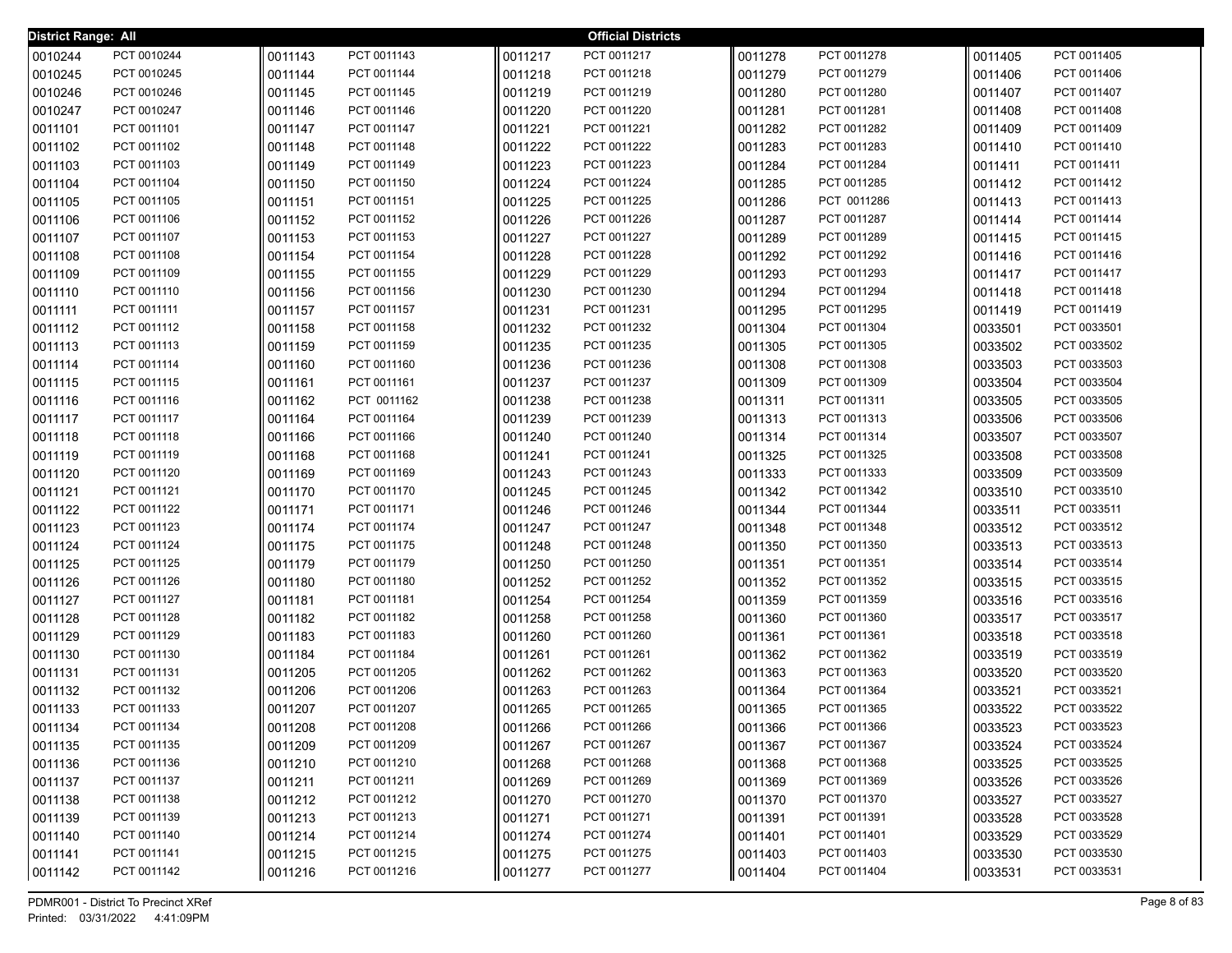District Range: All

## Official Districts

| District | Precinct | District | Precinct | District | Precinct | District | Precinct | District | Precinct |
|---|---|---|---|---|---|---|---|---|---|
| 0010244 | PCT 0010244 | 0011143 | PCT 0011143 | 0011217 | PCT 0011217 | 0011278 | PCT 0011278 | 0011405 | PCT 0011405 |
| 0010245 | PCT 0010245 | 0011144 | PCT 0011144 | 0011218 | PCT 0011218 | 0011279 | PCT 0011279 | 0011406 | PCT 0011406 |
| 0010246 | PCT 0010246 | 0011145 | PCT 0011145 | 0011219 | PCT 0011219 | 0011280 | PCT 0011280 | 0011407 | PCT 0011407 |
| 0010247 | PCT 0010247 | 0011146 | PCT 0011146 | 0011220 | PCT 0011220 | 0011281 | PCT 0011281 | 0011408 | PCT 0011408 |
| 0011101 | PCT 0011101 | 0011147 | PCT 0011147 | 0011221 | PCT 0011221 | 0011282 | PCT 0011282 | 0011409 | PCT 0011409 |
| 0011102 | PCT 0011102 | 0011148 | PCT 0011148 | 0011222 | PCT 0011222 | 0011283 | PCT 0011283 | 0011410 | PCT 0011410 |
| 0011103 | PCT 0011103 | 0011149 | PCT 0011149 | 0011223 | PCT 0011223 | 0011284 | PCT 0011284 | 0011411 | PCT 0011411 |
| 0011104 | PCT 0011104 | 0011150 | PCT 0011150 | 0011224 | PCT 0011224 | 0011285 | PCT 0011285 | 0011412 | PCT 0011412 |
| 0011105 | PCT 0011105 | 0011151 | PCT 0011151 | 0011225 | PCT 0011225 | 0011286 | PCT 0011286 | 0011413 | PCT 0011413 |
| 0011106 | PCT 0011106 | 0011152 | PCT 0011152 | 0011226 | PCT 0011226 | 0011287 | PCT 0011287 | 0011414 | PCT 0011414 |
| 0011107 | PCT 0011107 | 0011153 | PCT 0011153 | 0011227 | PCT 0011227 | 0011289 | PCT 0011289 | 0011415 | PCT 0011415 |
| 0011108 | PCT 0011108 | 0011154 | PCT 0011154 | 0011228 | PCT 0011228 | 0011292 | PCT 0011292 | 0011416 | PCT 0011416 |
| 0011109 | PCT 0011109 | 0011155 | PCT 0011155 | 0011229 | PCT 0011229 | 0011293 | PCT 0011293 | 0011417 | PCT 0011417 |
| 0011110 | PCT 0011110 | 0011156 | PCT 0011156 | 0011230 | PCT 0011230 | 0011294 | PCT 0011294 | 0011418 | PCT 0011418 |
| 0011111 | PCT 0011111 | 0011157 | PCT 0011157 | 0011231 | PCT 0011231 | 0011295 | PCT 0011295 | 0011419 | PCT 0011419 |
| 0011112 | PCT 0011112 | 0011158 | PCT 0011158 | 0011232 | PCT 0011232 | 0011304 | PCT 0011304 | 0033501 | PCT 0033501 |
| 0011113 | PCT 0011113 | 0011159 | PCT 0011159 | 0011235 | PCT 0011235 | 0011305 | PCT 0011305 | 0033502 | PCT 0033502 |
| 0011114 | PCT 0011114 | 0011160 | PCT 0011160 | 0011236 | PCT 0011236 | 0011308 | PCT 0011308 | 0033503 | PCT 0033503 |
| 0011115 | PCT 0011115 | 0011161 | PCT 0011161 | 0011237 | PCT 0011237 | 0011309 | PCT 0011309 | 0033504 | PCT 0033504 |
| 0011116 | PCT 0011116 | 0011162 | PCT 0011162 | 0011238 | PCT 0011238 | 0011311 | PCT 0011311 | 0033505 | PCT 0033505 |
| 0011117 | PCT 0011117 | 0011164 | PCT 0011164 | 0011239 | PCT 0011239 | 0011313 | PCT 0011313 | 0033506 | PCT 0033506 |
| 0011118 | PCT 0011118 | 0011166 | PCT 0011166 | 0011240 | PCT 0011240 | 0011314 | PCT 0011314 | 0033507 | PCT 0033507 |
| 0011119 | PCT 0011119 | 0011168 | PCT 0011168 | 0011241 | PCT 0011241 | 0011325 | PCT 0011325 | 0033508 | PCT 0033508 |
| 0011120 | PCT 0011120 | 0011169 | PCT 0011169 | 0011243 | PCT 0011243 | 0011333 | PCT 0011333 | 0033509 | PCT 0033509 |
| 0011121 | PCT 0011121 | 0011170 | PCT 0011170 | 0011245 | PCT 0011245 | 0011342 | PCT 0011342 | 0033510 | PCT 0033510 |
| 0011122 | PCT 0011122 | 0011171 | PCT 0011171 | 0011246 | PCT 0011246 | 0011344 | PCT 0011344 | 0033511 | PCT 0033511 |
| 0011123 | PCT 0011123 | 0011174 | PCT 0011174 | 0011247 | PCT 0011247 | 0011348 | PCT 0011348 | 0033512 | PCT 0033512 |
| 0011124 | PCT 0011124 | 0011175 | PCT 0011175 | 0011248 | PCT 0011248 | 0011350 | PCT 0011350 | 0033513 | PCT 0033513 |
| 0011125 | PCT 0011125 | 0011179 | PCT 0011179 | 0011250 | PCT 0011250 | 0011351 | PCT 0011351 | 0033514 | PCT 0033514 |
| 0011126 | PCT 0011126 | 0011180 | PCT 0011180 | 0011252 | PCT 0011252 | 0011352 | PCT 0011352 | 0033515 | PCT 0033515 |
| 0011127 | PCT 0011127 | 0011181 | PCT 0011181 | 0011254 | PCT 0011254 | 0011359 | PCT 0011359 | 0033516 | PCT 0033516 |
| 0011128 | PCT 0011128 | 0011182 | PCT 0011182 | 0011258 | PCT 0011258 | 0011360 | PCT 0011360 | 0033517 | PCT 0033517 |
| 0011129 | PCT 0011129 | 0011183 | PCT 0011183 | 0011260 | PCT 0011260 | 0011361 | PCT 0011361 | 0033518 | PCT 0033518 |
| 0011130 | PCT 0011130 | 0011184 | PCT 0011184 | 0011261 | PCT 0011261 | 0011362 | PCT 0011362 | 0033519 | PCT 0033519 |
| 0011131 | PCT 0011131 | 0011205 | PCT 0011205 | 0011262 | PCT 0011262 | 0011363 | PCT 0011363 | 0033520 | PCT 0033520 |
| 0011132 | PCT 0011132 | 0011206 | PCT 0011206 | 0011263 | PCT 0011263 | 0011364 | PCT 0011364 | 0033521 | PCT 0033521 |
| 0011133 | PCT 0011133 | 0011207 | PCT 0011207 | 0011265 | PCT 0011265 | 0011365 | PCT 0011365 | 0033522 | PCT 0033522 |
| 0011134 | PCT 0011134 | 0011208 | PCT 0011208 | 0011266 | PCT 0011266 | 0011366 | PCT 0011366 | 0033523 | PCT 0033523 |
| 0011135 | PCT 0011135 | 0011209 | PCT 0011209 | 0011267 | PCT 0011267 | 0011367 | PCT 0011367 | 0033524 | PCT 0033524 |
| 0011136 | PCT 0011136 | 0011210 | PCT 0011210 | 0011268 | PCT 0011268 | 0011368 | PCT 0011368 | 0033525 | PCT 0033525 |
| 0011137 | PCT 0011137 | 0011211 | PCT 0011211 | 0011269 | PCT 0011269 | 0011369 | PCT 0011369 | 0033526 | PCT 0033526 |
| 0011138 | PCT 0011138 | 0011212 | PCT 0011212 | 0011270 | PCT 0011270 | 0011370 | PCT 0011370 | 0033527 | PCT 0033527 |
| 0011139 | PCT 0011139 | 0011213 | PCT 0011213 | 0011271 | PCT 0011271 | 0011391 | PCT 0011391 | 0033528 | PCT 0033528 |
| 0011140 | PCT 0011140 | 0011214 | PCT 0011214 | 0011274 | PCT 0011274 | 0011401 | PCT 0011401 | 0033529 | PCT 0033529 |
| 0011141 | PCT 0011141 | 0011215 | PCT 0011215 | 0011275 | PCT 0011275 | 0011403 | PCT 0011403 | 0033530 | PCT 0033530 |
| 0011142 | PCT 0011142 | 0011216 | PCT 0011216 | 0011277 | PCT 0011277 | 0011404 | PCT 0011404 | 0033531 | PCT 0033531 |

PDMR001 - District To Precinct XRef
Printed: 03/31/2022 4:41:09PM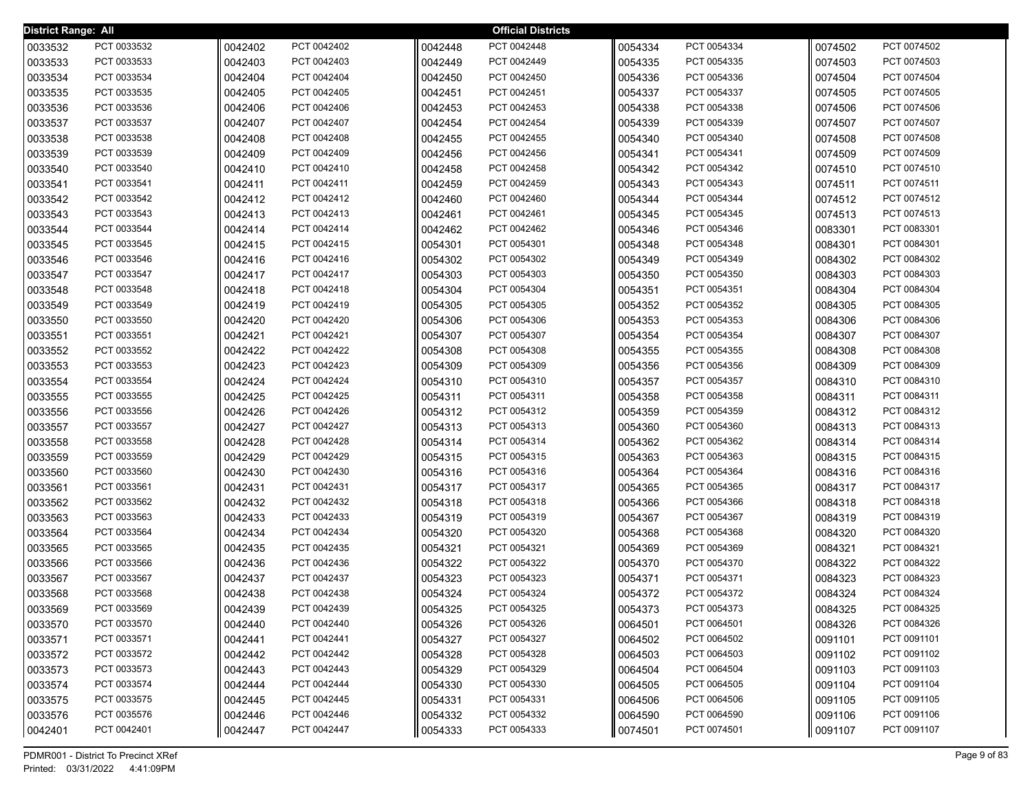**District Range: All** — **Official Districts**

| District | Precinct |
|---|---|
| 0033532 | PCT 0033532 |
| 0033533 | PCT 0033533 |
| 0033534 | PCT 0033534 |
| 0033535 | PCT 0033535 |
| 0033536 | PCT 0033536 |
| 0033537 | PCT 0033537 |
| 0033538 | PCT 0033538 |
| 0033539 | PCT 0033539 |
| 0033540 | PCT 0033540 |
| 0033541 | PCT 0033541 |
| 0033542 | PCT 0033542 |
| 0033543 | PCT 0033543 |
| 0033544 | PCT 0033544 |
| 0033545 | PCT 0033545 |
| 0033546 | PCT 0033546 |
| 0033547 | PCT 0033547 |
| 0033548 | PCT 0033548 |
| 0033549 | PCT 0033549 |
| 0033550 | PCT 0033550 |
| 0033551 | PCT 0033551 |
| 0033552 | PCT 0033552 |
| 0033553 | PCT 0033553 |
| 0033554 | PCT 0033554 |
| 0033555 | PCT 0033555 |
| 0033556 | PCT 0033556 |
| 0033557 | PCT 0033557 |
| 0033558 | PCT 0033558 |
| 0033559 | PCT 0033559 |
| 0033560 | PCT 0033560 |
| 0033561 | PCT 0033561 |
| 0033562 | PCT 0033562 |
| 0033563 | PCT 0033563 |
| 0033564 | PCT 0033564 |
| 0033565 | PCT 0033565 |
| 0033566 | PCT 0033566 |
| 0033567 | PCT 0033567 |
| 0033568 | PCT 0033568 |
| 0033569 | PCT 0033569 |
| 0033570 | PCT 0033570 |
| 0033571 | PCT 0033571 |
| 0033572 | PCT 0033572 |
| 0033573 | PCT 0033573 |
| 0033574 | PCT 0033574 |
| 0033575 | PCT 0033575 |
| 0033576 | PCT 0035576 |
| 0042401 | PCT 0042401 |
| 0042402 | PCT 0042402 |
| 0042403 | PCT 0042403 |
| 0042404 | PCT 0042404 |
| 0042405 | PCT 0042405 |
| 0042406 | PCT 0042406 |
| 0042407 | PCT 0042407 |
| 0042408 | PCT 0042408 |
| 0042409 | PCT 0042409 |
| 0042410 | PCT 0042410 |
| 0042411 | PCT 0042411 |
| 0042412 | PCT 0042412 |
| 0042413 | PCT 0042413 |
| 0042414 | PCT 0042414 |
| 0042415 | PCT 0042415 |
| 0042416 | PCT 0042416 |
| 0042417 | PCT 0042417 |
| 0042418 | PCT 0042418 |
| 0042419 | PCT 0042419 |
| 0042420 | PCT 0042420 |
| 0042421 | PCT 0042421 |
| 0042422 | PCT 0042422 |
| 0042423 | PCT 0042423 |
| 0042424 | PCT 0042424 |
| 0042425 | PCT 0042425 |
| 0042426 | PCT 0042426 |
| 0042427 | PCT 0042427 |
| 0042428 | PCT 0042428 |
| 0042429 | PCT 0042429 |
| 0042430 | PCT 0042430 |
| 0042431 | PCT 0042431 |
| 0042432 | PCT 0042432 |
| 0042433 | PCT 0042433 |
| 0042434 | PCT 0042434 |
| 0042435 | PCT 0042435 |
| 0042436 | PCT 0042436 |
| 0042437 | PCT 0042437 |
| 0042438 | PCT 0042438 |
| 0042439 | PCT 0042439 |
| 0042440 | PCT 0042440 |
| 0042441 | PCT 0042441 |
| 0042442 | PCT 0042442 |
| 0042443 | PCT 0042443 |
| 0042444 | PCT 0042444 |
| 0042445 | PCT 0042445 |
| 0042446 | PCT 0042446 |
| 0042447 | PCT 0042447 |
| 0042448 | PCT 0042448 |
| 0042449 | PCT 0042449 |
| 0042450 | PCT 0042450 |
| 0042451 | PCT 0042451 |
| 0042453 | PCT 0042453 |
| 0042454 | PCT 0042454 |
| 0042455 | PCT 0042455 |
| 0042456 | PCT 0042456 |
| 0042458 | PCT 0042458 |
| 0042459 | PCT 0042459 |
| 0042460 | PCT 0042460 |
| 0042461 | PCT 0042461 |
| 0042462 | PCT 0042462 |
| 0054301 | PCT 0054301 |
| 0054302 | PCT 0054302 |
| 0054303 | PCT 0054303 |
| 0054304 | PCT 0054304 |
| 0054305 | PCT 0054305 |
| 0054306 | PCT 0054306 |
| 0054307 | PCT 0054307 |
| 0054308 | PCT 0054308 |
| 0054309 | PCT 0054309 |
| 0054310 | PCT 0054310 |
| 0054311 | PCT 0054311 |
| 0054312 | PCT 0054312 |
| 0054313 | PCT 0054313 |
| 0054314 | PCT 0054314 |
| 0054315 | PCT 0054315 |
| 0054316 | PCT 0054316 |
| 0054317 | PCT 0054317 |
| 0054318 | PCT 0054318 |
| 0054319 | PCT 0054319 |
| 0054320 | PCT 0054320 |
| 0054321 | PCT 0054321 |
| 0054322 | PCT 0054322 |
| 0054323 | PCT 0054323 |
| 0054324 | PCT 0054324 |
| 0054325 | PCT 0054325 |
| 0054326 | PCT 0054326 |
| 0054327 | PCT 0054327 |
| 0054328 | PCT 0054328 |
| 0054329 | PCT 0054329 |
| 0054330 | PCT 0054330 |
| 0054331 | PCT 0054331 |
| 0054332 | PCT 0054332 |
| 0054333 | PCT 0054333 |
| 0054334 | PCT 0054334 |
| 0054335 | PCT 0054335 |
| 0054336 | PCT 0054336 |
| 0054337 | PCT 0054337 |
| 0054338 | PCT 0054338 |
| 0054339 | PCT 0054339 |
| 0054340 | PCT 0054340 |
| 0054341 | PCT 0054341 |
| 0054342 | PCT 0054342 |
| 0054343 | PCT 0054343 |
| 0054344 | PCT 0054344 |
| 0054345 | PCT 0054345 |
| 0054346 | PCT 0054346 |
| 0054348 | PCT 0054348 |
| 0054349 | PCT 0054349 |
| 0054350 | PCT 0054350 |
| 0054351 | PCT 0054351 |
| 0054352 | PCT 0054352 |
| 0054353 | PCT 0054353 |
| 0054354 | PCT 0054354 |
| 0054355 | PCT 0054355 |
| 0054356 | PCT 0054356 |
| 0054357 | PCT 0054357 |
| 0054358 | PCT 0054358 |
| 0054359 | PCT 0054359 |
| 0054360 | PCT 0054360 |
| 0054362 | PCT 0054362 |
| 0054363 | PCT 0054363 |
| 0054364 | PCT 0054364 |
| 0054365 | PCT 0054365 |
| 0054366 | PCT 0054366 |
| 0054367 | PCT 0054367 |
| 0054368 | PCT 0054368 |
| 0054369 | PCT 0054369 |
| 0054370 | PCT 0054370 |
| 0054371 | PCT 0054371 |
| 0054372 | PCT 0054372 |
| 0054373 | PCT 0054373 |
| 0064501 | PCT 0064501 |
| 0064502 | PCT 0064502 |
| 0064503 | PCT 0064503 |
| 0064504 | PCT 0064504 |
| 0064505 | PCT 0064505 |
| 0064506 | PCT 0064506 |
| 0064590 | PCT 0064590 |
| 0074501 | PCT 0074501 |
| 0074502 | PCT 0074502 |
| 0074503 | PCT 0074503 |
| 0074504 | PCT 0074504 |
| 0074505 | PCT 0074505 |
| 0074506 | PCT 0074506 |
| 0074507 | PCT 0074507 |
| 0074508 | PCT 0074508 |
| 0074509 | PCT 0074509 |
| 0074510 | PCT 0074510 |
| 0074511 | PCT 0074511 |
| 0074512 | PCT 0074512 |
| 0074513 | PCT 0074513 |
| 0083301 | PCT 0083301 |
| 0084301 | PCT 0084301 |
| 0084302 | PCT 0084302 |
| 0084303 | PCT 0084303 |
| 0084304 | PCT 0084304 |
| 0084305 | PCT 0084305 |
| 0084306 | PCT 0084306 |
| 0084307 | PCT 0084307 |
| 0084308 | PCT 0084308 |
| 0084309 | PCT 0084309 |
| 0084310 | PCT 0084310 |
| 0084311 | PCT 0084311 |
| 0084312 | PCT 0084312 |
| 0084313 | PCT 0084313 |
| 0084314 | PCT 0084314 |
| 0084315 | PCT 0084315 |
| 0084316 | PCT 0084316 |
| 0084317 | PCT 0084317 |
| 0084318 | PCT 0084318 |
| 0084319 | PCT 0084319 |
| 0084320 | PCT 0084320 |
| 0084321 | PCT 0084321 |
| 0084322 | PCT 0084322 |
| 0084323 | PCT 0084323 |
| 0084324 | PCT 0084324 |
| 0084325 | PCT 0084325 |
| 0084326 | PCT 0084326 |
| 0091101 | PCT 0091101 |
| 0091102 | PCT 0091102 |
| 0091103 | PCT 0091103 |
| 0091104 | PCT 0091104 |
| 0091105 | PCT 0091105 |
| 0091106 | PCT 0091106 |
| 0091107 | PCT 0091107 |

PDMR001 - District To Precinct XRef
Printed: 03/31/2022 4:41:09PM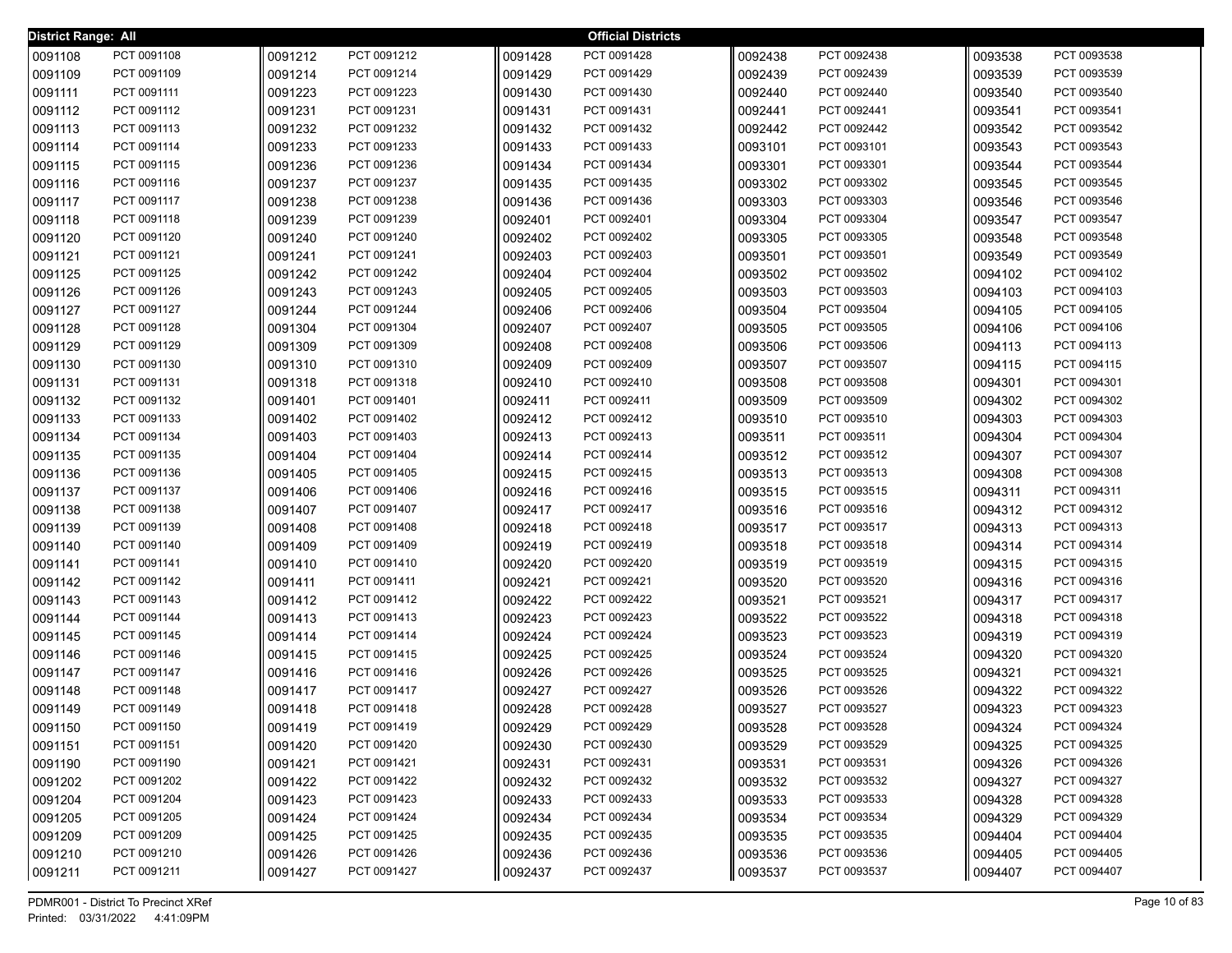**District Range: All** **Official Districts**

| District | Precinct |
|---|---|
| 0091108 | PCT 0091108 |
| 0091109 | PCT 0091109 |
| 0091111 | PCT 0091111 |
| 0091112 | PCT 0091112 |
| 0091113 | PCT 0091113 |
| 0091114 | PCT 0091114 |
| 0091115 | PCT 0091115 |
| 0091116 | PCT 0091116 |
| 0091117 | PCT 0091117 |
| 0091118 | PCT 0091118 |
| 0091120 | PCT 0091120 |
| 0091121 | PCT 0091121 |
| 0091125 | PCT 0091125 |
| 0091126 | PCT 0091126 |
| 0091127 | PCT 0091127 |
| 0091128 | PCT 0091128 |
| 0091129 | PCT 0091129 |
| 0091130 | PCT 0091130 |
| 0091131 | PCT 0091131 |
| 0091132 | PCT 0091132 |
| 0091133 | PCT 0091133 |
| 0091134 | PCT 0091134 |
| 0091135 | PCT 0091135 |
| 0091136 | PCT 0091136 |
| 0091137 | PCT 0091137 |
| 0091138 | PCT 0091138 |
| 0091139 | PCT 0091139 |
| 0091140 | PCT 0091140 |
| 0091141 | PCT 0091141 |
| 0091142 | PCT 0091142 |
| 0091143 | PCT 0091143 |
| 0091144 | PCT 0091144 |
| 0091145 | PCT 0091145 |
| 0091146 | PCT 0091146 |
| 0091147 | PCT 0091147 |
| 0091148 | PCT 0091148 |
| 0091149 | PCT 0091149 |
| 0091150 | PCT 0091150 |
| 0091151 | PCT 0091151 |
| 0091190 | PCT 0091190 |
| 0091202 | PCT 0091202 |
| 0091204 | PCT 0091204 |
| 0091205 | PCT 0091205 |
| 0091209 | PCT 0091209 |
| 0091210 | PCT 0091210 |
| 0091211 | PCT 0091211 |
| 0091212 | PCT 0091212 |
| 0091214 | PCT 0091214 |
| 0091223 | PCT 0091223 |
| 0091231 | PCT 0091231 |
| 0091232 | PCT 0091232 |
| 0091233 | PCT 0091233 |
| 0091236 | PCT 0091236 |
| 0091237 | PCT 0091237 |
| 0091238 | PCT 0091238 |
| 0091239 | PCT 0091239 |
| 0091240 | PCT 0091240 |
| 0091241 | PCT 0091241 |
| 0091242 | PCT 0091242 |
| 0091243 | PCT 0091243 |
| 0091244 | PCT 0091244 |
| 0091304 | PCT 0091304 |
| 0091309 | PCT 0091309 |
| 0091310 | PCT 0091310 |
| 0091318 | PCT 0091318 |
| 0091401 | PCT 0091401 |
| 0091402 | PCT 0091402 |
| 0091403 | PCT 0091403 |
| 0091404 | PCT 0091404 |
| 0091405 | PCT 0091405 |
| 0091406 | PCT 0091406 |
| 0091407 | PCT 0091407 |
| 0091408 | PCT 0091408 |
| 0091409 | PCT 0091409 |
| 0091410 | PCT 0091410 |
| 0091411 | PCT 0091411 |
| 0091412 | PCT 0091412 |
| 0091413 | PCT 0091413 |
| 0091414 | PCT 0091414 |
| 0091415 | PCT 0091415 |
| 0091416 | PCT 0091416 |
| 0091417 | PCT 0091417 |
| 0091418 | PCT 0091418 |
| 0091419 | PCT 0091419 |
| 0091420 | PCT 0091420 |
| 0091421 | PCT 0091421 |
| 0091422 | PCT 0091422 |
| 0091423 | PCT 0091423 |
| 0091424 | PCT 0091424 |
| 0091425 | PCT 0091425 |
| 0091426 | PCT 0091426 |
| 0091427 | PCT 0091427 |
| 0091428 | PCT 0091428 |
| 0091429 | PCT 0091429 |
| 0091430 | PCT 0091430 |
| 0091431 | PCT 0091431 |
| 0091432 | PCT 0091432 |
| 0091433 | PCT 0091433 |
| 0091434 | PCT 0091434 |
| 0091435 | PCT 0091435 |
| 0091436 | PCT 0091436 |
| 0092401 | PCT 0092401 |
| 0092402 | PCT 0092402 |
| 0092403 | PCT 0092403 |
| 0092404 | PCT 0092404 |
| 0092405 | PCT 0092405 |
| 0092406 | PCT 0092406 |
| 0092407 | PCT 0092407 |
| 0092408 | PCT 0092408 |
| 0092409 | PCT 0092409 |
| 0092410 | PCT 0092410 |
| 0092411 | PCT 0092411 |
| 0092412 | PCT 0092412 |
| 0092413 | PCT 0092413 |
| 0092414 | PCT 0092414 |
| 0092415 | PCT 0092415 |
| 0092416 | PCT 0092416 |
| 0092417 | PCT 0092417 |
| 0092418 | PCT 0092418 |
| 0092419 | PCT 0092419 |
| 0092420 | PCT 0092420 |
| 0092421 | PCT 0092421 |
| 0092422 | PCT 0092422 |
| 0092423 | PCT 0092423 |
| 0092424 | PCT 0092424 |
| 0092425 | PCT 0092425 |
| 0092426 | PCT 0092426 |
| 0092427 | PCT 0092427 |
| 0092428 | PCT 0092428 |
| 0092429 | PCT 0092429 |
| 0092430 | PCT 0092430 |
| 0092431 | PCT 0092431 |
| 0092432 | PCT 0092432 |
| 0092433 | PCT 0092433 |
| 0092434 | PCT 0092434 |
| 0092435 | PCT 0092435 |
| 0092436 | PCT 0092436 |
| 0092437 | PCT 0092437 |
| 0092438 | PCT 0092438 |
| 0092439 | PCT 0092439 |
| 0092440 | PCT 0092440 |
| 0092441 | PCT 0092441 |
| 0092442 | PCT 0092442 |
| 0093101 | PCT 0093101 |
| 0093301 | PCT 0093301 |
| 0093302 | PCT 0093302 |
| 0093303 | PCT 0093303 |
| 0093304 | PCT 0093304 |
| 0093305 | PCT 0093305 |
| 0093501 | PCT 0093501 |
| 0093502 | PCT 0093502 |
| 0093503 | PCT 0093503 |
| 0093504 | PCT 0093504 |
| 0093505 | PCT 0093505 |
| 0093506 | PCT 0093506 |
| 0093507 | PCT 0093507 |
| 0093508 | PCT 0093508 |
| 0093509 | PCT 0093509 |
| 0093510 | PCT 0093510 |
| 0093511 | PCT 0093511 |
| 0093512 | PCT 0093512 |
| 0093513 | PCT 0093513 |
| 0093515 | PCT 0093515 |
| 0093516 | PCT 0093516 |
| 0093517 | PCT 0093517 |
| 0093518 | PCT 0093518 |
| 0093519 | PCT 0093519 |
| 0093520 | PCT 0093520 |
| 0093521 | PCT 0093521 |
| 0093522 | PCT 0093522 |
| 0093523 | PCT 0093523 |
| 0093524 | PCT 0093524 |
| 0093525 | PCT 0093525 |
| 0093526 | PCT 0093526 |
| 0093527 | PCT 0093527 |
| 0093528 | PCT 0093528 |
| 0093529 | PCT 0093529 |
| 0093531 | PCT 0093531 |
| 0093532 | PCT 0093532 |
| 0093533 | PCT 0093533 |
| 0093534 | PCT 0093534 |
| 0093535 | PCT 0093535 |
| 0093536 | PCT 0093536 |
| 0093537 | PCT 0093537 |
| 0093538 | PCT 0093538 |
| 0093539 | PCT 0093539 |
| 0093540 | PCT 0093540 |
| 0093541 | PCT 0093541 |
| 0093542 | PCT 0093542 |
| 0093543 | PCT 0093543 |
| 0093544 | PCT 0093544 |
| 0093545 | PCT 0093545 |
| 0093546 | PCT 0093546 |
| 0093547 | PCT 0093547 |
| 0093548 | PCT 0093548 |
| 0093549 | PCT 0093549 |
| 0094102 | PCT 0094102 |
| 0094103 | PCT 0094103 |
| 0094105 | PCT 0094105 |
| 0094106 | PCT 0094106 |
| 0094113 | PCT 0094113 |
| 0094115 | PCT 0094115 |
| 0094301 | PCT 0094301 |
| 0094302 | PCT 0094302 |
| 0094303 | PCT 0094303 |
| 0094304 | PCT 0094304 |
| 0094307 | PCT 0094307 |
| 0094308 | PCT 0094308 |
| 0094311 | PCT 0094311 |
| 0094312 | PCT 0094312 |
| 0094313 | PCT 0094313 |
| 0094314 | PCT 0094314 |
| 0094315 | PCT 0094315 |
| 0094316 | PCT 0094316 |
| 0094317 | PCT 0094317 |
| 0094318 | PCT 0094318 |
| 0094319 | PCT 0094319 |
| 0094320 | PCT 0094320 |
| 0094321 | PCT 0094321 |
| 0094322 | PCT 0094322 |
| 0094323 | PCT 0094323 |
| 0094324 | PCT 0094324 |
| 0094325 | PCT 0094325 |
| 0094326 | PCT 0094326 |
| 0094327 | PCT 0094327 |
| 0094328 | PCT 0094328 |
| 0094329 | PCT 0094329 |
| 0094404 | PCT 0094404 |
| 0094405 | PCT 0094405 |
| 0094407 | PCT 0094407 |

PDMR001 - District To Precinct XRef
Printed: 03/31/2022 4:41:09PM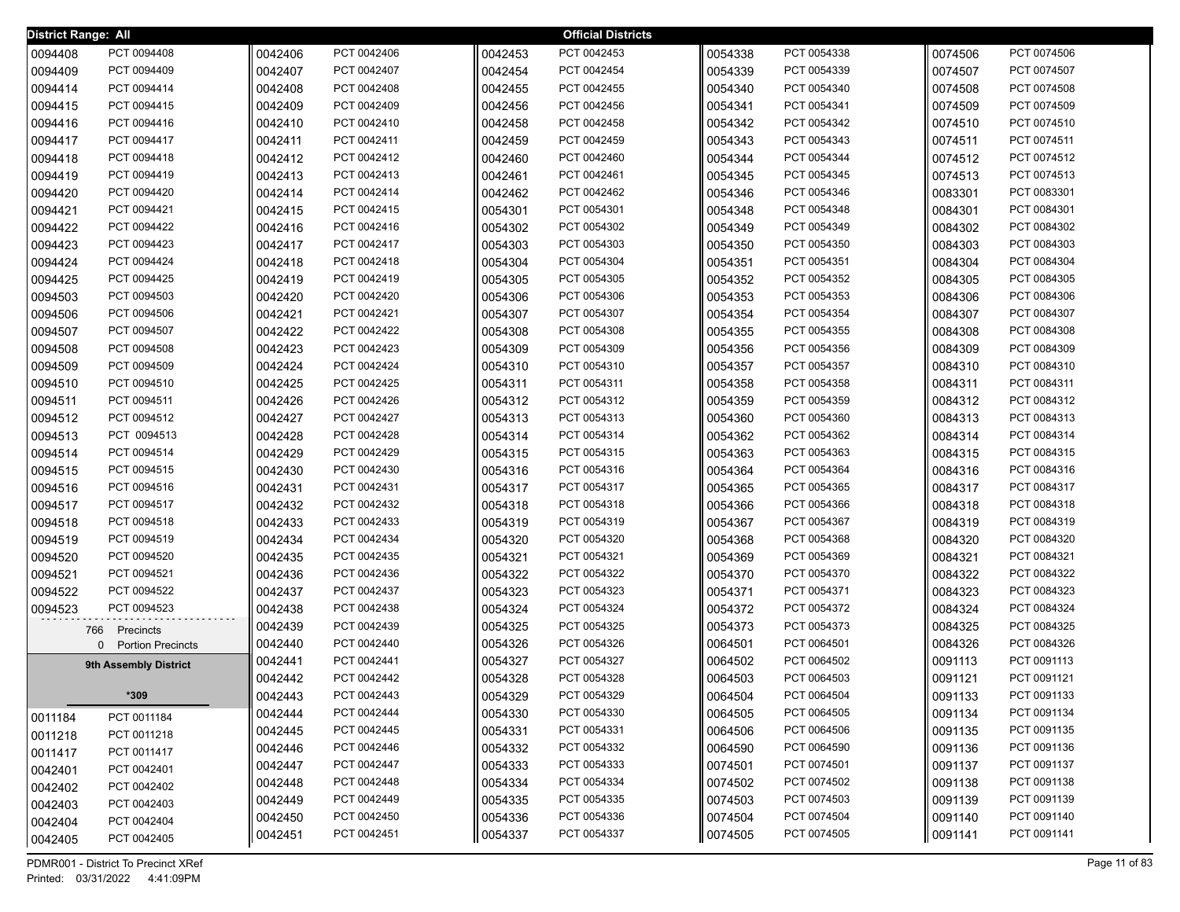District Range: All

## Official Districts

| | |
|---|---|
| 0094408 | PCT 0094408 |
| 0094409 | PCT 0094409 |
| 0094414 | PCT 0094414 |
| 0094415 | PCT 0094415 |
| 0094416 | PCT 0094416 |
| 0094417 | PCT 0094417 |
| 0094418 | PCT 0094418 |
| 0094419 | PCT 0094419 |
| 0094420 | PCT 0094420 |
| 0094421 | PCT 0094421 |
| 0094422 | PCT 0094422 |
| 0094423 | PCT 0094423 |
| 0094424 | PCT 0094424 |
| 0094425 | PCT 0094425 |
| 0094503 | PCT 0094503 |
| 0094506 | PCT 0094506 |
| 0094507 | PCT 0094507 |
| 0094508 | PCT 0094508 |
| 0094509 | PCT 0094509 |
| 0094510 | PCT 0094510 |
| 0094511 | PCT 0094511 |
| 0094512 | PCT 0094512 |
| 0094513 | PCT 0094513 |
| 0094514 | PCT 0094514 |
| 0094515 | PCT 0094515 |
| 0094516 | PCT 0094516 |
| 0094517 | PCT 0094517 |
| 0094518 | PCT 0094518 |
| 0094519 | PCT 0094519 |
| 0094520 | PCT 0094520 |
| 0094521 | PCT 0094521 |
| 0094522 | PCT 0094522 |
| 0094523 | PCT 0094523 |

766 Precincts
0 Portion Precincts

### 9th Assembly District

*309

| | |
|---|---|
| 0011184 | PCT 0011184 |
| 0011218 | PCT 0011218 |
| 0011417 | PCT 0011417 |
| 0042401 | PCT 0042401 |
| 0042402 | PCT 0042402 |
| 0042403 | PCT 0042403 |
| 0042404 | PCT 0042404 |
| 0042405 | PCT 0042405 |
| 0042406 | PCT 0042406 |
| 0042407 | PCT 0042407 |
| 0042408 | PCT 0042408 |
| 0042409 | PCT 0042409 |
| 0042410 | PCT 0042410 |
| 0042411 | PCT 0042411 |
| 0042412 | PCT 0042412 |
| 0042413 | PCT 0042413 |
| 0042414 | PCT 0042414 |
| 0042415 | PCT 0042415 |
| 0042416 | PCT 0042416 |
| 0042417 | PCT 0042417 |
| 0042418 | PCT 0042418 |
| 0042419 | PCT 0042419 |
| 0042420 | PCT 0042420 |
| 0042421 | PCT 0042421 |
| 0042422 | PCT 0042422 |
| 0042423 | PCT 0042423 |
| 0042424 | PCT 0042424 |
| 0042425 | PCT 0042425 |
| 0042426 | PCT 0042426 |
| 0042427 | PCT 0042427 |
| 0042428 | PCT 0042428 |
| 0042429 | PCT 0042429 |
| 0042430 | PCT 0042430 |
| 0042431 | PCT 0042431 |
| 0042432 | PCT 0042432 |
| 0042433 | PCT 0042433 |
| 0042434 | PCT 0042434 |
| 0042435 | PCT 0042435 |
| 0042436 | PCT 0042436 |
| 0042437 | PCT 0042437 |
| 0042438 | PCT 0042438 |
| 0042439 | PCT 0042439 |
| 0042440 | PCT 0042440 |
| 0042441 | PCT 0042441 |
| 0042442 | PCT 0042442 |
| 0042443 | PCT 0042443 |
| 0042444 | PCT 0042444 |
| 0042445 | PCT 0042445 |
| 0042446 | PCT 0042446 |
| 0042447 | PCT 0042447 |
| 0042448 | PCT 0042448 |
| 0042449 | PCT 0042449 |
| 0042450 | PCT 0042450 |
| 0042451 | PCT 0042451 |
| 0042453 | PCT 0042453 |
| 0042454 | PCT 0042454 |
| 0042455 | PCT 0042455 |
| 0042456 | PCT 0042456 |
| 0042458 | PCT 0042458 |
| 0042459 | PCT 0042459 |
| 0042460 | PCT 0042460 |
| 0042461 | PCT 0042461 |
| 0042462 | PCT 0042462 |
| 0054301 | PCT 0054301 |
| 0054302 | PCT 0054302 |
| 0054303 | PCT 0054303 |
| 0054304 | PCT 0054304 |
| 0054305 | PCT 0054305 |
| 0054306 | PCT 0054306 |
| 0054307 | PCT 0054307 |
| 0054308 | PCT 0054308 |
| 0054309 | PCT 0054309 |
| 0054310 | PCT 0054310 |
| 0054311 | PCT 0054311 |
| 0054312 | PCT 0054312 |
| 0054313 | PCT 0054313 |
| 0054314 | PCT 0054314 |
| 0054315 | PCT 0054315 |
| 0054316 | PCT 0054316 |
| 0054317 | PCT 0054317 |
| 0054318 | PCT 0054318 |
| 0054319 | PCT 0054319 |
| 0054320 | PCT 0054320 |
| 0054321 | PCT 0054321 |
| 0054322 | PCT 0054322 |
| 0054323 | PCT 0054323 |
| 0054324 | PCT 0054324 |
| 0054325 | PCT 0054325 |
| 0054326 | PCT 0054326 |
| 0054327 | PCT 0054327 |
| 0054328 | PCT 0054328 |
| 0054329 | PCT 0054329 |
| 0054330 | PCT 0054330 |
| 0054331 | PCT 0054331 |
| 0054332 | PCT 0054332 |
| 0054333 | PCT 0054333 |
| 0054334 | PCT 0054334 |
| 0054335 | PCT 0054335 |
| 0054336 | PCT 0054336 |
| 0054337 | PCT 0054337 |
| 0054338 | PCT 0054338 |
| 0054339 | PCT 0054339 |
| 0054340 | PCT 0054340 |
| 0054341 | PCT 0054341 |
| 0054342 | PCT 0054342 |
| 0054343 | PCT 0054343 |
| 0054344 | PCT 0054344 |
| 0054345 | PCT 0054345 |
| 0054346 | PCT 0054346 |
| 0054348 | PCT 0054348 |
| 0054349 | PCT 0054349 |
| 0054350 | PCT 0054350 |
| 0054351 | PCT 0054351 |
| 0054352 | PCT 0054352 |
| 0054353 | PCT 0054353 |
| 0054354 | PCT 0054354 |
| 0054355 | PCT 0054355 |
| 0054356 | PCT 0054356 |
| 0054357 | PCT 0054357 |
| 0054358 | PCT 0054358 |
| 0054359 | PCT 0054359 |
| 0054360 | PCT 0054360 |
| 0054362 | PCT 0054362 |
| 0054363 | PCT 0054363 |
| 0054364 | PCT 0054364 |
| 0054365 | PCT 0054365 |
| 0054366 | PCT 0054366 |
| 0054367 | PCT 0054367 |
| 0054368 | PCT 0054368 |
| 0054369 | PCT 0054369 |
| 0054370 | PCT 0054370 |
| 0054371 | PCT 0054371 |
| 0054372 | PCT 0054372 |
| 0054373 | PCT 0054373 |
| 0064501 | PCT 0064501 |
| 0064502 | PCT 0064502 |
| 0064503 | PCT 0064503 |
| 0064504 | PCT 0064504 |
| 0064505 | PCT 0064505 |
| 0064506 | PCT 0064506 |
| 0064590 | PCT 0064590 |
| 0074501 | PCT 0074501 |
| 0074502 | PCT 0074502 |
| 0074503 | PCT 0074503 |
| 0074504 | PCT 0074504 |
| 0074505 | PCT 0074505 |
| 0074506 | PCT 0074506 |
| 0074507 | PCT 0074507 |
| 0074508 | PCT 0074508 |
| 0074509 | PCT 0074509 |
| 0074510 | PCT 0074510 |
| 0074511 | PCT 0074511 |
| 0074512 | PCT 0074512 |
| 0074513 | PCT 0074513 |
| 0083301 | PCT 0083301 |
| 0084301 | PCT 0084301 |
| 0084302 | PCT 0084302 |
| 0084303 | PCT 0084303 |
| 0084304 | PCT 0084304 |
| 0084305 | PCT 0084305 |
| 0084306 | PCT 0084306 |
| 0084307 | PCT 0084307 |
| 0084308 | PCT 0084308 |
| 0084309 | PCT 0084309 |
| 0084310 | PCT 0084310 |
| 0084311 | PCT 0084311 |
| 0084312 | PCT 0084312 |
| 0084313 | PCT 0084313 |
| 0084314 | PCT 0084314 |
| 0084315 | PCT 0084315 |
| 0084316 | PCT 0084316 |
| 0084317 | PCT 0084317 |
| 0084318 | PCT 0084318 |
| 0084319 | PCT 0084319 |
| 0084320 | PCT 0084320 |
| 0084321 | PCT 0084321 |
| 0084322 | PCT 0084322 |
| 0084323 | PCT 0084323 |
| 0084324 | PCT 0084324 |
| 0084325 | PCT 0084325 |
| 0084326 | PCT 0084326 |
| 0091113 | PCT 0091113 |
| 0091121 | PCT 0091121 |
| 0091133 | PCT 0091133 |
| 0091134 | PCT 0091134 |
| 0091135 | PCT 0091135 |
| 0091136 | PCT 0091136 |
| 0091137 | PCT 0091137 |
| 0091138 | PCT 0091138 |
| 0091139 | PCT 0091139 |
| 0091140 | PCT 0091140 |
| 0091141 | PCT 0091141 |

PDMR001 - District To Precinct XRef
Printed: 03/31/2022 4:41:09PM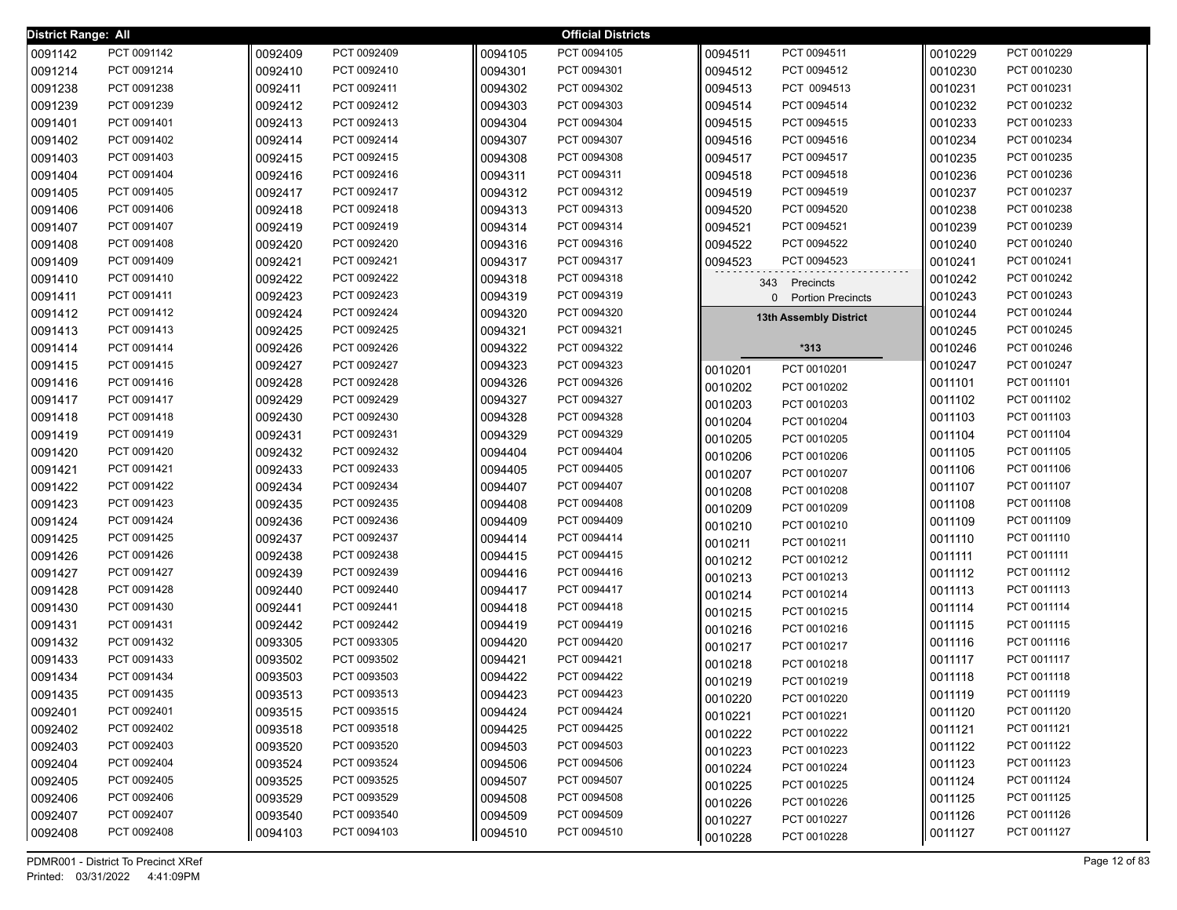District Range: All

**Official Districts**

| Precinct | Name |
|---|---|
| 0091142 | PCT 0091142 |
| 0091214 | PCT 0091214 |
| 0091238 | PCT 0091238 |
| 0091239 | PCT 0091239 |
| 0091401 | PCT 0091401 |
| 0091402 | PCT 0091402 |
| 0091403 | PCT 0091403 |
| 0091404 | PCT 0091404 |
| 0091405 | PCT 0091405 |
| 0091406 | PCT 0091406 |
| 0091407 | PCT 0091407 |
| 0091408 | PCT 0091408 |
| 0091409 | PCT 0091409 |
| 0091410 | PCT 0091410 |
| 0091411 | PCT 0091411 |
| 0091412 | PCT 0091412 |
| 0091413 | PCT 0091413 |
| 0091414 | PCT 0091414 |
| 0091415 | PCT 0091415 |
| 0091416 | PCT 0091416 |
| 0091417 | PCT 0091417 |
| 0091418 | PCT 0091418 |
| 0091419 | PCT 0091419 |
| 0091420 | PCT 0091420 |
| 0091421 | PCT 0091421 |
| 0091422 | PCT 0091422 |
| 0091423 | PCT 0091423 |
| 0091424 | PCT 0091424 |
| 0091425 | PCT 0091425 |
| 0091426 | PCT 0091426 |
| 0091427 | PCT 0091427 |
| 0091428 | PCT 0091428 |
| 0091430 | PCT 0091430 |
| 0091431 | PCT 0091431 |
| 0091432 | PCT 0091432 |
| 0091433 | PCT 0091433 |
| 0091434 | PCT 0091434 |
| 0091435 | PCT 0091435 |
| 0092401 | PCT 0092401 |
| 0092402 | PCT 0092402 |
| 0092403 | PCT 0092403 |
| 0092404 | PCT 0092404 |
| 0092405 | PCT 0092405 |
| 0092406 | PCT 0092406 |
| 0092407 | PCT 0092407 |
| 0092408 | PCT 0092408 |
| 0092409 | PCT 0092409 |
| 0092410 | PCT 0092410 |
| 0092411 | PCT 0092411 |
| 0092412 | PCT 0092412 |
| 0092413 | PCT 0092413 |
| 0092414 | PCT 0092414 |
| 0092415 | PCT 0092415 |
| 0092416 | PCT 0092416 |
| 0092417 | PCT 0092417 |
| 0092418 | PCT 0092418 |
| 0092419 | PCT 0092419 |
| 0092420 | PCT 0092420 |
| 0092421 | PCT 0092421 |
| 0092422 | PCT 0092422 |
| 0092423 | PCT 0092423 |
| 0092424 | PCT 0092424 |
| 0092425 | PCT 0092425 |
| 0092426 | PCT 0092426 |
| 0092427 | PCT 0092427 |
| 0092428 | PCT 0092428 |
| 0092429 | PCT 0092429 |
| 0092430 | PCT 0092430 |
| 0092431 | PCT 0092431 |
| 0092432 | PCT 0092432 |
| 0092433 | PCT 0092433 |
| 0092434 | PCT 0092434 |
| 0092435 | PCT 0092435 |
| 0092436 | PCT 0092436 |
| 0092437 | PCT 0092437 |
| 0092438 | PCT 0092438 |
| 0092439 | PCT 0092439 |
| 0092440 | PCT 0092440 |
| 0092441 | PCT 0092441 |
| 0092442 | PCT 0092442 |
| 0093305 | PCT 0093305 |
| 0093502 | PCT 0093502 |
| 0093503 | PCT 0093503 |
| 0093513 | PCT 0093513 |
| 0093515 | PCT 0093515 |
| 0093518 | PCT 0093518 |
| 0093520 | PCT 0093520 |
| 0093524 | PCT 0093524 |
| 0093525 | PCT 0093525 |
| 0093529 | PCT 0093529 |
| 0093540 | PCT 0093540 |
| 0094103 | PCT 0094103 |
| 0094105 | PCT 0094105 |
| 0094301 | PCT 0094301 |
| 0094302 | PCT 0094302 |
| 0094303 | PCT 0094303 |
| 0094304 | PCT 0094304 |
| 0094307 | PCT 0094307 |
| 0094308 | PCT 0094308 |
| 0094311 | PCT 0094311 |
| 0094312 | PCT 0094312 |
| 0094313 | PCT 0094313 |
| 0094314 | PCT 0094314 |
| 0094316 | PCT 0094316 |
| 0094317 | PCT 0094317 |
| 0094318 | PCT 0094318 |
| 0094319 | PCT 0094319 |
| 0094320 | PCT 0094320 |
| 0094321 | PCT 0094321 |
| 0094322 | PCT 0094322 |
| 0094323 | PCT 0094323 |
| 0094326 | PCT 0094326 |
| 0094327 | PCT 0094327 |
| 0094328 | PCT 0094328 |
| 0094329 | PCT 0094329 |
| 0094404 | PCT 0094404 |
| 0094405 | PCT 0094405 |
| 0094407 | PCT 0094407 |
| 0094408 | PCT 0094408 |
| 0094409 | PCT 0094409 |
| 0094414 | PCT 0094414 |
| 0094415 | PCT 0094415 |
| 0094416 | PCT 0094416 |
| 0094417 | PCT 0094417 |
| 0094418 | PCT 0094418 |
| 0094419 | PCT 0094419 |
| 0094420 | PCT 0094420 |
| 0094421 | PCT 0094421 |
| 0094422 | PCT 0094422 |
| 0094423 | PCT 0094423 |
| 0094424 | PCT 0094424 |
| 0094425 | PCT 0094425 |
| 0094503 | PCT 0094503 |
| 0094506 | PCT 0094506 |
| 0094507 | PCT 0094507 |
| 0094508 | PCT 0094508 |
| 0094509 | PCT 0094509 |
| 0094510 | PCT 0094510 |
| 0094511 | PCT 0094511 |
| 0094512 | PCT 0094512 |
| 0094513 | PCT 0094513 |
| 0094514 | PCT 0094514 |
| 0094515 | PCT 0094515 |
| 0094516 | PCT 0094516 |
| 0094517 | PCT 0094517 |
| 0094518 | PCT 0094518 |
| 0094519 | PCT 0094519 |
| 0094520 | PCT 0094520 |
| 0094521 | PCT 0094521 |
| 0094522 | PCT 0094522 |
| 0094523 | PCT 0094523 |

343 Precincts
0 Portion Precincts

**13th Assembly District**

***313**

| Precinct | Name |
|---|---|
| 0010201 | PCT 0010201 |
| 0010202 | PCT 0010202 |
| 0010203 | PCT 0010203 |
| 0010204 | PCT 0010204 |
| 0010205 | PCT 0010205 |
| 0010206 | PCT 0010206 |
| 0010207 | PCT 0010207 |
| 0010208 | PCT 0010208 |
| 0010209 | PCT 0010209 |
| 0010210 | PCT 0010210 |
| 0010211 | PCT 0010211 |
| 0010212 | PCT 0010212 |
| 0010213 | PCT 0010213 |
| 0010214 | PCT 0010214 |
| 0010215 | PCT 0010215 |
| 0010216 | PCT 0010216 |
| 0010217 | PCT 0010217 |
| 0010218 | PCT 0010218 |
| 0010219 | PCT 0010219 |
| 0010220 | PCT 0010220 |
| 0010221 | PCT 0010221 |
| 0010222 | PCT 0010222 |
| 0010223 | PCT 0010223 |
| 0010224 | PCT 0010224 |
| 0010225 | PCT 0010225 |
| 0010226 | PCT 0010226 |
| 0010227 | PCT 0010227 |
| 0010228 | PCT 0010228 |
| 0010229 | PCT 0010229 |
| 0010230 | PCT 0010230 |
| 0010231 | PCT 0010231 |
| 0010232 | PCT 0010232 |
| 0010233 | PCT 0010233 |
| 0010234 | PCT 0010234 |
| 0010235 | PCT 0010235 |
| 0010236 | PCT 0010236 |
| 0010237 | PCT 0010237 |
| 0010238 | PCT 0010238 |
| 0010239 | PCT 0010239 |
| 0010240 | PCT 0010240 |
| 0010241 | PCT 0010241 |
| 0010242 | PCT 0010242 |
| 0010243 | PCT 0010243 |
| 0010244 | PCT 0010244 |
| 0010245 | PCT 0010245 |
| 0010246 | PCT 0010246 |
| 0010247 | PCT 0010247 |
| 0011101 | PCT 0011101 |
| 0011102 | PCT 0011102 |
| 0011103 | PCT 0011103 |
| 0011104 | PCT 0011104 |
| 0011105 | PCT 0011105 |
| 0011106 | PCT 0011106 |
| 0011107 | PCT 0011107 |
| 0011108 | PCT 0011108 |
| 0011109 | PCT 0011109 |
| 0011110 | PCT 0011110 |
| 0011111 | PCT 0011111 |
| 0011112 | PCT 0011112 |
| 0011113 | PCT 0011113 |
| 0011114 | PCT 0011114 |
| 0011115 | PCT 0011115 |
| 0011116 | PCT 0011116 |
| 0011117 | PCT 0011117 |
| 0011118 | PCT 0011118 |
| 0011119 | PCT 0011119 |
| 0011120 | PCT 0011120 |
| 0011121 | PCT 0011121 |
| 0011122 | PCT 0011122 |
| 0011123 | PCT 0011123 |
| 0011124 | PCT 0011124 |
| 0011125 | PCT 0011125 |
| 0011126 | PCT 0011126 |
| 0011127 | PCT 0011127 |

PDMR001 - District To Precinct XRef
Printed: 03/31/2022 4:41:09PM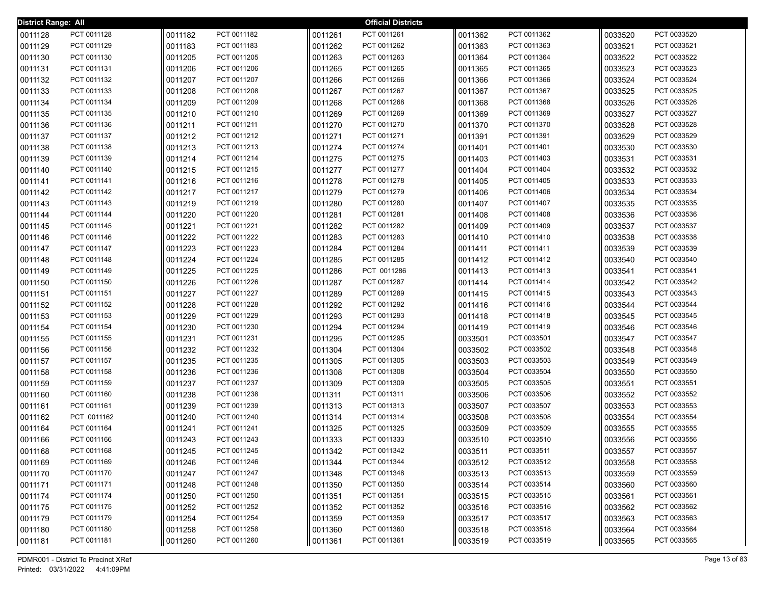District Range: All

**Official Districts**

| District | Precinct | District | Precinct | District | Precinct | District | Precinct | District | Precinct |
|---|---|---|---|---|---|---|---|---|---|
| 0011128 | PCT 0011128 | 0011182 | PCT 0011182 | 0011261 | PCT 0011261 | 0011362 | PCT 0011362 | 0033520 | PCT 0033520 |
| 0011129 | PCT 0011129 | 0011183 | PCT 0011183 | 0011262 | PCT 0011262 | 0011363 | PCT 0011363 | 0033521 | PCT 0033521 |
| 0011130 | PCT 0011130 | 0011205 | PCT 0011205 | 0011263 | PCT 0011263 | 0011364 | PCT 0011364 | 0033522 | PCT 0033522 |
| 0011131 | PCT 0011131 | 0011206 | PCT 0011206 | 0011265 | PCT 0011265 | 0011365 | PCT 0011365 | 0033523 | PCT 0033523 |
| 0011132 | PCT 0011132 | 0011207 | PCT 0011207 | 0011266 | PCT 0011266 | 0011366 | PCT 0011366 | 0033524 | PCT 0033524 |
| 0011133 | PCT 0011133 | 0011208 | PCT 0011208 | 0011267 | PCT 0011267 | 0011367 | PCT 0011367 | 0033525 | PCT 0033525 |
| 0011134 | PCT 0011134 | 0011209 | PCT 0011209 | 0011268 | PCT 0011268 | 0011368 | PCT 0011368 | 0033526 | PCT 0033526 |
| 0011135 | PCT 0011135 | 0011210 | PCT 0011210 | 0011269 | PCT 0011269 | 0011369 | PCT 0011369 | 0033527 | PCT 0033527 |
| 0011136 | PCT 0011136 | 0011211 | PCT 0011211 | 0011270 | PCT 0011270 | 0011370 | PCT 0011370 | 0033528 | PCT 0033528 |
| 0011137 | PCT 0011137 | 0011212 | PCT 0011212 | 0011271 | PCT 0011271 | 0011391 | PCT 0011391 | 0033529 | PCT 0033529 |
| 0011138 | PCT 0011138 | 0011213 | PCT 0011213 | 0011274 | PCT 0011274 | 0011401 | PCT 0011401 | 0033530 | PCT 0033530 |
| 0011139 | PCT 0011139 | 0011214 | PCT 0011214 | 0011275 | PCT 0011275 | 0011403 | PCT 0011403 | 0033531 | PCT 0033531 |
| 0011140 | PCT 0011140 | 0011215 | PCT 0011215 | 0011277 | PCT 0011277 | 0011404 | PCT 0011404 | 0033532 | PCT 0033532 |
| 0011141 | PCT 0011141 | 0011216 | PCT 0011216 | 0011278 | PCT 0011278 | 0011405 | PCT 0011405 | 0033533 | PCT 0033533 |
| 0011142 | PCT 0011142 | 0011217 | PCT 0011217 | 0011279 | PCT 0011279 | 0011406 | PCT 0011406 | 0033534 | PCT 0033534 |
| 0011143 | PCT 0011143 | 0011219 | PCT 0011219 | 0011280 | PCT 0011280 | 0011407 | PCT 0011407 | 0033535 | PCT 0033535 |
| 0011144 | PCT 0011144 | 0011220 | PCT 0011220 | 0011281 | PCT 0011281 | 0011408 | PCT 0011408 | 0033536 | PCT 0033536 |
| 0011145 | PCT 0011145 | 0011221 | PCT 0011221 | 0011282 | PCT 0011282 | 0011409 | PCT 0011409 | 0033537 | PCT 0033537 |
| 0011146 | PCT 0011146 | 0011222 | PCT 0011222 | 0011283 | PCT 0011283 | 0011410 | PCT 0011410 | 0033538 | PCT 0033538 |
| 0011147 | PCT 0011147 | 0011223 | PCT 0011223 | 0011284 | PCT 0011284 | 0011411 | PCT 0011411 | 0033539 | PCT 0033539 |
| 0011148 | PCT 0011148 | 0011224 | PCT 0011224 | 0011285 | PCT 0011285 | 0011412 | PCT 0011412 | 0033540 | PCT 0033540 |
| 0011149 | PCT 0011149 | 0011225 | PCT 0011225 | 0011286 | PCT 0011286 | 0011413 | PCT 0011413 | 0033541 | PCT 0033541 |
| 0011150 | PCT 0011150 | 0011226 | PCT 0011226 | 0011287 | PCT 0011287 | 0011414 | PCT 0011414 | 0033542 | PCT 0033542 |
| 0011151 | PCT 0011151 | 0011227 | PCT 0011227 | 0011289 | PCT 0011289 | 0011415 | PCT 0011415 | 0033543 | PCT 0033543 |
| 0011152 | PCT 0011152 | 0011228 | PCT 0011228 | 0011292 | PCT 0011292 | 0011416 | PCT 0011416 | 0033544 | PCT 0033544 |
| 0011153 | PCT 0011153 | 0011229 | PCT 0011229 | 0011293 | PCT 0011293 | 0011418 | PCT 0011418 | 0033545 | PCT 0033545 |
| 0011154 | PCT 0011154 | 0011230 | PCT 0011230 | 0011294 | PCT 0011294 | 0011419 | PCT 0011419 | 0033546 | PCT 0033546 |
| 0011155 | PCT 0011155 | 0011231 | PCT 0011231 | 0011295 | PCT 0011295 | 0033501 | PCT 0033501 | 0033547 | PCT 0033547 |
| 0011156 | PCT 0011156 | 0011232 | PCT 0011232 | 0011304 | PCT 0011304 | 0033502 | PCT 0033502 | 0033548 | PCT 0033548 |
| 0011157 | PCT 0011157 | 0011235 | PCT 0011235 | 0011305 | PCT 0011305 | 0033503 | PCT 0033503 | 0033549 | PCT 0033549 |
| 0011158 | PCT 0011158 | 0011236 | PCT 0011236 | 0011308 | PCT 0011308 | 0033504 | PCT 0033504 | 0033550 | PCT 0033550 |
| 0011159 | PCT 0011159 | 0011237 | PCT 0011237 | 0011309 | PCT 0011309 | 0033505 | PCT 0033505 | 0033551 | PCT 0033551 |
| 0011160 | PCT 0011160 | 0011238 | PCT 0011238 | 0011311 | PCT 0011311 | 0033506 | PCT 0033506 | 0033552 | PCT 0033552 |
| 0011161 | PCT 0011161 | 0011239 | PCT 0011239 | 0011313 | PCT 0011313 | 0033507 | PCT 0033507 | 0033553 | PCT 0033553 |
| 0011162 | PCT 0011162 | 0011240 | PCT 0011240 | 0011314 | PCT 0011314 | 0033508 | PCT 0033508 | 0033554 | PCT 0033554 |
| 0011164 | PCT 0011164 | 0011241 | PCT 0011241 | 0011325 | PCT 0011325 | 0033509 | PCT 0033509 | 0033555 | PCT 0033555 |
| 0011166 | PCT 0011166 | 0011243 | PCT 0011243 | 0011333 | PCT 0011333 | 0033510 | PCT 0033510 | 0033556 | PCT 0033556 |
| 0011168 | PCT 0011168 | 0011245 | PCT 0011245 | 0011342 | PCT 0011342 | 0033511 | PCT 0033511 | 0033557 | PCT 0033557 |
| 0011169 | PCT 0011169 | 0011246 | PCT 0011246 | 0011344 | PCT 0011344 | 0033512 | PCT 0033512 | 0033558 | PCT 0033558 |
| 0011170 | PCT 0011170 | 0011247 | PCT 0011247 | 0011348 | PCT 0011348 | 0033513 | PCT 0033513 | 0033559 | PCT 0033559 |
| 0011171 | PCT 0011171 | 0011248 | PCT 0011248 | 0011350 | PCT 0011350 | 0033514 | PCT 0033514 | 0033560 | PCT 0033560 |
| 0011174 | PCT 0011174 | 0011250 | PCT 0011250 | 0011351 | PCT 0011351 | 0033515 | PCT 0033515 | 0033561 | PCT 0033561 |
| 0011175 | PCT 0011175 | 0011252 | PCT 0011252 | 0011352 | PCT 0011352 | 0033516 | PCT 0033516 | 0033562 | PCT 0033562 |
| 0011179 | PCT 0011179 | 0011254 | PCT 0011254 | 0011359 | PCT 0011359 | 0033517 | PCT 0033517 | 0033563 | PCT 0033563 |
| 0011180 | PCT 0011180 | 0011258 | PCT 0011258 | 0011360 | PCT 0011360 | 0033518 | PCT 0033518 | 0033564 | PCT 0033564 |
| 0011181 | PCT 0011181 | 0011260 | PCT 0011260 | 0011361 | PCT 0011361 | 0033519 | PCT 0033519 | 0033565 | PCT 0033565 |

PDMR001 - District To Precinct XRef
Printed: 03/31/2022 4:41:09PM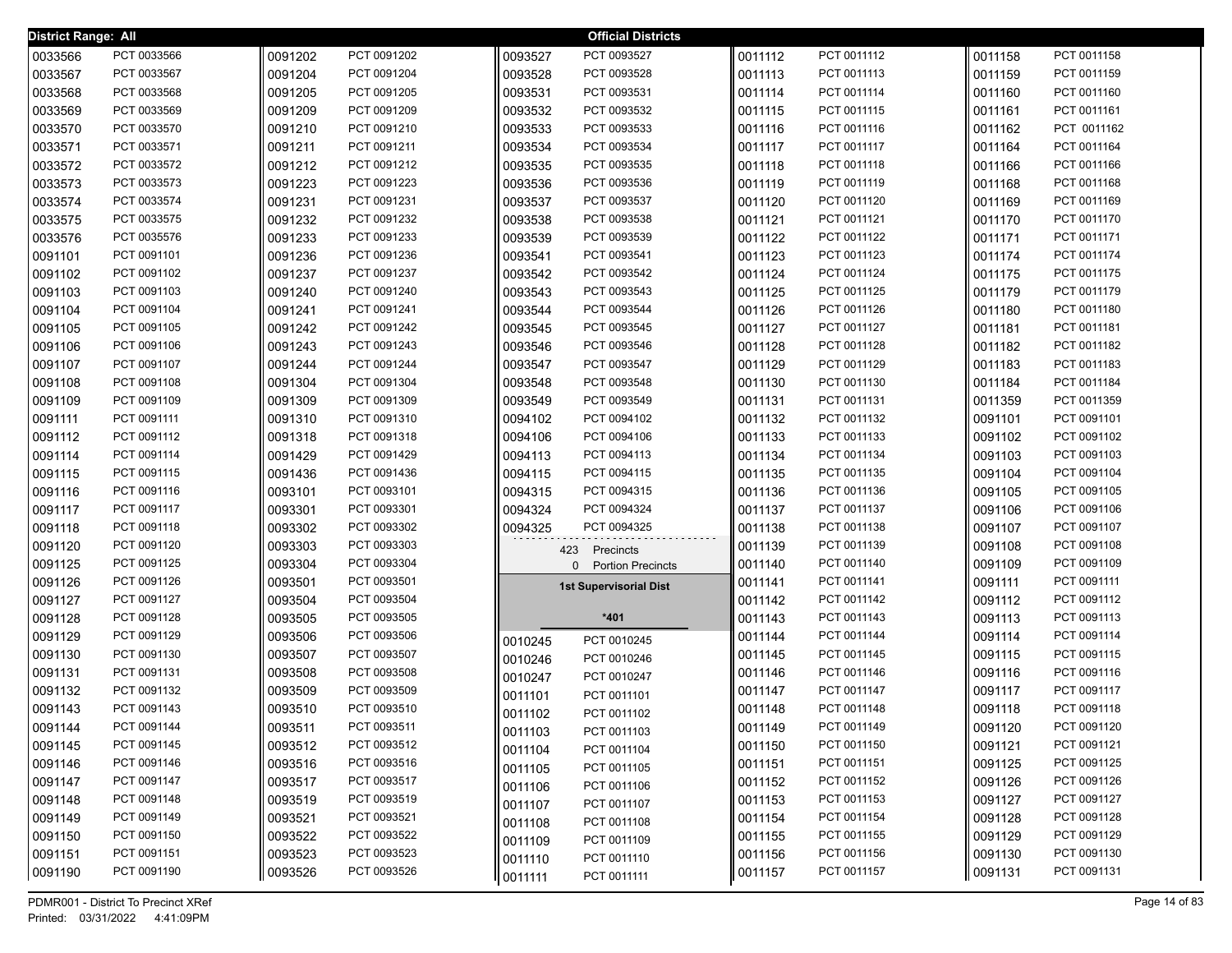**District Range: All** — **Official Districts**

| District | Precinct |
|---|---|
| 0033566 | PCT 0033566 |
| 0033567 | PCT 0033567 |
| 0033568 | PCT 0033568 |
| 0033569 | PCT 0033569 |
| 0033570 | PCT 0033570 |
| 0033571 | PCT 0033571 |
| 0033572 | PCT 0033572 |
| 0033573 | PCT 0033573 |
| 0033574 | PCT 0033574 |
| 0033575 | PCT 0033575 |
| 0033576 | PCT 0035576 |
| 0091101 | PCT 0091101 |
| 0091102 | PCT 0091102 |
| 0091103 | PCT 0091103 |
| 0091104 | PCT 0091104 |
| 0091105 | PCT 0091105 |
| 0091106 | PCT 0091106 |
| 0091107 | PCT 0091107 |
| 0091108 | PCT 0091108 |
| 0091109 | PCT 0091109 |
| 0091111 | PCT 0091111 |
| 0091112 | PCT 0091112 |
| 0091114 | PCT 0091114 |
| 0091115 | PCT 0091115 |
| 0091116 | PCT 0091116 |
| 0091117 | PCT 0091117 |
| 0091118 | PCT 0091118 |
| 0091120 | PCT 0091120 |
| 0091125 | PCT 0091125 |
| 0091126 | PCT 0091126 |
| 0091127 | PCT 0091127 |
| 0091128 | PCT 0091128 |
| 0091129 | PCT 0091129 |
| 0091130 | PCT 0091130 |
| 0091131 | PCT 0091131 |
| 0091132 | PCT 0091132 |
| 0091143 | PCT 0091143 |
| 0091144 | PCT 0091144 |
| 0091145 | PCT 0091145 |
| 0091146 | PCT 0091146 |
| 0091147 | PCT 0091147 |
| 0091148 | PCT 0091148 |
| 0091149 | PCT 0091149 |
| 0091150 | PCT 0091150 |
| 0091151 | PCT 0091151 |
| 0091190 | PCT 0091190 |
| 0091202 | PCT 0091202 |
| 0091204 | PCT 0091204 |
| 0091205 | PCT 0091205 |
| 0091209 | PCT 0091209 |
| 0091210 | PCT 0091210 |
| 0091211 | PCT 0091211 |
| 0091212 | PCT 0091212 |
| 0091223 | PCT 0091223 |
| 0091231 | PCT 0091231 |
| 0091232 | PCT 0091232 |
| 0091233 | PCT 0091233 |
| 0091236 | PCT 0091236 |
| 0091237 | PCT 0091237 |
| 0091240 | PCT 0091240 |
| 0091241 | PCT 0091241 |
| 0091242 | PCT 0091242 |
| 0091243 | PCT 0091243 |
| 0091244 | PCT 0091244 |
| 0091304 | PCT 0091304 |
| 0091309 | PCT 0091309 |
| 0091310 | PCT 0091310 |
| 0091318 | PCT 0091318 |
| 0091429 | PCT 0091429 |
| 0091436 | PCT 0091436 |
| 0093101 | PCT 0093101 |
| 0093301 | PCT 0093301 |
| 0093302 | PCT 0093302 |
| 0093303 | PCT 0093303 |
| 0093304 | PCT 0093304 |
| 0093501 | PCT 0093501 |
| 0093504 | PCT 0093504 |
| 0093505 | PCT 0093505 |
| 0093506 | PCT 0093506 |
| 0093507 | PCT 0093507 |
| 0093508 | PCT 0093508 |
| 0093509 | PCT 0093509 |
| 0093510 | PCT 0093510 |
| 0093511 | PCT 0093511 |
| 0093512 | PCT 0093512 |
| 0093516 | PCT 0093516 |
| 0093517 | PCT 0093517 |
| 0093519 | PCT 0093519 |
| 0093521 | PCT 0093521 |
| 0093522 | PCT 0093522 |
| 0093523 | PCT 0093523 |
| 0093526 | PCT 0093526 |
| 0093527 | PCT 0093527 |
| 0093528 | PCT 0093528 |
| 0093531 | PCT 0093531 |
| 0093532 | PCT 0093532 |
| 0093533 | PCT 0093533 |
| 0093534 | PCT 0093534 |
| 0093535 | PCT 0093535 |
| 0093536 | PCT 0093536 |
| 0093537 | PCT 0093537 |
| 0093538 | PCT 0093538 |
| 0093539 | PCT 0093539 |
| 0093541 | PCT 0093541 |
| 0093542 | PCT 0093542 |
| 0093543 | PCT 0093543 |
| 0093544 | PCT 0093544 |
| 0093545 | PCT 0093545 |
| 0093546 | PCT 0093546 |
| 0093547 | PCT 0093547 |
| 0093548 | PCT 0093548 |
| 0093549 | PCT 0093549 |
| 0094102 | PCT 0094102 |
| 0094106 | PCT 0094106 |
| 0094113 | PCT 0094113 |
| 0094115 | PCT 0094115 |
| 0094315 | PCT 0094315 |
| 0094324 | PCT 0094324 |
| 0094325 | PCT 0094325 |

423 Precincts
0 Portion Precincts

**1st Supervisorial Dist**

**\*401**

| District | Precinct |
|---|---|
| 0010245 | PCT 0010245 |
| 0010246 | PCT 0010246 |
| 0010247 | PCT 0010247 |
| 0011101 | PCT 0011101 |
| 0011102 | PCT 0011102 |
| 0011103 | PCT 0011103 |
| 0011104 | PCT 0011104 |
| 0011105 | PCT 0011105 |
| 0011106 | PCT 0011106 |
| 0011107 | PCT 0011107 |
| 0011108 | PCT 0011108 |
| 0011109 | PCT 0011109 |
| 0011110 | PCT 0011110 |
| 0011111 | PCT 0011111 |
| 0011112 | PCT 0011112 |
| 0011113 | PCT 0011113 |
| 0011114 | PCT 0011114 |
| 0011115 | PCT 0011115 |
| 0011116 | PCT 0011116 |
| 0011117 | PCT 0011117 |
| 0011118 | PCT 0011118 |
| 0011119 | PCT 0011119 |
| 0011120 | PCT 0011120 |
| 0011121 | PCT 0011121 |
| 0011122 | PCT 0011122 |
| 0011123 | PCT 0011123 |
| 0011124 | PCT 0011124 |
| 0011125 | PCT 0011125 |
| 0011126 | PCT 0011126 |
| 0011127 | PCT 0011127 |
| 0011128 | PCT 0011128 |
| 0011129 | PCT 0011129 |
| 0011130 | PCT 0011130 |
| 0011131 | PCT 0011131 |
| 0011132 | PCT 0011132 |
| 0011133 | PCT 0011133 |
| 0011134 | PCT 0011134 |
| 0011135 | PCT 0011135 |
| 0011136 | PCT 0011136 |
| 0011137 | PCT 0011137 |
| 0011138 | PCT 0011138 |
| 0011139 | PCT 0011139 |
| 0011140 | PCT 0011140 |
| 0011141 | PCT 0011141 |
| 0011142 | PCT 0011142 |
| 0011143 | PCT 0011143 |
| 0011144 | PCT 0011144 |
| 0011145 | PCT 0011145 |
| 0011146 | PCT 0011146 |
| 0011147 | PCT 0011147 |
| 0011148 | PCT 0011148 |
| 0011149 | PCT 0011149 |
| 0011150 | PCT 0011150 |
| 0011151 | PCT 0011151 |
| 0011152 | PCT 0011152 |
| 0011153 | PCT 0011153 |
| 0011154 | PCT 0011154 |
| 0011155 | PCT 0011155 |
| 0011156 | PCT 0011156 |
| 0011157 | PCT 0011157 |
| 0011158 | PCT 0011158 |
| 0011159 | PCT 0011159 |
| 0011160 | PCT 0011160 |
| 0011161 | PCT 0011161 |
| 0011162 | PCT 0011162 |
| 0011164 | PCT 0011164 |
| 0011166 | PCT 0011166 |
| 0011168 | PCT 0011168 |
| 0011169 | PCT 0011169 |
| 0011170 | PCT 0011170 |
| 0011171 | PCT 0011171 |
| 0011174 | PCT 0011174 |
| 0011175 | PCT 0011175 |
| 0011179 | PCT 0011179 |
| 0011180 | PCT 0011180 |
| 0011181 | PCT 0011181 |
| 0011182 | PCT 0011182 |
| 0011183 | PCT 0011183 |
| 0011184 | PCT 0011184 |
| 0011359 | PCT 0011359 |
| 0091101 | PCT 0091101 |
| 0091102 | PCT 0091102 |
| 0091103 | PCT 0091103 |
| 0091104 | PCT 0091104 |
| 0091105 | PCT 0091105 |
| 0091106 | PCT 0091106 |
| 0091107 | PCT 0091107 |
| 0091108 | PCT 0091108 |
| 0091109 | PCT 0091109 |
| 0091111 | PCT 0091111 |
| 0091112 | PCT 0091112 |
| 0091113 | PCT 0091113 |
| 0091114 | PCT 0091114 |
| 0091115 | PCT 0091115 |
| 0091116 | PCT 0091116 |
| 0091117 | PCT 0091117 |
| 0091118 | PCT 0091118 |
| 0091120 | PCT 0091120 |
| 0091121 | PCT 0091121 |
| 0091125 | PCT 0091125 |
| 0091126 | PCT 0091126 |
| 0091127 | PCT 0091127 |
| 0091128 | PCT 0091128 |
| 0091129 | PCT 0091129 |
| 0091130 | PCT 0091130 |
| 0091131 | PCT 0091131 |

PDMR001 - District To Precinct XRef
Printed: 03/31/2022 4:41:09PM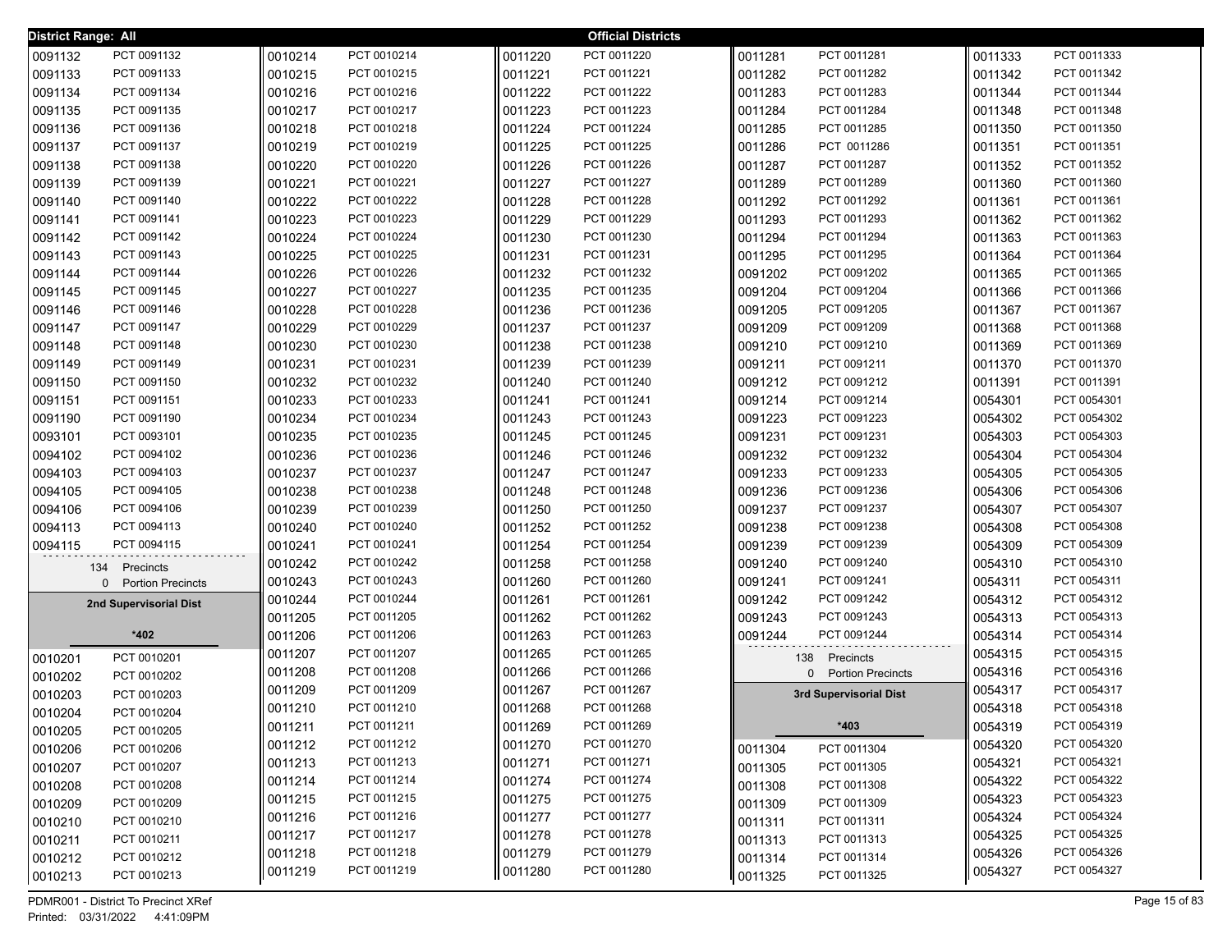District Range: All

**Official Districts**

| District | Precinct |
|---|---|
| 0091132 | PCT 0091132 |
| 0091133 | PCT 0091133 |
| 0091134 | PCT 0091134 |
| 0091135 | PCT 0091135 |
| 0091136 | PCT 0091136 |
| 0091137 | PCT 0091137 |
| 0091138 | PCT 0091138 |
| 0091139 | PCT 0091139 |
| 0091140 | PCT 0091140 |
| 0091141 | PCT 0091141 |
| 0091142 | PCT 0091142 |
| 0091143 | PCT 0091143 |
| 0091144 | PCT 0091144 |
| 0091145 | PCT 0091145 |
| 0091146 | PCT 0091146 |
| 0091147 | PCT 0091147 |
| 0091148 | PCT 0091148 |
| 0091149 | PCT 0091149 |
| 0091150 | PCT 0091150 |
| 0091151 | PCT 0091151 |
| 0091190 | PCT 0091190 |
| 0093101 | PCT 0093101 |
| 0094102 | PCT 0094102 |
| 0094103 | PCT 0094103 |
| 0094105 | PCT 0094105 |
| 0094106 | PCT 0094106 |
| 0094113 | PCT 0094113 |
| 0094115 | PCT 0094115 |

134 Precincts
0 Portion Precincts

## 2nd Supervisorial Dist

*402

| District | Precinct |
|---|---|
| 0010201 | PCT 0010201 |
| 0010202 | PCT 0010202 |
| 0010203 | PCT 0010203 |
| 0010204 | PCT 0010204 |
| 0010205 | PCT 0010205 |
| 0010206 | PCT 0010206 |
| 0010207 | PCT 0010207 |
| 0010208 | PCT 0010208 |
| 0010209 | PCT 0010209 |
| 0010210 | PCT 0010210 |
| 0010211 | PCT 0010211 |
| 0010212 | PCT 0010212 |
| 0010213 | PCT 0010213 |
| 0010214 | PCT 0010214 |
| 0010215 | PCT 0010215 |
| 0010216 | PCT 0010216 |
| 0010217 | PCT 0010217 |
| 0010218 | PCT 0010218 |
| 0010219 | PCT 0010219 |
| 0010220 | PCT 0010220 |
| 0010221 | PCT 0010221 |
| 0010222 | PCT 0010222 |
| 0010223 | PCT 0010223 |
| 0010224 | PCT 0010224 |
| 0010225 | PCT 0010225 |
| 0010226 | PCT 0010226 |
| 0010227 | PCT 0010227 |
| 0010228 | PCT 0010228 |
| 0010229 | PCT 0010229 |
| 0010230 | PCT 0010230 |
| 0010231 | PCT 0010231 |
| 0010232 | PCT 0010232 |
| 0010233 | PCT 0010233 |
| 0010234 | PCT 0010234 |
| 0010235 | PCT 0010235 |
| 0010236 | PCT 0010236 |
| 0010237 | PCT 0010237 |
| 0010238 | PCT 0010238 |
| 0010239 | PCT 0010239 |
| 0010240 | PCT 0010240 |
| 0010241 | PCT 0010241 |
| 0010242 | PCT 0010242 |
| 0010243 | PCT 0010243 |
| 0010244 | PCT 0010244 |
| 0011205 | PCT 0011205 |
| 0011206 | PCT 0011206 |
| 0011207 | PCT 0011207 |
| 0011208 | PCT 0011208 |
| 0011209 | PCT 0011209 |
| 0011210 | PCT 0011210 |
| 0011211 | PCT 0011211 |
| 0011212 | PCT 0011212 |
| 0011213 | PCT 0011213 |
| 0011214 | PCT 0011214 |
| 0011215 | PCT 0011215 |
| 0011216 | PCT 0011216 |
| 0011217 | PCT 0011217 |
| 0011218 | PCT 0011218 |
| 0011219 | PCT 0011219 |
| 0011220 | PCT 0011220 |
| 0011221 | PCT 0011221 |
| 0011222 | PCT 0011222 |
| 0011223 | PCT 0011223 |
| 0011224 | PCT 0011224 |
| 0011225 | PCT 0011225 |
| 0011226 | PCT 0011226 |
| 0011227 | PCT 0011227 |
| 0011228 | PCT 0011228 |
| 0011229 | PCT 0011229 |
| 0011230 | PCT 0011230 |
| 0011231 | PCT 0011231 |
| 0011232 | PCT 0011232 |
| 0011235 | PCT 0011235 |
| 0011236 | PCT 0011236 |
| 0011237 | PCT 0011237 |
| 0011238 | PCT 0011238 |
| 0011239 | PCT 0011239 |
| 0011240 | PCT 0011240 |
| 0011241 | PCT 0011241 |
| 0011243 | PCT 0011243 |
| 0011245 | PCT 0011245 |
| 0011246 | PCT 0011246 |
| 0011247 | PCT 0011247 |
| 0011248 | PCT 0011248 |
| 0011250 | PCT 0011250 |
| 0011252 | PCT 0011252 |
| 0011254 | PCT 0011254 |
| 0011258 | PCT 0011258 |
| 0011260 | PCT 0011260 |
| 0011261 | PCT 0011261 |
| 0011262 | PCT 0011262 |
| 0011263 | PCT 0011263 |
| 0011265 | PCT 0011265 |
| 0011266 | PCT 0011266 |
| 0011267 | PCT 0011267 |
| 0011268 | PCT 0011268 |
| 0011269 | PCT 0011269 |
| 0011270 | PCT 0011270 |
| 0011271 | PCT 0011271 |
| 0011274 | PCT 0011274 |
| 0011275 | PCT 0011275 |
| 0011277 | PCT 0011277 |
| 0011278 | PCT 0011278 |
| 0011279 | PCT 0011279 |
| 0011280 | PCT 0011280 |
| 0011281 | PCT 0011281 |
| 0011282 | PCT 0011282 |
| 0011283 | PCT 0011283 |
| 0011284 | PCT 0011284 |
| 0011285 | PCT 0011285 |
| 0011286 | PCT 0011286 |
| 0011287 | PCT 0011287 |
| 0011289 | PCT 0011289 |
| 0011292 | PCT 0011292 |
| 0011293 | PCT 0011293 |
| 0011294 | PCT 0011294 |
| 0011295 | PCT 0011295 |
| 0091202 | PCT 0091202 |
| 0091204 | PCT 0091204 |
| 0091205 | PCT 0091205 |
| 0091209 | PCT 0091209 |
| 0091210 | PCT 0091210 |
| 0091211 | PCT 0091211 |
| 0091212 | PCT 0091212 |
| 0091214 | PCT 0091214 |
| 0091223 | PCT 0091223 |
| 0091231 | PCT 0091231 |
| 0091232 | PCT 0091232 |
| 0091233 | PCT 0091233 |
| 0091236 | PCT 0091236 |
| 0091237 | PCT 0091237 |
| 0091238 | PCT 0091238 |
| 0091239 | PCT 0091239 |
| 0091240 | PCT 0091240 |
| 0091241 | PCT 0091241 |
| 0091242 | PCT 0091242 |
| 0091243 | PCT 0091243 |
| 0091244 | PCT 0091244 |

138 Precincts
0 Portion Precincts

## 3rd Supervisorial Dist

*403

| District | Precinct |
|---|---|
| 0011304 | PCT 0011304 |
| 0011305 | PCT 0011305 |
| 0011308 | PCT 0011308 |
| 0011309 | PCT 0011309 |
| 0011311 | PCT 0011311 |
| 0011313 | PCT 0011313 |
| 0011314 | PCT 0011314 |
| 0011325 | PCT 0011325 |
| 0011333 | PCT 0011333 |
| 0011342 | PCT 0011342 |
| 0011344 | PCT 0011344 |
| 0011348 | PCT 0011348 |
| 0011350 | PCT 0011350 |
| 0011351 | PCT 0011351 |
| 0011352 | PCT 0011352 |
| 0011360 | PCT 0011360 |
| 0011361 | PCT 0011361 |
| 0011362 | PCT 0011362 |
| 0011363 | PCT 0011363 |
| 0011364 | PCT 0011364 |
| 0011365 | PCT 0011365 |
| 0011366 | PCT 0011366 |
| 0011367 | PCT 0011367 |
| 0011368 | PCT 0011368 |
| 0011369 | PCT 0011369 |
| 0011370 | PCT 0011370 |
| 0011391 | PCT 0011391 |
| 0054301 | PCT 0054301 |
| 0054302 | PCT 0054302 |
| 0054303 | PCT 0054303 |
| 0054304 | PCT 0054304 |
| 0054305 | PCT 0054305 |
| 0054306 | PCT 0054306 |
| 0054307 | PCT 0054307 |
| 0054308 | PCT 0054308 |
| 0054309 | PCT 0054309 |
| 0054310 | PCT 0054310 |
| 0054311 | PCT 0054311 |
| 0054312 | PCT 0054312 |
| 0054313 | PCT 0054313 |
| 0054314 | PCT 0054314 |
| 0054315 | PCT 0054315 |
| 0054316 | PCT 0054316 |
| 0054317 | PCT 0054317 |
| 0054318 | PCT 0054318 |
| 0054319 | PCT 0054319 |
| 0054320 | PCT 0054320 |
| 0054321 | PCT 0054321 |
| 0054322 | PCT 0054322 |
| 0054323 | PCT 0054323 |
| 0054324 | PCT 0054324 |
| 0054325 | PCT 0054325 |
| 0054326 | PCT 0054326 |
| 0054327 | PCT 0054327 |

PDMR001 - District To Precinct XRef
Printed: 03/31/2022 4:41:09PM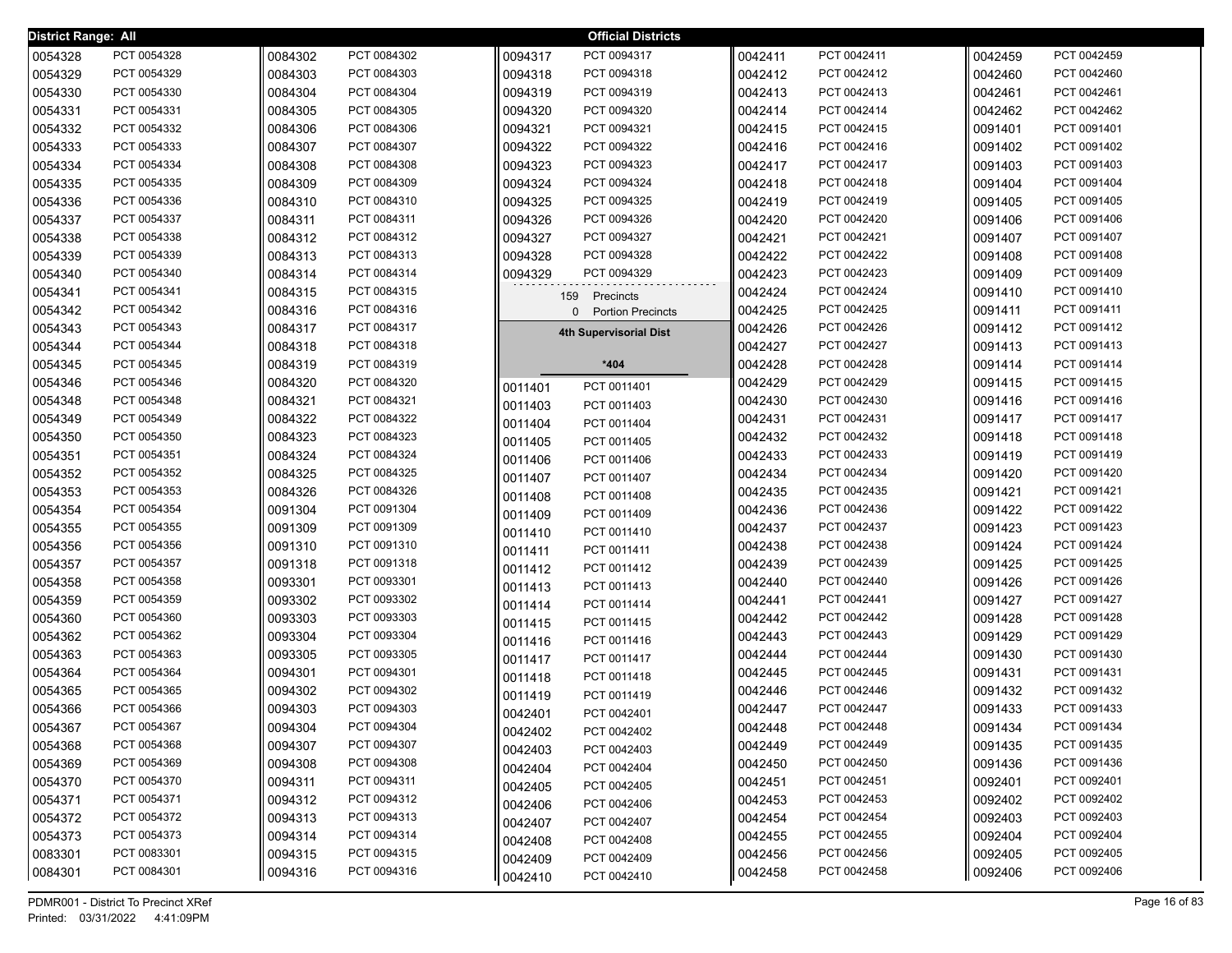**District Range: All** — **Official Districts**

| District | Precinct |
|---|---|
| 0054328 | PCT 0054328 |
| 0054329 | PCT 0054329 |
| 0054330 | PCT 0054330 |
| 0054331 | PCT 0054331 |
| 0054332 | PCT 0054332 |
| 0054333 | PCT 0054333 |
| 0054334 | PCT 0054334 |
| 0054335 | PCT 0054335 |
| 0054336 | PCT 0054336 |
| 0054337 | PCT 0054337 |
| 0054338 | PCT 0054338 |
| 0054339 | PCT 0054339 |
| 0054340 | PCT 0054340 |
| 0054341 | PCT 0054341 |
| 0054342 | PCT 0054342 |
| 0054343 | PCT 0054343 |
| 0054344 | PCT 0054344 |
| 0054345 | PCT 0054345 |
| 0054346 | PCT 0054346 |
| 0054348 | PCT 0054348 |
| 0054349 | PCT 0054349 |
| 0054350 | PCT 0054350 |
| 0054351 | PCT 0054351 |
| 0054352 | PCT 0054352 |
| 0054353 | PCT 0054353 |
| 0054354 | PCT 0054354 |
| 0054355 | PCT 0054355 |
| 0054356 | PCT 0054356 |
| 0054357 | PCT 0054357 |
| 0054358 | PCT 0054358 |
| 0054359 | PCT 0054359 |
| 0054360 | PCT 0054360 |
| 0054362 | PCT 0054362 |
| 0054363 | PCT 0054363 |
| 0054364 | PCT 0054364 |
| 0054365 | PCT 0054365 |
| 0054366 | PCT 0054366 |
| 0054367 | PCT 0054367 |
| 0054368 | PCT 0054368 |
| 0054369 | PCT 0054369 |
| 0054370 | PCT 0054370 |
| 0054371 | PCT 0054371 |
| 0054372 | PCT 0054372 |
| 0054373 | PCT 0054373 |
| 0083301 | PCT 0083301 |
| 0084301 | PCT 0084301 |
| 0084302 | PCT 0084302 |
| 0084303 | PCT 0084303 |
| 0084304 | PCT 0084304 |
| 0084305 | PCT 0084305 |
| 0084306 | PCT 0084306 |
| 0084307 | PCT 0084307 |
| 0084308 | PCT 0084308 |
| 0084309 | PCT 0084309 |
| 0084310 | PCT 0084310 |
| 0084311 | PCT 0084311 |
| 0084312 | PCT 0084312 |
| 0084313 | PCT 0084313 |
| 0084314 | PCT 0084314 |
| 0084315 | PCT 0084315 |
| 0084316 | PCT 0084316 |
| 0084317 | PCT 0084317 |
| 0084318 | PCT 0084318 |
| 0084319 | PCT 0084319 |
| 0084320 | PCT 0084320 |
| 0084321 | PCT 0084321 |
| 0084322 | PCT 0084322 |
| 0084323 | PCT 0084323 |
| 0084324 | PCT 0084324 |
| 0084325 | PCT 0084325 |
| 0084326 | PCT 0084326 |
| 0091304 | PCT 0091304 |
| 0091309 | PCT 0091309 |
| 0091310 | PCT 0091310 |
| 0091318 | PCT 0091318 |
| 0093301 | PCT 0093301 |
| 0093302 | PCT 0093302 |
| 0093303 | PCT 0093303 |
| 0093304 | PCT 0093304 |
| 0093305 | PCT 0093305 |
| 0094301 | PCT 0094301 |
| 0094302 | PCT 0094302 |
| 0094303 | PCT 0094303 |
| 0094304 | PCT 0094304 |
| 0094307 | PCT 0094307 |
| 0094308 | PCT 0094308 |
| 0094311 | PCT 0094311 |
| 0094312 | PCT 0094312 |
| 0094313 | PCT 0094313 |
| 0094314 | PCT 0094314 |
| 0094315 | PCT 0094315 |
| 0094316 | PCT 0094316 |
| 0094317 | PCT 0094317 |
| 0094318 | PCT 0094318 |
| 0094319 | PCT 0094319 |
| 0094320 | PCT 0094320 |
| 0094321 | PCT 0094321 |
| 0094322 | PCT 0094322 |
| 0094323 | PCT 0094323 |
| 0094324 | PCT 0094324 |
| 0094325 | PCT 0094325 |
| 0094326 | PCT 0094326 |
| 0094327 | PCT 0094327 |
| 0094328 | PCT 0094328 |
| 0094329 | PCT 0094329 |

159 Precincts
0 Portion Precincts

**4th Supervisorial Dist**

***404**

| District | Precinct |
|---|---|
| 0011401 | PCT 0011401 |
| 0011403 | PCT 0011403 |
| 0011404 | PCT 0011404 |
| 0011405 | PCT 0011405 |
| 0011406 | PCT 0011406 |
| 0011407 | PCT 0011407 |
| 0011408 | PCT 0011408 |
| 0011409 | PCT 0011409 |
| 0011410 | PCT 0011410 |
| 0011411 | PCT 0011411 |
| 0011412 | PCT 0011412 |
| 0011413 | PCT 0011413 |
| 0011414 | PCT 0011414 |
| 0011415 | PCT 0011415 |
| 0011416 | PCT 0011416 |
| 0011417 | PCT 0011417 |
| 0011418 | PCT 0011418 |
| 0011419 | PCT 0011419 |
| 0042401 | PCT 0042401 |
| 0042402 | PCT 0042402 |
| 0042403 | PCT 0042403 |
| 0042404 | PCT 0042404 |
| 0042405 | PCT 0042405 |
| 0042406 | PCT 0042406 |
| 0042407 | PCT 0042407 |
| 0042408 | PCT 0042408 |
| 0042409 | PCT 0042409 |
| 0042410 | PCT 0042410 |
| 0042411 | PCT 0042411 |
| 0042412 | PCT 0042412 |
| 0042413 | PCT 0042413 |
| 0042414 | PCT 0042414 |
| 0042415 | PCT 0042415 |
| 0042416 | PCT 0042416 |
| 0042417 | PCT 0042417 |
| 0042418 | PCT 0042418 |
| 0042419 | PCT 0042419 |
| 0042420 | PCT 0042420 |
| 0042421 | PCT 0042421 |
| 0042422 | PCT 0042422 |
| 0042423 | PCT 0042423 |
| 0042424 | PCT 0042424 |
| 0042425 | PCT 0042425 |
| 0042426 | PCT 0042426 |
| 0042427 | PCT 0042427 |
| 0042428 | PCT 0042428 |
| 0042429 | PCT 0042429 |
| 0042430 | PCT 0042430 |
| 0042431 | PCT 0042431 |
| 0042432 | PCT 0042432 |
| 0042433 | PCT 0042433 |
| 0042434 | PCT 0042434 |
| 0042435 | PCT 0042435 |
| 0042436 | PCT 0042436 |
| 0042437 | PCT 0042437 |
| 0042438 | PCT 0042438 |
| 0042439 | PCT 0042439 |
| 0042440 | PCT 0042440 |
| 0042441 | PCT 0042441 |
| 0042442 | PCT 0042442 |
| 0042443 | PCT 0042443 |
| 0042444 | PCT 0042444 |
| 0042445 | PCT 0042445 |
| 0042446 | PCT 0042446 |
| 0042447 | PCT 0042447 |
| 0042448 | PCT 0042448 |
| 0042449 | PCT 0042449 |
| 0042450 | PCT 0042450 |
| 0042451 | PCT 0042451 |
| 0042453 | PCT 0042453 |
| 0042454 | PCT 0042454 |
| 0042455 | PCT 0042455 |
| 0042456 | PCT 0042456 |
| 0042458 | PCT 0042458 |
| 0042459 | PCT 0042459 |
| 0042460 | PCT 0042460 |
| 0042461 | PCT 0042461 |
| 0042462 | PCT 0042462 |
| 0091401 | PCT 0091401 |
| 0091402 | PCT 0091402 |
| 0091403 | PCT 0091403 |
| 0091404 | PCT 0091404 |
| 0091405 | PCT 0091405 |
| 0091406 | PCT 0091406 |
| 0091407 | PCT 0091407 |
| 0091408 | PCT 0091408 |
| 0091409 | PCT 0091409 |
| 0091410 | PCT 0091410 |
| 0091411 | PCT 0091411 |
| 0091412 | PCT 0091412 |
| 0091413 | PCT 0091413 |
| 0091414 | PCT 0091414 |
| 0091415 | PCT 0091415 |
| 0091416 | PCT 0091416 |
| 0091417 | PCT 0091417 |
| 0091418 | PCT 0091418 |
| 0091419 | PCT 0091419 |
| 0091420 | PCT 0091420 |
| 0091421 | PCT 0091421 |
| 0091422 | PCT 0091422 |
| 0091423 | PCT 0091423 |
| 0091424 | PCT 0091424 |
| 0091425 | PCT 0091425 |
| 0091426 | PCT 0091426 |
| 0091427 | PCT 0091427 |
| 0091428 | PCT 0091428 |
| 0091429 | PCT 0091429 |
| 0091430 | PCT 0091430 |
| 0091431 | PCT 0091431 |
| 0091432 | PCT 0091432 |
| 0091433 | PCT 0091433 |
| 0091434 | PCT 0091434 |
| 0091435 | PCT 0091435 |
| 0091436 | PCT 0091436 |
| 0092401 | PCT 0092401 |
| 0092402 | PCT 0092402 |
| 0092403 | PCT 0092403 |
| 0092404 | PCT 0092404 |
| 0092405 | PCT 0092405 |
| 0092406 | PCT 0092406 |

PDMR001 - District To Precinct XRef
Printed: 03/31/2022 4:41:09PM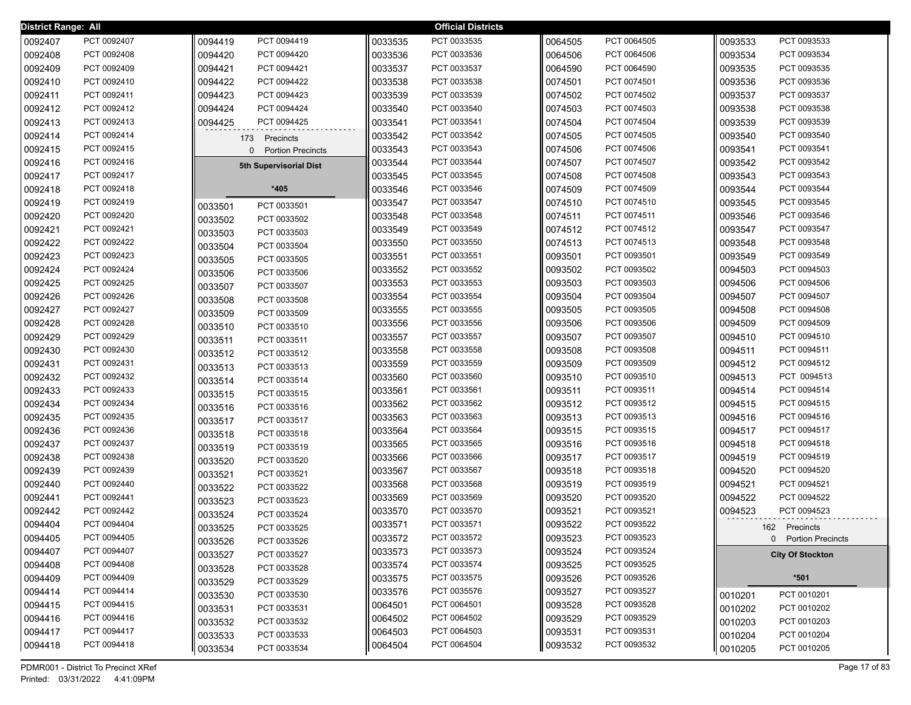**District Range: All** — **Official Districts**

| District | Precinct |
|---|---|
| 0092407 | PCT 0092407 |
| 0092408 | PCT 0092408 |
| 0092409 | PCT 0092409 |
| 0092410 | PCT 0092410 |
| 0092411 | PCT 0092411 |
| 0092412 | PCT 0092412 |
| 0092413 | PCT 0092413 |
| 0092414 | PCT 0092414 |
| 0092415 | PCT 0092415 |
| 0092416 | PCT 0092416 |
| 0092417 | PCT 0092417 |
| 0092418 | PCT 0092418 |
| 0092419 | PCT 0092419 |
| 0092420 | PCT 0092420 |
| 0092421 | PCT 0092421 |
| 0092422 | PCT 0092422 |
| 0092423 | PCT 0092423 |
| 0092424 | PCT 0092424 |
| 0092425 | PCT 0092425 |
| 0092426 | PCT 0092426 |
| 0092427 | PCT 0092427 |
| 0092428 | PCT 0092428 |
| 0092429 | PCT 0092429 |
| 0092430 | PCT 0092430 |
| 0092431 | PCT 0092431 |
| 0092432 | PCT 0092432 |
| 0092433 | PCT 0092433 |
| 0092434 | PCT 0092434 |
| 0092435 | PCT 0092435 |
| 0092436 | PCT 0092436 |
| 0092437 | PCT 0092437 |
| 0092438 | PCT 0092438 |
| 0092439 | PCT 0092439 |
| 0092440 | PCT 0092440 |
| 0092441 | PCT 0092441 |
| 0092442 | PCT 0092442 |
| 0094404 | PCT 0094404 |
| 0094405 | PCT 0094405 |
| 0094407 | PCT 0094407 |
| 0094408 | PCT 0094408 |
| 0094409 | PCT 0094409 |
| 0094414 | PCT 0094414 |
| 0094415 | PCT 0094415 |
| 0094416 | PCT 0094416 |
| 0094417 | PCT 0094417 |
| 0094418 | PCT 0094418 |
| 0094419 | PCT 0094419 |
| 0094420 | PCT 0094420 |
| 0094421 | PCT 0094421 |
| 0094422 | PCT 0094422 |
| 0094423 | PCT 0094423 |
| 0094424 | PCT 0094424 |
| 0094425 | PCT 0094425 |

173 Precincts
0 Portion Precincts

**5th Supervisorial Dist**

**\*405**

| District | Precinct |
|---|---|
| 0033501 | PCT 0033501 |
| 0033502 | PCT 0033502 |
| 0033503 | PCT 0033503 |
| 0033504 | PCT 0033504 |
| 0033505 | PCT 0033505 |
| 0033506 | PCT 0033506 |
| 0033507 | PCT 0033507 |
| 0033508 | PCT 0033508 |
| 0033509 | PCT 0033509 |
| 0033510 | PCT 0033510 |
| 0033511 | PCT 0033511 |
| 0033512 | PCT 0033512 |
| 0033513 | PCT 0033513 |
| 0033514 | PCT 0033514 |
| 0033515 | PCT 0033515 |
| 0033516 | PCT 0033516 |
| 0033517 | PCT 0033517 |
| 0033518 | PCT 0033518 |
| 0033519 | PCT 0033519 |
| 0033520 | PCT 0033520 |
| 0033521 | PCT 0033521 |
| 0033522 | PCT 0033522 |
| 0033523 | PCT 0033523 |
| 0033524 | PCT 0033524 |
| 0033525 | PCT 0033525 |
| 0033526 | PCT 0033526 |
| 0033527 | PCT 0033527 |
| 0033528 | PCT 0033528 |
| 0033529 | PCT 0033529 |
| 0033530 | PCT 0033530 |
| 0033531 | PCT 0033531 |
| 0033532 | PCT 0033532 |
| 0033533 | PCT 0033533 |
| 0033534 | PCT 0033534 |
| 0033535 | PCT 0033535 |
| 0033536 | PCT 0033536 |
| 0033537 | PCT 0033537 |
| 0033538 | PCT 0033538 |
| 0033539 | PCT 0033539 |
| 0033540 | PCT 0033540 |
| 0033541 | PCT 0033541 |
| 0033542 | PCT 0033542 |
| 0033543 | PCT 0033543 |
| 0033544 | PCT 0033544 |
| 0033545 | PCT 0033545 |
| 0033546 | PCT 0033546 |
| 0033547 | PCT 0033547 |
| 0033548 | PCT 0033548 |
| 0033549 | PCT 0033549 |
| 0033550 | PCT 0033550 |
| 0033551 | PCT 0033551 |
| 0033552 | PCT 0033552 |
| 0033553 | PCT 0033553 |
| 0033554 | PCT 0033554 |
| 0033555 | PCT 0033555 |
| 0033556 | PCT 0033556 |
| 0033557 | PCT 0033557 |
| 0033558 | PCT 0033558 |
| 0033559 | PCT 0033559 |
| 0033560 | PCT 0033560 |
| 0033561 | PCT 0033561 |
| 0033562 | PCT 0033562 |
| 0033563 | PCT 0033563 |
| 0033564 | PCT 0033564 |
| 0033565 | PCT 0033565 |
| 0033566 | PCT 0033566 |
| 0033567 | PCT 0033567 |
| 0033568 | PCT 0033568 |
| 0033569 | PCT 0033569 |
| 0033570 | PCT 0033570 |
| 0033571 | PCT 0033571 |
| 0033572 | PCT 0033572 |
| 0033573 | PCT 0033573 |
| 0033574 | PCT 0033574 |
| 0033575 | PCT 0033575 |
| 0033576 | PCT 0035576 |
| 0064501 | PCT 0064501 |
| 0064502 | PCT 0064502 |
| 0064503 | PCT 0064503 |
| 0064504 | PCT 0064504 |
| 0064505 | PCT 0064505 |
| 0064506 | PCT 0064506 |
| 0064590 | PCT 0064590 |
| 0074501 | PCT 0074501 |
| 0074502 | PCT 0074502 |
| 0074503 | PCT 0074503 |
| 0074504 | PCT 0074504 |
| 0074505 | PCT 0074505 |
| 0074506 | PCT 0074506 |
| 0074507 | PCT 0074507 |
| 0074508 | PCT 0074508 |
| 0074509 | PCT 0074509 |
| 0074510 | PCT 0074510 |
| 0074511 | PCT 0074511 |
| 0074512 | PCT 0074512 |
| 0074513 | PCT 0074513 |
| 0093501 | PCT 0093501 |
| 0093502 | PCT 0093502 |
| 0093503 | PCT 0093503 |
| 0093504 | PCT 0093504 |
| 0093505 | PCT 0093505 |
| 0093506 | PCT 0093506 |
| 0093507 | PCT 0093507 |
| 0093508 | PCT 0093508 |
| 0093509 | PCT 0093509 |
| 0093510 | PCT 0093510 |
| 0093511 | PCT 0093511 |
| 0093512 | PCT 0093512 |
| 0093513 | PCT 0093513 |
| 0093515 | PCT 0093515 |
| 0093516 | PCT 0093516 |
| 0093517 | PCT 0093517 |
| 0093518 | PCT 0093518 |
| 0093519 | PCT 0093519 |
| 0093520 | PCT 0093520 |
| 0093521 | PCT 0093521 |
| 0093522 | PCT 0093522 |
| 0093523 | PCT 0093523 |
| 0093524 | PCT 0093524 |
| 0093525 | PCT 0093525 |
| 0093526 | PCT 0093526 |
| 0093527 | PCT 0093527 |
| 0093528 | PCT 0093528 |
| 0093529 | PCT 0093529 |
| 0093531 | PCT 0093531 |
| 0093532 | PCT 0093532 |
| 0093533 | PCT 0093533 |
| 0093534 | PCT 0093534 |
| 0093535 | PCT 0093535 |
| 0093536 | PCT 0093536 |
| 0093537 | PCT 0093537 |
| 0093538 | PCT 0093538 |
| 0093539 | PCT 0093539 |
| 0093540 | PCT 0093540 |
| 0093541 | PCT 0093541 |
| 0093542 | PCT 0093542 |
| 0093543 | PCT 0093543 |
| 0093544 | PCT 0093544 |
| 0093545 | PCT 0093545 |
| 0093546 | PCT 0093546 |
| 0093547 | PCT 0093547 |
| 0093548 | PCT 0093548 |
| 0093549 | PCT 0093549 |
| 0094503 | PCT 0094503 |
| 0094506 | PCT 0094506 |
| 0094507 | PCT 0094507 |
| 0094508 | PCT 0094508 |
| 0094509 | PCT 0094509 |
| 0094510 | PCT 0094510 |
| 0094511 | PCT 0094511 |
| 0094512 | PCT 0094512 |
| 0094513 | PCT 0094513 |
| 0094514 | PCT 0094514 |
| 0094515 | PCT 0094515 |
| 0094516 | PCT 0094516 |
| 0094517 | PCT 0094517 |
| 0094518 | PCT 0094518 |
| 0094519 | PCT 0094519 |
| 0094520 | PCT 0094520 |
| 0094521 | PCT 0094521 |
| 0094522 | PCT 0094522 |
| 0094523 | PCT 0094523 |

162 Precincts
0 Portion Precincts

**City Of Stockton**

**\*501**

| District | Precinct |
|---|---|
| 0010201 | PCT 0010201 |
| 0010202 | PCT 0010202 |
| 0010203 | PCT 0010203 |
| 0010204 | PCT 0010204 |
| 0010205 | PCT 0010205 |

PDMR001 - District To Precinct XRef
Printed: 03/31/2022 4:41:09PM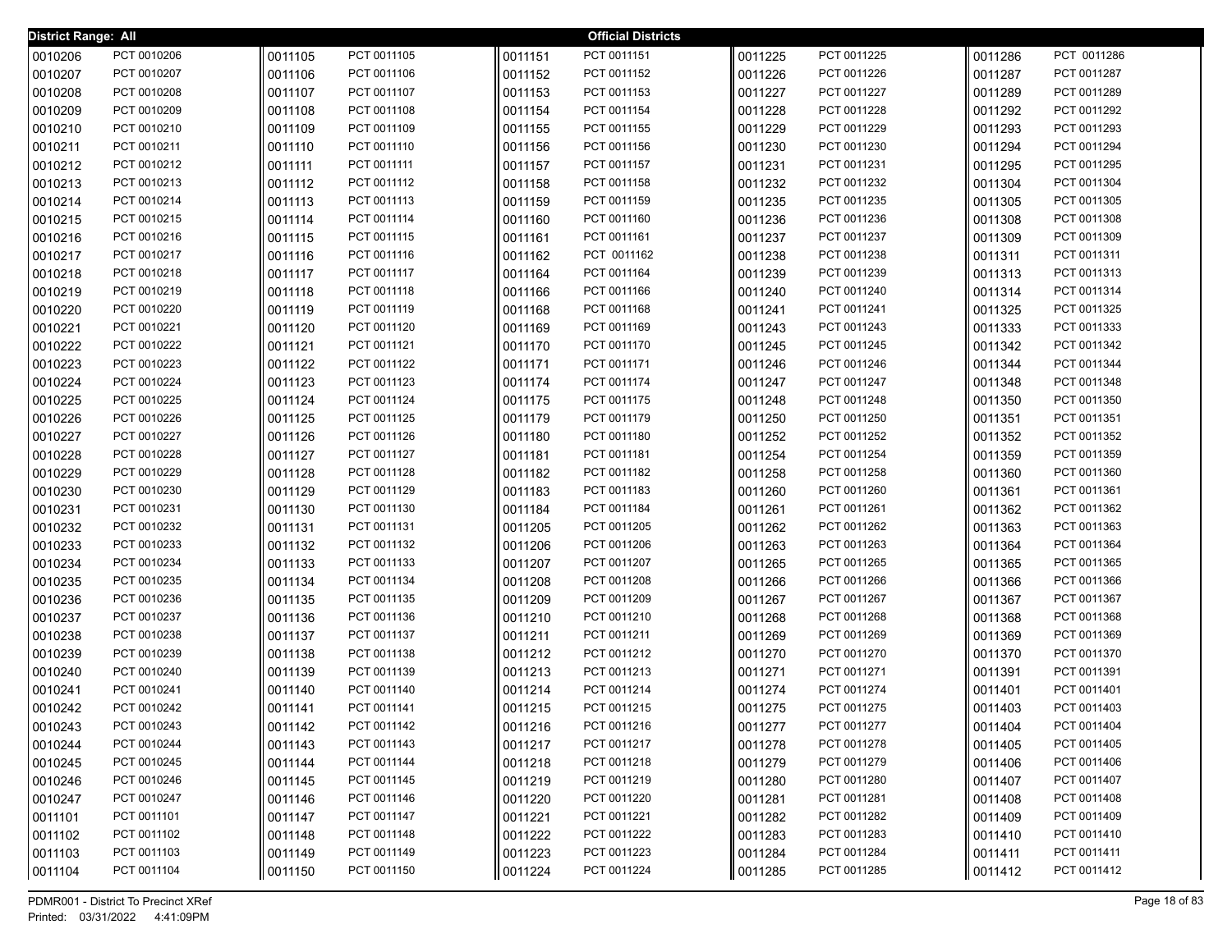**District Range: All** — **Official Districts**

| District | Precinct | District | Precinct | District | Precinct | District | Precinct | District | Precinct |
|---|---|---|---|---|---|---|---|---|---|
| 0010206 | PCT 0010206 | 0011105 | PCT 0011105 | 0011151 | PCT 0011151 | 0011225 | PCT 0011225 | 0011286 | PCT 0011286 |
| 0010207 | PCT 0010207 | 0011106 | PCT 0011106 | 0011152 | PCT 0011152 | 0011226 | PCT 0011226 | 0011287 | PCT 0011287 |
| 0010208 | PCT 0010208 | 0011107 | PCT 0011107 | 0011153 | PCT 0011153 | 0011227 | PCT 0011227 | 0011289 | PCT 0011289 |
| 0010209 | PCT 0010209 | 0011108 | PCT 0011108 | 0011154 | PCT 0011154 | 0011228 | PCT 0011228 | 0011292 | PCT 0011292 |
| 0010210 | PCT 0010210 | 0011109 | PCT 0011109 | 0011155 | PCT 0011155 | 0011229 | PCT 0011229 | 0011293 | PCT 0011293 |
| 0010211 | PCT 0010211 | 0011110 | PCT 0011110 | 0011156 | PCT 0011156 | 0011230 | PCT 0011230 | 0011294 | PCT 0011294 |
| 0010212 | PCT 0010212 | 0011111 | PCT 0011111 | 0011157 | PCT 0011157 | 0011231 | PCT 0011231 | 0011295 | PCT 0011295 |
| 0010213 | PCT 0010213 | 0011112 | PCT 0011112 | 0011158 | PCT 0011158 | 0011232 | PCT 0011232 | 0011304 | PCT 0011304 |
| 0010214 | PCT 0010214 | 0011113 | PCT 0011113 | 0011159 | PCT 0011159 | 0011235 | PCT 0011235 | 0011305 | PCT 0011305 |
| 0010215 | PCT 0010215 | 0011114 | PCT 0011114 | 0011160 | PCT 0011160 | 0011236 | PCT 0011236 | 0011308 | PCT 0011308 |
| 0010216 | PCT 0010216 | 0011115 | PCT 0011115 | 0011161 | PCT 0011161 | 0011237 | PCT 0011237 | 0011309 | PCT 0011309 |
| 0010217 | PCT 0010217 | 0011116 | PCT 0011116 | 0011162 | PCT 0011162 | 0011238 | PCT 0011238 | 0011311 | PCT 0011311 |
| 0010218 | PCT 0010218 | 0011117 | PCT 0011117 | 0011164 | PCT 0011164 | 0011239 | PCT 0011239 | 0011313 | PCT 0011313 |
| 0010219 | PCT 0010219 | 0011118 | PCT 0011118 | 0011166 | PCT 0011166 | 0011240 | PCT 0011240 | 0011314 | PCT 0011314 |
| 0010220 | PCT 0010220 | 0011119 | PCT 0011119 | 0011168 | PCT 0011168 | 0011241 | PCT 0011241 | 0011325 | PCT 0011325 |
| 0010221 | PCT 0010221 | 0011120 | PCT 0011120 | 0011169 | PCT 0011169 | 0011243 | PCT 0011243 | 0011333 | PCT 0011333 |
| 0010222 | PCT 0010222 | 0011121 | PCT 0011121 | 0011170 | PCT 0011170 | 0011245 | PCT 0011245 | 0011342 | PCT 0011342 |
| 0010223 | PCT 0010223 | 0011122 | PCT 0011122 | 0011171 | PCT 0011171 | 0011246 | PCT 0011246 | 0011344 | PCT 0011344 |
| 0010224 | PCT 0010224 | 0011123 | PCT 0011123 | 0011174 | PCT 0011174 | 0011247 | PCT 0011247 | 0011348 | PCT 0011348 |
| 0010225 | PCT 0010225 | 0011124 | PCT 0011124 | 0011175 | PCT 0011175 | 0011248 | PCT 0011248 | 0011350 | PCT 0011350 |
| 0010226 | PCT 0010226 | 0011125 | PCT 0011125 | 0011179 | PCT 0011179 | 0011250 | PCT 0011250 | 0011351 | PCT 0011351 |
| 0010227 | PCT 0010227 | 0011126 | PCT 0011126 | 0011180 | PCT 0011180 | 0011252 | PCT 0011252 | 0011352 | PCT 0011352 |
| 0010228 | PCT 0010228 | 0011127 | PCT 0011127 | 0011181 | PCT 0011181 | 0011254 | PCT 0011254 | 0011359 | PCT 0011359 |
| 0010229 | PCT 0010229 | 0011128 | PCT 0011128 | 0011182 | PCT 0011182 | 0011258 | PCT 0011258 | 0011360 | PCT 0011360 |
| 0010230 | PCT 0010230 | 0011129 | PCT 0011129 | 0011183 | PCT 0011183 | 0011260 | PCT 0011260 | 0011361 | PCT 0011361 |
| 0010231 | PCT 0010231 | 0011130 | PCT 0011130 | 0011184 | PCT 0011184 | 0011261 | PCT 0011261 | 0011362 | PCT 0011362 |
| 0010232 | PCT 0010232 | 0011131 | PCT 0011131 | 0011205 | PCT 0011205 | 0011262 | PCT 0011262 | 0011363 | PCT 0011363 |
| 0010233 | PCT 0010233 | 0011132 | PCT 0011132 | 0011206 | PCT 0011206 | 0011263 | PCT 0011263 | 0011364 | PCT 0011364 |
| 0010234 | PCT 0010234 | 0011133 | PCT 0011133 | 0011207 | PCT 0011207 | 0011265 | PCT 0011265 | 0011365 | PCT 0011365 |
| 0010235 | PCT 0010235 | 0011134 | PCT 0011134 | 0011208 | PCT 0011208 | 0011266 | PCT 0011266 | 0011366 | PCT 0011366 |
| 0010236 | PCT 0010236 | 0011135 | PCT 0011135 | 0011209 | PCT 0011209 | 0011267 | PCT 0011267 | 0011367 | PCT 0011367 |
| 0010237 | PCT 0010237 | 0011136 | PCT 0011136 | 0011210 | PCT 0011210 | 0011268 | PCT 0011268 | 0011368 | PCT 0011368 |
| 0010238 | PCT 0010238 | 0011137 | PCT 0011137 | 0011211 | PCT 0011211 | 0011269 | PCT 0011269 | 0011369 | PCT 0011369 |
| 0010239 | PCT 0010239 | 0011138 | PCT 0011138 | 0011212 | PCT 0011212 | 0011270 | PCT 0011270 | 0011370 | PCT 0011370 |
| 0010240 | PCT 0010240 | 0011139 | PCT 0011139 | 0011213 | PCT 0011213 | 0011271 | PCT 0011271 | 0011391 | PCT 0011391 |
| 0010241 | PCT 0010241 | 0011140 | PCT 0011140 | 0011214 | PCT 0011214 | 0011274 | PCT 0011274 | 0011401 | PCT 0011401 |
| 0010242 | PCT 0010242 | 0011141 | PCT 0011141 | 0011215 | PCT 0011215 | 0011275 | PCT 0011275 | 0011403 | PCT 0011403 |
| 0010243 | PCT 0010243 | 0011142 | PCT 0011142 | 0011216 | PCT 0011216 | 0011277 | PCT 0011277 | 0011404 | PCT 0011404 |
| 0010244 | PCT 0010244 | 0011143 | PCT 0011143 | 0011217 | PCT 0011217 | 0011278 | PCT 0011278 | 0011405 | PCT 0011405 |
| 0010245 | PCT 0010245 | 0011144 | PCT 0011144 | 0011218 | PCT 0011218 | 0011279 | PCT 0011279 | 0011406 | PCT 0011406 |
| 0010246 | PCT 0010246 | 0011145 | PCT 0011145 | 0011219 | PCT 0011219 | 0011280 | PCT 0011280 | 0011407 | PCT 0011407 |
| 0010247 | PCT 0010247 | 0011146 | PCT 0011146 | 0011220 | PCT 0011220 | 0011281 | PCT 0011281 | 0011408 | PCT 0011408 |
| 0011101 | PCT 0011101 | 0011147 | PCT 0011147 | 0011221 | PCT 0011221 | 0011282 | PCT 0011282 | 0011409 | PCT 0011409 |
| 0011102 | PCT 0011102 | 0011148 | PCT 0011148 | 0011222 | PCT 0011222 | 0011283 | PCT 0011283 | 0011410 | PCT 0011410 |
| 0011103 | PCT 0011103 | 0011149 | PCT 0011149 | 0011223 | PCT 0011223 | 0011284 | PCT 0011284 | 0011411 | PCT 0011411 |
| 0011104 | PCT 0011104 | 0011150 | PCT 0011150 | 0011224 | PCT 0011224 | 0011285 | PCT 0011285 | 0011412 | PCT 0011412 |

PDMR001 - District To Precinct XRef
Printed: 03/31/2022 4:41:09PM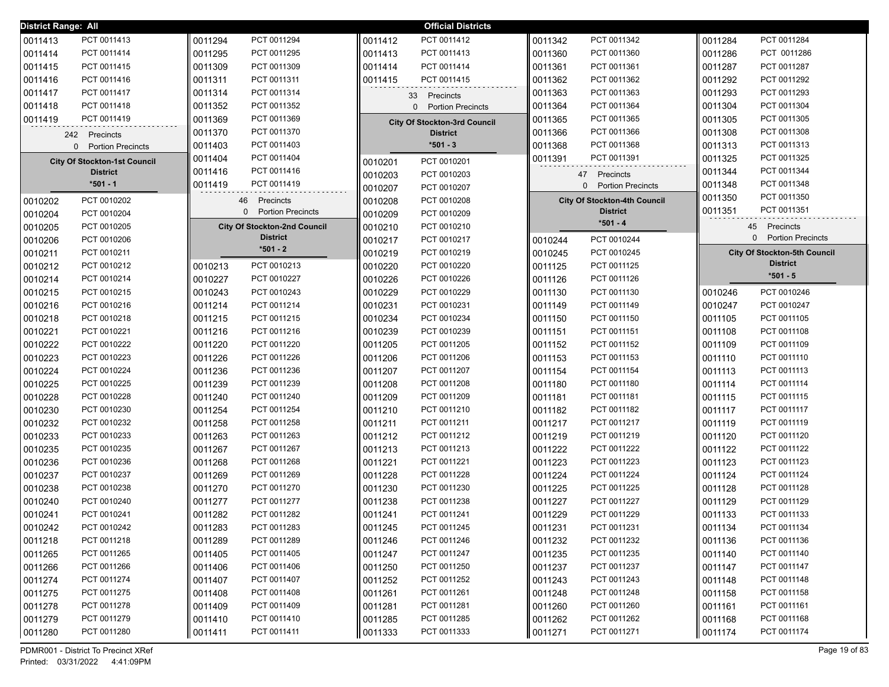**District Range: All** — **Official Districts**

| | |
|---|---|
| 0011413 | PCT 0011413 |
| 0011414 | PCT 0011414 |
| 0011415 | PCT 0011415 |
| 0011416 | PCT 0011416 |
| 0011417 | PCT 0011417 |
| 0011418 | PCT 0011418 |
| 0011419 | PCT 0011419 |

242 Precincts
0 Portion Precincts

### City Of Stockton-1st Council District
**\*501 - 1**

| | |
|---|---|
| 0010202 | PCT 0010202 |
| 0010204 | PCT 0010204 |
| 0010205 | PCT 0010205 |
| 0010206 | PCT 0010206 |
| 0010211 | PCT 0010211 |
| 0010212 | PCT 0010212 |
| 0010214 | PCT 0010214 |
| 0010215 | PCT 0010215 |
| 0010216 | PCT 0010216 |
| 0010218 | PCT 0010218 |
| 0010221 | PCT 0010221 |
| 0010222 | PCT 0010222 |
| 0010223 | PCT 0010223 |
| 0010224 | PCT 0010224 |
| 0010225 | PCT 0010225 |
| 0010228 | PCT 0010228 |
| 0010230 | PCT 0010230 |
| 0010232 | PCT 0010232 |
| 0010233 | PCT 0010233 |
| 0010235 | PCT 0010235 |
| 0010236 | PCT 0010236 |
| 0010237 | PCT 0010237 |
| 0010238 | PCT 0010238 |
| 0010240 | PCT 0010240 |
| 0010241 | PCT 0010241 |
| 0010242 | PCT 0010242 |
| 0011218 | PCT 0011218 |
| 0011265 | PCT 0011265 |
| 0011266 | PCT 0011266 |
| 0011274 | PCT 0011274 |
| 0011275 | PCT 0011275 |
| 0011278 | PCT 0011278 |
| 0011279 | PCT 0011279 |
| 0011280 | PCT 0011280 |
| 0011294 | PCT 0011294 |
| 0011295 | PCT 0011295 |
| 0011309 | PCT 0011309 |
| 0011311 | PCT 0011311 |
| 0011314 | PCT 0011314 |
| 0011352 | PCT 0011352 |
| 0011369 | PCT 0011369 |
| 0011370 | PCT 0011370 |
| 0011403 | PCT 0011403 |
| 0011404 | PCT 0011404 |
| 0011416 | PCT 0011416 |
| 0011419 | PCT 0011419 |

46 Precincts
0 Portion Precincts

### City Of Stockton-2nd Council District
**\*501 - 2**

| | |
|---|---|
| 0010213 | PCT 0010213 |
| 0010227 | PCT 0010227 |
| 0010243 | PCT 0010243 |
| 0011214 | PCT 0011214 |
| 0011215 | PCT 0011215 |
| 0011216 | PCT 0011216 |
| 0011220 | PCT 0011220 |
| 0011226 | PCT 0011226 |
| 0011236 | PCT 0011236 |
| 0011239 | PCT 0011239 |
| 0011240 | PCT 0011240 |
| 0011254 | PCT 0011254 |
| 0011258 | PCT 0011258 |
| 0011263 | PCT 0011263 |
| 0011267 | PCT 0011267 |
| 0011268 | PCT 0011268 |
| 0011269 | PCT 0011269 |
| 0011270 | PCT 0011270 |
| 0011277 | PCT 0011277 |
| 0011282 | PCT 0011282 |
| 0011283 | PCT 0011283 |
| 0011289 | PCT 0011289 |
| 0011405 | PCT 0011405 |
| 0011406 | PCT 0011406 |
| 0011407 | PCT 0011407 |
| 0011408 | PCT 0011408 |
| 0011409 | PCT 0011409 |
| 0011410 | PCT 0011410 |
| 0011411 | PCT 0011411 |
| 0011412 | PCT 0011412 |
| 0011413 | PCT 0011413 |
| 0011414 | PCT 0011414 |
| 0011415 | PCT 0011415 |

33 Precincts
0 Portion Precincts

### City Of Stockton-3rd Council District
**\*501 - 3**

| | |
|---|---|
| 0010201 | PCT 0010201 |
| 0010203 | PCT 0010203 |
| 0010207 | PCT 0010207 |
| 0010208 | PCT 0010208 |
| 0010209 | PCT 0010209 |
| 0010210 | PCT 0010210 |
| 0010217 | PCT 0010217 |
| 0010219 | PCT 0010219 |
| 0010220 | PCT 0010220 |
| 0010226 | PCT 0010226 |
| 0010229 | PCT 0010229 |
| 0010231 | PCT 0010231 |
| 0010234 | PCT 0010234 |
| 0010239 | PCT 0010239 |
| 0011205 | PCT 0011205 |
| 0011206 | PCT 0011206 |
| 0011207 | PCT 0011207 |
| 0011208 | PCT 0011208 |
| 0011209 | PCT 0011209 |
| 0011210 | PCT 0011210 |
| 0011211 | PCT 0011211 |
| 0011212 | PCT 0011212 |
| 0011213 | PCT 0011213 |
| 0011221 | PCT 0011221 |
| 0011228 | PCT 0011228 |
| 0011230 | PCT 0011230 |
| 0011238 | PCT 0011238 |
| 0011241 | PCT 0011241 |
| 0011245 | PCT 0011245 |
| 0011246 | PCT 0011246 |
| 0011247 | PCT 0011247 |
| 0011250 | PCT 0011250 |
| 0011252 | PCT 0011252 |
| 0011261 | PCT 0011261 |
| 0011281 | PCT 0011281 |
| 0011285 | PCT 0011285 |
| 0011333 | PCT 0011333 |
| 0011342 | PCT 0011342 |
| 0011360 | PCT 0011360 |
| 0011361 | PCT 0011361 |
| 0011362 | PCT 0011362 |
| 0011363 | PCT 0011363 |
| 0011364 | PCT 0011364 |
| 0011365 | PCT 0011365 |
| 0011366 | PCT 0011366 |
| 0011368 | PCT 0011368 |
| 0011391 | PCT 0011391 |

47 Precincts
0 Portion Precincts

### City Of Stockton-4th Council District
**\*501 - 4**

| | |
|---|---|
| 0010244 | PCT 0010244 |
| 0010245 | PCT 0010245 |
| 0011125 | PCT 0011125 |
| 0011126 | PCT 0011126 |
| 0011130 | PCT 0011130 |
| 0011149 | PCT 0011149 |
| 0011150 | PCT 0011150 |
| 0011151 | PCT 0011151 |
| 0011152 | PCT 0011152 |
| 0011153 | PCT 0011153 |
| 0011154 | PCT 0011154 |
| 0011180 | PCT 0011180 |
| 0011181 | PCT 0011181 |
| 0011182 | PCT 0011182 |
| 0011217 | PCT 0011217 |
| 0011219 | PCT 0011219 |
| 0011222 | PCT 0011222 |
| 0011223 | PCT 0011223 |
| 0011224 | PCT 0011224 |
| 0011225 | PCT 0011225 |
| 0011227 | PCT 0011227 |
| 0011229 | PCT 0011229 |
| 0011231 | PCT 0011231 |
| 0011232 | PCT 0011232 |
| 0011235 | PCT 0011235 |
| 0011237 | PCT 0011237 |
| 0011243 | PCT 0011243 |
| 0011248 | PCT 0011248 |
| 0011260 | PCT 0011260 |
| 0011262 | PCT 0011262 |
| 0011271 | PCT 0011271 |
| 0011284 | PCT 0011284 |
| 0011286 | PCT 0011286 |
| 0011287 | PCT 0011287 |
| 0011292 | PCT 0011292 |
| 0011293 | PCT 0011293 |
| 0011304 | PCT 0011304 |
| 0011305 | PCT 0011305 |
| 0011308 | PCT 0011308 |
| 0011313 | PCT 0011313 |
| 0011325 | PCT 0011325 |
| 0011344 | PCT 0011344 |
| 0011348 | PCT 0011348 |
| 0011350 | PCT 0011350 |
| 0011351 | PCT 0011351 |

45 Precincts
0 Portion Precincts

### City Of Stockton-5th Council District
**\*501 - 5**

| | |
|---|---|
| 0010246 | PCT 0010246 |
| 0010247 | PCT 0010247 |
| 0011105 | PCT 0011105 |
| 0011108 | PCT 0011108 |
| 0011109 | PCT 0011109 |
| 0011110 | PCT 0011110 |
| 0011113 | PCT 0011113 |
| 0011114 | PCT 0011114 |
| 0011115 | PCT 0011115 |
| 0011117 | PCT 0011117 |
| 0011119 | PCT 0011119 |
| 0011120 | PCT 0011120 |
| 0011122 | PCT 0011122 |
| 0011123 | PCT 0011123 |
| 0011124 | PCT 0011124 |
| 0011128 | PCT 0011128 |
| 0011129 | PCT 0011129 |
| 0011133 | PCT 0011133 |
| 0011134 | PCT 0011134 |
| 0011136 | PCT 0011136 |
| 0011140 | PCT 0011140 |
| 0011147 | PCT 0011147 |
| 0011148 | PCT 0011148 |
| 0011158 | PCT 0011158 |
| 0011161 | PCT 0011161 |
| 0011168 | PCT 0011168 |
| 0011174 | PCT 0011174 |

PDMR001 - District To Precinct XRef
Printed: 03/31/2022 4:41:09PM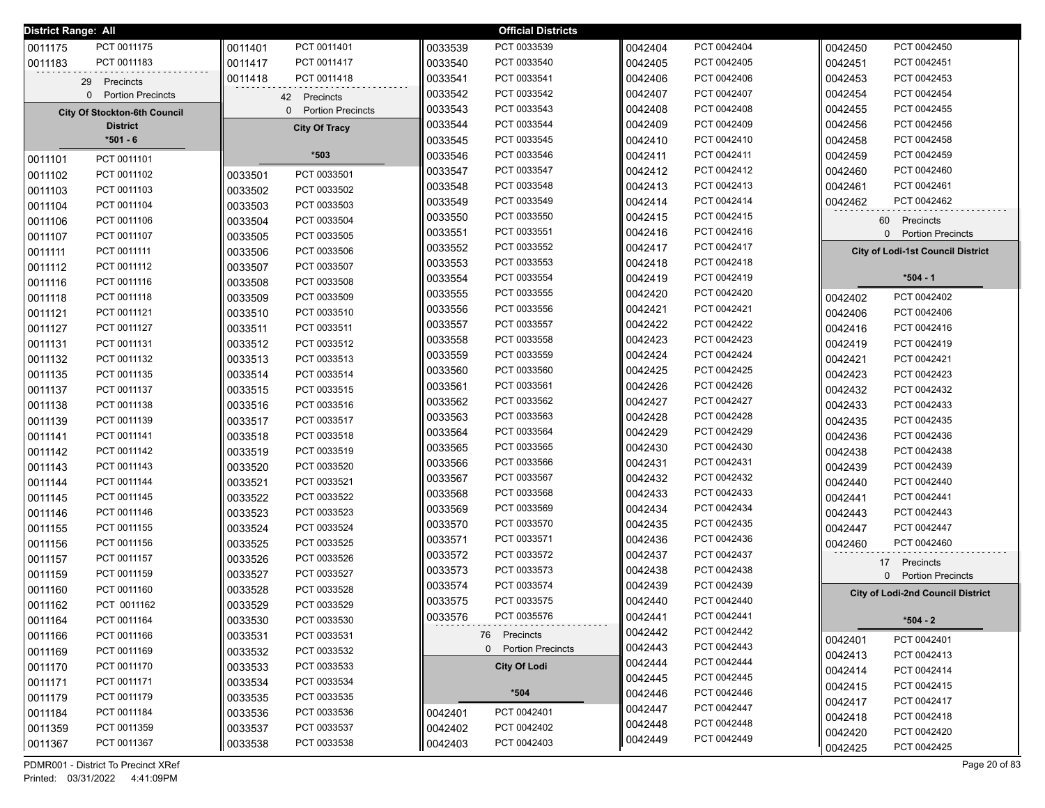**District Range: All** — **Official Districts**

| | |
|---|---|
| 0011175 | PCT 0011175 |
| 0011183 | PCT 0011183 |

29 Precincts
0 Portion Precincts

### City Of Stockton-6th Council District

**\*501 - 6**

| | |
|---|---|
| 0011101 | PCT 0011101 |
| 0011102 | PCT 0011102 |
| 0011103 | PCT 0011103 |
| 0011104 | PCT 0011104 |
| 0011106 | PCT 0011106 |
| 0011107 | PCT 0011107 |
| 0011111 | PCT 0011111 |
| 0011112 | PCT 0011112 |
| 0011116 | PCT 0011116 |
| 0011118 | PCT 0011118 |
| 0011121 | PCT 0011121 |
| 0011127 | PCT 0011127 |
| 0011131 | PCT 0011131 |
| 0011132 | PCT 0011132 |
| 0011135 | PCT 0011135 |
| 0011137 | PCT 0011137 |
| 0011138 | PCT 0011138 |
| 0011139 | PCT 0011139 |
| 0011141 | PCT 0011141 |
| 0011142 | PCT 0011142 |
| 0011143 | PCT 0011143 |
| 0011144 | PCT 0011144 |
| 0011145 | PCT 0011145 |
| 0011146 | PCT 0011146 |
| 0011155 | PCT 0011155 |
| 0011156 | PCT 0011156 |
| 0011157 | PCT 0011157 |
| 0011159 | PCT 0011159 |
| 0011160 | PCT 0011160 |
| 0011162 | PCT 0011162 |
| 0011164 | PCT 0011164 |
| 0011166 | PCT 0011166 |
| 0011169 | PCT 0011169 |
| 0011170 | PCT 0011170 |
| 0011171 | PCT 0011171 |
| 0011179 | PCT 0011179 |
| 0011184 | PCT 0011184 |
| 0011359 | PCT 0011359 |
| 0011367 | PCT 0011367 |
| 0011401 | PCT 0011401 |
| 0011417 | PCT 0011417 |
| 0011418 | PCT 0011418 |

42 Precincts
0 Portion Precincts

### City Of Tracy

**\*503**

| | |
|---|---|
| 0033501 | PCT 0033501 |
| 0033502 | PCT 0033502 |
| 0033503 | PCT 0033503 |
| 0033504 | PCT 0033504 |
| 0033505 | PCT 0033505 |
| 0033506 | PCT 0033506 |
| 0033507 | PCT 0033507 |
| 0033508 | PCT 0033508 |
| 0033509 | PCT 0033509 |
| 0033510 | PCT 0033510 |
| 0033511 | PCT 0033511 |
| 0033512 | PCT 0033512 |
| 0033513 | PCT 0033513 |
| 0033514 | PCT 0033514 |
| 0033515 | PCT 0033515 |
| 0033516 | PCT 0033516 |
| 0033517 | PCT 0033517 |
| 0033518 | PCT 0033518 |
| 0033519 | PCT 0033519 |
| 0033520 | PCT 0033520 |
| 0033521 | PCT 0033521 |
| 0033522 | PCT 0033522 |
| 0033523 | PCT 0033523 |
| 0033524 | PCT 0033524 |
| 0033525 | PCT 0033525 |
| 0033526 | PCT 0033526 |
| 0033527 | PCT 0033527 |
| 0033528 | PCT 0033528 |
| 0033529 | PCT 0033529 |
| 0033530 | PCT 0033530 |
| 0033531 | PCT 0033531 |
| 0033532 | PCT 0033532 |
| 0033533 | PCT 0033533 |
| 0033534 | PCT 0033534 |
| 0033535 | PCT 0033535 |
| 0033536 | PCT 0033536 |
| 0033537 | PCT 0033537 |
| 0033538 | PCT 0033538 |
| 0033539 | PCT 0033539 |
| 0033540 | PCT 0033540 |
| 0033541 | PCT 0033541 |
| 0033542 | PCT 0033542 |
| 0033543 | PCT 0033543 |
| 0033544 | PCT 0033544 |
| 0033545 | PCT 0033545 |
| 0033546 | PCT 0033546 |
| 0033547 | PCT 0033547 |
| 0033548 | PCT 0033548 |
| 0033549 | PCT 0033549 |
| 0033550 | PCT 0033550 |
| 0033551 | PCT 0033551 |
| 0033552 | PCT 0033552 |
| 0033553 | PCT 0033553 |
| 0033554 | PCT 0033554 |
| 0033555 | PCT 0033555 |
| 0033556 | PCT 0033556 |
| 0033557 | PCT 0033557 |
| 0033558 | PCT 0033558 |
| 0033559 | PCT 0033559 |
| 0033560 | PCT 0033560 |
| 0033561 | PCT 0033561 |
| 0033562 | PCT 0033562 |
| 0033563 | PCT 0033563 |
| 0033564 | PCT 0033564 |
| 0033565 | PCT 0033565 |
| 0033566 | PCT 0033566 |
| 0033567 | PCT 0033567 |
| 0033568 | PCT 0033568 |
| 0033569 | PCT 0033569 |
| 0033570 | PCT 0033570 |
| 0033571 | PCT 0033571 |
| 0033572 | PCT 0033572 |
| 0033573 | PCT 0033573 |
| 0033574 | PCT 0033574 |
| 0033575 | PCT 0033575 |
| 0033576 | PCT 0035576 |

76 Precincts
0 Portion Precincts

### City Of Lodi

**\*504**

| | |
|---|---|
| 0042401 | PCT 0042401 |
| 0042402 | PCT 0042402 |
| 0042403 | PCT 0042403 |
| 0042404 | PCT 0042404 |
| 0042405 | PCT 0042405 |
| 0042406 | PCT 0042406 |
| 0042407 | PCT 0042407 |
| 0042408 | PCT 0042408 |
| 0042409 | PCT 0042409 |
| 0042410 | PCT 0042410 |
| 0042411 | PCT 0042411 |
| 0042412 | PCT 0042412 |
| 0042413 | PCT 0042413 |
| 0042414 | PCT 0042414 |
| 0042415 | PCT 0042415 |
| 0042416 | PCT 0042416 |
| 0042417 | PCT 0042417 |
| 0042418 | PCT 0042418 |
| 0042419 | PCT 0042419 |
| 0042420 | PCT 0042420 |
| 0042421 | PCT 0042421 |
| 0042422 | PCT 0042422 |
| 0042423 | PCT 0042423 |
| 0042424 | PCT 0042424 |
| 0042425 | PCT 0042425 |
| 0042426 | PCT 0042426 |
| 0042427 | PCT 0042427 |
| 0042428 | PCT 0042428 |
| 0042429 | PCT 0042429 |
| 0042430 | PCT 0042430 |
| 0042431 | PCT 0042431 |
| 0042432 | PCT 0042432 |
| 0042433 | PCT 0042433 |
| 0042434 | PCT 0042434 |
| 0042435 | PCT 0042435 |
| 0042436 | PCT 0042436 |
| 0042437 | PCT 0042437 |
| 0042438 | PCT 0042438 |
| 0042439 | PCT 0042439 |
| 0042440 | PCT 0042440 |
| 0042441 | PCT 0042441 |
| 0042442 | PCT 0042442 |
| 0042443 | PCT 0042443 |
| 0042444 | PCT 0042444 |
| 0042445 | PCT 0042445 |
| 0042446 | PCT 0042446 |
| 0042447 | PCT 0042447 |
| 0042448 | PCT 0042448 |
| 0042449 | PCT 0042449 |
| 0042450 | PCT 0042450 |
| 0042451 | PCT 0042451 |
| 0042453 | PCT 0042453 |
| 0042454 | PCT 0042454 |
| 0042455 | PCT 0042455 |
| 0042456 | PCT 0042456 |
| 0042458 | PCT 0042458 |
| 0042459 | PCT 0042459 |
| 0042460 | PCT 0042460 |
| 0042461 | PCT 0042461 |
| 0042462 | PCT 0042462 |

60 Precincts
0 Portion Precincts

### City of Lodi-1st Council District

**\*504 - 1**

| | |
|---|---|
| 0042402 | PCT 0042402 |
| 0042406 | PCT 0042406 |
| 0042416 | PCT 0042416 |
| 0042419 | PCT 0042419 |
| 0042421 | PCT 0042421 |
| 0042423 | PCT 0042423 |
| 0042432 | PCT 0042432 |
| 0042433 | PCT 0042433 |
| 0042435 | PCT 0042435 |
| 0042436 | PCT 0042436 |
| 0042438 | PCT 0042438 |
| 0042439 | PCT 0042439 |
| 0042440 | PCT 0042440 |
| 0042441 | PCT 0042441 |
| 0042443 | PCT 0042443 |
| 0042447 | PCT 0042447 |
| 0042460 | PCT 0042460 |

17 Precincts
0 Portion Precincts

### City of Lodi-2nd Council District

**\*504 - 2**

| | |
|---|---|
| 0042401 | PCT 0042401 |
| 0042413 | PCT 0042413 |
| 0042414 | PCT 0042414 |
| 0042415 | PCT 0042415 |
| 0042417 | PCT 0042417 |
| 0042418 | PCT 0042418 |
| 0042420 | PCT 0042420 |
| 0042425 | PCT 0042425 |

PDMR001 - District To Precinct XRef
Printed: 03/31/2022 4:41:09PM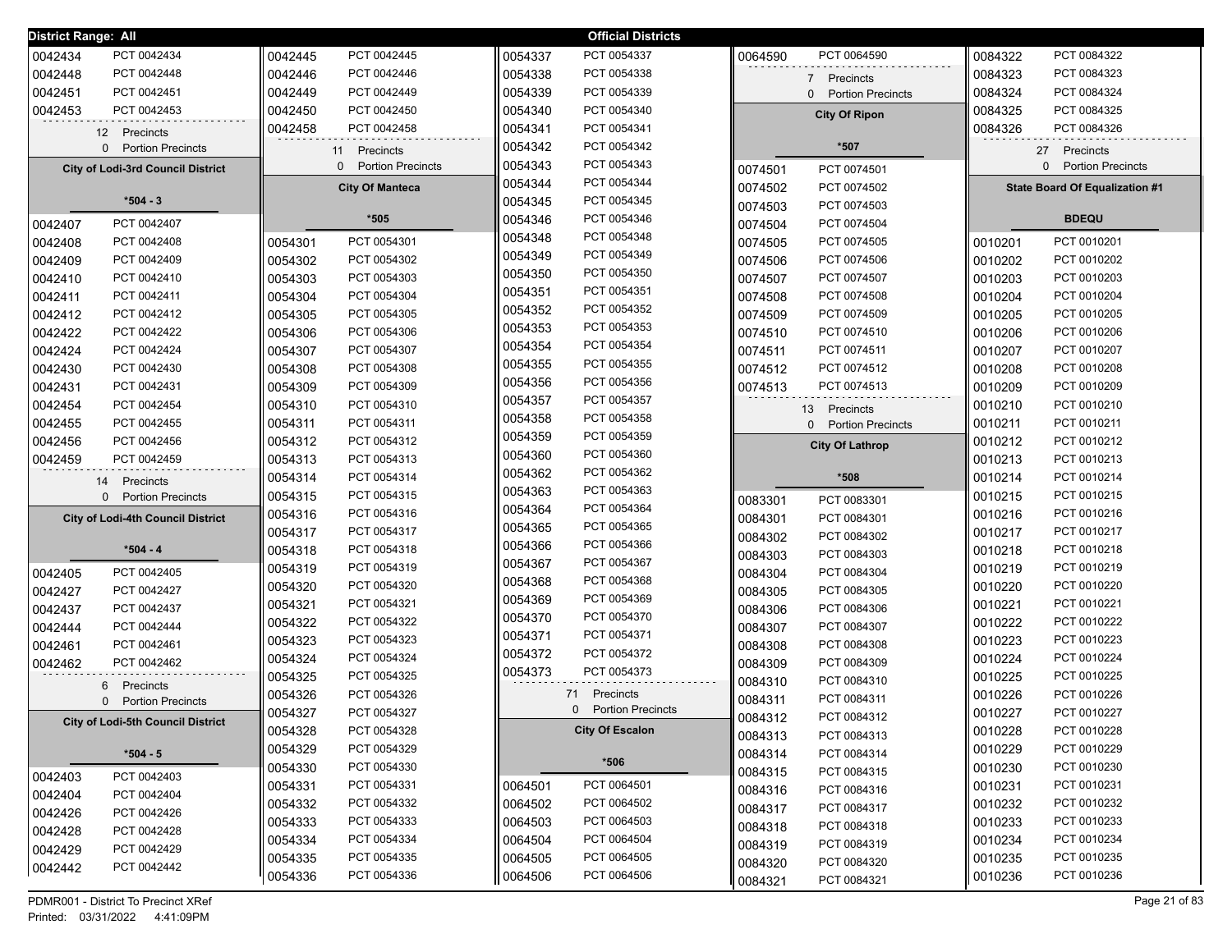District Range: All

## Official Districts

| Precinct | Name |
|---|---|
| 0042434 | PCT 0042434 |
| 0042448 | PCT 0042448 |
| 0042451 | PCT 0042451 |
| 0042453 | PCT 0042453 |

12 Precincts
0 Portion Precincts

### City of Lodi-3rd Council District

**\*504 - 3**

| Precinct | Name |
|---|---|
| 0042407 | PCT 0042407 |
| 0042408 | PCT 0042408 |
| 0042409 | PCT 0042409 |
| 0042410 | PCT 0042410 |
| 0042411 | PCT 0042411 |
| 0042412 | PCT 0042412 |
| 0042422 | PCT 0042422 |
| 0042424 | PCT 0042424 |
| 0042430 | PCT 0042430 |
| 0042431 | PCT 0042431 |
| 0042454 | PCT 0042454 |
| 0042455 | PCT 0042455 |
| 0042456 | PCT 0042456 |
| 0042459 | PCT 0042459 |

14 Precincts
0 Portion Precincts

### City of Lodi-4th Council District

**\*504 - 4**

| Precinct | Name |
|---|---|
| 0042405 | PCT 0042405 |
| 0042427 | PCT 0042427 |
| 0042437 | PCT 0042437 |
| 0042444 | PCT 0042444 |
| 0042461 | PCT 0042461 |
| 0042462 | PCT 0042462 |

6 Precincts
0 Portion Precincts

### City of Lodi-5th Council District

**\*504 - 5**

| Precinct | Name |
|---|---|
| 0042403 | PCT 0042403 |
| 0042404 | PCT 0042404 |
| 0042426 | PCT 0042426 |
| 0042428 | PCT 0042428 |
| 0042429 | PCT 0042429 |
| 0042442 | PCT 0042442 |
| 0042445 | PCT 0042445 |
| 0042446 | PCT 0042446 |
| 0042449 | PCT 0042449 |
| 0042450 | PCT 0042450 |
| 0042458 | PCT 0042458 |

11 Precincts
0 Portion Precincts

### City Of Manteca

**\*505**

| Precinct | Name |
|---|---|
| 0054301 | PCT 0054301 |
| 0054302 | PCT 0054302 |
| 0054303 | PCT 0054303 |
| 0054304 | PCT 0054304 |
| 0054305 | PCT 0054305 |
| 0054306 | PCT 0054306 |
| 0054307 | PCT 0054307 |
| 0054308 | PCT 0054308 |
| 0054309 | PCT 0054309 |
| 0054310 | PCT 0054310 |
| 0054311 | PCT 0054311 |
| 0054312 | PCT 0054312 |
| 0054313 | PCT 0054313 |
| 0054314 | PCT 0054314 |
| 0054315 | PCT 0054315 |
| 0054316 | PCT 0054316 |
| 0054317 | PCT 0054317 |
| 0054318 | PCT 0054318 |
| 0054319 | PCT 0054319 |
| 0054320 | PCT 0054320 |
| 0054321 | PCT 0054321 |
| 0054322 | PCT 0054322 |
| 0054323 | PCT 0054323 |
| 0054324 | PCT 0054324 |
| 0054325 | PCT 0054325 |
| 0054326 | PCT 0054326 |
| 0054327 | PCT 0054327 |
| 0054328 | PCT 0054328 |
| 0054329 | PCT 0054329 |
| 0054330 | PCT 0054330 |
| 0054331 | PCT 0054331 |
| 0054332 | PCT 0054332 |
| 0054333 | PCT 0054333 |
| 0054334 | PCT 0054334 |
| 0054335 | PCT 0054335 |
| 0054336 | PCT 0054336 |
| 0054337 | PCT 0054337 |
| 0054338 | PCT 0054338 |
| 0054339 | PCT 0054339 |
| 0054340 | PCT 0054340 |
| 0054341 | PCT 0054341 |
| 0054342 | PCT 0054342 |
| 0054343 | PCT 0054343 |
| 0054344 | PCT 0054344 |
| 0054345 | PCT 0054345 |
| 0054346 | PCT 0054346 |
| 0054348 | PCT 0054348 |
| 0054349 | PCT 0054349 |
| 0054350 | PCT 0054350 |
| 0054351 | PCT 0054351 |
| 0054352 | PCT 0054352 |
| 0054353 | PCT 0054353 |
| 0054354 | PCT 0054354 |
| 0054355 | PCT 0054355 |
| 0054356 | PCT 0054356 |
| 0054357 | PCT 0054357 |
| 0054358 | PCT 0054358 |
| 0054359 | PCT 0054359 |
| 0054360 | PCT 0054360 |
| 0054362 | PCT 0054362 |
| 0054363 | PCT 0054363 |
| 0054364 | PCT 0054364 |
| 0054365 | PCT 0054365 |
| 0054366 | PCT 0054366 |
| 0054367 | PCT 0054367 |
| 0054368 | PCT 0054368 |
| 0054369 | PCT 0054369 |
| 0054370 | PCT 0054370 |
| 0054371 | PCT 0054371 |
| 0054372 | PCT 0054372 |
| 0054373 | PCT 0054373 |

71 Precincts
0 Portion Precincts

### City Of Escalon

**\*506**

| Precinct | Name |
|---|---|
| 0064501 | PCT 0064501 |
| 0064502 | PCT 0064502 |
| 0064503 | PCT 0064503 |
| 0064504 | PCT 0064504 |
| 0064505 | PCT 0064505 |
| 0064506 | PCT 0064506 |
| 0064590 | PCT 0064590 |

7 Precincts
0 Portion Precincts

### City Of Ripon

**\*507**

| Precinct | Name |
|---|---|
| 0074501 | PCT 0074501 |
| 0074502 | PCT 0074502 |
| 0074503 | PCT 0074503 |
| 0074504 | PCT 0074504 |
| 0074505 | PCT 0074505 |
| 0074506 | PCT 0074506 |
| 0074507 | PCT 0074507 |
| 0074508 | PCT 0074508 |
| 0074509 | PCT 0074509 |
| 0074510 | PCT 0074510 |
| 0074511 | PCT 0074511 |
| 0074512 | PCT 0074512 |
| 0074513 | PCT 0074513 |

13 Precincts
0 Portion Precincts

### City Of Lathrop

**\*508**

| Precinct | Name |
|---|---|
| 0083301 | PCT 0083301 |
| 0084301 | PCT 0084301 |
| 0084302 | PCT 0084302 |
| 0084303 | PCT 0084303 |
| 0084304 | PCT 0084304 |
| 0084305 | PCT 0084305 |
| 0084306 | PCT 0084306 |
| 0084307 | PCT 0084307 |
| 0084308 | PCT 0084308 |
| 0084309 | PCT 0084309 |
| 0084310 | PCT 0084310 |
| 0084311 | PCT 0084311 |
| 0084312 | PCT 0084312 |
| 0084313 | PCT 0084313 |
| 0084314 | PCT 0084314 |
| 0084315 | PCT 0084315 |
| 0084316 | PCT 0084316 |
| 0084317 | PCT 0084317 |
| 0084318 | PCT 0084318 |
| 0084319 | PCT 0084319 |
| 0084320 | PCT 0084320 |
| 0084321 | PCT 0084321 |
| 0084322 | PCT 0084322 |
| 0084323 | PCT 0084323 |
| 0084324 | PCT 0084324 |
| 0084325 | PCT 0084325 |
| 0084326 | PCT 0084326 |

27 Precincts
0 Portion Precincts

### State Board Of Equalization #1

**BDEQU**

| Precinct | Name |
|---|---|
| 0010201 | PCT 0010201 |
| 0010202 | PCT 0010202 |
| 0010203 | PCT 0010203 |
| 0010204 | PCT 0010204 |
| 0010205 | PCT 0010205 |
| 0010206 | PCT 0010206 |
| 0010207 | PCT 0010207 |
| 0010208 | PCT 0010208 |
| 0010209 | PCT 0010209 |
| 0010210 | PCT 0010210 |
| 0010211 | PCT 0010211 |
| 0010212 | PCT 0010212 |
| 0010213 | PCT 0010213 |
| 0010214 | PCT 0010214 |
| 0010215 | PCT 0010215 |
| 0010216 | PCT 0010216 |
| 0010217 | PCT 0010217 |
| 0010218 | PCT 0010218 |
| 0010219 | PCT 0010219 |
| 0010220 | PCT 0010220 |
| 0010221 | PCT 0010221 |
| 0010222 | PCT 0010222 |
| 0010223 | PCT 0010223 |
| 0010224 | PCT 0010224 |
| 0010225 | PCT 0010225 |
| 0010226 | PCT 0010226 |
| 0010227 | PCT 0010227 |
| 0010228 | PCT 0010228 |
| 0010229 | PCT 0010229 |
| 0010230 | PCT 0010230 |
| 0010231 | PCT 0010231 |
| 0010232 | PCT 0010232 |
| 0010233 | PCT 0010233 |
| 0010234 | PCT 0010234 |
| 0010235 | PCT 0010235 |
| 0010236 | PCT 0010236 |

PDMR001 - District To Precinct XRef
Printed: 03/31/2022 4:41:09PM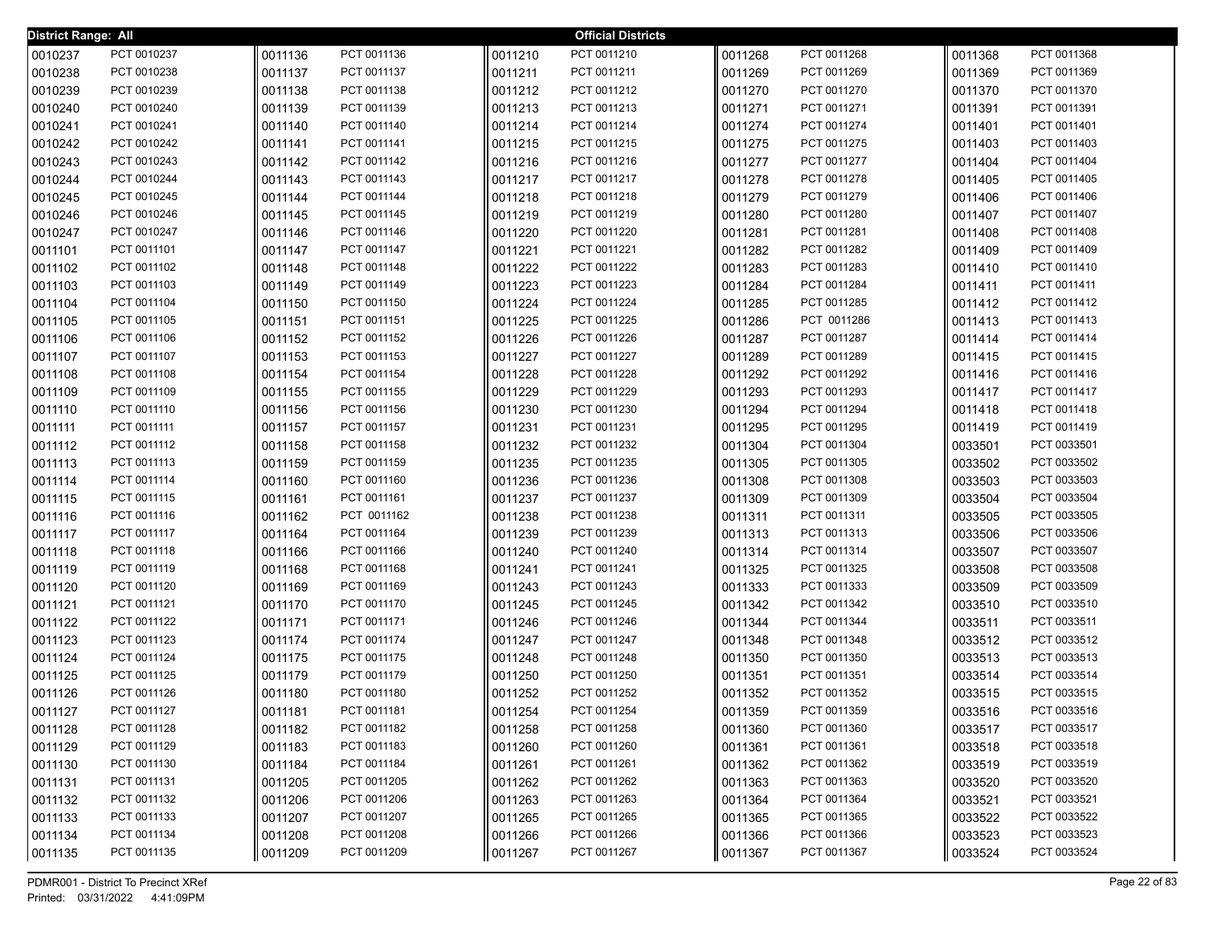**District Range: All** **Official Districts**

| District | Precinct | District | Precinct | District | Precinct | District | Precinct | District | Precinct |
|---|---|---|---|---|---|---|---|---|---|
| 0010237 | PCT 0010237 | 0011136 | PCT 0011136 | 0011210 | PCT 0011210 | 0011268 | PCT 0011268 | 0011368 | PCT 0011368 |
| 0010238 | PCT 0010238 | 0011137 | PCT 0011137 | 0011211 | PCT 0011211 | 0011269 | PCT 0011269 | 0011369 | PCT 0011369 |
| 0010239 | PCT 0010239 | 0011138 | PCT 0011138 | 0011212 | PCT 0011212 | 0011270 | PCT 0011270 | 0011370 | PCT 0011370 |
| 0010240 | PCT 0010240 | 0011139 | PCT 0011139 | 0011213 | PCT 0011213 | 0011271 | PCT 0011271 | 0011391 | PCT 0011391 |
| 0010241 | PCT 0010241 | 0011140 | PCT 0011140 | 0011214 | PCT 0011214 | 0011274 | PCT 0011274 | 0011401 | PCT 0011401 |
| 0010242 | PCT 0010242 | 0011141 | PCT 0011141 | 0011215 | PCT 0011215 | 0011275 | PCT 0011275 | 0011403 | PCT 0011403 |
| 0010243 | PCT 0010243 | 0011142 | PCT 0011142 | 0011216 | PCT 0011216 | 0011277 | PCT 0011277 | 0011404 | PCT 0011404 |
| 0010244 | PCT 0010244 | 0011143 | PCT 0011143 | 0011217 | PCT 0011217 | 0011278 | PCT 0011278 | 0011405 | PCT 0011405 |
| 0010245 | PCT 0010245 | 0011144 | PCT 0011144 | 0011218 | PCT 0011218 | 0011279 | PCT 0011279 | 0011406 | PCT 0011406 |
| 0010246 | PCT 0010246 | 0011145 | PCT 0011145 | 0011219 | PCT 0011219 | 0011280 | PCT 0011280 | 0011407 | PCT 0011407 |
| 0010247 | PCT 0010247 | 0011146 | PCT 0011146 | 0011220 | PCT 0011220 | 0011281 | PCT 0011281 | 0011408 | PCT 0011408 |
| 0011101 | PCT 0011101 | 0011147 | PCT 0011147 | 0011221 | PCT 0011221 | 0011282 | PCT 0011282 | 0011409 | PCT 0011409 |
| 0011102 | PCT 0011102 | 0011148 | PCT 0011148 | 0011222 | PCT 0011222 | 0011283 | PCT 0011283 | 0011410 | PCT 0011410 |
| 0011103 | PCT 0011103 | 0011149 | PCT 0011149 | 0011223 | PCT 0011223 | 0011284 | PCT 0011284 | 0011411 | PCT 0011411 |
| 0011104 | PCT 0011104 | 0011150 | PCT 0011150 | 0011224 | PCT 0011224 | 0011285 | PCT 0011285 | 0011412 | PCT 0011412 |
| 0011105 | PCT 0011105 | 0011151 | PCT 0011151 | 0011225 | PCT 0011225 | 0011286 | PCT 0011286 | 0011413 | PCT 0011413 |
| 0011106 | PCT 0011106 | 0011152 | PCT 0011152 | 0011226 | PCT 0011226 | 0011287 | PCT 0011287 | 0011414 | PCT 0011414 |
| 0011107 | PCT 0011107 | 0011153 | PCT 0011153 | 0011227 | PCT 0011227 | 0011289 | PCT 0011289 | 0011415 | PCT 0011415 |
| 0011108 | PCT 0011108 | 0011154 | PCT 0011154 | 0011228 | PCT 0011228 | 0011292 | PCT 0011292 | 0011416 | PCT 0011416 |
| 0011109 | PCT 0011109 | 0011155 | PCT 0011155 | 0011229 | PCT 0011229 | 0011293 | PCT 0011293 | 0011417 | PCT 0011417 |
| 0011110 | PCT 0011110 | 0011156 | PCT 0011156 | 0011230 | PCT 0011230 | 0011294 | PCT 0011294 | 0011418 | PCT 0011418 |
| 0011111 | PCT 0011111 | 0011157 | PCT 0011157 | 0011231 | PCT 0011231 | 0011295 | PCT 0011295 | 0011419 | PCT 0011419 |
| 0011112 | PCT 0011112 | 0011158 | PCT 0011158 | 0011232 | PCT 0011232 | 0011304 | PCT 0011304 | 0033501 | PCT 0033501 |
| 0011113 | PCT 0011113 | 0011159 | PCT 0011159 | 0011235 | PCT 0011235 | 0011305 | PCT 0011305 | 0033502 | PCT 0033502 |
| 0011114 | PCT 0011114 | 0011160 | PCT 0011160 | 0011236 | PCT 0011236 | 0011308 | PCT 0011308 | 0033503 | PCT 0033503 |
| 0011115 | PCT 0011115 | 0011161 | PCT 0011161 | 0011237 | PCT 0011237 | 0011309 | PCT 0011309 | 0033504 | PCT 0033504 |
| 0011116 | PCT 0011116 | 0011162 | PCT 0011162 | 0011238 | PCT 0011238 | 0011311 | PCT 0011311 | 0033505 | PCT 0033505 |
| 0011117 | PCT 0011117 | 0011164 | PCT 0011164 | 0011239 | PCT 0011239 | 0011313 | PCT 0011313 | 0033506 | PCT 0033506 |
| 0011118 | PCT 0011118 | 0011166 | PCT 0011166 | 0011240 | PCT 0011240 | 0011314 | PCT 0011314 | 0033507 | PCT 0033507 |
| 0011119 | PCT 0011119 | 0011168 | PCT 0011168 | 0011241 | PCT 0011241 | 0011325 | PCT 0011325 | 0033508 | PCT 0033508 |
| 0011120 | PCT 0011120 | 0011169 | PCT 0011169 | 0011243 | PCT 0011243 | 0011333 | PCT 0011333 | 0033509 | PCT 0033509 |
| 0011121 | PCT 0011121 | 0011170 | PCT 0011170 | 0011245 | PCT 0011245 | 0011342 | PCT 0011342 | 0033510 | PCT 0033510 |
| 0011122 | PCT 0011122 | 0011171 | PCT 0011171 | 0011246 | PCT 0011246 | 0011344 | PCT 0011344 | 0033511 | PCT 0033511 |
| 0011123 | PCT 0011123 | 0011174 | PCT 0011174 | 0011247 | PCT 0011247 | 0011348 | PCT 0011348 | 0033512 | PCT 0033512 |
| 0011124 | PCT 0011124 | 0011175 | PCT 0011175 | 0011248 | PCT 0011248 | 0011350 | PCT 0011350 | 0033513 | PCT 0033513 |
| 0011125 | PCT 0011125 | 0011179 | PCT 0011179 | 0011250 | PCT 0011250 | 0011351 | PCT 0011351 | 0033514 | PCT 0033514 |
| 0011126 | PCT 0011126 | 0011180 | PCT 0011180 | 0011252 | PCT 0011252 | 0011352 | PCT 0011352 | 0033515 | PCT 0033515 |
| 0011127 | PCT 0011127 | 0011181 | PCT 0011181 | 0011254 | PCT 0011254 | 0011359 | PCT 0011359 | 0033516 | PCT 0033516 |
| 0011128 | PCT 0011128 | 0011182 | PCT 0011182 | 0011258 | PCT 0011258 | 0011360 | PCT 0011360 | 0033517 | PCT 0033517 |
| 0011129 | PCT 0011129 | 0011183 | PCT 0011183 | 0011260 | PCT 0011260 | 0011361 | PCT 0011361 | 0033518 | PCT 0033518 |
| 0011130 | PCT 0011130 | 0011184 | PCT 0011184 | 0011261 | PCT 0011261 | 0011362 | PCT 0011362 | 0033519 | PCT 0033519 |
| 0011131 | PCT 0011131 | 0011205 | PCT 0011205 | 0011262 | PCT 0011262 | 0011363 | PCT 0011363 | 0033520 | PCT 0033520 |
| 0011132 | PCT 0011132 | 0011206 | PCT 0011206 | 0011263 | PCT 0011263 | 0011364 | PCT 0011364 | 0033521 | PCT 0033521 |
| 0011133 | PCT 0011133 | 0011207 | PCT 0011207 | 0011265 | PCT 0011265 | 0011365 | PCT 0011365 | 0033522 | PCT 0033522 |
| 0011134 | PCT 0011134 | 0011208 | PCT 0011208 | 0011266 | PCT 0011266 | 0011366 | PCT 0011366 | 0033523 | PCT 0033523 |
| 0011135 | PCT 0011135 | 0011209 | PCT 0011209 | 0011267 | PCT 0011267 | 0011367 | PCT 0011367 | 0033524 | PCT 0033524 |

PDMR001 - District To Precinct XRef
Printed: 03/31/2022 4:41:09PM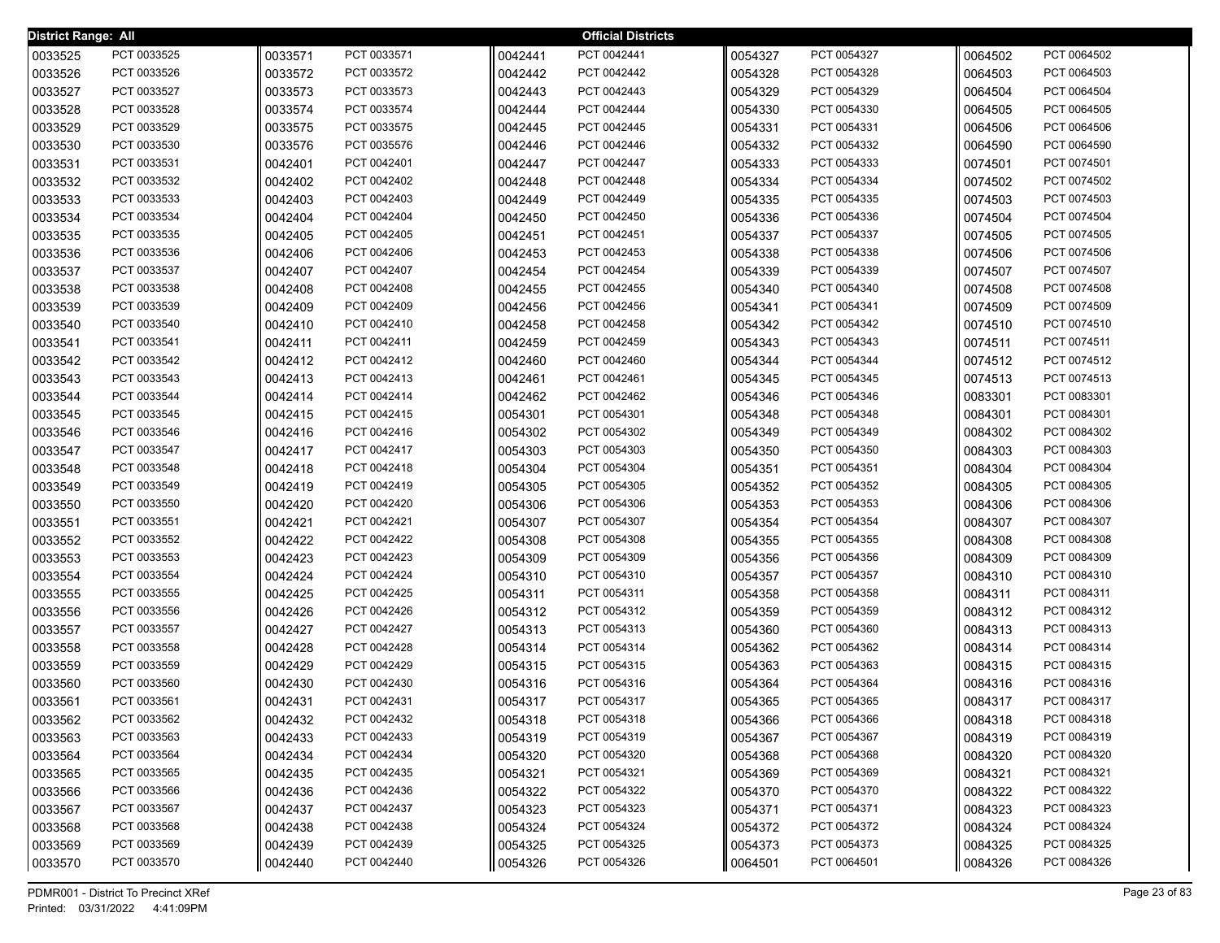**District Range: All** **Official Districts**

| District | Precinct | District | Precinct | District | Precinct | District | Precinct | District | Precinct |
|---|---|---|---|---|---|---|---|---|---|
| 0033525 | PCT 0033525 | 0033571 | PCT 0033571 | 0042441 | PCT 0042441 | 0054327 | PCT 0054327 | 0064502 | PCT 0064502 |
| 0033526 | PCT 0033526 | 0033572 | PCT 0033572 | 0042442 | PCT 0042442 | 0054328 | PCT 0054328 | 0064503 | PCT 0064503 |
| 0033527 | PCT 0033527 | 0033573 | PCT 0033573 | 0042443 | PCT 0042443 | 0054329 | PCT 0054329 | 0064504 | PCT 0064504 |
| 0033528 | PCT 0033528 | 0033574 | PCT 0033574 | 0042444 | PCT 0042444 | 0054330 | PCT 0054330 | 0064505 | PCT 0064505 |
| 0033529 | PCT 0033529 | 0033575 | PCT 0033575 | 0042445 | PCT 0042445 | 0054331 | PCT 0054331 | 0064506 | PCT 0064506 |
| 0033530 | PCT 0033530 | 0033576 | PCT 0035576 | 0042446 | PCT 0042446 | 0054332 | PCT 0054332 | 0064590 | PCT 0064590 |
| 0033531 | PCT 0033531 | 0042401 | PCT 0042401 | 0042447 | PCT 0042447 | 0054333 | PCT 0054333 | 0074501 | PCT 0074501 |
| 0033532 | PCT 0033532 | 0042402 | PCT 0042402 | 0042448 | PCT 0042448 | 0054334 | PCT 0054334 | 0074502 | PCT 0074502 |
| 0033533 | PCT 0033533 | 0042403 | PCT 0042403 | 0042449 | PCT 0042449 | 0054335 | PCT 0054335 | 0074503 | PCT 0074503 |
| 0033534 | PCT 0033534 | 0042404 | PCT 0042404 | 0042450 | PCT 0042450 | 0054336 | PCT 0054336 | 0074504 | PCT 0074504 |
| 0033535 | PCT 0033535 | 0042405 | PCT 0042405 | 0042451 | PCT 0042451 | 0054337 | PCT 0054337 | 0074505 | PCT 0074505 |
| 0033536 | PCT 0033536 | 0042406 | PCT 0042406 | 0042453 | PCT 0042453 | 0054338 | PCT 0054338 | 0074506 | PCT 0074506 |
| 0033537 | PCT 0033537 | 0042407 | PCT 0042407 | 0042454 | PCT 0042454 | 0054339 | PCT 0054339 | 0074507 | PCT 0074507 |
| 0033538 | PCT 0033538 | 0042408 | PCT 0042408 | 0042455 | PCT 0042455 | 0054340 | PCT 0054340 | 0074508 | PCT 0074508 |
| 0033539 | PCT 0033539 | 0042409 | PCT 0042409 | 0042456 | PCT 0042456 | 0054341 | PCT 0054341 | 0074509 | PCT 0074509 |
| 0033540 | PCT 0033540 | 0042410 | PCT 0042410 | 0042458 | PCT 0042458 | 0054342 | PCT 0054342 | 0074510 | PCT 0074510 |
| 0033541 | PCT 0033541 | 0042411 | PCT 0042411 | 0042459 | PCT 0042459 | 0054343 | PCT 0054343 | 0074511 | PCT 0074511 |
| 0033542 | PCT 0033542 | 0042412 | PCT 0042412 | 0042460 | PCT 0042460 | 0054344 | PCT 0054344 | 0074512 | PCT 0074512 |
| 0033543 | PCT 0033543 | 0042413 | PCT 0042413 | 0042461 | PCT 0042461 | 0054345 | PCT 0054345 | 0074513 | PCT 0074513 |
| 0033544 | PCT 0033544 | 0042414 | PCT 0042414 | 0042462 | PCT 0042462 | 0054346 | PCT 0054346 | 0083301 | PCT 0083301 |
| 0033545 | PCT 0033545 | 0042415 | PCT 0042415 | 0054301 | PCT 0054301 | 0054348 | PCT 0054348 | 0084301 | PCT 0084301 |
| 0033546 | PCT 0033546 | 0042416 | PCT 0042416 | 0054302 | PCT 0054302 | 0054349 | PCT 0054349 | 0084302 | PCT 0084302 |
| 0033547 | PCT 0033547 | 0042417 | PCT 0042417 | 0054303 | PCT 0054303 | 0054350 | PCT 0054350 | 0084303 | PCT 0084303 |
| 0033548 | PCT 0033548 | 0042418 | PCT 0042418 | 0054304 | PCT 0054304 | 0054351 | PCT 0054351 | 0084304 | PCT 0084304 |
| 0033549 | PCT 0033549 | 0042419 | PCT 0042419 | 0054305 | PCT 0054305 | 0054352 | PCT 0054352 | 0084305 | PCT 0084305 |
| 0033550 | PCT 0033550 | 0042420 | PCT 0042420 | 0054306 | PCT 0054306 | 0054353 | PCT 0054353 | 0084306 | PCT 0084306 |
| 0033551 | PCT 0033551 | 0042421 | PCT 0042421 | 0054307 | PCT 0054307 | 0054354 | PCT 0054354 | 0084307 | PCT 0084307 |
| 0033552 | PCT 0033552 | 0042422 | PCT 0042422 | 0054308 | PCT 0054308 | 0054355 | PCT 0054355 | 0084308 | PCT 0084308 |
| 0033553 | PCT 0033553 | 0042423 | PCT 0042423 | 0054309 | PCT 0054309 | 0054356 | PCT 0054356 | 0084309 | PCT 0084309 |
| 0033554 | PCT 0033554 | 0042424 | PCT 0042424 | 0054310 | PCT 0054310 | 0054357 | PCT 0054357 | 0084310 | PCT 0084310 |
| 0033555 | PCT 0033555 | 0042425 | PCT 0042425 | 0054311 | PCT 0054311 | 0054358 | PCT 0054358 | 0084311 | PCT 0084311 |
| 0033556 | PCT 0033556 | 0042426 | PCT 0042426 | 0054312 | PCT 0054312 | 0054359 | PCT 0054359 | 0084312 | PCT 0084312 |
| 0033557 | PCT 0033557 | 0042427 | PCT 0042427 | 0054313 | PCT 0054313 | 0054360 | PCT 0054360 | 0084313 | PCT 0084313 |
| 0033558 | PCT 0033558 | 0042428 | PCT 0042428 | 0054314 | PCT 0054314 | 0054362 | PCT 0054362 | 0084314 | PCT 0084314 |
| 0033559 | PCT 0033559 | 0042429 | PCT 0042429 | 0054315 | PCT 0054315 | 0054363 | PCT 0054363 | 0084315 | PCT 0084315 |
| 0033560 | PCT 0033560 | 0042430 | PCT 0042430 | 0054316 | PCT 0054316 | 0054364 | PCT 0054364 | 0084316 | PCT 0084316 |
| 0033561 | PCT 0033561 | 0042431 | PCT 0042431 | 0054317 | PCT 0054317 | 0054365 | PCT 0054365 | 0084317 | PCT 0084317 |
| 0033562 | PCT 0033562 | 0042432 | PCT 0042432 | 0054318 | PCT 0054318 | 0054366 | PCT 0054366 | 0084318 | PCT 0084318 |
| 0033563 | PCT 0033563 | 0042433 | PCT 0042433 | 0054319 | PCT 0054319 | 0054367 | PCT 0054367 | 0084319 | PCT 0084319 |
| 0033564 | PCT 0033564 | 0042434 | PCT 0042434 | 0054320 | PCT 0054320 | 0054368 | PCT 0054368 | 0084320 | PCT 0084320 |
| 0033565 | PCT 0033565 | 0042435 | PCT 0042435 | 0054321 | PCT 0054321 | 0054369 | PCT 0054369 | 0084321 | PCT 0084321 |
| 0033566 | PCT 0033566 | 0042436 | PCT 0042436 | 0054322 | PCT 0054322 | 0054370 | PCT 0054370 | 0084322 | PCT 0084322 |
| 0033567 | PCT 0033567 | 0042437 | PCT 0042437 | 0054323 | PCT 0054323 | 0054371 | PCT 0054371 | 0084323 | PCT 0084323 |
| 0033568 | PCT 0033568 | 0042438 | PCT 0042438 | 0054324 | PCT 0054324 | 0054372 | PCT 0054372 | 0084324 | PCT 0084324 |
| 0033569 | PCT 0033569 | 0042439 | PCT 0042439 | 0054325 | PCT 0054325 | 0054373 | PCT 0054373 | 0084325 | PCT 0084325 |
| 0033570 | PCT 0033570 | 0042440 | PCT 0042440 | 0054326 | PCT 0054326 | 0064501 | PCT 0064501 | 0084326 | PCT 0084326 |

PDMR001 - District To Precinct XRef
Printed: 03/31/2022 4:41:09PM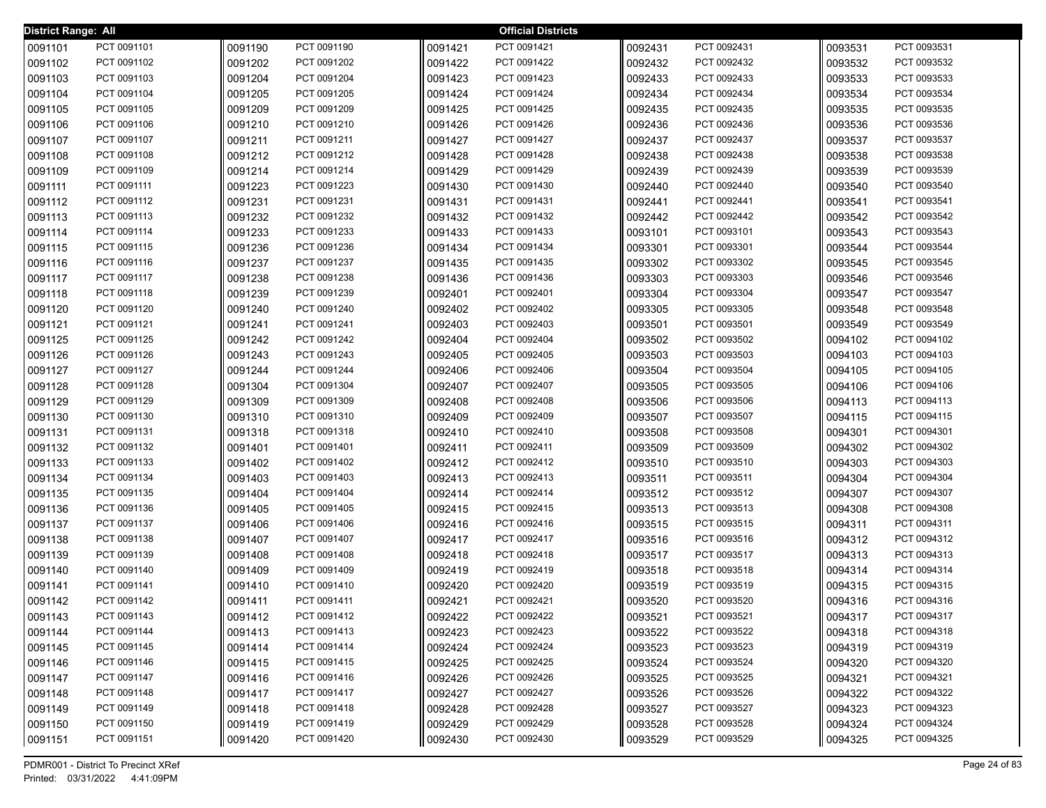**District Range: All** — **Official Districts**

| District | Precinct | District | Precinct | District | Precinct | District | Precinct | District | Precinct |
|---|---|---|---|---|---|---|---|---|---|
| 0091101 | PCT 0091101 | 0091190 | PCT 0091190 | 0091421 | PCT 0091421 | 0092431 | PCT 0092431 | 0093531 | PCT 0093531 |
| 0091102 | PCT 0091102 | 0091202 | PCT 0091202 | 0091422 | PCT 0091422 | 0092432 | PCT 0092432 | 0093532 | PCT 0093532 |
| 0091103 | PCT 0091103 | 0091204 | PCT 0091204 | 0091423 | PCT 0091423 | 0092433 | PCT 0092433 | 0093533 | PCT 0093533 |
| 0091104 | PCT 0091104 | 0091205 | PCT 0091205 | 0091424 | PCT 0091424 | 0092434 | PCT 0092434 | 0093534 | PCT 0093534 |
| 0091105 | PCT 0091105 | 0091209 | PCT 0091209 | 0091425 | PCT 0091425 | 0092435 | PCT 0092435 | 0093535 | PCT 0093535 |
| 0091106 | PCT 0091106 | 0091210 | PCT 0091210 | 0091426 | PCT 0091426 | 0092436 | PCT 0092436 | 0093536 | PCT 0093536 |
| 0091107 | PCT 0091107 | 0091211 | PCT 0091211 | 0091427 | PCT 0091427 | 0092437 | PCT 0092437 | 0093537 | PCT 0093537 |
| 0091108 | PCT 0091108 | 0091212 | PCT 0091212 | 0091428 | PCT 0091428 | 0092438 | PCT 0092438 | 0093538 | PCT 0093538 |
| 0091109 | PCT 0091109 | 0091214 | PCT 0091214 | 0091429 | PCT 0091429 | 0092439 | PCT 0092439 | 0093539 | PCT 0093539 |
| 0091111 | PCT 0091111 | 0091223 | PCT 0091223 | 0091430 | PCT 0091430 | 0092440 | PCT 0092440 | 0093540 | PCT 0093540 |
| 0091112 | PCT 0091112 | 0091231 | PCT 0091231 | 0091431 | PCT 0091431 | 0092441 | PCT 0092441 | 0093541 | PCT 0093541 |
| 0091113 | PCT 0091113 | 0091232 | PCT 0091232 | 0091432 | PCT 0091432 | 0092442 | PCT 0092442 | 0093542 | PCT 0093542 |
| 0091114 | PCT 0091114 | 0091233 | PCT 0091233 | 0091433 | PCT 0091433 | 0093101 | PCT 0093101 | 0093543 | PCT 0093543 |
| 0091115 | PCT 0091115 | 0091236 | PCT 0091236 | 0091434 | PCT 0091434 | 0093301 | PCT 0093301 | 0093544 | PCT 0093544 |
| 0091116 | PCT 0091116 | 0091237 | PCT 0091237 | 0091435 | PCT 0091435 | 0093302 | PCT 0093302 | 0093545 | PCT 0093545 |
| 0091117 | PCT 0091117 | 0091238 | PCT 0091238 | 0091436 | PCT 0091436 | 0093303 | PCT 0093303 | 0093546 | PCT 0093546 |
| 0091118 | PCT 0091118 | 0091239 | PCT 0091239 | 0092401 | PCT 0092401 | 0093304 | PCT 0093304 | 0093547 | PCT 0093547 |
| 0091120 | PCT 0091120 | 0091240 | PCT 0091240 | 0092402 | PCT 0092402 | 0093305 | PCT 0093305 | 0093548 | PCT 0093548 |
| 0091121 | PCT 0091121 | 0091241 | PCT 0091241 | 0092403 | PCT 0092403 | 0093501 | PCT 0093501 | 0093549 | PCT 0093549 |
| 0091125 | PCT 0091125 | 0091242 | PCT 0091242 | 0092404 | PCT 0092404 | 0093502 | PCT 0093502 | 0094102 | PCT 0094102 |
| 0091126 | PCT 0091126 | 0091243 | PCT 0091243 | 0092405 | PCT 0092405 | 0093503 | PCT 0093503 | 0094103 | PCT 0094103 |
| 0091127 | PCT 0091127 | 0091244 | PCT 0091244 | 0092406 | PCT 0092406 | 0093504 | PCT 0093504 | 0094105 | PCT 0094105 |
| 0091128 | PCT 0091128 | 0091304 | PCT 0091304 | 0092407 | PCT 0092407 | 0093505 | PCT 0093505 | 0094106 | PCT 0094106 |
| 0091129 | PCT 0091129 | 0091309 | PCT 0091309 | 0092408 | PCT 0092408 | 0093506 | PCT 0093506 | 0094113 | PCT 0094113 |
| 0091130 | PCT 0091130 | 0091310 | PCT 0091310 | 0092409 | PCT 0092409 | 0093507 | PCT 0093507 | 0094115 | PCT 0094115 |
| 0091131 | PCT 0091131 | 0091318 | PCT 0091318 | 0092410 | PCT 0092410 | 0093508 | PCT 0093508 | 0094301 | PCT 0094301 |
| 0091132 | PCT 0091132 | 0091401 | PCT 0091401 | 0092411 | PCT 0092411 | 0093509 | PCT 0093509 | 0094302 | PCT 0094302 |
| 0091133 | PCT 0091133 | 0091402 | PCT 0091402 | 0092412 | PCT 0092412 | 0093510 | PCT 0093510 | 0094303 | PCT 0094303 |
| 0091134 | PCT 0091134 | 0091403 | PCT 0091403 | 0092413 | PCT 0092413 | 0093511 | PCT 0093511 | 0094304 | PCT 0094304 |
| 0091135 | PCT 0091135 | 0091404 | PCT 0091404 | 0092414 | PCT 0092414 | 0093512 | PCT 0093512 | 0094307 | PCT 0094307 |
| 0091136 | PCT 0091136 | 0091405 | PCT 0091405 | 0092415 | PCT 0092415 | 0093513 | PCT 0093513 | 0094308 | PCT 0094308 |
| 0091137 | PCT 0091137 | 0091406 | PCT 0091406 | 0092416 | PCT 0092416 | 0093515 | PCT 0093515 | 0094311 | PCT 0094311 |
| 0091138 | PCT 0091138 | 0091407 | PCT 0091407 | 0092417 | PCT 0092417 | 0093516 | PCT 0093516 | 0094312 | PCT 0094312 |
| 0091139 | PCT 0091139 | 0091408 | PCT 0091408 | 0092418 | PCT 0092418 | 0093517 | PCT 0093517 | 0094313 | PCT 0094313 |
| 0091140 | PCT 0091140 | 0091409 | PCT 0091409 | 0092419 | PCT 0092419 | 0093518 | PCT 0093518 | 0094314 | PCT 0094314 |
| 0091141 | PCT 0091141 | 0091410 | PCT 0091410 | 0092420 | PCT 0092420 | 0093519 | PCT 0093519 | 0094315 | PCT 0094315 |
| 0091142 | PCT 0091142 | 0091411 | PCT 0091411 | 0092421 | PCT 0092421 | 0093520 | PCT 0093520 | 0094316 | PCT 0094316 |
| 0091143 | PCT 0091143 | 0091412 | PCT 0091412 | 0092422 | PCT 0092422 | 0093521 | PCT 0093521 | 0094317 | PCT 0094317 |
| 0091144 | PCT 0091144 | 0091413 | PCT 0091413 | 0092423 | PCT 0092423 | 0093522 | PCT 0093522 | 0094318 | PCT 0094318 |
| 0091145 | PCT 0091145 | 0091414 | PCT 0091414 | 0092424 | PCT 0092424 | 0093523 | PCT 0093523 | 0094319 | PCT 0094319 |
| 0091146 | PCT 0091146 | 0091415 | PCT 0091415 | 0092425 | PCT 0092425 | 0093524 | PCT 0093524 | 0094320 | PCT 0094320 |
| 0091147 | PCT 0091147 | 0091416 | PCT 0091416 | 0092426 | PCT 0092426 | 0093525 | PCT 0093525 | 0094321 | PCT 0094321 |
| 0091148 | PCT 0091148 | 0091417 | PCT 0091417 | 0092427 | PCT 0092427 | 0093526 | PCT 0093526 | 0094322 | PCT 0094322 |
| 0091149 | PCT 0091149 | 0091418 | PCT 0091418 | 0092428 | PCT 0092428 | 0093527 | PCT 0093527 | 0094323 | PCT 0094323 |
| 0091150 | PCT 0091150 | 0091419 | PCT 0091419 | 0092429 | PCT 0092429 | 0093528 | PCT 0093528 | 0094324 | PCT 0094324 |
| 0091151 | PCT 0091151 | 0091420 | PCT 0091420 | 0092430 | PCT 0092430 | 0093529 | PCT 0093529 | 0094325 | PCT 0094325 |

PDMR001 - District To Precinct XRef
Printed: 03/31/2022 4:41:09PM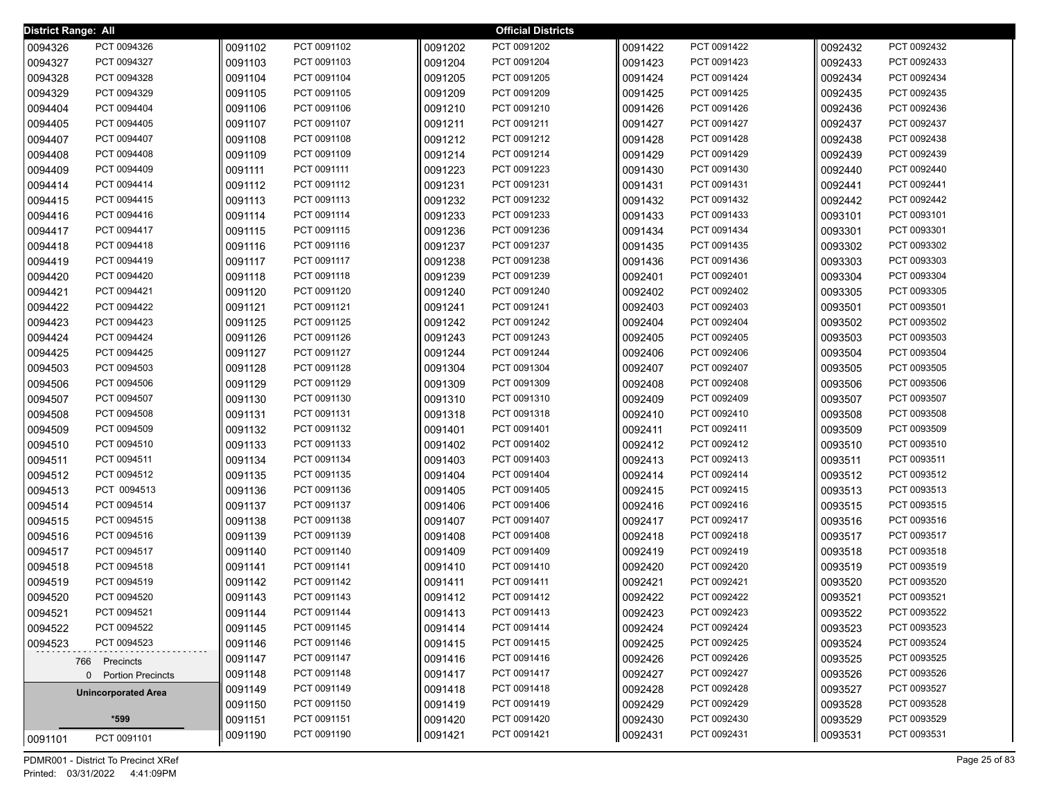**District Range: All** — **Official Districts**

| District | Precinct |
|---|---|
| 0094326 | PCT 0094326 |
| 0094327 | PCT 0094327 |
| 0094328 | PCT 0094328 |
| 0094329 | PCT 0094329 |
| 0094404 | PCT 0094404 |
| 0094405 | PCT 0094405 |
| 0094407 | PCT 0094407 |
| 0094408 | PCT 0094408 |
| 0094409 | PCT 0094409 |
| 0094414 | PCT 0094414 |
| 0094415 | PCT 0094415 |
| 0094416 | PCT 0094416 |
| 0094417 | PCT 0094417 |
| 0094418 | PCT 0094418 |
| 0094419 | PCT 0094419 |
| 0094420 | PCT 0094420 |
| 0094421 | PCT 0094421 |
| 0094422 | PCT 0094422 |
| 0094423 | PCT 0094423 |
| 0094424 | PCT 0094424 |
| 0094425 | PCT 0094425 |
| 0094503 | PCT 0094503 |
| 0094506 | PCT 0094506 |
| 0094507 | PCT 0094507 |
| 0094508 | PCT 0094508 |
| 0094509 | PCT 0094509 |
| 0094510 | PCT 0094510 |
| 0094511 | PCT 0094511 |
| 0094512 | PCT 0094512 |
| 0094513 | PCT 0094513 |
| 0094514 | PCT 0094514 |
| 0094515 | PCT 0094515 |
| 0094516 | PCT 0094516 |
| 0094517 | PCT 0094517 |
| 0094518 | PCT 0094518 |
| 0094519 | PCT 0094519 |
| 0094520 | PCT 0094520 |
| 0094521 | PCT 0094521 |
| 0094522 | PCT 0094522 |
| 0094523 | PCT 0094523 |

766 Precincts
0 Portion Precincts

**Unincorporated Area**

***599**

| District | Precinct |
|---|---|
| 0091101 | PCT 0091101 |
| 0091102 | PCT 0091102 |
| 0091103 | PCT 0091103 |
| 0091104 | PCT 0091104 |
| 0091105 | PCT 0091105 |
| 0091106 | PCT 0091106 |
| 0091107 | PCT 0091107 |
| 0091108 | PCT 0091108 |
| 0091109 | PCT 0091109 |
| 0091111 | PCT 0091111 |
| 0091112 | PCT 0091112 |
| 0091113 | PCT 0091113 |
| 0091114 | PCT 0091114 |
| 0091115 | PCT 0091115 |
| 0091116 | PCT 0091116 |
| 0091117 | PCT 0091117 |
| 0091118 | PCT 0091118 |
| 0091120 | PCT 0091120 |
| 0091121 | PCT 0091121 |
| 0091125 | PCT 0091125 |
| 0091126 | PCT 0091126 |
| 0091127 | PCT 0091127 |
| 0091128 | PCT 0091128 |
| 0091129 | PCT 0091129 |
| 0091130 | PCT 0091130 |
| 0091131 | PCT 0091131 |
| 0091132 | PCT 0091132 |
| 0091133 | PCT 0091133 |
| 0091134 | PCT 0091134 |
| 0091135 | PCT 0091135 |
| 0091136 | PCT 0091136 |
| 0091137 | PCT 0091137 |
| 0091138 | PCT 0091138 |
| 0091139 | PCT 0091139 |
| 0091140 | PCT 0091140 |
| 0091141 | PCT 0091141 |
| 0091142 | PCT 0091142 |
| 0091143 | PCT 0091143 |
| 0091144 | PCT 0091144 |
| 0091145 | PCT 0091145 |
| 0091146 | PCT 0091146 |
| 0091147 | PCT 0091147 |
| 0091148 | PCT 0091148 |
| 0091149 | PCT 0091149 |
| 0091150 | PCT 0091150 |
| 0091151 | PCT 0091151 |
| 0091190 | PCT 0091190 |
| 0091202 | PCT 0091202 |
| 0091204 | PCT 0091204 |
| 0091205 | PCT 0091205 |
| 0091209 | PCT 0091209 |
| 0091210 | PCT 0091210 |
| 0091211 | PCT 0091211 |
| 0091212 | PCT 0091212 |
| 0091214 | PCT 0091214 |
| 0091223 | PCT 0091223 |
| 0091231 | PCT 0091231 |
| 0091232 | PCT 0091232 |
| 0091233 | PCT 0091233 |
| 0091236 | PCT 0091236 |
| 0091237 | PCT 0091237 |
| 0091238 | PCT 0091238 |
| 0091239 | PCT 0091239 |
| 0091240 | PCT 0091240 |
| 0091241 | PCT 0091241 |
| 0091242 | PCT 0091242 |
| 0091243 | PCT 0091243 |
| 0091244 | PCT 0091244 |
| 0091304 | PCT 0091304 |
| 0091309 | PCT 0091309 |
| 0091310 | PCT 0091310 |
| 0091318 | PCT 0091318 |
| 0091401 | PCT 0091401 |
| 0091402 | PCT 0091402 |
| 0091403 | PCT 0091403 |
| 0091404 | PCT 0091404 |
| 0091405 | PCT 0091405 |
| 0091406 | PCT 0091406 |
| 0091407 | PCT 0091407 |
| 0091408 | PCT 0091408 |
| 0091409 | PCT 0091409 |
| 0091410 | PCT 0091410 |
| 0091411 | PCT 0091411 |
| 0091412 | PCT 0091412 |
| 0091413 | PCT 0091413 |
| 0091414 | PCT 0091414 |
| 0091415 | PCT 0091415 |
| 0091416 | PCT 0091416 |
| 0091417 | PCT 0091417 |
| 0091418 | PCT 0091418 |
| 0091419 | PCT 0091419 |
| 0091420 | PCT 0091420 |
| 0091421 | PCT 0091421 |
| 0091422 | PCT 0091422 |
| 0091423 | PCT 0091423 |
| 0091424 | PCT 0091424 |
| 0091425 | PCT 0091425 |
| 0091426 | PCT 0091426 |
| 0091427 | PCT 0091427 |
| 0091428 | PCT 0091428 |
| 0091429 | PCT 0091429 |
| 0091430 | PCT 0091430 |
| 0091431 | PCT 0091431 |
| 0091432 | PCT 0091432 |
| 0091433 | PCT 0091433 |
| 0091434 | PCT 0091434 |
| 0091435 | PCT 0091435 |
| 0091436 | PCT 0091436 |
| 0092401 | PCT 0092401 |
| 0092402 | PCT 0092402 |
| 0092403 | PCT 0092403 |
| 0092404 | PCT 0092404 |
| 0092405 | PCT 0092405 |
| 0092406 | PCT 0092406 |
| 0092407 | PCT 0092407 |
| 0092408 | PCT 0092408 |
| 0092409 | PCT 0092409 |
| 0092410 | PCT 0092410 |
| 0092411 | PCT 0092411 |
| 0092412 | PCT 0092412 |
| 0092413 | PCT 0092413 |
| 0092414 | PCT 0092414 |
| 0092415 | PCT 0092415 |
| 0092416 | PCT 0092416 |
| 0092417 | PCT 0092417 |
| 0092418 | PCT 0092418 |
| 0092419 | PCT 0092419 |
| 0092420 | PCT 0092420 |
| 0092421 | PCT 0092421 |
| 0092422 | PCT 0092422 |
| 0092423 | PCT 0092423 |
| 0092424 | PCT 0092424 |
| 0092425 | PCT 0092425 |
| 0092426 | PCT 0092426 |
| 0092427 | PCT 0092427 |
| 0092428 | PCT 0092428 |
| 0092429 | PCT 0092429 |
| 0092430 | PCT 0092430 |
| 0092431 | PCT 0092431 |
| 0092432 | PCT 0092432 |
| 0092433 | PCT 0092433 |
| 0092434 | PCT 0092434 |
| 0092435 | PCT 0092435 |
| 0092436 | PCT 0092436 |
| 0092437 | PCT 0092437 |
| 0092438 | PCT 0092438 |
| 0092439 | PCT 0092439 |
| 0092440 | PCT 0092440 |
| 0092441 | PCT 0092441 |
| 0092442 | PCT 0092442 |
| 0093101 | PCT 0093101 |
| 0093301 | PCT 0093301 |
| 0093302 | PCT 0093302 |
| 0093303 | PCT 0093303 |
| 0093304 | PCT 0093304 |
| 0093305 | PCT 0093305 |
| 0093501 | PCT 0093501 |
| 0093502 | PCT 0093502 |
| 0093503 | PCT 0093503 |
| 0093504 | PCT 0093504 |
| 0093505 | PCT 0093505 |
| 0093506 | PCT 0093506 |
| 0093507 | PCT 0093507 |
| 0093508 | PCT 0093508 |
| 0093509 | PCT 0093509 |
| 0093510 | PCT 0093510 |
| 0093511 | PCT 0093511 |
| 0093512 | PCT 0093512 |
| 0093513 | PCT 0093513 |
| 0093515 | PCT 0093515 |
| 0093516 | PCT 0093516 |
| 0093517 | PCT 0093517 |
| 0093518 | PCT 0093518 |
| 0093519 | PCT 0093519 |
| 0093520 | PCT 0093520 |
| 0093521 | PCT 0093521 |
| 0093522 | PCT 0093522 |
| 0093523 | PCT 0093523 |
| 0093524 | PCT 0093524 |
| 0093525 | PCT 0093525 |
| 0093526 | PCT 0093526 |
| 0093527 | PCT 0093527 |
| 0093528 | PCT 0093528 |
| 0093529 | PCT 0093529 |
| 0093531 | PCT 0093531 |

PDMR001 - District To Precinct XRef
Printed: 03/31/2022 4:41:09PM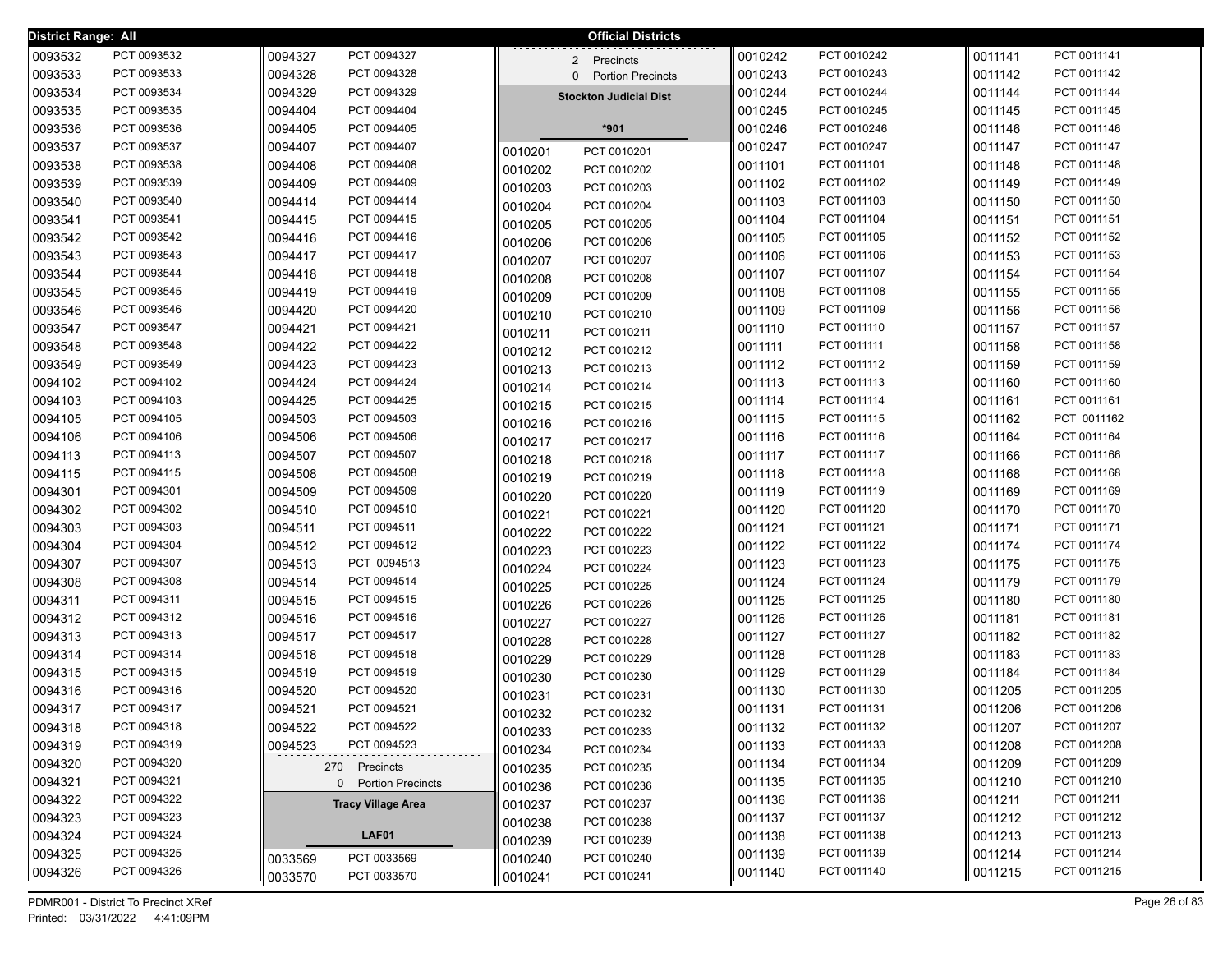District Range: All

**Official Districts**

| | |
|---|---|
| 0093532 | PCT 0093532 |
| 0093533 | PCT 0093533 |
| 0093534 | PCT 0093534 |
| 0093535 | PCT 0093535 |
| 0093536 | PCT 0093536 |
| 0093537 | PCT 0093537 |
| 0093538 | PCT 0093538 |
| 0093539 | PCT 0093539 |
| 0093540 | PCT 0093540 |
| 0093541 | PCT 0093541 |
| 0093542 | PCT 0093542 |
| 0093543 | PCT 0093543 |
| 0093544 | PCT 0093544 |
| 0093545 | PCT 0093545 |
| 0093546 | PCT 0093546 |
| 0093547 | PCT 0093547 |
| 0093548 | PCT 0093548 |
| 0093549 | PCT 0093549 |
| 0094102 | PCT 0094102 |
| 0094103 | PCT 0094103 |
| 0094105 | PCT 0094105 |
| 0094106 | PCT 0094106 |
| 0094113 | PCT 0094113 |
| 0094115 | PCT 0094115 |
| 0094301 | PCT 0094301 |
| 0094302 | PCT 0094302 |
| 0094303 | PCT 0094303 |
| 0094304 | PCT 0094304 |
| 0094307 | PCT 0094307 |
| 0094308 | PCT 0094308 |
| 0094311 | PCT 0094311 |
| 0094312 | PCT 0094312 |
| 0094313 | PCT 0094313 |
| 0094314 | PCT 0094314 |
| 0094315 | PCT 0094315 |
| 0094316 | PCT 0094316 |
| 0094317 | PCT 0094317 |
| 0094318 | PCT 0094318 |
| 0094319 | PCT 0094319 |
| 0094320 | PCT 0094320 |
| 0094321 | PCT 0094321 |
| 0094322 | PCT 0094322 |
| 0094323 | PCT 0094323 |
| 0094324 | PCT 0094324 |
| 0094325 | PCT 0094325 |
| 0094326 | PCT 0094326 |
| 0094327 | PCT 0094327 |
| 0094328 | PCT 0094328 |
| 0094329 | PCT 0094329 |
| 0094404 | PCT 0094404 |
| 0094405 | PCT 0094405 |
| 0094407 | PCT 0094407 |
| 0094408 | PCT 0094408 |
| 0094409 | PCT 0094409 |
| 0094414 | PCT 0094414 |
| 0094415 | PCT 0094415 |
| 0094416 | PCT 0094416 |
| 0094417 | PCT 0094417 |
| 0094418 | PCT 0094418 |
| 0094419 | PCT 0094419 |
| 0094420 | PCT 0094420 |
| 0094421 | PCT 0094421 |
| 0094422 | PCT 0094422 |
| 0094423 | PCT 0094423 |
| 0094424 | PCT 0094424 |
| 0094425 | PCT 0094425 |
| 0094503 | PCT 0094503 |
| 0094506 | PCT 0094506 |
| 0094507 | PCT 0094507 |
| 0094508 | PCT 0094508 |
| 0094509 | PCT 0094509 |
| 0094510 | PCT 0094510 |
| 0094511 | PCT 0094511 |
| 0094512 | PCT 0094512 |
| 0094513 | PCT 0094513 |
| 0094514 | PCT 0094514 |
| 0094515 | PCT 0094515 |
| 0094516 | PCT 0094516 |
| 0094517 | PCT 0094517 |
| 0094518 | PCT 0094518 |
| 0094519 | PCT 0094519 |
| 0094520 | PCT 0094520 |
| 0094521 | PCT 0094521 |
| 0094522 | PCT 0094522 |
| 0094523 | PCT 0094523 |

270 Precincts
0 Portion Precincts

**Tracy Village Area**

**LAF01**

| | |
|---|---|
| 0033569 | PCT 0033569 |
| 0033570 | PCT 0033570 |

2 Precincts
0 Portion Precincts

**Stockton Judicial Dist**

***901**

| | |
|---|---|
| 0010201 | PCT 0010201 |
| 0010202 | PCT 0010202 |
| 0010203 | PCT 0010203 |
| 0010204 | PCT 0010204 |
| 0010205 | PCT 0010205 |
| 0010206 | PCT 0010206 |
| 0010207 | PCT 0010207 |
| 0010208 | PCT 0010208 |
| 0010209 | PCT 0010209 |
| 0010210 | PCT 0010210 |
| 0010211 | PCT 0010211 |
| 0010212 | PCT 0010212 |
| 0010213 | PCT 0010213 |
| 0010214 | PCT 0010214 |
| 0010215 | PCT 0010215 |
| 0010216 | PCT 0010216 |
| 0010217 | PCT 0010217 |
| 0010218 | PCT 0010218 |
| 0010219 | PCT 0010219 |
| 0010220 | PCT 0010220 |
| 0010221 | PCT 0010221 |
| 0010222 | PCT 0010222 |
| 0010223 | PCT 0010223 |
| 0010224 | PCT 0010224 |
| 0010225 | PCT 0010225 |
| 0010226 | PCT 0010226 |
| 0010227 | PCT 0010227 |
| 0010228 | PCT 0010228 |
| 0010229 | PCT 0010229 |
| 0010230 | PCT 0010230 |
| 0010231 | PCT 0010231 |
| 0010232 | PCT 0010232 |
| 0010233 | PCT 0010233 |
| 0010234 | PCT 0010234 |
| 0010235 | PCT 0010235 |
| 0010236 | PCT 0010236 |
| 0010237 | PCT 0010237 |
| 0010238 | PCT 0010238 |
| 0010239 | PCT 0010239 |
| 0010240 | PCT 0010240 |
| 0010241 | PCT 0010241 |
| 0010242 | PCT 0010242 |
| 0010243 | PCT 0010243 |
| 0010244 | PCT 0010244 |
| 0010245 | PCT 0010245 |
| 0010246 | PCT 0010246 |
| 0010247 | PCT 0010247 |
| 0011101 | PCT 0011101 |
| 0011102 | PCT 0011102 |
| 0011103 | PCT 0011103 |
| 0011104 | PCT 0011104 |
| 0011105 | PCT 0011105 |
| 0011106 | PCT 0011106 |
| 0011107 | PCT 0011107 |
| 0011108 | PCT 0011108 |
| 0011109 | PCT 0011109 |
| 0011110 | PCT 0011110 |
| 0011111 | PCT 0011111 |
| 0011112 | PCT 0011112 |
| 0011113 | PCT 0011113 |
| 0011114 | PCT 0011114 |
| 0011115 | PCT 0011115 |
| 0011116 | PCT 0011116 |
| 0011117 | PCT 0011117 |
| 0011118 | PCT 0011118 |
| 0011119 | PCT 0011119 |
| 0011120 | PCT 0011120 |
| 0011121 | PCT 0011121 |
| 0011122 | PCT 0011122 |
| 0011123 | PCT 0011123 |
| 0011124 | PCT 0011124 |
| 0011125 | PCT 0011125 |
| 0011126 | PCT 0011126 |
| 0011127 | PCT 0011127 |
| 0011128 | PCT 0011128 |
| 0011129 | PCT 0011129 |
| 0011130 | PCT 0011130 |
| 0011131 | PCT 0011131 |
| 0011132 | PCT 0011132 |
| 0011133 | PCT 0011133 |
| 0011134 | PCT 0011134 |
| 0011135 | PCT 0011135 |
| 0011136 | PCT 0011136 |
| 0011137 | PCT 0011137 |
| 0011138 | PCT 0011138 |
| 0011139 | PCT 0011139 |
| 0011140 | PCT 0011140 |
| 0011141 | PCT 0011141 |
| 0011142 | PCT 0011142 |
| 0011144 | PCT 0011144 |
| 0011145 | PCT 0011145 |
| 0011146 | PCT 0011146 |
| 0011147 | PCT 0011147 |
| 0011148 | PCT 0011148 |
| 0011149 | PCT 0011149 |
| 0011150 | PCT 0011150 |
| 0011151 | PCT 0011151 |
| 0011152 | PCT 0011152 |
| 0011153 | PCT 0011153 |
| 0011154 | PCT 0011154 |
| 0011155 | PCT 0011155 |
| 0011156 | PCT 0011156 |
| 0011157 | PCT 0011157 |
| 0011158 | PCT 0011158 |
| 0011159 | PCT 0011159 |
| 0011160 | PCT 0011160 |
| 0011161 | PCT 0011161 |
| 0011162 | PCT 0011162 |
| 0011164 | PCT 0011164 |
| 0011166 | PCT 0011166 |
| 0011168 | PCT 0011168 |
| 0011169 | PCT 0011169 |
| 0011170 | PCT 0011170 |
| 0011171 | PCT 0011171 |
| 0011174 | PCT 0011174 |
| 0011175 | PCT 0011175 |
| 0011179 | PCT 0011179 |
| 0011180 | PCT 0011180 |
| 0011181 | PCT 0011181 |
| 0011182 | PCT 0011182 |
| 0011183 | PCT 0011183 |
| 0011184 | PCT 0011184 |
| 0011205 | PCT 0011205 |
| 0011206 | PCT 0011206 |
| 0011207 | PCT 0011207 |
| 0011208 | PCT 0011208 |
| 0011209 | PCT 0011209 |
| 0011210 | PCT 0011210 |
| 0011211 | PCT 0011211 |
| 0011212 | PCT 0011212 |
| 0011213 | PCT 0011213 |
| 0011214 | PCT 0011214 |
| 0011215 | PCT 0011215 |

PDMR001 - District To Precinct XRef
Printed: 03/31/2022 4:41:09PM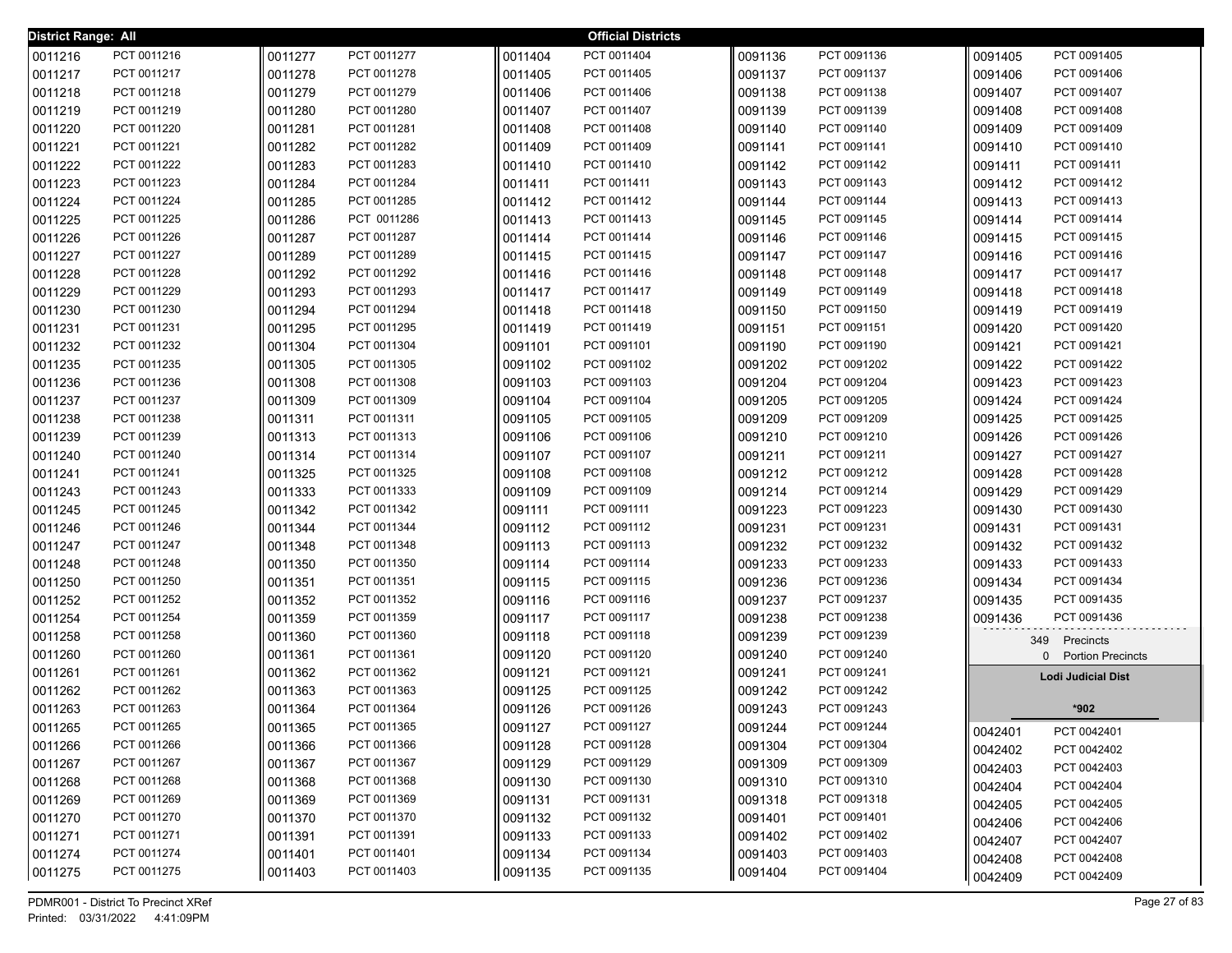**District Range: All** — **Official Districts**

| District | Precinct |
|---|---|
| 0011216 | PCT 0011216 |
| 0011217 | PCT 0011217 |
| 0011218 | PCT 0011218 |
| 0011219 | PCT 0011219 |
| 0011220 | PCT 0011220 |
| 0011221 | PCT 0011221 |
| 0011222 | PCT 0011222 |
| 0011223 | PCT 0011223 |
| 0011224 | PCT 0011224 |
| 0011225 | PCT 0011225 |
| 0011226 | PCT 0011226 |
| 0011227 | PCT 0011227 |
| 0011228 | PCT 0011228 |
| 0011229 | PCT 0011229 |
| 0011230 | PCT 0011230 |
| 0011231 | PCT 0011231 |
| 0011232 | PCT 0011232 |
| 0011235 | PCT 0011235 |
| 0011236 | PCT 0011236 |
| 0011237 | PCT 0011237 |
| 0011238 | PCT 0011238 |
| 0011239 | PCT 0011239 |
| 0011240 | PCT 0011240 |
| 0011241 | PCT 0011241 |
| 0011243 | PCT 0011243 |
| 0011245 | PCT 0011245 |
| 0011246 | PCT 0011246 |
| 0011247 | PCT 0011247 |
| 0011248 | PCT 0011248 |
| 0011250 | PCT 0011250 |
| 0011252 | PCT 0011252 |
| 0011254 | PCT 0011254 |
| 0011258 | PCT 0011258 |
| 0011260 | PCT 0011260 |
| 0011261 | PCT 0011261 |
| 0011262 | PCT 0011262 |
| 0011263 | PCT 0011263 |
| 0011265 | PCT 0011265 |
| 0011266 | PCT 0011266 |
| 0011267 | PCT 0011267 |
| 0011268 | PCT 0011268 |
| 0011269 | PCT 0011269 |
| 0011270 | PCT 0011270 |
| 0011271 | PCT 0011271 |
| 0011274 | PCT 0011274 |
| 0011275 | PCT 0011275 |
| 0011277 | PCT 0011277 |
| 0011278 | PCT 0011278 |
| 0011279 | PCT 0011279 |
| 0011280 | PCT 0011280 |
| 0011281 | PCT 0011281 |
| 0011282 | PCT 0011282 |
| 0011283 | PCT 0011283 |
| 0011284 | PCT 0011284 |
| 0011285 | PCT 0011285 |
| 0011286 | PCT 0011286 |
| 0011287 | PCT 0011287 |
| 0011289 | PCT 0011289 |
| 0011292 | PCT 0011292 |
| 0011293 | PCT 0011293 |
| 0011294 | PCT 0011294 |
| 0011295 | PCT 0011295 |
| 0011304 | PCT 0011304 |
| 0011305 | PCT 0011305 |
| 0011308 | PCT 0011308 |
| 0011309 | PCT 0011309 |
| 0011311 | PCT 0011311 |
| 0011313 | PCT 0011313 |
| 0011314 | PCT 0011314 |
| 0011325 | PCT 0011325 |
| 0011333 | PCT 0011333 |
| 0011342 | PCT 0011342 |
| 0011344 | PCT 0011344 |
| 0011348 | PCT 0011348 |
| 0011350 | PCT 0011350 |
| 0011351 | PCT 0011351 |
| 0011352 | PCT 0011352 |
| 0011359 | PCT 0011359 |
| 0011360 | PCT 0011360 |
| 0011361 | PCT 0011361 |
| 0011362 | PCT 0011362 |
| 0011363 | PCT 0011363 |
| 0011364 | PCT 0011364 |
| 0011365 | PCT 0011365 |
| 0011366 | PCT 0011366 |
| 0011367 | PCT 0011367 |
| 0011368 | PCT 0011368 |
| 0011369 | PCT 0011369 |
| 0011370 | PCT 0011370 |
| 0011391 | PCT 0011391 |
| 0011401 | PCT 0011401 |
| 0011403 | PCT 0011403 |
| 0011404 | PCT 0011404 |
| 0011405 | PCT 0011405 |
| 0011406 | PCT 0011406 |
| 0011407 | PCT 0011407 |
| 0011408 | PCT 0011408 |
| 0011409 | PCT 0011409 |
| 0011410 | PCT 0011410 |
| 0011411 | PCT 0011411 |
| 0011412 | PCT 0011412 |
| 0011413 | PCT 0011413 |
| 0011414 | PCT 0011414 |
| 0011415 | PCT 0011415 |
| 0011416 | PCT 0011416 |
| 0011417 | PCT 0011417 |
| 0011418 | PCT 0011418 |
| 0011419 | PCT 0011419 |
| 0091101 | PCT 0091101 |
| 0091102 | PCT 0091102 |
| 0091103 | PCT 0091103 |
| 0091104 | PCT 0091104 |
| 0091105 | PCT 0091105 |
| 0091106 | PCT 0091106 |
| 0091107 | PCT 0091107 |
| 0091108 | PCT 0091108 |
| 0091109 | PCT 0091109 |
| 0091111 | PCT 0091111 |
| 0091112 | PCT 0091112 |
| 0091113 | PCT 0091113 |
| 0091114 | PCT 0091114 |
| 0091115 | PCT 0091115 |
| 0091116 | PCT 0091116 |
| 0091117 | PCT 0091117 |
| 0091118 | PCT 0091118 |
| 0091120 | PCT 0091120 |
| 0091121 | PCT 0091121 |
| 0091125 | PCT 0091125 |
| 0091126 | PCT 0091126 |
| 0091127 | PCT 0091127 |
| 0091128 | PCT 0091128 |
| 0091129 | PCT 0091129 |
| 0091130 | PCT 0091130 |
| 0091131 | PCT 0091131 |
| 0091132 | PCT 0091132 |
| 0091133 | PCT 0091133 |
| 0091134 | PCT 0091134 |
| 0091135 | PCT 0091135 |
| 0091136 | PCT 0091136 |
| 0091137 | PCT 0091137 |
| 0091138 | PCT 0091138 |
| 0091139 | PCT 0091139 |
| 0091140 | PCT 0091140 |
| 0091141 | PCT 0091141 |
| 0091142 | PCT 0091142 |
| 0091143 | PCT 0091143 |
| 0091144 | PCT 0091144 |
| 0091145 | PCT 0091145 |
| 0091146 | PCT 0091146 |
| 0091147 | PCT 0091147 |
| 0091148 | PCT 0091148 |
| 0091149 | PCT 0091149 |
| 0091150 | PCT 0091150 |
| 0091151 | PCT 0091151 |
| 0091190 | PCT 0091190 |
| 0091202 | PCT 0091202 |
| 0091204 | PCT 0091204 |
| 0091205 | PCT 0091205 |
| 0091209 | PCT 0091209 |
| 0091210 | PCT 0091210 |
| 0091211 | PCT 0091211 |
| 0091212 | PCT 0091212 |
| 0091214 | PCT 0091214 |
| 0091223 | PCT 0091223 |
| 0091231 | PCT 0091231 |
| 0091232 | PCT 0091232 |
| 0091233 | PCT 0091233 |
| 0091236 | PCT 0091236 |
| 0091237 | PCT 0091237 |
| 0091238 | PCT 0091238 |
| 0091239 | PCT 0091239 |
| 0091240 | PCT 0091240 |
| 0091241 | PCT 0091241 |
| 0091242 | PCT 0091242 |
| 0091243 | PCT 0091243 |
| 0091244 | PCT 0091244 |
| 0091304 | PCT 0091304 |
| 0091309 | PCT 0091309 |
| 0091310 | PCT 0091310 |
| 0091318 | PCT 0091318 |
| 0091401 | PCT 0091401 |
| 0091402 | PCT 0091402 |
| 0091403 | PCT 0091403 |
| 0091404 | PCT 0091404 |
| 0091405 | PCT 0091405 |
| 0091406 | PCT 0091406 |
| 0091407 | PCT 0091407 |
| 0091408 | PCT 0091408 |
| 0091409 | PCT 0091409 |
| 0091410 | PCT 0091410 |
| 0091411 | PCT 0091411 |
| 0091412 | PCT 0091412 |
| 0091413 | PCT 0091413 |
| 0091414 | PCT 0091414 |
| 0091415 | PCT 0091415 |
| 0091416 | PCT 0091416 |
| 0091417 | PCT 0091417 |
| 0091418 | PCT 0091418 |
| 0091419 | PCT 0091419 |
| 0091420 | PCT 0091420 |
| 0091421 | PCT 0091421 |
| 0091422 | PCT 0091422 |
| 0091423 | PCT 0091423 |
| 0091424 | PCT 0091424 |
| 0091425 | PCT 0091425 |
| 0091426 | PCT 0091426 |
| 0091427 | PCT 0091427 |
| 0091428 | PCT 0091428 |
| 0091429 | PCT 0091429 |
| 0091430 | PCT 0091430 |
| 0091431 | PCT 0091431 |
| 0091432 | PCT 0091432 |
| 0091433 | PCT 0091433 |
| 0091434 | PCT 0091434 |
| 0091435 | PCT 0091435 |
| 0091436 | PCT 0091436 |

349 Precincts
0 Portion Precincts

**Lodi Judicial Dist**

***902**

| District | Precinct |
|---|---|
| 0042401 | PCT 0042401 |
| 0042402 | PCT 0042402 |
| 0042403 | PCT 0042403 |
| 0042404 | PCT 0042404 |
| 0042405 | PCT 0042405 |
| 0042406 | PCT 0042406 |
| 0042407 | PCT 0042407 |
| 0042408 | PCT 0042408 |
| 0042409 | PCT 0042409 |

PDMR001 - District To Precinct XRef
Printed: 03/31/2022 4:41:09PM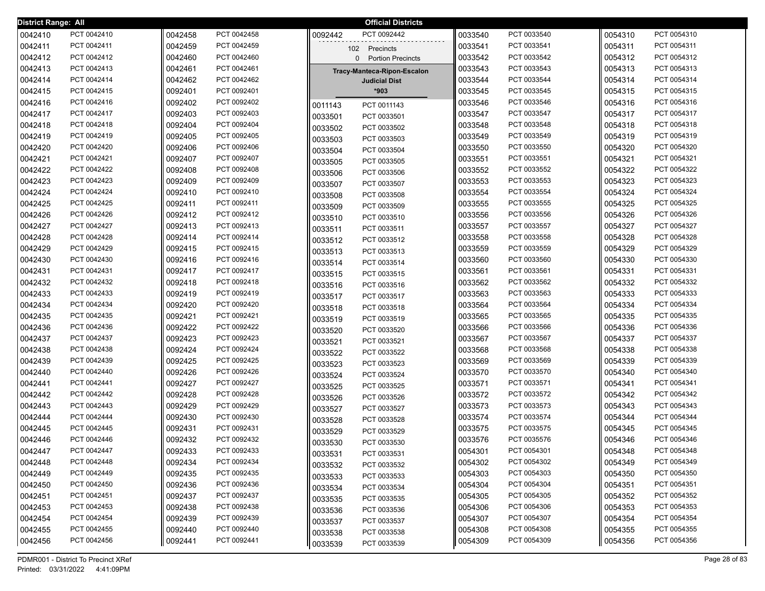**District Range: All** — **Official Districts**

| District | Precinct |
|---|---|
| 0042410 | PCT 0042410 |
| 0042411 | PCT 0042411 |
| 0042412 | PCT 0042412 |
| 0042413 | PCT 0042413 |
| 0042414 | PCT 0042414 |
| 0042415 | PCT 0042415 |
| 0042416 | PCT 0042416 |
| 0042417 | PCT 0042417 |
| 0042418 | PCT 0042418 |
| 0042419 | PCT 0042419 |
| 0042420 | PCT 0042420 |
| 0042421 | PCT 0042421 |
| 0042422 | PCT 0042422 |
| 0042423 | PCT 0042423 |
| 0042424 | PCT 0042424 |
| 0042425 | PCT 0042425 |
| 0042426 | PCT 0042426 |
| 0042427 | PCT 0042427 |
| 0042428 | PCT 0042428 |
| 0042429 | PCT 0042429 |
| 0042430 | PCT 0042430 |
| 0042431 | PCT 0042431 |
| 0042432 | PCT 0042432 |
| 0042433 | PCT 0042433 |
| 0042434 | PCT 0042434 |
| 0042435 | PCT 0042435 |
| 0042436 | PCT 0042436 |
| 0042437 | PCT 0042437 |
| 0042438 | PCT 0042438 |
| 0042439 | PCT 0042439 |
| 0042440 | PCT 0042440 |
| 0042441 | PCT 0042441 |
| 0042442 | PCT 0042442 |
| 0042443 | PCT 0042443 |
| 0042444 | PCT 0042444 |
| 0042445 | PCT 0042445 |
| 0042446 | PCT 0042446 |
| 0042447 | PCT 0042447 |
| 0042448 | PCT 0042448 |
| 0042449 | PCT 0042449 |
| 0042450 | PCT 0042450 |
| 0042451 | PCT 0042451 |
| 0042453 | PCT 0042453 |
| 0042454 | PCT 0042454 |
| 0042455 | PCT 0042455 |
| 0042456 | PCT 0042456 |
| 0042458 | PCT 0042458 |
| 0042459 | PCT 0042459 |
| 0042460 | PCT 0042460 |
| 0042461 | PCT 0042461 |
| 0042462 | PCT 0042462 |
| 0092401 | PCT 0092401 |
| 0092402 | PCT 0092402 |
| 0092403 | PCT 0092403 |
| 0092404 | PCT 0092404 |
| 0092405 | PCT 0092405 |
| 0092406 | PCT 0092406 |
| 0092407 | PCT 0092407 |
| 0092408 | PCT 0092408 |
| 0092409 | PCT 0092409 |
| 0092410 | PCT 0092410 |
| 0092411 | PCT 0092411 |
| 0092412 | PCT 0092412 |
| 0092413 | PCT 0092413 |
| 0092414 | PCT 0092414 |
| 0092415 | PCT 0092415 |
| 0092416 | PCT 0092416 |
| 0092417 | PCT 0092417 |
| 0092418 | PCT 0092418 |
| 0092419 | PCT 0092419 |
| 0092420 | PCT 0092420 |
| 0092421 | PCT 0092421 |
| 0092422 | PCT 0092422 |
| 0092423 | PCT 0092423 |
| 0092424 | PCT 0092424 |
| 0092425 | PCT 0092425 |
| 0092426 | PCT 0092426 |
| 0092427 | PCT 0092427 |
| 0092428 | PCT 0092428 |
| 0092429 | PCT 0092429 |
| 0092430 | PCT 0092430 |
| 0092431 | PCT 0092431 |
| 0092432 | PCT 0092432 |
| 0092433 | PCT 0092433 |
| 0092434 | PCT 0092434 |
| 0092435 | PCT 0092435 |
| 0092436 | PCT 0092436 |
| 0092437 | PCT 0092437 |
| 0092438 | PCT 0092438 |
| 0092439 | PCT 0092439 |
| 0092440 | PCT 0092440 |
| 0092441 | PCT 0092441 |
| 0092442 | PCT 0092442 |

102 Precincts
0 Portion Precincts

**Tracy-Manteca-Ripon-Escalon Judicial Dist**
**\*903**

| District | Precinct |
|---|---|
| 0011143 | PCT 0011143 |
| 0033501 | PCT 0033501 |
| 0033502 | PCT 0033502 |
| 0033503 | PCT 0033503 |
| 0033504 | PCT 0033504 |
| 0033505 | PCT 0033505 |
| 0033506 | PCT 0033506 |
| 0033507 | PCT 0033507 |
| 0033508 | PCT 0033508 |
| 0033509 | PCT 0033509 |
| 0033510 | PCT 0033510 |
| 0033511 | PCT 0033511 |
| 0033512 | PCT 0033512 |
| 0033513 | PCT 0033513 |
| 0033514 | PCT 0033514 |
| 0033515 | PCT 0033515 |
| 0033516 | PCT 0033516 |
| 0033517 | PCT 0033517 |
| 0033518 | PCT 0033518 |
| 0033519 | PCT 0033519 |
| 0033520 | PCT 0033520 |
| 0033521 | PCT 0033521 |
| 0033522 | PCT 0033522 |
| 0033523 | PCT 0033523 |
| 0033524 | PCT 0033524 |
| 0033525 | PCT 0033525 |
| 0033526 | PCT 0033526 |
| 0033527 | PCT 0033527 |
| 0033528 | PCT 0033528 |
| 0033529 | PCT 0033529 |
| 0033530 | PCT 0033530 |
| 0033531 | PCT 0033531 |
| 0033532 | PCT 0033532 |
| 0033533 | PCT 0033533 |
| 0033534 | PCT 0033534 |
| 0033535 | PCT 0033535 |
| 0033536 | PCT 0033536 |
| 0033537 | PCT 0033537 |
| 0033538 | PCT 0033538 |
| 0033539 | PCT 0033539 |
| 0033540 | PCT 0033540 |
| 0033541 | PCT 0033541 |
| 0033542 | PCT 0033542 |
| 0033543 | PCT 0033543 |
| 0033544 | PCT 0033544 |
| 0033545 | PCT 0033545 |
| 0033546 | PCT 0033546 |
| 0033547 | PCT 0033547 |
| 0033548 | PCT 0033548 |
| 0033549 | PCT 0033549 |
| 0033550 | PCT 0033550 |
| 0033551 | PCT 0033551 |
| 0033552 | PCT 0033552 |
| 0033553 | PCT 0033553 |
| 0033554 | PCT 0033554 |
| 0033555 | PCT 0033555 |
| 0033556 | PCT 0033556 |
| 0033557 | PCT 0033557 |
| 0033558 | PCT 0033558 |
| 0033559 | PCT 0033559 |
| 0033560 | PCT 0033560 |
| 0033561 | PCT 0033561 |
| 0033562 | PCT 0033562 |
| 0033563 | PCT 0033563 |
| 0033564 | PCT 0033564 |
| 0033565 | PCT 0033565 |
| 0033566 | PCT 0033566 |
| 0033567 | PCT 0033567 |
| 0033568 | PCT 0033568 |
| 0033569 | PCT 0033569 |
| 0033570 | PCT 0033570 |
| 0033571 | PCT 0033571 |
| 0033572 | PCT 0033572 |
| 0033573 | PCT 0033573 |
| 0033574 | PCT 0033574 |
| 0033575 | PCT 0033575 |
| 0033576 | PCT 0035576 |
| 0054301 | PCT 0054301 |
| 0054302 | PCT 0054302 |
| 0054303 | PCT 0054303 |
| 0054304 | PCT 0054304 |
| 0054305 | PCT 0054305 |
| 0054306 | PCT 0054306 |
| 0054307 | PCT 0054307 |
| 0054308 | PCT 0054308 |
| 0054309 | PCT 0054309 |
| 0054310 | PCT 0054310 |
| 0054311 | PCT 0054311 |
| 0054312 | PCT 0054312 |
| 0054313 | PCT 0054313 |
| 0054314 | PCT 0054314 |
| 0054315 | PCT 0054315 |
| 0054316 | PCT 0054316 |
| 0054317 | PCT 0054317 |
| 0054318 | PCT 0054318 |
| 0054319 | PCT 0054319 |
| 0054320 | PCT 0054320 |
| 0054321 | PCT 0054321 |
| 0054322 | PCT 0054322 |
| 0054323 | PCT 0054323 |
| 0054324 | PCT 0054324 |
| 0054325 | PCT 0054325 |
| 0054326 | PCT 0054326 |
| 0054327 | PCT 0054327 |
| 0054328 | PCT 0054328 |
| 0054329 | PCT 0054329 |
| 0054330 | PCT 0054330 |
| 0054331 | PCT 0054331 |
| 0054332 | PCT 0054332 |
| 0054333 | PCT 0054333 |
| 0054334 | PCT 0054334 |
| 0054335 | PCT 0054335 |
| 0054336 | PCT 0054336 |
| 0054337 | PCT 0054337 |
| 0054338 | PCT 0054338 |
| 0054339 | PCT 0054339 |
| 0054340 | PCT 0054340 |
| 0054341 | PCT 0054341 |
| 0054342 | PCT 0054342 |
| 0054343 | PCT 0054343 |
| 0054344 | PCT 0054344 |
| 0054345 | PCT 0054345 |
| 0054346 | PCT 0054346 |
| 0054348 | PCT 0054348 |
| 0054349 | PCT 0054349 |
| 0054350 | PCT 0054350 |
| 0054351 | PCT 0054351 |
| 0054352 | PCT 0054352 |
| 0054353 | PCT 0054353 |
| 0054354 | PCT 0054354 |
| 0054355 | PCT 0054355 |
| 0054356 | PCT 0054356 |

PDMR001 - District To Precinct XRef
Printed: 03/31/2022 4:41:09PM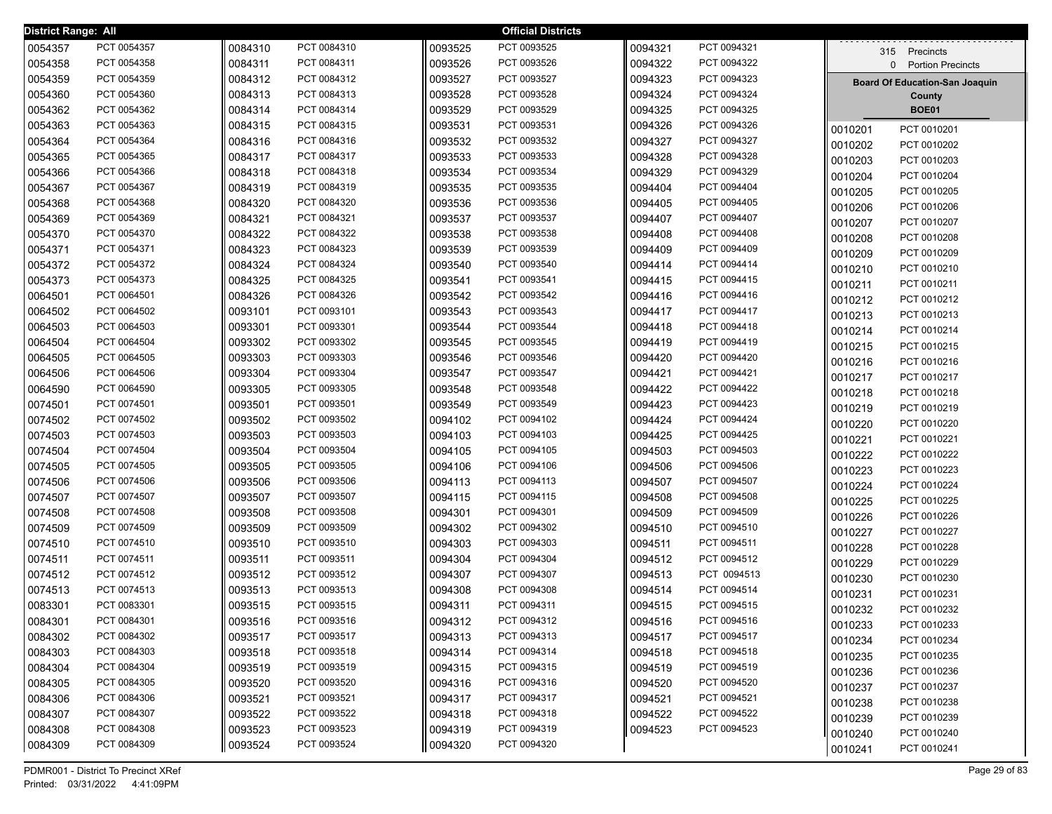**District Range: All** — **Official Districts**

| District | Precinct | District | Precinct | District | Precinct | District | Precinct |
|---|---|---|---|---|---|---|---|
| 0054357 | PCT 0054357 | 0084310 | PCT 0084310 | 0093525 | PCT 0093525 | 0094321 | PCT 0094321 |
| 0054358 | PCT 0054358 | 0084311 | PCT 0084311 | 0093526 | PCT 0093526 | 0094322 | PCT 0094322 |
| 0054359 | PCT 0054359 | 0084312 | PCT 0084312 | 0093527 | PCT 0093527 | 0094323 | PCT 0094323 |
| 0054360 | PCT 0054360 | 0084313 | PCT 0084313 | 0093528 | PCT 0093528 | 0094324 | PCT 0094324 |
| 0054362 | PCT 0054362 | 0084314 | PCT 0084314 | 0093529 | PCT 0093529 | 0094325 | PCT 0094325 |
| 0054363 | PCT 0054363 | 0084315 | PCT 0084315 | 0093531 | PCT 0093531 | 0094326 | PCT 0094326 |
| 0054364 | PCT 0054364 | 0084316 | PCT 0084316 | 0093532 | PCT 0093532 | 0094327 | PCT 0094327 |
| 0054365 | PCT 0054365 | 0084317 | PCT 0084317 | 0093533 | PCT 0093533 | 0094328 | PCT 0094328 |
| 0054366 | PCT 0054366 | 0084318 | PCT 0084318 | 0093534 | PCT 0093534 | 0094329 | PCT 0094329 |
| 0054367 | PCT 0054367 | 0084319 | PCT 0084319 | 0093535 | PCT 0093535 | 0094404 | PCT 0094404 |
| 0054368 | PCT 0054368 | 0084320 | PCT 0084320 | 0093536 | PCT 0093536 | 0094405 | PCT 0094405 |
| 0054369 | PCT 0054369 | 0084321 | PCT 0084321 | 0093537 | PCT 0093537 | 0094407 | PCT 0094407 |
| 0054370 | PCT 0054370 | 0084322 | PCT 0084322 | 0093538 | PCT 0093538 | 0094408 | PCT 0094408 |
| 0054371 | PCT 0054371 | 0084323 | PCT 0084323 | 0093539 | PCT 0093539 | 0094409 | PCT 0094409 |
| 0054372 | PCT 0054372 | 0084324 | PCT 0084324 | 0093540 | PCT 0093540 | 0094414 | PCT 0094414 |
| 0054373 | PCT 0054373 | 0084325 | PCT 0084325 | 0093541 | PCT 0093541 | 0094415 | PCT 0094415 |
| 0064501 | PCT 0064501 | 0084326 | PCT 0084326 | 0093542 | PCT 0093542 | 0094416 | PCT 0094416 |
| 0064502 | PCT 0064502 | 0093101 | PCT 0093101 | 0093543 | PCT 0093543 | 0094417 | PCT 0094417 |
| 0064503 | PCT 0064503 | 0093301 | PCT 0093301 | 0093544 | PCT 0093544 | 0094418 | PCT 0094418 |
| 0064504 | PCT 0064504 | 0093302 | PCT 0093302 | 0093545 | PCT 0093545 | 0094419 | PCT 0094419 |
| 0064505 | PCT 0064505 | 0093303 | PCT 0093303 | 0093546 | PCT 0093546 | 0094420 | PCT 0094420 |
| 0064506 | PCT 0064506 | 0093304 | PCT 0093304 | 0093547 | PCT 0093547 | 0094421 | PCT 0094421 |
| 0064590 | PCT 0064590 | 0093305 | PCT 0093305 | 0093548 | PCT 0093548 | 0094422 | PCT 0094422 |
| 0074501 | PCT 0074501 | 0093501 | PCT 0093501 | 0093549 | PCT 0093549 | 0094423 | PCT 0094423 |
| 0074502 | PCT 0074502 | 0093502 | PCT 0093502 | 0094102 | PCT 0094102 | 0094424 | PCT 0094424 |
| 0074503 | PCT 0074503 | 0093503 | PCT 0093503 | 0094103 | PCT 0094103 | 0094425 | PCT 0094425 |
| 0074504 | PCT 0074504 | 0093504 | PCT 0093504 | 0094105 | PCT 0094105 | 0094503 | PCT 0094503 |
| 0074505 | PCT 0074505 | 0093505 | PCT 0093505 | 0094106 | PCT 0094106 | 0094506 | PCT 0094506 |
| 0074506 | PCT 0074506 | 0093506 | PCT 0093506 | 0094113 | PCT 0094113 | 0094507 | PCT 0094507 |
| 0074507 | PCT 0074507 | 0093507 | PCT 0093507 | 0094115 | PCT 0094115 | 0094508 | PCT 0094508 |
| 0074508 | PCT 0074508 | 0093508 | PCT 0093508 | 0094301 | PCT 0094301 | 0094509 | PCT 0094509 |
| 0074509 | PCT 0074509 | 0093509 | PCT 0093509 | 0094302 | PCT 0094302 | 0094510 | PCT 0094510 |
| 0074510 | PCT 0074510 | 0093510 | PCT 0093510 | 0094303 | PCT 0094303 | 0094511 | PCT 0094511 |
| 0074511 | PCT 0074511 | 0093511 | PCT 0093511 | 0094304 | PCT 0094304 | 0094512 | PCT 0094512 |
| 0074512 | PCT 0074512 | 0093512 | PCT 0093512 | 0094307 | PCT 0094307 | 0094513 | PCT 0094513 |
| 0074513 | PCT 0074513 | 0093513 | PCT 0093513 | 0094308 | PCT 0094308 | 0094514 | PCT 0094514 |
| 0083301 | PCT 0083301 | 0093515 | PCT 0093515 | 0094311 | PCT 0094311 | 0094515 | PCT 0094515 |
| 0084301 | PCT 0084301 | 0093516 | PCT 0093516 | 0094312 | PCT 0094312 | 0094516 | PCT 0094516 |
| 0084302 | PCT 0084302 | 0093517 | PCT 0093517 | 0094313 | PCT 0094313 | 0094517 | PCT 0094517 |
| 0084303 | PCT 0084303 | 0093518 | PCT 0093518 | 0094314 | PCT 0094314 | 0094518 | PCT 0094518 |
| 0084304 | PCT 0084304 | 0093519 | PCT 0093519 | 0094315 | PCT 0094315 | 0094519 | PCT 0094519 |
| 0084305 | PCT 0084305 | 0093520 | PCT 0093520 | 0094316 | PCT 0094316 | 0094520 | PCT 0094520 |
| 0084306 | PCT 0084306 | 0093521 | PCT 0093521 | 0094317 | PCT 0094317 | 0094521 | PCT 0094521 |
| 0084307 | PCT 0084307 | 0093522 | PCT 0093522 | 0094318 | PCT 0094318 | 0094522 | PCT 0094522 |
| 0084308 | PCT 0084308 | 0093523 | PCT 0093523 | 0094319 | PCT 0094319 | 0094523 | PCT 0094523 |
| 0084309 | PCT 0084309 | 0093524 | PCT 0093524 | 0094320 | PCT 0094320 | | |

315 Precincts
0 Portion Precincts

**Board Of Education-San Joaquin County**
**BOE01**

| District | Precinct |
|---|---|
| 0010201 | PCT 0010201 |
| 0010202 | PCT 0010202 |
| 0010203 | PCT 0010203 |
| 0010204 | PCT 0010204 |
| 0010205 | PCT 0010205 |
| 0010206 | PCT 0010206 |
| 0010207 | PCT 0010207 |
| 0010208 | PCT 0010208 |
| 0010209 | PCT 0010209 |
| 0010210 | PCT 0010210 |
| 0010211 | PCT 0010211 |
| 0010212 | PCT 0010212 |
| 0010213 | PCT 0010213 |
| 0010214 | PCT 0010214 |
| 0010215 | PCT 0010215 |
| 0010216 | PCT 0010216 |
| 0010217 | PCT 0010217 |
| 0010218 | PCT 0010218 |
| 0010219 | PCT 0010219 |
| 0010220 | PCT 0010220 |
| 0010221 | PCT 0010221 |
| 0010222 | PCT 0010222 |
| 0010223 | PCT 0010223 |
| 0010224 | PCT 0010224 |
| 0010225 | PCT 0010225 |
| 0010226 | PCT 0010226 |
| 0010227 | PCT 0010227 |
| 0010228 | PCT 0010228 |
| 0010229 | PCT 0010229 |
| 0010230 | PCT 0010230 |
| 0010231 | PCT 0010231 |
| 0010232 | PCT 0010232 |
| 0010233 | PCT 0010233 |
| 0010234 | PCT 0010234 |
| 0010235 | PCT 0010235 |
| 0010236 | PCT 0010236 |
| 0010237 | PCT 0010237 |
| 0010238 | PCT 0010238 |
| 0010239 | PCT 0010239 |
| 0010240 | PCT 0010240 |
| 0010241 | PCT 0010241 |

PDMR001 - District To Precinct XRef
Printed: 03/31/2022 4:41:09PM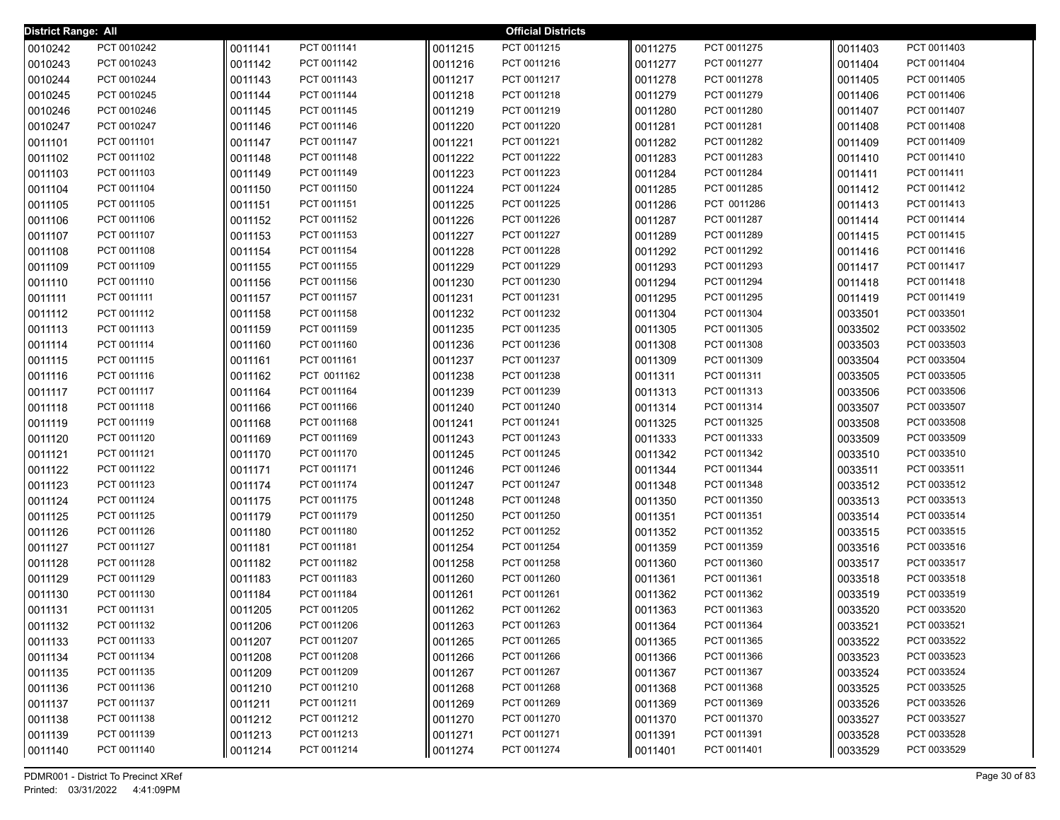**District Range: All** **Official Districts**

| District | Precinct | District | Precinct | District | Precinct | District | Precinct | District | Precinct |
|---|---|---|---|---|---|---|---|---|---|
| 0010242 | PCT 0010242 | 0011141 | PCT 0011141 | 0011215 | PCT 0011215 | 0011275 | PCT 0011275 | 0011403 | PCT 0011403 |
| 0010243 | PCT 0010243 | 0011142 | PCT 0011142 | 0011216 | PCT 0011216 | 0011277 | PCT 0011277 | 0011404 | PCT 0011404 |
| 0010244 | PCT 0010244 | 0011143 | PCT 0011143 | 0011217 | PCT 0011217 | 0011278 | PCT 0011278 | 0011405 | PCT 0011405 |
| 0010245 | PCT 0010245 | 0011144 | PCT 0011144 | 0011218 | PCT 0011218 | 0011279 | PCT 0011279 | 0011406 | PCT 0011406 |
| 0010246 | PCT 0010246 | 0011145 | PCT 0011145 | 0011219 | PCT 0011219 | 0011280 | PCT 0011280 | 0011407 | PCT 0011407 |
| 0010247 | PCT 0010247 | 0011146 | PCT 0011146 | 0011220 | PCT 0011220 | 0011281 | PCT 0011281 | 0011408 | PCT 0011408 |
| 0011101 | PCT 0011101 | 0011147 | PCT 0011147 | 0011221 | PCT 0011221 | 0011282 | PCT 0011282 | 0011409 | PCT 0011409 |
| 0011102 | PCT 0011102 | 0011148 | PCT 0011148 | 0011222 | PCT 0011222 | 0011283 | PCT 0011283 | 0011410 | PCT 0011410 |
| 0011103 | PCT 0011103 | 0011149 | PCT 0011149 | 0011223 | PCT 0011223 | 0011284 | PCT 0011284 | 0011411 | PCT 0011411 |
| 0011104 | PCT 0011104 | 0011150 | PCT 0011150 | 0011224 | PCT 0011224 | 0011285 | PCT 0011285 | 0011412 | PCT 0011412 |
| 0011105 | PCT 0011105 | 0011151 | PCT 0011151 | 0011225 | PCT 0011225 | 0011286 | PCT 0011286 | 0011413 | PCT 0011413 |
| 0011106 | PCT 0011106 | 0011152 | PCT 0011152 | 0011226 | PCT 0011226 | 0011287 | PCT 0011287 | 0011414 | PCT 0011414 |
| 0011107 | PCT 0011107 | 0011153 | PCT 0011153 | 0011227 | PCT 0011227 | 0011289 | PCT 0011289 | 0011415 | PCT 0011415 |
| 0011108 | PCT 0011108 | 0011154 | PCT 0011154 | 0011228 | PCT 0011228 | 0011292 | PCT 0011292 | 0011416 | PCT 0011416 |
| 0011109 | PCT 0011109 | 0011155 | PCT 0011155 | 0011229 | PCT 0011229 | 0011293 | PCT 0011293 | 0011417 | PCT 0011417 |
| 0011110 | PCT 0011110 | 0011156 | PCT 0011156 | 0011230 | PCT 0011230 | 0011294 | PCT 0011294 | 0011418 | PCT 0011418 |
| 0011111 | PCT 0011111 | 0011157 | PCT 0011157 | 0011231 | PCT 0011231 | 0011295 | PCT 0011295 | 0011419 | PCT 0011419 |
| 0011112 | PCT 0011112 | 0011158 | PCT 0011158 | 0011232 | PCT 0011232 | 0011304 | PCT 0011304 | 0033501 | PCT 0033501 |
| 0011113 | PCT 0011113 | 0011159 | PCT 0011159 | 0011235 | PCT 0011235 | 0011305 | PCT 0011305 | 0033502 | PCT 0033502 |
| 0011114 | PCT 0011114 | 0011160 | PCT 0011160 | 0011236 | PCT 0011236 | 0011308 | PCT 0011308 | 0033503 | PCT 0033503 |
| 0011115 | PCT 0011115 | 0011161 | PCT 0011161 | 0011237 | PCT 0011237 | 0011309 | PCT 0011309 | 0033504 | PCT 0033504 |
| 0011116 | PCT 0011116 | 0011162 | PCT 0011162 | 0011238 | PCT 0011238 | 0011311 | PCT 0011311 | 0033505 | PCT 0033505 |
| 0011117 | PCT 0011117 | 0011164 | PCT 0011164 | 0011239 | PCT 0011239 | 0011313 | PCT 0011313 | 0033506 | PCT 0033506 |
| 0011118 | PCT 0011118 | 0011166 | PCT 0011166 | 0011240 | PCT 0011240 | 0011314 | PCT 0011314 | 0033507 | PCT 0033507 |
| 0011119 | PCT 0011119 | 0011168 | PCT 0011168 | 0011241 | PCT 0011241 | 0011325 | PCT 0011325 | 0033508 | PCT 0033508 |
| 0011120 | PCT 0011120 | 0011169 | PCT 0011169 | 0011243 | PCT 0011243 | 0011333 | PCT 0011333 | 0033509 | PCT 0033509 |
| 0011121 | PCT 0011121 | 0011170 | PCT 0011170 | 0011245 | PCT 0011245 | 0011342 | PCT 0011342 | 0033510 | PCT 0033510 |
| 0011122 | PCT 0011122 | 0011171 | PCT 0011171 | 0011246 | PCT 0011246 | 0011344 | PCT 0011344 | 0033511 | PCT 0033511 |
| 0011123 | PCT 0011123 | 0011174 | PCT 0011174 | 0011247 | PCT 0011247 | 0011348 | PCT 0011348 | 0033512 | PCT 0033512 |
| 0011124 | PCT 0011124 | 0011175 | PCT 0011175 | 0011248 | PCT 0011248 | 0011350 | PCT 0011350 | 0033513 | PCT 0033513 |
| 0011125 | PCT 0011125 | 0011179 | PCT 0011179 | 0011250 | PCT 0011250 | 0011351 | PCT 0011351 | 0033514 | PCT 0033514 |
| 0011126 | PCT 0011126 | 0011180 | PCT 0011180 | 0011252 | PCT 0011252 | 0011352 | PCT 0011352 | 0033515 | PCT 0033515 |
| 0011127 | PCT 0011127 | 0011181 | PCT 0011181 | 0011254 | PCT 0011254 | 0011359 | PCT 0011359 | 0033516 | PCT 0033516 |
| 0011128 | PCT 0011128 | 0011182 | PCT 0011182 | 0011258 | PCT 0011258 | 0011360 | PCT 0011360 | 0033517 | PCT 0033517 |
| 0011129 | PCT 0011129 | 0011183 | PCT 0011183 | 0011260 | PCT 0011260 | 0011361 | PCT 0011361 | 0033518 | PCT 0033518 |
| 0011130 | PCT 0011130 | 0011184 | PCT 0011184 | 0011261 | PCT 0011261 | 0011362 | PCT 0011362 | 0033519 | PCT 0033519 |
| 0011131 | PCT 0011131 | 0011205 | PCT 0011205 | 0011262 | PCT 0011262 | 0011363 | PCT 0011363 | 0033520 | PCT 0033520 |
| 0011132 | PCT 0011132 | 0011206 | PCT 0011206 | 0011263 | PCT 0011263 | 0011364 | PCT 0011364 | 0033521 | PCT 0033521 |
| 0011133 | PCT 0011133 | 0011207 | PCT 0011207 | 0011265 | PCT 0011265 | 0011365 | PCT 0011365 | 0033522 | PCT 0033522 |
| 0011134 | PCT 0011134 | 0011208 | PCT 0011208 | 0011266 | PCT 0011266 | 0011366 | PCT 0011366 | 0033523 | PCT 0033523 |
| 0011135 | PCT 0011135 | 0011209 | PCT 0011209 | 0011267 | PCT 0011267 | 0011367 | PCT 0011367 | 0033524 | PCT 0033524 |
| 0011136 | PCT 0011136 | 0011210 | PCT 0011210 | 0011268 | PCT 0011268 | 0011368 | PCT 0011368 | 0033525 | PCT 0033525 |
| 0011137 | PCT 0011137 | 0011211 | PCT 0011211 | 0011269 | PCT 0011269 | 0011369 | PCT 0011369 | 0033526 | PCT 0033526 |
| 0011138 | PCT 0011138 | 0011212 | PCT 0011212 | 0011270 | PCT 0011270 | 0011370 | PCT 0011370 | 0033527 | PCT 0033527 |
| 0011139 | PCT 0011139 | 0011213 | PCT 0011213 | 0011271 | PCT 0011271 | 0011391 | PCT 0011391 | 0033528 | PCT 0033528 |
| 0011140 | PCT 0011140 | 0011214 | PCT 0011214 | 0011274 | PCT 0011274 | 0011401 | PCT 0011401 | 0033529 | PCT 0033529 |

PDMR001 - District To Precinct XRef
Printed: 03/31/2022 4:41:09PM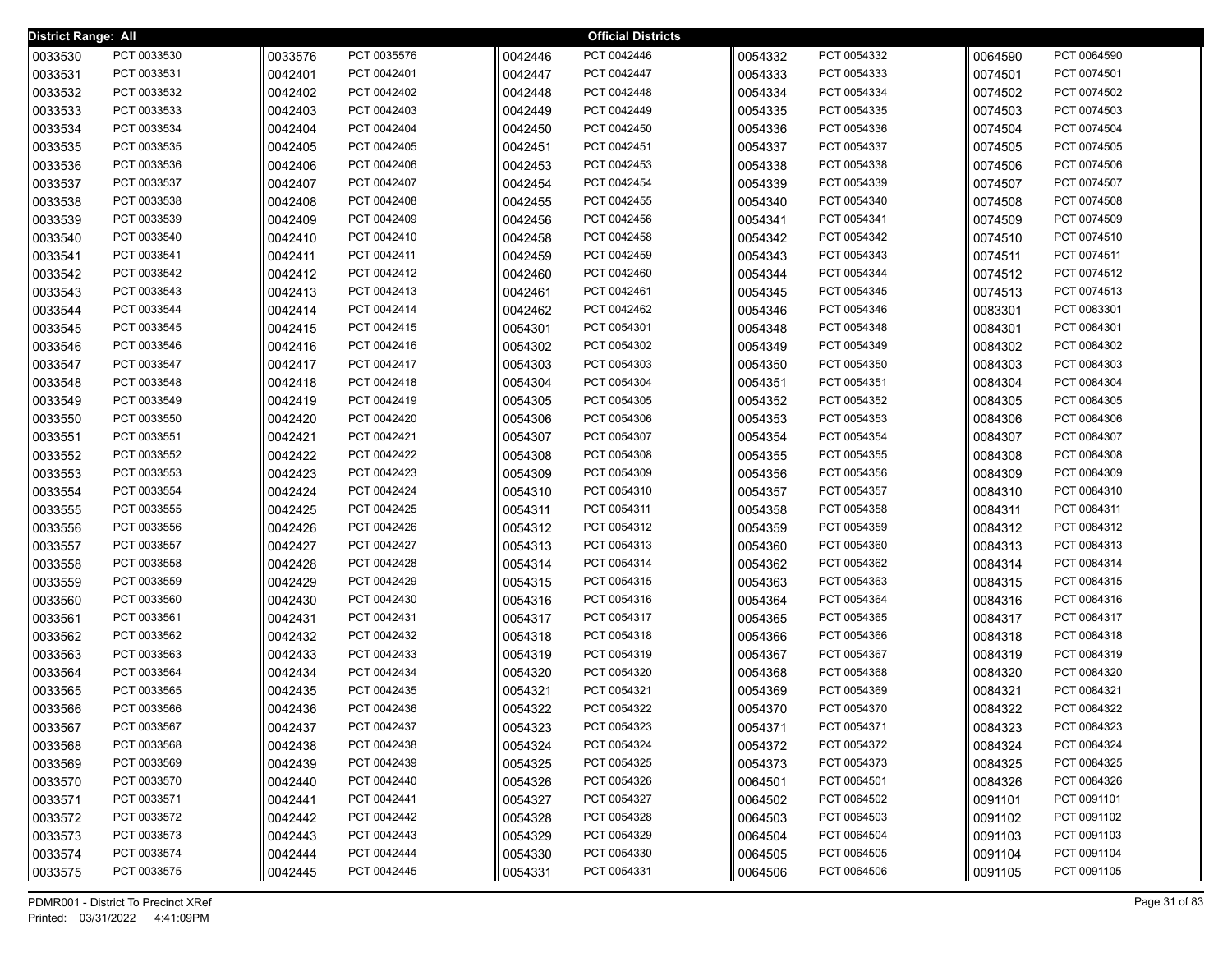**District Range: All** — **Official Districts**

| District | Precinct |
|---|---|
| 0033530 | PCT 0033530 |
| 0033531 | PCT 0033531 |
| 0033532 | PCT 0033532 |
| 0033533 | PCT 0033533 |
| 0033534 | PCT 0033534 |
| 0033535 | PCT 0033535 |
| 0033536 | PCT 0033536 |
| 0033537 | PCT 0033537 |
| 0033538 | PCT 0033538 |
| 0033539 | PCT 0033539 |
| 0033540 | PCT 0033540 |
| 0033541 | PCT 0033541 |
| 0033542 | PCT 0033542 |
| 0033543 | PCT 0033543 |
| 0033544 | PCT 0033544 |
| 0033545 | PCT 0033545 |
| 0033546 | PCT 0033546 |
| 0033547 | PCT 0033547 |
| 0033548 | PCT 0033548 |
| 0033549 | PCT 0033549 |
| 0033550 | PCT 0033550 |
| 0033551 | PCT 0033551 |
| 0033552 | PCT 0033552 |
| 0033553 | PCT 0033553 |
| 0033554 | PCT 0033554 |
| 0033555 | PCT 0033555 |
| 0033556 | PCT 0033556 |
| 0033557 | PCT 0033557 |
| 0033558 | PCT 0033558 |
| 0033559 | PCT 0033559 |
| 0033560 | PCT 0033560 |
| 0033561 | PCT 0033561 |
| 0033562 | PCT 0033562 |
| 0033563 | PCT 0033563 |
| 0033564 | PCT 0033564 |
| 0033565 | PCT 0033565 |
| 0033566 | PCT 0033566 |
| 0033567 | PCT 0033567 |
| 0033568 | PCT 0033568 |
| 0033569 | PCT 0033569 |
| 0033570 | PCT 0033570 |
| 0033571 | PCT 0033571 |
| 0033572 | PCT 0033572 |
| 0033573 | PCT 0033573 |
| 0033574 | PCT 0033574 |
| 0033575 | PCT 0033575 |
| 0033576 | PCT 0035576 |
| 0042401 | PCT 0042401 |
| 0042402 | PCT 0042402 |
| 0042403 | PCT 0042403 |
| 0042404 | PCT 0042404 |
| 0042405 | PCT 0042405 |
| 0042406 | PCT 0042406 |
| 0042407 | PCT 0042407 |
| 0042408 | PCT 0042408 |
| 0042409 | PCT 0042409 |
| 0042410 | PCT 0042410 |
| 0042411 | PCT 0042411 |
| 0042412 | PCT 0042412 |
| 0042413 | PCT 0042413 |
| 0042414 | PCT 0042414 |
| 0042415 | PCT 0042415 |
| 0042416 | PCT 0042416 |
| 0042417 | PCT 0042417 |
| 0042418 | PCT 0042418 |
| 0042419 | PCT 0042419 |
| 0042420 | PCT 0042420 |
| 0042421 | PCT 0042421 |
| 0042422 | PCT 0042422 |
| 0042423 | PCT 0042423 |
| 0042424 | PCT 0042424 |
| 0042425 | PCT 0042425 |
| 0042426 | PCT 0042426 |
| 0042427 | PCT 0042427 |
| 0042428 | PCT 0042428 |
| 0042429 | PCT 0042429 |
| 0042430 | PCT 0042430 |
| 0042431 | PCT 0042431 |
| 0042432 | PCT 0042432 |
| 0042433 | PCT 0042433 |
| 0042434 | PCT 0042434 |
| 0042435 | PCT 0042435 |
| 0042436 | PCT 0042436 |
| 0042437 | PCT 0042437 |
| 0042438 | PCT 0042438 |
| 0042439 | PCT 0042439 |
| 0042440 | PCT 0042440 |
| 0042441 | PCT 0042441 |
| 0042442 | PCT 0042442 |
| 0042443 | PCT 0042443 |
| 0042444 | PCT 0042444 |
| 0042445 | PCT 0042445 |
| 0042446 | PCT 0042446 |
| 0042447 | PCT 0042447 |
| 0042448 | PCT 0042448 |
| 0042449 | PCT 0042449 |
| 0042450 | PCT 0042450 |
| 0042451 | PCT 0042451 |
| 0042453 | PCT 0042453 |
| 0042454 | PCT 0042454 |
| 0042455 | PCT 0042455 |
| 0042456 | PCT 0042456 |
| 0042458 | PCT 0042458 |
| 0042459 | PCT 0042459 |
| 0042460 | PCT 0042460 |
| 0042461 | PCT 0042461 |
| 0042462 | PCT 0042462 |
| 0054301 | PCT 0054301 |
| 0054302 | PCT 0054302 |
| 0054303 | PCT 0054303 |
| 0054304 | PCT 0054304 |
| 0054305 | PCT 0054305 |
| 0054306 | PCT 0054306 |
| 0054307 | PCT 0054307 |
| 0054308 | PCT 0054308 |
| 0054309 | PCT 0054309 |
| 0054310 | PCT 0054310 |
| 0054311 | PCT 0054311 |
| 0054312 | PCT 0054312 |
| 0054313 | PCT 0054313 |
| 0054314 | PCT 0054314 |
| 0054315 | PCT 0054315 |
| 0054316 | PCT 0054316 |
| 0054317 | PCT 0054317 |
| 0054318 | PCT 0054318 |
| 0054319 | PCT 0054319 |
| 0054320 | PCT 0054320 |
| 0054321 | PCT 0054321 |
| 0054322 | PCT 0054322 |
| 0054323 | PCT 0054323 |
| 0054324 | PCT 0054324 |
| 0054325 | PCT 0054325 |
| 0054326 | PCT 0054326 |
| 0054327 | PCT 0054327 |
| 0054328 | PCT 0054328 |
| 0054329 | PCT 0054329 |
| 0054330 | PCT 0054330 |
| 0054331 | PCT 0054331 |
| 0054332 | PCT 0054332 |
| 0054333 | PCT 0054333 |
| 0054334 | PCT 0054334 |
| 0054335 | PCT 0054335 |
| 0054336 | PCT 0054336 |
| 0054337 | PCT 0054337 |
| 0054338 | PCT 0054338 |
| 0054339 | PCT 0054339 |
| 0054340 | PCT 0054340 |
| 0054341 | PCT 0054341 |
| 0054342 | PCT 0054342 |
| 0054343 | PCT 0054343 |
| 0054344 | PCT 0054344 |
| 0054345 | PCT 0054345 |
| 0054346 | PCT 0054346 |
| 0054348 | PCT 0054348 |
| 0054349 | PCT 0054349 |
| 0054350 | PCT 0054350 |
| 0054351 | PCT 0054351 |
| 0054352 | PCT 0054352 |
| 0054353 | PCT 0054353 |
| 0054354 | PCT 0054354 |
| 0054355 | PCT 0054355 |
| 0054356 | PCT 0054356 |
| 0054357 | PCT 0054357 |
| 0054358 | PCT 0054358 |
| 0054359 | PCT 0054359 |
| 0054360 | PCT 0054360 |
| 0054362 | PCT 0054362 |
| 0054363 | PCT 0054363 |
| 0054364 | PCT 0054364 |
| 0054365 | PCT 0054365 |
| 0054366 | PCT 0054366 |
| 0054367 | PCT 0054367 |
| 0054368 | PCT 0054368 |
| 0054369 | PCT 0054369 |
| 0054370 | PCT 0054370 |
| 0054371 | PCT 0054371 |
| 0054372 | PCT 0054372 |
| 0054373 | PCT 0054373 |
| 0064501 | PCT 0064501 |
| 0064502 | PCT 0064502 |
| 0064503 | PCT 0064503 |
| 0064504 | PCT 0064504 |
| 0064505 | PCT 0064505 |
| 0064506 | PCT 0064506 |
| 0064590 | PCT 0064590 |
| 0074501 | PCT 0074501 |
| 0074502 | PCT 0074502 |
| 0074503 | PCT 0074503 |
| 0074504 | PCT 0074504 |
| 0074505 | PCT 0074505 |
| 0074506 | PCT 0074506 |
| 0074507 | PCT 0074507 |
| 0074508 | PCT 0074508 |
| 0074509 | PCT 0074509 |
| 0074510 | PCT 0074510 |
| 0074511 | PCT 0074511 |
| 0074512 | PCT 0074512 |
| 0074513 | PCT 0074513 |
| 0083301 | PCT 0083301 |
| 0084301 | PCT 0084301 |
| 0084302 | PCT 0084302 |
| 0084303 | PCT 0084303 |
| 0084304 | PCT 0084304 |
| 0084305 | PCT 0084305 |
| 0084306 | PCT 0084306 |
| 0084307 | PCT 0084307 |
| 0084308 | PCT 0084308 |
| 0084309 | PCT 0084309 |
| 0084310 | PCT 0084310 |
| 0084311 | PCT 0084311 |
| 0084312 | PCT 0084312 |
| 0084313 | PCT 0084313 |
| 0084314 | PCT 0084314 |
| 0084315 | PCT 0084315 |
| 0084316 | PCT 0084316 |
| 0084317 | PCT 0084317 |
| 0084318 | PCT 0084318 |
| 0084319 | PCT 0084319 |
| 0084320 | PCT 0084320 |
| 0084321 | PCT 0084321 |
| 0084322 | PCT 0084322 |
| 0084323 | PCT 0084323 |
| 0084324 | PCT 0084324 |
| 0084325 | PCT 0084325 |
| 0084326 | PCT 0084326 |
| 0091101 | PCT 0091101 |
| 0091102 | PCT 0091102 |
| 0091103 | PCT 0091103 |
| 0091104 | PCT 0091104 |
| 0091105 | PCT 0091105 |

PDMR001 - District To Precinct XRef
Printed: 03/31/2022 4:41:09PM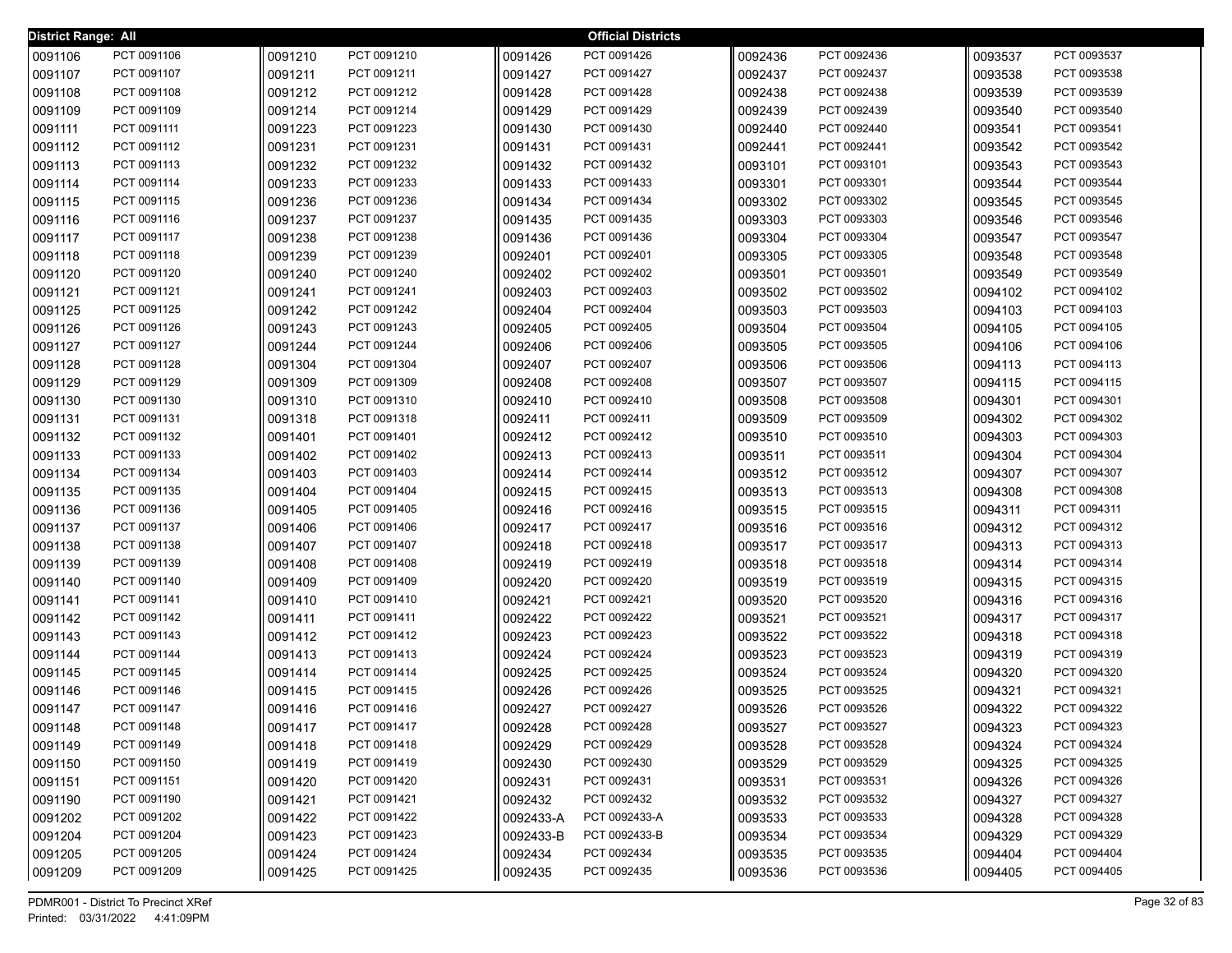**District Range: All** — **Official Districts**

| District | Precinct |
|---|---|
| 0091106 | PCT 0091106 |
| 0091107 | PCT 0091107 |
| 0091108 | PCT 0091108 |
| 0091109 | PCT 0091109 |
| 0091111 | PCT 0091111 |
| 0091112 | PCT 0091112 |
| 0091113 | PCT 0091113 |
| 0091114 | PCT 0091114 |
| 0091115 | PCT 0091115 |
| 0091116 | PCT 0091116 |
| 0091117 | PCT 0091117 |
| 0091118 | PCT 0091118 |
| 0091120 | PCT 0091120 |
| 0091121 | PCT 0091121 |
| 0091125 | PCT 0091125 |
| 0091126 | PCT 0091126 |
| 0091127 | PCT 0091127 |
| 0091128 | PCT 0091128 |
| 0091129 | PCT 0091129 |
| 0091130 | PCT 0091130 |
| 0091131 | PCT 0091131 |
| 0091132 | PCT 0091132 |
| 0091133 | PCT 0091133 |
| 0091134 | PCT 0091134 |
| 0091135 | PCT 0091135 |
| 0091136 | PCT 0091136 |
| 0091137 | PCT 0091137 |
| 0091138 | PCT 0091138 |
| 0091139 | PCT 0091139 |
| 0091140 | PCT 0091140 |
| 0091141 | PCT 0091141 |
| 0091142 | PCT 0091142 |
| 0091143 | PCT 0091143 |
| 0091144 | PCT 0091144 |
| 0091145 | PCT 0091145 |
| 0091146 | PCT 0091146 |
| 0091147 | PCT 0091147 |
| 0091148 | PCT 0091148 |
| 0091149 | PCT 0091149 |
| 0091150 | PCT 0091150 |
| 0091151 | PCT 0091151 |
| 0091190 | PCT 0091190 |
| 0091202 | PCT 0091202 |
| 0091204 | PCT 0091204 |
| 0091205 | PCT 0091205 |
| 0091209 | PCT 0091209 |
| 0091210 | PCT 0091210 |
| 0091211 | PCT 0091211 |
| 0091212 | PCT 0091212 |
| 0091214 | PCT 0091214 |
| 0091223 | PCT 0091223 |
| 0091231 | PCT 0091231 |
| 0091232 | PCT 0091232 |
| 0091233 | PCT 0091233 |
| 0091236 | PCT 0091236 |
| 0091237 | PCT 0091237 |
| 0091238 | PCT 0091238 |
| 0091239 | PCT 0091239 |
| 0091240 | PCT 0091240 |
| 0091241 | PCT 0091241 |
| 0091242 | PCT 0091242 |
| 0091243 | PCT 0091243 |
| 0091244 | PCT 0091244 |
| 0091304 | PCT 0091304 |
| 0091309 | PCT 0091309 |
| 0091310 | PCT 0091310 |
| 0091318 | PCT 0091318 |
| 0091401 | PCT 0091401 |
| 0091402 | PCT 0091402 |
| 0091403 | PCT 0091403 |
| 0091404 | PCT 0091404 |
| 0091405 | PCT 0091405 |
| 0091406 | PCT 0091406 |
| 0091407 | PCT 0091407 |
| 0091408 | PCT 0091408 |
| 0091409 | PCT 0091409 |
| 0091410 | PCT 0091410 |
| 0091411 | PCT 0091411 |
| 0091412 | PCT 0091412 |
| 0091413 | PCT 0091413 |
| 0091414 | PCT 0091414 |
| 0091415 | PCT 0091415 |
| 0091416 | PCT 0091416 |
| 0091417 | PCT 0091417 |
| 0091418 | PCT 0091418 |
| 0091419 | PCT 0091419 |
| 0091420 | PCT 0091420 |
| 0091421 | PCT 0091421 |
| 0091422 | PCT 0091422 |
| 0091423 | PCT 0091423 |
| 0091424 | PCT 0091424 |
| 0091425 | PCT 0091425 |
| 0091426 | PCT 0091426 |
| 0091427 | PCT 0091427 |
| 0091428 | PCT 0091428 |
| 0091429 | PCT 0091429 |
| 0091430 | PCT 0091430 |
| 0091431 | PCT 0091431 |
| 0091432 | PCT 0091432 |
| 0091433 | PCT 0091433 |
| 0091434 | PCT 0091434 |
| 0091435 | PCT 0091435 |
| 0091436 | PCT 0091436 |
| 0092401 | PCT 0092401 |
| 0092402 | PCT 0092402 |
| 0092403 | PCT 0092403 |
| 0092404 | PCT 0092404 |
| 0092405 | PCT 0092405 |
| 0092406 | PCT 0092406 |
| 0092407 | PCT 0092407 |
| 0092408 | PCT 0092408 |
| 0092410 | PCT 0092410 |
| 0092411 | PCT 0092411 |
| 0092412 | PCT 0092412 |
| 0092413 | PCT 0092413 |
| 0092414 | PCT 0092414 |
| 0092415 | PCT 0092415 |
| 0092416 | PCT 0092416 |
| 0092417 | PCT 0092417 |
| 0092418 | PCT 0092418 |
| 0092419 | PCT 0092419 |
| 0092420 | PCT 0092420 |
| 0092421 | PCT 0092421 |
| 0092422 | PCT 0092422 |
| 0092423 | PCT 0092423 |
| 0092424 | PCT 0092424 |
| 0092425 | PCT 0092425 |
| 0092426 | PCT 0092426 |
| 0092427 | PCT 0092427 |
| 0092428 | PCT 0092428 |
| 0092429 | PCT 0092429 |
| 0092430 | PCT 0092430 |
| 0092431 | PCT 0092431 |
| 0092432 | PCT 0092432 |
| 0092433-A | PCT 0092433-A |
| 0092433-B | PCT 0092433-B |
| 0092434 | PCT 0092434 |
| 0092435 | PCT 0092435 |
| 0092436 | PCT 0092436 |
| 0092437 | PCT 0092437 |
| 0092438 | PCT 0092438 |
| 0092439 | PCT 0092439 |
| 0092440 | PCT 0092440 |
| 0092441 | PCT 0092441 |
| 0093101 | PCT 0093101 |
| 0093301 | PCT 0093301 |
| 0093302 | PCT 0093302 |
| 0093303 | PCT 0093303 |
| 0093304 | PCT 0093304 |
| 0093305 | PCT 0093305 |
| 0093501 | PCT 0093501 |
| 0093502 | PCT 0093502 |
| 0093503 | PCT 0093503 |
| 0093504 | PCT 0093504 |
| 0093505 | PCT 0093505 |
| 0093506 | PCT 0093506 |
| 0093507 | PCT 0093507 |
| 0093508 | PCT 0093508 |
| 0093509 | PCT 0093509 |
| 0093510 | PCT 0093510 |
| 0093511 | PCT 0093511 |
| 0093512 | PCT 0093512 |
| 0093513 | PCT 0093513 |
| 0093515 | PCT 0093515 |
| 0093516 | PCT 0093516 |
| 0093517 | PCT 0093517 |
| 0093518 | PCT 0093518 |
| 0093519 | PCT 0093519 |
| 0093520 | PCT 0093520 |
| 0093521 | PCT 0093521 |
| 0093522 | PCT 0093522 |
| 0093523 | PCT 0093523 |
| 0093524 | PCT 0093524 |
| 0093525 | PCT 0093525 |
| 0093526 | PCT 0093526 |
| 0093527 | PCT 0093527 |
| 0093528 | PCT 0093528 |
| 0093529 | PCT 0093529 |
| 0093531 | PCT 0093531 |
| 0093532 | PCT 0093532 |
| 0093533 | PCT 0093533 |
| 0093534 | PCT 0093534 |
| 0093535 | PCT 0093535 |
| 0093536 | PCT 0093536 |
| 0093537 | PCT 0093537 |
| 0093538 | PCT 0093538 |
| 0093539 | PCT 0093539 |
| 0093540 | PCT 0093540 |
| 0093541 | PCT 0093541 |
| 0093542 | PCT 0093542 |
| 0093543 | PCT 0093543 |
| 0093544 | PCT 0093544 |
| 0093545 | PCT 0093545 |
| 0093546 | PCT 0093546 |
| 0093547 | PCT 0093547 |
| 0093548 | PCT 0093548 |
| 0093549 | PCT 0093549 |
| 0094102 | PCT 0094102 |
| 0094103 | PCT 0094103 |
| 0094105 | PCT 0094105 |
| 0094106 | PCT 0094106 |
| 0094113 | PCT 0094113 |
| 0094115 | PCT 0094115 |
| 0094301 | PCT 0094301 |
| 0094302 | PCT 0094302 |
| 0094303 | PCT 0094303 |
| 0094304 | PCT 0094304 |
| 0094307 | PCT 0094307 |
| 0094308 | PCT 0094308 |
| 0094311 | PCT 0094311 |
| 0094312 | PCT 0094312 |
| 0094313 | PCT 0094313 |
| 0094314 | PCT 0094314 |
| 0094315 | PCT 0094315 |
| 0094316 | PCT 0094316 |
| 0094317 | PCT 0094317 |
| 0094318 | PCT 0094318 |
| 0094319 | PCT 0094319 |
| 0094320 | PCT 0094320 |
| 0094321 | PCT 0094321 |
| 0094322 | PCT 0094322 |
| 0094323 | PCT 0094323 |
| 0094324 | PCT 0094324 |
| 0094325 | PCT 0094325 |
| 0094326 | PCT 0094326 |
| 0094327 | PCT 0094327 |
| 0094328 | PCT 0094328 |
| 0094329 | PCT 0094329 |
| 0094404 | PCT 0094404 |
| 0094405 | PCT 0094405 |

PDMR001 - District To Precinct XRef
Printed: 03/31/2022 4:41:09PM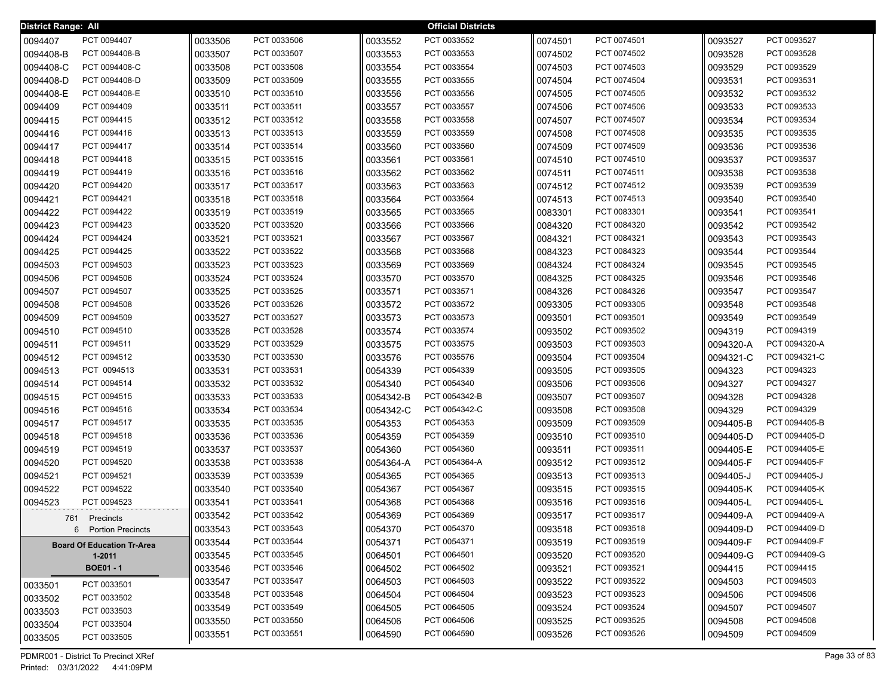District Range: All

**Official Districts**

| District | Precinct |
|---|---|
| 0094407 | PCT 0094407 |
| 0094408-B | PCT 0094408-B |
| 0094408-C | PCT 0094408-C |
| 0094408-D | PCT 0094408-D |
| 0094408-E | PCT 0094408-E |
| 0094409 | PCT 0094409 |
| 0094415 | PCT 0094415 |
| 0094416 | PCT 0094416 |
| 0094417 | PCT 0094417 |
| 0094418 | PCT 0094418 |
| 0094419 | PCT 0094419 |
| 0094420 | PCT 0094420 |
| 0094421 | PCT 0094421 |
| 0094422 | PCT 0094422 |
| 0094423 | PCT 0094423 |
| 0094424 | PCT 0094424 |
| 0094425 | PCT 0094425 |
| 0094503 | PCT 0094503 |
| 0094506 | PCT 0094506 |
| 0094507 | PCT 0094507 |
| 0094508 | PCT 0094508 |
| 0094509 | PCT 0094509 |
| 0094510 | PCT 0094510 |
| 0094511 | PCT 0094511 |
| 0094512 | PCT 0094512 |
| 0094513 | PCT 0094513 |
| 0094514 | PCT 0094514 |
| 0094515 | PCT 0094515 |
| 0094516 | PCT 0094516 |
| 0094517 | PCT 0094517 |
| 0094518 | PCT 0094518 |
| 0094519 | PCT 0094519 |
| 0094520 | PCT 0094520 |
| 0094521 | PCT 0094521 |
| 0094522 | PCT 0094522 |
| 0094523 | PCT 0094523 |

761 Precincts
6 Portion Precincts

**Board Of Education Tr-Area 1-2011**
**BOE01 - 1**

| District | Precinct |
|---|---|
| 0033501 | PCT 0033501 |
| 0033502 | PCT 0033502 |
| 0033503 | PCT 0033503 |
| 0033504 | PCT 0033504 |
| 0033505 | PCT 0033505 |
| 0033506 | PCT 0033506 |
| 0033507 | PCT 0033507 |
| 0033508 | PCT 0033508 |
| 0033509 | PCT 0033509 |
| 0033510 | PCT 0033510 |
| 0033511 | PCT 0033511 |
| 0033512 | PCT 0033512 |
| 0033513 | PCT 0033513 |
| 0033514 | PCT 0033514 |
| 0033515 | PCT 0033515 |
| 0033516 | PCT 0033516 |
| 0033517 | PCT 0033517 |
| 0033518 | PCT 0033518 |
| 0033519 | PCT 0033519 |
| 0033520 | PCT 0033520 |
| 0033521 | PCT 0033521 |
| 0033522 | PCT 0033522 |
| 0033523 | PCT 0033523 |
| 0033524 | PCT 0033524 |
| 0033525 | PCT 0033525 |
| 0033526 | PCT 0033526 |
| 0033527 | PCT 0033527 |
| 0033528 | PCT 0033528 |
| 0033529 | PCT 0033529 |
| 0033530 | PCT 0033530 |
| 0033531 | PCT 0033531 |
| 0033532 | PCT 0033532 |
| 0033533 | PCT 0033533 |
| 0033534 | PCT 0033534 |
| 0033535 | PCT 0033535 |
| 0033536 | PCT 0033536 |
| 0033537 | PCT 0033537 |
| 0033538 | PCT 0033538 |
| 0033539 | PCT 0033539 |
| 0033540 | PCT 0033540 |
| 0033541 | PCT 0033541 |
| 0033542 | PCT 0033542 |
| 0033543 | PCT 0033543 |
| 0033544 | PCT 0033544 |
| 0033545 | PCT 0033545 |
| 0033546 | PCT 0033546 |
| 0033547 | PCT 0033547 |
| 0033548 | PCT 0033548 |
| 0033549 | PCT 0033549 |
| 0033550 | PCT 0033550 |
| 0033551 | PCT 0033551 |
| 0033552 | PCT 0033552 |
| 0033553 | PCT 0033553 |
| 0033554 | PCT 0033554 |
| 0033555 | PCT 0033555 |
| 0033556 | PCT 0033556 |
| 0033557 | PCT 0033557 |
| 0033558 | PCT 0033558 |
| 0033559 | PCT 0033559 |
| 0033560 | PCT 0033560 |
| 0033561 | PCT 0033561 |
| 0033562 | PCT 0033562 |
| 0033563 | PCT 0033563 |
| 0033564 | PCT 0033564 |
| 0033565 | PCT 0033565 |
| 0033566 | PCT 0033566 |
| 0033567 | PCT 0033567 |
| 0033568 | PCT 0033568 |
| 0033569 | PCT 0033569 |
| 0033570 | PCT 0033570 |
| 0033571 | PCT 0033571 |
| 0033572 | PCT 0033572 |
| 0033573 | PCT 0033573 |
| 0033574 | PCT 0033574 |
| 0033575 | PCT 0033575 |
| 0033576 | PCT 0035576 |
| 0054339 | PCT 0054339 |
| 0054340 | PCT 0054340 |
| 0054342-B | PCT 0054342-B |
| 0054342-C | PCT 0054342-C |
| 0054353 | PCT 0054353 |
| 0054359 | PCT 0054359 |
| 0054360 | PCT 0054360 |
| 0054364-A | PCT 0054364-A |
| 0054365 | PCT 0054365 |
| 0054367 | PCT 0054367 |
| 0054368 | PCT 0054368 |
| 0054369 | PCT 0054369 |
| 0054370 | PCT 0054370 |
| 0054371 | PCT 0054371 |
| 0064501 | PCT 0064501 |
| 0064502 | PCT 0064502 |
| 0064503 | PCT 0064503 |
| 0064504 | PCT 0064504 |
| 0064505 | PCT 0064505 |
| 0064506 | PCT 0064506 |
| 0064590 | PCT 0064590 |
| 0074501 | PCT 0074501 |
| 0074502 | PCT 0074502 |
| 0074503 | PCT 0074503 |
| 0074504 | PCT 0074504 |
| 0074505 | PCT 0074505 |
| 0074506 | PCT 0074506 |
| 0074507 | PCT 0074507 |
| 0074508 | PCT 0074508 |
| 0074509 | PCT 0074509 |
| 0074510 | PCT 0074510 |
| 0074511 | PCT 0074511 |
| 0074512 | PCT 0074512 |
| 0074513 | PCT 0074513 |
| 0083301 | PCT 0083301 |
| 0084320 | PCT 0084320 |
| 0084321 | PCT 0084321 |
| 0084323 | PCT 0084323 |
| 0084324 | PCT 0084324 |
| 0084325 | PCT 0084325 |
| 0084326 | PCT 0084326 |
| 0093305 | PCT 0093305 |
| 0093501 | PCT 0093501 |
| 0093502 | PCT 0093502 |
| 0093503 | PCT 0093503 |
| 0093504 | PCT 0093504 |
| 0093505 | PCT 0093505 |
| 0093506 | PCT 0093506 |
| 0093507 | PCT 0093507 |
| 0093508 | PCT 0093508 |
| 0093509 | PCT 0093509 |
| 0093510 | PCT 0093510 |
| 0093511 | PCT 0093511 |
| 0093512 | PCT 0093512 |
| 0093513 | PCT 0093513 |
| 0093515 | PCT 0093515 |
| 0093516 | PCT 0093516 |
| 0093517 | PCT 0093517 |
| 0093518 | PCT 0093518 |
| 0093519 | PCT 0093519 |
| 0093520 | PCT 0093520 |
| 0093521 | PCT 0093521 |
| 0093522 | PCT 0093522 |
| 0093523 | PCT 0093523 |
| 0093524 | PCT 0093524 |
| 0093525 | PCT 0093525 |
| 0093526 | PCT 0093526 |
| 0093527 | PCT 0093527 |
| 0093528 | PCT 0093528 |
| 0093529 | PCT 0093529 |
| 0093531 | PCT 0093531 |
| 0093532 | PCT 0093532 |
| 0093533 | PCT 0093533 |
| 0093534 | PCT 0093534 |
| 0093535 | PCT 0093535 |
| 0093536 | PCT 0093536 |
| 0093537 | PCT 0093537 |
| 0093538 | PCT 0093538 |
| 0093539 | PCT 0093539 |
| 0093540 | PCT 0093540 |
| 0093541 | PCT 0093541 |
| 0093542 | PCT 0093542 |
| 0093543 | PCT 0093543 |
| 0093544 | PCT 0093544 |
| 0093545 | PCT 0093545 |
| 0093546 | PCT 0093546 |
| 0093547 | PCT 0093547 |
| 0093548 | PCT 0093548 |
| 0093549 | PCT 0093549 |
| 0094319 | PCT 0094319 |
| 0094320-A | PCT 0094320-A |
| 0094321-C | PCT 0094321-C |
| 0094323 | PCT 0094323 |
| 0094327 | PCT 0094327 |
| 0094328 | PCT 0094328 |
| 0094329 | PCT 0094329 |
| 0094405-B | PCT 0094405-B |
| 0094405-D | PCT 0094405-D |
| 0094405-E | PCT 0094405-E |
| 0094405-F | PCT 0094405-F |
| 0094405-J | PCT 0094405-J |
| 0094405-K | PCT 0094405-K |
| 0094405-L | PCT 0094405-L |
| 0094409-A | PCT 0094409-A |
| 0094409-D | PCT 0094409-D |
| 0094409-F | PCT 0094409-F |
| 0094409-G | PCT 0094409-G |
| 0094415 | PCT 0094415 |
| 0094503 | PCT 0094503 |
| 0094506 | PCT 0094506 |
| 0094507 | PCT 0094507 |
| 0094508 | PCT 0094508 |
| 0094509 | PCT 0094509 |

PDMR001 - District To Precinct XRef
Printed: 03/31/2022 4:41:09PM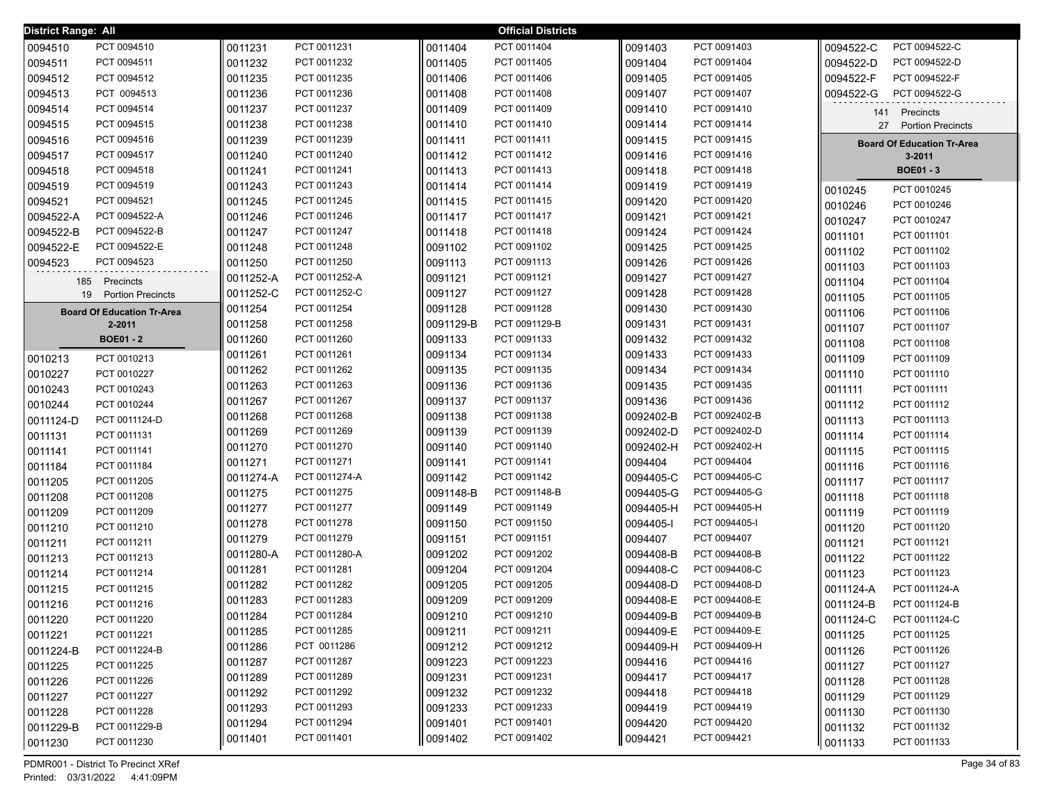District Range: All

**Official Districts**

| District | Precinct |
|---|---|
| 0094510 | PCT 0094510 |
| 0094511 | PCT 0094511 |
| 0094512 | PCT 0094512 |
| 0094513 | PCT 0094513 |
| 0094514 | PCT 0094514 |
| 0094515 | PCT 0094515 |
| 0094516 | PCT 0094516 |
| 0094517 | PCT 0094517 |
| 0094518 | PCT 0094518 |
| 0094519 | PCT 0094519 |
| 0094521 | PCT 0094521 |
| 0094522-A | PCT 0094522-A |
| 0094522-B | PCT 0094522-B |
| 0094522-E | PCT 0094522-E |
| 0094523 | PCT 0094523 |

185 Precincts
19 Portion Precincts

**Board Of Education Tr-Area 2-2011**
**BOE01 - 2**

| District | Precinct |
|---|---|
| 0010213 | PCT 0010213 |
| 0010227 | PCT 0010227 |
| 0010243 | PCT 0010243 |
| 0010244 | PCT 0010244 |
| 0011124-D | PCT 0011124-D |
| 0011131 | PCT 0011131 |
| 0011141 | PCT 0011141 |
| 0011184 | PCT 0011184 |
| 0011205 | PCT 0011205 |
| 0011208 | PCT 0011208 |
| 0011209 | PCT 0011209 |
| 0011210 | PCT 0011210 |
| 0011211 | PCT 0011211 |
| 0011213 | PCT 0011213 |
| 0011214 | PCT 0011214 |
| 0011215 | PCT 0011215 |
| 0011216 | PCT 0011216 |
| 0011220 | PCT 0011220 |
| 0011221 | PCT 0011221 |
| 0011224-B | PCT 0011224-B |
| 0011225 | PCT 0011225 |
| 0011226 | PCT 0011226 |
| 0011227 | PCT 0011227 |
| 0011228 | PCT 0011228 |
| 0011229-B | PCT 0011229-B |
| 0011230 | PCT 0011230 |
| 0011231 | PCT 0011231 |
| 0011232 | PCT 0011232 |
| 0011235 | PCT 0011235 |
| 0011236 | PCT 0011236 |
| 0011237 | PCT 0011237 |
| 0011238 | PCT 0011238 |
| 0011239 | PCT 0011239 |
| 0011240 | PCT 0011240 |
| 0011241 | PCT 0011241 |
| 0011243 | PCT 0011243 |
| 0011245 | PCT 0011245 |
| 0011246 | PCT 0011246 |
| 0011247 | PCT 0011247 |
| 0011248 | PCT 0011248 |
| 0011250 | PCT 0011250 |
| 0011252-A | PCT 0011252-A |
| 0011252-C | PCT 0011252-C |
| 0011254 | PCT 0011254 |
| 0011258 | PCT 0011258 |
| 0011260 | PCT 0011260 |
| 0011261 | PCT 0011261 |
| 0011262 | PCT 0011262 |
| 0011263 | PCT 0011263 |
| 0011267 | PCT 0011267 |
| 0011268 | PCT 0011268 |
| 0011269 | PCT 0011269 |
| 0011270 | PCT 0011270 |
| 0011271 | PCT 0011271 |
| 0011274-A | PCT 0011274-A |
| 0011275 | PCT 0011275 |
| 0011277 | PCT 0011277 |
| 0011278 | PCT 0011278 |
| 0011279 | PCT 0011279 |
| 0011280-A | PCT 0011280-A |
| 0011281 | PCT 0011281 |
| 0011282 | PCT 0011282 |
| 0011283 | PCT 0011283 |
| 0011284 | PCT 0011284 |
| 0011285 | PCT 0011285 |
| 0011286 | PCT 0011286 |
| 0011287 | PCT 0011287 |
| 0011289 | PCT 0011289 |
| 0011292 | PCT 0011292 |
| 0011293 | PCT 0011293 |
| 0011294 | PCT 0011294 |
| 0011401 | PCT 0011401 |
| 0011404 | PCT 0011404 |
| 0011405 | PCT 0011405 |
| 0011406 | PCT 0011406 |
| 0011408 | PCT 0011408 |
| 0011409 | PCT 0011409 |
| 0011410 | PCT 0011410 |
| 0011411 | PCT 0011411 |
| 0011412 | PCT 0011412 |
| 0011413 | PCT 0011413 |
| 0011414 | PCT 0011414 |
| 0011415 | PCT 0011415 |
| 0011417 | PCT 0011417 |
| 0011418 | PCT 0011418 |
| 0091102 | PCT 0091102 |
| 0091113 | PCT 0091113 |
| 0091121 | PCT 0091121 |
| 0091127 | PCT 0091127 |
| 0091128 | PCT 0091128 |
| 0091129-B | PCT 0091129-B |
| 0091133 | PCT 0091133 |
| 0091134 | PCT 0091134 |
| 0091135 | PCT 0091135 |
| 0091136 | PCT 0091136 |
| 0091137 | PCT 0091137 |
| 0091138 | PCT 0091138 |
| 0091139 | PCT 0091139 |
| 0091140 | PCT 0091140 |
| 0091141 | PCT 0091141 |
| 0091142 | PCT 0091142 |
| 0091148-B | PCT 0091148-B |
| 0091149 | PCT 0091149 |
| 0091150 | PCT 0091150 |
| 0091151 | PCT 0091151 |
| 0091202 | PCT 0091202 |
| 0091204 | PCT 0091204 |
| 0091205 | PCT 0091205 |
| 0091209 | PCT 0091209 |
| 0091210 | PCT 0091210 |
| 0091211 | PCT 0091211 |
| 0091212 | PCT 0091212 |
| 0091223 | PCT 0091223 |
| 0091231 | PCT 0091231 |
| 0091232 | PCT 0091232 |
| 0091233 | PCT 0091233 |
| 0091401 | PCT 0091401 |
| 0091402 | PCT 0091402 |
| 0091403 | PCT 0091403 |
| 0091404 | PCT 0091404 |
| 0091405 | PCT 0091405 |
| 0091407 | PCT 0091407 |
| 0091410 | PCT 0091410 |
| 0091414 | PCT 0091414 |
| 0091415 | PCT 0091415 |
| 0091416 | PCT 0091416 |
| 0091418 | PCT 0091418 |
| 0091419 | PCT 0091419 |
| 0091420 | PCT 0091420 |
| 0091421 | PCT 0091421 |
| 0091424 | PCT 0091424 |
| 0091425 | PCT 0091425 |
| 0091426 | PCT 0091426 |
| 0091427 | PCT 0091427 |
| 0091428 | PCT 0091428 |
| 0091430 | PCT 0091430 |
| 0091431 | PCT 0091431 |
| 0091432 | PCT 0091432 |
| 0091433 | PCT 0091433 |
| 0091434 | PCT 0091434 |
| 0091435 | PCT 0091435 |
| 0091436 | PCT 0091436 |
| 0092402-B | PCT 0092402-B |
| 0092402-D | PCT 0092402-D |
| 0092402-H | PCT 0092402-H |
| 0094404 | PCT 0094404 |
| 0094405-C | PCT 0094405-C |
| 0094405-G | PCT 0094405-G |
| 0094405-H | PCT 0094405-H |
| 0094405-I | PCT 0094405-I |
| 0094407 | PCT 0094407 |
| 0094408-B | PCT 0094408-B |
| 0094408-C | PCT 0094408-C |
| 0094408-D | PCT 0094408-D |
| 0094408-E | PCT 0094408-E |
| 0094409-B | PCT 0094409-B |
| 0094409-E | PCT 0094409-E |
| 0094409-H | PCT 0094409-H |
| 0094416 | PCT 0094416 |
| 0094417 | PCT 0094417 |
| 0094418 | PCT 0094418 |
| 0094419 | PCT 0094419 |
| 0094420 | PCT 0094420 |
| 0094421 | PCT 0094421 |
| 0094522-C | PCT 0094522-C |
| 0094522-D | PCT 0094522-D |
| 0094522-F | PCT 0094522-F |
| 0094522-G | PCT 0094522-G |

141 Precincts
27 Portion Precincts

**Board Of Education Tr-Area 3-2011**
**BOE01 - 3**

| District | Precinct |
|---|---|
| 0010245 | PCT 0010245 |
| 0010246 | PCT 0010246 |
| 0010247 | PCT 0010247 |
| 0011101 | PCT 0011101 |
| 0011102 | PCT 0011102 |
| 0011103 | PCT 0011103 |
| 0011104 | PCT 0011104 |
| 0011105 | PCT 0011105 |
| 0011106 | PCT 0011106 |
| 0011107 | PCT 0011107 |
| 0011108 | PCT 0011108 |
| 0011109 | PCT 0011109 |
| 0011110 | PCT 0011110 |
| 0011111 | PCT 0011111 |
| 0011112 | PCT 0011112 |
| 0011113 | PCT 0011113 |
| 0011114 | PCT 0011114 |
| 0011115 | PCT 0011115 |
| 0011116 | PCT 0011116 |
| 0011117 | PCT 0011117 |
| 0011118 | PCT 0011118 |
| 0011119 | PCT 0011119 |
| 0011120 | PCT 0011120 |
| 0011121 | PCT 0011121 |
| 0011122 | PCT 0011122 |
| 0011123 | PCT 0011123 |
| 0011124-A | PCT 0011124-A |
| 0011124-B | PCT 0011124-B |
| 0011124-C | PCT 0011124-C |
| 0011125 | PCT 0011125 |
| 0011126 | PCT 0011126 |
| 0011127 | PCT 0011127 |
| 0011128 | PCT 0011128 |
| 0011129 | PCT 0011129 |
| 0011130 | PCT 0011130 |
| 0011132 | PCT 0011132 |
| 0011133 | PCT 0011133 |

PDMR001 - District To Precinct XRef
Printed: 03/31/2022 4:41:09PM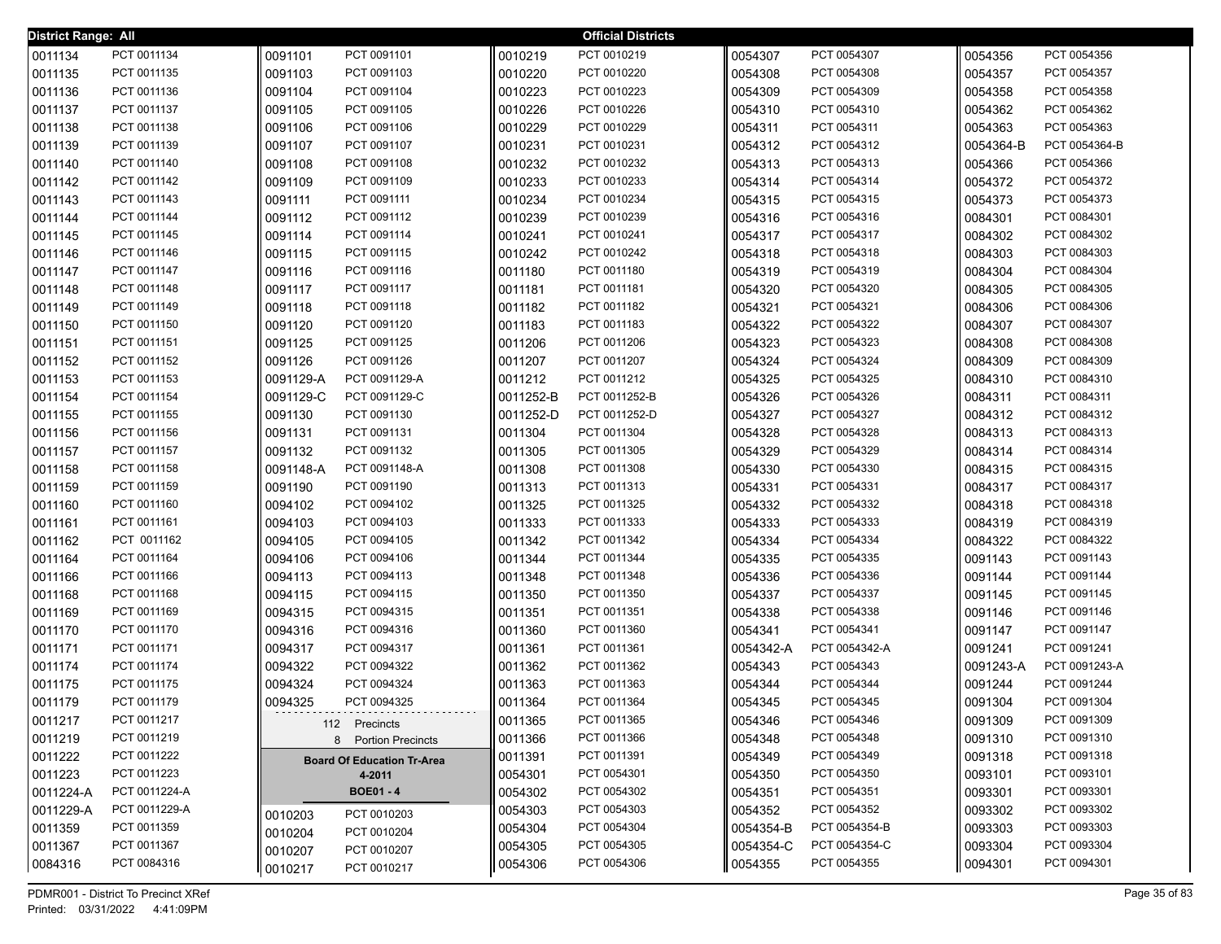**District Range: All** — **Official Districts**

| District | Precinct |
|---|---|
| 0011134 | PCT 0011134 |
| 0011135 | PCT 0011135 |
| 0011136 | PCT 0011136 |
| 0011137 | PCT 0011137 |
| 0011138 | PCT 0011138 |
| 0011139 | PCT 0011139 |
| 0011140 | PCT 0011140 |
| 0011142 | PCT 0011142 |
| 0011143 | PCT 0011143 |
| 0011144 | PCT 0011144 |
| 0011145 | PCT 0011145 |
| 0011146 | PCT 0011146 |
| 0011147 | PCT 0011147 |
| 0011148 | PCT 0011148 |
| 0011149 | PCT 0011149 |
| 0011150 | PCT 0011150 |
| 0011151 | PCT 0011151 |
| 0011152 | PCT 0011152 |
| 0011153 | PCT 0011153 |
| 0011154 | PCT 0011154 |
| 0011155 | PCT 0011155 |
| 0011156 | PCT 0011156 |
| 0011157 | PCT 0011157 |
| 0011158 | PCT 0011158 |
| 0011159 | PCT 0011159 |
| 0011160 | PCT 0011160 |
| 0011161 | PCT 0011161 |
| 0011162 | PCT 0011162 |
| 0011164 | PCT 0011164 |
| 0011166 | PCT 0011166 |
| 0011168 | PCT 0011168 |
| 0011169 | PCT 0011169 |
| 0011170 | PCT 0011170 |
| 0011171 | PCT 0011171 |
| 0011174 | PCT 0011174 |
| 0011175 | PCT 0011175 |
| 0011179 | PCT 0011179 |
| 0011217 | PCT 0011217 |
| 0011219 | PCT 0011219 |
| 0011222 | PCT 0011222 |
| 0011223 | PCT 0011223 |
| 0011224-A | PCT 0011224-A |
| 0011229-A | PCT 0011229-A |
| 0011359 | PCT 0011359 |
| 0011367 | PCT 0011367 |
| 0084316 | PCT 0084316 |
| 0091101 | PCT 0091101 |
| 0091103 | PCT 0091103 |
| 0091104 | PCT 0091104 |
| 0091105 | PCT 0091105 |
| 0091106 | PCT 0091106 |
| 0091107 | PCT 0091107 |
| 0091108 | PCT 0091108 |
| 0091109 | PCT 0091109 |
| 0091111 | PCT 0091111 |
| 0091112 | PCT 0091112 |
| 0091114 | PCT 0091114 |
| 0091115 | PCT 0091115 |
| 0091116 | PCT 0091116 |
| 0091117 | PCT 0091117 |
| 0091118 | PCT 0091118 |
| 0091120 | PCT 0091120 |
| 0091125 | PCT 0091125 |
| 0091126 | PCT 0091126 |
| 0091129-A | PCT 0091129-A |
| 0091129-C | PCT 0091129-C |
| 0091130 | PCT 0091130 |
| 0091131 | PCT 0091131 |
| 0091132 | PCT 0091132 |
| 0091148-A | PCT 0091148-A |
| 0091190 | PCT 0091190 |
| 0094102 | PCT 0094102 |
| 0094103 | PCT 0094103 |
| 0094105 | PCT 0094105 |
| 0094106 | PCT 0094106 |
| 0094113 | PCT 0094113 |
| 0094115 | PCT 0094115 |
| 0094315 | PCT 0094315 |
| 0094316 | PCT 0094316 |
| 0094317 | PCT 0094317 |
| 0094322 | PCT 0094322 |
| 0094324 | PCT 0094324 |
| 0094325 | PCT 0094325 |

112 Precincts
8 Portion Precincts

**Board Of Education Tr-Area**
**4-2011**
**BOE01 - 4**

| District | Precinct |
|---|---|
| 0010203 | PCT 0010203 |
| 0010204 | PCT 0010204 |
| 0010207 | PCT 0010207 |
| 0010217 | PCT 0010217 |
| 0010219 | PCT 0010219 |
| 0010220 | PCT 0010220 |
| 0010223 | PCT 0010223 |
| 0010226 | PCT 0010226 |
| 0010229 | PCT 0010229 |
| 0010231 | PCT 0010231 |
| 0010232 | PCT 0010232 |
| 0010233 | PCT 0010233 |
| 0010234 | PCT 0010234 |
| 0010239 | PCT 0010239 |
| 0010241 | PCT 0010241 |
| 0010242 | PCT 0010242 |
| 0011180 | PCT 0011180 |
| 0011181 | PCT 0011181 |
| 0011182 | PCT 0011182 |
| 0011183 | PCT 0011183 |
| 0011206 | PCT 0011206 |
| 0011207 | PCT 0011207 |
| 0011212 | PCT 0011212 |
| 0011252-B | PCT 0011252-B |
| 0011252-D | PCT 0011252-D |
| 0011304 | PCT 0011304 |
| 0011305 | PCT 0011305 |
| 0011308 | PCT 0011308 |
| 0011313 | PCT 0011313 |
| 0011325 | PCT 0011325 |
| 0011333 | PCT 0011333 |
| 0011342 | PCT 0011342 |
| 0011344 | PCT 0011344 |
| 0011348 | PCT 0011348 |
| 0011350 | PCT 0011350 |
| 0011351 | PCT 0011351 |
| 0011360 | PCT 0011360 |
| 0011361 | PCT 0011361 |
| 0011362 | PCT 0011362 |
| 0011363 | PCT 0011363 |
| 0011364 | PCT 0011364 |
| 0011365 | PCT 0011365 |
| 0011366 | PCT 0011366 |
| 0011391 | PCT 0011391 |
| 0054301 | PCT 0054301 |
| 0054302 | PCT 0054302 |
| 0054303 | PCT 0054303 |
| 0054304 | PCT 0054304 |
| 0054305 | PCT 0054305 |
| 0054306 | PCT 0054306 |
| 0054307 | PCT 0054307 |
| 0054308 | PCT 0054308 |
| 0054309 | PCT 0054309 |
| 0054310 | PCT 0054310 |
| 0054311 | PCT 0054311 |
| 0054312 | PCT 0054312 |
| 0054313 | PCT 0054313 |
| 0054314 | PCT 0054314 |
| 0054315 | PCT 0054315 |
| 0054316 | PCT 0054316 |
| 0054317 | PCT 0054317 |
| 0054318 | PCT 0054318 |
| 0054319 | PCT 0054319 |
| 0054320 | PCT 0054320 |
| 0054321 | PCT 0054321 |
| 0054322 | PCT 0054322 |
| 0054323 | PCT 0054323 |
| 0054324 | PCT 0054324 |
| 0054325 | PCT 0054325 |
| 0054326 | PCT 0054326 |
| 0054327 | PCT 0054327 |
| 0054328 | PCT 0054328 |
| 0054329 | PCT 0054329 |
| 0054330 | PCT 0054330 |
| 0054331 | PCT 0054331 |
| 0054332 | PCT 0054332 |
| 0054333 | PCT 0054333 |
| 0054334 | PCT 0054334 |
| 0054335 | PCT 0054335 |
| 0054336 | PCT 0054336 |
| 0054337 | PCT 0054337 |
| 0054338 | PCT 0054338 |
| 0054341 | PCT 0054341 |
| 0054342-A | PCT 0054342-A |
| 0054343 | PCT 0054343 |
| 0054344 | PCT 0054344 |
| 0054345 | PCT 0054345 |
| 0054346 | PCT 0054346 |
| 0054348 | PCT 0054348 |
| 0054349 | PCT 0054349 |
| 0054350 | PCT 0054350 |
| 0054351 | PCT 0054351 |
| 0054352 | PCT 0054352 |
| 0054354-B | PCT 0054354-B |
| 0054354-C | PCT 0054354-C |
| 0054355 | PCT 0054355 |
| 0054356 | PCT 0054356 |
| 0054357 | PCT 0054357 |
| 0054358 | PCT 0054358 |
| 0054362 | PCT 0054362 |
| 0054363 | PCT 0054363 |
| 0054364-B | PCT 0054364-B |
| 0054366 | PCT 0054366 |
| 0054372 | PCT 0054372 |
| 0054373 | PCT 0054373 |
| 0084301 | PCT 0084301 |
| 0084302 | PCT 0084302 |
| 0084303 | PCT 0084303 |
| 0084304 | PCT 0084304 |
| 0084305 | PCT 0084305 |
| 0084306 | PCT 0084306 |
| 0084307 | PCT 0084307 |
| 0084308 | PCT 0084308 |
| 0084309 | PCT 0084309 |
| 0084310 | PCT 0084310 |
| 0084311 | PCT 0084311 |
| 0084312 | PCT 0084312 |
| 0084313 | PCT 0084313 |
| 0084314 | PCT 0084314 |
| 0084315 | PCT 0084315 |
| 0084317 | PCT 0084317 |
| 0084318 | PCT 0084318 |
| 0084319 | PCT 0084319 |
| 0084322 | PCT 0084322 |
| 0091143 | PCT 0091143 |
| 0091144 | PCT 0091144 |
| 0091145 | PCT 0091145 |
| 0091146 | PCT 0091146 |
| 0091147 | PCT 0091147 |
| 0091241 | PCT 0091241 |
| 0091243-A | PCT 0091243-A |
| 0091244 | PCT 0091244 |
| 0091304 | PCT 0091304 |
| 0091309 | PCT 0091309 |
| 0091310 | PCT 0091310 |
| 0091318 | PCT 0091318 |
| 0093101 | PCT 0093101 |
| 0093301 | PCT 0093301 |
| 0093302 | PCT 0093302 |
| 0093303 | PCT 0093303 |
| 0093304 | PCT 0093304 |
| 0094301 | PCT 0094301 |

PDMR001 - District To Precinct XRef
Printed: 03/31/2022 4:41:09PM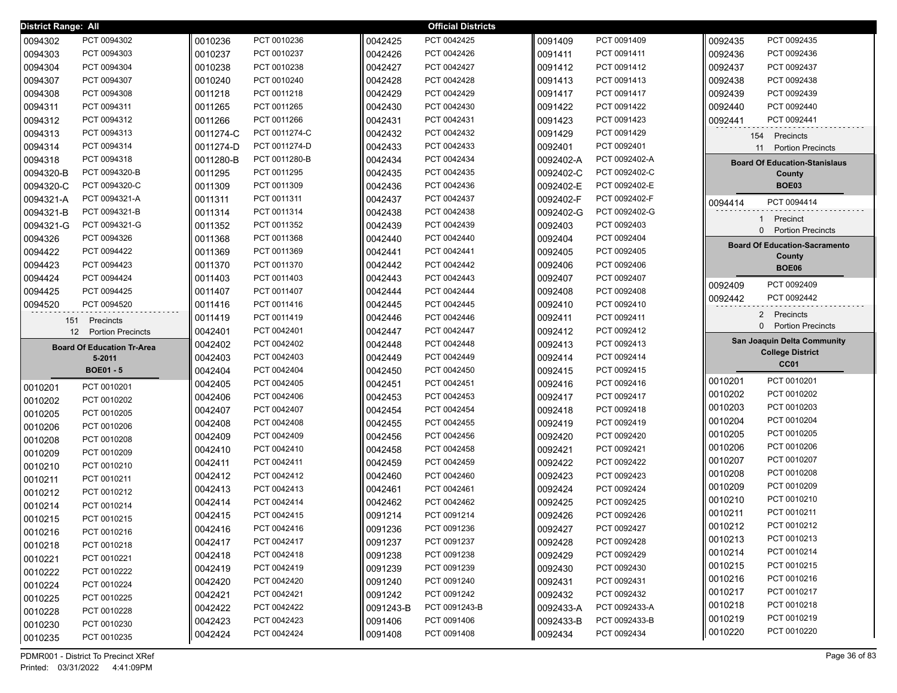**District Range: All** — **Official Districts**

| District | Precinct |
|---|---|
| 0094302 | PCT 0094302 |
| 0094303 | PCT 0094303 |
| 0094304 | PCT 0094304 |
| 0094307 | PCT 0094307 |
| 0094308 | PCT 0094308 |
| 0094311 | PCT 0094311 |
| 0094312 | PCT 0094312 |
| 0094313 | PCT 0094313 |
| 0094314 | PCT 0094314 |
| 0094318 | PCT 0094318 |
| 0094320-B | PCT 0094320-B |
| 0094320-C | PCT 0094320-C |
| 0094321-A | PCT 0094321-A |
| 0094321-B | PCT 0094321-B |
| 0094321-G | PCT 0094321-G |
| 0094326 | PCT 0094326 |
| 0094422 | PCT 0094422 |
| 0094423 | PCT 0094423 |
| 0094424 | PCT 0094424 |
| 0094425 | PCT 0094425 |
| 0094520 | PCT 0094520 |

151 Precincts
12 Portion Precincts

### Board Of Education Tr-Area 5-2011
**BOE01 - 5**

| District | Precinct |
|---|---|
| 0010201 | PCT 0010201 |
| 0010202 | PCT 0010202 |
| 0010205 | PCT 0010205 |
| 0010206 | PCT 0010206 |
| 0010208 | PCT 0010208 |
| 0010209 | PCT 0010209 |
| 0010210 | PCT 0010210 |
| 0010211 | PCT 0010211 |
| 0010212 | PCT 0010212 |
| 0010214 | PCT 0010214 |
| 0010215 | PCT 0010215 |
| 0010216 | PCT 0010216 |
| 0010218 | PCT 0010218 |
| 0010221 | PCT 0010221 |
| 0010222 | PCT 0010222 |
| 0010224 | PCT 0010224 |
| 0010225 | PCT 0010225 |
| 0010228 | PCT 0010228 |
| 0010230 | PCT 0010230 |
| 0010235 | PCT 0010235 |
| 0010236 | PCT 0010236 |
| 0010237 | PCT 0010237 |
| 0010238 | PCT 0010238 |
| 0010240 | PCT 0010240 |
| 0011218 | PCT 0011218 |
| 0011265 | PCT 0011265 |
| 0011266 | PCT 0011266 |
| 0011274-C | PCT 0011274-C |
| 0011274-D | PCT 0011274-D |
| 0011280-B | PCT 0011280-B |
| 0011295 | PCT 0011295 |
| 0011309 | PCT 0011309 |
| 0011311 | PCT 0011311 |
| 0011314 | PCT 0011314 |
| 0011352 | PCT 0011352 |
| 0011368 | PCT 0011368 |
| 0011369 | PCT 0011369 |
| 0011370 | PCT 0011370 |
| 0011403 | PCT 0011403 |
| 0011407 | PCT 0011407 |
| 0011416 | PCT 0011416 |
| 0011419 | PCT 0011419 |
| 0042401 | PCT 0042401 |
| 0042402 | PCT 0042402 |
| 0042403 | PCT 0042403 |
| 0042404 | PCT 0042404 |
| 0042405 | PCT 0042405 |
| 0042406 | PCT 0042406 |
| 0042407 | PCT 0042407 |
| 0042408 | PCT 0042408 |
| 0042409 | PCT 0042409 |
| 0042410 | PCT 0042410 |
| 0042411 | PCT 0042411 |
| 0042412 | PCT 0042412 |
| 0042413 | PCT 0042413 |
| 0042414 | PCT 0042414 |
| 0042415 | PCT 0042415 |
| 0042416 | PCT 0042416 |
| 0042417 | PCT 0042417 |
| 0042418 | PCT 0042418 |
| 0042419 | PCT 0042419 |
| 0042420 | PCT 0042420 |
| 0042421 | PCT 0042421 |
| 0042422 | PCT 0042422 |
| 0042423 | PCT 0042423 |
| 0042424 | PCT 0042424 |
| 0042425 | PCT 0042425 |
| 0042426 | PCT 0042426 |
| 0042427 | PCT 0042427 |
| 0042428 | PCT 0042428 |
| 0042429 | PCT 0042429 |
| 0042430 | PCT 0042430 |
| 0042431 | PCT 0042431 |
| 0042432 | PCT 0042432 |
| 0042433 | PCT 0042433 |
| 0042434 | PCT 0042434 |
| 0042435 | PCT 0042435 |
| 0042436 | PCT 0042436 |
| 0042437 | PCT 0042437 |
| 0042438 | PCT 0042438 |
| 0042439 | PCT 0042439 |
| 0042440 | PCT 0042440 |
| 0042441 | PCT 0042441 |
| 0042442 | PCT 0042442 |
| 0042443 | PCT 0042443 |
| 0042444 | PCT 0042444 |
| 0042445 | PCT 0042445 |
| 0042446 | PCT 0042446 |
| 0042447 | PCT 0042447 |
| 0042448 | PCT 0042448 |
| 0042449 | PCT 0042449 |
| 0042450 | PCT 0042450 |
| 0042451 | PCT 0042451 |
| 0042453 | PCT 0042453 |
| 0042454 | PCT 0042454 |
| 0042455 | PCT 0042455 |
| 0042456 | PCT 0042456 |
| 0042458 | PCT 0042458 |
| 0042459 | PCT 0042459 |
| 0042460 | PCT 0042460 |
| 0042461 | PCT 0042461 |
| 0042462 | PCT 0042462 |
| 0091214 | PCT 0091214 |
| 0091236 | PCT 0091236 |
| 0091237 | PCT 0091237 |
| 0091238 | PCT 0091238 |
| 0091239 | PCT 0091239 |
| 0091240 | PCT 0091240 |
| 0091242 | PCT 0091242 |
| 0091243-B | PCT 0091243-B |
| 0091406 | PCT 0091406 |
| 0091408 | PCT 0091408 |
| 0091409 | PCT 0091409 |
| 0091411 | PCT 0091411 |
| 0091412 | PCT 0091412 |
| 0091413 | PCT 0091413 |
| 0091417 | PCT 0091417 |
| 0091422 | PCT 0091422 |
| 0091423 | PCT 0091423 |
| 0091429 | PCT 0091429 |
| 0092401 | PCT 0092401 |
| 0092402-A | PCT 0092402-A |
| 0092402-C | PCT 0092402-C |
| 0092402-E | PCT 0092402-E |
| 0092402-F | PCT 0092402-F |
| 0092402-G | PCT 0092402-G |
| 0092403 | PCT 0092403 |
| 0092404 | PCT 0092404 |
| 0092405 | PCT 0092405 |
| 0092406 | PCT 0092406 |
| 0092407 | PCT 0092407 |
| 0092408 | PCT 0092408 |
| 0092410 | PCT 0092410 |
| 0092411 | PCT 0092411 |
| 0092412 | PCT 0092412 |
| 0092413 | PCT 0092413 |
| 0092414 | PCT 0092414 |
| 0092415 | PCT 0092415 |
| 0092416 | PCT 0092416 |
| 0092417 | PCT 0092417 |
| 0092418 | PCT 0092418 |
| 0092419 | PCT 0092419 |
| 0092420 | PCT 0092420 |
| 0092421 | PCT 0092421 |
| 0092422 | PCT 0092422 |
| 0092423 | PCT 0092423 |
| 0092424 | PCT 0092424 |
| 0092425 | PCT 0092425 |
| 0092426 | PCT 0092426 |
| 0092427 | PCT 0092427 |
| 0092428 | PCT 0092428 |
| 0092429 | PCT 0092429 |
| 0092430 | PCT 0092430 |
| 0092431 | PCT 0092431 |
| 0092432 | PCT 0092432 |
| 0092433-A | PCT 0092433-A |
| 0092433-B | PCT 0092433-B |
| 0092434 | PCT 0092434 |
| 0092435 | PCT 0092435 |
| 0092436 | PCT 0092436 |
| 0092437 | PCT 0092437 |
| 0092438 | PCT 0092438 |
| 0092439 | PCT 0092439 |
| 0092440 | PCT 0092440 |
| 0092441 | PCT 0092441 |

154 Precincts
11 Portion Precincts

### Board Of Education-Stanislaus County
**BOE03**

| District | Precinct |
|---|---|
| 0094414 | PCT 0094414 |

1 Precinct
0 Portion Precincts

### Board Of Education-Sacramento County
**BOE06**

| District | Precinct |
|---|---|
| 0092409 | PCT 0092409 |
| 0092442 | PCT 0092442 |

2 Precincts
0 Portion Precincts

### San Joaquin Delta Community College District
**CC01**

| District | Precinct |
|---|---|
| 0010201 | PCT 0010201 |
| 0010202 | PCT 0010202 |
| 0010203 | PCT 0010203 |
| 0010204 | PCT 0010204 |
| 0010205 | PCT 0010205 |
| 0010206 | PCT 0010206 |
| 0010207 | PCT 0010207 |
| 0010208 | PCT 0010208 |
| 0010209 | PCT 0010209 |
| 0010210 | PCT 0010210 |
| 0010211 | PCT 0010211 |
| 0010212 | PCT 0010212 |
| 0010213 | PCT 0010213 |
| 0010214 | PCT 0010214 |
| 0010215 | PCT 0010215 |
| 0010216 | PCT 0010216 |
| 0010217 | PCT 0010217 |
| 0010218 | PCT 0010218 |
| 0010219 | PCT 0010219 |
| 0010220 | PCT 0010220 |

PDMR001 - District To Precinct XRef
Printed: 03/31/2022 4:41:09PM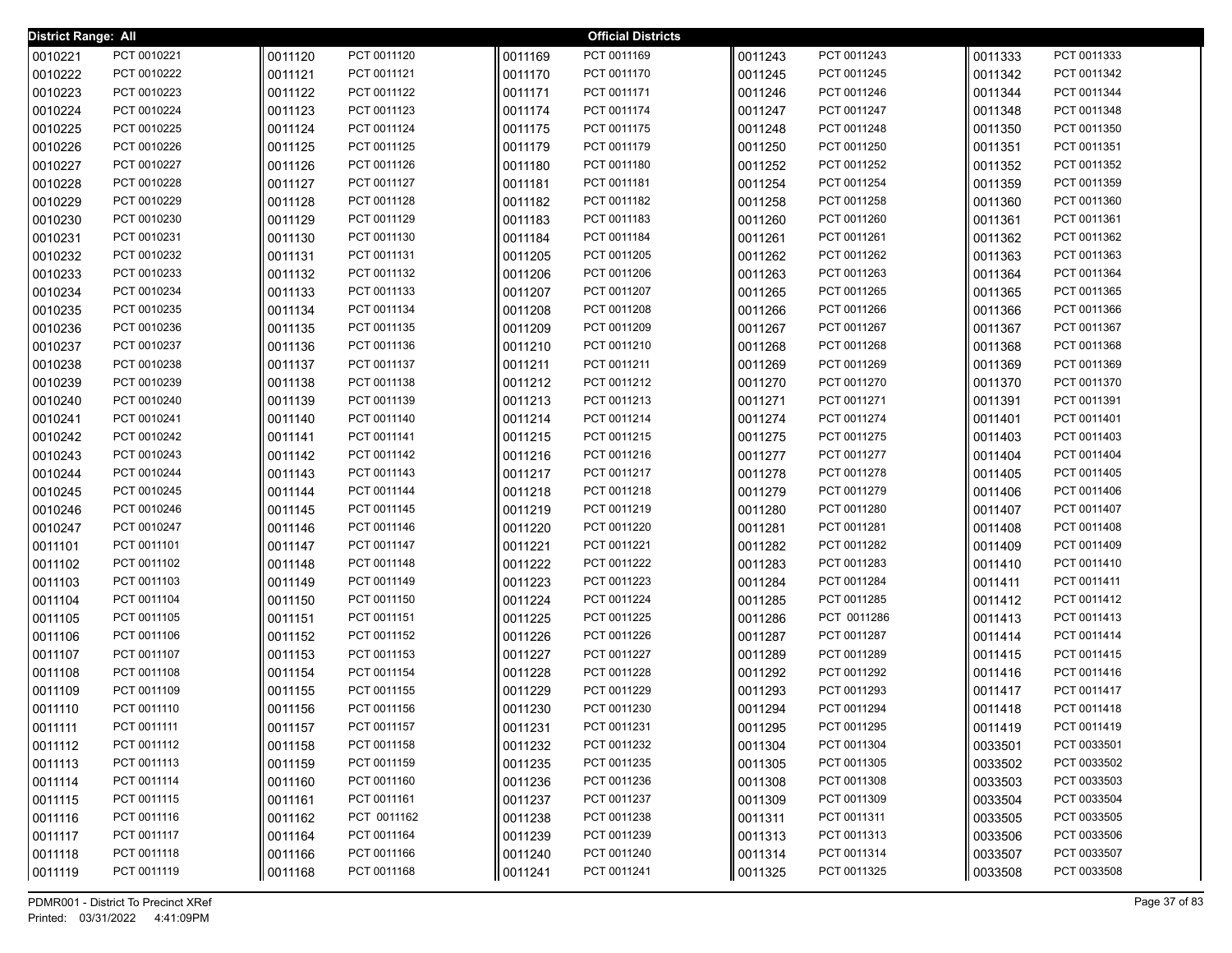District Range: All

**Official Districts**

| District | Precinct | District | Precinct | District | Precinct | District | Precinct | District | Precinct |
|---|---|---|---|---|---|---|---|---|---|
| 0010221 | PCT 0010221 | 0011120 | PCT 0011120 | 0011169 | PCT 0011169 | 0011243 | PCT 0011243 | 0011333 | PCT 0011333 |
| 0010222 | PCT 0010222 | 0011121 | PCT 0011121 | 0011170 | PCT 0011170 | 0011245 | PCT 0011245 | 0011342 | PCT 0011342 |
| 0010223 | PCT 0010223 | 0011122 | PCT 0011122 | 0011171 | PCT 0011171 | 0011246 | PCT 0011246 | 0011344 | PCT 0011344 |
| 0010224 | PCT 0010224 | 0011123 | PCT 0011123 | 0011174 | PCT 0011174 | 0011247 | PCT 0011247 | 0011348 | PCT 0011348 |
| 0010225 | PCT 0010225 | 0011124 | PCT 0011124 | 0011175 | PCT 0011175 | 0011248 | PCT 0011248 | 0011350 | PCT 0011350 |
| 0010226 | PCT 0010226 | 0011125 | PCT 0011125 | 0011179 | PCT 0011179 | 0011250 | PCT 0011250 | 0011351 | PCT 0011351 |
| 0010227 | PCT 0010227 | 0011126 | PCT 0011126 | 0011180 | PCT 0011180 | 0011252 | PCT 0011252 | 0011352 | PCT 0011352 |
| 0010228 | PCT 0010228 | 0011127 | PCT 0011127 | 0011181 | PCT 0011181 | 0011254 | PCT 0011254 | 0011359 | PCT 0011359 |
| 0010229 | PCT 0010229 | 0011128 | PCT 0011128 | 0011182 | PCT 0011182 | 0011258 | PCT 0011258 | 0011360 | PCT 0011360 |
| 0010230 | PCT 0010230 | 0011129 | PCT 0011129 | 0011183 | PCT 0011183 | 0011260 | PCT 0011260 | 0011361 | PCT 0011361 |
| 0010231 | PCT 0010231 | 0011130 | PCT 0011130 | 0011184 | PCT 0011184 | 0011261 | PCT 0011261 | 0011362 | PCT 0011362 |
| 0010232 | PCT 0010232 | 0011131 | PCT 0011131 | 0011205 | PCT 0011205 | 0011262 | PCT 0011262 | 0011363 | PCT 0011363 |
| 0010233 | PCT 0010233 | 0011132 | PCT 0011132 | 0011206 | PCT 0011206 | 0011263 | PCT 0011263 | 0011364 | PCT 0011364 |
| 0010234 | PCT 0010234 | 0011133 | PCT 0011133 | 0011207 | PCT 0011207 | 0011265 | PCT 0011265 | 0011365 | PCT 0011365 |
| 0010235 | PCT 0010235 | 0011134 | PCT 0011134 | 0011208 | PCT 0011208 | 0011266 | PCT 0011266 | 0011366 | PCT 0011366 |
| 0010236 | PCT 0010236 | 0011135 | PCT 0011135 | 0011209 | PCT 0011209 | 0011267 | PCT 0011267 | 0011367 | PCT 0011367 |
| 0010237 | PCT 0010237 | 0011136 | PCT 0011136 | 0011210 | PCT 0011210 | 0011268 | PCT 0011268 | 0011368 | PCT 0011368 |
| 0010238 | PCT 0010238 | 0011137 | PCT 0011137 | 0011211 | PCT 0011211 | 0011269 | PCT 0011269 | 0011369 | PCT 0011369 |
| 0010239 | PCT 0010239 | 0011138 | PCT 0011138 | 0011212 | PCT 0011212 | 0011270 | PCT 0011270 | 0011370 | PCT 0011370 |
| 0010240 | PCT 0010240 | 0011139 | PCT 0011139 | 0011213 | PCT 0011213 | 0011271 | PCT 0011271 | 0011391 | PCT 0011391 |
| 0010241 | PCT 0010241 | 0011140 | PCT 0011140 | 0011214 | PCT 0011214 | 0011274 | PCT 0011274 | 0011401 | PCT 0011401 |
| 0010242 | PCT 0010242 | 0011141 | PCT 0011141 | 0011215 | PCT 0011215 | 0011275 | PCT 0011275 | 0011403 | PCT 0011403 |
| 0010243 | PCT 0010243 | 0011142 | PCT 0011142 | 0011216 | PCT 0011216 | 0011277 | PCT 0011277 | 0011404 | PCT 0011404 |
| 0010244 | PCT 0010244 | 0011143 | PCT 0011143 | 0011217 | PCT 0011217 | 0011278 | PCT 0011278 | 0011405 | PCT 0011405 |
| 0010245 | PCT 0010245 | 0011144 | PCT 0011144 | 0011218 | PCT 0011218 | 0011279 | PCT 0011279 | 0011406 | PCT 0011406 |
| 0010246 | PCT 0010246 | 0011145 | PCT 0011145 | 0011219 | PCT 0011219 | 0011280 | PCT 0011280 | 0011407 | PCT 0011407 |
| 0010247 | PCT 0010247 | 0011146 | PCT 0011146 | 0011220 | PCT 0011220 | 0011281 | PCT 0011281 | 0011408 | PCT 0011408 |
| 0011101 | PCT 0011101 | 0011147 | PCT 0011147 | 0011221 | PCT 0011221 | 0011282 | PCT 0011282 | 0011409 | PCT 0011409 |
| 0011102 | PCT 0011102 | 0011148 | PCT 0011148 | 0011222 | PCT 0011222 | 0011283 | PCT 0011283 | 0011410 | PCT 0011410 |
| 0011103 | PCT 0011103 | 0011149 | PCT 0011149 | 0011223 | PCT 0011223 | 0011284 | PCT 0011284 | 0011411 | PCT 0011411 |
| 0011104 | PCT 0011104 | 0011150 | PCT 0011150 | 0011224 | PCT 0011224 | 0011285 | PCT 0011285 | 0011412 | PCT 0011412 |
| 0011105 | PCT 0011105 | 0011151 | PCT 0011151 | 0011225 | PCT 0011225 | 0011286 | PCT 0011286 | 0011413 | PCT 0011413 |
| 0011106 | PCT 0011106 | 0011152 | PCT 0011152 | 0011226 | PCT 0011226 | 0011287 | PCT 0011287 | 0011414 | PCT 0011414 |
| 0011107 | PCT 0011107 | 0011153 | PCT 0011153 | 0011227 | PCT 0011227 | 0011289 | PCT 0011289 | 0011415 | PCT 0011415 |
| 0011108 | PCT 0011108 | 0011154 | PCT 0011154 | 0011228 | PCT 0011228 | 0011292 | PCT 0011292 | 0011416 | PCT 0011416 |
| 0011109 | PCT 0011109 | 0011155 | PCT 0011155 | 0011229 | PCT 0011229 | 0011293 | PCT 0011293 | 0011417 | PCT 0011417 |
| 0011110 | PCT 0011110 | 0011156 | PCT 0011156 | 0011230 | PCT 0011230 | 0011294 | PCT 0011294 | 0011418 | PCT 0011418 |
| 0011111 | PCT 0011111 | 0011157 | PCT 0011157 | 0011231 | PCT 0011231 | 0011295 | PCT 0011295 | 0011419 | PCT 0011419 |
| 0011112 | PCT 0011112 | 0011158 | PCT 0011158 | 0011232 | PCT 0011232 | 0011304 | PCT 0011304 | 0033501 | PCT 0033501 |
| 0011113 | PCT 0011113 | 0011159 | PCT 0011159 | 0011235 | PCT 0011235 | 0011305 | PCT 0011305 | 0033502 | PCT 0033502 |
| 0011114 | PCT 0011114 | 0011160 | PCT 0011160 | 0011236 | PCT 0011236 | 0011308 | PCT 0011308 | 0033503 | PCT 0033503 |
| 0011115 | PCT 0011115 | 0011161 | PCT 0011161 | 0011237 | PCT 0011237 | 0011309 | PCT 0011309 | 0033504 | PCT 0033504 |
| 0011116 | PCT 0011116 | 0011162 | PCT 0011162 | 0011238 | PCT 0011238 | 0011311 | PCT 0011311 | 0033505 | PCT 0033505 |
| 0011117 | PCT 0011117 | 0011164 | PCT 0011164 | 0011239 | PCT 0011239 | 0011313 | PCT 0011313 | 0033506 | PCT 0033506 |
| 0011118 | PCT 0011118 | 0011166 | PCT 0011166 | 0011240 | PCT 0011240 | 0011314 | PCT 0011314 | 0033507 | PCT 0033507 |
| 0011119 | PCT 0011119 | 0011168 | PCT 0011168 | 0011241 | PCT 0011241 | 0011325 | PCT 0011325 | 0033508 | PCT 0033508 |

PDMR001 - District To Precinct XRef
Printed: 03/31/2022 4:41:09PM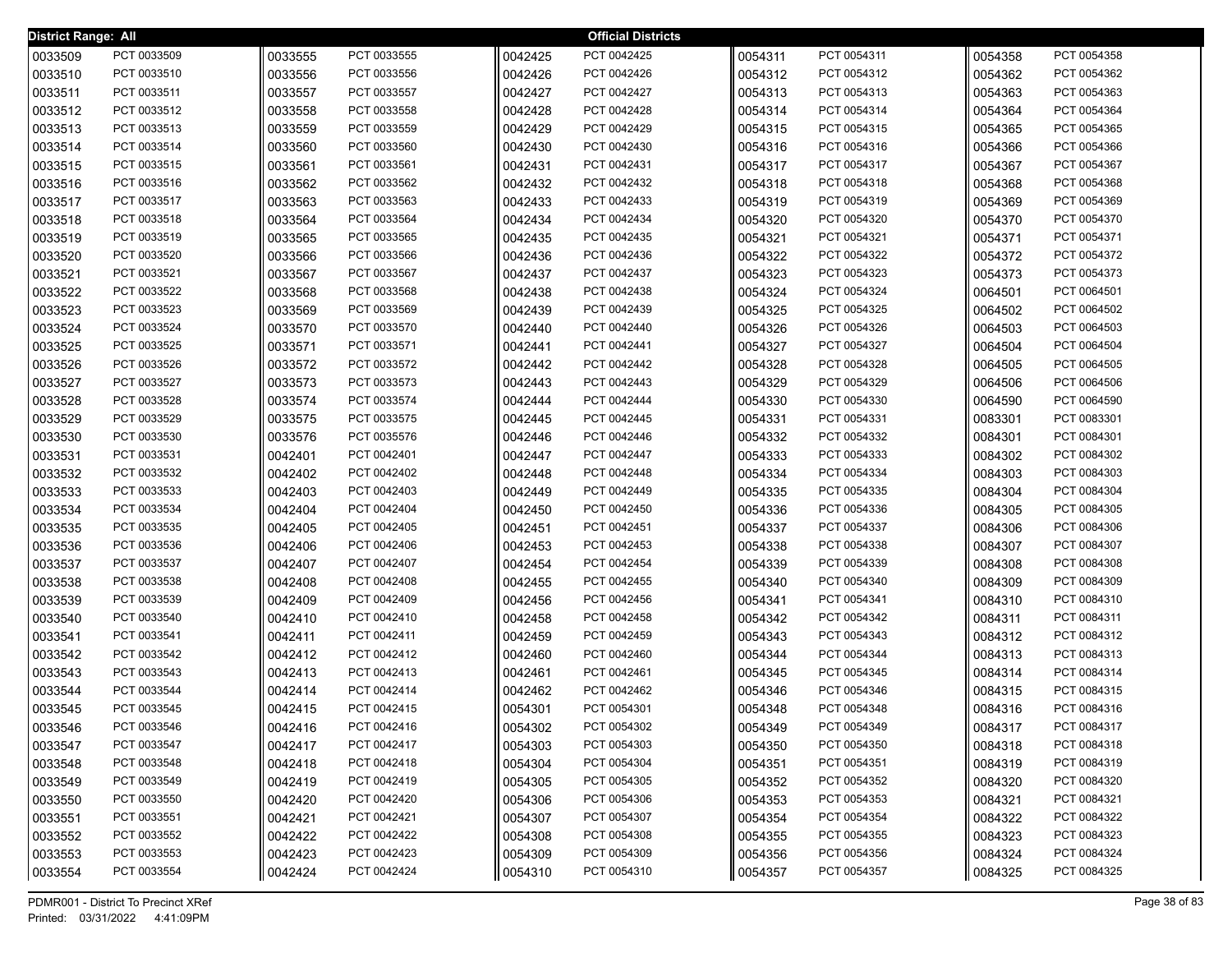**District Range: All** — **Official Districts**

| District | Precinct |
|---|---|
| 0033509 | PCT 0033509 |
| 0033510 | PCT 0033510 |
| 0033511 | PCT 0033511 |
| 0033512 | PCT 0033512 |
| 0033513 | PCT 0033513 |
| 0033514 | PCT 0033514 |
| 0033515 | PCT 0033515 |
| 0033516 | PCT 0033516 |
| 0033517 | PCT 0033517 |
| 0033518 | PCT 0033518 |
| 0033519 | PCT 0033519 |
| 0033520 | PCT 0033520 |
| 0033521 | PCT 0033521 |
| 0033522 | PCT 0033522 |
| 0033523 | PCT 0033523 |
| 0033524 | PCT 0033524 |
| 0033525 | PCT 0033525 |
| 0033526 | PCT 0033526 |
| 0033527 | PCT 0033527 |
| 0033528 | PCT 0033528 |
| 0033529 | PCT 0033529 |
| 0033530 | PCT 0033530 |
| 0033531 | PCT 0033531 |
| 0033532 | PCT 0033532 |
| 0033533 | PCT 0033533 |
| 0033534 | PCT 0033534 |
| 0033535 | PCT 0033535 |
| 0033536 | PCT 0033536 |
| 0033537 | PCT 0033537 |
| 0033538 | PCT 0033538 |
| 0033539 | PCT 0033539 |
| 0033540 | PCT 0033540 |
| 0033541 | PCT 0033541 |
| 0033542 | PCT 0033542 |
| 0033543 | PCT 0033543 |
| 0033544 | PCT 0033544 |
| 0033545 | PCT 0033545 |
| 0033546 | PCT 0033546 |
| 0033547 | PCT 0033547 |
| 0033548 | PCT 0033548 |
| 0033549 | PCT 0033549 |
| 0033550 | PCT 0033550 |
| 0033551 | PCT 0033551 |
| 0033552 | PCT 0033552 |
| 0033553 | PCT 0033553 |
| 0033554 | PCT 0033554 |
| 0033555 | PCT 0033555 |
| 0033556 | PCT 0033556 |
| 0033557 | PCT 0033557 |
| 0033558 | PCT 0033558 |
| 0033559 | PCT 0033559 |
| 0033560 | PCT 0033560 |
| 0033561 | PCT 0033561 |
| 0033562 | PCT 0033562 |
| 0033563 | PCT 0033563 |
| 0033564 | PCT 0033564 |
| 0033565 | PCT 0033565 |
| 0033566 | PCT 0033566 |
| 0033567 | PCT 0033567 |
| 0033568 | PCT 0033568 |
| 0033569 | PCT 0033569 |
| 0033570 | PCT 0033570 |
| 0033571 | PCT 0033571 |
| 0033572 | PCT 0033572 |
| 0033573 | PCT 0033573 |
| 0033574 | PCT 0033574 |
| 0033575 | PCT 0033575 |
| 0033576 | PCT 0035576 |
| 0042401 | PCT 0042401 |
| 0042402 | PCT 0042402 |
| 0042403 | PCT 0042403 |
| 0042404 | PCT 0042404 |
| 0042405 | PCT 0042405 |
| 0042406 | PCT 0042406 |
| 0042407 | PCT 0042407 |
| 0042408 | PCT 0042408 |
| 0042409 | PCT 0042409 |
| 0042410 | PCT 0042410 |
| 0042411 | PCT 0042411 |
| 0042412 | PCT 0042412 |
| 0042413 | PCT 0042413 |
| 0042414 | PCT 0042414 |
| 0042415 | PCT 0042415 |
| 0042416 | PCT 0042416 |
| 0042417 | PCT 0042417 |
| 0042418 | PCT 0042418 |
| 0042419 | PCT 0042419 |
| 0042420 | PCT 0042420 |
| 0042421 | PCT 0042421 |
| 0042422 | PCT 0042422 |
| 0042423 | PCT 0042423 |
| 0042424 | PCT 0042424 |
| 0042425 | PCT 0042425 |
| 0042426 | PCT 0042426 |
| 0042427 | PCT 0042427 |
| 0042428 | PCT 0042428 |
| 0042429 | PCT 0042429 |
| 0042430 | PCT 0042430 |
| 0042431 | PCT 0042431 |
| 0042432 | PCT 0042432 |
| 0042433 | PCT 0042433 |
| 0042434 | PCT 0042434 |
| 0042435 | PCT 0042435 |
| 0042436 | PCT 0042436 |
| 0042437 | PCT 0042437 |
| 0042438 | PCT 0042438 |
| 0042439 | PCT 0042439 |
| 0042440 | PCT 0042440 |
| 0042441 | PCT 0042441 |
| 0042442 | PCT 0042442 |
| 0042443 | PCT 0042443 |
| 0042444 | PCT 0042444 |
| 0042445 | PCT 0042445 |
| 0042446 | PCT 0042446 |
| 0042447 | PCT 0042447 |
| 0042448 | PCT 0042448 |
| 0042449 | PCT 0042449 |
| 0042450 | PCT 0042450 |
| 0042451 | PCT 0042451 |
| 0042453 | PCT 0042453 |
| 0042454 | PCT 0042454 |
| 0042455 | PCT 0042455 |
| 0042456 | PCT 0042456 |
| 0042458 | PCT 0042458 |
| 0042459 | PCT 0042459 |
| 0042460 | PCT 0042460 |
| 0042461 | PCT 0042461 |
| 0042462 | PCT 0042462 |
| 0054301 | PCT 0054301 |
| 0054302 | PCT 0054302 |
| 0054303 | PCT 0054303 |
| 0054304 | PCT 0054304 |
| 0054305 | PCT 0054305 |
| 0054306 | PCT 0054306 |
| 0054307 | PCT 0054307 |
| 0054308 | PCT 0054308 |
| 0054309 | PCT 0054309 |
| 0054310 | PCT 0054310 |
| 0054311 | PCT 0054311 |
| 0054312 | PCT 0054312 |
| 0054313 | PCT 0054313 |
| 0054314 | PCT 0054314 |
| 0054315 | PCT 0054315 |
| 0054316 | PCT 0054316 |
| 0054317 | PCT 0054317 |
| 0054318 | PCT 0054318 |
| 0054319 | PCT 0054319 |
| 0054320 | PCT 0054320 |
| 0054321 | PCT 0054321 |
| 0054322 | PCT 0054322 |
| 0054323 | PCT 0054323 |
| 0054324 | PCT 0054324 |
| 0054325 | PCT 0054325 |
| 0054326 | PCT 0054326 |
| 0054327 | PCT 0054327 |
| 0054328 | PCT 0054328 |
| 0054329 | PCT 0054329 |
| 0054330 | PCT 0054330 |
| 0054331 | PCT 0054331 |
| 0054332 | PCT 0054332 |
| 0054333 | PCT 0054333 |
| 0054334 | PCT 0054334 |
| 0054335 | PCT 0054335 |
| 0054336 | PCT 0054336 |
| 0054337 | PCT 0054337 |
| 0054338 | PCT 0054338 |
| 0054339 | PCT 0054339 |
| 0054340 | PCT 0054340 |
| 0054341 | PCT 0054341 |
| 0054342 | PCT 0054342 |
| 0054343 | PCT 0054343 |
| 0054344 | PCT 0054344 |
| 0054345 | PCT 0054345 |
| 0054346 | PCT 0054346 |
| 0054348 | PCT 0054348 |
| 0054349 | PCT 0054349 |
| 0054350 | PCT 0054350 |
| 0054351 | PCT 0054351 |
| 0054352 | PCT 0054352 |
| 0054353 | PCT 0054353 |
| 0054354 | PCT 0054354 |
| 0054355 | PCT 0054355 |
| 0054356 | PCT 0054356 |
| 0054357 | PCT 0054357 |
| 0054358 | PCT 0054358 |
| 0054362 | PCT 0054362 |
| 0054363 | PCT 0054363 |
| 0054364 | PCT 0054364 |
| 0054365 | PCT 0054365 |
| 0054366 | PCT 0054366 |
| 0054367 | PCT 0054367 |
| 0054368 | PCT 0054368 |
| 0054369 | PCT 0054369 |
| 0054370 | PCT 0054370 |
| 0054371 | PCT 0054371 |
| 0054372 | PCT 0054372 |
| 0054373 | PCT 0054373 |
| 0064501 | PCT 0064501 |
| 0064502 | PCT 0064502 |
| 0064503 | PCT 0064503 |
| 0064504 | PCT 0064504 |
| 0064505 | PCT 0064505 |
| 0064506 | PCT 0064506 |
| 0064590 | PCT 0064590 |
| 0083301 | PCT 0083301 |
| 0084301 | PCT 0084301 |
| 0084302 | PCT 0084302 |
| 0084303 | PCT 0084303 |
| 0084304 | PCT 0084304 |
| 0084305 | PCT 0084305 |
| 0084306 | PCT 0084306 |
| 0084307 | PCT 0084307 |
| 0084308 | PCT 0084308 |
| 0084309 | PCT 0084309 |
| 0084310 | PCT 0084310 |
| 0084311 | PCT 0084311 |
| 0084312 | PCT 0084312 |
| 0084313 | PCT 0084313 |
| 0084314 | PCT 0084314 |
| 0084315 | PCT 0084315 |
| 0084316 | PCT 0084316 |
| 0084317 | PCT 0084317 |
| 0084318 | PCT 0084318 |
| 0084319 | PCT 0084319 |
| 0084320 | PCT 0084320 |
| 0084321 | PCT 0084321 |
| 0084322 | PCT 0084322 |
| 0084323 | PCT 0084323 |
| 0084324 | PCT 0084324 |
| 0084325 | PCT 0084325 |

PDMR001 - District To Precinct XRef
Printed: 03/31/2022 4:41:09PM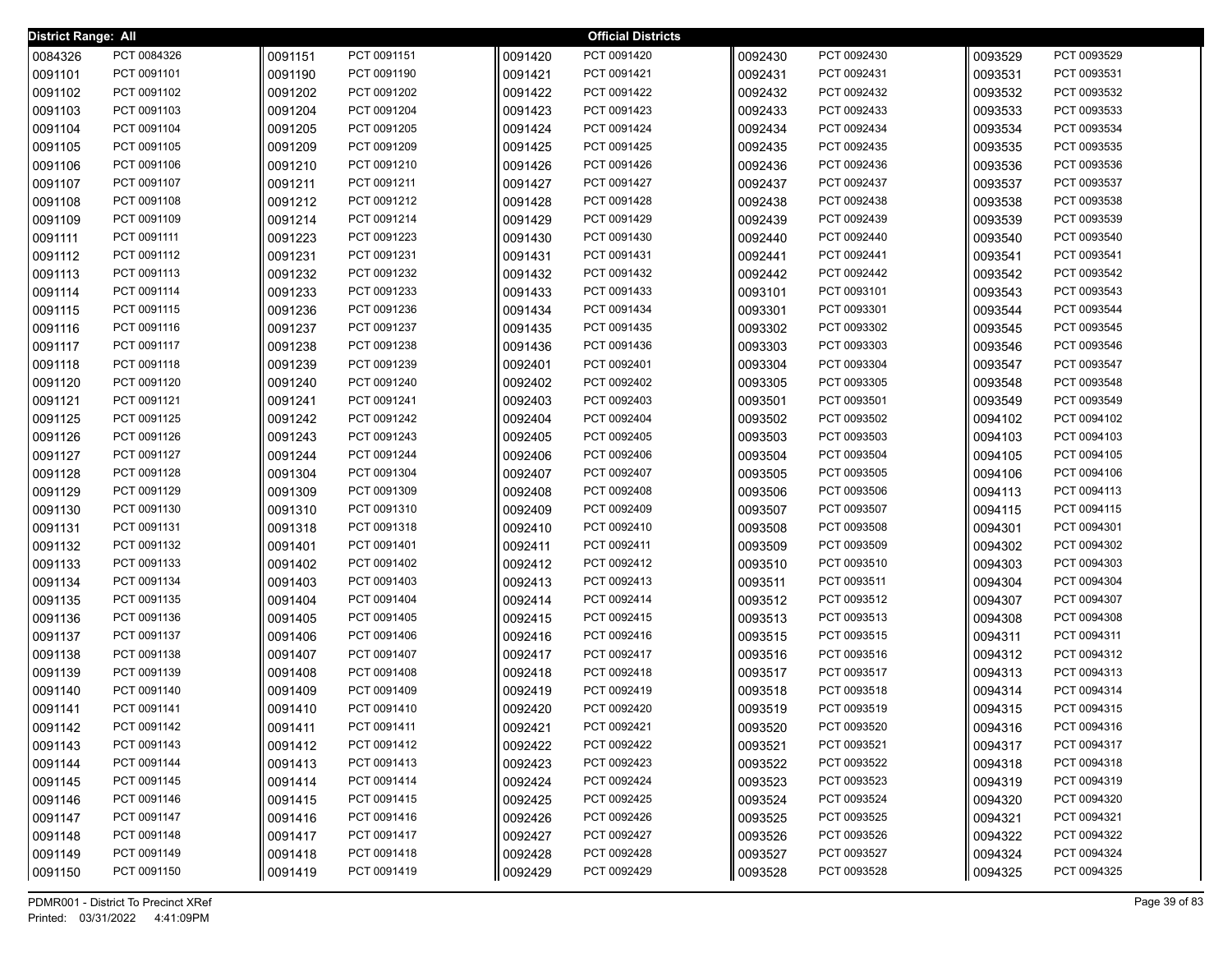**District Range: All** — **Official Districts**

| District | Precinct | District | Precinct | District | Precinct | District | Precinct | District | Precinct |
|---|---|---|---|---|---|---|---|---|---|
| 0084326 | PCT 0084326 | 0091151 | PCT 0091151 | 0091420 | PCT 0091420 | 0092430 | PCT 0092430 | 0093529 | PCT 0093529 |
| 0091101 | PCT 0091101 | 0091190 | PCT 0091190 | 0091421 | PCT 0091421 | 0092431 | PCT 0092431 | 0093531 | PCT 0093531 |
| 0091102 | PCT 0091102 | 0091202 | PCT 0091202 | 0091422 | PCT 0091422 | 0092432 | PCT 0092432 | 0093532 | PCT 0093532 |
| 0091103 | PCT 0091103 | 0091204 | PCT 0091204 | 0091423 | PCT 0091423 | 0092433 | PCT 0092433 | 0093533 | PCT 0093533 |
| 0091104 | PCT 0091104 | 0091205 | PCT 0091205 | 0091424 | PCT 0091424 | 0092434 | PCT 0092434 | 0093534 | PCT 0093534 |
| 0091105 | PCT 0091105 | 0091209 | PCT 0091209 | 0091425 | PCT 0091425 | 0092435 | PCT 0092435 | 0093535 | PCT 0093535 |
| 0091106 | PCT 0091106 | 0091210 | PCT 0091210 | 0091426 | PCT 0091426 | 0092436 | PCT 0092436 | 0093536 | PCT 0093536 |
| 0091107 | PCT 0091107 | 0091211 | PCT 0091211 | 0091427 | PCT 0091427 | 0092437 | PCT 0092437 | 0093537 | PCT 0093537 |
| 0091108 | PCT 0091108 | 0091212 | PCT 0091212 | 0091428 | PCT 0091428 | 0092438 | PCT 0092438 | 0093538 | PCT 0093538 |
| 0091109 | PCT 0091109 | 0091214 | PCT 0091214 | 0091429 | PCT 0091429 | 0092439 | PCT 0092439 | 0093539 | PCT 0093539 |
| 0091111 | PCT 0091111 | 0091223 | PCT 0091223 | 0091430 | PCT 0091430 | 0092440 | PCT 0092440 | 0093540 | PCT 0093540 |
| 0091112 | PCT 0091112 | 0091231 | PCT 0091231 | 0091431 | PCT 0091431 | 0092441 | PCT 0092441 | 0093541 | PCT 0093541 |
| 0091113 | PCT 0091113 | 0091232 | PCT 0091232 | 0091432 | PCT 0091432 | 0092442 | PCT 0092442 | 0093542 | PCT 0093542 |
| 0091114 | PCT 0091114 | 0091233 | PCT 0091233 | 0091433 | PCT 0091433 | 0093101 | PCT 0093101 | 0093543 | PCT 0093543 |
| 0091115 | PCT 0091115 | 0091236 | PCT 0091236 | 0091434 | PCT 0091434 | 0093301 | PCT 0093301 | 0093544 | PCT 0093544 |
| 0091116 | PCT 0091116 | 0091237 | PCT 0091237 | 0091435 | PCT 0091435 | 0093302 | PCT 0093302 | 0093545 | PCT 0093545 |
| 0091117 | PCT 0091117 | 0091238 | PCT 0091238 | 0091436 | PCT 0091436 | 0093303 | PCT 0093303 | 0093546 | PCT 0093546 |
| 0091118 | PCT 0091118 | 0091239 | PCT 0091239 | 0092401 | PCT 0092401 | 0093304 | PCT 0093304 | 0093547 | PCT 0093547 |
| 0091120 | PCT 0091120 | 0091240 | PCT 0091240 | 0092402 | PCT 0092402 | 0093305 | PCT 0093305 | 0093548 | PCT 0093548 |
| 0091121 | PCT 0091121 | 0091241 | PCT 0091241 | 0092403 | PCT 0092403 | 0093501 | PCT 0093501 | 0093549 | PCT 0093549 |
| 0091125 | PCT 0091125 | 0091242 | PCT 0091242 | 0092404 | PCT 0092404 | 0093502 | PCT 0093502 | 0094102 | PCT 0094102 |
| 0091126 | PCT 0091126 | 0091243 | PCT 0091243 | 0092405 | PCT 0092405 | 0093503 | PCT 0093503 | 0094103 | PCT 0094103 |
| 0091127 | PCT 0091127 | 0091244 | PCT 0091244 | 0092406 | PCT 0092406 | 0093504 | PCT 0093504 | 0094105 | PCT 0094105 |
| 0091128 | PCT 0091128 | 0091304 | PCT 0091304 | 0092407 | PCT 0092407 | 0093505 | PCT 0093505 | 0094106 | PCT 0094106 |
| 0091129 | PCT 0091129 | 0091309 | PCT 0091309 | 0092408 | PCT 0092408 | 0093506 | PCT 0093506 | 0094113 | PCT 0094113 |
| 0091130 | PCT 0091130 | 0091310 | PCT 0091310 | 0092409 | PCT 0092409 | 0093507 | PCT 0093507 | 0094115 | PCT 0094115 |
| 0091131 | PCT 0091131 | 0091318 | PCT 0091318 | 0092410 | PCT 0092410 | 0093508 | PCT 0093508 | 0094301 | PCT 0094301 |
| 0091132 | PCT 0091132 | 0091401 | PCT 0091401 | 0092411 | PCT 0092411 | 0093509 | PCT 0093509 | 0094302 | PCT 0094302 |
| 0091133 | PCT 0091133 | 0091402 | PCT 0091402 | 0092412 | PCT 0092412 | 0093510 | PCT 0093510 | 0094303 | PCT 0094303 |
| 0091134 | PCT 0091134 | 0091403 | PCT 0091403 | 0092413 | PCT 0092413 | 0093511 | PCT 0093511 | 0094304 | PCT 0094304 |
| 0091135 | PCT 0091135 | 0091404 | PCT 0091404 | 0092414 | PCT 0092414 | 0093512 | PCT 0093512 | 0094307 | PCT 0094307 |
| 0091136 | PCT 0091136 | 0091405 | PCT 0091405 | 0092415 | PCT 0092415 | 0093513 | PCT 0093513 | 0094308 | PCT 0094308 |
| 0091137 | PCT 0091137 | 0091406 | PCT 0091406 | 0092416 | PCT 0092416 | 0093515 | PCT 0093515 | 0094311 | PCT 0094311 |
| 0091138 | PCT 0091138 | 0091407 | PCT 0091407 | 0092417 | PCT 0092417 | 0093516 | PCT 0093516 | 0094312 | PCT 0094312 |
| 0091139 | PCT 0091139 | 0091408 | PCT 0091408 | 0092418 | PCT 0092418 | 0093517 | PCT 0093517 | 0094313 | PCT 0094313 |
| 0091140 | PCT 0091140 | 0091409 | PCT 0091409 | 0092419 | PCT 0092419 | 0093518 | PCT 0093518 | 0094314 | PCT 0094314 |
| 0091141 | PCT 0091141 | 0091410 | PCT 0091410 | 0092420 | PCT 0092420 | 0093519 | PCT 0093519 | 0094315 | PCT 0094315 |
| 0091142 | PCT 0091142 | 0091411 | PCT 0091411 | 0092421 | PCT 0092421 | 0093520 | PCT 0093520 | 0094316 | PCT 0094316 |
| 0091143 | PCT 0091143 | 0091412 | PCT 0091412 | 0092422 | PCT 0092422 | 0093521 | PCT 0093521 | 0094317 | PCT 0094317 |
| 0091144 | PCT 0091144 | 0091413 | PCT 0091413 | 0092423 | PCT 0092423 | 0093522 | PCT 0093522 | 0094318 | PCT 0094318 |
| 0091145 | PCT 0091145 | 0091414 | PCT 0091414 | 0092424 | PCT 0092424 | 0093523 | PCT 0093523 | 0094319 | PCT 0094319 |
| 0091146 | PCT 0091146 | 0091415 | PCT 0091415 | 0092425 | PCT 0092425 | 0093524 | PCT 0093524 | 0094320 | PCT 0094320 |
| 0091147 | PCT 0091147 | 0091416 | PCT 0091416 | 0092426 | PCT 0092426 | 0093525 | PCT 0093525 | 0094321 | PCT 0094321 |
| 0091148 | PCT 0091148 | 0091417 | PCT 0091417 | 0092427 | PCT 0092427 | 0093526 | PCT 0093526 | 0094322 | PCT 0094322 |
| 0091149 | PCT 0091149 | 0091418 | PCT 0091418 | 0092428 | PCT 0092428 | 0093527 | PCT 0093527 | 0094324 | PCT 0094324 |
| 0091150 | PCT 0091150 | 0091419 | PCT 0091419 | 0092429 | PCT 0092429 | 0093528 | PCT 0093528 | 0094325 | PCT 0094325 |

PDMR001 - District To Precinct XRef
Printed: 03/31/2022 4:41:09PM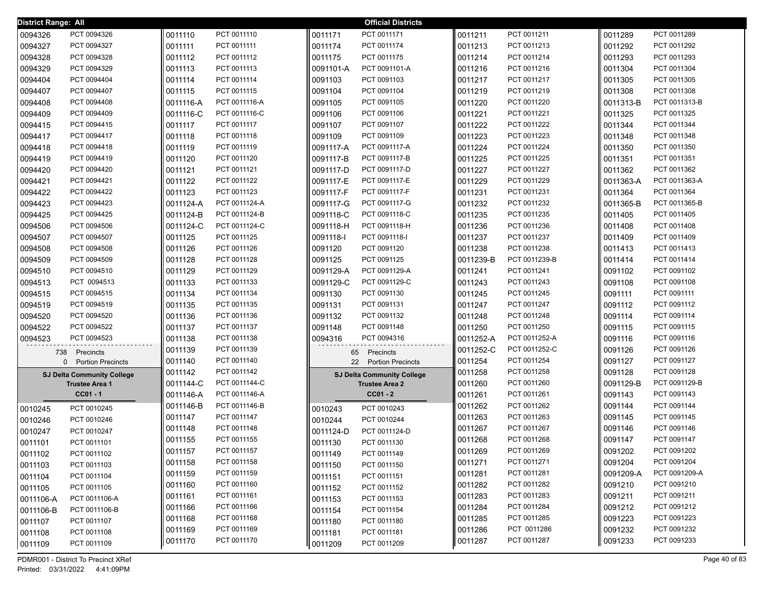**District Range: All** — **Official Districts**

| District | Precinct |
|---|---|
| 0094326 | PCT 0094326 |
| 0094327 | PCT 0094327 |
| 0094328 | PCT 0094328 |
| 0094329 | PCT 0094329 |
| 0094404 | PCT 0094404 |
| 0094407 | PCT 0094407 |
| 0094408 | PCT 0094408 |
| 0094409 | PCT 0094409 |
| 0094415 | PCT 0094415 |
| 0094417 | PCT 0094417 |
| 0094418 | PCT 0094418 |
| 0094419 | PCT 0094419 |
| 0094420 | PCT 0094420 |
| 0094421 | PCT 0094421 |
| 0094422 | PCT 0094422 |
| 0094423 | PCT 0094423 |
| 0094425 | PCT 0094425 |
| 0094506 | PCT 0094506 |
| 0094507 | PCT 0094507 |
| 0094508 | PCT 0094508 |
| 0094509 | PCT 0094509 |
| 0094510 | PCT 0094510 |
| 0094513 | PCT 0094513 |
| 0094515 | PCT 0094515 |
| 0094519 | PCT 0094519 |
| 0094520 | PCT 0094520 |
| 0094522 | PCT 0094522 |
| 0094523 | PCT 0094523 |

738 Precincts
0 Portion Precincts

## SJ Delta Community College Trustee Area 1
### CC01 - 1

| District | Precinct |
|---|---|
| 0010245 | PCT 0010245 |
| 0010246 | PCT 0010246 |
| 0010247 | PCT 0010247 |
| 0011101 | PCT 0011101 |
| 0011102 | PCT 0011102 |
| 0011103 | PCT 0011103 |
| 0011104 | PCT 0011104 |
| 0011105 | PCT 0011105 |
| 0011106-A | PCT 0011106-A |
| 0011106-B | PCT 0011106-B |
| 0011107 | PCT 0011107 |
| 0011108 | PCT 0011108 |
| 0011109 | PCT 0011109 |
| 0011110 | PCT 0011110 |
| 0011111 | PCT 0011111 |
| 0011112 | PCT 0011112 |
| 0011113 | PCT 0011113 |
| 0011114 | PCT 0011114 |
| 0011115 | PCT 0011115 |
| 0011116-A | PCT 0011116-A |
| 0011116-C | PCT 0011116-C |
| 0011117 | PCT 0011117 |
| 0011118 | PCT 0011118 |
| 0011119 | PCT 0011119 |
| 0011120 | PCT 0011120 |
| 0011121 | PCT 0011121 |
| 0011122 | PCT 0011122 |
| 0011123 | PCT 0011123 |
| 0011124-A | PCT 0011124-A |
| 0011124-B | PCT 0011124-B |
| 0011124-C | PCT 0011124-C |
| 0011125 | PCT 0011125 |
| 0011126 | PCT 0011126 |
| 0011128 | PCT 0011128 |
| 0011129 | PCT 0011129 |
| 0011133 | PCT 0011133 |
| 0011134 | PCT 0011134 |
| 0011135 | PCT 0011135 |
| 0011136 | PCT 0011136 |
| 0011137 | PCT 0011137 |
| 0011138 | PCT 0011138 |
| 0011139 | PCT 0011139 |
| 0011140 | PCT 0011140 |
| 0011142 | PCT 0011142 |
| 0011144-C | PCT 0011144-C |
| 0011146-A | PCT 0011146-A |
| 0011146-B | PCT 0011146-B |
| 0011147 | PCT 0011147 |
| 0011148 | PCT 0011148 |
| 0011155 | PCT 0011155 |
| 0011157 | PCT 0011157 |
| 0011158 | PCT 0011158 |
| 0011159 | PCT 0011159 |
| 0011160 | PCT 0011160 |
| 0011161 | PCT 0011161 |
| 0011166 | PCT 0011166 |
| 0011168 | PCT 0011168 |
| 0011169 | PCT 0011169 |
| 0011170 | PCT 0011170 |
| 0011171 | PCT 0011171 |
| 0011174 | PCT 0011174 |
| 0011175 | PCT 0011175 |
| 0091101-A | PCT 0091101-A |
| 0091103 | PCT 0091103 |
| 0091104 | PCT 0091104 |
| 0091105 | PCT 0091105 |
| 0091106 | PCT 0091106 |
| 0091107 | PCT 0091107 |
| 0091109 | PCT 0091109 |
| 0091117-A | PCT 0091117-A |
| 0091117-B | PCT 0091117-B |
| 0091117-D | PCT 0091117-D |
| 0091117-E | PCT 0091117-E |
| 0091117-F | PCT 0091117-F |
| 0091117-G | PCT 0091117-G |
| 0091118-C | PCT 0091118-C |
| 0091118-H | PCT 0091118-H |
| 0091118-I | PCT 0091118-I |
| 0091120 | PCT 0091120 |
| 0091125 | PCT 0091125 |
| 0091129-A | PCT 0091129-A |
| 0091129-C | PCT 0091129-C |
| 0091130 | PCT 0091130 |
| 0091131 | PCT 0091131 |
| 0091132 | PCT 0091132 |
| 0091148 | PCT 0091148 |
| 0094316 | PCT 0094316 |

65 Precincts
22 Portion Precincts

## SJ Delta Community College Trustee Area 2
### CC01 - 2

| District | Precinct |
|---|---|
| 0010243 | PCT 0010243 |
| 0010244 | PCT 0010244 |
| 0011124-D | PCT 0011124-D |
| 0011130 | PCT 0011130 |
| 0011149 | PCT 0011149 |
| 0011150 | PCT 0011150 |
| 0011151 | PCT 0011151 |
| 0011152 | PCT 0011152 |
| 0011153 | PCT 0011153 |
| 0011154 | PCT 0011154 |
| 0011180 | PCT 0011180 |
| 0011181 | PCT 0011181 |
| 0011209 | PCT 0011209 |
| 0011211 | PCT 0011211 |
| 0011213 | PCT 0011213 |
| 0011214 | PCT 0011214 |
| 0011216 | PCT 0011216 |
| 0011217 | PCT 0011217 |
| 0011219 | PCT 0011219 |
| 0011220 | PCT 0011220 |
| 0011221 | PCT 0011221 |
| 0011222 | PCT 0011222 |
| 0011223 | PCT 0011223 |
| 0011224 | PCT 0011224 |
| 0011225 | PCT 0011225 |
| 0011227 | PCT 0011227 |
| 0011229 | PCT 0011229 |
| 0011231 | PCT 0011231 |
| 0011232 | PCT 0011232 |
| 0011235 | PCT 0011235 |
| 0011236 | PCT 0011236 |
| 0011237 | PCT 0011237 |
| 0011238 | PCT 0011238 |
| 0011239-B | PCT 0011239-B |
| 0011241 | PCT 0011241 |
| 0011243 | PCT 0011243 |
| 0011245 | PCT 0011245 |
| 0011247 | PCT 0011247 |
| 0011248 | PCT 0011248 |
| 0011250 | PCT 0011250 |
| 0011252-A | PCT 0011252-A |
| 0011252-C | PCT 0011252-C |
| 0011254 | PCT 0011254 |
| 0011258 | PCT 0011258 |
| 0011260 | PCT 0011260 |
| 0011261 | PCT 0011261 |
| 0011262 | PCT 0011262 |
| 0011263 | PCT 0011263 |
| 0011267 | PCT 0011267 |
| 0011268 | PCT 0011268 |
| 0011269 | PCT 0011269 |
| 0011271 | PCT 0011271 |
| 0011281 | PCT 0011281 |
| 0011282 | PCT 0011282 |
| 0011283 | PCT 0011283 |
| 0011284 | PCT 0011284 |
| 0011285 | PCT 0011285 |
| 0011286 | PCT 0011286 |
| 0011287 | PCT 0011287 |
| 0011289 | PCT 0011289 |
| 0011292 | PCT 0011292 |
| 0011293 | PCT 0011293 |
| 0011304 | PCT 0011304 |
| 0011305 | PCT 0011305 |
| 0011308 | PCT 0011308 |
| 0011313-B | PCT 0011313-B |
| 0011325 | PCT 0011325 |
| 0011344 | PCT 0011344 |
| 0011348 | PCT 0011348 |
| 0011350 | PCT 0011350 |
| 0011351 | PCT 0011351 |
| 0011362 | PCT 0011362 |
| 0011363-A | PCT 0011363-A |
| 0011364 | PCT 0011364 |
| 0011365-B | PCT 0011365-B |
| 0011405 | PCT 0011405 |
| 0011408 | PCT 0011408 |
| 0011409 | PCT 0011409 |
| 0011413 | PCT 0011413 |
| 0011414 | PCT 0011414 |
| 0091102 | PCT 0091102 |
| 0091108 | PCT 0091108 |
| 0091111 | PCT 0091111 |
| 0091112 | PCT 0091112 |
| 0091114 | PCT 0091114 |
| 0091115 | PCT 0091115 |
| 0091116 | PCT 0091116 |
| 0091126 | PCT 0091126 |
| 0091127 | PCT 0091127 |
| 0091128 | PCT 0091128 |
| 0091129-B | PCT 0091129-B |
| 0091143 | PCT 0091143 |
| 0091144 | PCT 0091144 |
| 0091145 | PCT 0091145 |
| 0091146 | PCT 0091146 |
| 0091147 | PCT 0091147 |
| 0091202 | PCT 0091202 |
| 0091204 | PCT 0091204 |
| 0091209-A | PCT 0091209-A |
| 0091210 | PCT 0091210 |
| 0091211 | PCT 0091211 |
| 0091212 | PCT 0091212 |
| 0091223 | PCT 0091223 |
| 0091232 | PCT 0091232 |
| 0091233 | PCT 0091233 |

PDMR001 - District To Precinct XRef
Printed: 03/31/2022 4:41:09PM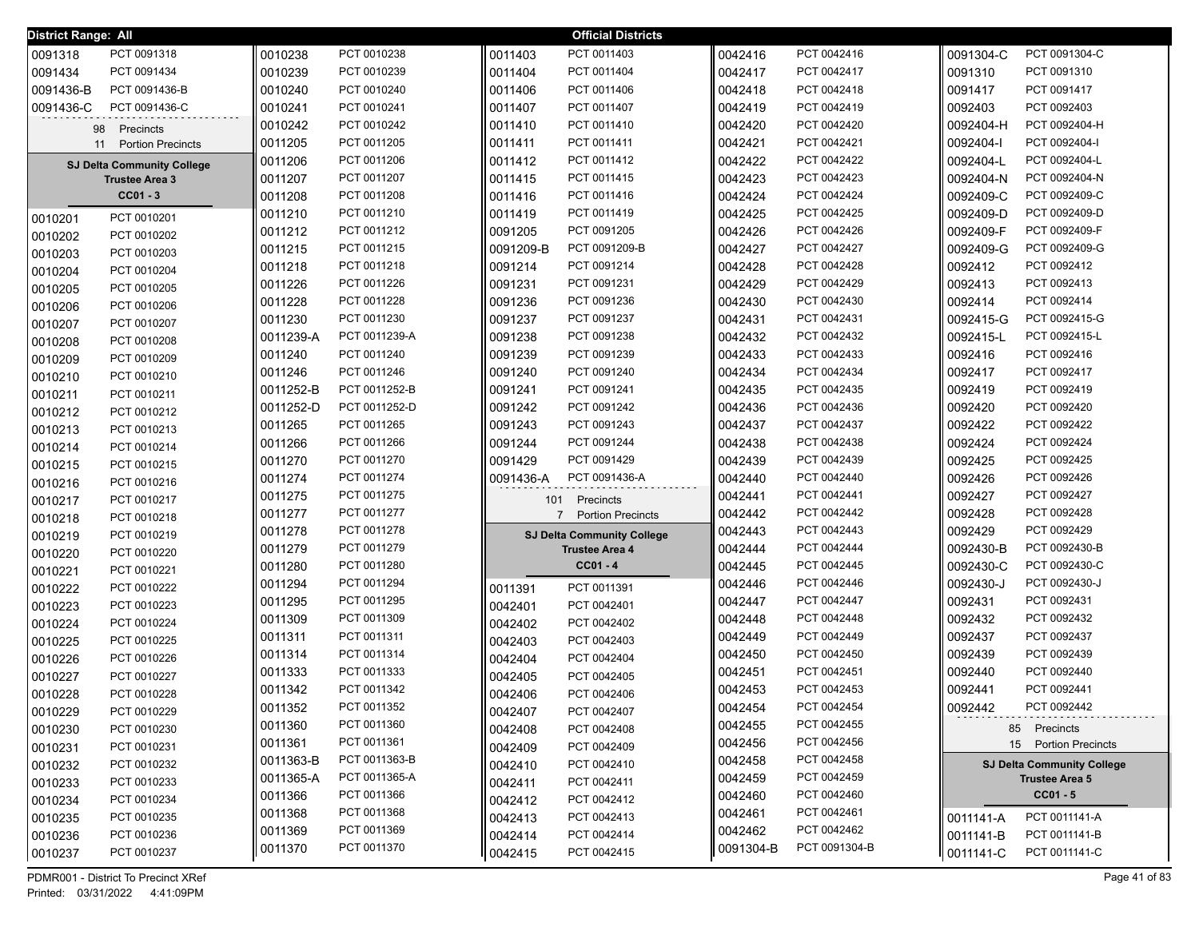**District Range: All** — **Official Districts**

| District | Precinct |
|---|---|
| 0091318 | PCT 0091318 |
| 0091434 | PCT 0091434 |
| 0091436-B | PCT 0091436-B |
| 0091436-C | PCT 0091436-C |

98 Precincts
11 Portion Precincts

### SJ Delta Community College Trustee Area 3
**CC01 - 3**

| District | Precinct |
|---|---|
| 0010201 | PCT 0010201 |
| 0010202 | PCT 0010202 |
| 0010203 | PCT 0010203 |
| 0010204 | PCT 0010204 |
| 0010205 | PCT 0010205 |
| 0010206 | PCT 0010206 |
| 0010207 | PCT 0010207 |
| 0010208 | PCT 0010208 |
| 0010209 | PCT 0010209 |
| 0010210 | PCT 0010210 |
| 0010211 | PCT 0010211 |
| 0010212 | PCT 0010212 |
| 0010213 | PCT 0010213 |
| 0010214 | PCT 0010214 |
| 0010215 | PCT 0010215 |
| 0010216 | PCT 0010216 |
| 0010217 | PCT 0010217 |
| 0010218 | PCT 0010218 |
| 0010219 | PCT 0010219 |
| 0010220 | PCT 0010220 |
| 0010221 | PCT 0010221 |
| 0010222 | PCT 0010222 |
| 0010223 | PCT 0010223 |
| 0010224 | PCT 0010224 |
| 0010225 | PCT 0010225 |
| 0010226 | PCT 0010226 |
| 0010227 | PCT 0010227 |
| 0010228 | PCT 0010228 |
| 0010229 | PCT 0010229 |
| 0010230 | PCT 0010230 |
| 0010231 | PCT 0010231 |
| 0010232 | PCT 0010232 |
| 0010233 | PCT 0010233 |
| 0010234 | PCT 0010234 |
| 0010235 | PCT 0010235 |
| 0010236 | PCT 0010236 |
| 0010237 | PCT 0010237 |
| 0010238 | PCT 0010238 |
| 0010239 | PCT 0010239 |
| 0010240 | PCT 0010240 |
| 0010241 | PCT 0010241 |
| 0010242 | PCT 0010242 |
| 0011205 | PCT 0011205 |
| 0011206 | PCT 0011206 |
| 0011207 | PCT 0011207 |
| 0011208 | PCT 0011208 |
| 0011210 | PCT 0011210 |
| 0011212 | PCT 0011212 |
| 0011215 | PCT 0011215 |
| 0011218 | PCT 0011218 |
| 0011226 | PCT 0011226 |
| 0011228 | PCT 0011228 |
| 0011230 | PCT 0011230 |
| 0011239-A | PCT 0011239-A |
| 0011240 | PCT 0011240 |
| 0011246 | PCT 0011246 |
| 0011252-B | PCT 0011252-B |
| 0011252-D | PCT 0011252-D |
| 0011265 | PCT 0011265 |
| 0011266 | PCT 0011266 |
| 0011270 | PCT 0011270 |
| 0011274 | PCT 0011274 |
| 0011275 | PCT 0011275 |
| 0011277 | PCT 0011277 |
| 0011278 | PCT 0011278 |
| 0011279 | PCT 0011279 |
| 0011280 | PCT 0011280 |
| 0011294 | PCT 0011294 |
| 0011295 | PCT 0011295 |
| 0011309 | PCT 0011309 |
| 0011311 | PCT 0011311 |
| 0011314 | PCT 0011314 |
| 0011333 | PCT 0011333 |
| 0011342 | PCT 0011342 |
| 0011352 | PCT 0011352 |
| 0011360 | PCT 0011360 |
| 0011361 | PCT 0011361 |
| 0011363-B | PCT 0011363-B |
| 0011365-A | PCT 0011365-A |
| 0011366 | PCT 0011366 |
| 0011368 | PCT 0011368 |
| 0011369 | PCT 0011369 |
| 0011370 | PCT 0011370 |
| 0011403 | PCT 0011403 |
| 0011404 | PCT 0011404 |
| 0011406 | PCT 0011406 |
| 0011407 | PCT 0011407 |
| 0011410 | PCT 0011410 |
| 0011411 | PCT 0011411 |
| 0011412 | PCT 0011412 |
| 0011415 | PCT 0011415 |
| 0011416 | PCT 0011416 |
| 0011419 | PCT 0011419 |
| 0091205 | PCT 0091205 |
| 0091209-B | PCT 0091209-B |
| 0091214 | PCT 0091214 |
| 0091231 | PCT 0091231 |
| 0091236 | PCT 0091236 |
| 0091237 | PCT 0091237 |
| 0091238 | PCT 0091238 |
| 0091239 | PCT 0091239 |
| 0091240 | PCT 0091240 |
| 0091241 | PCT 0091241 |
| 0091242 | PCT 0091242 |
| 0091243 | PCT 0091243 |
| 0091244 | PCT 0091244 |
| 0091429 | PCT 0091429 |
| 0091436-A | PCT 0091436-A |

101 Precincts
7 Portion Precincts

### SJ Delta Community College Trustee Area 4
**CC01 - 4**

| District | Precinct |
|---|---|
| 0011391 | PCT 0011391 |
| 0042401 | PCT 0042401 |
| 0042402 | PCT 0042402 |
| 0042403 | PCT 0042403 |
| 0042404 | PCT 0042404 |
| 0042405 | PCT 0042405 |
| 0042406 | PCT 0042406 |
| 0042407 | PCT 0042407 |
| 0042408 | PCT 0042408 |
| 0042409 | PCT 0042409 |
| 0042410 | PCT 0042410 |
| 0042411 | PCT 0042411 |
| 0042412 | PCT 0042412 |
| 0042413 | PCT 0042413 |
| 0042414 | PCT 0042414 |
| 0042415 | PCT 0042415 |
| 0042416 | PCT 0042416 |
| 0042417 | PCT 0042417 |
| 0042418 | PCT 0042418 |
| 0042419 | PCT 0042419 |
| 0042420 | PCT 0042420 |
| 0042421 | PCT 0042421 |
| 0042422 | PCT 0042422 |
| 0042423 | PCT 0042423 |
| 0042424 | PCT 0042424 |
| 0042425 | PCT 0042425 |
| 0042426 | PCT 0042426 |
| 0042427 | PCT 0042427 |
| 0042428 | PCT 0042428 |
| 0042429 | PCT 0042429 |
| 0042430 | PCT 0042430 |
| 0042431 | PCT 0042431 |
| 0042432 | PCT 0042432 |
| 0042433 | PCT 0042433 |
| 0042434 | PCT 0042434 |
| 0042435 | PCT 0042435 |
| 0042436 | PCT 0042436 |
| 0042437 | PCT 0042437 |
| 0042438 | PCT 0042438 |
| 0042439 | PCT 0042439 |
| 0042440 | PCT 0042440 |
| 0042441 | PCT 0042441 |
| 0042442 | PCT 0042442 |
| 0042443 | PCT 0042443 |
| 0042444 | PCT 0042444 |
| 0042445 | PCT 0042445 |
| 0042446 | PCT 0042446 |
| 0042447 | PCT 0042447 |
| 0042448 | PCT 0042448 |
| 0042449 | PCT 0042449 |
| 0042450 | PCT 0042450 |
| 0042451 | PCT 0042451 |
| 0042453 | PCT 0042453 |
| 0042454 | PCT 0042454 |
| 0042455 | PCT 0042455 |
| 0042456 | PCT 0042456 |
| 0042458 | PCT 0042458 |
| 0042459 | PCT 0042459 |
| 0042460 | PCT 0042460 |
| 0042461 | PCT 0042461 |
| 0042462 | PCT 0042462 |
| 0091304-B | PCT 0091304-B |
| 0091304-C | PCT 0091304-C |
| 0091310 | PCT 0091310 |
| 0091417 | PCT 0091417 |
| 0092403 | PCT 0092403 |
| 0092404-H | PCT 0092404-H |
| 0092404-I | PCT 0092404-I |
| 0092404-L | PCT 0092404-L |
| 0092404-N | PCT 0092404-N |
| 0092409-C | PCT 0092409-C |
| 0092409-D | PCT 0092409-D |
| 0092409-F | PCT 0092409-F |
| 0092409-G | PCT 0092409-G |
| 0092412 | PCT 0092412 |
| 0092413 | PCT 0092413 |
| 0092414 | PCT 0092414 |
| 0092415-G | PCT 0092415-G |
| 0092415-L | PCT 0092415-L |
| 0092416 | PCT 0092416 |
| 0092417 | PCT 0092417 |
| 0092419 | PCT 0092419 |
| 0092420 | PCT 0092420 |
| 0092422 | PCT 0092422 |
| 0092424 | PCT 0092424 |
| 0092425 | PCT 0092425 |
| 0092426 | PCT 0092426 |
| 0092427 | PCT 0092427 |
| 0092428 | PCT 0092428 |
| 0092429 | PCT 0092429 |
| 0092430-B | PCT 0092430-B |
| 0092430-C | PCT 0092430-C |
| 0092430-J | PCT 0092430-J |
| 0092431 | PCT 0092431 |
| 0092432 | PCT 0092432 |
| 0092437 | PCT 0092437 |
| 0092439 | PCT 0092439 |
| 0092440 | PCT 0092440 |
| 0092441 | PCT 0092441 |
| 0092442 | PCT 0092442 |

85 Precincts
15 Portion Precincts

### SJ Delta Community College Trustee Area 5
**CC01 - 5**

| District | Precinct |
|---|---|
| 0011141-A | PCT 0011141-A |
| 0011141-B | PCT 0011141-B |
| 0011141-C | PCT 0011141-C |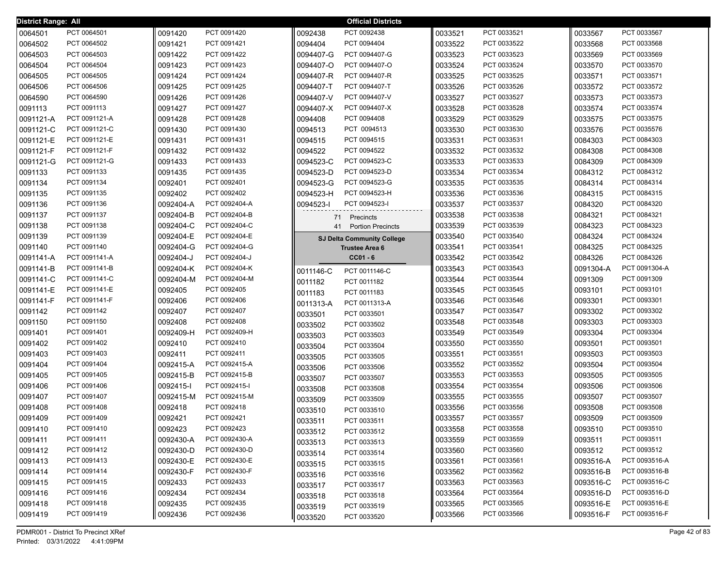**District Range: All** — **Official Districts**

| District | Precinct |
|---|---|
| 0064501 | PCT 0064501 |
| 0064502 | PCT 0064502 |
| 0064503 | PCT 0064503 |
| 0064504 | PCT 0064504 |
| 0064505 | PCT 0064505 |
| 0064506 | PCT 0064506 |
| 0064590 | PCT 0064590 |
| 0091113 | PCT 0091113 |
| 0091121-A | PCT 0091121-A |
| 0091121-C | PCT 0091121-C |
| 0091121-E | PCT 0091121-E |
| 0091121-F | PCT 0091121-F |
| 0091121-G | PCT 0091121-G |
| 0091133 | PCT 0091133 |
| 0091134 | PCT 0091134 |
| 0091135 | PCT 0091135 |
| 0091136 | PCT 0091136 |
| 0091137 | PCT 0091137 |
| 0091138 | PCT 0091138 |
| 0091139 | PCT 0091139 |
| 0091140 | PCT 0091140 |
| 0091141-A | PCT 0091141-A |
| 0091141-B | PCT 0091141-B |
| 0091141-C | PCT 0091141-C |
| 0091141-E | PCT 0091141-E |
| 0091141-F | PCT 0091141-F |
| 0091142 | PCT 0091142 |
| 0091150 | PCT 0091150 |
| 0091401 | PCT 0091401 |
| 0091402 | PCT 0091402 |
| 0091403 | PCT 0091403 |
| 0091404 | PCT 0091404 |
| 0091405 | PCT 0091405 |
| 0091406 | PCT 0091406 |
| 0091407 | PCT 0091407 |
| 0091408 | PCT 0091408 |
| 0091409 | PCT 0091409 |
| 0091410 | PCT 0091410 |
| 0091411 | PCT 0091411 |
| 0091412 | PCT 0091412 |
| 0091413 | PCT 0091413 |
| 0091414 | PCT 0091414 |
| 0091415 | PCT 0091415 |
| 0091416 | PCT 0091416 |
| 0091418 | PCT 0091418 |
| 0091419 | PCT 0091419 |
| 0091420 | PCT 0091420 |
| 0091421 | PCT 0091421 |
| 0091422 | PCT 0091422 |
| 0091423 | PCT 0091423 |
| 0091424 | PCT 0091424 |
| 0091425 | PCT 0091425 |
| 0091426 | PCT 0091426 |
| 0091427 | PCT 0091427 |
| 0091428 | PCT 0091428 |
| 0091430 | PCT 0091430 |
| 0091431 | PCT 0091431 |
| 0091432 | PCT 0091432 |
| 0091433 | PCT 0091433 |
| 0091435 | PCT 0091435 |
| 0092401 | PCT 0092401 |
| 0092402 | PCT 0092402 |
| 0092404-A | PCT 0092404-A |
| 0092404-B | PCT 0092404-B |
| 0092404-C | PCT 0092404-C |
| 0092404-E | PCT 0092404-E |
| 0092404-G | PCT 0092404-G |
| 0092404-J | PCT 0092404-J |
| 0092404-K | PCT 0092404-K |
| 0092404-M | PCT 0092404-M |
| 0092405 | PCT 0092405 |
| 0092406 | PCT 0092406 |
| 0092407 | PCT 0092407 |
| 0092408 | PCT 0092408 |
| 0092409-H | PCT 0092409-H |
| 0092410 | PCT 0092410 |
| 0092411 | PCT 0092411 |
| 0092415-A | PCT 0092415-A |
| 0092415-B | PCT 0092415-B |
| 0092415-I | PCT 0092415-I |
| 0092415-M | PCT 0092415-M |
| 0092418 | PCT 0092418 |
| 0092421 | PCT 0092421 |
| 0092423 | PCT 0092423 |
| 0092430-A | PCT 0092430-A |
| 0092430-D | PCT 0092430-D |
| 0092430-E | PCT 0092430-E |
| 0092430-F | PCT 0092430-F |
| 0092433 | PCT 0092433 |
| 0092434 | PCT 0092434 |
| 0092435 | PCT 0092435 |
| 0092436 | PCT 0092436 |
| 0092438 | PCT 0092438 |
| 0094404 | PCT 0094404 |
| 0094407-G | PCT 0094407-G |
| 0094407-O | PCT 0094407-O |
| 0094407-R | PCT 0094407-R |
| 0094407-T | PCT 0094407-T |
| 0094407-V | PCT 0094407-V |
| 0094407-X | PCT 0094407-X |
| 0094408 | PCT 0094408 |
| 0094513 | PCT 0094513 |
| 0094515 | PCT 0094515 |
| 0094522 | PCT 0094522 |
| 0094523-C | PCT 0094523-C |
| 0094523-D | PCT 0094523-D |
| 0094523-G | PCT 0094523-G |
| 0094523-H | PCT 0094523-H |
| 0094523-I | PCT 0094523-I |

71 Precincts
41 Portion Precincts

**SJ Delta Community College**
**Trustee Area 6**
**CC01 - 6**

| District | Precinct |
|---|---|
| 0011146-C | PCT 0011146-C |
| 0011182 | PCT 0011182 |
| 0011183 | PCT 0011183 |
| 0011313-A | PCT 0011313-A |
| 0033501 | PCT 0033501 |
| 0033502 | PCT 0033502 |
| 0033503 | PCT 0033503 |
| 0033504 | PCT 0033504 |
| 0033505 | PCT 0033505 |
| 0033506 | PCT 0033506 |
| 0033507 | PCT 0033507 |
| 0033508 | PCT 0033508 |
| 0033509 | PCT 0033509 |
| 0033510 | PCT 0033510 |
| 0033511 | PCT 0033511 |
| 0033512 | PCT 0033512 |
| 0033513 | PCT 0033513 |
| 0033514 | PCT 0033514 |
| 0033515 | PCT 0033515 |
| 0033516 | PCT 0033516 |
| 0033517 | PCT 0033517 |
| 0033518 | PCT 0033518 |
| 0033519 | PCT 0033519 |
| 0033520 | PCT 0033520 |
| 0033521 | PCT 0033521 |
| 0033522 | PCT 0033522 |
| 0033523 | PCT 0033523 |
| 0033524 | PCT 0033524 |
| 0033525 | PCT 0033525 |
| 0033526 | PCT 0033526 |
| 0033527 | PCT 0033527 |
| 0033528 | PCT 0033528 |
| 0033529 | PCT 0033529 |
| 0033530 | PCT 0033530 |
| 0033531 | PCT 0033531 |
| 0033532 | PCT 0033532 |
| 0033533 | PCT 0033533 |
| 0033534 | PCT 0033534 |
| 0033535 | PCT 0033535 |
| 0033536 | PCT 0033536 |
| 0033537 | PCT 0033537 |
| 0033538 | PCT 0033538 |
| 0033539 | PCT 0033539 |
| 0033540 | PCT 0033540 |
| 0033541 | PCT 0033541 |
| 0033542 | PCT 0033542 |
| 0033543 | PCT 0033543 |
| 0033544 | PCT 0033544 |
| 0033545 | PCT 0033545 |
| 0033546 | PCT 0033546 |
| 0033547 | PCT 0033547 |
| 0033548 | PCT 0033548 |
| 0033549 | PCT 0033549 |
| 0033550 | PCT 0033550 |
| 0033551 | PCT 0033551 |
| 0033552 | PCT 0033552 |
| 0033553 | PCT 0033553 |
| 0033554 | PCT 0033554 |
| 0033555 | PCT 0033555 |
| 0033556 | PCT 0033556 |
| 0033557 | PCT 0033557 |
| 0033558 | PCT 0033558 |
| 0033559 | PCT 0033559 |
| 0033560 | PCT 0033560 |
| 0033561 | PCT 0033561 |
| 0033562 | PCT 0033562 |
| 0033563 | PCT 0033563 |
| 0033564 | PCT 0033564 |
| 0033565 | PCT 0033565 |
| 0033566 | PCT 0033566 |
| 0033567 | PCT 0033567 |
| 0033568 | PCT 0033568 |
| 0033569 | PCT 0033569 |
| 0033570 | PCT 0033570 |
| 0033571 | PCT 0033571 |
| 0033572 | PCT 0033572 |
| 0033573 | PCT 0033573 |
| 0033574 | PCT 0033574 |
| 0033575 | PCT 0033575 |
| 0033576 | PCT 0035576 |
| 0084303 | PCT 0084303 |
| 0084308 | PCT 0084308 |
| 0084309 | PCT 0084309 |
| 0084312 | PCT 0084312 |
| 0084314 | PCT 0084314 |
| 0084315 | PCT 0084315 |
| 0084320 | PCT 0084320 |
| 0084321 | PCT 0084321 |
| 0084323 | PCT 0084323 |
| 0084324 | PCT 0084324 |
| 0084325 | PCT 0084325 |
| 0084326 | PCT 0084326 |
| 0091304-A | PCT 0091304-A |
| 0091309 | PCT 0091309 |
| 0093101 | PCT 0093101 |
| 0093301 | PCT 0093301 |
| 0093302 | PCT 0093302 |
| 0093303 | PCT 0093303 |
| 0093304 | PCT 0093304 |
| 0093501 | PCT 0093501 |
| 0093503 | PCT 0093503 |
| 0093504 | PCT 0093504 |
| 0093505 | PCT 0093505 |
| 0093506 | PCT 0093506 |
| 0093507 | PCT 0093507 |
| 0093508 | PCT 0093508 |
| 0093509 | PCT 0093509 |
| 0093510 | PCT 0093510 |
| 0093511 | PCT 0093511 |
| 0093512 | PCT 0093512 |
| 0093516-A | PCT 0093516-A |
| 0093516-B | PCT 0093516-B |
| 0093516-C | PCT 0093516-C |
| 0093516-D | PCT 0093516-D |
| 0093516-E | PCT 0093516-E |
| 0093516-F | PCT 0093516-F |

PDMR001 - District To Precinct XRef
Printed: 03/31/2022 4:41:09PM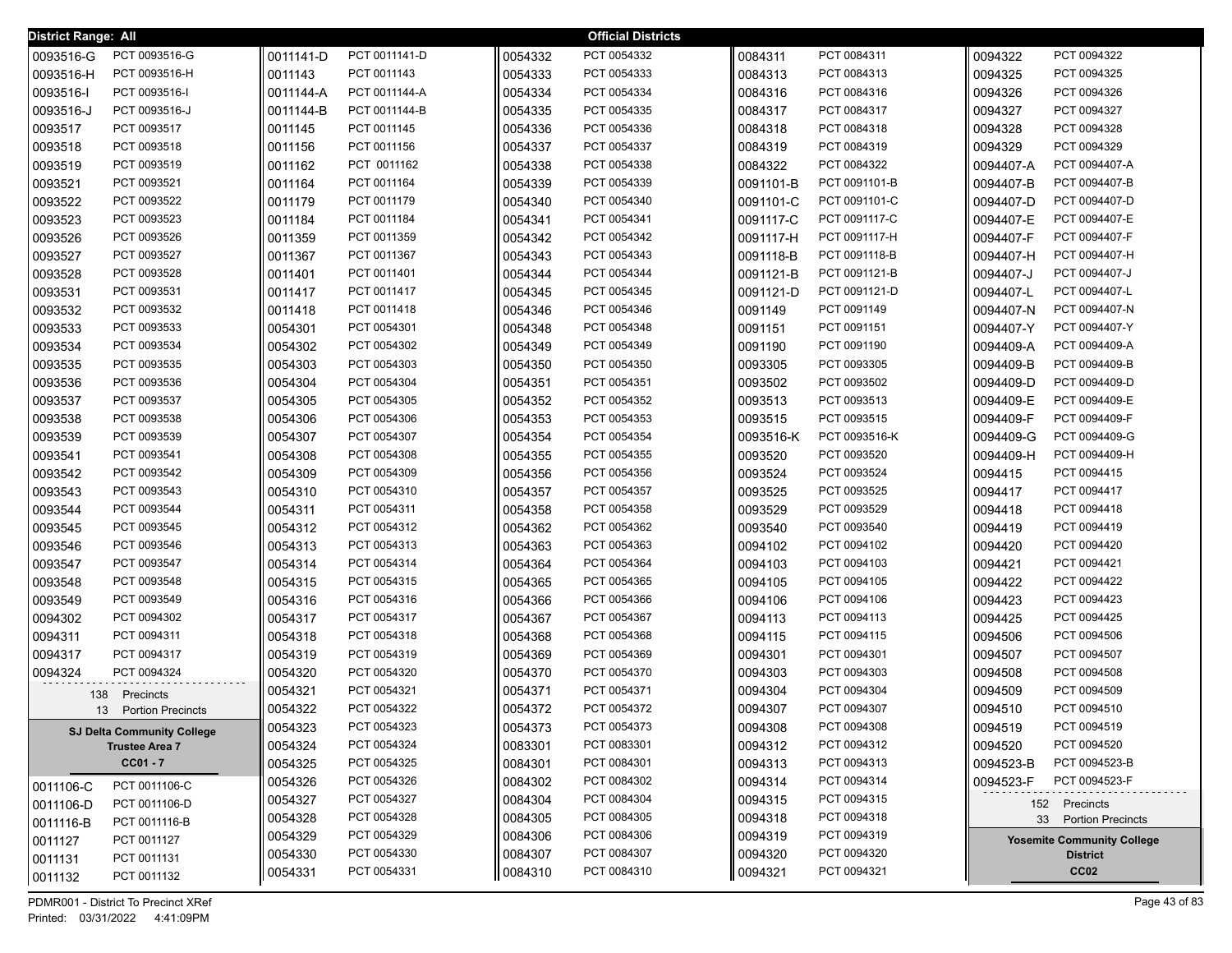**District Range: All** — **Official Districts**

| District | Precinct |
|---|---|
| 0093516-G | PCT 0093516-G |
| 0093516-H | PCT 0093516-H |
| 0093516-I | PCT 0093516-I |
| 0093516-J | PCT 0093516-J |
| 0093517 | PCT 0093517 |
| 0093518 | PCT 0093518 |
| 0093519 | PCT 0093519 |
| 0093521 | PCT 0093521 |
| 0093522 | PCT 0093522 |
| 0093523 | PCT 0093523 |
| 0093526 | PCT 0093526 |
| 0093527 | PCT 0093527 |
| 0093528 | PCT 0093528 |
| 0093531 | PCT 0093531 |
| 0093532 | PCT 0093532 |
| 0093533 | PCT 0093533 |
| 0093534 | PCT 0093534 |
| 0093535 | PCT 0093535 |
| 0093536 | PCT 0093536 |
| 0093537 | PCT 0093537 |
| 0093538 | PCT 0093538 |
| 0093539 | PCT 0093539 |
| 0093541 | PCT 0093541 |
| 0093542 | PCT 0093542 |
| 0093543 | PCT 0093543 |
| 0093544 | PCT 0093544 |
| 0093545 | PCT 0093545 |
| 0093546 | PCT 0093546 |
| 0093547 | PCT 0093547 |
| 0093548 | PCT 0093548 |
| 0093549 | PCT 0093549 |
| 0094302 | PCT 0094302 |
| 0094311 | PCT 0094311 |
| 0094317 | PCT 0094317 |
| 0094324 | PCT 0094324 |

138 Precincts
13 Portion Precincts

**SJ Delta Community College**
**Trustee Area 7**
**CC01 - 7**

| District | Precinct |
|---|---|
| 0011106-C | PCT 0011106-C |
| 0011106-D | PCT 0011106-D |
| 0011116-B | PCT 0011116-B |
| 0011127 | PCT 0011127 |
| 0011131 | PCT 0011131 |
| 0011132 | PCT 0011132 |
| 0011141-D | PCT 0011141-D |
| 0011143 | PCT 0011143 |
| 0011144-A | PCT 0011144-A |
| 0011144-B | PCT 0011144-B |
| 0011145 | PCT 0011145 |
| 0011156 | PCT 0011156 |
| 0011162 | PCT 0011162 |
| 0011164 | PCT 0011164 |
| 0011179 | PCT 0011179 |
| 0011184 | PCT 0011184 |
| 0011359 | PCT 0011359 |
| 0011367 | PCT 0011367 |
| 0011401 | PCT 0011401 |
| 0011417 | PCT 0011417 |
| 0011418 | PCT 0011418 |
| 0054301 | PCT 0054301 |
| 0054302 | PCT 0054302 |
| 0054303 | PCT 0054303 |
| 0054304 | PCT 0054304 |
| 0054305 | PCT 0054305 |
| 0054306 | PCT 0054306 |
| 0054307 | PCT 0054307 |
| 0054308 | PCT 0054308 |
| 0054309 | PCT 0054309 |
| 0054310 | PCT 0054310 |
| 0054311 | PCT 0054311 |
| 0054312 | PCT 0054312 |
| 0054313 | PCT 0054313 |
| 0054314 | PCT 0054314 |
| 0054315 | PCT 0054315 |
| 0054316 | PCT 0054316 |
| 0054317 | PCT 0054317 |
| 0054318 | PCT 0054318 |
| 0054319 | PCT 0054319 |
| 0054320 | PCT 0054320 |
| 0054321 | PCT 0054321 |
| 0054322 | PCT 0054322 |
| 0054323 | PCT 0054323 |
| 0054324 | PCT 0054324 |
| 0054325 | PCT 0054325 |
| 0054326 | PCT 0054326 |
| 0054327 | PCT 0054327 |
| 0054328 | PCT 0054328 |
| 0054329 | PCT 0054329 |
| 0054330 | PCT 0054330 |
| 0054331 | PCT 0054331 |
| 0054332 | PCT 0054332 |
| 0054333 | PCT 0054333 |
| 0054334 | PCT 0054334 |
| 0054335 | PCT 0054335 |
| 0054336 | PCT 0054336 |
| 0054337 | PCT 0054337 |
| 0054338 | PCT 0054338 |
| 0054339 | PCT 0054339 |
| 0054340 | PCT 0054340 |
| 0054341 | PCT 0054341 |
| 0054342 | PCT 0054342 |
| 0054343 | PCT 0054343 |
| 0054344 | PCT 0054344 |
| 0054345 | PCT 0054345 |
| 0054346 | PCT 0054346 |
| 0054348 | PCT 0054348 |
| 0054349 | PCT 0054349 |
| 0054350 | PCT 0054350 |
| 0054351 | PCT 0054351 |
| 0054352 | PCT 0054352 |
| 0054353 | PCT 0054353 |
| 0054354 | PCT 0054354 |
| 0054355 | PCT 0054355 |
| 0054356 | PCT 0054356 |
| 0054357 | PCT 0054357 |
| 0054358 | PCT 0054358 |
| 0054362 | PCT 0054362 |
| 0054363 | PCT 0054363 |
| 0054364 | PCT 0054364 |
| 0054365 | PCT 0054365 |
| 0054366 | PCT 0054366 |
| 0054367 | PCT 0054367 |
| 0054368 | PCT 0054368 |
| 0054369 | PCT 0054369 |
| 0054370 | PCT 0054370 |
| 0054371 | PCT 0054371 |
| 0054372 | PCT 0054372 |
| 0054373 | PCT 0054373 |
| 0083301 | PCT 0083301 |
| 0084301 | PCT 0084301 |
| 0084302 | PCT 0084302 |
| 0084304 | PCT 0084304 |
| 0084305 | PCT 0084305 |
| 0084306 | PCT 0084306 |
| 0084307 | PCT 0084307 |
| 0084310 | PCT 0084310 |
| 0084311 | PCT 0084311 |
| 0084313 | PCT 0084313 |
| 0084316 | PCT 0084316 |
| 0084317 | PCT 0084317 |
| 0084318 | PCT 0084318 |
| 0084319 | PCT 0084319 |
| 0084322 | PCT 0084322 |
| 0091101-B | PCT 0091101-B |
| 0091101-C | PCT 0091101-C |
| 0091117-C | PCT 0091117-C |
| 0091117-H | PCT 0091117-H |
| 0091118-B | PCT 0091118-B |
| 0091121-B | PCT 0091121-B |
| 0091121-D | PCT 0091121-D |
| 0091149 | PCT 0091149 |
| 0091151 | PCT 0091151 |
| 0091190 | PCT 0091190 |
| 0093305 | PCT 0093305 |
| 0093502 | PCT 0093502 |
| 0093513 | PCT 0093513 |
| 0093515 | PCT 0093515 |
| 0093516-K | PCT 0093516-K |
| 0093520 | PCT 0093520 |
| 0093524 | PCT 0093524 |
| 0093525 | PCT 0093525 |
| 0093529 | PCT 0093529 |
| 0093540 | PCT 0093540 |
| 0094102 | PCT 0094102 |
| 0094103 | PCT 0094103 |
| 0094105 | PCT 0094105 |
| 0094106 | PCT 0094106 |
| 0094113 | PCT 0094113 |
| 0094115 | PCT 0094115 |
| 0094301 | PCT 0094301 |
| 0094303 | PCT 0094303 |
| 0094304 | PCT 0094304 |
| 0094307 | PCT 0094307 |
| 0094308 | PCT 0094308 |
| 0094312 | PCT 0094312 |
| 0094313 | PCT 0094313 |
| 0094314 | PCT 0094314 |
| 0094315 | PCT 0094315 |
| 0094318 | PCT 0094318 |
| 0094319 | PCT 0094319 |
| 0094320 | PCT 0094320 |
| 0094321 | PCT 0094321 |
| 0094322 | PCT 0094322 |
| 0094325 | PCT 0094325 |
| 0094326 | PCT 0094326 |
| 0094327 | PCT 0094327 |
| 0094328 | PCT 0094328 |
| 0094329 | PCT 0094329 |
| 0094407-A | PCT 0094407-A |
| 0094407-B | PCT 0094407-B |
| 0094407-D | PCT 0094407-D |
| 0094407-E | PCT 0094407-E |
| 0094407-F | PCT 0094407-F |
| 0094407-H | PCT 0094407-H |
| 0094407-J | PCT 0094407-J |
| 0094407-L | PCT 0094407-L |
| 0094407-N | PCT 0094407-N |
| 0094407-Y | PCT 0094407-Y |
| 0094409-A | PCT 0094409-A |
| 0094409-B | PCT 0094409-B |
| 0094409-D | PCT 0094409-D |
| 0094409-E | PCT 0094409-E |
| 0094409-F | PCT 0094409-F |
| 0094409-G | PCT 0094409-G |
| 0094409-H | PCT 0094409-H |
| 0094415 | PCT 0094415 |
| 0094417 | PCT 0094417 |
| 0094418 | PCT 0094418 |
| 0094419 | PCT 0094419 |
| 0094420 | PCT 0094420 |
| 0094421 | PCT 0094421 |
| 0094422 | PCT 0094422 |
| 0094423 | PCT 0094423 |
| 0094425 | PCT 0094425 |
| 0094506 | PCT 0094506 |
| 0094507 | PCT 0094507 |
| 0094508 | PCT 0094508 |
| 0094509 | PCT 0094509 |
| 0094510 | PCT 0094510 |
| 0094519 | PCT 0094519 |
| 0094520 | PCT 0094520 |
| 0094523-B | PCT 0094523-B |
| 0094523-F | PCT 0094523-F |

152 Precincts
33 Portion Precincts

**Yosemite Community College**
**District**
**CC02**

PDMR001 - District To Precinct XRef
Printed: 03/31/2022 4:41:09PM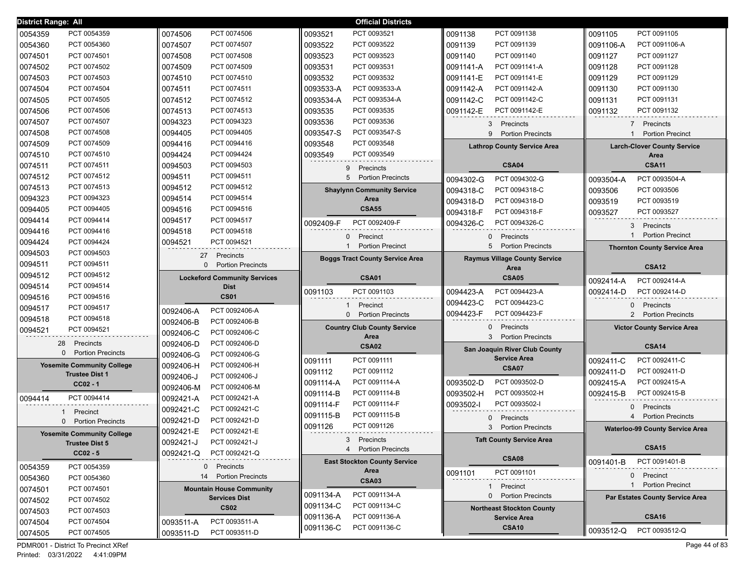**District Range: All** — **Official Districts**

| District | Precinct |
|---|---|
| 0054359 | PCT 0054359 |
| 0054360 | PCT 0054360 |
| 0074501 | PCT 0074501 |
| 0074502 | PCT 0074502 |
| 0074503 | PCT 0074503 |
| 0074504 | PCT 0074504 |
| 0074505 | PCT 0074505 |
| 0074506 | PCT 0074506 |
| 0074507 | PCT 0074507 |
| 0074508 | PCT 0074508 |
| 0074509 | PCT 0074509 |
| 0074510 | PCT 0074510 |
| 0074511 | PCT 0074511 |
| 0074512 | PCT 0074512 |
| 0074513 | PCT 0074513 |
| 0094323 | PCT 0094323 |
| 0094405 | PCT 0094405 |
| 0094414 | PCT 0094414 |
| 0094416 | PCT 0094416 |
| 0094424 | PCT 0094424 |
| 0094503 | PCT 0094503 |
| 0094511 | PCT 0094511 |
| 0094512 | PCT 0094512 |
| 0094514 | PCT 0094514 |
| 0094516 | PCT 0094516 |
| 0094517 | PCT 0094517 |
| 0094518 | PCT 0094518 |
| 0094521 | PCT 0094521 |

28 Precincts
0 Portion Precincts

## Yosemite Community College Trustee Dist 1
**CC02 - 1**

| District | Precinct |
|---|---|
| 0094414 | PCT 0094414 |

1 Precinct
0 Portion Precincts

## Yosemite Community College Trustee Dist 5
**CC02 - 5**

| District | Precinct |
|---|---|
| 0054359 | PCT 0054359 |
| 0054360 | PCT 0054360 |
| 0074501 | PCT 0074501 |
| 0074502 | PCT 0074502 |
| 0074503 | PCT 0074503 |
| 0074504 | PCT 0074504 |
| 0074505 | PCT 0074505 |
| 0074506 | PCT 0074506 |
| 0074507 | PCT 0074507 |
| 0074508 | PCT 0074508 |
| 0074509 | PCT 0074509 |
| 0074510 | PCT 0074510 |
| 0074511 | PCT 0074511 |
| 0074512 | PCT 0074512 |
| 0074513 | PCT 0074513 |
| 0094323 | PCT 0094323 |
| 0094405 | PCT 0094405 |
| 0094416 | PCT 0094416 |
| 0094424 | PCT 0094424 |
| 0094503 | PCT 0094503 |
| 0094511 | PCT 0094511 |
| 0094512 | PCT 0094512 |
| 0094514 | PCT 0094514 |
| 0094516 | PCT 0094516 |
| 0094517 | PCT 0094517 |
| 0094518 | PCT 0094518 |
| 0094521 | PCT 0094521 |

27 Precincts
0 Portion Precincts

## Lockeford Community Services Dist
**CS01**

| District | Precinct |
|---|---|
| 0092406-A | PCT 0092406-A |
| 0092406-B | PCT 0092406-B |
| 0092406-C | PCT 0092406-C |
| 0092406-D | PCT 0092406-D |
| 0092406-G | PCT 0092406-G |
| 0092406-H | PCT 0092406-H |
| 0092406-J | PCT 0092406-J |
| 0092406-M | PCT 0092406-M |
| 0092421-A | PCT 0092421-A |
| 0092421-C | PCT 0092421-C |
| 0092421-D | PCT 0092421-D |
| 0092421-E | PCT 0092421-E |
| 0092421-J | PCT 0092421-J |
| 0092421-Q | PCT 0092421-Q |

0 Precincts
14 Portion Precincts

## Mountain House Community Services Dist
**CS02**

| District | Precinct |
|---|---|
| 0093511-A | PCT 0093511-A |
| 0093511-D | PCT 0093511-D |
| 0093521 | PCT 0093521 |
| 0093522 | PCT 0093522 |
| 0093523 | PCT 0093523 |
| 0093531 | PCT 0093531 |
| 0093532 | PCT 0093532 |
| 0093533-A | PCT 0093533-A |
| 0093534-A | PCT 0093534-A |
| 0093535 | PCT 0093535 |
| 0093536 | PCT 0093536 |
| 0093547-S | PCT 0093547-S |
| 0093548 | PCT 0093548 |
| 0093549 | PCT 0093549 |

9 Precincts
5 Portion Precincts

## Shaylynn Community Service Area
**CSA55**

| District | Precinct |
|---|---|
| 0092409-F | PCT 0092409-F |

0 Precinct
1 Portion Precinct

## Boggs Tract County Service Area
**CSA01**

| District | Precinct |
|---|---|
| 0091103 | PCT 0091103 |

1 Precinct
0 Portion Precincts

## Country Club County Service Area
**CSA02**

| District | Precinct |
|---|---|
| 0091111 | PCT 0091111 |
| 0091112 | PCT 0091112 |
| 0091114-A | PCT 0091114-A |
| 0091114-B | PCT 0091114-B |
| 0091114-F | PCT 0091114-F |
| 0091115-B | PCT 0091115-B |
| 0091126 | PCT 0091126 |

3 Precincts
4 Portion Precincts

## East Stockton County Service Area
**CSA03**

| District | Precinct |
|---|---|
| 0091134-A | PCT 0091134-A |
| 0091134-C | PCT 0091134-C |
| 0091136-A | PCT 0091136-A |
| 0091136-C | PCT 0091136-C |
| 0091138 | PCT 0091138 |
| 0091139 | PCT 0091139 |
| 0091140 | PCT 0091140 |
| 0091141-A | PCT 0091141-A |
| 0091141-E | PCT 0091141-E |
| 0091142-A | PCT 0091142-A |
| 0091142-C | PCT 0091142-C |
| 0091142-E | PCT 0091142-E |

3 Precincts
9 Portion Precincts

## Lathrop County Service Area
**CSA04**

| District | Precinct |
|---|---|
| 0094302-G | PCT 0094302-G |
| 0094318-C | PCT 0094318-C |
| 0094318-D | PCT 0094318-D |
| 0094318-F | PCT 0094318-F |
| 0094326-C | PCT 0094326-C |

0 Precincts
5 Portion Precincts

## Raymus Village County Service Area
**CSA05**

| District | Precinct |
|---|---|
| 0094423-A | PCT 0094423-A |
| 0094423-C | PCT 0094423-C |
| 0094423-F | PCT 0094423-F |

0 Precincts
3 Portion Precincts

## San Joaquin River Club County Service Area
**CSA07**

| District | Precinct |
|---|---|
| 0093502-D | PCT 0093502-D |
| 0093502-H | PCT 0093502-H |
| 0093502-I | PCT 0093502-I |

0 Precincts
3 Portion Precincts

## Taft County Service Area
**CSA08**

| District | Precinct |
|---|---|
| 0091101 | PCT 0091101 |

1 Precinct
0 Portion Precincts

## Northeast Stockton County Service Area
**CSA10**

| District | Precinct |
|---|---|
| 0091105 | PCT 0091105 |
| 0091106-A | PCT 0091106-A |
| 0091127 | PCT 0091127 |
| 0091128 | PCT 0091128 |
| 0091129 | PCT 0091129 |
| 0091130 | PCT 0091130 |
| 0091131 | PCT 0091131 |
| 0091132 | PCT 0091132 |

7 Precincts
1 Portion Precinct

## Larch-Clover County Service Area
**CSA11**

| District | Precinct |
|---|---|
| 0093504-A | PCT 0093504-A |
| 0093506 | PCT 0093506 |
| 0093519 | PCT 0093519 |
| 0093527 | PCT 0093527 |

3 Precincts
1 Portion Precinct

## Thornton County Service Area
**CSA12**

| District | Precinct |
|---|---|
| 0092414-A | PCT 0092414-A |
| 0092414-D | PCT 0092414-D |

0 Precincts
2 Portion Precincts

## Victor County Service Area
**CSA14**

| District | Precinct |
|---|---|
| 0092411-C | PCT 0092411-C |
| 0092411-D | PCT 0092411-D |
| 0092415-A | PCT 0092415-A |
| 0092415-B | PCT 0092415-B |

0 Precincts
4 Portion Precincts

## Waterloo-99 County Service Area
**CSA15**

| District | Precinct |
|---|---|
| 0091401-B | PCT 0091401-B |

0 Precinct
1 Portion Precinct

## Par Estates County Service Area
**CSA16**

| District | Precinct |
|---|---|
| 0093512-Q | PCT 0093512-Q |

PDMR001 - District To Precinct XRef
Printed: 03/31/2022 4:41:09PM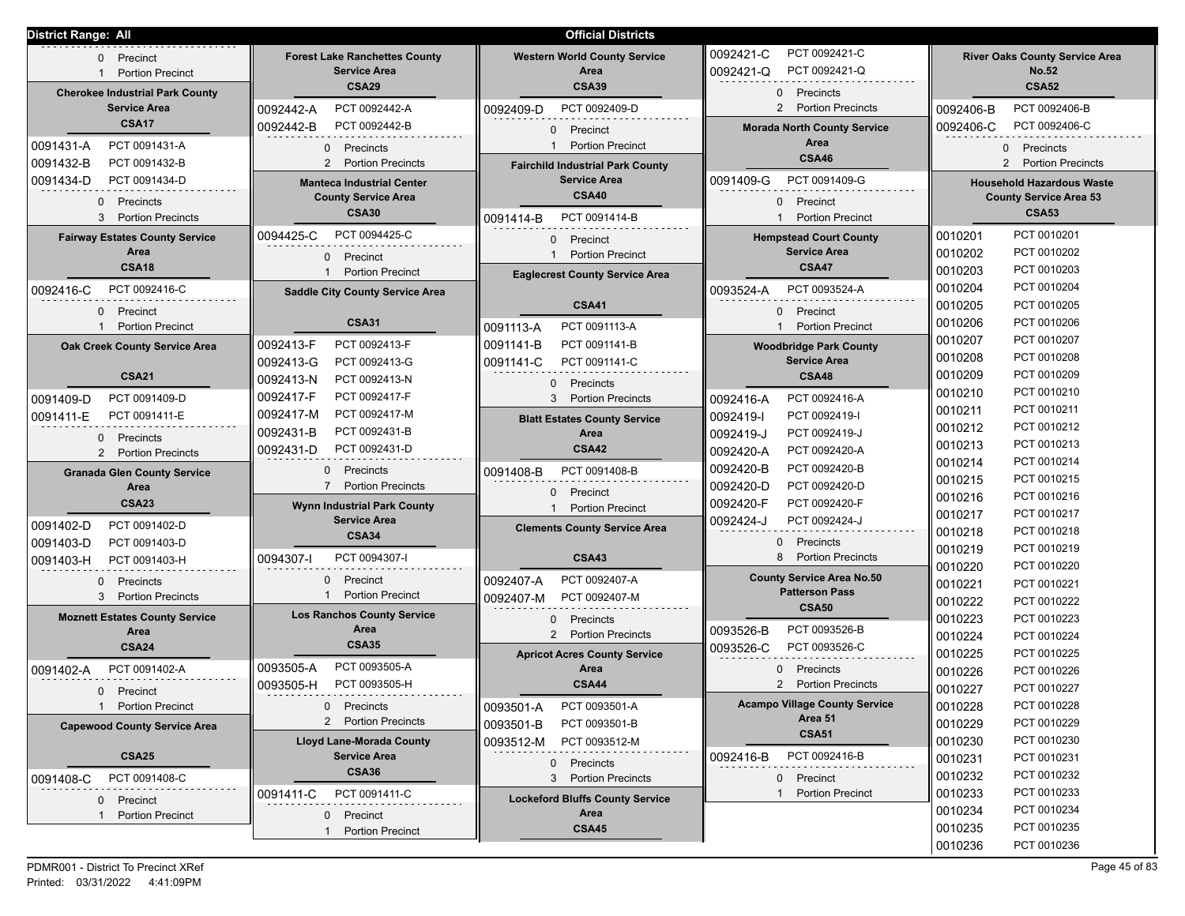District Range: All

# Official Districts

0 Precinct
1 Portion Precinct

## Cherokee Industrial Park County Service Area
**CSA17**

| | |
|---|---|
| 0091431-A | PCT 0091431-A |
| 0091432-B | PCT 0091432-B |
| 0091434-D | PCT 0091434-D |

0 Precincts
3 Portion Precincts

## Fairway Estates County Service Area
**CSA18**

| | |
|---|---|
| 0092416-C | PCT 0092416-C |

0 Precinct
1 Portion Precinct

## Oak Creek County Service Area
**CSA21**

| | |
|---|---|
| 0091409-D | PCT 0091409-D |
| 0091411-E | PCT 0091411-E |

0 Precincts
2 Portion Precincts

## Granada Glen County Service Area
**CSA23**

| | |
|---|---|
| 0091402-D | PCT 0091402-D |
| 0091403-D | PCT 0091403-D |
| 0091403-H | PCT 0091403-H |

0 Precincts
3 Portion Precincts

## Moznett Estates County Service Area
**CSA24**

| | |
|---|---|
| 0091402-A | PCT 0091402-A |

0 Precinct
1 Portion Precinct

## Capewood County Service Area
**CSA25**

| | |
|---|---|
| 0091408-C | PCT 0091408-C |

0 Precinct
1 Portion Precinct

## Forest Lake Ranchettes County Service Area
**CSA29**

| | |
|---|---|
| 0092442-A | PCT 0092442-A |
| 0092442-B | PCT 0092442-B |

0 Precincts
2 Portion Precincts

## Manteca Industrial Center County Service Area
**CSA30**

| | |
|---|---|
| 0094425-C | PCT 0094425-C |

0 Precinct
1 Portion Precinct

## Saddle City County Service Area
**CSA31**

| | |
|---|---|
| 0092413-F | PCT 0092413-F |
| 0092413-G | PCT 0092413-G |
| 0092413-N | PCT 0092413-N |
| 0092417-F | PCT 0092417-F |
| 0092417-M | PCT 0092417-M |
| 0092431-B | PCT 0092431-B |
| 0092431-D | PCT 0092431-D |

0 Precincts
7 Portion Precincts

## Wynn Industrial Park County Service Area
**CSA34**

| | |
|---|---|
| 0094307-I | PCT 0094307-I |

0 Precinct
1 Portion Precinct

## Los Ranchos County Service Area
**CSA35**

| | |
|---|---|
| 0093505-A | PCT 0093505-A |
| 0093505-H | PCT 0093505-H |

0 Precincts
2 Portion Precincts

## Lloyd Lane-Morada County Service Area
**CSA36**

| | |
|---|---|
| 0091411-C | PCT 0091411-C |

0 Precinct
1 Portion Precinct

## Western World County Service Area
**CSA39**

| | |
|---|---|
| 0092409-D | PCT 0092409-D |

0 Precinct
1 Portion Precinct

## Fairchild Industrial Park County Service Area
**CSA40**

| | |
|---|---|
| 0091414-B | PCT 0091414-B |

0 Precinct
1 Portion Precinct

## Eaglecrest County Service Area
**CSA41**

| | |
|---|---|
| 0091113-A | PCT 0091113-A |
| 0091141-B | PCT 0091141-B |
| 0091141-C | PCT 0091141-C |

0 Precincts
3 Portion Precincts

## Blatt Estates County Service Area
**CSA42**

| | |
|---|---|
| 0091408-B | PCT 0091408-B |

0 Precinct
1 Portion Precinct

## Clements County Service Area
**CSA43**

| | |
|---|---|
| 0092407-A | PCT 0092407-A |
| 0092407-M | PCT 0092407-M |

0 Precincts
2 Portion Precincts

## Apricot Acres County Service Area
**CSA44**

| | |
|---|---|
| 0093501-A | PCT 0093501-A |
| 0093501-B | PCT 0093501-B |
| 0093512-M | PCT 0093512-M |

0 Precincts
3 Portion Precincts

## Lockeford Bluffs County Service Area
**CSA45**

| | |
|---|---|
| 0092421-C | PCT 0092421-C |
| 0092421-Q | PCT 0092421-Q |

0 Precincts
2 Portion Precincts

## Morada North County Service Area
**CSA46**

| | |
|---|---|
| 0091409-G | PCT 0091409-G |

0 Precinct
1 Portion Precinct

## Hempstead Court County Service Area
**CSA47**

| | |
|---|---|
| 0093524-A | PCT 0093524-A |

0 Precinct
1 Portion Precinct

## Woodbridge Park County Service Area
**CSA48**

| | |
|---|---|
| 0092416-A | PCT 0092416-A |
| 0092419-I | PCT 0092419-I |
| 0092419-J | PCT 0092419-J |
| 0092420-A | PCT 0092420-A |
| 0092420-B | PCT 0092420-B |
| 0092420-D | PCT 0092420-D |
| 0092420-F | PCT 0092420-F |
| 0092424-J | PCT 0092424-J |

0 Precincts
8 Portion Precincts

## County Service Area No.50 Patterson Pass
**CSA50**

| | |
|---|---|
| 0093526-B | PCT 0093526-B |
| 0093526-C | PCT 0093526-C |

0 Precincts
2 Portion Precincts

## Acampo Village County Service Area 51
**CSA51**

| | |
|---|---|
| 0092416-B | PCT 0092416-B |

0 Precinct
1 Portion Precinct

## River Oaks County Service Area No.52
**CSA52**

| | |
|---|---|
| 0092406-B | PCT 0092406-B |
| 0092406-C | PCT 0092406-C |

0 Precincts
2 Portion Precincts

## Household Hazardous Waste County Service Area 53
**CSA53**

| | |
|---|---|
| 0010201 | PCT 0010201 |
| 0010202 | PCT 0010202 |
| 0010203 | PCT 0010203 |
| 0010204 | PCT 0010204 |
| 0010205 | PCT 0010205 |
| 0010206 | PCT 0010206 |
| 0010207 | PCT 0010207 |
| 0010208 | PCT 0010208 |
| 0010209 | PCT 0010209 |
| 0010210 | PCT 0010210 |
| 0010211 | PCT 0010211 |
| 0010212 | PCT 0010212 |
| 0010213 | PCT 0010213 |
| 0010214 | PCT 0010214 |
| 0010215 | PCT 0010215 |
| 0010216 | PCT 0010216 |
| 0010217 | PCT 0010217 |
| 0010218 | PCT 0010218 |
| 0010219 | PCT 0010219 |
| 0010220 | PCT 0010220 |
| 0010221 | PCT 0010221 |
| 0010222 | PCT 0010222 |
| 0010223 | PCT 0010223 |
| 0010224 | PCT 0010224 |
| 0010225 | PCT 0010225 |
| 0010226 | PCT 0010226 |
| 0010227 | PCT 0010227 |
| 0010228 | PCT 0010228 |
| 0010229 | PCT 0010229 |
| 0010230 | PCT 0010230 |
| 0010231 | PCT 0010231 |
| 0010232 | PCT 0010232 |
| 0010233 | PCT 0010233 |
| 0010234 | PCT 0010234 |
| 0010235 | PCT 0010235 |
| 0010236 | PCT 0010236 |

PDMR001 - District To Precinct XRef
Printed: 03/31/2022 4:41:09PM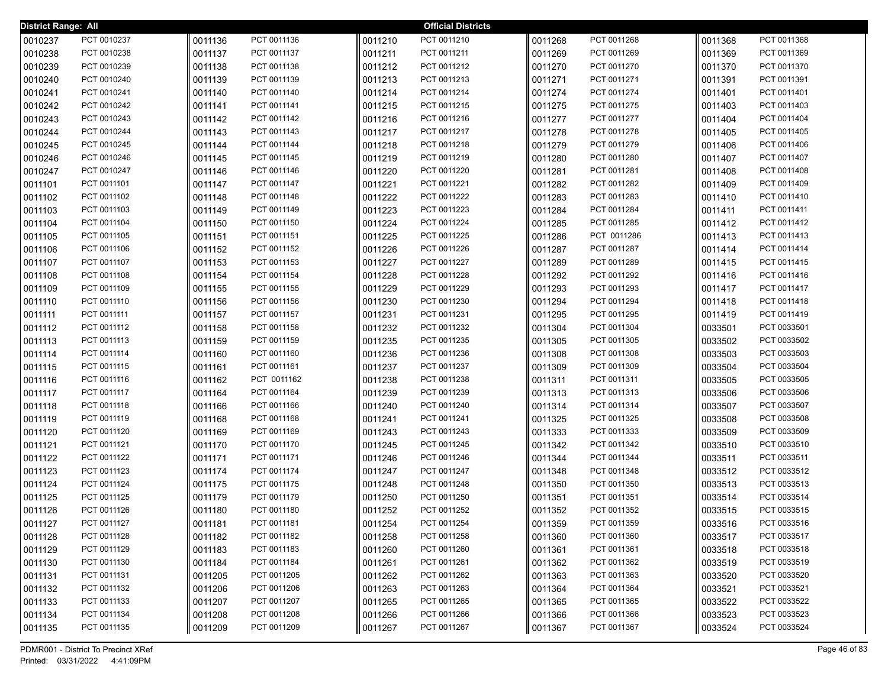District Range: All

**Official Districts**

| District | Precinct | District | Precinct | District | Precinct | District | Precinct | District | Precinct |
|---|---|---|---|---|---|---|---|---|---|
| 0010237 | PCT 0010237 | 0011136 | PCT 0011136 | 0011210 | PCT 0011210 | 0011268 | PCT 0011268 | 0011368 | PCT 0011368 |
| 0010238 | PCT 0010238 | 0011137 | PCT 0011137 | 0011211 | PCT 0011211 | 0011269 | PCT 0011269 | 0011369 | PCT 0011369 |
| 0010239 | PCT 0010239 | 0011138 | PCT 0011138 | 0011212 | PCT 0011212 | 0011270 | PCT 0011270 | 0011370 | PCT 0011370 |
| 0010240 | PCT 0010240 | 0011139 | PCT 0011139 | 0011213 | PCT 0011213 | 0011271 | PCT 0011271 | 0011391 | PCT 0011391 |
| 0010241 | PCT 0010241 | 0011140 | PCT 0011140 | 0011214 | PCT 0011214 | 0011274 | PCT 0011274 | 0011401 | PCT 0011401 |
| 0010242 | PCT 0010242 | 0011141 | PCT 0011141 | 0011215 | PCT 0011215 | 0011275 | PCT 0011275 | 0011403 | PCT 0011403 |
| 0010243 | PCT 0010243 | 0011142 | PCT 0011142 | 0011216 | PCT 0011216 | 0011277 | PCT 0011277 | 0011404 | PCT 0011404 |
| 0010244 | PCT 0010244 | 0011143 | PCT 0011143 | 0011217 | PCT 0011217 | 0011278 | PCT 0011278 | 0011405 | PCT 0011405 |
| 0010245 | PCT 0010245 | 0011144 | PCT 0011144 | 0011218 | PCT 0011218 | 0011279 | PCT 0011279 | 0011406 | PCT 0011406 |
| 0010246 | PCT 0010246 | 0011145 | PCT 0011145 | 0011219 | PCT 0011219 | 0011280 | PCT 0011280 | 0011407 | PCT 0011407 |
| 0010247 | PCT 0010247 | 0011146 | PCT 0011146 | 0011220 | PCT 0011220 | 0011281 | PCT 0011281 | 0011408 | PCT 0011408 |
| 0011101 | PCT 0011101 | 0011147 | PCT 0011147 | 0011221 | PCT 0011221 | 0011282 | PCT 0011282 | 0011409 | PCT 0011409 |
| 0011102 | PCT 0011102 | 0011148 | PCT 0011148 | 0011222 | PCT 0011222 | 0011283 | PCT 0011283 | 0011410 | PCT 0011410 |
| 0011103 | PCT 0011103 | 0011149 | PCT 0011149 | 0011223 | PCT 0011223 | 0011284 | PCT 0011284 | 0011411 | PCT 0011411 |
| 0011104 | PCT 0011104 | 0011150 | PCT 0011150 | 0011224 | PCT 0011224 | 0011285 | PCT 0011285 | 0011412 | PCT 0011412 |
| 0011105 | PCT 0011105 | 0011151 | PCT 0011151 | 0011225 | PCT 0011225 | 0011286 | PCT 0011286 | 0011413 | PCT 0011413 |
| 0011106 | PCT 0011106 | 0011152 | PCT 0011152 | 0011226 | PCT 0011226 | 0011287 | PCT 0011287 | 0011414 | PCT 0011414 |
| 0011107 | PCT 0011107 | 0011153 | PCT 0011153 | 0011227 | PCT 0011227 | 0011289 | PCT 0011289 | 0011415 | PCT 0011415 |
| 0011108 | PCT 0011108 | 0011154 | PCT 0011154 | 0011228 | PCT 0011228 | 0011292 | PCT 0011292 | 0011416 | PCT 0011416 |
| 0011109 | PCT 0011109 | 0011155 | PCT 0011155 | 0011229 | PCT 0011229 | 0011293 | PCT 0011293 | 0011417 | PCT 0011417 |
| 0011110 | PCT 0011110 | 0011156 | PCT 0011156 | 0011230 | PCT 0011230 | 0011294 | PCT 0011294 | 0011418 | PCT 0011418 |
| 0011111 | PCT 0011111 | 0011157 | PCT 0011157 | 0011231 | PCT 0011231 | 0011295 | PCT 0011295 | 0011419 | PCT 0011419 |
| 0011112 | PCT 0011112 | 0011158 | PCT 0011158 | 0011232 | PCT 0011232 | 0011304 | PCT 0011304 | 0033501 | PCT 0033501 |
| 0011113 | PCT 0011113 | 0011159 | PCT 0011159 | 0011235 | PCT 0011235 | 0011305 | PCT 0011305 | 0033502 | PCT 0033502 |
| 0011114 | PCT 0011114 | 0011160 | PCT 0011160 | 0011236 | PCT 0011236 | 0011308 | PCT 0011308 | 0033503 | PCT 0033503 |
| 0011115 | PCT 0011115 | 0011161 | PCT 0011161 | 0011237 | PCT 0011237 | 0011309 | PCT 0011309 | 0033504 | PCT 0033504 |
| 0011116 | PCT 0011116 | 0011162 | PCT 0011162 | 0011238 | PCT 0011238 | 0011311 | PCT 0011311 | 0033505 | PCT 0033505 |
| 0011117 | PCT 0011117 | 0011164 | PCT 0011164 | 0011239 | PCT 0011239 | 0011313 | PCT 0011313 | 0033506 | PCT 0033506 |
| 0011118 | PCT 0011118 | 0011166 | PCT 0011166 | 0011240 | PCT 0011240 | 0011314 | PCT 0011314 | 0033507 | PCT 0033507 |
| 0011119 | PCT 0011119 | 0011168 | PCT 0011168 | 0011241 | PCT 0011241 | 0011325 | PCT 0011325 | 0033508 | PCT 0033508 |
| 0011120 | PCT 0011120 | 0011169 | PCT 0011169 | 0011243 | PCT 0011243 | 0011333 | PCT 0011333 | 0033509 | PCT 0033509 |
| 0011121 | PCT 0011121 | 0011170 | PCT 0011170 | 0011245 | PCT 0011245 | 0011342 | PCT 0011342 | 0033510 | PCT 0033510 |
| 0011122 | PCT 0011122 | 0011171 | PCT 0011171 | 0011246 | PCT 0011246 | 0011344 | PCT 0011344 | 0033511 | PCT 0033511 |
| 0011123 | PCT 0011123 | 0011174 | PCT 0011174 | 0011247 | PCT 0011247 | 0011348 | PCT 0011348 | 0033512 | PCT 0033512 |
| 0011124 | PCT 0011124 | 0011175 | PCT 0011175 | 0011248 | PCT 0011248 | 0011350 | PCT 0011350 | 0033513 | PCT 0033513 |
| 0011125 | PCT 0011125 | 0011179 | PCT 0011179 | 0011250 | PCT 0011250 | 0011351 | PCT 0011351 | 0033514 | PCT 0033514 |
| 0011126 | PCT 0011126 | 0011180 | PCT 0011180 | 0011252 | PCT 0011252 | 0011352 | PCT 0011352 | 0033515 | PCT 0033515 |
| 0011127 | PCT 0011127 | 0011181 | PCT 0011181 | 0011254 | PCT 0011254 | 0011359 | PCT 0011359 | 0033516 | PCT 0033516 |
| 0011128 | PCT 0011128 | 0011182 | PCT 0011182 | 0011258 | PCT 0011258 | 0011360 | PCT 0011360 | 0033517 | PCT 0033517 |
| 0011129 | PCT 0011129 | 0011183 | PCT 0011183 | 0011260 | PCT 0011260 | 0011361 | PCT 0011361 | 0033518 | PCT 0033518 |
| 0011130 | PCT 0011130 | 0011184 | PCT 0011184 | 0011261 | PCT 0011261 | 0011362 | PCT 0011362 | 0033519 | PCT 0033519 |
| 0011131 | PCT 0011131 | 0011205 | PCT 0011205 | 0011262 | PCT 0011262 | 0011363 | PCT 0011363 | 0033520 | PCT 0033520 |
| 0011132 | PCT 0011132 | 0011206 | PCT 0011206 | 0011263 | PCT 0011263 | 0011364 | PCT 0011364 | 0033521 | PCT 0033521 |
| 0011133 | PCT 0011133 | 0011207 | PCT 0011207 | 0011265 | PCT 0011265 | 0011365 | PCT 0011365 | 0033522 | PCT 0033522 |
| 0011134 | PCT 0011134 | 0011208 | PCT 0011208 | 0011266 | PCT 0011266 | 0011366 | PCT 0011366 | 0033523 | PCT 0033523 |
| 0011135 | PCT 0011135 | 0011209 | PCT 0011209 | 0011267 | PCT 0011267 | 0011367 | PCT 0011367 | 0033524 | PCT 0033524 |

PDMR001 - District To Precinct XRef
Printed: 03/31/2022 4:41:09PM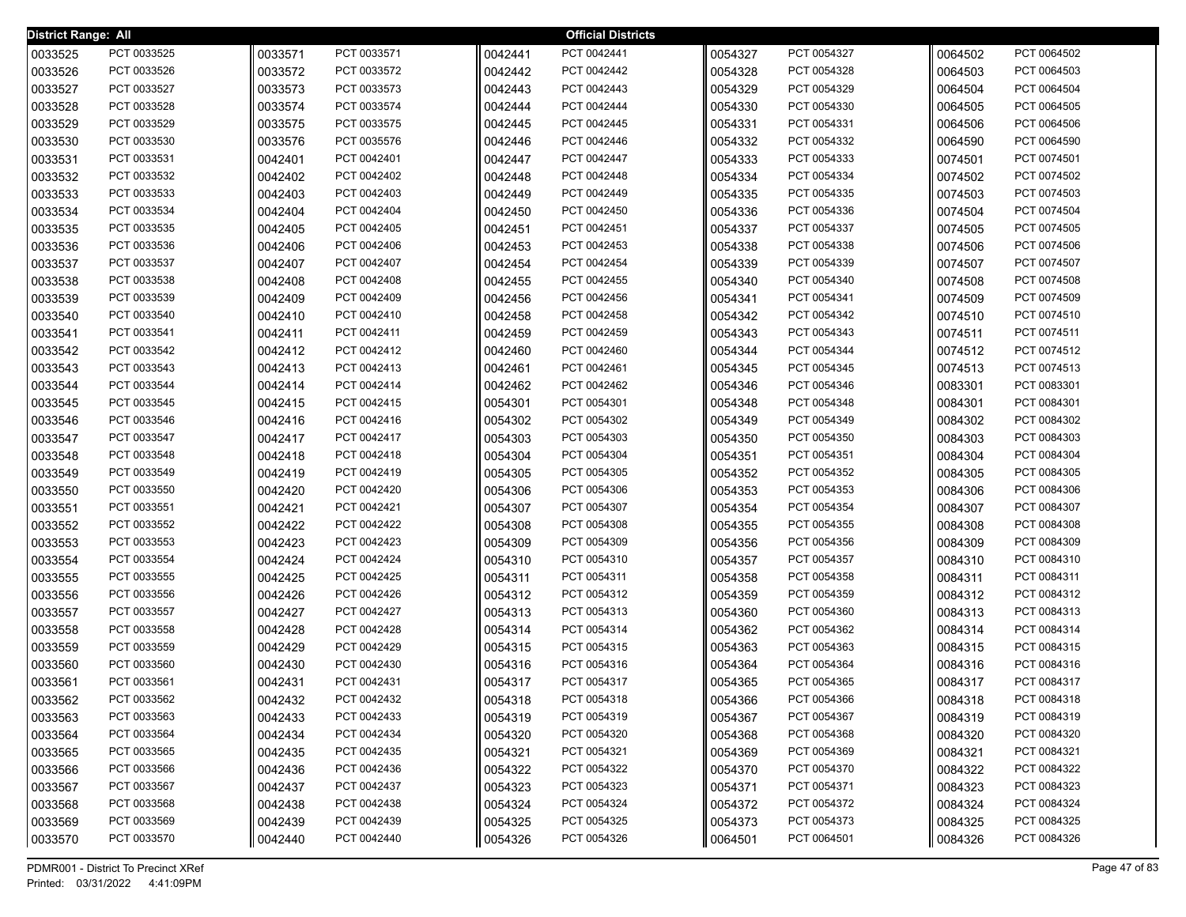**District Range: All** — **Official Districts**

| District | Precinct | District | Precinct | District | Precinct | District | Precinct | District | Precinct |
|---|---|---|---|---|---|---|---|---|---|
| 0033525 | PCT 0033525 | 0033571 | PCT 0033571 | 0042441 | PCT 0042441 | 0054327 | PCT 0054327 | 0064502 | PCT 0064502 |
| 0033526 | PCT 0033526 | 0033572 | PCT 0033572 | 0042442 | PCT 0042442 | 0054328 | PCT 0054328 | 0064503 | PCT 0064503 |
| 0033527 | PCT 0033527 | 0033573 | PCT 0033573 | 0042443 | PCT 0042443 | 0054329 | PCT 0054329 | 0064504 | PCT 0064504 |
| 0033528 | PCT 0033528 | 0033574 | PCT 0033574 | 0042444 | PCT 0042444 | 0054330 | PCT 0054330 | 0064505 | PCT 0064505 |
| 0033529 | PCT 0033529 | 0033575 | PCT 0033575 | 0042445 | PCT 0042445 | 0054331 | PCT 0054331 | 0064506 | PCT 0064506 |
| 0033530 | PCT 0033530 | 0033576 | PCT 0035576 | 0042446 | PCT 0042446 | 0054332 | PCT 0054332 | 0064590 | PCT 0064590 |
| 0033531 | PCT 0033531 | 0042401 | PCT 0042401 | 0042447 | PCT 0042447 | 0054333 | PCT 0054333 | 0074501 | PCT 0074501 |
| 0033532 | PCT 0033532 | 0042402 | PCT 0042402 | 0042448 | PCT 0042448 | 0054334 | PCT 0054334 | 0074502 | PCT 0074502 |
| 0033533 | PCT 0033533 | 0042403 | PCT 0042403 | 0042449 | PCT 0042449 | 0054335 | PCT 0054335 | 0074503 | PCT 0074503 |
| 0033534 | PCT 0033534 | 0042404 | PCT 0042404 | 0042450 | PCT 0042450 | 0054336 | PCT 0054336 | 0074504 | PCT 0074504 |
| 0033535 | PCT 0033535 | 0042405 | PCT 0042405 | 0042451 | PCT 0042451 | 0054337 | PCT 0054337 | 0074505 | PCT 0074505 |
| 0033536 | PCT 0033536 | 0042406 | PCT 0042406 | 0042453 | PCT 0042453 | 0054338 | PCT 0054338 | 0074506 | PCT 0074506 |
| 0033537 | PCT 0033537 | 0042407 | PCT 0042407 | 0042454 | PCT 0042454 | 0054339 | PCT 0054339 | 0074507 | PCT 0074507 |
| 0033538 | PCT 0033538 | 0042408 | PCT 0042408 | 0042455 | PCT 0042455 | 0054340 | PCT 0054340 | 0074508 | PCT 0074508 |
| 0033539 | PCT 0033539 | 0042409 | PCT 0042409 | 0042456 | PCT 0042456 | 0054341 | PCT 0054341 | 0074509 | PCT 0074509 |
| 0033540 | PCT 0033540 | 0042410 | PCT 0042410 | 0042458 | PCT 0042458 | 0054342 | PCT 0054342 | 0074510 | PCT 0074510 |
| 0033541 | PCT 0033541 | 0042411 | PCT 0042411 | 0042459 | PCT 0042459 | 0054343 | PCT 0054343 | 0074511 | PCT 0074511 |
| 0033542 | PCT 0033542 | 0042412 | PCT 0042412 | 0042460 | PCT 0042460 | 0054344 | PCT 0054344 | 0074512 | PCT 0074512 |
| 0033543 | PCT 0033543 | 0042413 | PCT 0042413 | 0042461 | PCT 0042461 | 0054345 | PCT 0054345 | 0074513 | PCT 0074513 |
| 0033544 | PCT 0033544 | 0042414 | PCT 0042414 | 0042462 | PCT 0042462 | 0054346 | PCT 0054346 | 0083301 | PCT 0083301 |
| 0033545 | PCT 0033545 | 0042415 | PCT 0042415 | 0054301 | PCT 0054301 | 0054348 | PCT 0054348 | 0084301 | PCT 0084301 |
| 0033546 | PCT 0033546 | 0042416 | PCT 0042416 | 0054302 | PCT 0054302 | 0054349 | PCT 0054349 | 0084302 | PCT 0084302 |
| 0033547 | PCT 0033547 | 0042417 | PCT 0042417 | 0054303 | PCT 0054303 | 0054350 | PCT 0054350 | 0084303 | PCT 0084303 |
| 0033548 | PCT 0033548 | 0042418 | PCT 0042418 | 0054304 | PCT 0054304 | 0054351 | PCT 0054351 | 0084304 | PCT 0084304 |
| 0033549 | PCT 0033549 | 0042419 | PCT 0042419 | 0054305 | PCT 0054305 | 0054352 | PCT 0054352 | 0084305 | PCT 0084305 |
| 0033550 | PCT 0033550 | 0042420 | PCT 0042420 | 0054306 | PCT 0054306 | 0054353 | PCT 0054353 | 0084306 | PCT 0084306 |
| 0033551 | PCT 0033551 | 0042421 | PCT 0042421 | 0054307 | PCT 0054307 | 0054354 | PCT 0054354 | 0084307 | PCT 0084307 |
| 0033552 | PCT 0033552 | 0042422 | PCT 0042422 | 0054308 | PCT 0054308 | 0054355 | PCT 0054355 | 0084308 | PCT 0084308 |
| 0033553 | PCT 0033553 | 0042423 | PCT 0042423 | 0054309 | PCT 0054309 | 0054356 | PCT 0054356 | 0084309 | PCT 0084309 |
| 0033554 | PCT 0033554 | 0042424 | PCT 0042424 | 0054310 | PCT 0054310 | 0054357 | PCT 0054357 | 0084310 | PCT 0084310 |
| 0033555 | PCT 0033555 | 0042425 | PCT 0042425 | 0054311 | PCT 0054311 | 0054358 | PCT 0054358 | 0084311 | PCT 0084311 |
| 0033556 | PCT 0033556 | 0042426 | PCT 0042426 | 0054312 | PCT 0054312 | 0054359 | PCT 0054359 | 0084312 | PCT 0084312 |
| 0033557 | PCT 0033557 | 0042427 | PCT 0042427 | 0054313 | PCT 0054313 | 0054360 | PCT 0054360 | 0084313 | PCT 0084313 |
| 0033558 | PCT 0033558 | 0042428 | PCT 0042428 | 0054314 | PCT 0054314 | 0054362 | PCT 0054362 | 0084314 | PCT 0084314 |
| 0033559 | PCT 0033559 | 0042429 | PCT 0042429 | 0054315 | PCT 0054315 | 0054363 | PCT 0054363 | 0084315 | PCT 0084315 |
| 0033560 | PCT 0033560 | 0042430 | PCT 0042430 | 0054316 | PCT 0054316 | 0054364 | PCT 0054364 | 0084316 | PCT 0084316 |
| 0033561 | PCT 0033561 | 0042431 | PCT 0042431 | 0054317 | PCT 0054317 | 0054365 | PCT 0054365 | 0084317 | PCT 0084317 |
| 0033562 | PCT 0033562 | 0042432 | PCT 0042432 | 0054318 | PCT 0054318 | 0054366 | PCT 0054366 | 0084318 | PCT 0084318 |
| 0033563 | PCT 0033563 | 0042433 | PCT 0042433 | 0054319 | PCT 0054319 | 0054367 | PCT 0054367 | 0084319 | PCT 0084319 |
| 0033564 | PCT 0033564 | 0042434 | PCT 0042434 | 0054320 | PCT 0054320 | 0054368 | PCT 0054368 | 0084320 | PCT 0084320 |
| 0033565 | PCT 0033565 | 0042435 | PCT 0042435 | 0054321 | PCT 0054321 | 0054369 | PCT 0054369 | 0084321 | PCT 0084321 |
| 0033566 | PCT 0033566 | 0042436 | PCT 0042436 | 0054322 | PCT 0054322 | 0054370 | PCT 0054370 | 0084322 | PCT 0084322 |
| 0033567 | PCT 0033567 | 0042437 | PCT 0042437 | 0054323 | PCT 0054323 | 0054371 | PCT 0054371 | 0084323 | PCT 0084323 |
| 0033568 | PCT 0033568 | 0042438 | PCT 0042438 | 0054324 | PCT 0054324 | 0054372 | PCT 0054372 | 0084324 | PCT 0084324 |
| 0033569 | PCT 0033569 | 0042439 | PCT 0042439 | 0054325 | PCT 0054325 | 0054373 | PCT 0054373 | 0084325 | PCT 0084325 |
| 0033570 | PCT 0033570 | 0042440 | PCT 0042440 | 0054326 | PCT 0054326 | 0064501 | PCT 0064501 | 0084326 | PCT 0084326 |

PDMR001 - District To Precinct XRef
Printed: 03/31/2022 4:41:09PM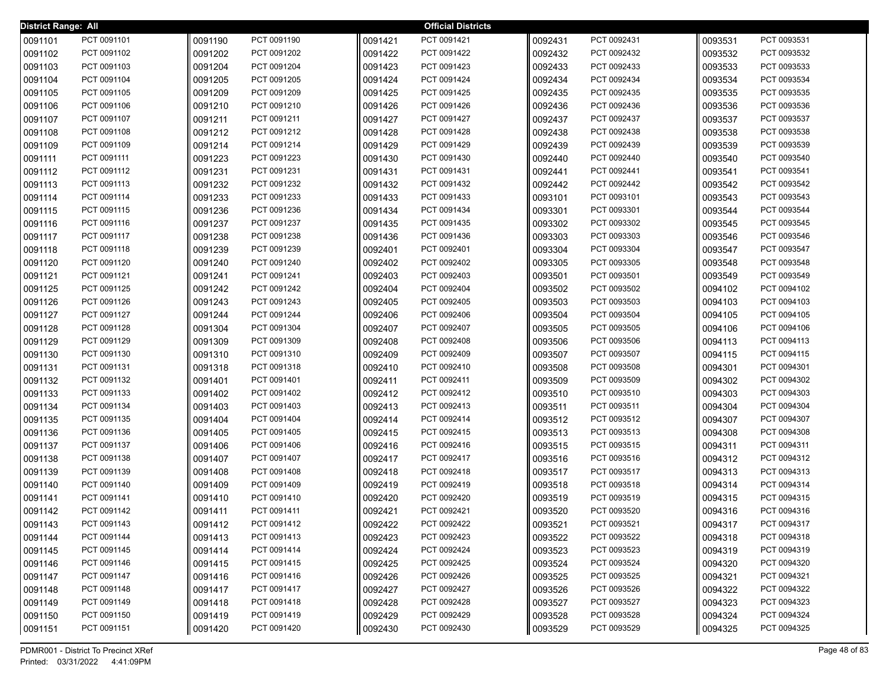**District Range: All** — **Official Districts**

| District | Precinct | District | Precinct | District | Precinct | District | Precinct | District | Precinct |
|---|---|---|---|---|---|---|---|---|---|
| 0091101 | PCT 0091101 | 0091190 | PCT 0091190 | 0091421 | PCT 0091421 | 0092431 | PCT 0092431 | 0093531 | PCT 0093531 |
| 0091102 | PCT 0091102 | 0091202 | PCT 0091202 | 0091422 | PCT 0091422 | 0092432 | PCT 0092432 | 0093532 | PCT 0093532 |
| 0091103 | PCT 0091103 | 0091204 | PCT 0091204 | 0091423 | PCT 0091423 | 0092433 | PCT 0092433 | 0093533 | PCT 0093533 |
| 0091104 | PCT 0091104 | 0091205 | PCT 0091205 | 0091424 | PCT 0091424 | 0092434 | PCT 0092434 | 0093534 | PCT 0093534 |
| 0091105 | PCT 0091105 | 0091209 | PCT 0091209 | 0091425 | PCT 0091425 | 0092435 | PCT 0092435 | 0093535 | PCT 0093535 |
| 0091106 | PCT 0091106 | 0091210 | PCT 0091210 | 0091426 | PCT 0091426 | 0092436 | PCT 0092436 | 0093536 | PCT 0093536 |
| 0091107 | PCT 0091107 | 0091211 | PCT 0091211 | 0091427 | PCT 0091427 | 0092437 | PCT 0092437 | 0093537 | PCT 0093537 |
| 0091108 | PCT 0091108 | 0091212 | PCT 0091212 | 0091428 | PCT 0091428 | 0092438 | PCT 0092438 | 0093538 | PCT 0093538 |
| 0091109 | PCT 0091109 | 0091214 | PCT 0091214 | 0091429 | PCT 0091429 | 0092439 | PCT 0092439 | 0093539 | PCT 0093539 |
| 0091111 | PCT 0091111 | 0091223 | PCT 0091223 | 0091430 | PCT 0091430 | 0092440 | PCT 0092440 | 0093540 | PCT 0093540 |
| 0091112 | PCT 0091112 | 0091231 | PCT 0091231 | 0091431 | PCT 0091431 | 0092441 | PCT 0092441 | 0093541 | PCT 0093541 |
| 0091113 | PCT 0091113 | 0091232 | PCT 0091232 | 0091432 | PCT 0091432 | 0092442 | PCT 0092442 | 0093542 | PCT 0093542 |
| 0091114 | PCT 0091114 | 0091233 | PCT 0091233 | 0091433 | PCT 0091433 | 0093101 | PCT 0093101 | 0093543 | PCT 0093543 |
| 0091115 | PCT 0091115 | 0091236 | PCT 0091236 | 0091434 | PCT 0091434 | 0093301 | PCT 0093301 | 0093544 | PCT 0093544 |
| 0091116 | PCT 0091116 | 0091237 | PCT 0091237 | 0091435 | PCT 0091435 | 0093302 | PCT 0093302 | 0093545 | PCT 0093545 |
| 0091117 | PCT 0091117 | 0091238 | PCT 0091238 | 0091436 | PCT 0091436 | 0093303 | PCT 0093303 | 0093546 | PCT 0093546 |
| 0091118 | PCT 0091118 | 0091239 | PCT 0091239 | 0092401 | PCT 0092401 | 0093304 | PCT 0093304 | 0093547 | PCT 0093547 |
| 0091120 | PCT 0091120 | 0091240 | PCT 0091240 | 0092402 | PCT 0092402 | 0093305 | PCT 0093305 | 0093548 | PCT 0093548 |
| 0091121 | PCT 0091121 | 0091241 | PCT 0091241 | 0092403 | PCT 0092403 | 0093501 | PCT 0093501 | 0093549 | PCT 0093549 |
| 0091125 | PCT 0091125 | 0091242 | PCT 0091242 | 0092404 | PCT 0092404 | 0093502 | PCT 0093502 | 0094102 | PCT 0094102 |
| 0091126 | PCT 0091126 | 0091243 | PCT 0091243 | 0092405 | PCT 0092405 | 0093503 | PCT 0093503 | 0094103 | PCT 0094103 |
| 0091127 | PCT 0091127 | 0091244 | PCT 0091244 | 0092406 | PCT 0092406 | 0093504 | PCT 0093504 | 0094105 | PCT 0094105 |
| 0091128 | PCT 0091128 | 0091304 | PCT 0091304 | 0092407 | PCT 0092407 | 0093505 | PCT 0093505 | 0094106 | PCT 0094106 |
| 0091129 | PCT 0091129 | 0091309 | PCT 0091309 | 0092408 | PCT 0092408 | 0093506 | PCT 0093506 | 0094113 | PCT 0094113 |
| 0091130 | PCT 0091130 | 0091310 | PCT 0091310 | 0092409 | PCT 0092409 | 0093507 | PCT 0093507 | 0094115 | PCT 0094115 |
| 0091131 | PCT 0091131 | 0091318 | PCT 0091318 | 0092410 | PCT 0092410 | 0093508 | PCT 0093508 | 0094301 | PCT 0094301 |
| 0091132 | PCT 0091132 | 0091401 | PCT 0091401 | 0092411 | PCT 0092411 | 0093509 | PCT 0093509 | 0094302 | PCT 0094302 |
| 0091133 | PCT 0091133 | 0091402 | PCT 0091402 | 0092412 | PCT 0092412 | 0093510 | PCT 0093510 | 0094303 | PCT 0094303 |
| 0091134 | PCT 0091134 | 0091403 | PCT 0091403 | 0092413 | PCT 0092413 | 0093511 | PCT 0093511 | 0094304 | PCT 0094304 |
| 0091135 | PCT 0091135 | 0091404 | PCT 0091404 | 0092414 | PCT 0092414 | 0093512 | PCT 0093512 | 0094307 | PCT 0094307 |
| 0091136 | PCT 0091136 | 0091405 | PCT 0091405 | 0092415 | PCT 0092415 | 0093513 | PCT 0093513 | 0094308 | PCT 0094308 |
| 0091137 | PCT 0091137 | 0091406 | PCT 0091406 | 0092416 | PCT 0092416 | 0093515 | PCT 0093515 | 0094311 | PCT 0094311 |
| 0091138 | PCT 0091138 | 0091407 | PCT 0091407 | 0092417 | PCT 0092417 | 0093516 | PCT 0093516 | 0094312 | PCT 0094312 |
| 0091139 | PCT 0091139 | 0091408 | PCT 0091408 | 0092418 | PCT 0092418 | 0093517 | PCT 0093517 | 0094313 | PCT 0094313 |
| 0091140 | PCT 0091140 | 0091409 | PCT 0091409 | 0092419 | PCT 0092419 | 0093518 | PCT 0093518 | 0094314 | PCT 0094314 |
| 0091141 | PCT 0091141 | 0091410 | PCT 0091410 | 0092420 | PCT 0092420 | 0093519 | PCT 0093519 | 0094315 | PCT 0094315 |
| 0091142 | PCT 0091142 | 0091411 | PCT 0091411 | 0092421 | PCT 0092421 | 0093520 | PCT 0093520 | 0094316 | PCT 0094316 |
| 0091143 | PCT 0091143 | 0091412 | PCT 0091412 | 0092422 | PCT 0092422 | 0093521 | PCT 0093521 | 0094317 | PCT 0094317 |
| 0091144 | PCT 0091144 | 0091413 | PCT 0091413 | 0092423 | PCT 0092423 | 0093522 | PCT 0093522 | 0094318 | PCT 0094318 |
| 0091145 | PCT 0091145 | 0091414 | PCT 0091414 | 0092424 | PCT 0092424 | 0093523 | PCT 0093523 | 0094319 | PCT 0094319 |
| 0091146 | PCT 0091146 | 0091415 | PCT 0091415 | 0092425 | PCT 0092425 | 0093524 | PCT 0093524 | 0094320 | PCT 0094320 |
| 0091147 | PCT 0091147 | 0091416 | PCT 0091416 | 0092426 | PCT 0092426 | 0093525 | PCT 0093525 | 0094321 | PCT 0094321 |
| 0091148 | PCT 0091148 | 0091417 | PCT 0091417 | 0092427 | PCT 0092427 | 0093526 | PCT 0093526 | 0094322 | PCT 0094322 |
| 0091149 | PCT 0091149 | 0091418 | PCT 0091418 | 0092428 | PCT 0092428 | 0093527 | PCT 0093527 | 0094323 | PCT 0094323 |
| 0091150 | PCT 0091150 | 0091419 | PCT 0091419 | 0092429 | PCT 0092429 | 0093528 | PCT 0093528 | 0094324 | PCT 0094324 |
| 0091151 | PCT 0091151 | 0091420 | PCT 0091420 | 0092430 | PCT 0092430 | 0093529 | PCT 0093529 | 0094325 | PCT 0094325 |

PDMR001 - District To Precinct XRef
Printed: 03/31/2022 4:41:09PM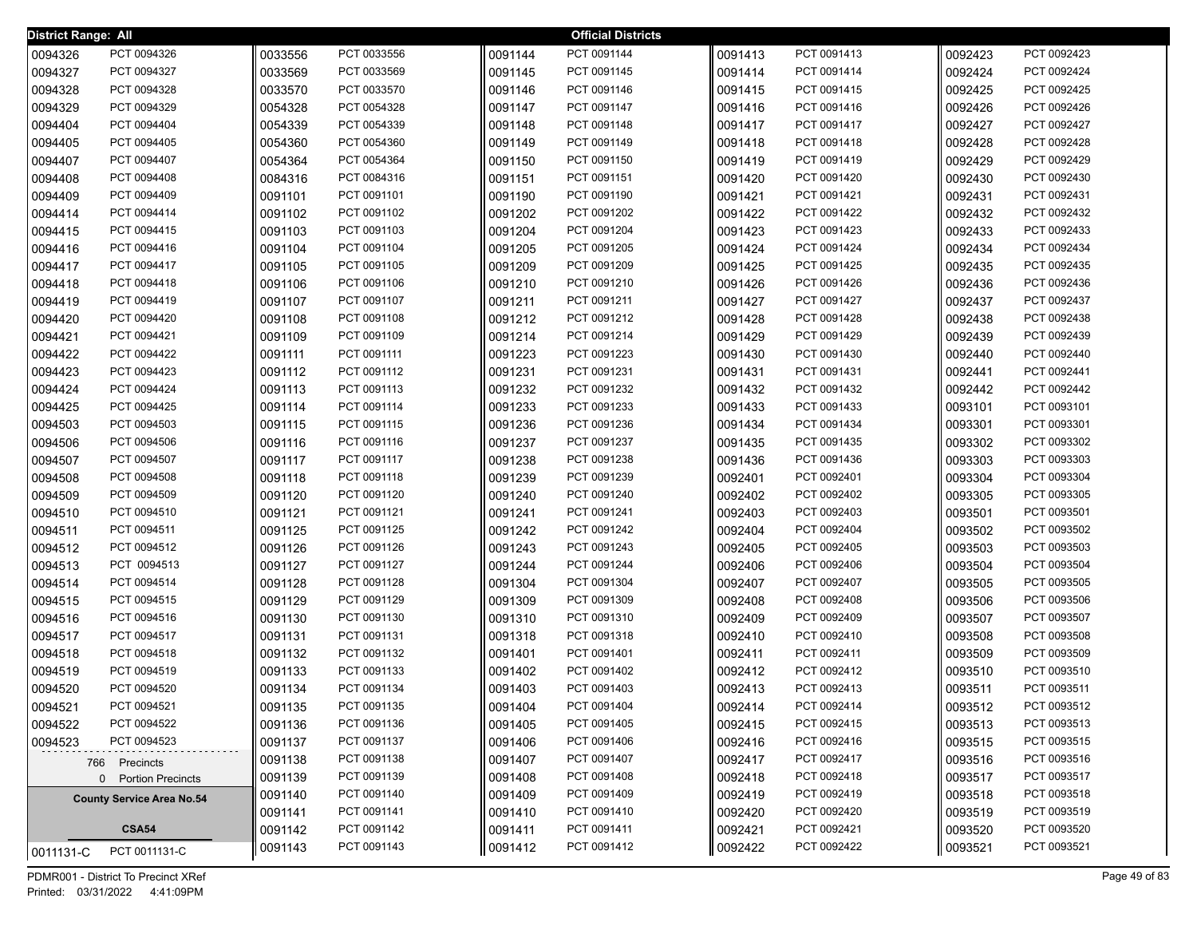**District Range: All** — **Official Districts**

| District | Precinct |
|---|---|
| 0094326 | PCT 0094326 |
| 0094327 | PCT 0094327 |
| 0094328 | PCT 0094328 |
| 0094329 | PCT 0094329 |
| 0094404 | PCT 0094404 |
| 0094405 | PCT 0094405 |
| 0094407 | PCT 0094407 |
| 0094408 | PCT 0094408 |
| 0094409 | PCT 0094409 |
| 0094414 | PCT 0094414 |
| 0094415 | PCT 0094415 |
| 0094416 | PCT 0094416 |
| 0094417 | PCT 0094417 |
| 0094418 | PCT 0094418 |
| 0094419 | PCT 0094419 |
| 0094420 | PCT 0094420 |
| 0094421 | PCT 0094421 |
| 0094422 | PCT 0094422 |
| 0094423 | PCT 0094423 |
| 0094424 | PCT 0094424 |
| 0094425 | PCT 0094425 |
| 0094503 | PCT 0094503 |
| 0094506 | PCT 0094506 |
| 0094507 | PCT 0094507 |
| 0094508 | PCT 0094508 |
| 0094509 | PCT 0094509 |
| 0094510 | PCT 0094510 |
| 0094511 | PCT 0094511 |
| 0094512 | PCT 0094512 |
| 0094513 | PCT 0094513 |
| 0094514 | PCT 0094514 |
| 0094515 | PCT 0094515 |
| 0094516 | PCT 0094516 |
| 0094517 | PCT 0094517 |
| 0094518 | PCT 0094518 |
| 0094519 | PCT 0094519 |
| 0094520 | PCT 0094520 |
| 0094521 | PCT 0094521 |
| 0094522 | PCT 0094522 |
| 0094523 | PCT 0094523 |

766 Precincts
0 Portion Precincts

**County Service Area No.54**

**CSA54**

| District | Precinct |
|---|---|
| 0011131-C | PCT 0011131-C |
| 0033556 | PCT 0033556 |
| 0033569 | PCT 0033569 |
| 0033570 | PCT 0033570 |
| 0054328 | PCT 0054328 |
| 0054339 | PCT 0054339 |
| 0054360 | PCT 0054360 |
| 0054364 | PCT 0054364 |
| 0084316 | PCT 0084316 |
| 0091101 | PCT 0091101 |
| 0091102 | PCT 0091102 |
| 0091103 | PCT 0091103 |
| 0091104 | PCT 0091104 |
| 0091105 | PCT 0091105 |
| 0091106 | PCT 0091106 |
| 0091107 | PCT 0091107 |
| 0091108 | PCT 0091108 |
| 0091109 | PCT 0091109 |
| 0091111 | PCT 0091111 |
| 0091112 | PCT 0091112 |
| 0091113 | PCT 0091113 |
| 0091114 | PCT 0091114 |
| 0091115 | PCT 0091115 |
| 0091116 | PCT 0091116 |
| 0091117 | PCT 0091117 |
| 0091118 | PCT 0091118 |
| 0091120 | PCT 0091120 |
| 0091121 | PCT 0091121 |
| 0091125 | PCT 0091125 |
| 0091126 | PCT 0091126 |
| 0091127 | PCT 0091127 |
| 0091128 | PCT 0091128 |
| 0091129 | PCT 0091129 |
| 0091130 | PCT 0091130 |
| 0091131 | PCT 0091131 |
| 0091132 | PCT 0091132 |
| 0091133 | PCT 0091133 |
| 0091134 | PCT 0091134 |
| 0091135 | PCT 0091135 |
| 0091136 | PCT 0091136 |
| 0091137 | PCT 0091137 |
| 0091138 | PCT 0091138 |
| 0091139 | PCT 0091139 |
| 0091140 | PCT 0091140 |
| 0091141 | PCT 0091141 |
| 0091142 | PCT 0091142 |
| 0091143 | PCT 0091143 |
| 0091144 | PCT 0091144 |
| 0091145 | PCT 0091145 |
| 0091146 | PCT 0091146 |
| 0091147 | PCT 0091147 |
| 0091148 | PCT 0091148 |
| 0091149 | PCT 0091149 |
| 0091150 | PCT 0091150 |
| 0091151 | PCT 0091151 |
| 0091190 | PCT 0091190 |
| 0091202 | PCT 0091202 |
| 0091204 | PCT 0091204 |
| 0091205 | PCT 0091205 |
| 0091209 | PCT 0091209 |
| 0091210 | PCT 0091210 |
| 0091211 | PCT 0091211 |
| 0091212 | PCT 0091212 |
| 0091214 | PCT 0091214 |
| 0091223 | PCT 0091223 |
| 0091231 | PCT 0091231 |
| 0091232 | PCT 0091232 |
| 0091233 | PCT 0091233 |
| 0091236 | PCT 0091236 |
| 0091237 | PCT 0091237 |
| 0091238 | PCT 0091238 |
| 0091239 | PCT 0091239 |
| 0091240 | PCT 0091240 |
| 0091241 | PCT 0091241 |
| 0091242 | PCT 0091242 |
| 0091243 | PCT 0091243 |
| 0091244 | PCT 0091244 |
| 0091304 | PCT 0091304 |
| 0091309 | PCT 0091309 |
| 0091310 | PCT 0091310 |
| 0091318 | PCT 0091318 |
| 0091401 | PCT 0091401 |
| 0091402 | PCT 0091402 |
| 0091403 | PCT 0091403 |
| 0091404 | PCT 0091404 |
| 0091405 | PCT 0091405 |
| 0091406 | PCT 0091406 |
| 0091407 | PCT 0091407 |
| 0091408 | PCT 0091408 |
| 0091409 | PCT 0091409 |
| 0091410 | PCT 0091410 |
| 0091411 | PCT 0091411 |
| 0091412 | PCT 0091412 |
| 0091413 | PCT 0091413 |
| 0091414 | PCT 0091414 |
| 0091415 | PCT 0091415 |
| 0091416 | PCT 0091416 |
| 0091417 | PCT 0091417 |
| 0091418 | PCT 0091418 |
| 0091419 | PCT 0091419 |
| 0091420 | PCT 0091420 |
| 0091421 | PCT 0091421 |
| 0091422 | PCT 0091422 |
| 0091423 | PCT 0091423 |
| 0091424 | PCT 0091424 |
| 0091425 | PCT 0091425 |
| 0091426 | PCT 0091426 |
| 0091427 | PCT 0091427 |
| 0091428 | PCT 0091428 |
| 0091429 | PCT 0091429 |
| 0091430 | PCT 0091430 |
| 0091431 | PCT 0091431 |
| 0091432 | PCT 0091432 |
| 0091433 | PCT 0091433 |
| 0091434 | PCT 0091434 |
| 0091435 | PCT 0091435 |
| 0091436 | PCT 0091436 |
| 0092401 | PCT 0092401 |
| 0092402 | PCT 0092402 |
| 0092403 | PCT 0092403 |
| 0092404 | PCT 0092404 |
| 0092405 | PCT 0092405 |
| 0092406 | PCT 0092406 |
| 0092407 | PCT 0092407 |
| 0092408 | PCT 0092408 |
| 0092409 | PCT 0092409 |
| 0092410 | PCT 0092410 |
| 0092411 | PCT 0092411 |
| 0092412 | PCT 0092412 |
| 0092413 | PCT 0092413 |
| 0092414 | PCT 0092414 |
| 0092415 | PCT 0092415 |
| 0092416 | PCT 0092416 |
| 0092417 | PCT 0092417 |
| 0092418 | PCT 0092418 |
| 0092419 | PCT 0092419 |
| 0092420 | PCT 0092420 |
| 0092421 | PCT 0092421 |
| 0092422 | PCT 0092422 |
| 0092423 | PCT 0092423 |
| 0092424 | PCT 0092424 |
| 0092425 | PCT 0092425 |
| 0092426 | PCT 0092426 |
| 0092427 | PCT 0092427 |
| 0092428 | PCT 0092428 |
| 0092429 | PCT 0092429 |
| 0092430 | PCT 0092430 |
| 0092431 | PCT 0092431 |
| 0092432 | PCT 0092432 |
| 0092433 | PCT 0092433 |
| 0092434 | PCT 0092434 |
| 0092435 | PCT 0092435 |
| 0092436 | PCT 0092436 |
| 0092437 | PCT 0092437 |
| 0092438 | PCT 0092438 |
| 0092439 | PCT 0092439 |
| 0092440 | PCT 0092440 |
| 0092441 | PCT 0092441 |
| 0092442 | PCT 0092442 |
| 0093101 | PCT 0093101 |
| 0093301 | PCT 0093301 |
| 0093302 | PCT 0093302 |
| 0093303 | PCT 0093303 |
| 0093304 | PCT 0093304 |
| 0093305 | PCT 0093305 |
| 0093501 | PCT 0093501 |
| 0093502 | PCT 0093502 |
| 0093503 | PCT 0093503 |
| 0093504 | PCT 0093504 |
| 0093505 | PCT 0093505 |
| 0093506 | PCT 0093506 |
| 0093507 | PCT 0093507 |
| 0093508 | PCT 0093508 |
| 0093509 | PCT 0093509 |
| 0093510 | PCT 0093510 |
| 0093511 | PCT 0093511 |
| 0093512 | PCT 0093512 |
| 0093513 | PCT 0093513 |
| 0093515 | PCT 0093515 |
| 0093516 | PCT 0093516 |
| 0093517 | PCT 0093517 |
| 0093518 | PCT 0093518 |
| 0093519 | PCT 0093519 |
| 0093520 | PCT 0093520 |
| 0093521 | PCT 0093521 |

PDMR001 - District To Precinct XRef
Printed: 03/31/2022 4:41:09PM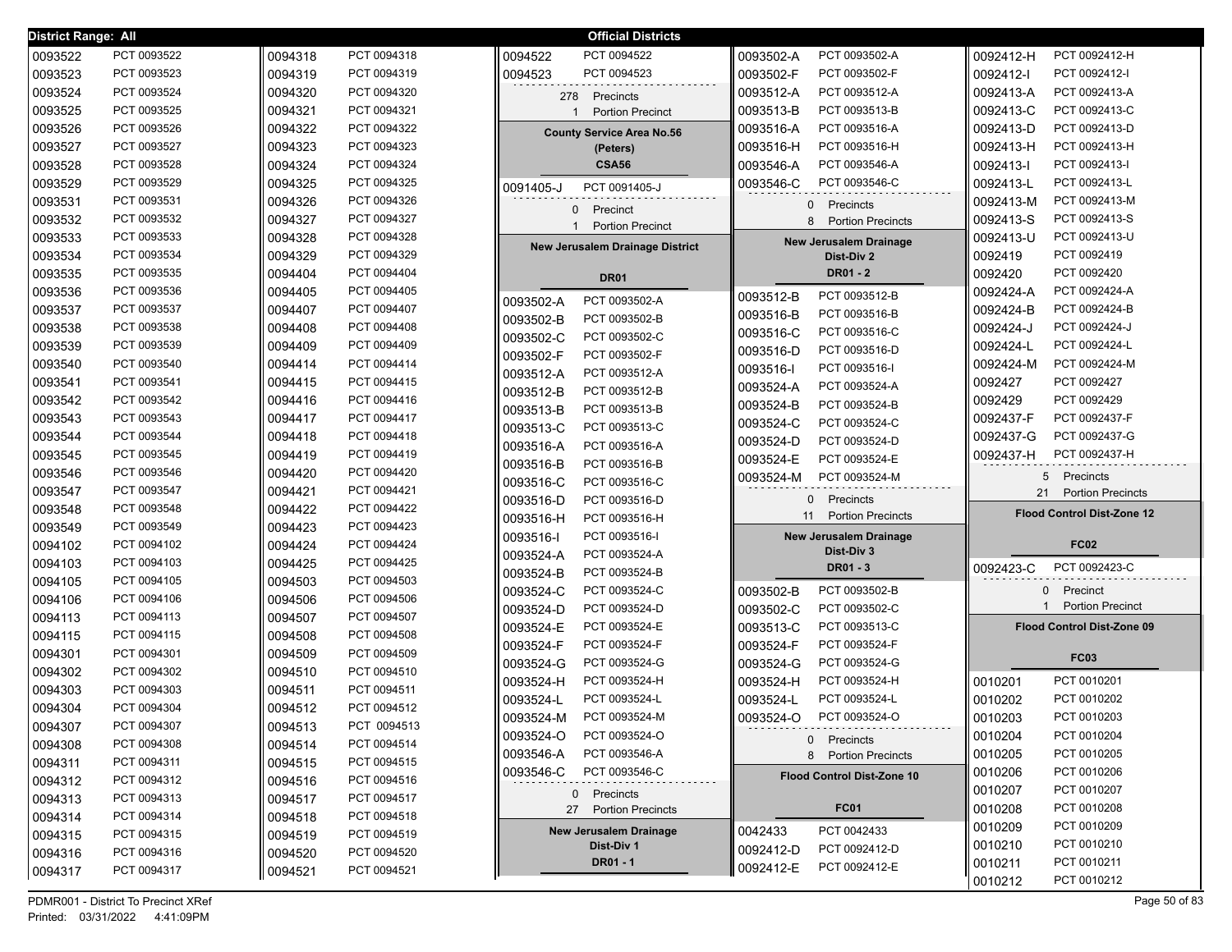District Range: All

## Official Districts

| Precinct | Name |
|---|---|
| 0093522 | PCT 0093522 |
| 0093523 | PCT 0093523 |
| 0093524 | PCT 0093524 |
| 0093525 | PCT 0093525 |
| 0093526 | PCT 0093526 |
| 0093527 | PCT 0093527 |
| 0093528 | PCT 0093528 |
| 0093529 | PCT 0093529 |
| 0093531 | PCT 0093531 |
| 0093532 | PCT 0093532 |
| 0093533 | PCT 0093533 |
| 0093534 | PCT 0093534 |
| 0093535 | PCT 0093535 |
| 0093536 | PCT 0093536 |
| 0093537 | PCT 0093537 |
| 0093538 | PCT 0093538 |
| 0093539 | PCT 0093539 |
| 0093540 | PCT 0093540 |
| 0093541 | PCT 0093541 |
| 0093542 | PCT 0093542 |
| 0093543 | PCT 0093543 |
| 0093544 | PCT 0093544 |
| 0093545 | PCT 0093545 |
| 0093546 | PCT 0093546 |
| 0093547 | PCT 0093547 |
| 0093548 | PCT 0093548 |
| 0093549 | PCT 0093549 |
| 0094102 | PCT 0094102 |
| 0094103 | PCT 0094103 |
| 0094105 | PCT 0094105 |
| 0094106 | PCT 0094106 |
| 0094113 | PCT 0094113 |
| 0094115 | PCT 0094115 |
| 0094301 | PCT 0094301 |
| 0094302 | PCT 0094302 |
| 0094303 | PCT 0094303 |
| 0094304 | PCT 0094304 |
| 0094307 | PCT 0094307 |
| 0094308 | PCT 0094308 |
| 0094311 | PCT 0094311 |
| 0094312 | PCT 0094312 |
| 0094313 | PCT 0094313 |
| 0094314 | PCT 0094314 |
| 0094315 | PCT 0094315 |
| 0094316 | PCT 0094316 |
| 0094317 | PCT 0094317 |
| 0094318 | PCT 0094318 |
| 0094319 | PCT 0094319 |
| 0094320 | PCT 0094320 |
| 0094321 | PCT 0094321 |
| 0094322 | PCT 0094322 |
| 0094323 | PCT 0094323 |
| 0094324 | PCT 0094324 |
| 0094325 | PCT 0094325 |
| 0094326 | PCT 0094326 |
| 0094327 | PCT 0094327 |
| 0094328 | PCT 0094328 |
| 0094329 | PCT 0094329 |
| 0094404 | PCT 0094404 |
| 0094405 | PCT 0094405 |
| 0094407 | PCT 0094407 |
| 0094408 | PCT 0094408 |
| 0094409 | PCT 0094409 |
| 0094414 | PCT 0094414 |
| 0094415 | PCT 0094415 |
| 0094416 | PCT 0094416 |
| 0094417 | PCT 0094417 |
| 0094418 | PCT 0094418 |
| 0094419 | PCT 0094419 |
| 0094420 | PCT 0094420 |
| 0094421 | PCT 0094421 |
| 0094422 | PCT 0094422 |
| 0094423 | PCT 0094423 |
| 0094424 | PCT 0094424 |
| 0094425 | PCT 0094425 |
| 0094503 | PCT 0094503 |
| 0094506 | PCT 0094506 |
| 0094507 | PCT 0094507 |
| 0094508 | PCT 0094508 |
| 0094509 | PCT 0094509 |
| 0094510 | PCT 0094510 |
| 0094511 | PCT 0094511 |
| 0094512 | PCT 0094512 |
| 0094513 | PCT 0094513 |
| 0094514 | PCT 0094514 |
| 0094515 | PCT 0094515 |
| 0094516 | PCT 0094516 |
| 0094517 | PCT 0094517 |
| 0094518 | PCT 0094518 |
| 0094519 | PCT 0094519 |
| 0094520 | PCT 0094520 |
| 0094521 | PCT 0094521 |
| 0094522 | PCT 0094522 |
| 0094523 | PCT 0094523 |

278 Precincts
1 Portion Precinct

### County Service Area No.56 (Peters)

**CSA56**

| Precinct | Name |
|---|---|
| 0091405-J | PCT 0091405-J |

0 Precinct
1 Portion Precinct

### New Jerusalem Drainage District

**DR01**

| Precinct | Name |
|---|---|
| 0093502-A | PCT 0093502-A |
| 0093502-B | PCT 0093502-B |
| 0093502-C | PCT 0093502-C |
| 0093502-F | PCT 0093502-F |
| 0093512-A | PCT 0093512-A |
| 0093512-B | PCT 0093512-B |
| 0093513-B | PCT 0093513-B |
| 0093513-C | PCT 0093513-C |
| 0093516-A | PCT 0093516-A |
| 0093516-B | PCT 0093516-B |
| 0093516-C | PCT 0093516-C |
| 0093516-D | PCT 0093516-D |
| 0093516-H | PCT 0093516-H |
| 0093516-I | PCT 0093516-I |
| 0093524-A | PCT 0093524-A |
| 0093524-B | PCT 0093524-B |
| 0093524-C | PCT 0093524-C |
| 0093524-D | PCT 0093524-D |
| 0093524-E | PCT 0093524-E |
| 0093524-F | PCT 0093524-F |
| 0093524-G | PCT 0093524-G |
| 0093524-H | PCT 0093524-H |
| 0093524-L | PCT 0093524-L |
| 0093524-M | PCT 0093524-M |
| 0093524-O | PCT 0093524-O |
| 0093546-A | PCT 0093546-A |
| 0093546-C | PCT 0093546-C |

0 Precincts
27 Portion Precincts

### New Jerusalem Drainage Dist-Div 1

**DR01 - 1**

| Precinct | Name |
|---|---|
| 0093502-A | PCT 0093502-A |
| 0093502-F | PCT 0093502-F |
| 0093512-A | PCT 0093512-A |
| 0093513-B | PCT 0093513-B |
| 0093516-A | PCT 0093516-A |
| 0093516-H | PCT 0093516-H |
| 0093546-A | PCT 0093546-A |
| 0093546-C | PCT 0093546-C |

0 Precincts
8 Portion Precincts

### New Jerusalem Drainage Dist-Div 2

**DR01 - 2**

| Precinct | Name |
|---|---|
| 0093512-B | PCT 0093512-B |
| 0093516-B | PCT 0093516-B |
| 0093516-C | PCT 0093516-C |
| 0093516-D | PCT 0093516-D |
| 0093516-I | PCT 0093516-I |
| 0093524-A | PCT 0093524-A |
| 0093524-B | PCT 0093524-B |
| 0093524-C | PCT 0093524-C |
| 0093524-D | PCT 0093524-D |
| 0093524-E | PCT 0093524-E |
| 0093524-M | PCT 0093524-M |

0 Precincts
11 Portion Precincts

### New Jerusalem Drainage Dist-Div 3

**DR01 - 3**

| Precinct | Name |
|---|---|
| 0093502-B | PCT 0093502-B |
| 0093502-C | PCT 0093502-C |
| 0093513-C | PCT 0093513-C |
| 0093524-F | PCT 0093524-F |
| 0093524-G | PCT 0093524-G |
| 0093524-H | PCT 0093524-H |
| 0093524-L | PCT 0093524-L |
| 0093524-O | PCT 0093524-O |

0 Precincts
8 Portion Precincts

### Flood Control Dist-Zone 10

**FC01**

| Precinct | Name |
|---|---|
| 0042433 | PCT 0042433 |
| 0092412-D | PCT 0092412-D |
| 0092412-E | PCT 0092412-E |
| 0092412-H | PCT 0092412-H |
| 0092412-I | PCT 0092412-I |
| 0092413-A | PCT 0092413-A |
| 0092413-C | PCT 0092413-C |
| 0092413-D | PCT 0092413-D |
| 0092413-H | PCT 0092413-H |
| 0092413-I | PCT 0092413-I |
| 0092413-L | PCT 0092413-L |
| 0092413-M | PCT 0092413-M |
| 0092413-S | PCT 0092413-S |
| 0092413-U | PCT 0092413-U |
| 0092419 | PCT 0092419 |
| 0092420 | PCT 0092420 |
| 0092424-A | PCT 0092424-A |
| 0092424-B | PCT 0092424-B |
| 0092424-J | PCT 0092424-J |
| 0092424-L | PCT 0092424-L |
| 0092424-M | PCT 0092424-M |
| 0092427 | PCT 0092427 |
| 0092429 | PCT 0092429 |
| 0092437-F | PCT 0092437-F |
| 0092437-G | PCT 0092437-G |
| 0092437-H | PCT 0092437-H |

5 Precincts
21 Portion Precincts

### Flood Control Dist-Zone 12

**FC02**

| Precinct | Name |
|---|---|
| 0092423-C | PCT 0092423-C |

0 Precinct
1 Portion Precinct

### Flood Control Dist-Zone 09

**FC03**

| Precinct | Name |
|---|---|
| 0010201 | PCT 0010201 |
| 0010202 | PCT 0010202 |
| 0010203 | PCT 0010203 |
| 0010204 | PCT 0010204 |
| 0010205 | PCT 0010205 |
| 0010206 | PCT 0010206 |
| 0010207 | PCT 0010207 |
| 0010208 | PCT 0010208 |
| 0010209 | PCT 0010209 |
| 0010210 | PCT 0010210 |
| 0010211 | PCT 0010211 |
| 0010212 | PCT 0010212 |

PDMR001 - District To Precinct XRef
Printed: 03/31/2022 4:41:09PM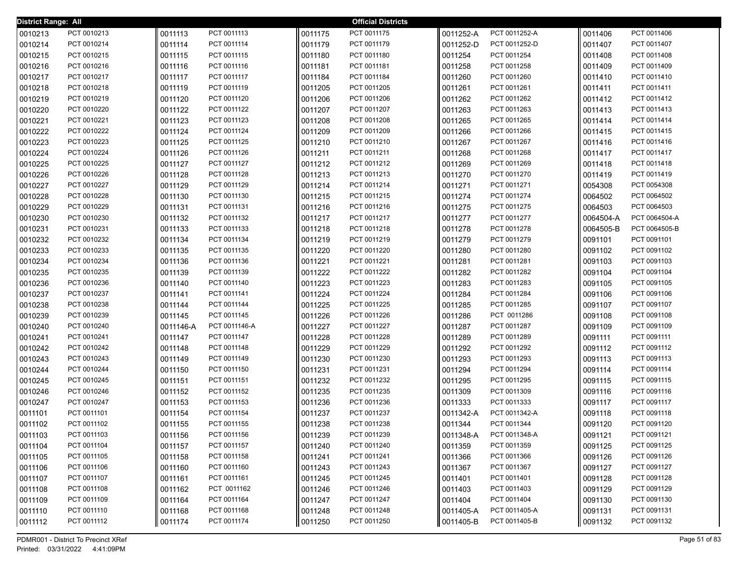**District Range: All**

## Official Districts

| District | Precinct |
|---|---|
| 0010213 | PCT 0010213 |
| 0010214 | PCT 0010214 |
| 0010215 | PCT 0010215 |
| 0010216 | PCT 0010216 |
| 0010217 | PCT 0010217 |
| 0010218 | PCT 0010218 |
| 0010219 | PCT 0010219 |
| 0010220 | PCT 0010220 |
| 0010221 | PCT 0010221 |
| 0010222 | PCT 0010222 |
| 0010223 | PCT 0010223 |
| 0010224 | PCT 0010224 |
| 0010225 | PCT 0010225 |
| 0010226 | PCT 0010226 |
| 0010227 | PCT 0010227 |
| 0010228 | PCT 0010228 |
| 0010229 | PCT 0010229 |
| 0010230 | PCT 0010230 |
| 0010231 | PCT 0010231 |
| 0010232 | PCT 0010232 |
| 0010233 | PCT 0010233 |
| 0010234 | PCT 0010234 |
| 0010235 | PCT 0010235 |
| 0010236 | PCT 0010236 |
| 0010237 | PCT 0010237 |
| 0010238 | PCT 0010238 |
| 0010239 | PCT 0010239 |
| 0010240 | PCT 0010240 |
| 0010241 | PCT 0010241 |
| 0010242 | PCT 0010242 |
| 0010243 | PCT 0010243 |
| 0010244 | PCT 0010244 |
| 0010245 | PCT 0010245 |
| 0010246 | PCT 0010246 |
| 0010247 | PCT 0010247 |
| 0011101 | PCT 0011101 |
| 0011102 | PCT 0011102 |
| 0011103 | PCT 0011103 |
| 0011104 | PCT 0011104 |
| 0011105 | PCT 0011105 |
| 0011106 | PCT 0011106 |
| 0011107 | PCT 0011107 |
| 0011108 | PCT 0011108 |
| 0011109 | PCT 0011109 |
| 0011110 | PCT 0011110 |
| 0011112 | PCT 0011112 |
| 0011113 | PCT 0011113 |
| 0011114 | PCT 0011114 |
| 0011115 | PCT 0011115 |
| 0011116 | PCT 0011116 |
| 0011117 | PCT 0011117 |
| 0011119 | PCT 0011119 |
| 0011120 | PCT 0011120 |
| 0011122 | PCT 0011122 |
| 0011123 | PCT 0011123 |
| 0011124 | PCT 0011124 |
| 0011125 | PCT 0011125 |
| 0011126 | PCT 0011126 |
| 0011127 | PCT 0011127 |
| 0011128 | PCT 0011128 |
| 0011129 | PCT 0011129 |
| 0011130 | PCT 0011130 |
| 0011131 | PCT 0011131 |
| 0011132 | PCT 0011132 |
| 0011133 | PCT 0011133 |
| 0011134 | PCT 0011134 |
| 0011135 | PCT 0011135 |
| 0011136 | PCT 0011136 |
| 0011139 | PCT 0011139 |
| 0011140 | PCT 0011140 |
| 0011141 | PCT 0011141 |
| 0011144 | PCT 0011144 |
| 0011145 | PCT 0011145 |
| 0011146-A | PCT 0011146-A |
| 0011147 | PCT 0011147 |
| 0011148 | PCT 0011148 |
| 0011149 | PCT 0011149 |
| 0011150 | PCT 0011150 |
| 0011151 | PCT 0011151 |
| 0011152 | PCT 0011152 |
| 0011153 | PCT 0011153 |
| 0011154 | PCT 0011154 |
| 0011155 | PCT 0011155 |
| 0011156 | PCT 0011156 |
| 0011157 | PCT 0011157 |
| 0011158 | PCT 0011158 |
| 0011160 | PCT 0011160 |
| 0011161 | PCT 0011161 |
| 0011162 | PCT 0011162 |
| 0011164 | PCT 0011164 |
| 0011168 | PCT 0011168 |
| 0011174 | PCT 0011174 |
| 0011175 | PCT 0011175 |
| 0011179 | PCT 0011179 |
| 0011180 | PCT 0011180 |
| 0011181 | PCT 0011181 |
| 0011184 | PCT 0011184 |
| 0011205 | PCT 0011205 |
| 0011206 | PCT 0011206 |
| 0011207 | PCT 0011207 |
| 0011208 | PCT 0011208 |
| 0011209 | PCT 0011209 |
| 0011210 | PCT 0011210 |
| 0011211 | PCT 0011211 |
| 0011212 | PCT 0011212 |
| 0011213 | PCT 0011213 |
| 0011214 | PCT 0011214 |
| 0011215 | PCT 0011215 |
| 0011216 | PCT 0011216 |
| 0011217 | PCT 0011217 |
| 0011218 | PCT 0011218 |
| 0011219 | PCT 0011219 |
| 0011220 | PCT 0011220 |
| 0011221 | PCT 0011221 |
| 0011222 | PCT 0011222 |
| 0011223 | PCT 0011223 |
| 0011224 | PCT 0011224 |
| 0011225 | PCT 0011225 |
| 0011226 | PCT 0011226 |
| 0011227 | PCT 0011227 |
| 0011228 | PCT 0011228 |
| 0011229 | PCT 0011229 |
| 0011230 | PCT 0011230 |
| 0011231 | PCT 0011231 |
| 0011232 | PCT 0011232 |
| 0011235 | PCT 0011235 |
| 0011236 | PCT 0011236 |
| 0011237 | PCT 0011237 |
| 0011238 | PCT 0011238 |
| 0011239 | PCT 0011239 |
| 0011240 | PCT 0011240 |
| 0011241 | PCT 0011241 |
| 0011243 | PCT 0011243 |
| 0011245 | PCT 0011245 |
| 0011246 | PCT 0011246 |
| 0011247 | PCT 0011247 |
| 0011248 | PCT 0011248 |
| 0011250 | PCT 0011250 |
| 0011252-A | PCT 0011252-A |
| 0011252-D | PCT 0011252-D |
| 0011254 | PCT 0011254 |
| 0011258 | PCT 0011258 |
| 0011260 | PCT 0011260 |
| 0011261 | PCT 0011261 |
| 0011262 | PCT 0011262 |
| 0011263 | PCT 0011263 |
| 0011265 | PCT 0011265 |
| 0011266 | PCT 0011266 |
| 0011267 | PCT 0011267 |
| 0011268 | PCT 0011268 |
| 0011269 | PCT 0011269 |
| 0011270 | PCT 0011270 |
| 0011271 | PCT 0011271 |
| 0011274 | PCT 0011274 |
| 0011275 | PCT 0011275 |
| 0011277 | PCT 0011277 |
| 0011278 | PCT 0011278 |
| 0011279 | PCT 0011279 |
| 0011280 | PCT 0011280 |
| 0011281 | PCT 0011281 |
| 0011282 | PCT 0011282 |
| 0011283 | PCT 0011283 |
| 0011284 | PCT 0011284 |
| 0011285 | PCT 0011285 |
| 0011286 | PCT 0011286 |
| 0011287 | PCT 0011287 |
| 0011289 | PCT 0011289 |
| 0011292 | PCT 0011292 |
| 0011293 | PCT 0011293 |
| 0011294 | PCT 0011294 |
| 0011295 | PCT 0011295 |
| 0011309 | PCT 0011309 |
| 0011333 | PCT 0011333 |
| 0011342-A | PCT 0011342-A |
| 0011344 | PCT 0011344 |
| 0011348-A | PCT 0011348-A |
| 0011359 | PCT 0011359 |
| 0011366 | PCT 0011366 |
| 0011367 | PCT 0011367 |
| 0011401 | PCT 0011401 |
| 0011403 | PCT 0011403 |
| 0011404 | PCT 0011404 |
| 0011405-A | PCT 0011405-A |
| 0011405-B | PCT 0011405-B |
| 0011406 | PCT 0011406 |
| 0011407 | PCT 0011407 |
| 0011408 | PCT 0011408 |
| 0011409 | PCT 0011409 |
| 0011410 | PCT 0011410 |
| 0011411 | PCT 0011411 |
| 0011412 | PCT 0011412 |
| 0011413 | PCT 0011413 |
| 0011414 | PCT 0011414 |
| 0011415 | PCT 0011415 |
| 0011416 | PCT 0011416 |
| 0011417 | PCT 0011417 |
| 0011418 | PCT 0011418 |
| 0011419 | PCT 0011419 |
| 0054308 | PCT 0054308 |
| 0064502 | PCT 0064502 |
| 0064503 | PCT 0064503 |
| 0064504-A | PCT 0064504-A |
| 0064505-B | PCT 0064505-B |
| 0091101 | PCT 0091101 |
| 0091102 | PCT 0091102 |
| 0091103 | PCT 0091103 |
| 0091104 | PCT 0091104 |
| 0091105 | PCT 0091105 |
| 0091106 | PCT 0091106 |
| 0091107 | PCT 0091107 |
| 0091108 | PCT 0091108 |
| 0091109 | PCT 0091109 |
| 0091111 | PCT 0091111 |
| 0091112 | PCT 0091112 |
| 0091113 | PCT 0091113 |
| 0091114 | PCT 0091114 |
| 0091115 | PCT 0091115 |
| 0091116 | PCT 0091116 |
| 0091117 | PCT 0091117 |
| 0091118 | PCT 0091118 |
| 0091120 | PCT 0091120 |
| 0091121 | PCT 0091121 |
| 0091125 | PCT 0091125 |
| 0091126 | PCT 0091126 |
| 0091127 | PCT 0091127 |
| 0091128 | PCT 0091128 |
| 0091129 | PCT 0091129 |
| 0091130 | PCT 0091130 |
| 0091131 | PCT 0091131 |
| 0091132 | PCT 0091132 |

PDMR001 - District To Precinct XRef
Printed: 03/31/2022 4:41:09PM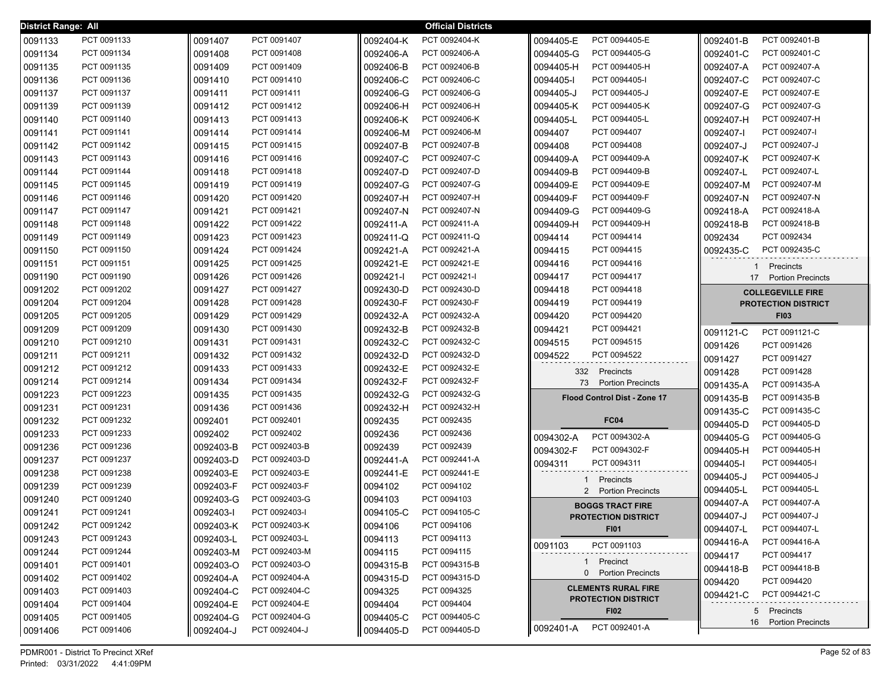District Range: All

**Official Districts**

| Precinct | Name |
|---|---|
| 0091133 | PCT 0091133 |
| 0091134 | PCT 0091134 |
| 0091135 | PCT 0091135 |
| 0091136 | PCT 0091136 |
| 0091137 | PCT 0091137 |
| 0091139 | PCT 0091139 |
| 0091140 | PCT 0091140 |
| 0091141 | PCT 0091141 |
| 0091142 | PCT 0091142 |
| 0091143 | PCT 0091143 |
| 0091144 | PCT 0091144 |
| 0091145 | PCT 0091145 |
| 0091146 | PCT 0091146 |
| 0091147 | PCT 0091147 |
| 0091148 | PCT 0091148 |
| 0091149 | PCT 0091149 |
| 0091150 | PCT 0091150 |
| 0091151 | PCT 0091151 |
| 0091190 | PCT 0091190 |
| 0091202 | PCT 0091202 |
| 0091204 | PCT 0091204 |
| 0091205 | PCT 0091205 |
| 0091209 | PCT 0091209 |
| 0091210 | PCT 0091210 |
| 0091211 | PCT 0091211 |
| 0091212 | PCT 0091212 |
| 0091214 | PCT 0091214 |
| 0091223 | PCT 0091223 |
| 0091231 | PCT 0091231 |
| 0091232 | PCT 0091232 |
| 0091233 | PCT 0091233 |
| 0091236 | PCT 0091236 |
| 0091237 | PCT 0091237 |
| 0091238 | PCT 0091238 |
| 0091239 | PCT 0091239 |
| 0091240 | PCT 0091240 |
| 0091241 | PCT 0091241 |
| 0091242 | PCT 0091242 |
| 0091243 | PCT 0091243 |
| 0091244 | PCT 0091244 |
| 0091401 | PCT 0091401 |
| 0091402 | PCT 0091402 |
| 0091403 | PCT 0091403 |
| 0091404 | PCT 0091404 |
| 0091405 | PCT 0091405 |
| 0091406 | PCT 0091406 |
| 0091407 | PCT 0091407 |
| 0091408 | PCT 0091408 |
| 0091409 | PCT 0091409 |
| 0091410 | PCT 0091410 |
| 0091411 | PCT 0091411 |
| 0091412 | PCT 0091412 |
| 0091413 | PCT 0091413 |
| 0091414 | PCT 0091414 |
| 0091415 | PCT 0091415 |
| 0091416 | PCT 0091416 |
| 0091418 | PCT 0091418 |
| 0091419 | PCT 0091419 |
| 0091420 | PCT 0091420 |
| 0091421 | PCT 0091421 |
| 0091422 | PCT 0091422 |
| 0091423 | PCT 0091423 |
| 0091424 | PCT 0091424 |
| 0091425 | PCT 0091425 |
| 0091426 | PCT 0091426 |
| 0091427 | PCT 0091427 |
| 0091428 | PCT 0091428 |
| 0091429 | PCT 0091429 |
| 0091430 | PCT 0091430 |
| 0091431 | PCT 0091431 |
| 0091432 | PCT 0091432 |
| 0091433 | PCT 0091433 |
| 0091434 | PCT 0091434 |
| 0091435 | PCT 0091435 |
| 0091436 | PCT 0091436 |
| 0092401 | PCT 0092401 |
| 0092402 | PCT 0092402 |
| 0092403-B | PCT 0092403-B |
| 0092403-D | PCT 0092403-D |
| 0092403-E | PCT 0092403-E |
| 0092403-F | PCT 0092403-F |
| 0092403-G | PCT 0092403-G |
| 0092403-I | PCT 0092403-I |
| 0092403-K | PCT 0092403-K |
| 0092403-L | PCT 0092403-L |
| 0092403-M | PCT 0092403-M |
| 0092403-O | PCT 0092403-O |
| 0092404-A | PCT 0092404-A |
| 0092404-C | PCT 0092404-C |
| 0092404-E | PCT 0092404-E |
| 0092404-G | PCT 0092404-G |
| 0092404-J | PCT 0092404-J |
| 0092404-K | PCT 0092404-K |
| 0092406-A | PCT 0092406-A |
| 0092406-B | PCT 0092406-B |
| 0092406-C | PCT 0092406-C |
| 0092406-G | PCT 0092406-G |
| 0092406-H | PCT 0092406-H |
| 0092406-K | PCT 0092406-K |
| 0092406-M | PCT 0092406-M |
| 0092407-B | PCT 0092407-B |
| 0092407-C | PCT 0092407-C |
| 0092407-D | PCT 0092407-D |
| 0092407-G | PCT 0092407-G |
| 0092407-H | PCT 0092407-H |
| 0092407-N | PCT 0092407-N |
| 0092411-A | PCT 0092411-A |
| 0092411-Q | PCT 0092411-Q |
| 0092421-A | PCT 0092421-A |
| 0092421-E | PCT 0092421-E |
| 0092421-I | PCT 0092421-I |
| 0092430-D | PCT 0092430-D |
| 0092430-F | PCT 0092430-F |
| 0092432-A | PCT 0092432-A |
| 0092432-B | PCT 0092432-B |
| 0092432-C | PCT 0092432-C |
| 0092432-D | PCT 0092432-D |
| 0092432-E | PCT 0092432-E |
| 0092432-F | PCT 0092432-F |
| 0092432-G | PCT 0092432-G |
| 0092432-H | PCT 0092432-H |
| 0092435 | PCT 0092435 |
| 0092436 | PCT 0092436 |
| 0092439 | PCT 0092439 |
| 0092441-A | PCT 0092441-A |
| 0092441-E | PCT 0092441-E |
| 0094102 | PCT 0094102 |
| 0094103 | PCT 0094103 |
| 0094105-C | PCT 0094105-C |
| 0094106 | PCT 0094106 |
| 0094113 | PCT 0094113 |
| 0094115 | PCT 0094115 |
| 0094315-B | PCT 0094315-B |
| 0094315-D | PCT 0094315-D |
| 0094325 | PCT 0094325 |
| 0094404 | PCT 0094404 |
| 0094405-C | PCT 0094405-C |
| 0094405-D | PCT 0094405-D |
| 0094405-E | PCT 0094405-E |
| 0094405-G | PCT 0094405-G |
| 0094405-H | PCT 0094405-H |
| 0094405-I | PCT 0094405-I |
| 0094405-J | PCT 0094405-J |
| 0094405-K | PCT 0094405-K |
| 0094405-L | PCT 0094405-L |
| 0094407 | PCT 0094407 |
| 0094408 | PCT 0094408 |
| 0094409-A | PCT 0094409-A |
| 0094409-B | PCT 0094409-B |
| 0094409-E | PCT 0094409-E |
| 0094409-F | PCT 0094409-F |
| 0094409-G | PCT 0094409-G |
| 0094409-H | PCT 0094409-H |
| 0094414 | PCT 0094414 |
| 0094415 | PCT 0094415 |
| 0094416 | PCT 0094416 |
| 0094417 | PCT 0094417 |
| 0094418 | PCT 0094418 |
| 0094419 | PCT 0094419 |
| 0094420 | PCT 0094420 |
| 0094421 | PCT 0094421 |
| 0094515 | PCT 0094515 |
| 0094522 | PCT 0094522 |

332 Precincts
73 Portion Precincts

## Flood Control Dist - Zone 17

**FC04**

| Precinct | Name |
|---|---|
| 0094302-A | PCT 0094302-A |
| 0094302-F | PCT 0094302-F |
| 0094311 | PCT 0094311 |

1 Precincts
2 Portion Precincts

## BOGGS TRACT FIRE PROTECTION DISTRICT

**FI01**

| Precinct | Name |
|---|---|
| 0091103 | PCT 0091103 |

1 Precinct
0 Portion Precincts

## CLEMENTS RURAL FIRE PROTECTION DISTRICT

**FI02**

| Precinct | Name |
|---|---|
| 0092401-A | PCT 0092401-A |
| 0092401-B | PCT 0092401-B |
| 0092401-C | PCT 0092401-C |
| 0092407-A | PCT 0092407-A |
| 0092407-C | PCT 0092407-C |
| 0092407-E | PCT 0092407-E |
| 0092407-G | PCT 0092407-G |
| 0092407-H | PCT 0092407-H |
| 0092407-I | PCT 0092407-I |
| 0092407-J | PCT 0092407-J |
| 0092407-K | PCT 0092407-K |
| 0092407-L | PCT 0092407-L |
| 0092407-M | PCT 0092407-M |
| 0092407-N | PCT 0092407-N |
| 0092418-A | PCT 0092418-A |
| 0092418-B | PCT 0092418-B |
| 0092434 | PCT 0092434 |
| 0092435-C | PCT 0092435-C |

1 Precincts
17 Portion Precincts

## COLLEGEVILLE FIRE PROTECTION DISTRICT

**FI03**

| Precinct | Name |
|---|---|
| 0091121-C | PCT 0091121-C |
| 0091426 | PCT 0091426 |
| 0091427 | PCT 0091427 |
| 0091428 | PCT 0091428 |
| 0091435-A | PCT 0091435-A |
| 0091435-B | PCT 0091435-B |
| 0091435-C | PCT 0091435-C |
| 0094405-D | PCT 0094405-D |
| 0094405-G | PCT 0094405-G |
| 0094405-H | PCT 0094405-H |
| 0094405-I | PCT 0094405-I |
| 0094405-J | PCT 0094405-J |
| 0094405-L | PCT 0094405-L |
| 0094407-A | PCT 0094407-A |
| 0094407-J | PCT 0094407-J |
| 0094407-L | PCT 0094407-L |
| 0094416-A | PCT 0094416-A |
| 0094417 | PCT 0094417 |
| 0094418-B | PCT 0094418-B |
| 0094420 | PCT 0094420 |
| 0094421-C | PCT 0094421-C |

5 Precincts
16 Portion Precincts

PDMR001 - District To Precinct XRef
Printed: 03/31/2022 4:41:09PM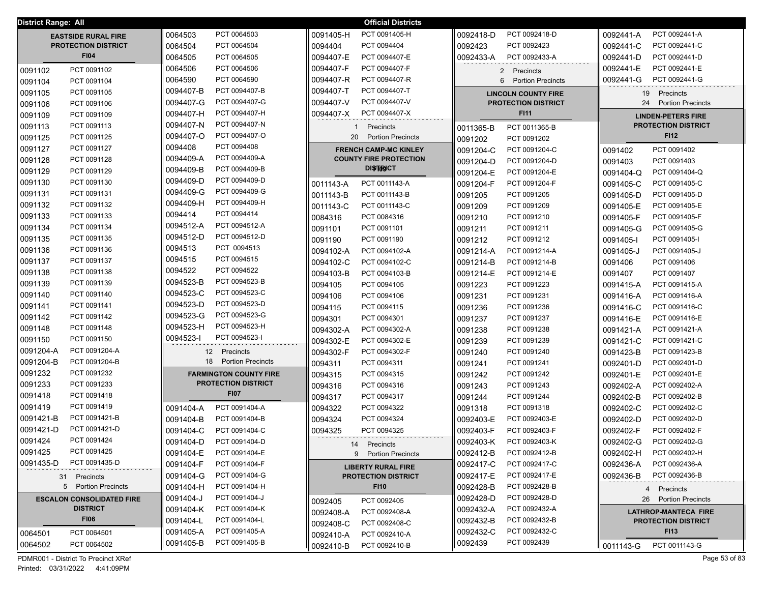District Range: All

# Official Districts

## EASTSIDE RURAL FIRE PROTECTION DISTRICT
### FI04

| | |
|---|---|
| 0091102 | PCT 0091102 |
| 0091104 | PCT 0091104 |
| 0091105 | PCT 0091105 |
| 0091106 | PCT 0091106 |
| 0091109 | PCT 0091109 |
| 0091113 | PCT 0091113 |
| 0091125 | PCT 0091125 |
| 0091127 | PCT 0091127 |
| 0091128 | PCT 0091128 |
| 0091129 | PCT 0091129 |
| 0091130 | PCT 0091130 |
| 0091131 | PCT 0091131 |
| 0091132 | PCT 0091132 |
| 0091133 | PCT 0091133 |
| 0091134 | PCT 0091134 |
| 0091135 | PCT 0091135 |
| 0091136 | PCT 0091136 |
| 0091137 | PCT 0091137 |
| 0091138 | PCT 0091138 |
| 0091139 | PCT 0091139 |
| 0091140 | PCT 0091140 |
| 0091141 | PCT 0091141 |
| 0091142 | PCT 0091142 |
| 0091148 | PCT 0091148 |
| 0091150 | PCT 0091150 |
| 0091204-A | PCT 0091204-A |
| 0091204-B | PCT 0091204-B |
| 0091232 | PCT 0091232 |
| 0091233 | PCT 0091233 |
| 0091418 | PCT 0091418 |
| 0091419 | PCT 0091419 |
| 0091421-B | PCT 0091421-B |
| 0091421-D | PCT 0091421-D |
| 0091424 | PCT 0091424 |
| 0091425 | PCT 0091425 |
| 0091435-D | PCT 0091435-D |

31 Precincts
5 Portion Precincts

## ESCALON CONSOLIDATED FIRE DISTRICT
### FI06

| | |
|---|---|
| 0064501 | PCT 0064501 |
| 0064502 | PCT 0064502 |
| 0064503 | PCT 0064503 |
| 0064504 | PCT 0064504 |
| 0064505 | PCT 0064505 |
| 0064506 | PCT 0064506 |
| 0064590 | PCT 0064590 |
| 0094407-B | PCT 0094407-B |
| 0094407-G | PCT 0094407-G |
| 0094407-H | PCT 0094407-H |
| 0094407-N | PCT 0094407-N |
| 0094407-O | PCT 0094407-O |
| 0094408 | PCT 0094408 |
| 0094409-A | PCT 0094409-A |
| 0094409-B | PCT 0094409-B |
| 0094409-D | PCT 0094409-D |
| 0094409-G | PCT 0094409-G |
| 0094409-H | PCT 0094409-H |
| 0094414 | PCT 0094414 |
| 0094512-A | PCT 0094512-A |
| 0094512-D | PCT 0094512-D |
| 0094513 | PCT 0094513 |
| 0094515 | PCT 0094515 |
| 0094522 | PCT 0094522 |
| 0094523-B | PCT 0094523-B |
| 0094523-C | PCT 0094523-C |
| 0094523-D | PCT 0094523-D |
| 0094523-G | PCT 0094523-G |
| 0094523-H | PCT 0094523-H |
| 0094523-I | PCT 0094523-I |

12 Precincts
18 Portion Precincts

## FARMINGTON COUNTY FIRE PROTECTION DISTRICT
### FI07

| | |
|---|---|
| 0091404-A | PCT 0091404-A |
| 0091404-B | PCT 0091404-B |
| 0091404-C | PCT 0091404-C |
| 0091404-D | PCT 0091404-D |
| 0091404-E | PCT 0091404-E |
| 0091404-F | PCT 0091404-F |
| 0091404-G | PCT 0091404-G |
| 0091404-H | PCT 0091404-H |
| 0091404-J | PCT 0091404-J |
| 0091404-K | PCT 0091404-K |
| 0091404-L | PCT 0091404-L |
| 0091405-A | PCT 0091405-A |
| 0091405-B | PCT 0091405-B |
| 0091405-H | PCT 0091405-H |
| 0094404 | PCT 0094404 |
| 0094407-E | PCT 0094407-E |
| 0094407-F | PCT 0094407-F |
| 0094407-R | PCT 0094407-R |
| 0094407-T | PCT 0094407-T |
| 0094407-V | PCT 0094407-V |
| 0094407-X | PCT 0094407-X |

1 Precincts
20 Portion Precincts

## FRENCH CAMP-MC KINLEY COUNTY FIRE PROTECTION DISTRICT
### FI09

| | |
|---|---|
| 0011143-A | PCT 0011143-A |
| 0011143-B | PCT 0011143-B |
| 0011143-C | PCT 0011143-C |
| 0084316 | PCT 0084316 |
| 0091101 | PCT 0091101 |
| 0091190 | PCT 0091190 |
| 0094102-A | PCT 0094102-A |
| 0094102-C | PCT 0094102-C |
| 0094103-B | PCT 0094103-B |
| 0094105 | PCT 0094105 |
| 0094106 | PCT 0094106 |
| 0094115 | PCT 0094115 |
| 0094301 | PCT 0094301 |
| 0094302-A | PCT 0094302-A |
| 0094302-E | PCT 0094302-E |
| 0094302-F | PCT 0094302-F |
| 0094311 | PCT 0094311 |
| 0094315 | PCT 0094315 |
| 0094316 | PCT 0094316 |
| 0094317 | PCT 0094317 |
| 0094322 | PCT 0094322 |
| 0094324 | PCT 0094324 |
| 0094325 | PCT 0094325 |

14 Precincts
9 Portion Precincts

## LIBERTY RURAL FIRE PROTECTION DISTRICT
### FI10

| | |
|---|---|
| 0092405 | PCT 0092405 |
| 0092408-A | PCT 0092408-A |
| 0092408-C | PCT 0092408-C |
| 0092410-A | PCT 0092410-A |
| 0092410-B | PCT 0092410-B |
| 0092418-D | PCT 0092418-D |
| 0092423 | PCT 0092423 |
| 0092433-A | PCT 0092433-A |

2 Precincts
6 Portion Precincts

## LINCOLN COUNTY FIRE PROTECTION DISTRICT
### FI11

| | |
|---|---|
| 0011365-B | PCT 0011365-B |
| 0091202 | PCT 0091202 |
| 0091204-C | PCT 0091204-C |
| 0091204-D | PCT 0091204-D |
| 0091204-E | PCT 0091204-E |
| 0091204-F | PCT 0091204-F |
| 0091205 | PCT 0091205 |
| 0091209 | PCT 0091209 |
| 0091210 | PCT 0091210 |
| 0091211 | PCT 0091211 |
| 0091212 | PCT 0091212 |
| 0091214-A | PCT 0091214-A |
| 0091214-B | PCT 0091214-B |
| 0091214-E | PCT 0091214-E |
| 0091223 | PCT 0091223 |
| 0091231 | PCT 0091231 |
| 0091236 | PCT 0091236 |
| 0091237 | PCT 0091237 |
| 0091238 | PCT 0091238 |
| 0091239 | PCT 0091239 |
| 0091240 | PCT 0091240 |
| 0091241 | PCT 0091241 |
| 0091242 | PCT 0091242 |
| 0091243 | PCT 0091243 |
| 0091244 | PCT 0091244 |
| 0091318 | PCT 0091318 |
| 0092403-E | PCT 0092403-E |
| 0092403-F | PCT 0092403-F |
| 0092403-K | PCT 0092403-K |
| 0092412-B | PCT 0092412-B |
| 0092417-C | PCT 0092417-C |
| 0092417-E | PCT 0092417-E |
| 0092428-B | PCT 0092428-B |
| 0092428-D | PCT 0092428-D |
| 0092432-A | PCT 0092432-A |
| 0092432-B | PCT 0092432-B |
| 0092432-C | PCT 0092432-C |
| 0092439 | PCT 0092439 |
| 0092441-A | PCT 0092441-A |
| 0092441-C | PCT 0092441-C |
| 0092441-D | PCT 0092441-D |
| 0092441-E | PCT 0092441-E |
| 0092441-G | PCT 0092441-G |

19 Precincts
24 Portion Precincts

## LINDEN-PETERS FIRE PROTECTION DISTRICT
### FI12

| | |
|---|---|
| 0091402 | PCT 0091402 |
| 0091403 | PCT 0091403 |
| 0091404-Q | PCT 0091404-Q |
| 0091405-C | PCT 0091405-C |
| 0091405-D | PCT 0091405-D |
| 0091405-E | PCT 0091405-E |
| 0091405-F | PCT 0091405-F |
| 0091405-G | PCT 0091405-G |
| 0091405-I | PCT 0091405-I |
| 0091405-J | PCT 0091405-J |
| 0091406 | PCT 0091406 |
| 0091407 | PCT 0091407 |
| 0091415-A | PCT 0091415-A |
| 0091416-A | PCT 0091416-A |
| 0091416-C | PCT 0091416-C |
| 0091416-E | PCT 0091416-E |
| 0091421-A | PCT 0091421-A |
| 0091421-C | PCT 0091421-C |
| 0091423-B | PCT 0091423-B |
| 0092401-D | PCT 0092401-D |
| 0092401-E | PCT 0092401-E |
| 0092402-A | PCT 0092402-A |
| 0092402-B | PCT 0092402-B |
| 0092402-C | PCT 0092402-C |
| 0092402-D | PCT 0092402-D |
| 0092402-F | PCT 0092402-F |
| 0092402-G | PCT 0092402-G |
| 0092402-H | PCT 0092402-H |
| 0092436-A | PCT 0092436-A |
| 0092436-B | PCT 0092436-B |

4 Precincts
26 Portion Precincts

## LATHROP-MANTECA FIRE PROTECTION DISTRICT
### FI13

| | |
|---|---|
| 0011143-G | PCT 0011143-G |

PDMR001 - District To Precinct XRef
Printed: 03/31/2022 4:41:09PM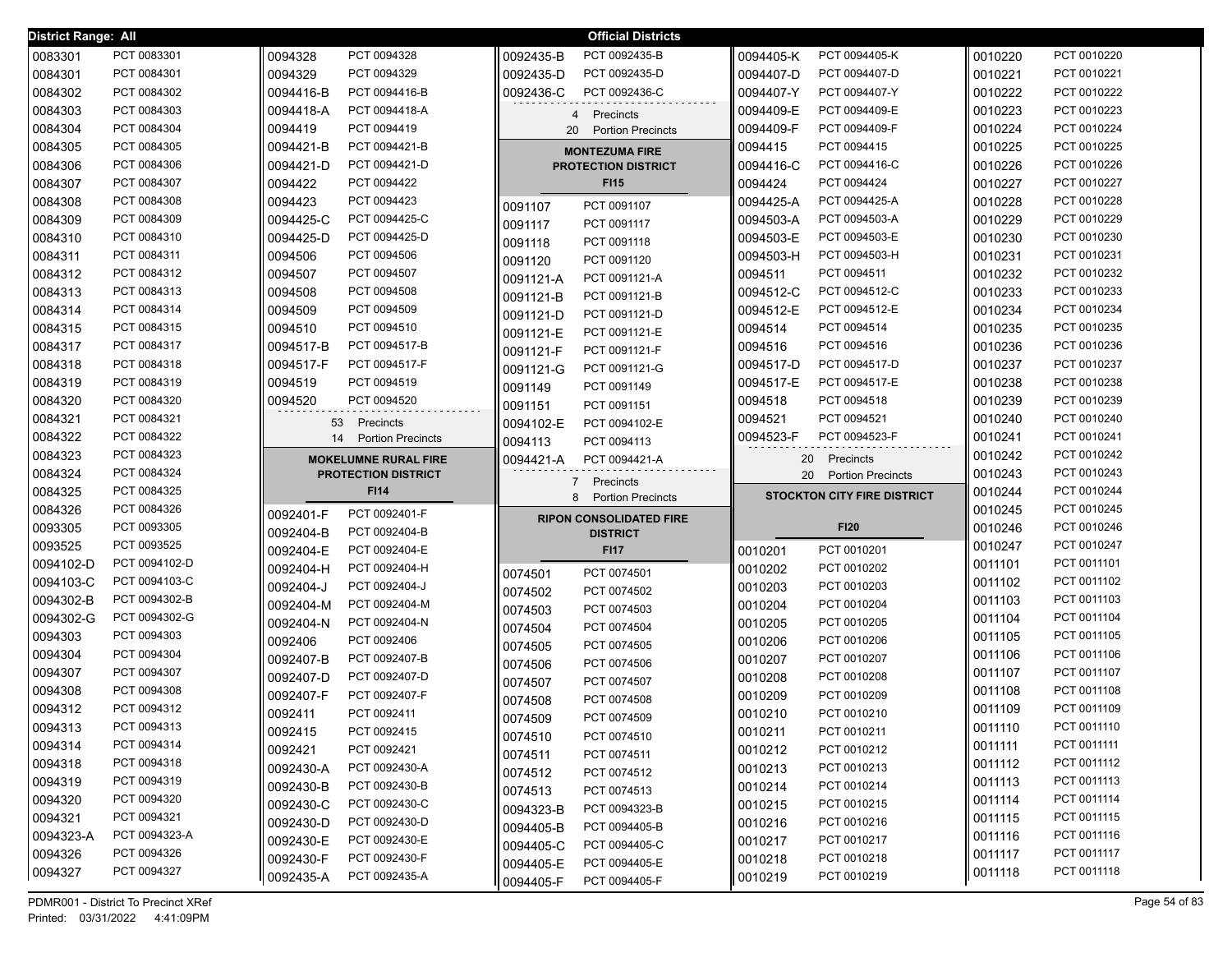**District Range: All** — **Official Districts**

| District | Precinct |
|---|---|
| 0083301 | PCT 0083301 |
| 0084301 | PCT 0084301 |
| 0084302 | PCT 0084302 |
| 0084303 | PCT 0084303 |
| 0084304 | PCT 0084304 |
| 0084305 | PCT 0084305 |
| 0084306 | PCT 0084306 |
| 0084307 | PCT 0084307 |
| 0084308 | PCT 0084308 |
| 0084309 | PCT 0084309 |
| 0084310 | PCT 0084310 |
| 0084311 | PCT 0084311 |
| 0084312 | PCT 0084312 |
| 0084313 | PCT 0084313 |
| 0084314 | PCT 0084314 |
| 0084315 | PCT 0084315 |
| 0084317 | PCT 0084317 |
| 0084318 | PCT 0084318 |
| 0084319 | PCT 0084319 |
| 0084320 | PCT 0084320 |
| 0084321 | PCT 0084321 |
| 0084322 | PCT 0084322 |
| 0084323 | PCT 0084323 |
| 0084324 | PCT 0084324 |
| 0084325 | PCT 0084325 |
| 0084326 | PCT 0084326 |
| 0093305 | PCT 0093305 |
| 0093525 | PCT 0093525 |
| 0094102-D | PCT 0094102-D |
| 0094103-C | PCT 0094103-C |
| 0094302-B | PCT 0094302-B |
| 0094302-G | PCT 0094302-G |
| 0094303 | PCT 0094303 |
| 0094304 | PCT 0094304 |
| 0094307 | PCT 0094307 |
| 0094308 | PCT 0094308 |
| 0094312 | PCT 0094312 |
| 0094313 | PCT 0094313 |
| 0094314 | PCT 0094314 |
| 0094318 | PCT 0094318 |
| 0094319 | PCT 0094319 |
| 0094320 | PCT 0094320 |
| 0094321 | PCT 0094321 |
| 0094323-A | PCT 0094323-A |
| 0094326 | PCT 0094326 |
| 0094327 | PCT 0094327 |
| 0094328 | PCT 0094328 |
| 0094329 | PCT 0094329 |
| 0094416-B | PCT 0094416-B |
| 0094418-A | PCT 0094418-A |
| 0094419 | PCT 0094419 |
| 0094421-B | PCT 0094421-B |
| 0094421-D | PCT 0094421-D |
| 0094422 | PCT 0094422 |
| 0094423 | PCT 0094423 |
| 0094425-C | PCT 0094425-C |
| 0094425-D | PCT 0094425-D |
| 0094506 | PCT 0094506 |
| 0094507 | PCT 0094507 |
| 0094508 | PCT 0094508 |
| 0094509 | PCT 0094509 |
| 0094510 | PCT 0094510 |
| 0094517-B | PCT 0094517-B |
| 0094517-F | PCT 0094517-F |
| 0094519 | PCT 0094519 |
| 0094520 | PCT 0094520 |

53 Precincts
14 Portion Precincts

## MOKELUMNE RURAL FIRE PROTECTION DISTRICT
### FI14

| District | Precinct |
|---|---|
| 0092401-F | PCT 0092401-F |
| 0092404-B | PCT 0092404-B |
| 0092404-E | PCT 0092404-E |
| 0092404-H | PCT 0092404-H |
| 0092404-J | PCT 0092404-J |
| 0092404-M | PCT 0092404-M |
| 0092404-N | PCT 0092404-N |
| 0092406 | PCT 0092406 |
| 0092407-B | PCT 0092407-B |
| 0092407-D | PCT 0092407-D |
| 0092407-F | PCT 0092407-F |
| 0092411 | PCT 0092411 |
| 0092415 | PCT 0092415 |
| 0092421 | PCT 0092421 |
| 0092430-A | PCT 0092430-A |
| 0092430-B | PCT 0092430-B |
| 0092430-C | PCT 0092430-C |
| 0092430-D | PCT 0092430-D |
| 0092430-E | PCT 0092430-E |
| 0092430-F | PCT 0092430-F |
| 0092435-A | PCT 0092435-A |
| 0092435-B | PCT 0092435-B |
| 0092435-D | PCT 0092435-D |
| 0092436-C | PCT 0092436-C |

4 Precincts
20 Portion Precincts

## MONTEZUMA FIRE PROTECTION DISTRICT
### FI15

| District | Precinct |
|---|---|
| 0091107 | PCT 0091107 |
| 0091117 | PCT 0091117 |
| 0091118 | PCT 0091118 |
| 0091120 | PCT 0091120 |
| 0091121-A | PCT 0091121-A |
| 0091121-B | PCT 0091121-B |
| 0091121-D | PCT 0091121-D |
| 0091121-E | PCT 0091121-E |
| 0091121-F | PCT 0091121-F |
| 0091121-G | PCT 0091121-G |
| 0091149 | PCT 0091149 |
| 0091151 | PCT 0091151 |
| 0094102-E | PCT 0094102-E |
| 0094113 | PCT 0094113 |
| 0094421-A | PCT 0094421-A |

7 Precincts
8 Portion Precincts

## RIPON CONSOLIDATED FIRE DISTRICT
### FI17

| District | Precinct |
|---|---|
| 0074501 | PCT 0074501 |
| 0074502 | PCT 0074502 |
| 0074503 | PCT 0074503 |
| 0074504 | PCT 0074504 |
| 0074505 | PCT 0074505 |
| 0074506 | PCT 0074506 |
| 0074507 | PCT 0074507 |
| 0074508 | PCT 0074508 |
| 0074509 | PCT 0074509 |
| 0074510 | PCT 0074510 |
| 0074511 | PCT 0074511 |
| 0074512 | PCT 0074512 |
| 0074513 | PCT 0074513 |
| 0094323-B | PCT 0094323-B |
| 0094405-B | PCT 0094405-B |
| 0094405-C | PCT 0094405-C |
| 0094405-E | PCT 0094405-E |
| 0094405-F | PCT 0094405-F |
| 0094405-K | PCT 0094405-K |
| 0094407-D | PCT 0094407-D |
| 0094407-Y | PCT 0094407-Y |
| 0094409-E | PCT 0094409-E |
| 0094409-F | PCT 0094409-F |
| 0094415 | PCT 0094415 |
| 0094416-C | PCT 0094416-C |
| 0094424 | PCT 0094424 |
| 0094425-A | PCT 0094425-A |
| 0094503-A | PCT 0094503-A |
| 0094503-E | PCT 0094503-E |
| 0094503-H | PCT 0094503-H |
| 0094511 | PCT 0094511 |
| 0094512-C | PCT 0094512-C |
| 0094512-E | PCT 0094512-E |
| 0094514 | PCT 0094514 |
| 0094516 | PCT 0094516 |
| 0094517-D | PCT 0094517-D |
| 0094517-E | PCT 0094517-E |
| 0094518 | PCT 0094518 |
| 0094521 | PCT 0094521 |
| 0094523-F | PCT 0094523-F |

20 Precincts
20 Portion Precincts

## STOCKTON CITY FIRE DISTRICT
### FI20

| District | Precinct |
|---|---|
| 0010201 | PCT 0010201 |
| 0010202 | PCT 0010202 |
| 0010203 | PCT 0010203 |
| 0010204 | PCT 0010204 |
| 0010205 | PCT 0010205 |
| 0010206 | PCT 0010206 |
| 0010207 | PCT 0010207 |
| 0010208 | PCT 0010208 |
| 0010209 | PCT 0010209 |
| 0010210 | PCT 0010210 |
| 0010211 | PCT 0010211 |
| 0010212 | PCT 0010212 |
| 0010213 | PCT 0010213 |
| 0010214 | PCT 0010214 |
| 0010215 | PCT 0010215 |
| 0010216 | PCT 0010216 |
| 0010217 | PCT 0010217 |
| 0010218 | PCT 0010218 |
| 0010219 | PCT 0010219 |
| 0010220 | PCT 0010220 |
| 0010221 | PCT 0010221 |
| 0010222 | PCT 0010222 |
| 0010223 | PCT 0010223 |
| 0010224 | PCT 0010224 |
| 0010225 | PCT 0010225 |
| 0010226 | PCT 0010226 |
| 0010227 | PCT 0010227 |
| 0010228 | PCT 0010228 |
| 0010229 | PCT 0010229 |
| 0010230 | PCT 0010230 |
| 0010231 | PCT 0010231 |
| 0010232 | PCT 0010232 |
| 0010233 | PCT 0010233 |
| 0010234 | PCT 0010234 |
| 0010235 | PCT 0010235 |
| 0010236 | PCT 0010236 |
| 0010237 | PCT 0010237 |
| 0010238 | PCT 0010238 |
| 0010239 | PCT 0010239 |
| 0010240 | PCT 0010240 |
| 0010241 | PCT 0010241 |
| 0010242 | PCT 0010242 |
| 0010243 | PCT 0010243 |
| 0010244 | PCT 0010244 |
| 0010245 | PCT 0010245 |
| 0010246 | PCT 0010246 |
| 0010247 | PCT 0010247 |
| 0011101 | PCT 0011101 |
| 0011102 | PCT 0011102 |
| 0011103 | PCT 0011103 |
| 0011104 | PCT 0011104 |
| 0011105 | PCT 0011105 |
| 0011106 | PCT 0011106 |
| 0011107 | PCT 0011107 |
| 0011108 | PCT 0011108 |
| 0011109 | PCT 0011109 |
| 0011110 | PCT 0011110 |
| 0011111 | PCT 0011111 |
| 0011112 | PCT 0011112 |
| 0011113 | PCT 0011113 |
| 0011114 | PCT 0011114 |
| 0011115 | PCT 0011115 |
| 0011116 | PCT 0011116 |
| 0011117 | PCT 0011117 |
| 0011118 | PCT 0011118 |

PDMR001 - District To Precinct XRef
Printed: 03/31/2022 4:41:09PM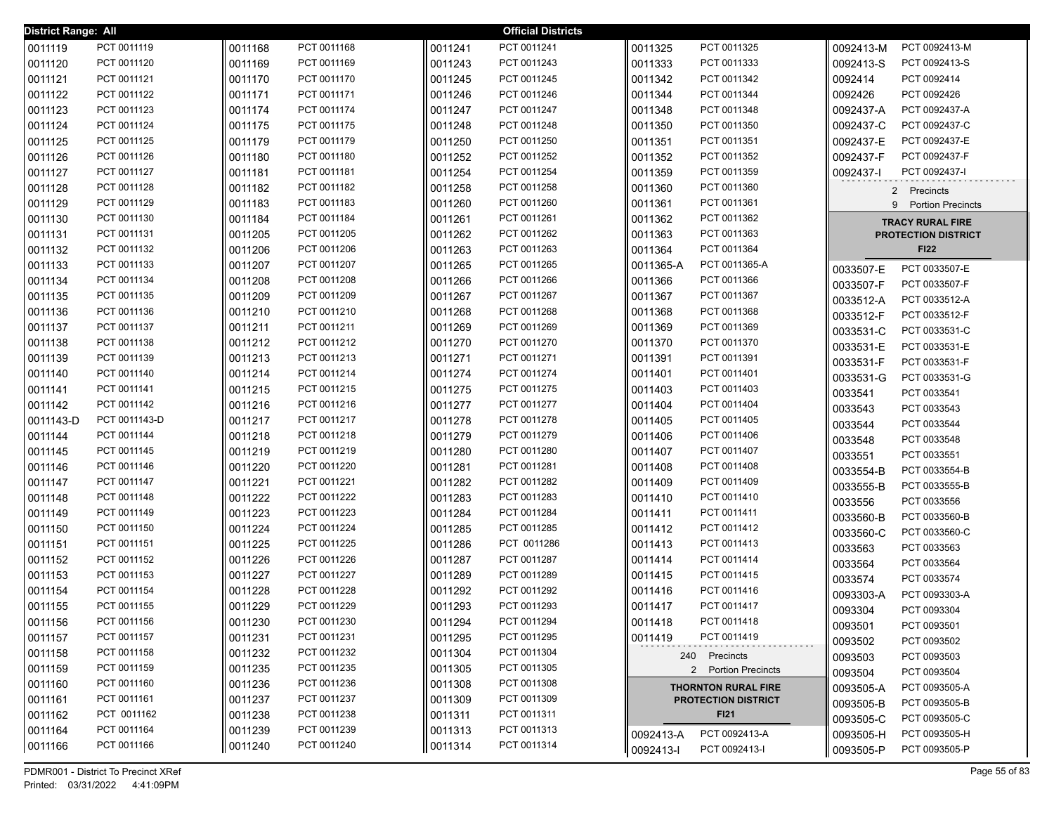District Range: All

## Official Districts

| District | Precinct |
|---|---|
| 0011119 | PCT 0011119 |
| 0011120 | PCT 0011120 |
| 0011121 | PCT 0011121 |
| 0011122 | PCT 0011122 |
| 0011123 | PCT 0011123 |
| 0011124 | PCT 0011124 |
| 0011125 | PCT 0011125 |
| 0011126 | PCT 0011126 |
| 0011127 | PCT 0011127 |
| 0011128 | PCT 0011128 |
| 0011129 | PCT 0011129 |
| 0011130 | PCT 0011130 |
| 0011131 | PCT 0011131 |
| 0011132 | PCT 0011132 |
| 0011133 | PCT 0011133 |
| 0011134 | PCT 0011134 |
| 0011135 | PCT 0011135 |
| 0011136 | PCT 0011136 |
| 0011137 | PCT 0011137 |
| 0011138 | PCT 0011138 |
| 0011139 | PCT 0011139 |
| 0011140 | PCT 0011140 |
| 0011141 | PCT 0011141 |
| 0011142 | PCT 0011142 |
| 0011143-D | PCT 0011143-D |
| 0011144 | PCT 0011144 |
| 0011145 | PCT 0011145 |
| 0011146 | PCT 0011146 |
| 0011147 | PCT 0011147 |
| 0011148 | PCT 0011148 |
| 0011149 | PCT 0011149 |
| 0011150 | PCT 0011150 |
| 0011151 | PCT 0011151 |
| 0011152 | PCT 0011152 |
| 0011153 | PCT 0011153 |
| 0011154 | PCT 0011154 |
| 0011155 | PCT 0011155 |
| 0011156 | PCT 0011156 |
| 0011157 | PCT 0011157 |
| 0011158 | PCT 0011158 |
| 0011159 | PCT 0011159 |
| 0011160 | PCT 0011160 |
| 0011161 | PCT 0011161 |
| 0011162 | PCT 0011162 |
| 0011164 | PCT 0011164 |
| 0011166 | PCT 0011166 |
| 0011168 | PCT 0011168 |
| 0011169 | PCT 0011169 |
| 0011170 | PCT 0011170 |
| 0011171 | PCT 0011171 |
| 0011174 | PCT 0011174 |
| 0011175 | PCT 0011175 |
| 0011179 | PCT 0011179 |
| 0011180 | PCT 0011180 |
| 0011181 | PCT 0011181 |
| 0011182 | PCT 0011182 |
| 0011183 | PCT 0011183 |
| 0011184 | PCT 0011184 |
| 0011205 | PCT 0011205 |
| 0011206 | PCT 0011206 |
| 0011207 | PCT 0011207 |
| 0011208 | PCT 0011208 |
| 0011209 | PCT 0011209 |
| 0011210 | PCT 0011210 |
| 0011211 | PCT 0011211 |
| 0011212 | PCT 0011212 |
| 0011213 | PCT 0011213 |
| 0011214 | PCT 0011214 |
| 0011215 | PCT 0011215 |
| 0011216 | PCT 0011216 |
| 0011217 | PCT 0011217 |
| 0011218 | PCT 0011218 |
| 0011219 | PCT 0011219 |
| 0011220 | PCT 0011220 |
| 0011221 | PCT 0011221 |
| 0011222 | PCT 0011222 |
| 0011223 | PCT 0011223 |
| 0011224 | PCT 0011224 |
| 0011225 | PCT 0011225 |
| 0011226 | PCT 0011226 |
| 0011227 | PCT 0011227 |
| 0011228 | PCT 0011228 |
| 0011229 | PCT 0011229 |
| 0011230 | PCT 0011230 |
| 0011231 | PCT 0011231 |
| 0011232 | PCT 0011232 |
| 0011235 | PCT 0011235 |
| 0011236 | PCT 0011236 |
| 0011237 | PCT 0011237 |
| 0011238 | PCT 0011238 |
| 0011239 | PCT 0011239 |
| 0011240 | PCT 0011240 |
| 0011241 | PCT 0011241 |
| 0011243 | PCT 0011243 |
| 0011245 | PCT 0011245 |
| 0011246 | PCT 0011246 |
| 0011247 | PCT 0011247 |
| 0011248 | PCT 0011248 |
| 0011250 | PCT 0011250 |
| 0011252 | PCT 0011252 |
| 0011254 | PCT 0011254 |
| 0011258 | PCT 0011258 |
| 0011260 | PCT 0011260 |
| 0011261 | PCT 0011261 |
| 0011262 | PCT 0011262 |
| 0011263 | PCT 0011263 |
| 0011265 | PCT 0011265 |
| 0011266 | PCT 0011266 |
| 0011267 | PCT 0011267 |
| 0011268 | PCT 0011268 |
| 0011269 | PCT 0011269 |
| 0011270 | PCT 0011270 |
| 0011271 | PCT 0011271 |
| 0011274 | PCT 0011274 |
| 0011275 | PCT 0011275 |
| 0011277 | PCT 0011277 |
| 0011278 | PCT 0011278 |
| 0011279 | PCT 0011279 |
| 0011280 | PCT 0011280 |
| 0011281 | PCT 0011281 |
| 0011282 | PCT 0011282 |
| 0011283 | PCT 0011283 |
| 0011284 | PCT 0011284 |
| 0011285 | PCT 0011285 |
| 0011286 | PCT 0011286 |
| 0011287 | PCT 0011287 |
| 0011289 | PCT 0011289 |
| 0011292 | PCT 0011292 |
| 0011293 | PCT 0011293 |
| 0011294 | PCT 0011294 |
| 0011295 | PCT 0011295 |
| 0011304 | PCT 0011304 |
| 0011305 | PCT 0011305 |
| 0011308 | PCT 0011308 |
| 0011309 | PCT 0011309 |
| 0011311 | PCT 0011311 |
| 0011313 | PCT 0011313 |
| 0011314 | PCT 0011314 |
| 0011325 | PCT 0011325 |
| 0011333 | PCT 0011333 |
| 0011342 | PCT 0011342 |
| 0011344 | PCT 0011344 |
| 0011348 | PCT 0011348 |
| 0011350 | PCT 0011350 |
| 0011351 | PCT 0011351 |
| 0011352 | PCT 0011352 |
| 0011359 | PCT 0011359 |
| 0011360 | PCT 0011360 |
| 0011361 | PCT 0011361 |
| 0011362 | PCT 0011362 |
| 0011363 | PCT 0011363 |
| 0011364 | PCT 0011364 |
| 0011365-A | PCT 0011365-A |
| 0011366 | PCT 0011366 |
| 0011367 | PCT 0011367 |
| 0011368 | PCT 0011368 |
| 0011369 | PCT 0011369 |
| 0011370 | PCT 0011370 |
| 0011391 | PCT 0011391 |
| 0011401 | PCT 0011401 |
| 0011403 | PCT 0011403 |
| 0011404 | PCT 0011404 |
| 0011405 | PCT 0011405 |
| 0011406 | PCT 0011406 |
| 0011407 | PCT 0011407 |
| 0011408 | PCT 0011408 |
| 0011409 | PCT 0011409 |
| 0011410 | PCT 0011410 |
| 0011411 | PCT 0011411 |
| 0011412 | PCT 0011412 |
| 0011413 | PCT 0011413 |
| 0011414 | PCT 0011414 |
| 0011415 | PCT 0011415 |
| 0011416 | PCT 0011416 |
| 0011417 | PCT 0011417 |
| 0011418 | PCT 0011418 |
| 0011419 | PCT 0011419 |

240 Precincts
2 Portion Precincts

### THORNTON RURAL FIRE PROTECTION DISTRICT
**FI21**

| District | Precinct |
|---|---|
| 0092413-A | PCT 0092413-A |
| 0092413-I | PCT 0092413-I |
| 0092413-M | PCT 0092413-M |
| 0092413-S | PCT 0092413-S |
| 0092414 | PCT 0092414 |
| 0092426 | PCT 0092426 |
| 0092437-A | PCT 0092437-A |
| 0092437-C | PCT 0092437-C |
| 0092437-E | PCT 0092437-E |
| 0092437-F | PCT 0092437-F |
| 0092437-I | PCT 0092437-I |

2 Precincts
9 Portion Precincts

### TRACY RURAL FIRE PROTECTION DISTRICT
**FI22**

| District | Precinct |
|---|---|
| 0033507-E | PCT 0033507-E |
| 0033507-F | PCT 0033507-F |
| 0033512-A | PCT 0033512-A |
| 0033512-F | PCT 0033512-F |
| 0033531-C | PCT 0033531-C |
| 0033531-E | PCT 0033531-E |
| 0033531-F | PCT 0033531-F |
| 0033531-G | PCT 0033531-G |
| 0033541 | PCT 0033541 |
| 0033543 | PCT 0033543 |
| 0033544 | PCT 0033544 |
| 0033548 | PCT 0033548 |
| 0033551 | PCT 0033551 |
| 0033554-B | PCT 0033554-B |
| 0033555-B | PCT 0033555-B |
| 0033556 | PCT 0033556 |
| 0033560-B | PCT 0033560-B |
| 0033560-C | PCT 0033560-C |
| 0033563 | PCT 0033563 |
| 0033564 | PCT 0033564 |
| 0033574 | PCT 0033574 |
| 0093303-A | PCT 0093303-A |
| 0093304 | PCT 0093304 |
| 0093501 | PCT 0093501 |
| 0093502 | PCT 0093502 |
| 0093503 | PCT 0093503 |
| 0093504 | PCT 0093504 |
| 0093505-A | PCT 0093505-A |
| 0093505-B | PCT 0093505-B |
| 0093505-C | PCT 0093505-C |
| 0093505-H | PCT 0093505-H |
| 0093505-P | PCT 0093505-P |

PDMR001 - District To Precinct XRef
Printed: 03/31/2022 4:41:09PM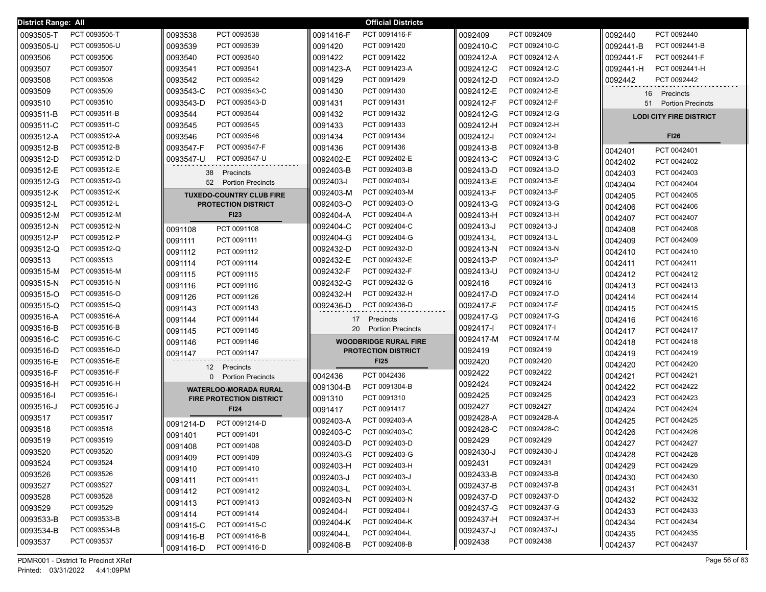**District Range: All** — **Official Districts**

| District | Precinct |
|---|---|
| 0093505-T | PCT 0093505-T |
| 0093505-U | PCT 0093505-U |
| 0093506 | PCT 0093506 |
| 0093507 | PCT 0093507 |
| 0093508 | PCT 0093508 |
| 0093509 | PCT 0093509 |
| 0093510 | PCT 0093510 |
| 0093511-B | PCT 0093511-B |
| 0093511-C | PCT 0093511-C |
| 0093512-A | PCT 0093512-A |
| 0093512-B | PCT 0093512-B |
| 0093512-D | PCT 0093512-D |
| 0093512-E | PCT 0093512-E |
| 0093512-G | PCT 0093512-G |
| 0093512-K | PCT 0093512-K |
| 0093512-L | PCT 0093512-L |
| 0093512-M | PCT 0093512-M |
| 0093512-N | PCT 0093512-N |
| 0093512-P | PCT 0093512-P |
| 0093512-Q | PCT 0093512-Q |
| 0093513 | PCT 0093513 |
| 0093515-M | PCT 0093515-M |
| 0093515-N | PCT 0093515-N |
| 0093515-O | PCT 0093515-O |
| 0093515-Q | PCT 0093515-Q |
| 0093516-A | PCT 0093516-A |
| 0093516-B | PCT 0093516-B |
| 0093516-C | PCT 0093516-C |
| 0093516-D | PCT 0093516-D |
| 0093516-E | PCT 0093516-E |
| 0093516-F | PCT 0093516-F |
| 0093516-H | PCT 0093516-H |
| 0093516-I | PCT 0093516-I |
| 0093516-J | PCT 0093516-J |
| 0093517 | PCT 0093517 |
| 0093518 | PCT 0093518 |
| 0093519 | PCT 0093519 |
| 0093520 | PCT 0093520 |
| 0093524 | PCT 0093524 |
| 0093526 | PCT 0093526 |
| 0093527 | PCT 0093527 |
| 0093528 | PCT 0093528 |
| 0093529 | PCT 0093529 |
| 0093533-B | PCT 0093533-B |
| 0093534-B | PCT 0093534-B |
| 0093537 | PCT 0093537 |
| 0093538 | PCT 0093538 |
| 0093539 | PCT 0093539 |
| 0093540 | PCT 0093540 |
| 0093541 | PCT 0093541 |
| 0093542 | PCT 0093542 |
| 0093543-C | PCT 0093543-C |
| 0093543-D | PCT 0093543-D |
| 0093544 | PCT 0093544 |
| 0093545 | PCT 0093545 |
| 0093546 | PCT 0093546 |
| 0093547-F | PCT 0093547-F |
| 0093547-U | PCT 0093547-U |

38 Precincts
52 Portion Precincts

## TUXEDO-COUNTRY CLUB FIRE PROTECTION DISTRICT

**FI23**

| District | Precinct |
|---|---|
| 0091108 | PCT 0091108 |
| 0091111 | PCT 0091111 |
| 0091112 | PCT 0091112 |
| 0091114 | PCT 0091114 |
| 0091115 | PCT 0091115 |
| 0091116 | PCT 0091116 |
| 0091126 | PCT 0091126 |
| 0091143 | PCT 0091143 |
| 0091144 | PCT 0091144 |
| 0091145 | PCT 0091145 |
| 0091146 | PCT 0091146 |
| 0091147 | PCT 0091147 |

12 Precincts
0 Portion Precincts

## WATERLOO-MORADA RURAL FIRE PROTECTION DISTRICT

**FI24**

| District | Precinct |
|---|---|
| 0091214-D | PCT 0091214-D |
| 0091401 | PCT 0091401 |
| 0091408 | PCT 0091408 |
| 0091409 | PCT 0091409 |
| 0091410 | PCT 0091410 |
| 0091411 | PCT 0091411 |
| 0091412 | PCT 0091412 |
| 0091413 | PCT 0091413 |
| 0091414 | PCT 0091414 |
| 0091415-C | PCT 0091415-C |
| 0091416-B | PCT 0091416-B |
| 0091416-D | PCT 0091416-D |
| 0091416-F | PCT 0091416-F |
| 0091420 | PCT 0091420 |
| 0091422 | PCT 0091422 |
| 0091423-A | PCT 0091423-A |
| 0091429 | PCT 0091429 |
| 0091430 | PCT 0091430 |
| 0091431 | PCT 0091431 |
| 0091432 | PCT 0091432 |
| 0091433 | PCT 0091433 |
| 0091434 | PCT 0091434 |
| 0091436 | PCT 0091436 |
| 0092402-E | PCT 0092402-E |
| 0092403-B | PCT 0092403-B |
| 0092403-I | PCT 0092403-I |
| 0092403-M | PCT 0092403-M |
| 0092403-O | PCT 0092403-O |
| 0092404-A | PCT 0092404-A |
| 0092404-C | PCT 0092404-C |
| 0092404-G | PCT 0092404-G |
| 0092432-D | PCT 0092432-D |
| 0092432-E | PCT 0092432-E |
| 0092432-F | PCT 0092432-F |
| 0092432-G | PCT 0092432-G |
| 0092432-H | PCT 0092432-H |
| 0092436-D | PCT 0092436-D |

17 Precincts
20 Portion Precincts

## WOODBRIDGE RURAL FIRE PROTECTION DISTRICT

**FI25**

| District | Precinct |
|---|---|
| 0042436 | PCT 0042436 |
| 0091304-B | PCT 0091304-B |
| 0091310 | PCT 0091310 |
| 0091417 | PCT 0091417 |
| 0092403-A | PCT 0092403-A |
| 0092403-C | PCT 0092403-C |
| 0092403-D | PCT 0092403-D |
| 0092403-G | PCT 0092403-G |
| 0092403-H | PCT 0092403-H |
| 0092403-J | PCT 0092403-J |
| 0092403-L | PCT 0092403-L |
| 0092403-N | PCT 0092403-N |
| 0092404-I | PCT 0092404-I |
| 0092404-K | PCT 0092404-K |
| 0092404-L | PCT 0092404-L |
| 0092408-B | PCT 0092408-B |
| 0092409 | PCT 0092409 |
| 0092410-C | PCT 0092410-C |
| 0092412-A | PCT 0092412-A |
| 0092412-C | PCT 0092412-C |
| 0092412-D | PCT 0092412-D |
| 0092412-E | PCT 0092412-E |
| 0092412-F | PCT 0092412-F |
| 0092412-G | PCT 0092412-G |
| 0092412-H | PCT 0092412-H |
| 0092412-I | PCT 0092412-I |
| 0092413-B | PCT 0092413-B |
| 0092413-C | PCT 0092413-C |
| 0092413-D | PCT 0092413-D |
| 0092413-E | PCT 0092413-E |
| 0092413-F | PCT 0092413-F |
| 0092413-G | PCT 0092413-G |
| 0092413-H | PCT 0092413-H |
| 0092413-J | PCT 0092413-J |
| 0092413-L | PCT 0092413-L |
| 0092413-N | PCT 0092413-N |
| 0092413-P | PCT 0092413-P |
| 0092413-U | PCT 0092413-U |
| 0092416 | PCT 0092416 |
| 0092417-D | PCT 0092417-D |
| 0092417-F | PCT 0092417-F |
| 0092417-G | PCT 0092417-G |
| 0092417-I | PCT 0092417-I |
| 0092417-M | PCT 0092417-M |
| 0092419 | PCT 0092419 |
| 0092420 | PCT 0092420 |
| 0092422 | PCT 0092422 |
| 0092424 | PCT 0092424 |
| 0092425 | PCT 0092425 |
| 0092427 | PCT 0092427 |
| 0092428-A | PCT 0092428-A |
| 0092428-C | PCT 0092428-C |
| 0092429 | PCT 0092429 |
| 0092430-J | PCT 0092430-J |
| 0092431 | PCT 0092431 |
| 0092433-B | PCT 0092433-B |
| 0092437-B | PCT 0092437-B |
| 0092437-D | PCT 0092437-D |
| 0092437-G | PCT 0092437-G |
| 0092437-H | PCT 0092437-H |
| 0092437-J | PCT 0092437-J |
| 0092438 | PCT 0092438 |
| 0092440 | PCT 0092440 |
| 0092441-B | PCT 0092441-B |
| 0092441-F | PCT 0092441-F |
| 0092441-H | PCT 0092441-H |
| 0092442 | PCT 0092442 |

16 Precincts
51 Portion Precincts

## LODI CITY FIRE DISTRICT

**FI26**

| District | Precinct |
|---|---|
| 0042401 | PCT 0042401 |
| 0042402 | PCT 0042402 |
| 0042403 | PCT 0042403 |
| 0042404 | PCT 0042404 |
| 0042405 | PCT 0042405 |
| 0042406 | PCT 0042406 |
| 0042407 | PCT 0042407 |
| 0042408 | PCT 0042408 |
| 0042409 | PCT 0042409 |
| 0042410 | PCT 0042410 |
| 0042411 | PCT 0042411 |
| 0042412 | PCT 0042412 |
| 0042413 | PCT 0042413 |
| 0042414 | PCT 0042414 |
| 0042415 | PCT 0042415 |
| 0042416 | PCT 0042416 |
| 0042417 | PCT 0042417 |
| 0042418 | PCT 0042418 |
| 0042419 | PCT 0042419 |
| 0042420 | PCT 0042420 |
| 0042421 | PCT 0042421 |
| 0042422 | PCT 0042422 |
| 0042423 | PCT 0042423 |
| 0042424 | PCT 0042424 |
| 0042425 | PCT 0042425 |
| 0042426 | PCT 0042426 |
| 0042427 | PCT 0042427 |
| 0042428 | PCT 0042428 |
| 0042429 | PCT 0042429 |
| 0042430 | PCT 0042430 |
| 0042431 | PCT 0042431 |
| 0042432 | PCT 0042432 |
| 0042433 | PCT 0042433 |
| 0042434 | PCT 0042434 |
| 0042435 | PCT 0042435 |
| 0042437 | PCT 0042437 |

PDMR001 - District To Precinct XRef
Printed: 03/31/2022 4:41:09PM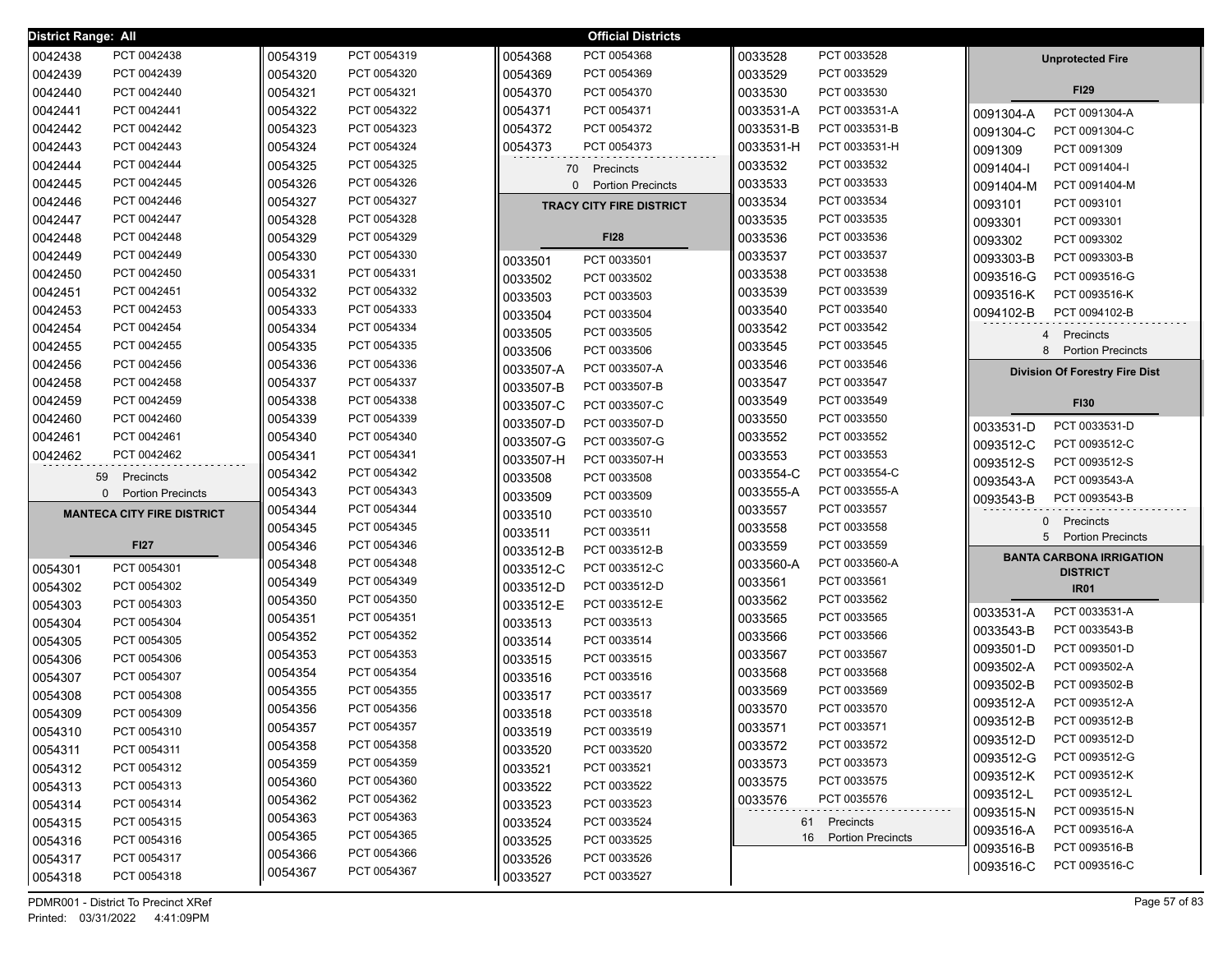District Range: All

## Official Districts

| Precinct | Name |
|---|---|
| 0042438 | PCT 0042438 |
| 0042439 | PCT 0042439 |
| 0042440 | PCT 0042440 |
| 0042441 | PCT 0042441 |
| 0042442 | PCT 0042442 |
| 0042443 | PCT 0042443 |
| 0042444 | PCT 0042444 |
| 0042445 | PCT 0042445 |
| 0042446 | PCT 0042446 |
| 0042447 | PCT 0042447 |
| 0042448 | PCT 0042448 |
| 0042449 | PCT 0042449 |
| 0042450 | PCT 0042450 |
| 0042451 | PCT 0042451 |
| 0042453 | PCT 0042453 |
| 0042454 | PCT 0042454 |
| 0042455 | PCT 0042455 |
| 0042456 | PCT 0042456 |
| 0042458 | PCT 0042458 |
| 0042459 | PCT 0042459 |
| 0042460 | PCT 0042460 |
| 0042461 | PCT 0042461 |
| 0042462 | PCT 0042462 |

59 Precincts
0 Portion Precincts

### MANTECA CITY FIRE DISTRICT

**FI27**

| Precinct | Name |
|---|---|
| 0054301 | PCT 0054301 |
| 0054302 | PCT 0054302 |
| 0054303 | PCT 0054303 |
| 0054304 | PCT 0054304 |
| 0054305 | PCT 0054305 |
| 0054306 | PCT 0054306 |
| 0054307 | PCT 0054307 |
| 0054308 | PCT 0054308 |
| 0054309 | PCT 0054309 |
| 0054310 | PCT 0054310 |
| 0054311 | PCT 0054311 |
| 0054312 | PCT 0054312 |
| 0054313 | PCT 0054313 |
| 0054314 | PCT 0054314 |
| 0054315 | PCT 0054315 |
| 0054316 | PCT 0054316 |
| 0054317 | PCT 0054317 |
| 0054318 | PCT 0054318 |
| 0054319 | PCT 0054319 |
| 0054320 | PCT 0054320 |
| 0054321 | PCT 0054321 |
| 0054322 | PCT 0054322 |
| 0054323 | PCT 0054323 |
| 0054324 | PCT 0054324 |
| 0054325 | PCT 0054325 |
| 0054326 | PCT 0054326 |
| 0054327 | PCT 0054327 |
| 0054328 | PCT 0054328 |
| 0054329 | PCT 0054329 |
| 0054330 | PCT 0054330 |
| 0054331 | PCT 0054331 |
| 0054332 | PCT 0054332 |
| 0054333 | PCT 0054333 |
| 0054334 | PCT 0054334 |
| 0054335 | PCT 0054335 |
| 0054336 | PCT 0054336 |
| 0054337 | PCT 0054337 |
| 0054338 | PCT 0054338 |
| 0054339 | PCT 0054339 |
| 0054340 | PCT 0054340 |
| 0054341 | PCT 0054341 |
| 0054342 | PCT 0054342 |
| 0054343 | PCT 0054343 |
| 0054344 | PCT 0054344 |
| 0054345 | PCT 0054345 |
| 0054346 | PCT 0054346 |
| 0054348 | PCT 0054348 |
| 0054349 | PCT 0054349 |
| 0054350 | PCT 0054350 |
| 0054351 | PCT 0054351 |
| 0054352 | PCT 0054352 |
| 0054353 | PCT 0054353 |
| 0054354 | PCT 0054354 |
| 0054355 | PCT 0054355 |
| 0054356 | PCT 0054356 |
| 0054357 | PCT 0054357 |
| 0054358 | PCT 0054358 |
| 0054359 | PCT 0054359 |
| 0054360 | PCT 0054360 |
| 0054362 | PCT 0054362 |
| 0054363 | PCT 0054363 |
| 0054365 | PCT 0054365 |
| 0054366 | PCT 0054366 |
| 0054367 | PCT 0054367 |
| 0054368 | PCT 0054368 |
| 0054369 | PCT 0054369 |
| 0054370 | PCT 0054370 |
| 0054371 | PCT 0054371 |
| 0054372 | PCT 0054372 |
| 0054373 | PCT 0054373 |

70 Precincts
0 Portion Precincts

### TRACY CITY FIRE DISTRICT

**FI28**

| Precinct | Name |
|---|---|
| 0033501 | PCT 0033501 |
| 0033502 | PCT 0033502 |
| 0033503 | PCT 0033503 |
| 0033504 | PCT 0033504 |
| 0033505 | PCT 0033505 |
| 0033506 | PCT 0033506 |
| 0033507-A | PCT 0033507-A |
| 0033507-B | PCT 0033507-B |
| 0033507-C | PCT 0033507-C |
| 0033507-D | PCT 0033507-D |
| 0033507-G | PCT 0033507-G |
| 0033507-H | PCT 0033507-H |
| 0033508 | PCT 0033508 |
| 0033509 | PCT 0033509 |
| 0033510 | PCT 0033510 |
| 0033511 | PCT 0033511 |
| 0033512-B | PCT 0033512-B |
| 0033512-C | PCT 0033512-C |
| 0033512-D | PCT 0033512-D |
| 0033512-E | PCT 0033512-E |
| 0033513 | PCT 0033513 |
| 0033514 | PCT 0033514 |
| 0033515 | PCT 0033515 |
| 0033516 | PCT 0033516 |
| 0033517 | PCT 0033517 |
| 0033518 | PCT 0033518 |
| 0033519 | PCT 0033519 |
| 0033520 | PCT 0033520 |
| 0033521 | PCT 0033521 |
| 0033522 | PCT 0033522 |
| 0033523 | PCT 0033523 |
| 0033524 | PCT 0033524 |
| 0033525 | PCT 0033525 |
| 0033526 | PCT 0033526 |
| 0033527 | PCT 0033527 |
| 0033528 | PCT 0033528 |
| 0033529 | PCT 0033529 |
| 0033530 | PCT 0033530 |
| 0033531-A | PCT 0033531-A |
| 0033531-B | PCT 0033531-B |
| 0033531-H | PCT 0033531-H |
| 0033532 | PCT 0033532 |
| 0033533 | PCT 0033533 |
| 0033534 | PCT 0033534 |
| 0033535 | PCT 0033535 |
| 0033536 | PCT 0033536 |
| 0033537 | PCT 0033537 |
| 0033538 | PCT 0033538 |
| 0033539 | PCT 0033539 |
| 0033540 | PCT 0033540 |
| 0033542 | PCT 0033542 |
| 0033545 | PCT 0033545 |
| 0033546 | PCT 0033546 |
| 0033547 | PCT 0033547 |
| 0033549 | PCT 0033549 |
| 0033550 | PCT 0033550 |
| 0033552 | PCT 0033552 |
| 0033553 | PCT 0033553 |
| 0033554-C | PCT 0033554-C |
| 0033555-A | PCT 0033555-A |
| 0033557 | PCT 0033557 |
| 0033558 | PCT 0033558 |
| 0033559 | PCT 0033559 |
| 0033560-A | PCT 0033560-A |
| 0033561 | PCT 0033561 |
| 0033562 | PCT 0033562 |
| 0033565 | PCT 0033565 |
| 0033566 | PCT 0033566 |
| 0033567 | PCT 0033567 |
| 0033568 | PCT 0033568 |
| 0033569 | PCT 0033569 |
| 0033570 | PCT 0033570 |
| 0033571 | PCT 0033571 |
| 0033572 | PCT 0033572 |
| 0033573 | PCT 0033573 |
| 0033575 | PCT 0033575 |
| 0033576 | PCT 0035576 |

61 Precincts
16 Portion Precincts

### Unprotected Fire

**FI29**

| Precinct | Name |
|---|---|
| 0091304-A | PCT 0091304-A |
| 0091304-C | PCT 0091304-C |
| 0091309 | PCT 0091309 |
| 0091404-I | PCT 0091404-I |
| 0091404-M | PCT 0091404-M |
| 0093101 | PCT 0093101 |
| 0093301 | PCT 0093301 |
| 0093302 | PCT 0093302 |
| 0093303-B | PCT 0093303-B |
| 0093516-G | PCT 0093516-G |
| 0093516-K | PCT 0093516-K |
| 0094102-B | PCT 0094102-B |

4 Precincts
8 Portion Precincts

### Division Of Forestry Fire Dist

**FI30**

| Precinct | Name |
|---|---|
| 0033531-D | PCT 0033531-D |
| 0093512-C | PCT 0093512-C |
| 0093512-S | PCT 0093512-S |
| 0093543-A | PCT 0093543-A |
| 0093543-B | PCT 0093543-B |

0 Precincts
5 Portion Precincts

### BANTA CARBONA IRRIGATION DISTRICT

**IR01**

| Precinct | Name |
|---|---|
| 0033531-A | PCT 0033531-A |
| 0033543-B | PCT 0033543-B |
| 0093501-D | PCT 0093501-D |
| 0093502-A | PCT 0093502-A |
| 0093502-B | PCT 0093502-B |
| 0093512-A | PCT 0093512-A |
| 0093512-B | PCT 0093512-B |
| 0093512-D | PCT 0093512-D |
| 0093512-G | PCT 0093512-G |
| 0093512-K | PCT 0093512-K |
| 0093512-L | PCT 0093512-L |
| 0093515-N | PCT 0093515-N |
| 0093516-A | PCT 0093516-A |
| 0093516-B | PCT 0093516-B |
| 0093516-C | PCT 0093516-C |

PDMR001 - District To Precinct XRef
Printed: 03/31/2022 4:41:09PM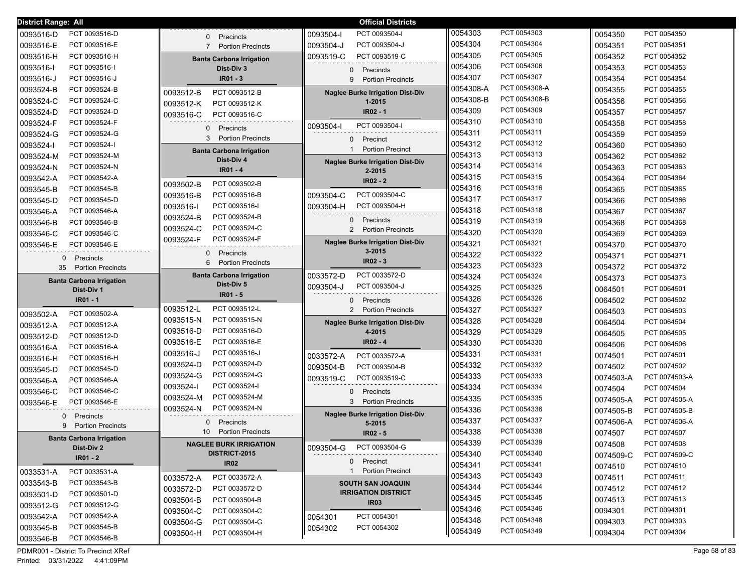**District Range: All** — **Official Districts**

| District | Precinct |
|---|---|
| 0093516-D | PCT 0093516-D |
| 0093516-E | PCT 0093516-E |
| 0093516-H | PCT 0093516-H |
| 0093516-I | PCT 0093516-I |
| 0093516-J | PCT 0093516-J |
| 0093524-B | PCT 0093524-B |
| 0093524-C | PCT 0093524-C |
| 0093524-D | PCT 0093524-D |
| 0093524-F | PCT 0093524-F |
| 0093524-G | PCT 0093524-G |
| 0093524-I | PCT 0093524-I |
| 0093524-M | PCT 0093524-M |
| 0093524-N | PCT 0093524-N |
| 0093542-A | PCT 0093542-A |
| 0093545-B | PCT 0093545-B |
| 0093545-D | PCT 0093545-D |
| 0093546-A | PCT 0093546-A |
| 0093546-B | PCT 0093546-B |
| 0093546-C | PCT 0093546-C |
| 0093546-E | PCT 0093546-E |

0 Precincts
35 Portion Precincts

## Banta Carbona Irrigation Dist-Div 1
**IR01 - 1**

| District | Precinct |
|---|---|
| 0093502-A | PCT 0093502-A |
| 0093512-A | PCT 0093512-A |
| 0093512-D | PCT 0093512-D |
| 0093516-A | PCT 0093516-A |
| 0093516-H | PCT 0093516-H |
| 0093545-D | PCT 0093545-D |
| 0093546-A | PCT 0093546-A |
| 0093546-C | PCT 0093546-C |
| 0093546-E | PCT 0093546-E |

0 Precincts
9 Portion Precincts

## Banta Carbona Irrigation Dist-Div 2
**IR01 - 2**

| District | Precinct |
|---|---|
| 0033531-A | PCT 0033531-A |
| 0033543-B | PCT 0033543-B |
| 0093501-D | PCT 0093501-D |
| 0093512-G | PCT 0093512-G |
| 0093542-A | PCT 0093542-A |
| 0093545-B | PCT 0093545-B |
| 0093546-B | PCT 0093546-B |

0 Precincts
7 Portion Precincts

## Banta Carbona Irrigation Dist-Div 3
**IR01 - 3**

| District | Precinct |
|---|---|
| 0093512-B | PCT 0093512-B |
| 0093512-K | PCT 0093512-K |
| 0093516-C | PCT 0093516-C |

0 Precincts
3 Portion Precincts

## Banta Carbona Irrigation Dist-Div 4
**IR01 - 4**

| District | Precinct |
|---|---|
| 0093502-B | PCT 0093502-B |
| 0093516-B | PCT 0093516-B |
| 0093516-I | PCT 0093516-I |
| 0093524-B | PCT 0093524-B |
| 0093524-C | PCT 0093524-C |
| 0093524-F | PCT 0093524-F |

0 Precincts
6 Portion Precincts

## Banta Carbona Irrigation Dist-Div 5
**IR01 - 5**

| District | Precinct |
|---|---|
| 0093512-L | PCT 0093512-L |
| 0093515-N | PCT 0093515-N |
| 0093516-D | PCT 0093516-D |
| 0093516-E | PCT 0093516-E |
| 0093516-J | PCT 0093516-J |
| 0093524-D | PCT 0093524-D |
| 0093524-G | PCT 0093524-G |
| 0093524-I | PCT 0093524-I |
| 0093524-M | PCT 0093524-M |
| 0093524-N | PCT 0093524-N |

0 Precincts
10 Portion Precincts

## NAGLEE BURK IRRIGATION DISTRICT-2015
**IR02**

| District | Precinct |
|---|---|
| 0033572-A | PCT 0033572-A |
| 0033572-D | PCT 0033572-D |
| 0093504-B | PCT 0093504-B |
| 0093504-C | PCT 0093504-C |
| 0093504-G | PCT 0093504-G |
| 0093504-H | PCT 0093504-H |
| 0093504-I | PCT 0093504-I |
| 0093504-J | PCT 0093504-J |
| 0093519-C | PCT 0093519-C |

0 Precincts
9 Portion Precincts

## Naglee Burke Irrigation Dist-Div 1-2015
**IR02 - 1**

| District | Precinct |
|---|---|
| 0093504-I | PCT 0093504-I |

0 Precinct
1 Portion Precinct

## Naglee Burke Irrigation Dist-Div 2-2015
**IR02 - 2**

| District | Precinct |
|---|---|
| 0093504-C | PCT 0093504-C |
| 0093504-H | PCT 0093504-H |

0 Precincts
2 Portion Precincts

## Naglee Burke Irrigation Dist-Div 3-2015
**IR02 - 3**

| District | Precinct |
|---|---|
| 0033572-D | PCT 0033572-D |
| 0093504-J | PCT 0093504-J |

0 Precincts
2 Portion Precincts

## Naglee Burke Irrigation Dist-Div 4-2015
**IR02 - 4**

| District | Precinct |
|---|---|
| 0033572-A | PCT 0033572-A |
| 0093504-B | PCT 0093504-B |
| 0093519-C | PCT 0093519-C |

0 Precincts
3 Portion Precincts

## Naglee Burke Irrigation Dist-Div 5-2015
**IR02 - 5**

| District | Precinct |
|---|---|
| 0093504-G | PCT 0093504-G |

0 Precinct
1 Portion Precinct

## SOUTH SAN JOAQUIN IRRIGATION DISTRICT
**IR03**

| District | Precinct |
|---|---|
| 0054301 | PCT 0054301 |
| 0054302 | PCT 0054302 |
| 0054303 | PCT 0054303 |
| 0054304 | PCT 0054304 |
| 0054305 | PCT 0054305 |
| 0054306 | PCT 0054306 |
| 0054307 | PCT 0054307 |
| 0054308-A | PCT 0054308-A |
| 0054308-B | PCT 0054308-B |
| 0054309 | PCT 0054309 |
| 0054310 | PCT 0054310 |
| 0054311 | PCT 0054311 |
| 0054312 | PCT 0054312 |
| 0054313 | PCT 0054313 |
| 0054314 | PCT 0054314 |
| 0054315 | PCT 0054315 |
| 0054316 | PCT 0054316 |
| 0054317 | PCT 0054317 |
| 0054318 | PCT 0054318 |
| 0054319 | PCT 0054319 |
| 0054320 | PCT 0054320 |
| 0054321 | PCT 0054321 |
| 0054322 | PCT 0054322 |
| 0054323 | PCT 0054323 |
| 0054324 | PCT 0054324 |
| 0054325 | PCT 0054325 |
| 0054326 | PCT 0054326 |
| 0054327 | PCT 0054327 |
| 0054328 | PCT 0054328 |
| 0054329 | PCT 0054329 |
| 0054330 | PCT 0054330 |
| 0054331 | PCT 0054331 |
| 0054332 | PCT 0054332 |
| 0054333 | PCT 0054333 |
| 0054334 | PCT 0054334 |
| 0054335 | PCT 0054335 |
| 0054336 | PCT 0054336 |
| 0054337 | PCT 0054337 |
| 0054338 | PCT 0054338 |
| 0054339 | PCT 0054339 |
| 0054340 | PCT 0054340 |
| 0054341 | PCT 0054341 |
| 0054343 | PCT 0054343 |
| 0054344 | PCT 0054344 |
| 0054345 | PCT 0054345 |
| 0054346 | PCT 0054346 |
| 0054348 | PCT 0054348 |
| 0054349 | PCT 0054349 |
| 0054350 | PCT 0054350 |
| 0054351 | PCT 0054351 |
| 0054352 | PCT 0054352 |
| 0054353 | PCT 0054353 |
| 0054354 | PCT 0054354 |
| 0054355 | PCT 0054355 |
| 0054356 | PCT 0054356 |
| 0054357 | PCT 0054357 |
| 0054358 | PCT 0054358 |
| 0054359 | PCT 0054359 |
| 0054360 | PCT 0054360 |
| 0054362 | PCT 0054362 |
| 0054363 | PCT 0054363 |
| 0054364 | PCT 0054364 |
| 0054365 | PCT 0054365 |
| 0054366 | PCT 0054366 |
| 0054367 | PCT 0054367 |
| 0054368 | PCT 0054368 |
| 0054369 | PCT 0054369 |
| 0054370 | PCT 0054370 |
| 0054371 | PCT 0054371 |
| 0054372 | PCT 0054372 |
| 0054373 | PCT 0054373 |
| 0064501 | PCT 0064501 |
| 0064502 | PCT 0064502 |
| 0064503 | PCT 0064503 |
| 0064504 | PCT 0064504 |
| 0064505 | PCT 0064505 |
| 0064506 | PCT 0064506 |
| 0074501 | PCT 0074501 |
| 0074502 | PCT 0074502 |
| 0074503-A | PCT 0074503-A |
| 0074504 | PCT 0074504 |
| 0074505-A | PCT 0074505-A |
| 0074505-B | PCT 0074505-B |
| 0074506-A | PCT 0074506-A |
| 0074507 | PCT 0074507 |
| 0074508 | PCT 0074508 |
| 0074509-C | PCT 0074509-C |
| 0074510 | PCT 0074510 |
| 0074511 | PCT 0074511 |
| 0074512 | PCT 0074512 |
| 0074513 | PCT 0074513 |
| 0094301 | PCT 0094301 |
| 0094303 | PCT 0094303 |
| 0094304 | PCT 0094304 |

PDMR001 - District To Precinct XRef
Printed: 03/31/2022 4:41:09PM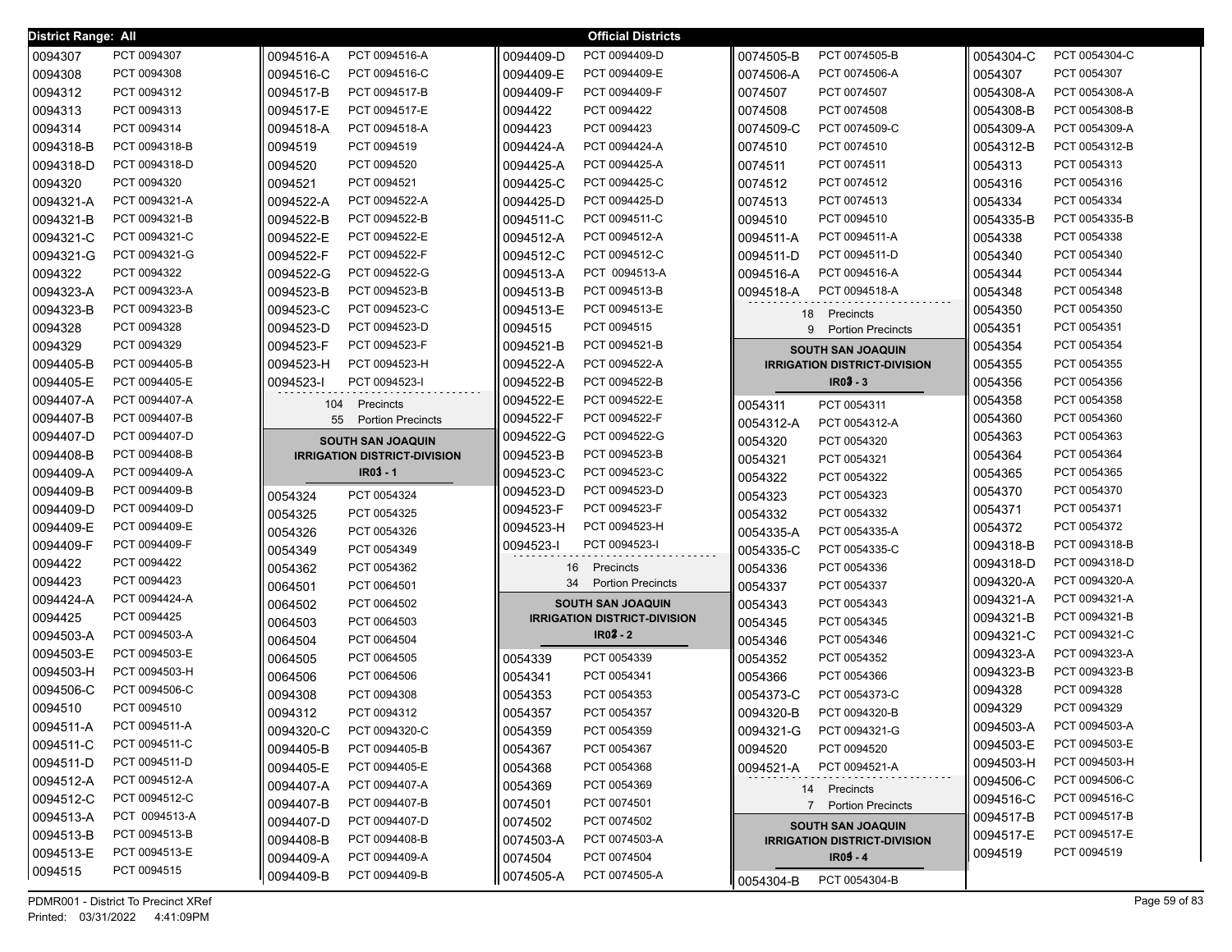**District Range: All** — **Official Districts**

| District | Precinct |
|---|---|
| 0094307 | PCT 0094307 |
| 0094308 | PCT 0094308 |
| 0094312 | PCT 0094312 |
| 0094313 | PCT 0094313 |
| 0094314 | PCT 0094314 |
| 0094318-B | PCT 0094318-B |
| 0094318-D | PCT 0094318-D |
| 0094320 | PCT 0094320 |
| 0094321-A | PCT 0094321-A |
| 0094321-B | PCT 0094321-B |
| 0094321-C | PCT 0094321-C |
| 0094321-G | PCT 0094321-G |
| 0094322 | PCT 0094322 |
| 0094323-A | PCT 0094323-A |
| 0094323-B | PCT 0094323-B |
| 0094328 | PCT 0094328 |
| 0094329 | PCT 0094329 |
| 0094405-B | PCT 0094405-B |
| 0094405-E | PCT 0094405-E |
| 0094407-A | PCT 0094407-A |
| 0094407-B | PCT 0094407-B |
| 0094407-D | PCT 0094407-D |
| 0094408-B | PCT 0094408-B |
| 0094409-A | PCT 0094409-A |
| 0094409-B | PCT 0094409-B |
| 0094409-D | PCT 0094409-D |
| 0094409-E | PCT 0094409-E |
| 0094409-F | PCT 0094409-F |
| 0094422 | PCT 0094422 |
| 0094423 | PCT 0094423 |
| 0094424-A | PCT 0094424-A |
| 0094425 | PCT 0094425 |
| 0094503-A | PCT 0094503-A |
| 0094503-E | PCT 0094503-E |
| 0094503-H | PCT 0094503-H |
| 0094506-C | PCT 0094506-C |
| 0094510 | PCT 0094510 |
| 0094511-A | PCT 0094511-A |
| 0094511-C | PCT 0094511-C |
| 0094511-D | PCT 0094511-D |
| 0094512-A | PCT 0094512-A |
| 0094512-C | PCT 0094512-C |
| 0094513-A | PCT 0094513-A |
| 0094513-B | PCT 0094513-B |
| 0094513-E | PCT 0094513-E |
| 0094515 | PCT 0094515 |
| 0094516-A | PCT 0094516-A |
| 0094516-C | PCT 0094516-C |
| 0094517-B | PCT 0094517-B |
| 0094517-E | PCT 0094517-E |
| 0094518-A | PCT 0094518-A |
| 0094519 | PCT 0094519 |
| 0094520 | PCT 0094520 |
| 0094521 | PCT 0094521 |
| 0094522-A | PCT 0094522-A |
| 0094522-B | PCT 0094522-B |
| 0094522-E | PCT 0094522-E |
| 0094522-F | PCT 0094522-F |
| 0094522-G | PCT 0094522-G |
| 0094523-B | PCT 0094523-B |
| 0094523-C | PCT 0094523-C |
| 0094523-D | PCT 0094523-D |
| 0094523-F | PCT 0094523-F |
| 0094523-H | PCT 0094523-H |
| 0094523-I | PCT 0094523-I |

104 Precincts
55 Portion Precincts

**SOUTH SAN JOAQUIN IRRIGATION DISTRICT-DIVISION**
**IR03 - 1**

| District | Precinct |
|---|---|
| 0054324 | PCT 0054324 |
| 0054325 | PCT 0054325 |
| 0054326 | PCT 0054326 |
| 0054349 | PCT 0054349 |
| 0054362 | PCT 0054362 |
| 0064501 | PCT 0064501 |
| 0064502 | PCT 0064502 |
| 0064503 | PCT 0064503 |
| 0064504 | PCT 0064504 |
| 0064505 | PCT 0064505 |
| 0064506 | PCT 0064506 |
| 0094308 | PCT 0094308 |
| 0094312 | PCT 0094312 |
| 0094320-C | PCT 0094320-C |
| 0094405-B | PCT 0094405-B |
| 0094405-E | PCT 0094405-E |
| 0094407-A | PCT 0094407-A |
| 0094407-B | PCT 0094407-B |
| 0094407-D | PCT 0094407-D |
| 0094408-B | PCT 0094408-B |
| 0094409-A | PCT 0094409-A |
| 0094409-B | PCT 0094409-B |
| 0094409-D | PCT 0094409-D |
| 0094409-E | PCT 0094409-E |
| 0094409-F | PCT 0094409-F |
| 0094422 | PCT 0094422 |
| 0094423 | PCT 0094423 |
| 0094424-A | PCT 0094424-A |
| 0094425-A | PCT 0094425-A |
| 0094425-C | PCT 0094425-C |
| 0094425-D | PCT 0094425-D |
| 0094511-C | PCT 0094511-C |
| 0094512-A | PCT 0094512-A |
| 0094512-C | PCT 0094512-C |
| 0094513-A | PCT 0094513-A |
| 0094513-B | PCT 0094513-B |
| 0094513-E | PCT 0094513-E |
| 0094515 | PCT 0094515 |
| 0094521-B | PCT 0094521-B |
| 0094522-A | PCT 0094522-A |
| 0094522-B | PCT 0094522-B |
| 0094522-E | PCT 0094522-E |
| 0094522-F | PCT 0094522-F |
| 0094522-G | PCT 0094522-G |
| 0094523-B | PCT 0094523-B |
| 0094523-C | PCT 0094523-C |
| 0094523-D | PCT 0094523-D |
| 0094523-F | PCT 0094523-F |
| 0094523-H | PCT 0094523-H |
| 0094523-I | PCT 0094523-I |

16 Precincts
34 Portion Precincts

**SOUTH SAN JOAQUIN IRRIGATION DISTRICT-DIVISION**
**IR02 - 2**

| District | Precinct |
|---|---|
| 0054339 | PCT 0054339 |
| 0054341 | PCT 0054341 |
| 0054353 | PCT 0054353 |
| 0054357 | PCT 0054357 |
| 0054359 | PCT 0054359 |
| 0054367 | PCT 0054367 |
| 0054368 | PCT 0054368 |
| 0054369 | PCT 0054369 |
| 0074501 | PCT 0074501 |
| 0074502 | PCT 0074502 |
| 0074503-A | PCT 0074503-A |
| 0074504 | PCT 0074504 |
| 0074505-A | PCT 0074505-A |
| 0074505-B | PCT 0074505-B |
| 0074506-A | PCT 0074506-A |
| 0074507 | PCT 0074507 |
| 0074508 | PCT 0074508 |
| 0074509-C | PCT 0074509-C |
| 0074510 | PCT 0074510 |
| 0074511 | PCT 0074511 |
| 0074512 | PCT 0074512 |
| 0074513 | PCT 0074513 |
| 0094510 | PCT 0094510 |
| 0094511-A | PCT 0094511-A |
| 0094511-D | PCT 0094511-D |
| 0094516-A | PCT 0094516-A |
| 0094518-A | PCT 0094518-A |

18 Precincts
9 Portion Precincts

**SOUTH SAN JOAQUIN IRRIGATION DISTRICT-DIVISION**
**IR03 - 3**

| District | Precinct |
|---|---|
| 0054311 | PCT 0054311 |
| 0054312-A | PCT 0054312-A |
| 0054320 | PCT 0054320 |
| 0054321 | PCT 0054321 |
| 0054322 | PCT 0054322 |
| 0054323 | PCT 0054323 |
| 0054332 | PCT 0054332 |
| 0054335-A | PCT 0054335-A |
| 0054335-C | PCT 0054335-C |
| 0054336 | PCT 0054336 |
| 0054337 | PCT 0054337 |
| 0054343 | PCT 0054343 |
| 0054345 | PCT 0054345 |
| 0054346 | PCT 0054346 |
| 0054352 | PCT 0054352 |
| 0054366 | PCT 0054366 |
| 0054373-C | PCT 0054373-C |
| 0094320-B | PCT 0094320-B |
| 0094321-G | PCT 0094321-G |
| 0094520 | PCT 0094520 |
| 0094521-A | PCT 0094521-A |

14 Precincts
7 Portion Precincts

**SOUTH SAN JOAQUIN IRRIGATION DISTRICT-DIVISION**
**IR05 - 4**

| District | Precinct |
|---|---|
| 0054304-B | PCT 0054304-B |
| 0054304-C | PCT 0054304-C |
| 0054307 | PCT 0054307 |
| 0054308-A | PCT 0054308-A |
| 0054308-B | PCT 0054308-B |
| 0054309-A | PCT 0054309-A |
| 0054312-B | PCT 0054312-B |
| 0054313 | PCT 0054313 |
| 0054316 | PCT 0054316 |
| 0054334 | PCT 0054334 |
| 0054335-B | PCT 0054335-B |
| 0054338 | PCT 0054338 |
| 0054340 | PCT 0054340 |
| 0054344 | PCT 0054344 |
| 0054348 | PCT 0054348 |
| 0054350 | PCT 0054350 |
| 0054351 | PCT 0054351 |
| 0054354 | PCT 0054354 |
| 0054355 | PCT 0054355 |
| 0054356 | PCT 0054356 |
| 0054358 | PCT 0054358 |
| 0054360 | PCT 0054360 |
| 0054363 | PCT 0054363 |
| 0054364 | PCT 0054364 |
| 0054365 | PCT 0054365 |
| 0054370 | PCT 0054370 |
| 0054371 | PCT 0054371 |
| 0054372 | PCT 0054372 |
| 0094318-B | PCT 0094318-B |
| 0094318-D | PCT 0094318-D |
| 0094320-A | PCT 0094320-A |
| 0094321-A | PCT 0094321-A |
| 0094321-B | PCT 0094321-B |
| 0094321-C | PCT 0094321-C |
| 0094323-A | PCT 0094323-A |
| 0094323-B | PCT 0094323-B |
| 0094328 | PCT 0094328 |
| 0094329 | PCT 0094329 |
| 0094503-A | PCT 0094503-A |
| 0094503-E | PCT 0094503-E |
| 0094503-H | PCT 0094503-H |
| 0094506-C | PCT 0094506-C |
| 0094516-C | PCT 0094516-C |
| 0094517-B | PCT 0094517-B |
| 0094517-E | PCT 0094517-E |
| 0094519 | PCT 0094519 |

PDMR001 - District To Precinct XRef
Printed: 03/31/2022 4:41:09PM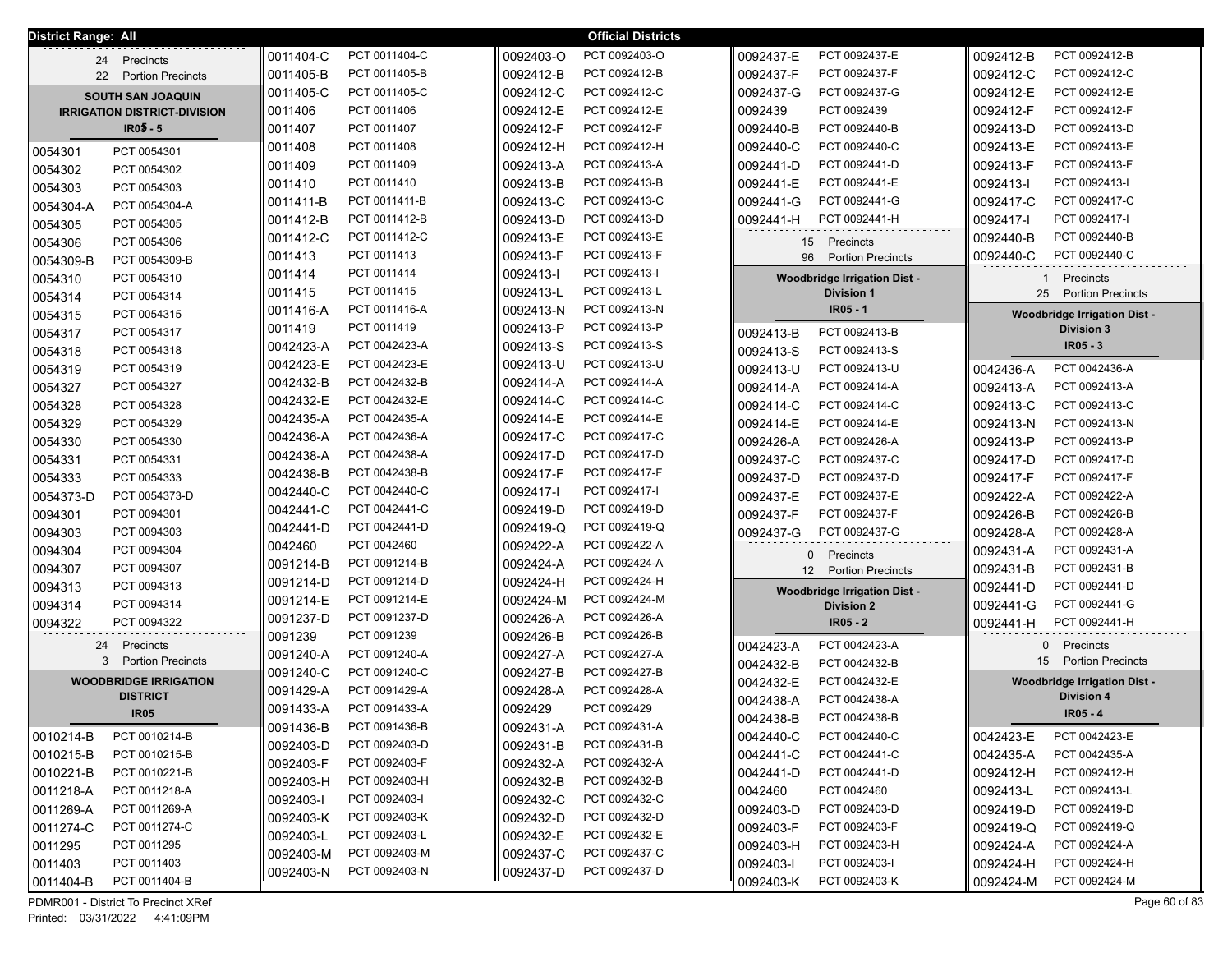District Range: All

Official Districts

24 Precincts
22 Portion Precincts

## SOUTH SAN JOAQUIN IRRIGATION DISTRICT-DIVISION IR05 - 5

| | |
|---|---|
| 0054301 | PCT 0054301 |
| 0054302 | PCT 0054302 |
| 0054303 | PCT 0054303 |
| 0054304-A | PCT 0054304-A |
| 0054305 | PCT 0054305 |
| 0054306 | PCT 0054306 |
| 0054309-B | PCT 0054309-B |
| 0054310 | PCT 0054310 |
| 0054314 | PCT 0054314 |
| 0054315 | PCT 0054315 |
| 0054317 | PCT 0054317 |
| 0054318 | PCT 0054318 |
| 0054319 | PCT 0054319 |
| 0054327 | PCT 0054327 |
| 0054328 | PCT 0054328 |
| 0054329 | PCT 0054329 |
| 0054330 | PCT 0054330 |
| 0054331 | PCT 0054331 |
| 0054333 | PCT 0054333 |
| 0054373-D | PCT 0054373-D |
| 0094301 | PCT 0094301 |
| 0094303 | PCT 0094303 |
| 0094304 | PCT 0094304 |
| 0094307 | PCT 0094307 |
| 0094313 | PCT 0094313 |
| 0094314 | PCT 0094314 |
| 0094322 | PCT 0094322 |

24 Precincts
3 Portion Precincts

## WOODBRIDGE IRRIGATION DISTRICT IR05

| | |
|---|---|
| 0010214-B | PCT 0010214-B |
| 0010215-B | PCT 0010215-B |
| 0010221-B | PCT 0010221-B |
| 0011218-A | PCT 0011218-A |
| 0011269-A | PCT 0011269-A |
| 0011274-C | PCT 0011274-C |
| 0011295 | PCT 0011295 |
| 0011403 | PCT 0011403 |
| 0011404-B | PCT 0011404-B |
| 0011404-C | PCT 0011404-C |
| 0011405-B | PCT 0011405-B |
| 0011405-C | PCT 0011405-C |
| 0011406 | PCT 0011406 |
| 0011407 | PCT 0011407 |
| 0011408 | PCT 0011408 |
| 0011409 | PCT 0011409 |
| 0011410 | PCT 0011410 |
| 0011411-B | PCT 0011411-B |
| 0011412-B | PCT 0011412-B |
| 0011412-C | PCT 0011412-C |
| 0011413 | PCT 0011413 |
| 0011414 | PCT 0011414 |
| 0011415 | PCT 0011415 |
| 0011416-A | PCT 0011416-A |
| 0011419 | PCT 0011419 |
| 0042423-A | PCT 0042423-A |
| 0042423-E | PCT 0042423-E |
| 0042432-B | PCT 0042432-B |
| 0042432-E | PCT 0042432-E |
| 0042435-A | PCT 0042435-A |
| 0042436-A | PCT 0042436-A |
| 0042438-A | PCT 0042438-A |
| 0042438-B | PCT 0042438-B |
| 0042440-C | PCT 0042440-C |
| 0042441-C | PCT 0042441-C |
| 0042441-D | PCT 0042441-D |
| 0042460 | PCT 0042460 |
| 0091214-B | PCT 0091214-B |
| 0091214-D | PCT 0091214-D |
| 0091214-E | PCT 0091214-E |
| 0091237-D | PCT 0091237-D |
| 0091239 | PCT 0091239 |
| 0091240-A | PCT 0091240-A |
| 0091240-C | PCT 0091240-C |
| 0091429-A | PCT 0091429-A |
| 0091433-A | PCT 0091433-A |
| 0091436-B | PCT 0091436-B |
| 0092403-D | PCT 0092403-D |
| 0092403-F | PCT 0092403-F |
| 0092403-H | PCT 0092403-H |
| 0092403-I | PCT 0092403-I |
| 0092403-K | PCT 0092403-K |
| 0092403-L | PCT 0092403-L |
| 0092403-M | PCT 0092403-M |
| 0092403-N | PCT 0092403-N |
| 0092403-O | PCT 0092403-O |
| 0092412-B | PCT 0092412-B |
| 0092412-C | PCT 0092412-C |
| 0092412-E | PCT 0092412-E |
| 0092412-F | PCT 0092412-F |
| 0092412-H | PCT 0092412-H |
| 0092413-A | PCT 0092413-A |
| 0092413-B | PCT 0092413-B |
| 0092413-C | PCT 0092413-C |
| 0092413-D | PCT 0092413-D |
| 0092413-E | PCT 0092413-E |
| 0092413-F | PCT 0092413-F |
| 0092413-I | PCT 0092413-I |
| 0092413-L | PCT 0092413-L |
| 0092413-N | PCT 0092413-N |
| 0092413-P | PCT 0092413-P |
| 0092413-S | PCT 0092413-S |
| 0092413-U | PCT 0092413-U |
| 0092414-A | PCT 0092414-A |
| 0092414-C | PCT 0092414-C |
| 0092414-E | PCT 0092414-E |
| 0092417-C | PCT 0092417-C |
| 0092417-D | PCT 0092417-D |
| 0092417-F | PCT 0092417-F |
| 0092417-I | PCT 0092417-I |
| 0092419-D | PCT 0092419-D |
| 0092419-Q | PCT 0092419-Q |
| 0092422-A | PCT 0092422-A |
| 0092424-A | PCT 0092424-A |
| 0092424-H | PCT 0092424-H |
| 0092424-M | PCT 0092424-M |
| 0092426-A | PCT 0092426-A |
| 0092426-B | PCT 0092426-B |
| 0092427-A | PCT 0092427-A |
| 0092427-B | PCT 0092427-B |
| 0092428-A | PCT 0092428-A |
| 0092429 | PCT 0092429 |
| 0092431-A | PCT 0092431-A |
| 0092431-B | PCT 0092431-B |
| 0092432-A | PCT 0092432-A |
| 0092432-B | PCT 0092432-B |
| 0092432-C | PCT 0092432-C |
| 0092432-D | PCT 0092432-D |
| 0092432-E | PCT 0092432-E |
| 0092437-C | PCT 0092437-C |
| 0092437-D | PCT 0092437-D |
| 0092437-E | PCT 0092437-E |
| 0092437-F | PCT 0092437-F |
| 0092437-G | PCT 0092437-G |
| 0092439 | PCT 0092439 |
| 0092440-B | PCT 0092440-B |
| 0092440-C | PCT 0092440-C |
| 0092441-D | PCT 0092441-D |
| 0092441-E | PCT 0092441-E |
| 0092441-G | PCT 0092441-G |
| 0092441-H | PCT 0092441-H |

15 Precincts
96 Portion Precincts

## Woodbridge Irrigation Dist - Division 1 IR05 - 1

| | |
|---|---|
| 0092413-B | PCT 0092413-B |
| 0092413-S | PCT 0092413-S |
| 0092413-U | PCT 0092413-U |
| 0092414-A | PCT 0092414-A |
| 0092414-C | PCT 0092414-C |
| 0092414-E | PCT 0092414-E |
| 0092426-A | PCT 0092426-A |
| 0092437-C | PCT 0092437-C |
| 0092437-D | PCT 0092437-D |
| 0092437-E | PCT 0092437-E |
| 0092437-F | PCT 0092437-F |
| 0092437-G | PCT 0092437-G |

0 Precincts
12 Portion Precincts

## Woodbridge Irrigation Dist - Division 2 IR05 - 2

| | |
|---|---|
| 0042423-A | PCT 0042423-A |
| 0042432-B | PCT 0042432-B |
| 0042432-E | PCT 0042432-E |
| 0042438-A | PCT 0042438-A |
| 0042438-B | PCT 0042438-B |
| 0042440-C | PCT 0042440-C |
| 0042441-C | PCT 0042441-C |
| 0042441-D | PCT 0042441-D |
| 0042460 | PCT 0042460 |
| 0092403-D | PCT 0092403-D |
| 0092403-F | PCT 0092403-F |
| 0092403-H | PCT 0092403-H |
| 0092403-I | PCT 0092403-I |
| 0092403-K | PCT 0092403-K |
| 0092412-B | PCT 0092412-B |
| 0092412-C | PCT 0092412-C |
| 0092412-E | PCT 0092412-E |
| 0092412-F | PCT 0092412-F |
| 0092413-D | PCT 0092413-D |
| 0092413-E | PCT 0092413-E |
| 0092413-F | PCT 0092413-F |
| 0092413-I | PCT 0092413-I |
| 0092417-C | PCT 0092417-C |
| 0092417-I | PCT 0092417-I |
| 0092440-B | PCT 0092440-B |
| 0092440-C | PCT 0092440-C |

1 Precincts
25 Portion Precincts

## Woodbridge Irrigation Dist - Division 3 IR05 - 3

| | |
|---|---|
| 0042436-A | PCT 0042436-A |
| 0092413-A | PCT 0092413-A |
| 0092413-C | PCT 0092413-C |
| 0092413-N | PCT 0092413-N |
| 0092413-P | PCT 0092413-P |
| 0092417-D | PCT 0092417-D |
| 0092417-F | PCT 0092417-F |
| 0092422-A | PCT 0092422-A |
| 0092426-B | PCT 0092426-B |
| 0092428-A | PCT 0092428-A |
| 0092431-A | PCT 0092431-A |
| 0092431-B | PCT 0092431-B |
| 0092441-D | PCT 0092441-D |
| 0092441-G | PCT 0092441-G |
| 0092441-H | PCT 0092441-H |

0 Precincts
15 Portion Precincts

## Woodbridge Irrigation Dist - Division 4 IR05 - 4

| | |
|---|---|
| 0042423-E | PCT 0042423-E |
| 0042435-A | PCT 0042435-A |
| 0092412-H | PCT 0092412-H |
| 0092413-L | PCT 0092413-L |
| 0092419-D | PCT 0092419-D |
| 0092419-Q | PCT 0092419-Q |
| 0092424-A | PCT 0092424-A |
| 0092424-H | PCT 0092424-H |
| 0092424-M | PCT 0092424-M |

PDMR001 - District To Precinct XRef
Printed: 03/31/2022 4:41:09PM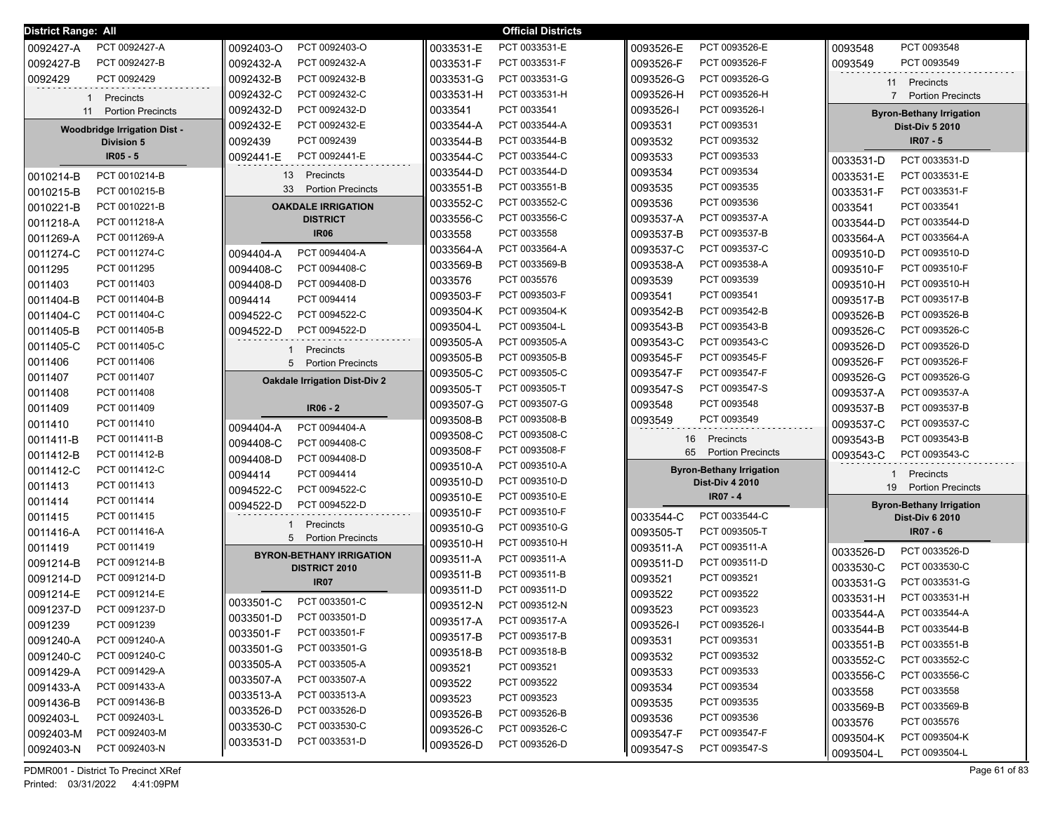**District Range: All** — **Official Districts**

| District | Precinct |
|---|---|
| 0092427-A | PCT 0092427-A |
| 0092427-B | PCT 0092427-B |
| 0092429 | PCT 0092429 |

1 Precincts
11 Portion Precincts

### Woodbridge Irrigation Dist - Division 5
### IR05 - 5

| District | Precinct |
|---|---|
| 0010214-B | PCT 0010214-B |
| 0010215-B | PCT 0010215-B |
| 0010221-B | PCT 0010221-B |
| 0011218-A | PCT 0011218-A |
| 0011269-A | PCT 0011269-A |
| 0011274-C | PCT 0011274-C |
| 0011295 | PCT 0011295 |
| 0011403 | PCT 0011403 |
| 0011404-B | PCT 0011404-B |
| 0011404-C | PCT 0011404-C |
| 0011405-B | PCT 0011405-B |
| 0011405-C | PCT 0011405-C |
| 0011406 | PCT 0011406 |
| 0011407 | PCT 0011407 |
| 0011408 | PCT 0011408 |
| 0011409 | PCT 0011409 |
| 0011410 | PCT 0011410 |
| 0011411-B | PCT 0011411-B |
| 0011412-B | PCT 0011412-B |
| 0011412-C | PCT 0011412-C |
| 0011413 | PCT 0011413 |
| 0011414 | PCT 0011414 |
| 0011415 | PCT 0011415 |
| 0011416-A | PCT 0011416-A |
| 0011419 | PCT 0011419 |
| 0091214-B | PCT 0091214-B |
| 0091214-D | PCT 0091214-D |
| 0091214-E | PCT 0091214-E |
| 0091237-D | PCT 0091237-D |
| 0091239 | PCT 0091239 |
| 0091240-A | PCT 0091240-A |
| 0091240-C | PCT 0091240-C |
| 0091429-A | PCT 0091429-A |
| 0091433-A | PCT 0091433-A |
| 0091436-B | PCT 0091436-B |
| 0092403-L | PCT 0092403-L |
| 0092403-M | PCT 0092403-M |
| 0092403-N | PCT 0092403-N |
| 0092403-O | PCT 0092403-O |
| 0092432-A | PCT 0092432-A |
| 0092432-B | PCT 0092432-B |
| 0092432-C | PCT 0092432-C |
| 0092432-D | PCT 0092432-D |
| 0092432-E | PCT 0092432-E |
| 0092439 | PCT 0092439 |
| 0092441-E | PCT 0092441-E |

13 Precincts
33 Portion Precincts

### OAKDALE IRRIGATION DISTRICT
### IR06

| District | Precinct |
|---|---|
| 0094404-A | PCT 0094404-A |
| 0094408-C | PCT 0094408-C |
| 0094408-D | PCT 0094408-D |
| 0094414 | PCT 0094414 |
| 0094522-C | PCT 0094522-C |
| 0094522-D | PCT 0094522-D |

1 Precincts
5 Portion Precincts

### Oakdale Irrigation Dist-Div 2
### IR06 - 2

| District | Precinct |
|---|---|
| 0094404-A | PCT 0094404-A |
| 0094408-C | PCT 0094408-C |
| 0094408-D | PCT 0094408-D |
| 0094414 | PCT 0094414 |
| 0094522-C | PCT 0094522-C |
| 0094522-D | PCT 0094522-D |

1 Precincts
5 Portion Precincts

### BYRON-BETHANY IRRIGATION DISTRICT 2010
### IR07

| District | Precinct |
|---|---|
| 0033501-C | PCT 0033501-C |
| 0033501-D | PCT 0033501-D |
| 0033501-F | PCT 0033501-F |
| 0033501-G | PCT 0033501-G |
| 0033505-A | PCT 0033505-A |
| 0033507-A | PCT 0033507-A |
| 0033513-A | PCT 0033513-A |
| 0033526-D | PCT 0033526-D |
| 0033530-C | PCT 0033530-C |
| 0033531-D | PCT 0033531-D |
| 0033531-E | PCT 0033531-E |
| 0033531-F | PCT 0033531-F |
| 0033531-G | PCT 0033531-G |
| 0033531-H | PCT 0033531-H |
| 0033541 | PCT 0033541 |
| 0033544-A | PCT 0033544-A |
| 0033544-B | PCT 0033544-B |
| 0033544-C | PCT 0033544-C |
| 0033544-D | PCT 0033544-D |
| 0033551-B | PCT 0033551-B |
| 0033552-C | PCT 0033552-C |
| 0033556-C | PCT 0033556-C |
| 0033558 | PCT 0033558 |
| 0033564-A | PCT 0033564-A |
| 0033569-B | PCT 0033569-B |
| 0033576 | PCT 0035576 |
| 0093503-F | PCT 0093503-F |
| 0093504-K | PCT 0093504-K |
| 0093504-L | PCT 0093504-L |
| 0093505-A | PCT 0093505-A |
| 0093505-B | PCT 0093505-B |
| 0093505-C | PCT 0093505-C |
| 0093505-T | PCT 0093505-T |
| 0093507-G | PCT 0093507-G |
| 0093508-B | PCT 0093508-B |
| 0093508-C | PCT 0093508-C |
| 0093508-F | PCT 0093508-F |
| 0093510-A | PCT 0093510-A |
| 0093510-D | PCT 0093510-D |
| 0093510-E | PCT 0093510-E |
| 0093510-F | PCT 0093510-F |
| 0093510-G | PCT 0093510-G |
| 0093510-H | PCT 0093510-H |
| 0093511-A | PCT 0093511-A |
| 0093511-B | PCT 0093511-B |
| 0093511-D | PCT 0093511-D |
| 0093512-N | PCT 0093512-N |
| 0093517-A | PCT 0093517-A |
| 0093517-B | PCT 0093517-B |
| 0093518-B | PCT 0093518-B |
| 0093521 | PCT 0093521 |
| 0093522 | PCT 0093522 |
| 0093523 | PCT 0093523 |
| 0093526-B | PCT 0093526-B |
| 0093526-C | PCT 0093526-C |
| 0093526-D | PCT 0093526-D |
| 0093526-E | PCT 0093526-E |
| 0093526-F | PCT 0093526-F |
| 0093526-G | PCT 0093526-G |
| 0093526-H | PCT 0093526-H |
| 0093526-I | PCT 0093526-I |
| 0093531 | PCT 0093531 |
| 0093532 | PCT 0093532 |
| 0093533 | PCT 0093533 |
| 0093534 | PCT 0093534 |
| 0093535 | PCT 0093535 |
| 0093536 | PCT 0093536 |
| 0093537-A | PCT 0093537-A |
| 0093537-B | PCT 0093537-B |
| 0093537-C | PCT 0093537-C |
| 0093538-A | PCT 0093538-A |
| 0093539 | PCT 0093539 |
| 0093541 | PCT 0093541 |
| 0093542-B | PCT 0093542-B |
| 0093543-B | PCT 0093543-B |
| 0093543-C | PCT 0093543-C |
| 0093545-F | PCT 0093545-F |
| 0093547-F | PCT 0093547-F |
| 0093547-S | PCT 0093547-S |
| 0093548 | PCT 0093548 |
| 0093549 | PCT 0093549 |

16 Precincts
65 Portion Precincts

### Byron-Bethany Irrigation Dist-Div 4 2010
### IR07 - 4

| District | Precinct |
|---|---|
| 0033544-C | PCT 0033544-C |
| 0093505-T | PCT 0093505-T |
| 0093511-A | PCT 0093511-A |
| 0093511-D | PCT 0093511-D |
| 0093521 | PCT 0093521 |
| 0093522 | PCT 0093522 |
| 0093523 | PCT 0093523 |
| 0093526-I | PCT 0093526-I |
| 0093531 | PCT 0093531 |
| 0093532 | PCT 0093532 |
| 0093533 | PCT 0093533 |
| 0093534 | PCT 0093534 |
| 0093535 | PCT 0093535 |
| 0093536 | PCT 0093536 |
| 0093547-F | PCT 0093547-F |
| 0093547-S | PCT 0093547-S |
| 0093548 | PCT 0093548 |
| 0093549 | PCT 0093549 |

11 Precincts
7 Portion Precincts

### Byron-Bethany Irrigation Dist-Div 5 2010
### IR07 - 5

| District | Precinct |
|---|---|
| 0033531-D | PCT 0033531-D |
| 0033531-E | PCT 0033531-E |
| 0033531-F | PCT 0033531-F |
| 0033541 | PCT 0033541 |
| 0033544-D | PCT 0033544-D |
| 0033564-A | PCT 0033564-A |
| 0093510-D | PCT 0093510-D |
| 0093510-F | PCT 0093510-F |
| 0093510-H | PCT 0093510-H |
| 0093517-B | PCT 0093517-B |
| 0093526-B | PCT 0093526-B |
| 0093526-C | PCT 0093526-C |
| 0093526-D | PCT 0093526-D |
| 0093526-F | PCT 0093526-F |
| 0093526-G | PCT 0093526-G |
| 0093537-A | PCT 0093537-A |
| 0093537-B | PCT 0093537-B |
| 0093537-C | PCT 0093537-C |
| 0093543-B | PCT 0093543-B |
| 0093543-C | PCT 0093543-C |

1 Precincts
19 Portion Precincts

### Byron-Bethany Irrigation Dist-Div 6 2010
### IR07 - 6

| District | Precinct |
|---|---|
| 0033526-D | PCT 0033526-D |
| 0033530-C | PCT 0033530-C |
| 0033531-G | PCT 0033531-G |
| 0033531-H | PCT 0033531-H |
| 0033544-A | PCT 0033544-A |
| 0033544-B | PCT 0033544-B |
| 0033551-B | PCT 0033551-B |
| 0033552-C | PCT 0033552-C |
| 0033556-C | PCT 0033556-C |
| 0033558 | PCT 0033558 |
| 0033569-B | PCT 0033569-B |
| 0033576 | PCT 0035576 |
| 0093504-K | PCT 0093504-K |
| 0093504-L | PCT 0093504-L |

PDMR001 - District To Precinct XRef
Printed: 03/31/2022 4:41:09PM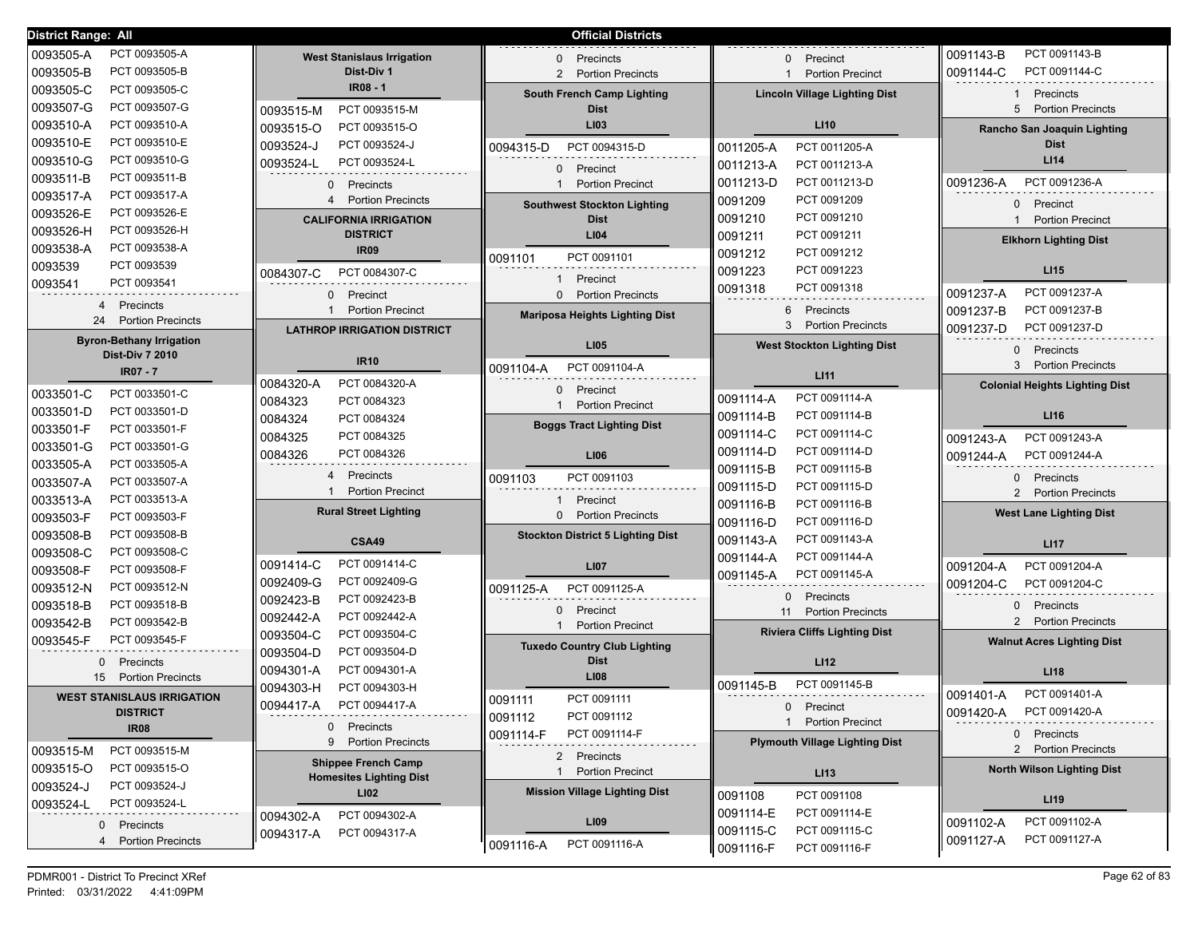**District Range: All** — **Official Districts**

| Precinct | Name |
|---|---|
| 0093505-A | PCT 0093505-A |
| 0093505-B | PCT 0093505-B |
| 0093505-C | PCT 0093505-C |
| 0093507-G | PCT 0093507-G |
| 0093510-A | PCT 0093510-A |
| 0093510-E | PCT 0093510-E |
| 0093510-G | PCT 0093510-G |
| 0093511-B | PCT 0093511-B |
| 0093517-A | PCT 0093517-A |
| 0093526-E | PCT 0093526-E |
| 0093526-H | PCT 0093526-H |
| 0093538-A | PCT 0093538-A |
| 0093539 | PCT 0093539 |
| 0093541 | PCT 0093541 |

4 Precincts
24 Portion Precincts

### Byron-Bethany Irrigation Dist-Div 7 2010 — IR07 - 7

| Precinct | Name |
|---|---|
| 0033501-C | PCT 0033501-C |
| 0033501-D | PCT 0033501-D |
| 0033501-F | PCT 0033501-F |
| 0033501-G | PCT 0033501-G |
| 0033505-A | PCT 0033505-A |
| 0033507-A | PCT 0033507-A |
| 0033513-A | PCT 0033513-A |
| 0093503-F | PCT 0093503-F |
| 0093508-B | PCT 0093508-B |
| 0093508-C | PCT 0093508-C |
| 0093508-F | PCT 0093508-F |
| 0093512-N | PCT 0093512-N |
| 0093518-B | PCT 0093518-B |
| 0093542-B | PCT 0093542-B |
| 0093545-F | PCT 0093545-F |

0 Precincts
15 Portion Precincts

### WEST STANISLAUS IRRIGATION DISTRICT — IR08

| Precinct | Name |
|---|---|
| 0093515-M | PCT 0093515-M |
| 0093515-O | PCT 0093515-O |
| 0093524-J | PCT 0093524-J |
| 0093524-L | PCT 0093524-L |

0 Precincts
4 Portion Precincts

### West Stanislaus Irrigation Dist-Div 1 — IR08 - 1

| Precinct | Name |
|---|---|
| 0093515-M | PCT 0093515-M |
| 0093515-O | PCT 0093515-O |
| 0093524-J | PCT 0093524-J |
| 0093524-L | PCT 0093524-L |

0 Precincts
4 Portion Precincts

### CALIFORNIA IRRIGATION DISTRICT — IR09

| Precinct | Name |
|---|---|
| 0084307-C | PCT 0084307-C |

0 Precinct
1 Portion Precinct

### LATHROP IRRIGATION DISTRICT — IR10

| Precinct | Name |
|---|---|
| 0084320-A | PCT 0084320-A |
| 0084323 | PCT 0084323 |
| 0084324 | PCT 0084324 |
| 0084325 | PCT 0084325 |
| 0084326 | PCT 0084326 |

4 Precincts
1 Portion Precinct

### Rural Street Lighting — CSA49

| Precinct | Name |
|---|---|
| 0091414-C | PCT 0091414-C |
| 0092409-G | PCT 0092409-G |
| 0092423-B | PCT 0092423-B |
| 0092442-A | PCT 0092442-A |
| 0093504-C | PCT 0093504-C |
| 0093504-D | PCT 0093504-D |
| 0094301-A | PCT 0094301-A |
| 0094303-H | PCT 0094303-H |
| 0094417-A | PCT 0094417-A |

0 Precincts
9 Portion Precincts

### Shippee French Camp Homesites Lighting Dist — LI02

| Precinct | Name |
|---|---|
| 0094302-A | PCT 0094302-A |
| 0094317-A | PCT 0094317-A |

0 Precincts
2 Portion Precincts

### South French Camp Lighting Dist — LI03

| Precinct | Name |
|---|---|
| 0094315-D | PCT 0094315-D |

0 Precinct
1 Portion Precinct

### Southwest Stockton Lighting Dist — LI04

| Precinct | Name |
|---|---|
| 0091101 | PCT 0091101 |

1 Precinct
0 Portion Precincts

### Mariposa Heights Lighting Dist — LI05

| Precinct | Name |
|---|---|
| 0091104-A | PCT 0091104-A |

0 Precinct
1 Portion Precinct

### Boggs Tract Lighting Dist — LI06

| Precinct | Name |
|---|---|
| 0091103 | PCT 0091103 |

1 Precinct
0 Portion Precincts

### Stockton District 5 Lighting Dist — LI07

| Precinct | Name |
|---|---|
| 0091125-A | PCT 0091125-A |

0 Precinct
1 Portion Precinct

### Tuxedo Country Club Lighting Dist — LI08

| Precinct | Name |
|---|---|
| 0091111 | PCT 0091111 |
| 0091112 | PCT 0091112 |
| 0091114-F | PCT 0091114-F |

2 Precincts
1 Portion Precinct

### Mission Village Lighting Dist — LI09

| Precinct | Name |
|---|---|
| 0091116-A | PCT 0091116-A |

0 Precinct
1 Portion Precinct

### Lincoln Village Lighting Dist — LI10

| Precinct | Name |
|---|---|
| 0011205-A | PCT 0011205-A |
| 0011213-A | PCT 0011213-A |
| 0011213-D | PCT 0011213-D |
| 0091209 | PCT 0091209 |
| 0091210 | PCT 0091210 |
| 0091211 | PCT 0091211 |
| 0091212 | PCT 0091212 |
| 0091223 | PCT 0091223 |
| 0091318 | PCT 0091318 |

6 Precincts
3 Portion Precincts

### West Stockton Lighting Dist — LI11

| Precinct | Name |
|---|---|
| 0091114-A | PCT 0091114-A |
| 0091114-B | PCT 0091114-B |
| 0091114-C | PCT 0091114-C |
| 0091114-D | PCT 0091114-D |
| 0091115-B | PCT 0091115-B |
| 0091115-D | PCT 0091115-D |
| 0091116-B | PCT 0091116-B |
| 0091116-D | PCT 0091116-D |
| 0091143-A | PCT 0091143-A |
| 0091144-A | PCT 0091144-A |
| 0091145-A | PCT 0091145-A |

0 Precincts
11 Portion Precincts

### Riviera Cliffs Lighting Dist — LI12

| Precinct | Name |
|---|---|
| 0091145-B | PCT 0091145-B |

0 Precinct
1 Portion Precinct

### Plymouth Village Lighting Dist — LI13

| Precinct | Name |
|---|---|
| 0091108 | PCT 0091108 |
| 0091114-E | PCT 0091114-E |
| 0091115-C | PCT 0091115-C |
| 0091116-F | PCT 0091116-F |
| 0091143-B | PCT 0091143-B |
| 0091144-C | PCT 0091144-C |

1 Precincts
5 Portion Precincts

### Rancho San Joaquin Lighting Dist — LI14

| Precinct | Name |
|---|---|
| 0091236-A | PCT 0091236-A |

0 Precinct
1 Portion Precinct

### Elkhorn Lighting Dist — LI15

| Precinct | Name |
|---|---|
| 0091237-A | PCT 0091237-A |
| 0091237-B | PCT 0091237-B |
| 0091237-D | PCT 0091237-D |

0 Precincts
3 Portion Precincts

### Colonial Heights Lighting Dist — LI16

| Precinct | Name |
|---|---|
| 0091243-A | PCT 0091243-A |
| 0091244-A | PCT 0091244-A |

0 Precincts
2 Portion Precincts

### West Lane Lighting Dist — LI17

| Precinct | Name |
|---|---|
| 0091204-A | PCT 0091204-A |
| 0091204-C | PCT 0091204-C |

0 Precincts
2 Portion Precincts

### Walnut Acres Lighting Dist — LI18

| Precinct | Name |
|---|---|
| 0091401-A | PCT 0091401-A |
| 0091420-A | PCT 0091420-A |

0 Precincts
2 Portion Precincts

### North Wilson Lighting Dist — LI19

| Precinct | Name |
|---|---|
| 0091102-A | PCT 0091102-A |
| 0091127-A | PCT 0091127-A |

PDMR001 - District To Precinct XRef
Printed: 03/31/2022 4:41:09PM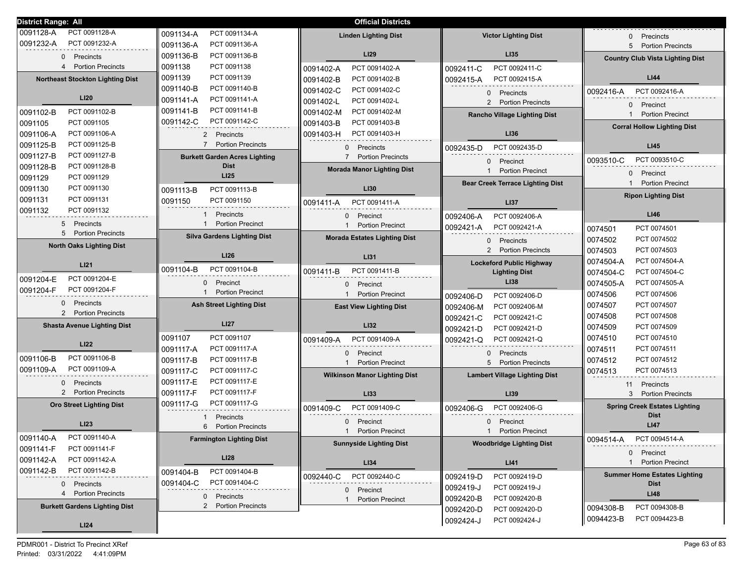**District Range: All** — **Official Districts**

0091128-A PCT 0091128-A
0091232-A PCT 0091232-A

0 Precincts
4 Portion Precincts

### Northeast Stockton Lighting Dist

**LI20**

| | |
|---|---|
| 0091102-B | PCT 0091102-B |
| 0091105 | PCT 0091105 |
| 0091106-A | PCT 0091106-A |
| 0091125-B | PCT 0091125-B |
| 0091127-B | PCT 0091127-B |
| 0091128-B | PCT 0091128-B |
| 0091129 | PCT 0091129 |
| 0091130 | PCT 0091130 |
| 0091131 | PCT 0091131 |
| 0091132 | PCT 0091132 |

5 Precincts
5 Portion Precincts

### North Oaks Lighting Dist

**LI21**

| | |
|---|---|
| 0091204-E | PCT 0091204-E |
| 0091204-F | PCT 0091204-F |

0 Precincts
2 Portion Precincts

### Shasta Avenue Lighting Dist

**LI22**

| | |
|---|---|
| 0091106-B | PCT 0091106-B |
| 0091109-A | PCT 0091109-A |

0 Precincts
2 Portion Precincts

### Oro Street Lighting Dist

**LI23**

| | |
|---|---|
| 0091140-A | PCT 0091140-A |
| 0091141-F | PCT 0091141-F |
| 0091142-A | PCT 0091142-A |
| 0091142-B | PCT 0091142-B |

0 Precincts
4 Portion Precincts

### Burkett Gardens Lighting Dist

**LI24**

| | |
|---|---|
| 0091134-A | PCT 0091134-A |
| 0091136-A | PCT 0091136-A |
| 0091136-B | PCT 0091136-B |
| 0091138 | PCT 0091138 |
| 0091139 | PCT 0091139 |
| 0091140-B | PCT 0091140-B |
| 0091141-A | PCT 0091141-A |
| 0091141-B | PCT 0091141-B |
| 0091142-C | PCT 0091142-C |

2 Precincts
7 Portion Precincts

### Burkett Garden Acres Lighting Dist

**LI25**

| | |
|---|---|
| 0091113-B | PCT 0091113-B |
| 0091150 | PCT 0091150 |

1 Precincts
1 Portion Precinct

### Silva Gardens Lighting Dist

**LI26**

| | |
|---|---|
| 0091104-B | PCT 0091104-B |

0 Precinct
1 Portion Precinct

### Ash Street Lighting Dist

**LI27**

| | |
|---|---|
| 0091107 | PCT 0091107 |
| 0091117-A | PCT 0091117-A |
| 0091117-B | PCT 0091117-B |
| 0091117-C | PCT 0091117-C |
| 0091117-E | PCT 0091117-E |
| 0091117-F | PCT 0091117-F |
| 0091117-G | PCT 0091117-G |

1 Precincts
6 Portion Precincts

### Farmington Lighting Dist

**LI28**

| | |
|---|---|
| 0091404-B | PCT 0091404-B |
| 0091404-C | PCT 0091404-C |

0 Precincts
2 Portion Precincts

### Linden Lighting Dist

**LI29**

| | |
|---|---|
| 0091402-A | PCT 0091402-A |
| 0091402-B | PCT 0091402-B |
| 0091402-C | PCT 0091402-C |
| 0091402-L | PCT 0091402-L |
| 0091402-M | PCT 0091402-M |
| 0091403-B | PCT 0091403-B |
| 0091403-H | PCT 0091403-H |

0 Precincts
7 Portion Precincts

### Morada Manor Lighting Dist

**LI30**

| | |
|---|---|
| 0091411-A | PCT 0091411-A |

0 Precinct
1 Portion Precinct

### Morada Estates Lighting Dist

**LI31**

| | |
|---|---|
| 0091411-B | PCT 0091411-B |

0 Precinct
1 Portion Precinct

### East View Lighting Dist

**LI32**

| | |
|---|---|
| 0091409-A | PCT 0091409-A |

0 Precinct
1 Portion Precinct

### Wilkinson Manor Lighting Dist

**LI33**

| | |
|---|---|
| 0091409-C | PCT 0091409-C |

0 Precinct
1 Portion Precinct

### Sunnyside Lighting Dist

**LI34**

| | |
|---|---|
| 0092440-C | PCT 0092440-C |

0 Precinct
1 Portion Precinct

### Victor Lighting Dist

**LI35**

| | |
|---|---|
| 0092411-C | PCT 0092411-C |
| 0092415-A | PCT 0092415-A |

0 Precincts
2 Portion Precincts

### Rancho Village Lighting Dist

**LI36**

| | |
|---|---|
| 0092435-D | PCT 0092435-D |

0 Precinct
1 Portion Precinct

### Bear Creek Terrace Lighting Dist

**LI37**

| | |
|---|---|
| 0092406-A | PCT 0092406-A |
| 0092421-A | PCT 0092421-A |

0 Precincts
2 Portion Precincts

### Lockeford Public Highway Lighting Dist

**LI38**

| | |
|---|---|
| 0092406-D | PCT 0092406-D |
| 0092406-M | PCT 0092406-M |
| 0092421-C | PCT 0092421-C |
| 0092421-D | PCT 0092421-D |
| 0092421-Q | PCT 0092421-Q |

0 Precincts
5 Portion Precincts

### Lambert Village Lighting Dist

**LI39**

| | |
|---|---|
| 0092406-G | PCT 0092406-G |

0 Precinct
1 Portion Precinct

### Woodbridge Lighting Dist

**LI41**

| | |
|---|---|
| 0092419-D | PCT 0092419-D |
| 0092419-J | PCT 0092419-J |
| 0092420-B | PCT 0092420-B |
| 0092420-D | PCT 0092420-D |
| 0092424-J | PCT 0092424-J |

0 Precincts
5 Portion Precincts

### Country Club Vista Lighting Dist

**LI44**

| | |
|---|---|
| 0092416-A | PCT 0092416-A |

0 Precinct
1 Portion Precinct

### Corral Hollow Lighting Dist

**LI45**

| | |
|---|---|
| 0093510-C | PCT 0093510-C |

0 Precinct
1 Portion Precinct

### Ripon Lighting Dist

**LI46**

| | |
|---|---|
| 0074501 | PCT 0074501 |
| 0074502 | PCT 0074502 |
| 0074503 | PCT 0074503 |
| 0074504-A | PCT 0074504-A |
| 0074504-C | PCT 0074504-C |
| 0074505-A | PCT 0074505-A |
| 0074506 | PCT 0074506 |
| 0074507 | PCT 0074507 |
| 0074508 | PCT 0074508 |
| 0074509 | PCT 0074509 |
| 0074510 | PCT 0074510 |
| 0074511 | PCT 0074511 |
| 0074512 | PCT 0074512 |
| 0074513 | PCT 0074513 |

11 Precincts
3 Portion Precincts

### Spring Creek Estates Lighting Dist

**LI47**

| | |
|---|---|
| 0094514-A | PCT 0094514-A |

0 Precinct
1 Portion Precinct

### Summer Home Estates Lighting Dist

**LI48**

| | |
|---|---|
| 0094308-B | PCT 0094308-B |
| 0094423-B | PCT 0094423-B |

PDMR001 - District To Precinct XRef
Printed: 03/31/2022 4:41:09PM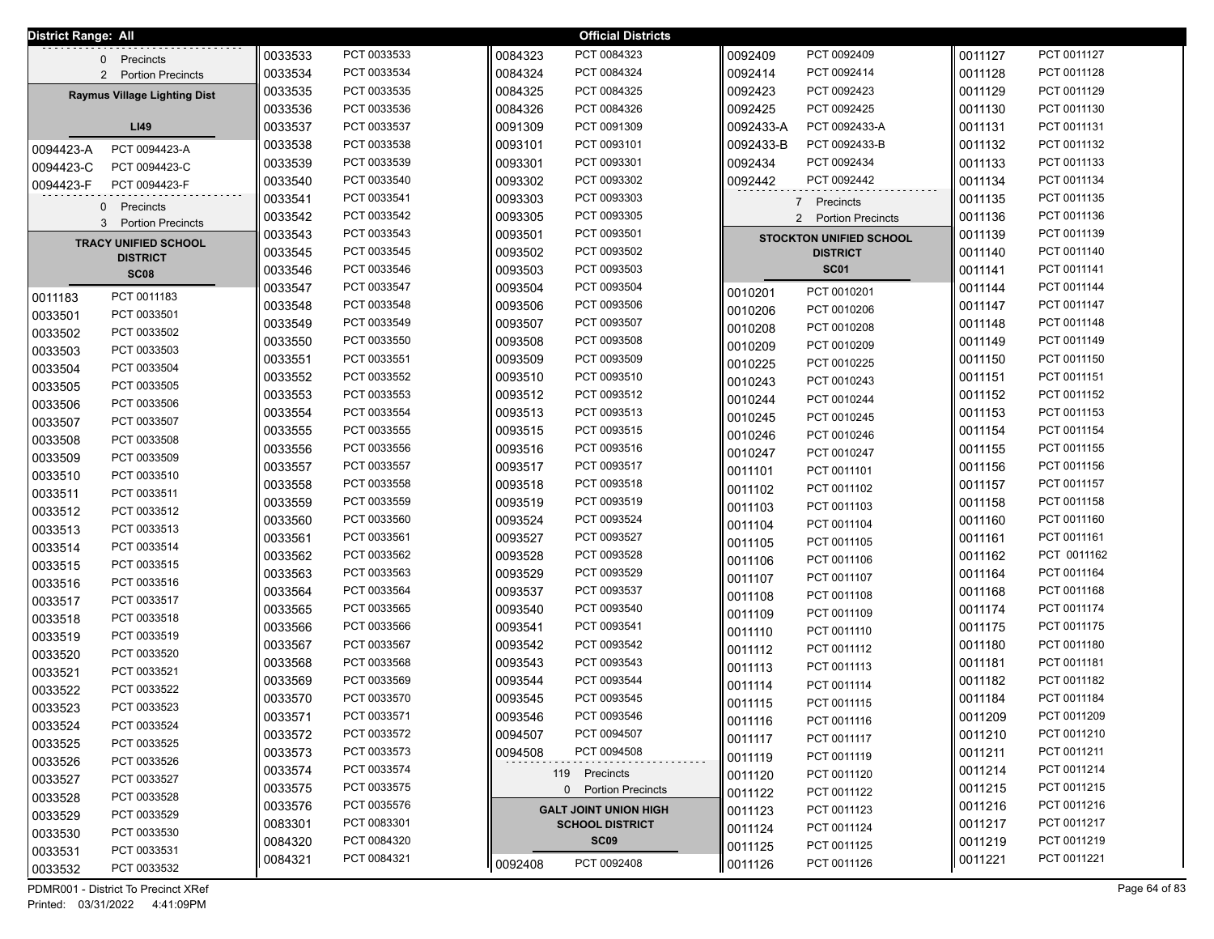**District Range: All** | **Official Districts**

0 Precincts
2 Portion Precincts

## Raymus Village Lighting Dist

**LI49**

| | |
|---|---|
| 0094423-A | PCT 0094423-A |
| 0094423-C | PCT 0094423-C |
| 0094423-F | PCT 0094423-F |

0 Precincts
3 Portion Precincts

## TRACY UNIFIED SCHOOL DISTRICT

**SC08**

| | |
|---|---|
| 0011183 | PCT 0011183 |
| 0033501 | PCT 0033501 |
| 0033502 | PCT 0033502 |
| 0033503 | PCT 0033503 |
| 0033504 | PCT 0033504 |
| 0033505 | PCT 0033505 |
| 0033506 | PCT 0033506 |
| 0033507 | PCT 0033507 |
| 0033508 | PCT 0033508 |
| 0033509 | PCT 0033509 |
| 0033510 | PCT 0033510 |
| 0033511 | PCT 0033511 |
| 0033512 | PCT 0033512 |
| 0033513 | PCT 0033513 |
| 0033514 | PCT 0033514 |
| 0033515 | PCT 0033515 |
| 0033516 | PCT 0033516 |
| 0033517 | PCT 0033517 |
| 0033518 | PCT 0033518 |
| 0033519 | PCT 0033519 |
| 0033520 | PCT 0033520 |
| 0033521 | PCT 0033521 |
| 0033522 | PCT 0033522 |
| 0033523 | PCT 0033523 |
| 0033524 | PCT 0033524 |
| 0033525 | PCT 0033525 |
| 0033526 | PCT 0033526 |
| 0033527 | PCT 0033527 |
| 0033528 | PCT 0033528 |
| 0033529 | PCT 0033529 |
| 0033530 | PCT 0033530 |
| 0033531 | PCT 0033531 |
| 0033532 | PCT 0033532 |
| 0033533 | PCT 0033533 |
| 0033534 | PCT 0033534 |
| 0033535 | PCT 0033535 |
| 0033536 | PCT 0033536 |
| 0033537 | PCT 0033537 |
| 0033538 | PCT 0033538 |
| 0033539 | PCT 0033539 |
| 0033540 | PCT 0033540 |
| 0033541 | PCT 0033541 |
| 0033542 | PCT 0033542 |
| 0033543 | PCT 0033543 |
| 0033545 | PCT 0033545 |
| 0033546 | PCT 0033546 |
| 0033547 | PCT 0033547 |
| 0033548 | PCT 0033548 |
| 0033549 | PCT 0033549 |
| 0033550 | PCT 0033550 |
| 0033551 | PCT 0033551 |
| 0033552 | PCT 0033552 |
| 0033553 | PCT 0033553 |
| 0033554 | PCT 0033554 |
| 0033555 | PCT 0033555 |
| 0033556 | PCT 0033556 |
| 0033557 | PCT 0033557 |
| 0033558 | PCT 0033558 |
| 0033559 | PCT 0033559 |
| 0033560 | PCT 0033560 |
| 0033561 | PCT 0033561 |
| 0033562 | PCT 0033562 |
| 0033563 | PCT 0033563 |
| 0033564 | PCT 0033564 |
| 0033565 | PCT 0033565 |
| 0033566 | PCT 0033566 |
| 0033567 | PCT 0033567 |
| 0033568 | PCT 0033568 |
| 0033569 | PCT 0033569 |
| 0033570 | PCT 0033570 |
| 0033571 | PCT 0033571 |
| 0033572 | PCT 0033572 |
| 0033573 | PCT 0033573 |
| 0033574 | PCT 0033574 |
| 0033575 | PCT 0033575 |
| 0033576 | PCT 0035576 |
| 0083301 | PCT 0083301 |
| 0084320 | PCT 0084320 |
| 0084321 | PCT 0084321 |
| 0084323 | PCT 0084323 |
| 0084324 | PCT 0084324 |
| 0084325 | PCT 0084325 |
| 0084326 | PCT 0084326 |
| 0091309 | PCT 0091309 |
| 0093101 | PCT 0093101 |
| 0093301 | PCT 0093301 |
| 0093302 | PCT 0093302 |
| 0093303 | PCT 0093303 |
| 0093305 | PCT 0093305 |
| 0093501 | PCT 0093501 |
| 0093502 | PCT 0093502 |
| 0093503 | PCT 0093503 |
| 0093504 | PCT 0093504 |
| 0093506 | PCT 0093506 |
| 0093507 | PCT 0093507 |
| 0093508 | PCT 0093508 |
| 0093509 | PCT 0093509 |
| 0093510 | PCT 0093510 |
| 0093512 | PCT 0093512 |
| 0093513 | PCT 0093513 |
| 0093515 | PCT 0093515 |
| 0093516 | PCT 0093516 |
| 0093517 | PCT 0093517 |
| 0093518 | PCT 0093518 |
| 0093519 | PCT 0093519 |
| 0093524 | PCT 0093524 |
| 0093527 | PCT 0093527 |
| 0093528 | PCT 0093528 |
| 0093529 | PCT 0093529 |
| 0093537 | PCT 0093537 |
| 0093540 | PCT 0093540 |
| 0093541 | PCT 0093541 |
| 0093542 | PCT 0093542 |
| 0093543 | PCT 0093543 |
| 0093544 | PCT 0093544 |
| 0093545 | PCT 0093545 |
| 0093546 | PCT 0093546 |
| 0094507 | PCT 0094507 |
| 0094508 | PCT 0094508 |

119 Precincts
0 Portion Precincts

## GALT JOINT UNION HIGH SCHOOL DISTRICT

**SC09**

| | |
|---|---|
| 0092408 | PCT 0092408 |
| 0092409 | PCT 0092409 |
| 0092414 | PCT 0092414 |
| 0092423 | PCT 0092423 |
| 0092425 | PCT 0092425 |
| 0092433-A | PCT 0092433-A |
| 0092433-B | PCT 0092433-B |
| 0092434 | PCT 0092434 |
| 0092442 | PCT 0092442 |

7 Precincts
2 Portion Precincts

## STOCKTON UNIFIED SCHOOL DISTRICT

**SC01**

| | |
|---|---|
| 0010201 | PCT 0010201 |
| 0010206 | PCT 0010206 |
| 0010208 | PCT 0010208 |
| 0010209 | PCT 0010209 |
| 0010225 | PCT 0010225 |
| 0010243 | PCT 0010243 |
| 0010244 | PCT 0010244 |
| 0010245 | PCT 0010245 |
| 0010246 | PCT 0010246 |
| 0010247 | PCT 0010247 |
| 0011101 | PCT 0011101 |
| 0011102 | PCT 0011102 |
| 0011103 | PCT 0011103 |
| 0011104 | PCT 0011104 |
| 0011105 | PCT 0011105 |
| 0011106 | PCT 0011106 |
| 0011107 | PCT 0011107 |
| 0011108 | PCT 0011108 |
| 0011109 | PCT 0011109 |
| 0011110 | PCT 0011110 |
| 0011112 | PCT 0011112 |
| 0011113 | PCT 0011113 |
| 0011114 | PCT 0011114 |
| 0011115 | PCT 0011115 |
| 0011116 | PCT 0011116 |
| 0011117 | PCT 0011117 |
| 0011119 | PCT 0011119 |
| 0011120 | PCT 0011120 |
| 0011122 | PCT 0011122 |
| 0011123 | PCT 0011123 |
| 0011124 | PCT 0011124 |
| 0011125 | PCT 0011125 |
| 0011126 | PCT 0011126 |
| 0011127 | PCT 0011127 |
| 0011128 | PCT 0011128 |
| 0011129 | PCT 0011129 |
| 0011130 | PCT 0011130 |
| 0011131 | PCT 0011131 |
| 0011132 | PCT 0011132 |
| 0011133 | PCT 0011133 |
| 0011134 | PCT 0011134 |
| 0011135 | PCT 0011135 |
| 0011136 | PCT 0011136 |
| 0011139 | PCT 0011139 |
| 0011140 | PCT 0011140 |
| 0011141 | PCT 0011141 |
| 0011144 | PCT 0011144 |
| 0011147 | PCT 0011147 |
| 0011148 | PCT 0011148 |
| 0011149 | PCT 0011149 |
| 0011150 | PCT 0011150 |
| 0011151 | PCT 0011151 |
| 0011152 | PCT 0011152 |
| 0011153 | PCT 0011153 |
| 0011154 | PCT 0011154 |
| 0011155 | PCT 0011155 |
| 0011156 | PCT 0011156 |
| 0011157 | PCT 0011157 |
| 0011158 | PCT 0011158 |
| 0011160 | PCT 0011160 |
| 0011161 | PCT 0011161 |
| 0011162 | PCT 0011162 |
| 0011164 | PCT 0011164 |
| 0011168 | PCT 0011168 |
| 0011174 | PCT 0011174 |
| 0011175 | PCT 0011175 |
| 0011180 | PCT 0011180 |
| 0011181 | PCT 0011181 |
| 0011182 | PCT 0011182 |
| 0011184 | PCT 0011184 |
| 0011209 | PCT 0011209 |
| 0011210 | PCT 0011210 |
| 0011211 | PCT 0011211 |
| 0011214 | PCT 0011214 |
| 0011215 | PCT 0011215 |
| 0011216 | PCT 0011216 |
| 0011217 | PCT 0011217 |
| 0011219 | PCT 0011219 |
| 0011221 | PCT 0011221 |

PDMR001 - District To Precinct XRef
Printed: 03/31/2022 4:41:09PM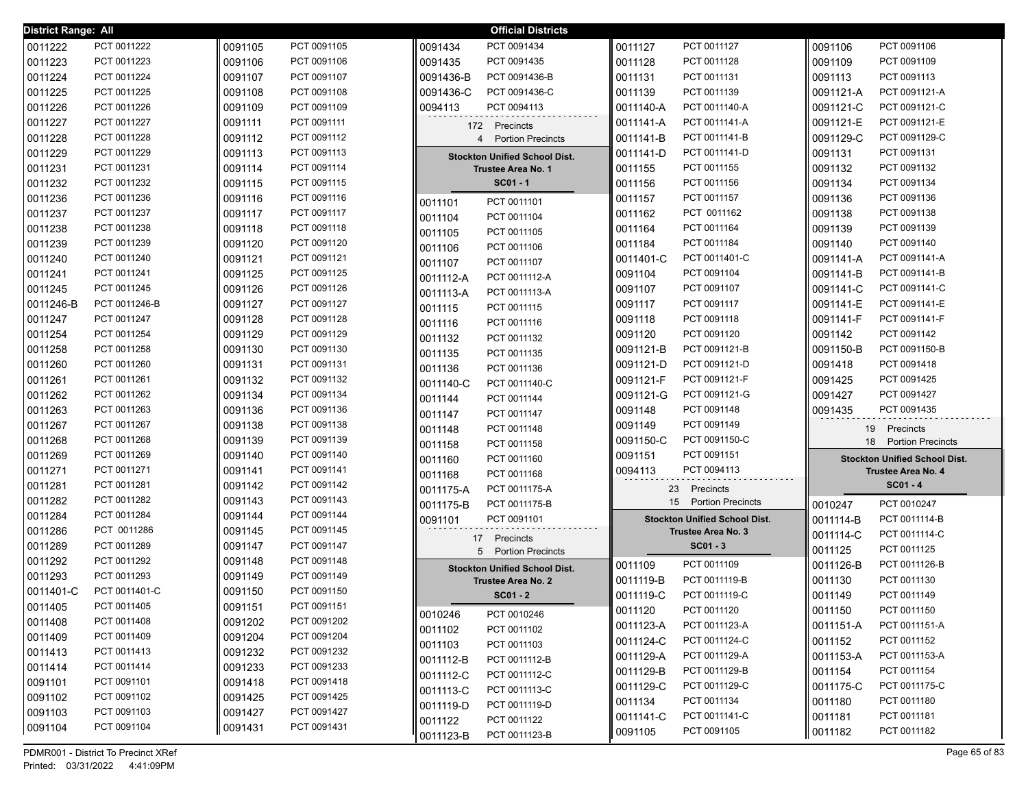**District Range: All** — **Official Districts**

| | |
|---|---|
| 0011222 | PCT 0011222 |
| 0011223 | PCT 0011223 |
| 0011224 | PCT 0011224 |
| 0011225 | PCT 0011225 |
| 0011226 | PCT 0011226 |
| 0011227 | PCT 0011227 |
| 0011228 | PCT 0011228 |
| 0011229 | PCT 0011229 |
| 0011231 | PCT 0011231 |
| 0011232 | PCT 0011232 |
| 0011236 | PCT 0011236 |
| 0011237 | PCT 0011237 |
| 0011238 | PCT 0011238 |
| 0011239 | PCT 0011239 |
| 0011240 | PCT 0011240 |
| 0011241 | PCT 0011241 |
| 0011245 | PCT 0011245 |
| 0011246-B | PCT 0011246-B |
| 0011247 | PCT 0011247 |
| 0011254 | PCT 0011254 |
| 0011258 | PCT 0011258 |
| 0011260 | PCT 0011260 |
| 0011261 | PCT 0011261 |
| 0011262 | PCT 0011262 |
| 0011263 | PCT 0011263 |
| 0011267 | PCT 0011267 |
| 0011268 | PCT 0011268 |
| 0011269 | PCT 0011269 |
| 0011271 | PCT 0011271 |
| 0011281 | PCT 0011281 |
| 0011282 | PCT 0011282 |
| 0011284 | PCT 0011284 |
| 0011286 | PCT 0011286 |
| 0011289 | PCT 0011289 |
| 0011292 | PCT 0011292 |
| 0011293 | PCT 0011293 |
| 0011401-C | PCT 0011401-C |
| 0011405 | PCT 0011405 |
| 0011408 | PCT 0011408 |
| 0011409 | PCT 0011409 |
| 0011413 | PCT 0011413 |
| 0011414 | PCT 0011414 |
| 0091101 | PCT 0091101 |
| 0091102 | PCT 0091102 |
| 0091103 | PCT 0091103 |
| 0091104 | PCT 0091104 |
| 0091105 | PCT 0091105 |
| 0091106 | PCT 0091106 |
| 0091107 | PCT 0091107 |
| 0091108 | PCT 0091108 |
| 0091109 | PCT 0091109 |
| 0091111 | PCT 0091111 |
| 0091112 | PCT 0091112 |
| 0091113 | PCT 0091113 |
| 0091114 | PCT 0091114 |
| 0091115 | PCT 0091115 |
| 0091116 | PCT 0091116 |
| 0091117 | PCT 0091117 |
| 0091118 | PCT 0091118 |
| 0091120 | PCT 0091120 |
| 0091121 | PCT 0091121 |
| 0091125 | PCT 0091125 |
| 0091126 | PCT 0091126 |
| 0091127 | PCT 0091127 |
| 0091128 | PCT 0091128 |
| 0091129 | PCT 0091129 |
| 0091130 | PCT 0091130 |
| 0091131 | PCT 0091131 |
| 0091132 | PCT 0091132 |
| 0091134 | PCT 0091134 |
| 0091136 | PCT 0091136 |
| 0091138 | PCT 0091138 |
| 0091139 | PCT 0091139 |
| 0091140 | PCT 0091140 |
| 0091141 | PCT 0091141 |
| 0091142 | PCT 0091142 |
| 0091143 | PCT 0091143 |
| 0091144 | PCT 0091144 |
| 0091145 | PCT 0091145 |
| 0091147 | PCT 0091147 |
| 0091148 | PCT 0091148 |
| 0091149 | PCT 0091149 |
| 0091150 | PCT 0091150 |
| 0091151 | PCT 0091151 |
| 0091202 | PCT 0091202 |
| 0091204 | PCT 0091204 |
| 0091232 | PCT 0091232 |
| 0091233 | PCT 0091233 |
| 0091418 | PCT 0091418 |
| 0091425 | PCT 0091425 |
| 0091427 | PCT 0091427 |
| 0091431 | PCT 0091431 |
| 0091434 | PCT 0091434 |
| 0091435 | PCT 0091435 |
| 0091436-B | PCT 0091436-B |
| 0091436-C | PCT 0091436-C |
| 0094113 | PCT 0094113 |

172 Precincts
4 Portion Precincts

**Stockton Unified School Dist.**
**Trustee Area No. 1**
**SC01 - 1**

| | |
|---|---|
| 0011101 | PCT 0011101 |
| 0011104 | PCT 0011104 |
| 0011105 | PCT 0011105 |
| 0011106 | PCT 0011106 |
| 0011107 | PCT 0011107 |
| 0011112-A | PCT 0011112-A |
| 0011113-A | PCT 0011113-A |
| 0011115 | PCT 0011115 |
| 0011116 | PCT 0011116 |
| 0011132 | PCT 0011132 |
| 0011135 | PCT 0011135 |
| 0011136 | PCT 0011136 |
| 0011140-C | PCT 0011140-C |
| 0011144 | PCT 0011144 |
| 0011147 | PCT 0011147 |
| 0011148 | PCT 0011148 |
| 0011158 | PCT 0011158 |
| 0011160 | PCT 0011160 |
| 0011168 | PCT 0011168 |
| 0011175-A | PCT 0011175-A |
| 0011175-B | PCT 0011175-B |
| 0091101 | PCT 0091101 |

17 Precincts
5 Portion Precincts

**Stockton Unified School Dist.**
**Trustee Area No. 2**
**SC01 - 2**

| | |
|---|---|
| 0010246 | PCT 0010246 |
| 0011102 | PCT 0011102 |
| 0011103 | PCT 0011103 |
| 0011112-B | PCT 0011112-B |
| 0011112-C | PCT 0011112-C |
| 0011113-C | PCT 0011113-C |
| 0011119-D | PCT 0011119-D |
| 0011122 | PCT 0011122 |
| 0011123-B | PCT 0011123-B |
| 0011127 | PCT 0011127 |
| 0011128 | PCT 0011128 |
| 0011131 | PCT 0011131 |
| 0011139 | PCT 0011139 |
| 0011140-A | PCT 0011140-A |
| 0011141-A | PCT 0011141-A |
| 0011141-B | PCT 0011141-B |
| 0011141-D | PCT 0011141-D |
| 0011155 | PCT 0011155 |
| 0011156 | PCT 0011156 |
| 0011157 | PCT 0011157 |
| 0011162 | PCT 0011162 |
| 0011164 | PCT 0011164 |
| 0011184 | PCT 0011184 |
| 0011401-C | PCT 0011401-C |
| 0091104 | PCT 0091104 |
| 0091107 | PCT 0091107 |
| 0091117 | PCT 0091117 |
| 0091118 | PCT 0091118 |
| 0091120 | PCT 0091120 |
| 0091121-B | PCT 0091121-B |
| 0091121-D | PCT 0091121-D |
| 0091121-F | PCT 0091121-F |
| 0091121-G | PCT 0091121-G |
| 0091148 | PCT 0091148 |
| 0091149 | PCT 0091149 |
| 0091150-C | PCT 0091150-C |
| 0091151 | PCT 0091151 |
| 0094113 | PCT 0094113 |

23 Precincts
15 Portion Precincts

**Stockton Unified School Dist.**
**Trustee Area No. 3**
**SC01 - 3**

| | |
|---|---|
| 0011109 | PCT 0011109 |
| 0011119-B | PCT 0011119-B |
| 0011119-C | PCT 0011119-C |
| 0011120 | PCT 0011120 |
| 0011123-A | PCT 0011123-A |
| 0011124-C | PCT 0011124-C |
| 0011129-A | PCT 0011129-A |
| 0011129-B | PCT 0011129-B |
| 0011129-C | PCT 0011129-C |
| 0011134 | PCT 0011134 |
| 0011141-C | PCT 0011141-C |
| 0091105 | PCT 0091105 |
| 0091106 | PCT 0091106 |
| 0091109 | PCT 0091109 |
| 0091113 | PCT 0091113 |
| 0091121-A | PCT 0091121-A |
| 0091121-C | PCT 0091121-C |
| 0091121-E | PCT 0091121-E |
| 0091129-C | PCT 0091129-C |
| 0091131 | PCT 0091131 |
| 0091132 | PCT 0091132 |
| 0091134 | PCT 0091134 |
| 0091136 | PCT 0091136 |
| 0091138 | PCT 0091138 |
| 0091139 | PCT 0091139 |
| 0091140 | PCT 0091140 |
| 0091141-A | PCT 0091141-A |
| 0091141-B | PCT 0091141-B |
| 0091141-C | PCT 0091141-C |
| 0091141-E | PCT 0091141-E |
| 0091141-F | PCT 0091141-F |
| 0091142 | PCT 0091142 |
| 0091150-B | PCT 0091150-B |
| 0091418 | PCT 0091418 |
| 0091425 | PCT 0091425 |
| 0091427 | PCT 0091427 |
| 0091435 | PCT 0091435 |

19 Precincts
18 Portion Precincts

**Stockton Unified School Dist.**
**Trustee Area No. 4**
**SC01 - 4**

| | |
|---|---|
| 0010247 | PCT 0010247 |
| 0011114-B | PCT 0011114-B |
| 0011114-C | PCT 0011114-C |
| 0011125 | PCT 0011125 |
| 0011126-B | PCT 0011126-B |
| 0011130 | PCT 0011130 |
| 0011149 | PCT 0011149 |
| 0011150 | PCT 0011150 |
| 0011151-A | PCT 0011151-A |
| 0011152 | PCT 0011152 |
| 0011153-A | PCT 0011153-A |
| 0011154 | PCT 0011154 |
| 0011175-C | PCT 0011175-C |
| 0011180 | PCT 0011180 |
| 0011181 | PCT 0011181 |
| 0011182 | PCT 0011182 |

PDMR001 - District To Precinct XRef
Printed: 03/31/2022 4:41:09PM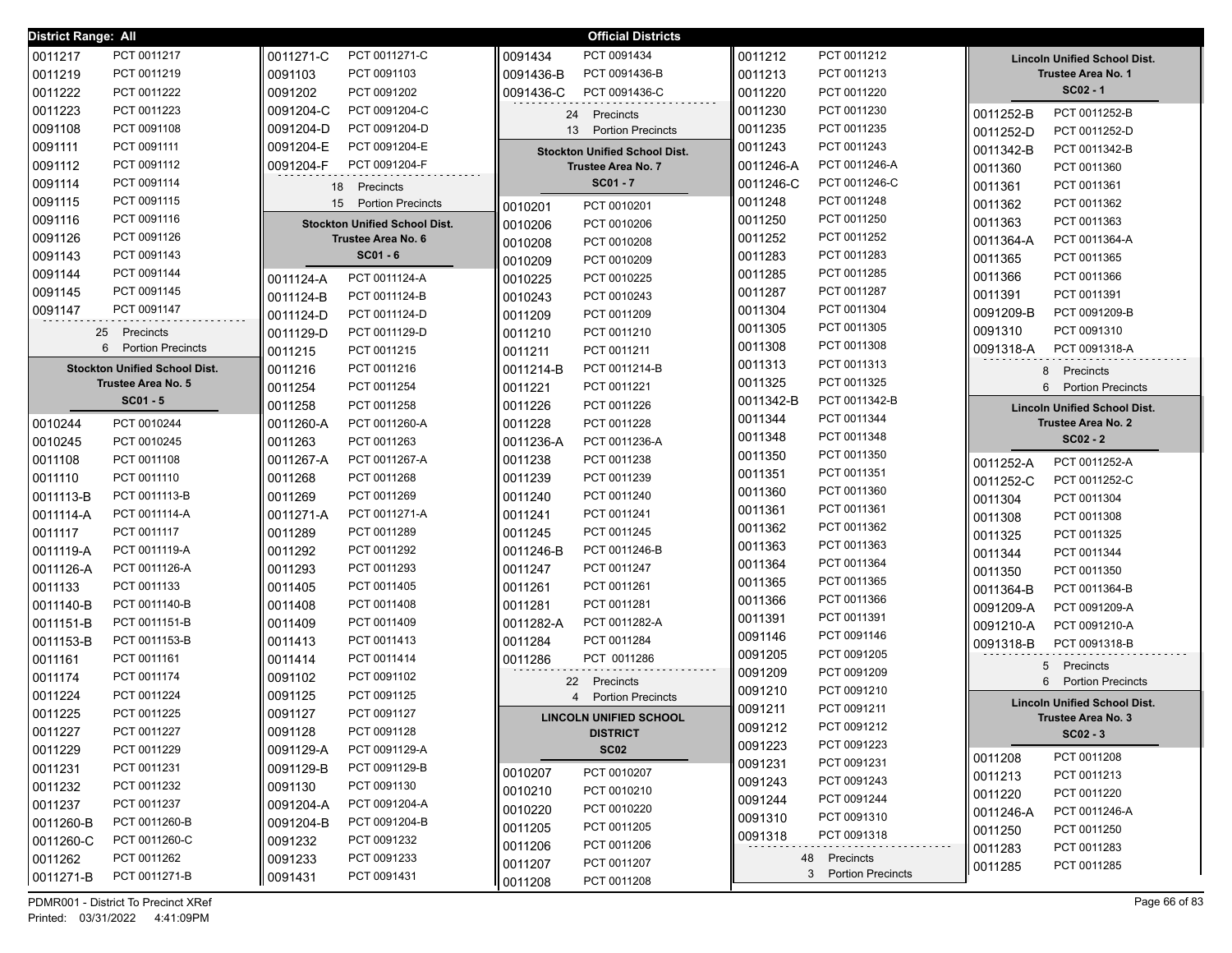**District Range: All** — **Official Districts**

| District | Precinct |
|---|---|
| 0011217 | PCT 0011217 |
| 0011219 | PCT 0011219 |
| 0011222 | PCT 0011222 |
| 0011223 | PCT 0011223 |
| 0091108 | PCT 0091108 |
| 0091111 | PCT 0091111 |
| 0091112 | PCT 0091112 |
| 0091114 | PCT 0091114 |
| 0091115 | PCT 0091115 |
| 0091116 | PCT 0091116 |
| 0091126 | PCT 0091126 |
| 0091143 | PCT 0091143 |
| 0091144 | PCT 0091144 |
| 0091145 | PCT 0091145 |
| 0091147 | PCT 0091147 |

25 Precincts
6 Portion Precincts

## Stockton Unified School Dist. Trustee Area No. 5
### SC01 - 5

| District | Precinct |
|---|---|
| 0010244 | PCT 0010244 |
| 0010245 | PCT 0010245 |
| 0011108 | PCT 0011108 |
| 0011110 | PCT 0011110 |
| 0011113-B | PCT 0011113-B |
| 0011114-A | PCT 0011114-A |
| 0011117 | PCT 0011117 |
| 0011119-A | PCT 0011119-A |
| 0011126-A | PCT 0011126-A |
| 0011133 | PCT 0011133 |
| 0011140-B | PCT 0011140-B |
| 0011151-B | PCT 0011151-B |
| 0011153-B | PCT 0011153-B |
| 0011161 | PCT 0011161 |
| 0011174 | PCT 0011174 |
| 0011224 | PCT 0011224 |
| 0011225 | PCT 0011225 |
| 0011227 | PCT 0011227 |
| 0011229 | PCT 0011229 |
| 0011231 | PCT 0011231 |
| 0011232 | PCT 0011232 |
| 0011237 | PCT 0011237 |
| 0011260-B | PCT 0011260-B |
| 0011260-C | PCT 0011260-C |
| 0011262 | PCT 0011262 |
| 0011271-B | PCT 0011271-B |
| 0011271-C | PCT 0011271-C |
| 0091103 | PCT 0091103 |
| 0091202 | PCT 0091202 |
| 0091204-C | PCT 0091204-C |
| 0091204-D | PCT 0091204-D |
| 0091204-E | PCT 0091204-E |
| 0091204-F | PCT 0091204-F |

18 Precincts
15 Portion Precincts

## Stockton Unified School Dist. Trustee Area No. 6
### SC01 - 6

| District | Precinct |
|---|---|
| 0011124-A | PCT 0011124-A |
| 0011124-B | PCT 0011124-B |
| 0011124-D | PCT 0011124-D |
| 0011129-D | PCT 0011129-D |
| 0011215 | PCT 0011215 |
| 0011216 | PCT 0011216 |
| 0011254 | PCT 0011254 |
| 0011258 | PCT 0011258 |
| 0011260-A | PCT 0011260-A |
| 0011263 | PCT 0011263 |
| 0011267-A | PCT 0011267-A |
| 0011268 | PCT 0011268 |
| 0011269 | PCT 0011269 |
| 0011271-A | PCT 0011271-A |
| 0011289 | PCT 0011289 |
| 0011292 | PCT 0011292 |
| 0011293 | PCT 0011293 |
| 0011405 | PCT 0011405 |
| 0011408 | PCT 0011408 |
| 0011409 | PCT 0011409 |
| 0011413 | PCT 0011413 |
| 0011414 | PCT 0011414 |
| 0091102 | PCT 0091102 |
| 0091125 | PCT 0091125 |
| 0091127 | PCT 0091127 |
| 0091128 | PCT 0091128 |
| 0091129-A | PCT 0091129-A |
| 0091129-B | PCT 0091129-B |
| 0091130 | PCT 0091130 |
| 0091204-A | PCT 0091204-A |
| 0091204-B | PCT 0091204-B |
| 0091232 | PCT 0091232 |
| 0091233 | PCT 0091233 |
| 0091431 | PCT 0091431 |
| 0091434 | PCT 0091434 |
| 0091436-B | PCT 0091436-B |
| 0091436-C | PCT 0091436-C |

24 Precincts
13 Portion Precincts

## Stockton Unified School Dist. Trustee Area No. 7
### SC01 - 7

| District | Precinct |
|---|---|
| 0010201 | PCT 0010201 |
| 0010206 | PCT 0010206 |
| 0010208 | PCT 0010208 |
| 0010209 | PCT 0010209 |
| 0010225 | PCT 0010225 |
| 0010243 | PCT 0010243 |
| 0011209 | PCT 0011209 |
| 0011210 | PCT 0011210 |
| 0011211 | PCT 0011211 |
| 0011214-B | PCT 0011214-B |
| 0011221 | PCT 0011221 |
| 0011226 | PCT 0011226 |
| 0011228 | PCT 0011228 |
| 0011236-A | PCT 0011236-A |
| 0011238 | PCT 0011238 |
| 0011239 | PCT 0011239 |
| 0011240 | PCT 0011240 |
| 0011241 | PCT 0011241 |
| 0011245 | PCT 0011245 |
| 0011246-B | PCT 0011246-B |
| 0011247 | PCT 0011247 |
| 0011261 | PCT 0011261 |
| 0011281 | PCT 0011281 |
| 0011282-A | PCT 0011282-A |
| 0011284 | PCT 0011284 |
| 0011286 | PCT 0011286 |

22 Precincts
4 Portion Precincts

## LINCOLN UNIFIED SCHOOL DISTRICT
### SC02

| District | Precinct |
|---|---|
| 0010207 | PCT 0010207 |
| 0010210 | PCT 0010210 |
| 0010220 | PCT 0010220 |
| 0011205 | PCT 0011205 |
| 0011206 | PCT 0011206 |
| 0011207 | PCT 0011207 |
| 0011208 | PCT 0011208 |
| 0011212 | PCT 0011212 |
| 0011213 | PCT 0011213 |
| 0011220 | PCT 0011220 |
| 0011230 | PCT 0011230 |
| 0011235 | PCT 0011235 |
| 0011243 | PCT 0011243 |
| 0011246-A | PCT 0011246-A |
| 0011246-C | PCT 0011246-C |
| 0011248 | PCT 0011248 |
| 0011250 | PCT 0011250 |
| 0011252 | PCT 0011252 |
| 0011283 | PCT 0011283 |
| 0011285 | PCT 0011285 |
| 0011287 | PCT 0011287 |
| 0011304 | PCT 0011304 |
| 0011305 | PCT 0011305 |
| 0011308 | PCT 0011308 |
| 0011313 | PCT 0011313 |
| 0011325 | PCT 0011325 |
| 0011342-B | PCT 0011342-B |
| 0011344 | PCT 0011344 |
| 0011348 | PCT 0011348 |
| 0011350 | PCT 0011350 |
| 0011351 | PCT 0011351 |
| 0011360 | PCT 0011360 |
| 0011361 | PCT 0011361 |
| 0011362 | PCT 0011362 |
| 0011363 | PCT 0011363 |
| 0011364 | PCT 0011364 |
| 0011365 | PCT 0011365 |
| 0011366 | PCT 0011366 |
| 0011391 | PCT 0011391 |
| 0091146 | PCT 0091146 |
| 0091205 | PCT 0091205 |
| 0091209 | PCT 0091209 |
| 0091210 | PCT 0091210 |
| 0091211 | PCT 0091211 |
| 0091212 | PCT 0091212 |
| 0091223 | PCT 0091223 |
| 0091231 | PCT 0091231 |
| 0091243 | PCT 0091243 |
| 0091244 | PCT 0091244 |
| 0091310 | PCT 0091310 |
| 0091318 | PCT 0091318 |

48 Precincts
3 Portion Precincts

## Lincoln Unified School Dist. Trustee Area No. 1
### SC02 - 1

| District | Precinct |
|---|---|
| 0011252-B | PCT 0011252-B |
| 0011252-D | PCT 0011252-D |
| 0011342-B | PCT 0011342-B |
| 0011360 | PCT 0011360 |
| 0011361 | PCT 0011361 |
| 0011362 | PCT 0011362 |
| 0011363 | PCT 0011363 |
| 0011364-A | PCT 0011364-A |
| 0011365 | PCT 0011365 |
| 0011366 | PCT 0011366 |
| 0011391 | PCT 0011391 |
| 0091209-B | PCT 0091209-B |
| 0091310 | PCT 0091310 |
| 0091318-A | PCT 0091318-A |

8 Precincts
6 Portion Precincts

## Lincoln Unified School Dist. Trustee Area No. 2
### SC02 - 2

| District | Precinct |
|---|---|
| 0011252-A | PCT 0011252-A |
| 0011252-C | PCT 0011252-C |
| 0011304 | PCT 0011304 |
| 0011308 | PCT 0011308 |
| 0011325 | PCT 0011325 |
| 0011344 | PCT 0011344 |
| 0011350 | PCT 0011350 |
| 0011364-B | PCT 0011364-B |
| 0091209-A | PCT 0091209-A |
| 0091210-A | PCT 0091210-A |
| 0091318-B | PCT 0091318-B |

5 Precincts
6 Portion Precincts

## Lincoln Unified School Dist. Trustee Area No. 3
### SC02 - 3

| District | Precinct |
|---|---|
| 0011208 | PCT 0011208 |
| 0011213 | PCT 0011213 |
| 0011220 | PCT 0011220 |
| 0011246-A | PCT 0011246-A |
| 0011250 | PCT 0011250 |
| 0011283 | PCT 0011283 |
| 0011285 | PCT 0011285 |

PDMR001 - District To Precinct XRef
Printed: 03/31/2022 4:41:09PM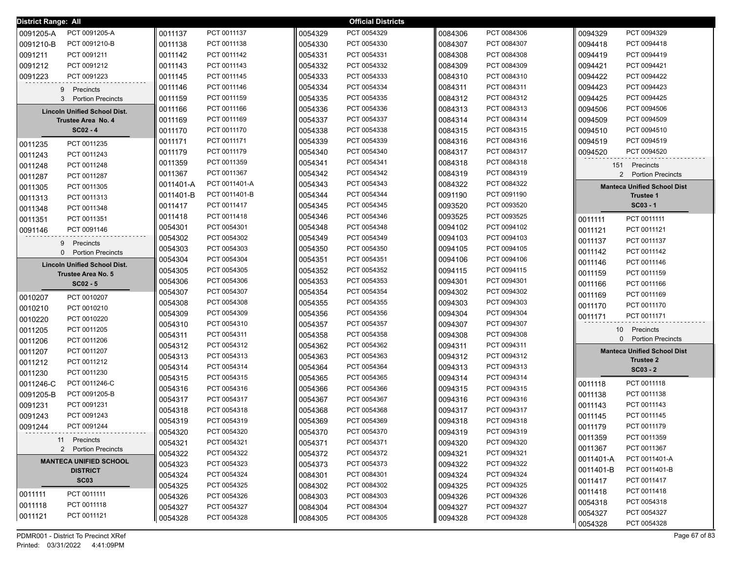**District Range: All** — **Official Districts**

| | |
|---|---|
| 0091205-A | PCT 0091205-A |
| 0091210-B | PCT 0091210-B |
| 0091211 | PCT 0091211 |
| 0091212 | PCT 0091212 |
| 0091223 | PCT 0091223 |

9 Precincts
3 Portion Precincts

### Lincoln Unified School Dist. Trustee Area No. 4 SC02 - 4

| | |
|---|---|
| 0011235 | PCT 0011235 |
| 0011243 | PCT 0011243 |
| 0011248 | PCT 0011248 |
| 0011287 | PCT 0011287 |
| 0011305 | PCT 0011305 |
| 0011313 | PCT 0011313 |
| 0011348 | PCT 0011348 |
| 0011351 | PCT 0011351 |
| 0091146 | PCT 0091146 |

9 Precincts
0 Portion Precincts

### Lincoln Unified School Dist. Trustee Area No. 5 SC02 - 5

| | |
|---|---|
| 0010207 | PCT 0010207 |
| 0010210 | PCT 0010210 |
| 0010220 | PCT 0010220 |
| 0011205 | PCT 0011205 |
| 0011206 | PCT 0011206 |
| 0011207 | PCT 0011207 |
| 0011212 | PCT 0011212 |
| 0011230 | PCT 0011230 |
| 0011246-C | PCT 0011246-C |
| 0091205-B | PCT 0091205-B |
| 0091231 | PCT 0091231 |
| 0091243 | PCT 0091243 |
| 0091244 | PCT 0091244 |

11 Precincts
2 Portion Precincts

### MANTECA UNIFIED SCHOOL DISTRICT SC03

| | |
|---|---|
| 0011111 | PCT 0011111 |
| 0011118 | PCT 0011118 |
| 0011121 | PCT 0011121 |
| 0011137 | PCT 0011137 |
| 0011138 | PCT 0011138 |
| 0011142 | PCT 0011142 |
| 0011143 | PCT 0011143 |
| 0011145 | PCT 0011145 |
| 0011146 | PCT 0011146 |
| 0011159 | PCT 0011159 |
| 0011166 | PCT 0011166 |
| 0011169 | PCT 0011169 |
| 0011170 | PCT 0011170 |
| 0011171 | PCT 0011171 |
| 0011179 | PCT 0011179 |
| 0011359 | PCT 0011359 |
| 0011367 | PCT 0011367 |
| 0011401-A | PCT 0011401-A |
| 0011401-B | PCT 0011401-B |
| 0011417 | PCT 0011417 |
| 0011418 | PCT 0011418 |
| 0054301 | PCT 0054301 |
| 0054302 | PCT 0054302 |
| 0054303 | PCT 0054303 |
| 0054304 | PCT 0054304 |
| 0054305 | PCT 0054305 |
| 0054306 | PCT 0054306 |
| 0054307 | PCT 0054307 |
| 0054308 | PCT 0054308 |
| 0054309 | PCT 0054309 |
| 0054310 | PCT 0054310 |
| 0054311 | PCT 0054311 |
| 0054312 | PCT 0054312 |
| 0054313 | PCT 0054313 |
| 0054314 | PCT 0054314 |
| 0054315 | PCT 0054315 |
| 0054316 | PCT 0054316 |
| 0054317 | PCT 0054317 |
| 0054318 | PCT 0054318 |
| 0054319 | PCT 0054319 |
| 0054320 | PCT 0054320 |
| 0054321 | PCT 0054321 |
| 0054322 | PCT 0054322 |
| 0054323 | PCT 0054323 |
| 0054324 | PCT 0054324 |
| 0054325 | PCT 0054325 |
| 0054326 | PCT 0054326 |
| 0054327 | PCT 0054327 |
| 0054328 | PCT 0054328 |
| 0054329 | PCT 0054329 |
| 0054330 | PCT 0054330 |
| 0054331 | PCT 0054331 |
| 0054332 | PCT 0054332 |
| 0054333 | PCT 0054333 |
| 0054334 | PCT 0054334 |
| 0054335 | PCT 0054335 |
| 0054336 | PCT 0054336 |
| 0054337 | PCT 0054337 |
| 0054338 | PCT 0054338 |
| 0054339 | PCT 0054339 |
| 0054340 | PCT 0054340 |
| 0054341 | PCT 0054341 |
| 0054342 | PCT 0054342 |
| 0054343 | PCT 0054343 |
| 0054344 | PCT 0054344 |
| 0054345 | PCT 0054345 |
| 0054346 | PCT 0054346 |
| 0054348 | PCT 0054348 |
| 0054349 | PCT 0054349 |
| 0054350 | PCT 0054350 |
| 0054351 | PCT 0054351 |
| 0054352 | PCT 0054352 |
| 0054353 | PCT 0054353 |
| 0054354 | PCT 0054354 |
| 0054355 | PCT 0054355 |
| 0054356 | PCT 0054356 |
| 0054357 | PCT 0054357 |
| 0054358 | PCT 0054358 |
| 0054362 | PCT 0054362 |
| 0054363 | PCT 0054363 |
| 0054364 | PCT 0054364 |
| 0054365 | PCT 0054365 |
| 0054366 | PCT 0054366 |
| 0054367 | PCT 0054367 |
| 0054368 | PCT 0054368 |
| 0054369 | PCT 0054369 |
| 0054370 | PCT 0054370 |
| 0054371 | PCT 0054371 |
| 0054372 | PCT 0054372 |
| 0054373 | PCT 0054373 |
| 0084301 | PCT 0084301 |
| 0084302 | PCT 0084302 |
| 0084303 | PCT 0084303 |
| 0084304 | PCT 0084304 |
| 0084305 | PCT 0084305 |
| 0084306 | PCT 0084306 |
| 0084307 | PCT 0084307 |
| 0084308 | PCT 0084308 |
| 0084309 | PCT 0084309 |
| 0084310 | PCT 0084310 |
| 0084311 | PCT 0084311 |
| 0084312 | PCT 0084312 |
| 0084313 | PCT 0084313 |
| 0084314 | PCT 0084314 |
| 0084315 | PCT 0084315 |
| 0084316 | PCT 0084316 |
| 0084317 | PCT 0084317 |
| 0084318 | PCT 0084318 |
| 0084319 | PCT 0084319 |
| 0084322 | PCT 0084322 |
| 0091190 | PCT 0091190 |
| 0093520 | PCT 0093520 |
| 0093525 | PCT 0093525 |
| 0094102 | PCT 0094102 |
| 0094103 | PCT 0094103 |
| 0094105 | PCT 0094105 |
| 0094106 | PCT 0094106 |
| 0094115 | PCT 0094115 |
| 0094301 | PCT 0094301 |
| 0094302 | PCT 0094302 |
| 0094303 | PCT 0094303 |
| 0094304 | PCT 0094304 |
| 0094307 | PCT 0094307 |
| 0094308 | PCT 0094308 |
| 0094311 | PCT 0094311 |
| 0094312 | PCT 0094312 |
| 0094313 | PCT 0094313 |
| 0094314 | PCT 0094314 |
| 0094315 | PCT 0094315 |
| 0094316 | PCT 0094316 |
| 0094317 | PCT 0094317 |
| 0094318 | PCT 0094318 |
| 0094319 | PCT 0094319 |
| 0094320 | PCT 0094320 |
| 0094321 | PCT 0094321 |
| 0094322 | PCT 0094322 |
| 0094324 | PCT 0094324 |
| 0094325 | PCT 0094325 |
| 0094326 | PCT 0094326 |
| 0094327 | PCT 0094327 |
| 0094328 | PCT 0094328 |
| 0094329 | PCT 0094329 |
| 0094418 | PCT 0094418 |
| 0094419 | PCT 0094419 |
| 0094421 | PCT 0094421 |
| 0094422 | PCT 0094422 |
| 0094423 | PCT 0094423 |
| 0094425 | PCT 0094425 |
| 0094506 | PCT 0094506 |
| 0094509 | PCT 0094509 |
| 0094510 | PCT 0094510 |
| 0094519 | PCT 0094519 |
| 0094520 | PCT 0094520 |

151 Precincts
2 Portion Precincts

### Manteca Unified School Dist Trustee 1 SC03 - 1

| | |
|---|---|
| 0011111 | PCT 0011111 |
| 0011121 | PCT 0011121 |
| 0011137 | PCT 0011137 |
| 0011142 | PCT 0011142 |
| 0011146 | PCT 0011146 |
| 0011159 | PCT 0011159 |
| 0011166 | PCT 0011166 |
| 0011169 | PCT 0011169 |
| 0011170 | PCT 0011170 |
| 0011171 | PCT 0011171 |

10 Precincts
0 Portion Precincts

### Manteca Unified School Dist Trustee 2 SC03 - 2

| | |
|---|---|
| 0011118 | PCT 0011118 |
| 0011138 | PCT 0011138 |
| 0011143 | PCT 0011143 |
| 0011145 | PCT 0011145 |
| 0011179 | PCT 0011179 |
| 0011359 | PCT 0011359 |
| 0011367 | PCT 0011367 |
| 0011401-A | PCT 0011401-A |
| 0011401-B | PCT 0011401-B |
| 0011417 | PCT 0011417 |
| 0011418 | PCT 0011418 |
| 0054318 | PCT 0054318 |
| 0054327 | PCT 0054327 |
| 0054328 | PCT 0054328 |

PDMR001 - District To Precinct XRef
Printed: 03/31/2022 4:41:09PM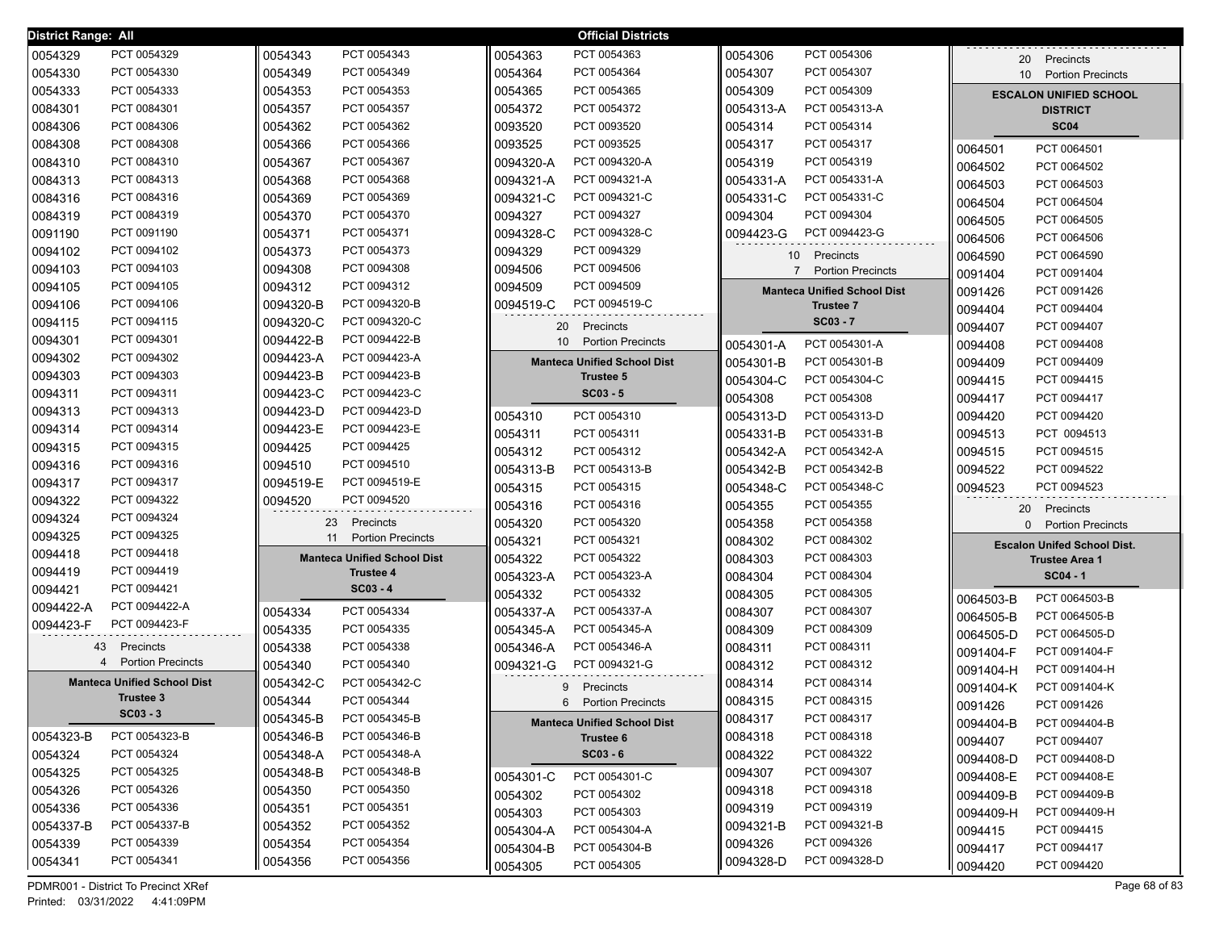**District Range: All** — **Official Districts**

| District | Precinct |
|---|---|
| 0054329 | PCT 0054329 |
| 0054330 | PCT 0054330 |
| 0054333 | PCT 0054333 |
| 0084301 | PCT 0084301 |
| 0084306 | PCT 0084306 |
| 0084308 | PCT 0084308 |
| 0084310 | PCT 0084310 |
| 0084313 | PCT 0084313 |
| 0084316 | PCT 0084316 |
| 0084319 | PCT 0084319 |
| 0091190 | PCT 0091190 |
| 0094102 | PCT 0094102 |
| 0094103 | PCT 0094103 |
| 0094105 | PCT 0094105 |
| 0094106 | PCT 0094106 |
| 0094115 | PCT 0094115 |
| 0094301 | PCT 0094301 |
| 0094302 | PCT 0094302 |
| 0094303 | PCT 0094303 |
| 0094311 | PCT 0094311 |
| 0094313 | PCT 0094313 |
| 0094314 | PCT 0094314 |
| 0094315 | PCT 0094315 |
| 0094316 | PCT 0094316 |
| 0094317 | PCT 0094317 |
| 0094322 | PCT 0094322 |
| 0094324 | PCT 0094324 |
| 0094325 | PCT 0094325 |
| 0094418 | PCT 0094418 |
| 0094419 | PCT 0094419 |
| 0094421 | PCT 0094421 |
| 0094422-A | PCT 0094422-A |
| 0094423-F | PCT 0094423-F |

43 Precincts
4 Portion Precincts

**Manteca Unified School Dist**
**Trustee 3**
**SC03 - 3**

| District | Precinct |
|---|---|
| 0054323-B | PCT 0054323-B |
| 0054324 | PCT 0054324 |
| 0054325 | PCT 0054325 |
| 0054326 | PCT 0054326 |
| 0054336 | PCT 0054336 |
| 0054337-B | PCT 0054337-B |
| 0054339 | PCT 0054339 |
| 0054341 | PCT 0054341 |
| 0054343 | PCT 0054343 |
| 0054349 | PCT 0054349 |
| 0054353 | PCT 0054353 |
| 0054357 | PCT 0054357 |
| 0054362 | PCT 0054362 |
| 0054366 | PCT 0054366 |
| 0054367 | PCT 0054367 |
| 0054368 | PCT 0054368 |
| 0054369 | PCT 0054369 |
| 0054370 | PCT 0054370 |
| 0054371 | PCT 0054371 |
| 0054373 | PCT 0054373 |
| 0094308 | PCT 0094308 |
| 0094312 | PCT 0094312 |
| 0094320-B | PCT 0094320-B |
| 0094320-C | PCT 0094320-C |
| 0094422-B | PCT 0094422-B |
| 0094423-A | PCT 0094423-A |
| 0094423-B | PCT 0094423-B |
| 0094423-C | PCT 0094423-C |
| 0094423-D | PCT 0094423-D |
| 0094423-E | PCT 0094423-E |
| 0094425 | PCT 0094425 |
| 0094510 | PCT 0094510 |
| 0094519-E | PCT 0094519-E |
| 0094520 | PCT 0094520 |

23 Precincts
11 Portion Precincts

**Manteca Unified School Dist**
**Trustee 4**
**SC03 - 4**

| District | Precinct |
|---|---|
| 0054334 | PCT 0054334 |
| 0054335 | PCT 0054335 |
| 0054338 | PCT 0054338 |
| 0054340 | PCT 0054340 |
| 0054342-C | PCT 0054342-C |
| 0054344 | PCT 0054344 |
| 0054345-B | PCT 0054345-B |
| 0054346-B | PCT 0054346-B |
| 0054348-A | PCT 0054348-A |
| 0054348-B | PCT 0054348-B |
| 0054350 | PCT 0054350 |
| 0054351 | PCT 0054351 |
| 0054352 | PCT 0054352 |
| 0054354 | PCT 0054354 |
| 0054356 | PCT 0054356 |
| 0054363 | PCT 0054363 |
| 0054364 | PCT 0054364 |
| 0054365 | PCT 0054365 |
| 0054372 | PCT 0054372 |
| 0093520 | PCT 0093520 |
| 0093525 | PCT 0093525 |
| 0094320-A | PCT 0094320-A |
| 0094321-A | PCT 0094321-A |
| 0094321-C | PCT 0094321-C |
| 0094327 | PCT 0094327 |
| 0094328-C | PCT 0094328-C |
| 0094329 | PCT 0094329 |
| 0094506 | PCT 0094506 |
| 0094509 | PCT 0094509 |
| 0094519-C | PCT 0094519-C |

20 Precincts
10 Portion Precincts

**Manteca Unified School Dist**
**Trustee 5**
**SC03 - 5**

| District | Precinct |
|---|---|
| 0054310 | PCT 0054310 |
| 0054311 | PCT 0054311 |
| 0054312 | PCT 0054312 |
| 0054313-B | PCT 0054313-B |
| 0054315 | PCT 0054315 |
| 0054316 | PCT 0054316 |
| 0054320 | PCT 0054320 |
| 0054321 | PCT 0054321 |
| 0054322 | PCT 0054322 |
| 0054323-A | PCT 0054323-A |
| 0054332 | PCT 0054332 |
| 0054337-A | PCT 0054337-A |
| 0054345-A | PCT 0054345-A |
| 0054346-A | PCT 0054346-A |
| 0094321-G | PCT 0094321-G |

9 Precincts
6 Portion Precincts

**Manteca Unified School Dist**
**Trustee 6**
**SC03 - 6**

| District | Precinct |
|---|---|
| 0054301-C | PCT 0054301-C |
| 0054302 | PCT 0054302 |
| 0054303 | PCT 0054303 |
| 0054304-A | PCT 0054304-A |
| 0054304-B | PCT 0054304-B |
| 0054305 | PCT 0054305 |
| 0054306 | PCT 0054306 |
| 0054307 | PCT 0054307 |
| 0054309 | PCT 0054309 |
| 0054313-A | PCT 0054313-A |
| 0054314 | PCT 0054314 |
| 0054317 | PCT 0054317 |
| 0054319 | PCT 0054319 |
| 0054331-A | PCT 0054331-A |
| 0054331-C | PCT 0054331-C |
| 0094304 | PCT 0094304 |
| 0094423-G | PCT 0094423-G |

10 Precincts
7 Portion Precincts

**Manteca Unified School Dist**
**Trustee 7**
**SC03 - 7**

| District | Precinct |
|---|---|
| 0054301-A | PCT 0054301-A |
| 0054301-B | PCT 0054301-B |
| 0054304-C | PCT 0054304-C |
| 0054308 | PCT 0054308 |
| 0054313-D | PCT 0054313-D |
| 0054331-B | PCT 0054331-B |
| 0054342-A | PCT 0054342-A |
| 0054342-B | PCT 0054342-B |
| 0054348-C | PCT 0054348-C |
| 0054355 | PCT 0054355 |
| 0054358 | PCT 0054358 |
| 0084302 | PCT 0084302 |
| 0084303 | PCT 0084303 |
| 0084304 | PCT 0084304 |
| 0084305 | PCT 0084305 |
| 0084307 | PCT 0084307 |
| 0084309 | PCT 0084309 |
| 0084311 | PCT 0084311 |
| 0084312 | PCT 0084312 |
| 0084314 | PCT 0084314 |
| 0084315 | PCT 0084315 |
| 0084317 | PCT 0084317 |
| 0084318 | PCT 0084318 |
| 0084322 | PCT 0084322 |
| 0094307 | PCT 0094307 |
| 0094318 | PCT 0094318 |
| 0094319 | PCT 0094319 |
| 0094321-B | PCT 0094321-B |
| 0094326 | PCT 0094326 |
| 0094328-D | PCT 0094328-D |

20 Precincts
10 Portion Precincts

**ESCALON UNIFIED SCHOOL DISTRICT**
**SC04**

| District | Precinct |
|---|---|
| 0064501 | PCT 0064501 |
| 0064502 | PCT 0064502 |
| 0064503 | PCT 0064503 |
| 0064504 | PCT 0064504 |
| 0064505 | PCT 0064505 |
| 0064506 | PCT 0064506 |
| 0064590 | PCT 0064590 |
| 0091404 | PCT 0091404 |
| 0091426 | PCT 0091426 |
| 0094404 | PCT 0094404 |
| 0094407 | PCT 0094407 |
| 0094408 | PCT 0094408 |
| 0094409 | PCT 0094409 |
| 0094415 | PCT 0094415 |
| 0094417 | PCT 0094417 |
| 0094420 | PCT 0094420 |
| 0094513 | PCT 0094513 |
| 0094515 | PCT 0094515 |
| 0094522 | PCT 0094522 |
| 0094523 | PCT 0094523 |

20 Precincts
0 Portion Precincts

**Escalon Unifed School Dist.**
**Trustee Area 1**
**SC04 - 1**

| District | Precinct |
|---|---|
| 0064503-B | PCT 0064503-B |
| 0064505-B | PCT 0064505-B |
| 0064505-D | PCT 0064505-D |
| 0091404-F | PCT 0091404-F |
| 0091404-H | PCT 0091404-H |
| 0091404-K | PCT 0091404-K |
| 0091426 | PCT 0091426 |
| 0094404-B | PCT 0094404-B |
| 0094407 | PCT 0094407 |
| 0094408-D | PCT 0094408-D |
| 0094408-E | PCT 0094408-E |
| 0094409-B | PCT 0094409-B |
| 0094409-H | PCT 0094409-H |
| 0094415 | PCT 0094415 |
| 0094417 | PCT 0094417 |
| 0094420 | PCT 0094420 |

PDMR001 - District To Precinct XRef
Printed: 03/31/2022 4:41:09PM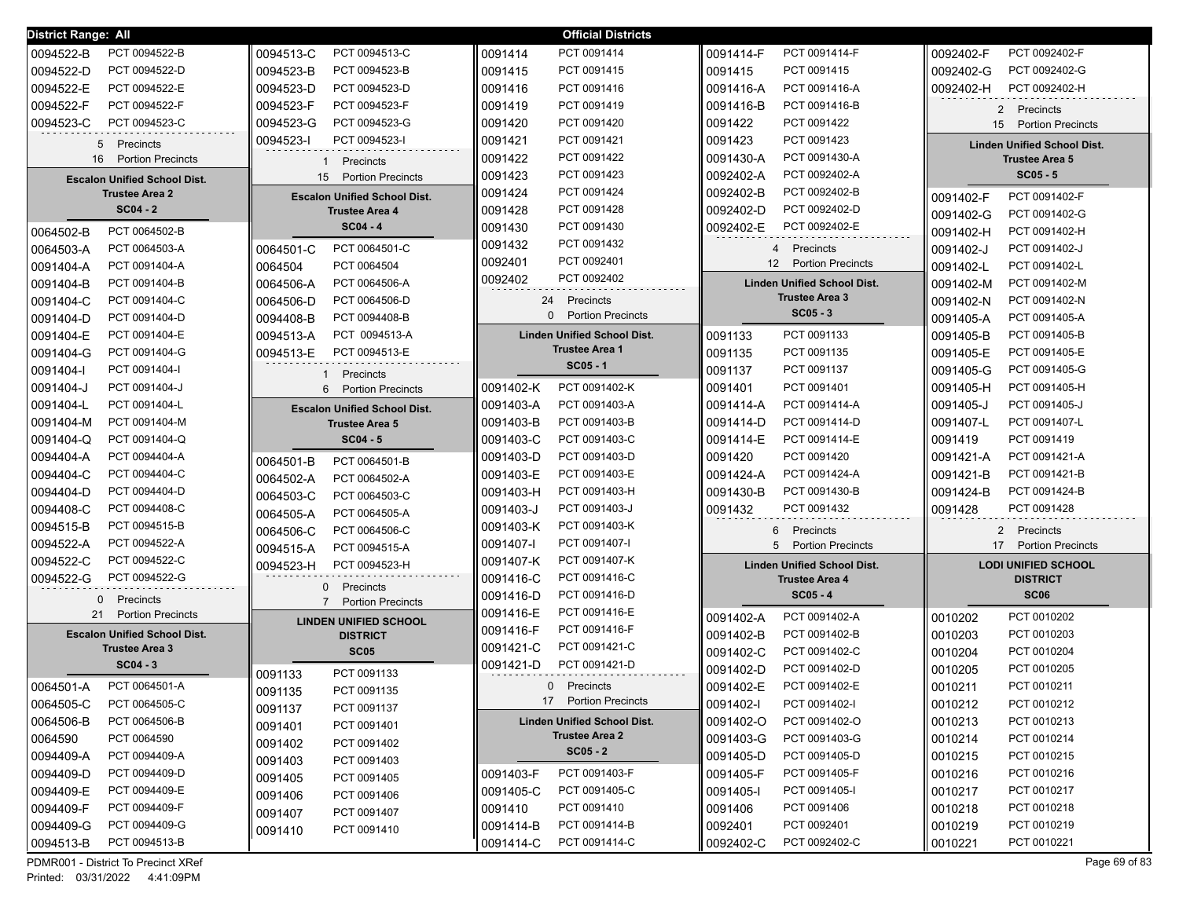**District Range: All** — **Official Districts**

| District | Precinct |
|---|---|
| 0094522-B | PCT 0094522-B |
| 0094522-D | PCT 0094522-D |
| 0094522-E | PCT 0094522-E |
| 0094522-F | PCT 0094522-F |
| 0094523-C | PCT 0094523-C |

5 Precincts
16 Portion Precincts

### Escalon Unified School Dist. Trustee Area 2
**SC04 - 2**

| District | Precinct |
|---|---|
| 0064502-B | PCT 0064502-B |
| 0064503-A | PCT 0064503-A |
| 0091404-A | PCT 0091404-A |
| 0091404-B | PCT 0091404-B |
| 0091404-C | PCT 0091404-C |
| 0091404-D | PCT 0091404-D |
| 0091404-E | PCT 0091404-E |
| 0091404-G | PCT 0091404-G |
| 0091404-I | PCT 0091404-I |
| 0091404-J | PCT 0091404-J |
| 0091404-L | PCT 0091404-L |
| 0091404-M | PCT 0091404-M |
| 0091404-Q | PCT 0091404-Q |
| 0094404-A | PCT 0094404-A |
| 0094404-C | PCT 0094404-C |
| 0094404-D | PCT 0094404-D |
| 0094408-C | PCT 0094408-C |
| 0094515-B | PCT 0094515-B |
| 0094522-A | PCT 0094522-A |
| 0094522-C | PCT 0094522-C |
| 0094522-G | PCT 0094522-G |

0 Precincts
21 Portion Precincts

### Escalon Unified School Dist. Trustee Area 3
**SC04 - 3**

| District | Precinct |
|---|---|
| 0064501-A | PCT 0064501-A |
| 0064505-C | PCT 0064505-C |
| 0064506-B | PCT 0064506-B |
| 0064590 | PCT 0064590 |
| 0094409-A | PCT 0094409-A |
| 0094409-D | PCT 0094409-D |
| 0094409-E | PCT 0094409-E |
| 0094409-F | PCT 0094409-F |
| 0094409-G | PCT 0094409-G |
| 0094513-B | PCT 0094513-B |
| 0094513-C | PCT 0094513-C |
| 0094523-B | PCT 0094523-B |
| 0094523-D | PCT 0094523-D |
| 0094523-F | PCT 0094523-F |
| 0094523-G | PCT 0094523-G |
| 0094523-I | PCT 0094523-I |

1 Precincts
15 Portion Precincts

### Escalon Unified School Dist. Trustee Area 4
**SC04 - 4**

| District | Precinct |
|---|---|
| 0064501-C | PCT 0064501-C |
| 0064504 | PCT 0064504 |
| 0064506-A | PCT 0064506-A |
| 0064506-D | PCT 0064506-D |
| 0094408-B | PCT 0094408-B |
| 0094513-A | PCT 0094513-A |
| 0094513-E | PCT 0094513-E |

1 Precincts
6 Portion Precincts

### Escalon Unified School Dist. Trustee Area 5
**SC04 - 5**

| District | Precinct |
|---|---|
| 0064501-B | PCT 0064501-B |
| 0064502-A | PCT 0064502-A |
| 0064503-C | PCT 0064503-C |
| 0064505-A | PCT 0064505-A |
| 0064506-C | PCT 0064506-C |
| 0094515-A | PCT 0094515-A |
| 0094523-H | PCT 0094523-H |

0 Precincts
7 Portion Precincts

### LINDEN UNIFIED SCHOOL DISTRICT
**SC05**

| District | Precinct |
|---|---|
| 0091133 | PCT 0091133 |
| 0091135 | PCT 0091135 |
| 0091137 | PCT 0091137 |
| 0091401 | PCT 0091401 |
| 0091402 | PCT 0091402 |
| 0091403 | PCT 0091403 |
| 0091405 | PCT 0091405 |
| 0091406 | PCT 0091406 |
| 0091407 | PCT 0091407 |
| 0091410 | PCT 0091410 |
| 0091414 | PCT 0091414 |
| 0091415 | PCT 0091415 |
| 0091416 | PCT 0091416 |
| 0091419 | PCT 0091419 |
| 0091420 | PCT 0091420 |
| 0091421 | PCT 0091421 |
| 0091422 | PCT 0091422 |
| 0091423 | PCT 0091423 |
| 0091424 | PCT 0091424 |
| 0091428 | PCT 0091428 |
| 0091430 | PCT 0091430 |
| 0091432 | PCT 0091432 |
| 0092401 | PCT 0092401 |
| 0092402 | PCT 0092402 |

24 Precincts
0 Portion Precincts

### Linden Unified School Dist. Trustee Area 1
**SC05 - 1**

| District | Precinct |
|---|---|
| 0091402-K | PCT 0091402-K |
| 0091403-A | PCT 0091403-A |
| 0091403-B | PCT 0091403-B |
| 0091403-C | PCT 0091403-C |
| 0091403-D | PCT 0091403-D |
| 0091403-E | PCT 0091403-E |
| 0091403-H | PCT 0091403-H |
| 0091403-J | PCT 0091403-J |
| 0091403-K | PCT 0091403-K |
| 0091407-I | PCT 0091407-I |
| 0091407-K | PCT 0091407-K |
| 0091416-C | PCT 0091416-C |
| 0091416-D | PCT 0091416-D |
| 0091416-E | PCT 0091416-E |
| 0091416-F | PCT 0091416-F |
| 0091421-C | PCT 0091421-C |
| 0091421-D | PCT 0091421-D |

0 Precincts
17 Portion Precincts

### Linden Unified School Dist. Trustee Area 2
**SC05 - 2**

| District | Precinct |
|---|---|
| 0091403-F | PCT 0091403-F |
| 0091405-C | PCT 0091405-C |
| 0091410 | PCT 0091410 |
| 0091414-B | PCT 0091414-B |
| 0091414-C | PCT 0091414-C |
| 0091414-F | PCT 0091414-F |
| 0091415 | PCT 0091415 |
| 0091416-A | PCT 0091416-A |
| 0091416-B | PCT 0091416-B |
| 0091422 | PCT 0091422 |
| 0091423 | PCT 0091423 |
| 0091430-A | PCT 0091430-A |
| 0092402-A | PCT 0092402-A |
| 0092402-B | PCT 0092402-B |
| 0092402-D | PCT 0092402-D |
| 0092402-E | PCT 0092402-E |

4 Precincts
12 Portion Precincts

### Linden Unified School Dist. Trustee Area 3
**SC05 - 3**

| District | Precinct |
|---|---|
| 0091133 | PCT 0091133 |
| 0091135 | PCT 0091135 |
| 0091137 | PCT 0091137 |
| 0091401 | PCT 0091401 |
| 0091414-A | PCT 0091414-A |
| 0091414-D | PCT 0091414-D |
| 0091414-E | PCT 0091414-E |
| 0091420 | PCT 0091420 |
| 0091424-A | PCT 0091424-A |
| 0091430-B | PCT 0091430-B |
| 0091432 | PCT 0091432 |

6 Precincts
5 Portion Precincts

### Linden Unified School Dist. Trustee Area 4
**SC05 - 4**

| District | Precinct |
|---|---|
| 0091402-A | PCT 0091402-A |
| 0091402-B | PCT 0091402-B |
| 0091402-C | PCT 0091402-C |
| 0091402-D | PCT 0091402-D |
| 0091402-E | PCT 0091402-E |
| 0091402-I | PCT 0091402-I |
| 0091402-O | PCT 0091402-O |
| 0091403-G | PCT 0091403-G |
| 0091405-D | PCT 0091405-D |
| 0091405-F | PCT 0091405-F |
| 0091405-I | PCT 0091405-I |
| 0091406 | PCT 0091406 |
| 0092401 | PCT 0092401 |
| 0092402-C | PCT 0092402-C |
| 0092402-F | PCT 0092402-F |
| 0092402-G | PCT 0092402-G |
| 0092402-H | PCT 0092402-H |

2 Precincts
15 Portion Precincts

### Linden Unified School Dist. Trustee Area 5
**SC05 - 5**

| District | Precinct |
|---|---|
| 0091402-F | PCT 0091402-F |
| 0091402-G | PCT 0091402-G |
| 0091402-H | PCT 0091402-H |
| 0091402-J | PCT 0091402-J |
| 0091402-L | PCT 0091402-L |
| 0091402-M | PCT 0091402-M |
| 0091402-N | PCT 0091402-N |
| 0091405-A | PCT 0091405-A |
| 0091405-B | PCT 0091405-B |
| 0091405-E | PCT 0091405-E |
| 0091405-G | PCT 0091405-G |
| 0091405-H | PCT 0091405-H |
| 0091405-J | PCT 0091405-J |
| 0091407-L | PCT 0091407-L |
| 0091419 | PCT 0091419 |
| 0091421-A | PCT 0091421-A |
| 0091421-B | PCT 0091421-B |
| 0091424-B | PCT 0091424-B |
| 0091428 | PCT 0091428 |

2 Precincts
17 Portion Precincts

### LODI UNIFIED SCHOOL DISTRICT
**SC06**

| District | Precinct |
|---|---|
| 0010202 | PCT 0010202 |
| 0010203 | PCT 0010203 |
| 0010204 | PCT 0010204 |
| 0010205 | PCT 0010205 |
| 0010211 | PCT 0010211 |
| 0010212 | PCT 0010212 |
| 0010213 | PCT 0010213 |
| 0010214 | PCT 0010214 |
| 0010215 | PCT 0010215 |
| 0010216 | PCT 0010216 |
| 0010217 | PCT 0010217 |
| 0010218 | PCT 0010218 |
| 0010219 | PCT 0010219 |
| 0010221 | PCT 0010221 |

PDMR001 - District To Precinct XRef
Printed: 03/31/2022 4:41:09PM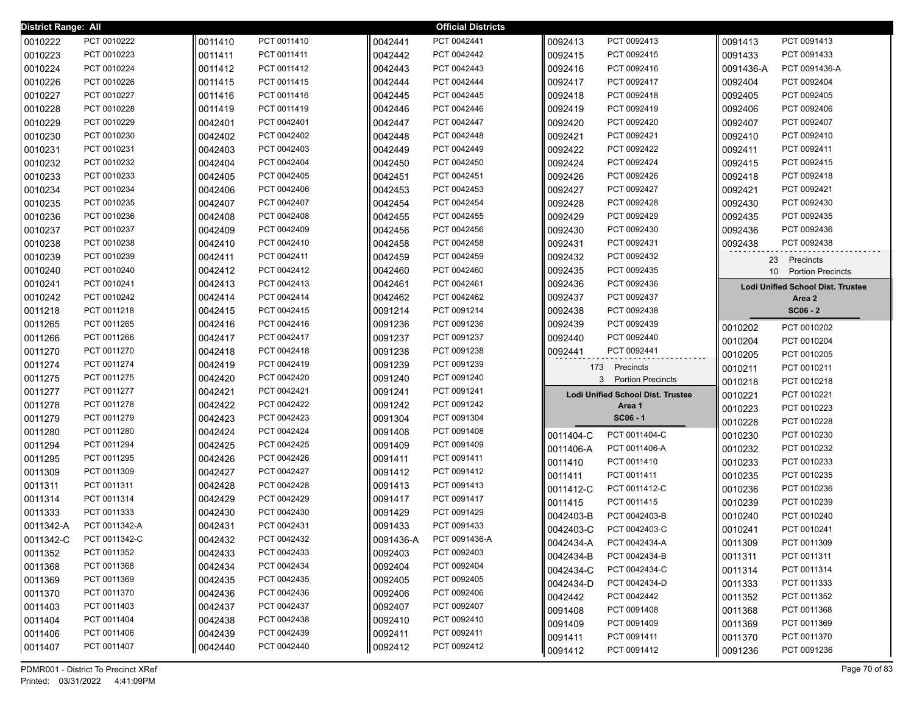**District Range: All** — **Official Districts**

| Precinct | Name |
|---|---|
| 0010222 | PCT 0010222 |
| 0010223 | PCT 0010223 |
| 0010224 | PCT 0010224 |
| 0010226 | PCT 0010226 |
| 0010227 | PCT 0010227 |
| 0010228 | PCT 0010228 |
| 0010229 | PCT 0010229 |
| 0010230 | PCT 0010230 |
| 0010231 | PCT 0010231 |
| 0010232 | PCT 0010232 |
| 0010233 | PCT 0010233 |
| 0010234 | PCT 0010234 |
| 0010235 | PCT 0010235 |
| 0010236 | PCT 0010236 |
| 0010237 | PCT 0010237 |
| 0010238 | PCT 0010238 |
| 0010239 | PCT 0010239 |
| 0010240 | PCT 0010240 |
| 0010241 | PCT 0010241 |
| 0010242 | PCT 0010242 |
| 0011218 | PCT 0011218 |
| 0011265 | PCT 0011265 |
| 0011266 | PCT 0011266 |
| 0011270 | PCT 0011270 |
| 0011274 | PCT 0011274 |
| 0011275 | PCT 0011275 |
| 0011277 | PCT 0011277 |
| 0011278 | PCT 0011278 |
| 0011279 | PCT 0011279 |
| 0011280 | PCT 0011280 |
| 0011294 | PCT 0011294 |
| 0011295 | PCT 0011295 |
| 0011309 | PCT 0011309 |
| 0011311 | PCT 0011311 |
| 0011314 | PCT 0011314 |
| 0011333 | PCT 0011333 |
| 0011342-A | PCT 0011342-A |
| 0011342-C | PCT 0011342-C |
| 0011352 | PCT 0011352 |
| 0011368 | PCT 0011368 |
| 0011369 | PCT 0011369 |
| 0011370 | PCT 0011370 |
| 0011403 | PCT 0011403 |
| 0011404 | PCT 0011404 |
| 0011406 | PCT 0011406 |
| 0011407 | PCT 0011407 |
| 0011410 | PCT 0011410 |
| 0011411 | PCT 0011411 |
| 0011412 | PCT 0011412 |
| 0011415 | PCT 0011415 |
| 0011416 | PCT 0011416 |
| 0011419 | PCT 0011419 |
| 0042401 | PCT 0042401 |
| 0042402 | PCT 0042402 |
| 0042403 | PCT 0042403 |
| 0042404 | PCT 0042404 |
| 0042405 | PCT 0042405 |
| 0042406 | PCT 0042406 |
| 0042407 | PCT 0042407 |
| 0042408 | PCT 0042408 |
| 0042409 | PCT 0042409 |
| 0042410 | PCT 0042410 |
| 0042411 | PCT 0042411 |
| 0042412 | PCT 0042412 |
| 0042413 | PCT 0042413 |
| 0042414 | PCT 0042414 |
| 0042415 | PCT 0042415 |
| 0042416 | PCT 0042416 |
| 0042417 | PCT 0042417 |
| 0042418 | PCT 0042418 |
| 0042419 | PCT 0042419 |
| 0042420 | PCT 0042420 |
| 0042421 | PCT 0042421 |
| 0042422 | PCT 0042422 |
| 0042423 | PCT 0042423 |
| 0042424 | PCT 0042424 |
| 0042425 | PCT 0042425 |
| 0042426 | PCT 0042426 |
| 0042427 | PCT 0042427 |
| 0042428 | PCT 0042428 |
| 0042429 | PCT 0042429 |
| 0042430 | PCT 0042430 |
| 0042431 | PCT 0042431 |
| 0042432 | PCT 0042432 |
| 0042433 | PCT 0042433 |
| 0042434 | PCT 0042434 |
| 0042435 | PCT 0042435 |
| 0042436 | PCT 0042436 |
| 0042437 | PCT 0042437 |
| 0042438 | PCT 0042438 |
| 0042439 | PCT 0042439 |
| 0042440 | PCT 0042440 |
| 0042441 | PCT 0042441 |
| 0042442 | PCT 0042442 |
| 0042443 | PCT 0042443 |
| 0042444 | PCT 0042444 |
| 0042445 | PCT 0042445 |
| 0042446 | PCT 0042446 |
| 0042447 | PCT 0042447 |
| 0042448 | PCT 0042448 |
| 0042449 | PCT 0042449 |
| 0042450 | PCT 0042450 |
| 0042451 | PCT 0042451 |
| 0042453 | PCT 0042453 |
| 0042454 | PCT 0042454 |
| 0042455 | PCT 0042455 |
| 0042456 | PCT 0042456 |
| 0042458 | PCT 0042458 |
| 0042459 | PCT 0042459 |
| 0042460 | PCT 0042460 |
| 0042461 | PCT 0042461 |
| 0042462 | PCT 0042462 |
| 0091214 | PCT 0091214 |
| 0091236 | PCT 0091236 |
| 0091237 | PCT 0091237 |
| 0091238 | PCT 0091238 |
| 0091239 | PCT 0091239 |
| 0091240 | PCT 0091240 |
| 0091241 | PCT 0091241 |
| 0091242 | PCT 0091242 |
| 0091304 | PCT 0091304 |
| 0091408 | PCT 0091408 |
| 0091409 | PCT 0091409 |
| 0091411 | PCT 0091411 |
| 0091412 | PCT 0091412 |
| 0091413 | PCT 0091413 |
| 0091417 | PCT 0091417 |
| 0091429 | PCT 0091429 |
| 0091433 | PCT 0091433 |
| 0091436-A | PCT 0091436-A |
| 0092403 | PCT 0092403 |
| 0092404 | PCT 0092404 |
| 0092405 | PCT 0092405 |
| 0092406 | PCT 0092406 |
| 0092407 | PCT 0092407 |
| 0092410 | PCT 0092410 |
| 0092411 | PCT 0092411 |
| 0092412 | PCT 0092412 |
| 0092413 | PCT 0092413 |
| 0092415 | PCT 0092415 |
| 0092416 | PCT 0092416 |
| 0092417 | PCT 0092417 |
| 0092418 | PCT 0092418 |
| 0092419 | PCT 0092419 |
| 0092420 | PCT 0092420 |
| 0092421 | PCT 0092421 |
| 0092422 | PCT 0092422 |
| 0092424 | PCT 0092424 |
| 0092426 | PCT 0092426 |
| 0092427 | PCT 0092427 |
| 0092428 | PCT 0092428 |
| 0092429 | PCT 0092429 |
| 0092430 | PCT 0092430 |
| 0092431 | PCT 0092431 |
| 0092432 | PCT 0092432 |
| 0092435 | PCT 0092435 |
| 0092436 | PCT 0092436 |
| 0092437 | PCT 0092437 |
| 0092438 | PCT 0092438 |
| 0092439 | PCT 0092439 |
| 0092440 | PCT 0092440 |
| 0092441 | PCT 0092441 |

173 Precincts
3 Portion Precincts

## Lodi Unified School Dist. Trustee Area 1
**SC06 - 1**

| Precinct | Name |
|---|---|
| 0011404-C | PCT 0011404-C |
| 0011406-A | PCT 0011406-A |
| 0011410 | PCT 0011410 |
| 0011411 | PCT 0011411 |
| 0011412-C | PCT 0011412-C |
| 0011415 | PCT 0011415 |
| 0042403-B | PCT 0042403-B |
| 0042403-C | PCT 0042403-C |
| 0042434-A | PCT 0042434-A |
| 0042434-B | PCT 0042434-B |
| 0042434-C | PCT 0042434-C |
| 0042434-D | PCT 0042434-D |
| 0042442 | PCT 0042442 |
| 0091408 | PCT 0091408 |
| 0091409 | PCT 0091409 |
| 0091411 | PCT 0091411 |
| 0091412 | PCT 0091412 |
| 0091413 | PCT 0091413 |
| 0091433 | PCT 0091433 |
| 0091436-A | PCT 0091436-A |
| 0092404 | PCT 0092404 |
| 0092405 | PCT 0092405 |
| 0092406 | PCT 0092406 |
| 0092407 | PCT 0092407 |
| 0092410 | PCT 0092410 |
| 0092411 | PCT 0092411 |
| 0092415 | PCT 0092415 |
| 0092418 | PCT 0092418 |
| 0092421 | PCT 0092421 |
| 0092430 | PCT 0092430 |
| 0092435 | PCT 0092435 |
| 0092436 | PCT 0092436 |
| 0092438 | PCT 0092438 |

23 Precincts
10 Portion Precincts

## Lodi Unified School Dist. Trustee Area 2
**SC06 - 2**

| Precinct | Name |
|---|---|
| 0010202 | PCT 0010202 |
| 0010204 | PCT 0010204 |
| 0010205 | PCT 0010205 |
| 0010211 | PCT 0010211 |
| 0010218 | PCT 0010218 |
| 0010221 | PCT 0010221 |
| 0010223 | PCT 0010223 |
| 0010228 | PCT 0010228 |
| 0010230 | PCT 0010230 |
| 0010232 | PCT 0010232 |
| 0010233 | PCT 0010233 |
| 0010235 | PCT 0010235 |
| 0010236 | PCT 0010236 |
| 0010239 | PCT 0010239 |
| 0010240 | PCT 0010240 |
| 0010241 | PCT 0010241 |
| 0011309 | PCT 0011309 |
| 0011311 | PCT 0011311 |
| 0011314 | PCT 0011314 |
| 0011333 | PCT 0011333 |
| 0011352 | PCT 0011352 |
| 0011368 | PCT 0011368 |
| 0011369 | PCT 0011369 |
| 0011370 | PCT 0011370 |
| 0091236 | PCT 0091236 |

PDMR001 - District To Precinct XRef
Printed: 03/31/2022 4:41:09PM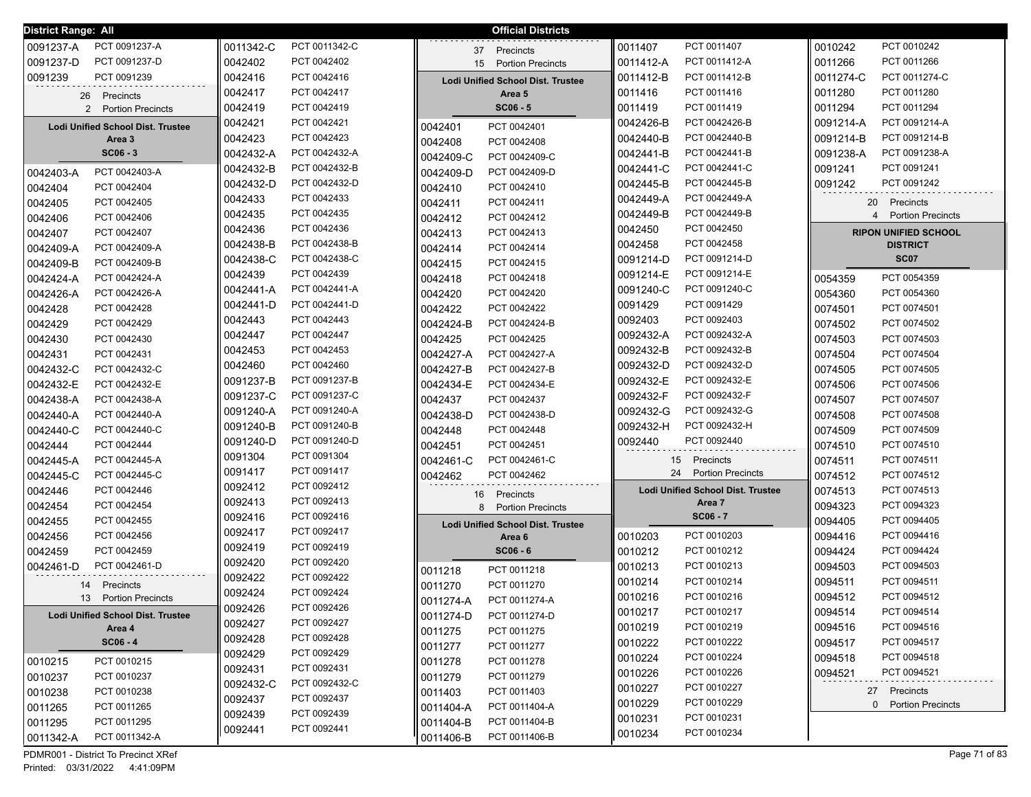**District Range: All** — **Official Districts**

| District | Precinct |
|---|---|
| 0091237-A | PCT 0091237-A |
| 0091237-D | PCT 0091237-D |
| 0091239 | PCT 0091239 |

26 Precincts
2 Portion Precincts

## Lodi Unified School Dist. Trustee Area 3
### SC06 - 3

| District | Precinct |
|---|---|
| 0042403-A | PCT 0042403-A |
| 0042404 | PCT 0042404 |
| 0042405 | PCT 0042405 |
| 0042406 | PCT 0042406 |
| 0042407 | PCT 0042407 |
| 0042409-A | PCT 0042409-A |
| 0042409-B | PCT 0042409-B |
| 0042424-A | PCT 0042424-A |
| 0042426-A | PCT 0042426-A |
| 0042428 | PCT 0042428 |
| 0042429 | PCT 0042429 |
| 0042430 | PCT 0042430 |
| 0042431 | PCT 0042431 |
| 0042432-C | PCT 0042432-C |
| 0042432-E | PCT 0042432-E |
| 0042438-A | PCT 0042438-A |
| 0042440-A | PCT 0042440-A |
| 0042440-C | PCT 0042440-C |
| 0042444 | PCT 0042444 |
| 0042445-A | PCT 0042445-A |
| 0042445-C | PCT 0042445-C |
| 0042446 | PCT 0042446 |
| 0042454 | PCT 0042454 |
| 0042455 | PCT 0042455 |
| 0042456 | PCT 0042456 |
| 0042459 | PCT 0042459 |
| 0042461-D | PCT 0042461-D |

14 Precincts
13 Portion Precincts

## Lodi Unified School Dist. Trustee Area 4
### SC06 - 4

| District | Precinct |
|---|---|
| 0010215 | PCT 0010215 |
| 0010237 | PCT 0010237 |
| 0010238 | PCT 0010238 |
| 0011265 | PCT 0011265 |
| 0011295 | PCT 0011295 |
| 0011342-A | PCT 0011342-A |
| 0011342-C | PCT 0011342-C |
| 0042402 | PCT 0042402 |
| 0042416 | PCT 0042416 |
| 0042417 | PCT 0042417 |
| 0042419 | PCT 0042419 |
| 0042421 | PCT 0042421 |
| 0042423 | PCT 0042423 |
| 0042432-A | PCT 0042432-A |
| 0042432-B | PCT 0042432-B |
| 0042432-D | PCT 0042432-D |
| 0042433 | PCT 0042433 |
| 0042435 | PCT 0042435 |
| 0042436 | PCT 0042436 |
| 0042438-B | PCT 0042438-B |
| 0042438-C | PCT 0042438-C |
| 0042439 | PCT 0042439 |
| 0042441-A | PCT 0042441-A |
| 0042441-D | PCT 0042441-D |
| 0042443 | PCT 0042443 |
| 0042447 | PCT 0042447 |
| 0042453 | PCT 0042453 |
| 0042460 | PCT 0042460 |
| 0091237-B | PCT 0091237-B |
| 0091237-C | PCT 0091237-C |
| 0091240-A | PCT 0091240-A |
| 0091240-B | PCT 0091240-B |
| 0091240-D | PCT 0091240-D |
| 0091304 | PCT 0091304 |
| 0091417 | PCT 0091417 |
| 0092412 | PCT 0092412 |
| 0092413 | PCT 0092413 |
| 0092416 | PCT 0092416 |
| 0092417 | PCT 0092417 |
| 0092419 | PCT 0092419 |
| 0092420 | PCT 0092420 |
| 0092422 | PCT 0092422 |
| 0092424 | PCT 0092424 |
| 0092426 | PCT 0092426 |
| 0092427 | PCT 0092427 |
| 0092428 | PCT 0092428 |
| 0092429 | PCT 0092429 |
| 0092431 | PCT 0092431 |
| 0092432-C | PCT 0092432-C |
| 0092437 | PCT 0092437 |
| 0092439 | PCT 0092439 |
| 0092441 | PCT 0092441 |

37 Precincts
15 Portion Precincts

## Lodi Unified School Dist. Trustee Area 5
### SC06 - 5

| District | Precinct |
|---|---|
| 0042401 | PCT 0042401 |
| 0042408 | PCT 0042408 |
| 0042409-C | PCT 0042409-C |
| 0042409-D | PCT 0042409-D |
| 0042410 | PCT 0042410 |
| 0042411 | PCT 0042411 |
| 0042412 | PCT 0042412 |
| 0042413 | PCT 0042413 |
| 0042414 | PCT 0042414 |
| 0042415 | PCT 0042415 |
| 0042418 | PCT 0042418 |
| 0042420 | PCT 0042420 |
| 0042422 | PCT 0042422 |
| 0042424-B | PCT 0042424-B |
| 0042425 | PCT 0042425 |
| 0042427-A | PCT 0042427-A |
| 0042427-B | PCT 0042427-B |
| 0042434-E | PCT 0042434-E |
| 0042437 | PCT 0042437 |
| 0042438-D | PCT 0042438-D |
| 0042448 | PCT 0042448 |
| 0042451 | PCT 0042451 |
| 0042461-C | PCT 0042461-C |
| 0042462 | PCT 0042462 |

16 Precincts
8 Portion Precincts

## Lodi Unified School Dist. Trustee Area 6
### SC06 - 6

| District | Precinct |
|---|---|
| 0011218 | PCT 0011218 |
| 0011270 | PCT 0011270 |
| 0011274-A | PCT 0011274-A |
| 0011274-D | PCT 0011274-D |
| 0011275 | PCT 0011275 |
| 0011277 | PCT 0011277 |
| 0011278 | PCT 0011278 |
| 0011279 | PCT 0011279 |
| 0011403 | PCT 0011403 |
| 0011404-A | PCT 0011404-A |
| 0011404-B | PCT 0011404-B |
| 0011406-B | PCT 0011406-B |
| 0011407 | PCT 0011407 |
| 0011412-A | PCT 0011412-A |
| 0011412-B | PCT 0011412-B |
| 0011416 | PCT 0011416 |
| 0011419 | PCT 0011419 |
| 0042426-B | PCT 0042426-B |
| 0042440-B | PCT 0042440-B |
| 0042441-B | PCT 0042441-B |
| 0042441-C | PCT 0042441-C |
| 0042445-B | PCT 0042445-B |
| 0042449-A | PCT 0042449-A |
| 0042449-B | PCT 0042449-B |
| 0042450 | PCT 0042450 |
| 0042458 | PCT 0042458 |
| 0091214-D | PCT 0091214-D |
| 0091214-E | PCT 0091214-E |
| 0091240-C | PCT 0091240-C |
| 0091429 | PCT 0091429 |
| 0092403 | PCT 0092403 |
| 0092432-A | PCT 0092432-A |
| 0092432-B | PCT 0092432-B |
| 0092432-D | PCT 0092432-D |
| 0092432-E | PCT 0092432-E |
| 0092432-F | PCT 0092432-F |
| 0092432-G | PCT 0092432-G |
| 0092432-H | PCT 0092432-H |
| 0092440 | PCT 0092440 |

15 Precincts
24 Portion Precincts

## Lodi Unified School Dist. Trustee Area 7
### SC06 - 7

| District | Precinct |
|---|---|
| 0010203 | PCT 0010203 |
| 0010212 | PCT 0010212 |
| 0010213 | PCT 0010213 |
| 0010214 | PCT 0010214 |
| 0010216 | PCT 0010216 |
| 0010217 | PCT 0010217 |
| 0010219 | PCT 0010219 |
| 0010222 | PCT 0010222 |
| 0010224 | PCT 0010224 |
| 0010226 | PCT 0010226 |
| 0010227 | PCT 0010227 |
| 0010229 | PCT 0010229 |
| 0010231 | PCT 0010231 |
| 0010234 | PCT 0010234 |
| 0010242 | PCT 0010242 |
| 0011266 | PCT 0011266 |
| 0011274-C | PCT 0011274-C |
| 0011280 | PCT 0011280 |
| 0011294 | PCT 0011294 |
| 0091214-A | PCT 0091214-A |
| 0091214-B | PCT 0091214-B |
| 0091238-A | PCT 0091238-A |
| 0091241 | PCT 0091241 |
| 0091242 | PCT 0091242 |

20 Precincts
4 Portion Precincts

## RIPON UNIFIED SCHOOL DISTRICT
### SC07

| District | Precinct |
|---|---|
| 0054359 | PCT 0054359 |
| 0054360 | PCT 0054360 |
| 0074501 | PCT 0074501 |
| 0074502 | PCT 0074502 |
| 0074503 | PCT 0074503 |
| 0074504 | PCT 0074504 |
| 0074505 | PCT 0074505 |
| 0074506 | PCT 0074506 |
| 0074507 | PCT 0074507 |
| 0074508 | PCT 0074508 |
| 0074509 | PCT 0074509 |
| 0074510 | PCT 0074510 |
| 0074511 | PCT 0074511 |
| 0074512 | PCT 0074512 |
| 0074513 | PCT 0074513 |
| 0094323 | PCT 0094323 |
| 0094405 | PCT 0094405 |
| 0094416 | PCT 0094416 |
| 0094424 | PCT 0094424 |
| 0094503 | PCT 0094503 |
| 0094511 | PCT 0094511 |
| 0094512 | PCT 0094512 |
| 0094514 | PCT 0094514 |
| 0094516 | PCT 0094516 |
| 0094517 | PCT 0094517 |
| 0094518 | PCT 0094518 |
| 0094521 | PCT 0094521 |

27 Precincts
0 Portion Precincts

PDMR001 - District To Precinct XRef
Printed: 03/31/2022 4:41:09PM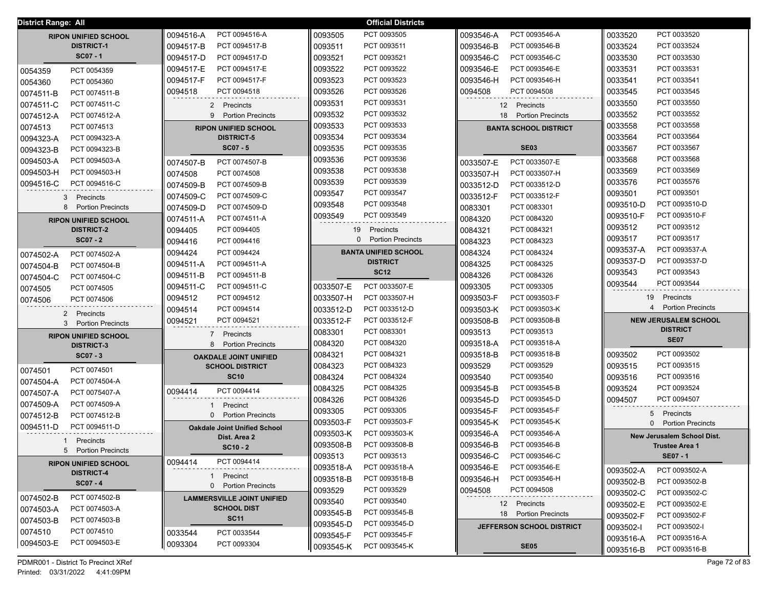District Range: All

# Official Districts

## RIPON UNIFIED SCHOOL DISTRICT-1
**SC07 - 1**

| | |
|---|---|
| 0054359 | PCT 0054359 |
| 0054360 | PCT 0054360 |
| 0074511-B | PCT 0074511-B |
| 0074511-C | PCT 0074511-C |
| 0074512-A | PCT 0074512-A |
| 0074513 | PCT 0074513 |
| 0094323-A | PCT 0094323-A |
| 0094323-B | PCT 0094323-B |
| 0094503-A | PCT 0094503-A |
| 0094503-H | PCT 0094503-H |
| 0094516-C | PCT 0094516-C |

3 Precincts
8 Portion Precincts

## RIPON UNIFIED SCHOOL DISTRICT-2
**SC07 - 2**

| | |
|---|---|
| 0074502-A | PCT 0074502-A |
| 0074504-B | PCT 0074504-B |
| 0074504-C | PCT 0074504-C |
| 0074505 | PCT 0074505 |
| 0074506 | PCT 0074506 |

2 Precincts
3 Portion Precincts

## RIPON UNIFIED SCHOOL DISTRICT-3
**SC07 - 3**

| | |
|---|---|
| 0074501 | PCT 0074501 |
| 0074504-A | PCT 0074504-A |
| 0074507-A | PCT 0075407-A |
| 0074509-A | PCT 0074509-A |
| 0074512-B | PCT 0074512-B |
| 0094511-D | PCT 0094511-D |

1 Precincts
5 Portion Precincts

## RIPON UNIFIED SCHOOL DISTRICT-4
**SC07 - 4**

| | |
|---|---|
| 0074502-B | PCT 0074502-B |
| 0074503-A | PCT 0074503-A |
| 0074503-B | PCT 0074503-B |
| 0074510 | PCT 0074510 |
| 0094503-E | PCT 0094503-E |
| 0094516-A | PCT 0094516-A |
| 0094517-B | PCT 0094517-B |
| 0094517-D | PCT 0094517-D |
| 0094517-E | PCT 0094517-E |
| 0094517-F | PCT 0094517-F |
| 0094518 | PCT 0094518 |

2 Precincts
9 Portion Precincts

## RIPON UNIFIED SCHOOL DISTRICT-5
**SC07 - 5**

| | |
|---|---|
| 0074507-B | PCT 0074507-B |
| 0074508 | PCT 0074508 |
| 0074509-B | PCT 0074509-B |
| 0074509-C | PCT 0074509-C |
| 0074509-D | PCT 0074509-D |
| 0074511-A | PCT 0074511-A |
| 0094405 | PCT 0094405 |
| 0094416 | PCT 0094416 |
| 0094424 | PCT 0094424 |
| 0094511-A | PCT 0094511-A |
| 0094511-B | PCT 0094511-B |
| 0094511-C | PCT 0094511-C |
| 0094512 | PCT 0094512 |
| 0094514 | PCT 0094514 |
| 0094521 | PCT 0094521 |

7 Precincts
8 Portion Precincts

## OAKDALE JOINT UNIFIED SCHOOL DISTRICT
**SC10**

| | |
|---|---|
| 0094414 | PCT 0094414 |

1 Precinct
0 Portion Precincts

## Oakdale Joint Unified School Dist. Area 2
**SC10 - 2**

| | |
|---|---|
| 0094414 | PCT 0094414 |

1 Precinct
0 Portion Precincts

## LAMMERSVILLE JOINT UNIFIED SCHOOL DIST
**SC11**

| | |
|---|---|
| 0033544 | PCT 0033544 |
| 0093304 | PCT 0093304 |
| 0093505 | PCT 0093505 |
| 0093511 | PCT 0093511 |
| 0093521 | PCT 0093521 |
| 0093522 | PCT 0093522 |
| 0093523 | PCT 0093523 |
| 0093526 | PCT 0093526 |
| 0093531 | PCT 0093531 |
| 0093532 | PCT 0093532 |
| 0093533 | PCT 0093533 |
| 0093534 | PCT 0093534 |
| 0093535 | PCT 0093535 |
| 0093536 | PCT 0093536 |
| 0093538 | PCT 0093538 |
| 0093539 | PCT 0093539 |
| 0093547 | PCT 0093547 |
| 0093548 | PCT 0093548 |
| 0093549 | PCT 0093549 |

19 Precincts
0 Portion Precincts

## BANTA UNIFIED SCHOOL DISTRICT
**SC12**

| | |
|---|---|
| 0033507-E | PCT 0033507-E |
| 0033507-H | PCT 0033507-H |
| 0033512-D | PCT 0033512-D |
| 0033512-F | PCT 0033512-F |
| 0083301 | PCT 0083301 |
| 0084320 | PCT 0084320 |
| 0084321 | PCT 0084321 |
| 0084323 | PCT 0084323 |
| 0084324 | PCT 0084324 |
| 0084325 | PCT 0084325 |
| 0084326 | PCT 0084326 |
| 0093305 | PCT 0093305 |
| 0093503-F | PCT 0093503-F |
| 0093503-K | PCT 0093503-K |
| 0093508-B | PCT 0093508-B |
| 0093513 | PCT 0093513 |
| 0093518-A | PCT 0093518-A |
| 0093518-B | PCT 0093518-B |
| 0093529 | PCT 0093529 |
| 0093540 | PCT 0093540 |
| 0093545-B | PCT 0093545-B |
| 0093545-D | PCT 0093545-D |
| 0093545-F | PCT 0093545-F |
| 0093545-K | PCT 0093545-K |
| 0093546-A | PCT 0093546-A |
| 0093546-B | PCT 0093546-B |
| 0093546-C | PCT 0093546-C |
| 0093546-E | PCT 0093546-E |
| 0093546-H | PCT 0093546-H |
| 0094508 | PCT 0094508 |

12 Precincts
18 Portion Precincts

## BANTA SCHOOL DISTRICT
**SE03**

| | |
|---|---|
| 0033507-E | PCT 0033507-E |
| 0033507-H | PCT 0033507-H |
| 0033512-D | PCT 0033512-D |
| 0033512-F | PCT 0033512-F |
| 0083301 | PCT 0083301 |
| 0084320 | PCT 0084320 |
| 0084321 | PCT 0084321 |
| 0084323 | PCT 0084323 |
| 0084324 | PCT 0084324 |
| 0084325 | PCT 0084325 |
| 0084326 | PCT 0084326 |
| 0093305 | PCT 0093305 |
| 0093503-F | PCT 0093503-F |
| 0093503-K | PCT 0093503-K |
| 0093508-B | PCT 0093508-B |
| 0093513 | PCT 0093513 |
| 0093518-A | PCT 0093518-A |
| 0093518-B | PCT 0093518-B |
| 0093529 | PCT 0093529 |
| 0093540 | PCT 0093540 |
| 0093545-B | PCT 0093545-B |
| 0093545-D | PCT 0093545-D |
| 0093545-F | PCT 0093545-F |
| 0093545-K | PCT 0093545-K |
| 0093546-A | PCT 0093546-A |
| 0093546-B | PCT 0093546-B |
| 0093546-C | PCT 0093546-C |
| 0093546-E | PCT 0093546-E |
| 0093546-H | PCT 0093546-H |
| 0094508 | PCT 0094508 |

12 Precincts
18 Portion Precincts

## JEFFERSON SCHOOL DISTRICT
**SE05**

| | |
|---|---|
| 0033520 | PCT 0033520 |
| 0033524 | PCT 0033524 |
| 0033530 | PCT 0033530 |
| 0033531 | PCT 0033531 |
| 0033541 | PCT 0033541 |
| 0033545 | PCT 0033545 |
| 0033550 | PCT 0033550 |
| 0033552 | PCT 0033552 |
| 0033558 | PCT 0033558 |
| 0033564 | PCT 0033564 |
| 0033567 | PCT 0033567 |
| 0033568 | PCT 0033568 |
| 0033569 | PCT 0033569 |
| 0033576 | PCT 0035576 |
| 0093501 | PCT 0093501 |
| 0093510-D | PCT 0093510-D |
| 0093510-F | PCT 0093510-F |
| 0093512 | PCT 0093512 |
| 0093517 | PCT 0093517 |
| 0093537-A | PCT 0093537-A |
| 0093537-D | PCT 0093537-D |
| 0093543 | PCT 0093543 |
| 0093544 | PCT 0093544 |

19 Precincts
4 Portion Precincts

## NEW JERUSALEM SCHOOL DISTRICT
**SE07**

| | |
|---|---|
| 0093502 | PCT 0093502 |
| 0093515 | PCT 0093515 |
| 0093516 | PCT 0093516 |
| 0093524 | PCT 0093524 |
| 0094507 | PCT 0094507 |

5 Precincts
0 Portion Precincts

## New Jerusalem School Dist. Trustee Area 1
**SE07 - 1**

| | |
|---|---|
| 0093502-A | PCT 0093502-A |
| 0093502-B | PCT 0093502-B |
| 0093502-C | PCT 0093502-C |
| 0093502-E | PCT 0093502-E |
| 0093502-F | PCT 0093502-F |
| 0093502-I | PCT 0093502-I |
| 0093516-A | PCT 0093516-A |
| 0093516-B | PCT 0093516-B |

PDMR001 - District To Precinct XRef
Printed: 03/31/2022 4:41:09PM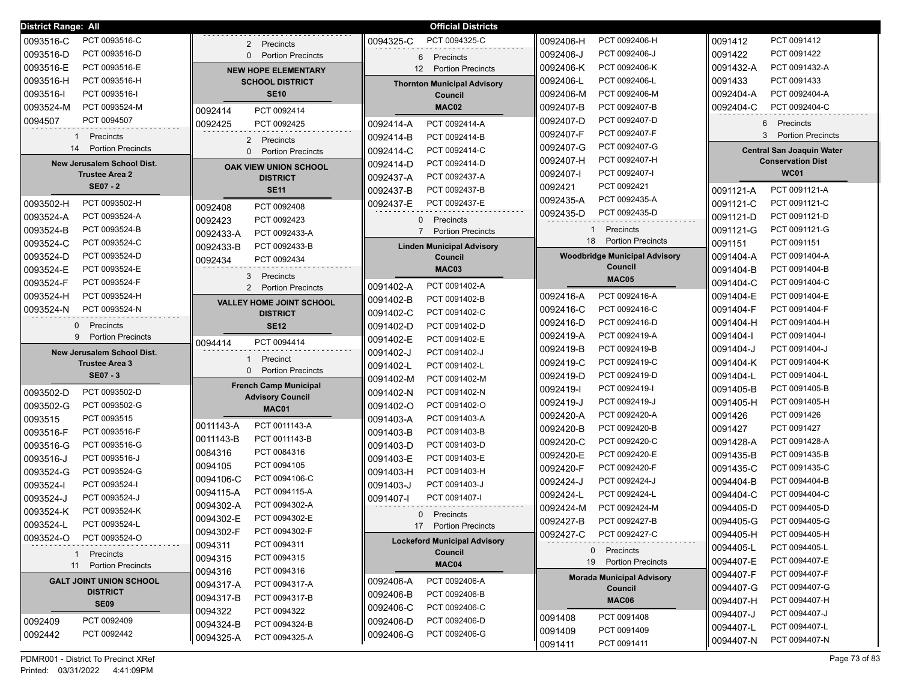**District Range: All** — **Official Districts**

| District | Precinct |
|---|---|
| 0093516-C | PCT 0093516-C |
| 0093516-D | PCT 0093516-D |
| 0093516-E | PCT 0093516-E |
| 0093516-H | PCT 0093516-H |
| 0093516-I | PCT 0093516-I |
| 0093524-M | PCT 0093524-M |
| 0094507 | PCT 0094507 |

1 Precincts
14 Portion Precincts

### New Jerusalem School Dist. Trustee Area 2
**SE07 - 2**

| District | Precinct |
|---|---|
| 0093502-H | PCT 0093502-H |
| 0093524-A | PCT 0093524-A |
| 0093524-B | PCT 0093524-B |
| 0093524-C | PCT 0093524-C |
| 0093524-D | PCT 0093524-D |
| 0093524-E | PCT 0093524-E |
| 0093524-F | PCT 0093524-F |
| 0093524-H | PCT 0093524-H |
| 0093524-N | PCT 0093524-N |

0 Precincts
9 Portion Precincts

### New Jerusalem School Dist. Trustee Area 3
**SE07 - 3**

| District | Precinct |
|---|---|
| 0093502-D | PCT 0093502-D |
| 0093502-G | PCT 0093502-G |
| 0093515 | PCT 0093515 |
| 0093516-F | PCT 0093516-F |
| 0093516-G | PCT 0093516-G |
| 0093516-J | PCT 0093516-J |
| 0093524-G | PCT 0093524-G |
| 0093524-I | PCT 0093524-I |
| 0093524-J | PCT 0093524-J |
| 0093524-K | PCT 0093524-K |
| 0093524-L | PCT 0093524-L |
| 0093524-O | PCT 0093524-O |

1 Precincts
11 Portion Precincts

### GALT JOINT UNION SCHOOL DISTRICT
**SE09**

| District | Precinct |
|---|---|
| 0092409 | PCT 0092409 |
| 0092442 | PCT 0092442 |

2 Precincts
0 Portion Precincts

### NEW HOPE ELEMENTARY SCHOOL DISTRICT
**SE10**

| District | Precinct |
|---|---|
| 0092414 | PCT 0092414 |
| 0092425 | PCT 0092425 |

2 Precincts
0 Portion Precincts

### OAK VIEW UNION SCHOOL DISTRICT
**SE11**

| District | Precinct |
|---|---|
| 0092408 | PCT 0092408 |
| 0092423 | PCT 0092423 |
| 0092433-A | PCT 0092433-A |
| 0092433-B | PCT 0092433-B |
| 0092434 | PCT 0092434 |

3 Precincts
2 Portion Precincts

### VALLEY HOME JOINT SCHOOL DISTRICT
**SE12**

| District | Precinct |
|---|---|
| 0094414 | PCT 0094414 |

1 Precinct
0 Portion Precincts

### French Camp Municipal Advisory Council
**MAC01**

| District | Precinct |
|---|---|
| 0011143-A | PCT 0011143-A |
| 0011143-B | PCT 0011143-B |
| 0084316 | PCT 0084316 |
| 0094105 | PCT 0094105 |
| 0094106-C | PCT 0094106-C |
| 0094115-A | PCT 0094115-A |
| 0094302-A | PCT 0094302-A |
| 0094302-E | PCT 0094302-E |
| 0094302-F | PCT 0094302-F |
| 0094311 | PCT 0094311 |
| 0094315 | PCT 0094315 |
| 0094316 | PCT 0094316 |
| 0094317-A | PCT 0094317-A |
| 0094317-B | PCT 0094317-B |
| 0094322 | PCT 0094322 |
| 0094324-B | PCT 0094324-B |
| 0094325-A | PCT 0094325-A |
| 0094325-C | PCT 0094325-C |

6 Precincts
12 Portion Precincts

### Thornton Municipal Advisory Council
**MAC02**

| District | Precinct |
|---|---|
| 0092414-A | PCT 0092414-A |
| 0092414-B | PCT 0092414-B |
| 0092414-C | PCT 0092414-C |
| 0092414-D | PCT 0092414-D |
| 0092437-A | PCT 0092437-A |
| 0092437-B | PCT 0092437-B |
| 0092437-E | PCT 0092437-E |

0 Precincts
7 Portion Precincts

### Linden Municipal Advisory Council
**MAC03**

| District | Precinct |
|---|---|
| 0091402-A | PCT 0091402-A |
| 0091402-B | PCT 0091402-B |
| 0091402-C | PCT 0091402-C |
| 0091402-D | PCT 0091402-D |
| 0091402-E | PCT 0091402-E |
| 0091402-J | PCT 0091402-J |
| 0091402-L | PCT 0091402-L |
| 0091402-M | PCT 0091402-M |
| 0091402-N | PCT 0091402-N |
| 0091402-O | PCT 0091402-O |
| 0091403-A | PCT 0091403-A |
| 0091403-B | PCT 0091403-B |
| 0091403-D | PCT 0091403-D |
| 0091403-E | PCT 0091403-E |
| 0091403-H | PCT 0091403-H |
| 0091403-J | PCT 0091403-J |
| 0091407-I | PCT 0091407-I |

0 Precincts
17 Portion Precincts

### Lockeford Municipal Advisory Council
**MAC04**

| District | Precinct |
|---|---|
| 0092406-A | PCT 0092406-A |
| 0092406-B | PCT 0092406-B |
| 0092406-C | PCT 0092406-C |
| 0092406-D | PCT 0092406-D |
| 0092406-G | PCT 0092406-G |
| 0092406-H | PCT 0092406-H |
| 0092406-J | PCT 0092406-J |
| 0092406-K | PCT 0092406-K |
| 0092406-L | PCT 0092406-L |
| 0092406-M | PCT 0092406-M |
| 0092407-B | PCT 0092407-B |
| 0092407-D | PCT 0092407-D |
| 0092407-F | PCT 0092407-F |
| 0092407-G | PCT 0092407-G |
| 0092407-H | PCT 0092407-H |
| 0092407-I | PCT 0092407-I |
| 0092421 | PCT 0092421 |
| 0092435-A | PCT 0092435-A |
| 0092435-D | PCT 0092435-D |

1 Precincts
18 Portion Precincts

### Woodbridge Municipal Advisory Council
**MAC05**

| District | Precinct |
|---|---|
| 0092416-A | PCT 0092416-A |
| 0092416-C | PCT 0092416-C |
| 0092416-D | PCT 0092416-D |
| 0092419-A | PCT 0092419-A |
| 0092419-B | PCT 0092419-B |
| 0092419-C | PCT 0092419-C |
| 0092419-D | PCT 0092419-D |
| 0092419-I | PCT 0092419-I |
| 0092419-J | PCT 0092419-J |
| 0092420-A | PCT 0092420-A |
| 0092420-B | PCT 0092420-B |
| 0092420-C | PCT 0092420-C |
| 0092420-E | PCT 0092420-E |
| 0092420-F | PCT 0092420-F |
| 0092424-J | PCT 0092424-J |
| 0092424-L | PCT 0092424-L |
| 0092424-M | PCT 0092424-M |
| 0092427-B | PCT 0092427-B |
| 0092427-C | PCT 0092427-C |

0 Precincts
19 Portion Precincts

### Morada Municipal Advisory Council
**MAC06**

| District | Precinct |
|---|---|
| 0091408 | PCT 0091408 |
| 0091409 | PCT 0091409 |
| 0091411 | PCT 0091411 |
| 0091412 | PCT 0091412 |
| 0091422 | PCT 0091422 |
| 0091432-A | PCT 0091432-A |
| 0091433 | PCT 0091433 |
| 0092404-A | PCT 0092404-A |
| 0092404-C | PCT 0092404-C |

6 Precincts
3 Portion Precincts

### Central San Joaquin Water Conservation Dist
**WC01**

| District | Precinct |
|---|---|
| 0091121-A | PCT 0091121-A |
| 0091121-C | PCT 0091121-C |
| 0091121-D | PCT 0091121-D |
| 0091121-G | PCT 0091121-G |
| 0091151 | PCT 0091151 |
| 0091404-A | PCT 0091404-A |
| 0091404-B | PCT 0091404-B |
| 0091404-C | PCT 0091404-C |
| 0091404-E | PCT 0091404-E |
| 0091404-F | PCT 0091404-F |
| 0091404-H | PCT 0091404-H |
| 0091404-I | PCT 0091404-I |
| 0091404-J | PCT 0091404-J |
| 0091404-K | PCT 0091404-K |
| 0091404-L | PCT 0091404-L |
| 0091405-B | PCT 0091405-B |
| 0091405-H | PCT 0091405-H |
| 0091426 | PCT 0091426 |
| 0091427 | PCT 0091427 |
| 0091428-A | PCT 0091428-A |
| 0091435-B | PCT 0091435-B |
| 0091435-C | PCT 0091435-C |
| 0094404-B | PCT 0094404-B |
| 0094404-C | PCT 0094404-C |
| 0094405-D | PCT 0094405-D |
| 0094405-G | PCT 0094405-G |
| 0094405-H | PCT 0094405-H |
| 0094405-L | PCT 0094405-L |
| 0094407-E | PCT 0094407-E |
| 0094407-F | PCT 0094407-F |
| 0094407-G | PCT 0094407-G |
| 0094407-H | PCT 0094407-H |
| 0094407-J | PCT 0094407-J |
| 0094407-L | PCT 0094407-L |
| 0094407-N | PCT 0094407-N |

PDMR001 - District To Precinct XRef
Printed: 03/31/2022 4:41:09PM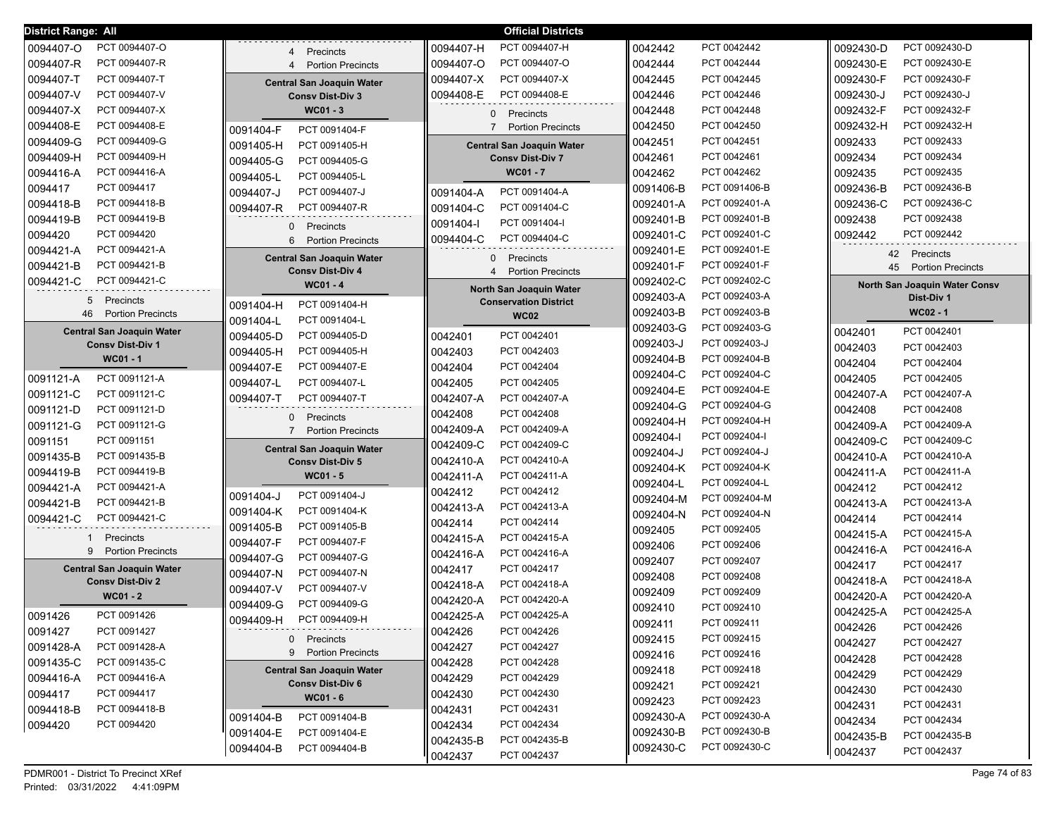**District Range: All** — **Official Districts**

| Precinct | Name |
|---|---|
| 0094407-O | PCT 0094407-O |
| 0094407-R | PCT 0094407-R |
| 0094407-T | PCT 0094407-T |
| 0094407-V | PCT 0094407-V |
| 0094407-X | PCT 0094407-X |
| 0094408-E | PCT 0094408-E |
| 0094409-G | PCT 0094409-G |
| 0094409-H | PCT 0094409-H |
| 0094416-A | PCT 0094416-A |
| 0094417 | PCT 0094417 |
| 0094418-B | PCT 0094418-B |
| 0094419-B | PCT 0094419-B |
| 0094420 | PCT 0094420 |
| 0094421-A | PCT 0094421-A |
| 0094421-B | PCT 0094421-B |
| 0094421-C | PCT 0094421-C |

5 Precincts
46 Portion Precincts

### Central San Joaquin Water Consv Dist-Div 1
**WC01 - 1**

| Precinct | Name |
|---|---|
| 0091121-A | PCT 0091121-A |
| 0091121-C | PCT 0091121-C |
| 0091121-D | PCT 0091121-D |
| 0091121-G | PCT 0091121-G |
| 0091151 | PCT 0091151 |
| 0091435-B | PCT 0091435-B |
| 0094419-B | PCT 0094419-B |
| 0094421-A | PCT 0094421-A |
| 0094421-B | PCT 0094421-B |
| 0094421-C | PCT 0094421-C |

1 Precincts
9 Portion Precincts

### Central San Joaquin Water Consv Dist-Div 2
**WC01 - 2**

| Precinct | Name |
|---|---|
| 0091426 | PCT 0091426 |
| 0091427 | PCT 0091427 |
| 0091428-A | PCT 0091428-A |
| 0091435-C | PCT 0091435-C |
| 0094416-A | PCT 0094416-A |
| 0094417 | PCT 0094417 |
| 0094418-B | PCT 0094418-B |
| 0094420 | PCT 0094420 |

4 Precincts
4 Portion Precincts

### Central San Joaquin Water Consv Dist-Div 3
**WC01 - 3**

| Precinct | Name |
|---|---|
| 0091404-F | PCT 0091404-F |
| 0091405-H | PCT 0091405-H |
| 0094405-G | PCT 0094405-G |
| 0094405-L | PCT 0094405-L |
| 0094407-J | PCT 0094407-J |
| 0094407-R | PCT 0094407-R |

0 Precincts
6 Portion Precincts

### Central San Joaquin Water Consv Dist-Div 4
**WC01 - 4**

| Precinct | Name |
|---|---|
| 0091404-H | PCT 0091404-H |
| 0091404-L | PCT 0091404-L |
| 0094405-D | PCT 0094405-D |
| 0094405-H | PCT 0094405-H |
| 0094407-E | PCT 0094407-E |
| 0094407-L | PCT 0094407-L |
| 0094407-T | PCT 0094407-T |

0 Precincts
7 Portion Precincts

### Central San Joaquin Water Consv Dist-Div 5
**WC01 - 5**

| Precinct | Name |
|---|---|
| 0091404-J | PCT 0091404-J |
| 0091404-K | PCT 0091404-K |
| 0091405-B | PCT 0091405-B |
| 0094407-F | PCT 0094407-F |
| 0094407-G | PCT 0094407-G |
| 0094407-N | PCT 0094407-N |
| 0094407-V | PCT 0094407-V |
| 0094409-G | PCT 0094409-G |
| 0094409-H | PCT 0094409-H |

0 Precincts
9 Portion Precincts

### Central San Joaquin Water Consv Dist-Div 6
**WC01 - 6**

| Precinct | Name |
|---|---|
| 0091404-B | PCT 0091404-B |
| 0091404-E | PCT 0091404-E |
| 0094404-B | PCT 0094404-B |
| 0094407-H | PCT 0094407-H |
| 0094407-O | PCT 0094407-O |
| 0094407-X | PCT 0094407-X |
| 0094408-E | PCT 0094408-E |

0 Precincts
7 Portion Precincts

### Central San Joaquin Water Consv Dist-Div 7
**WC01 - 7**

| Precinct | Name |
|---|---|
| 0091404-A | PCT 0091404-A |
| 0091404-C | PCT 0091404-C |
| 0091404-I | PCT 0091404-I |
| 0094404-C | PCT 0094404-C |

0 Precincts
4 Portion Precincts

### North San Joaquin Water Conservation District
**WC02**

| Precinct | Name |
|---|---|
| 0042401 | PCT 0042401 |
| 0042403 | PCT 0042403 |
| 0042404 | PCT 0042404 |
| 0042405 | PCT 0042405 |
| 0042407-A | PCT 0042407-A |
| 0042408 | PCT 0042408 |
| 0042409-A | PCT 0042409-A |
| 0042409-C | PCT 0042409-C |
| 0042410-A | PCT 0042410-A |
| 0042411-A | PCT 0042411-A |
| 0042412 | PCT 0042412 |
| 0042413-A | PCT 0042413-A |
| 0042414 | PCT 0042414 |
| 0042415-A | PCT 0042415-A |
| 0042416-A | PCT 0042416-A |
| 0042417 | PCT 0042417 |
| 0042418-A | PCT 0042418-A |
| 0042420-A | PCT 0042420-A |
| 0042425-A | PCT 0042425-A |
| 0042426 | PCT 0042426 |
| 0042427 | PCT 0042427 |
| 0042428 | PCT 0042428 |
| 0042429 | PCT 0042429 |
| 0042430 | PCT 0042430 |
| 0042431 | PCT 0042431 |
| 0042434 | PCT 0042434 |
| 0042435-B | PCT 0042435-B |
| 0042437 | PCT 0042437 |
| 0042442 | PCT 0042442 |
| 0042444 | PCT 0042444 |
| 0042445 | PCT 0042445 |
| 0042446 | PCT 0042446 |
| 0042448 | PCT 0042448 |
| 0042450 | PCT 0042450 |
| 0042451 | PCT 0042451 |
| 0042461 | PCT 0042461 |
| 0042462 | PCT 0042462 |
| 0091406-B | PCT 0091406-B |
| 0092401-A | PCT 0092401-A |
| 0092401-B | PCT 0092401-B |
| 0092401-C | PCT 0092401-C |
| 0092401-E | PCT 0092401-E |
| 0092401-F | PCT 0092401-F |
| 0092402-C | PCT 0092402-C |
| 0092403-A | PCT 0092403-A |
| 0092403-B | PCT 0092403-B |
| 0092403-G | PCT 0092403-G |
| 0092403-J | PCT 0092403-J |
| 0092404-B | PCT 0092404-B |
| 0092404-C | PCT 0092404-C |
| 0092404-E | PCT 0092404-E |
| 0092404-G | PCT 0092404-G |
| 0092404-H | PCT 0092404-H |
| 0092404-I | PCT 0092404-I |
| 0092404-J | PCT 0092404-J |
| 0092404-K | PCT 0092404-K |
| 0092404-L | PCT 0092404-L |
| 0092404-M | PCT 0092404-M |
| 0092404-N | PCT 0092404-N |
| 0092405 | PCT 0092405 |
| 0092406 | PCT 0092406 |
| 0092407 | PCT 0092407 |
| 0092408 | PCT 0092408 |
| 0092409 | PCT 0092409 |
| 0092410 | PCT 0092410 |
| 0092411 | PCT 0092411 |
| 0092415 | PCT 0092415 |
| 0092416 | PCT 0092416 |
| 0092418 | PCT 0092418 |
| 0092421 | PCT 0092421 |
| 0092423 | PCT 0092423 |
| 0092430-A | PCT 0092430-A |
| 0092430-B | PCT 0092430-B |
| 0092430-C | PCT 0092430-C |
| 0092430-D | PCT 0092430-D |
| 0092430-E | PCT 0092430-E |
| 0092430-F | PCT 0092430-F |
| 0092430-J | PCT 0092430-J |
| 0092432-F | PCT 0092432-F |
| 0092432-H | PCT 0092432-H |
| 0092433 | PCT 0092433 |
| 0092434 | PCT 0092434 |
| 0092435 | PCT 0092435 |
| 0092436-B | PCT 0092436-B |
| 0092436-C | PCT 0092436-C |
| 0092438 | PCT 0092438 |
| 0092442 | PCT 0092442 |

42 Precincts
45 Portion Precincts

### North San Joaquin Water Consv Dist-Div 1
**WC02 - 1**

| Precinct | Name |
|---|---|
| 0042401 | PCT 0042401 |
| 0042403 | PCT 0042403 |
| 0042404 | PCT 0042404 |
| 0042405 | PCT 0042405 |
| 0042407-A | PCT 0042407-A |
| 0042408 | PCT 0042408 |
| 0042409-A | PCT 0042409-A |
| 0042409-C | PCT 0042409-C |
| 0042410-A | PCT 0042410-A |
| 0042411-A | PCT 0042411-A |
| 0042412 | PCT 0042412 |
| 0042413-A | PCT 0042413-A |
| 0042414 | PCT 0042414 |
| 0042415-A | PCT 0042415-A |
| 0042416-A | PCT 0042416-A |
| 0042417 | PCT 0042417 |
| 0042418-A | PCT 0042418-A |
| 0042420-A | PCT 0042420-A |
| 0042425-A | PCT 0042425-A |
| 0042426 | PCT 0042426 |
| 0042427 | PCT 0042427 |
| 0042428 | PCT 0042428 |
| 0042429 | PCT 0042429 |
| 0042430 | PCT 0042430 |
| 0042431 | PCT 0042431 |
| 0042434 | PCT 0042434 |
| 0042435-B | PCT 0042435-B |
| 0042437 | PCT 0042437 |

PDMR001 - District To Precinct XRef
Printed: 03/31/2022 4:41:09PM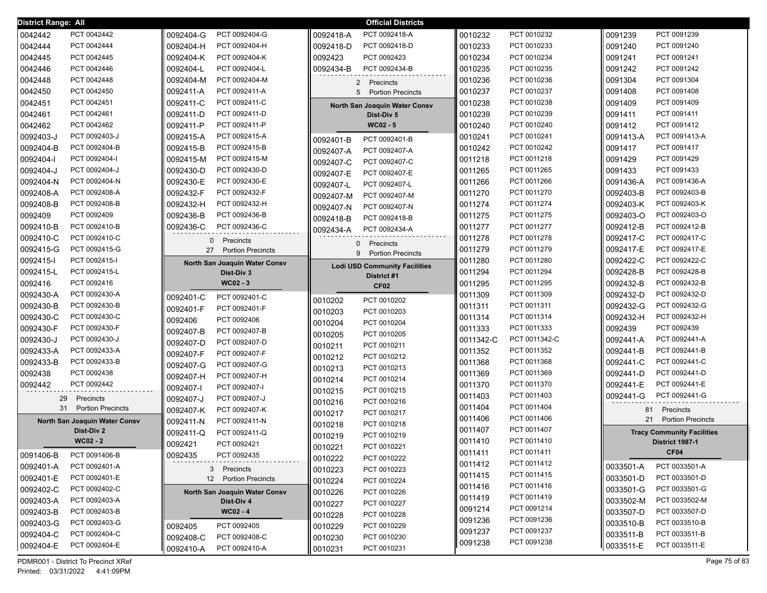**District Range: All** — **Official Districts**

| Precinct | Name |
|---|---|
| 0042442 | PCT 0042442 |
| 0042444 | PCT 0042444 |
| 0042445 | PCT 0042445 |
| 0042446 | PCT 0042446 |
| 0042448 | PCT 0042448 |
| 0042450 | PCT 0042450 |
| 0042451 | PCT 0042451 |
| 0042461 | PCT 0042461 |
| 0042462 | PCT 0042462 |
| 0092403-J | PCT 0092403-J |
| 0092404-B | PCT 0092404-B |
| 0092404-I | PCT 0092404-I |
| 0092404-J | PCT 0092404-J |
| 0092404-N | PCT 0092404-N |
| 0092408-A | PCT 0092408-A |
| 0092408-B | PCT 0092408-B |
| 0092409 | PCT 0092409 |
| 0092410-B | PCT 0092410-B |
| 0092410-C | PCT 0092410-C |
| 0092415-G | PCT 0092415-G |
| 0092415-I | PCT 0092415-I |
| 0092415-L | PCT 0092415-L |
| 0092416 | PCT 0092416 |
| 0092430-A | PCT 0092430-A |
| 0092430-B | PCT 0092430-B |
| 0092430-C | PCT 0092430-C |
| 0092430-F | PCT 0092430-F |
| 0092430-J | PCT 0092430-J |
| 0092433-A | PCT 0092433-A |
| 0092433-B | PCT 0092433-B |
| 0092438 | PCT 0092438 |
| 0092442 | PCT 0092442 |

29 Precincts
31 Portion Precincts

**North San Joaquin Water Consv Dist-Div 2**
**WC02 - 2**

| Precinct | Name |
|---|---|
| 0091406-B | PCT 0091406-B |
| 0092401-A | PCT 0092401-A |
| 0092401-E | PCT 0092401-E |
| 0092402-C | PCT 0092402-C |
| 0092403-A | PCT 0092403-A |
| 0092403-B | PCT 0092403-B |
| 0092403-G | PCT 0092403-G |
| 0092404-C | PCT 0092404-C |
| 0092404-E | PCT 0092404-E |
| 0092404-G | PCT 0092404-G |
| 0092404-H | PCT 0092404-H |
| 0092404-K | PCT 0092404-K |
| 0092404-L | PCT 0092404-L |
| 0092404-M | PCT 0092404-M |
| 0092411-A | PCT 0092411-A |
| 0092411-C | PCT 0092411-C |
| 0092411-D | PCT 0092411-D |
| 0092411-P | PCT 0092411-P |
| 0092415-A | PCT 0092415-A |
| 0092415-B | PCT 0092415-B |
| 0092415-M | PCT 0092415-M |
| 0092430-D | PCT 0092430-D |
| 0092430-E | PCT 0092430-E |
| 0092432-F | PCT 0092432-F |
| 0092432-H | PCT 0092432-H |
| 0092436-B | PCT 0092436-B |
| 0092436-C | PCT 0092436-C |

0 Precincts
27 Portion Precincts

**North San Joaquin Water Consv Dist-Div 3**
**WC02 - 3**

| Precinct | Name |
|---|---|
| 0092401-C | PCT 0092401-C |
| 0092401-F | PCT 0092401-F |
| 0092406 | PCT 0092406 |
| 0092407-B | PCT 0092407-B |
| 0092407-D | PCT 0092407-D |
| 0092407-F | PCT 0092407-F |
| 0092407-G | PCT 0092407-G |
| 0092407-H | PCT 0092407-H |
| 0092407-I | PCT 0092407-I |
| 0092407-J | PCT 0092407-J |
| 0092407-K | PCT 0092407-K |
| 0092411-N | PCT 0092411-N |
| 0092411-Q | PCT 0092411-Q |
| 0092421 | PCT 0092421 |
| 0092435 | PCT 0092435 |

3 Precincts
12 Portion Precincts

**North San Joaquin Water Consv Dist-Div 4**
**WC02 - 4**

| Precinct | Name |
|---|---|
| 0092405 | PCT 0092405 |
| 0092408-C | PCT 0092408-C |
| 0092410-A | PCT 0092410-A |
| 0092418-A | PCT 0092418-A |
| 0092418-D | PCT 0092418-D |
| 0092423 | PCT 0092423 |
| 0092434-B | PCT 0092434-B |

2 Precincts
5 Portion Precincts

**North San Joaquin Water Consv Dist-Div 5**
**WC02 - 5**

| Precinct | Name |
|---|---|
| 0092401-B | PCT 0092401-B |
| 0092407-A | PCT 0092407-A |
| 0092407-C | PCT 0092407-C |
| 0092407-E | PCT 0092407-E |
| 0092407-L | PCT 0092407-L |
| 0092407-M | PCT 0092407-M |
| 0092407-N | PCT 0092407-N |
| 0092418-B | PCT 0092418-B |
| 0092434-A | PCT 0092434-A |

0 Precincts
9 Portion Precincts

**Lodi USD Community Facilities District #1**
**CF02**

| Precinct | Name |
|---|---|
| 0010202 | PCT 0010202 |
| 0010203 | PCT 0010203 |
| 0010204 | PCT 0010204 |
| 0010205 | PCT 0010205 |
| 0010211 | PCT 0010211 |
| 0010212 | PCT 0010212 |
| 0010213 | PCT 0010213 |
| 0010214 | PCT 0010214 |
| 0010215 | PCT 0010215 |
| 0010216 | PCT 0010216 |
| 0010217 | PCT 0010217 |
| 0010218 | PCT 0010218 |
| 0010219 | PCT 0010219 |
| 0010221 | PCT 0010221 |
| 0010222 | PCT 0010222 |
| 0010223 | PCT 0010223 |
| 0010224 | PCT 0010224 |
| 0010226 | PCT 0010226 |
| 0010227 | PCT 0010227 |
| 0010228 | PCT 0010228 |
| 0010229 | PCT 0010229 |
| 0010230 | PCT 0010230 |
| 0010231 | PCT 0010231 |
| 0010232 | PCT 0010232 |
| 0010233 | PCT 0010233 |
| 0010234 | PCT 0010234 |
| 0010235 | PCT 0010235 |
| 0010236 | PCT 0010236 |
| 0010237 | PCT 0010237 |
| 0010238 | PCT 0010238 |
| 0010239 | PCT 0010239 |
| 0010240 | PCT 0010240 |
| 0010241 | PCT 0010241 |
| 0010242 | PCT 0010242 |
| 0011218 | PCT 0011218 |
| 0011265 | PCT 0011265 |
| 0011266 | PCT 0011266 |
| 0011270 | PCT 0011270 |
| 0011274 | PCT 0011274 |
| 0011275 | PCT 0011275 |
| 0011277 | PCT 0011277 |
| 0011278 | PCT 0011278 |
| 0011279 | PCT 0011279 |
| 0011280 | PCT 0011280 |
| 0011294 | PCT 0011294 |
| 0011295 | PCT 0011295 |
| 0011309 | PCT 0011309 |
| 0011311 | PCT 0011311 |
| 0011314 | PCT 0011314 |
| 0011333 | PCT 0011333 |
| 0011342-C | PCT 0011342-C |
| 0011352 | PCT 0011352 |
| 0011368 | PCT 0011368 |
| 0011369 | PCT 0011369 |
| 0011370 | PCT 0011370 |
| 0011403 | PCT 0011403 |
| 0011404 | PCT 0011404 |
| 0011406 | PCT 0011406 |
| 0011407 | PCT 0011407 |
| 0011410 | PCT 0011410 |
| 0011411 | PCT 0011411 |
| 0011412 | PCT 0011412 |
| 0011415 | PCT 0011415 |
| 0011416 | PCT 0011416 |
| 0011419 | PCT 0011419 |
| 0091214 | PCT 0091214 |
| 0091236 | PCT 0091236 |
| 0091237 | PCT 0091237 |
| 0091238 | PCT 0091238 |
| 0091239 | PCT 0091239 |
| 0091240 | PCT 0091240 |
| 0091241 | PCT 0091241 |
| 0091242 | PCT 0091242 |
| 0091304 | PCT 0091304 |
| 0091408 | PCT 0091408 |
| 0091409 | PCT 0091409 |
| 0091411 | PCT 0091411 |
| 0091412 | PCT 0091412 |
| 0091413-A | PCT 0091413-A |
| 0091417 | PCT 0091417 |
| 0091429 | PCT 0091429 |
| 0091433 | PCT 0091433 |
| 0091436-A | PCT 0091436-A |
| 0092403-B | PCT 0092403-B |
| 0092403-K | PCT 0092403-K |
| 0092403-O | PCT 0092403-O |
| 0092412-B | PCT 0092412-B |
| 0092417-C | PCT 0092417-C |
| 0092417-E | PCT 0092417-E |
| 0092422-C | PCT 0092422-C |
| 0092428-B | PCT 0092428-B |
| 0092432-B | PCT 0092432-B |
| 0092432-D | PCT 0092432-D |
| 0092432-G | PCT 0092432-G |
| 0092432-H | PCT 0092432-H |
| 0092439 | PCT 0092439 |
| 0092441-A | PCT 0092441-A |
| 0092441-B | PCT 0092441-B |
| 0092441-C | PCT 0092441-C |
| 0092441-D | PCT 0092441-D |
| 0092441-E | PCT 0092441-E |
| 0092441-G | PCT 0092441-G |

81 Precincts
21 Portion Precincts

**Tracy Community Facilities District 1987-1**
**CF04**

| Precinct | Name |
|---|---|
| 0033501-A | PCT 0033501-A |
| 0033501-D | PCT 0033501-D |
| 0033501-G | PCT 0033501-G |
| 0033502-M | PCT 0033502-M |
| 0033507-D | PCT 0033507-D |
| 0033510-B | PCT 0033510-B |
| 0033511-B | PCT 0033511-B |
| 0033511-E | PCT 0033511-E |

PDMR001 - District To Precinct XRef
Printed: 03/31/2022 4:41:09PM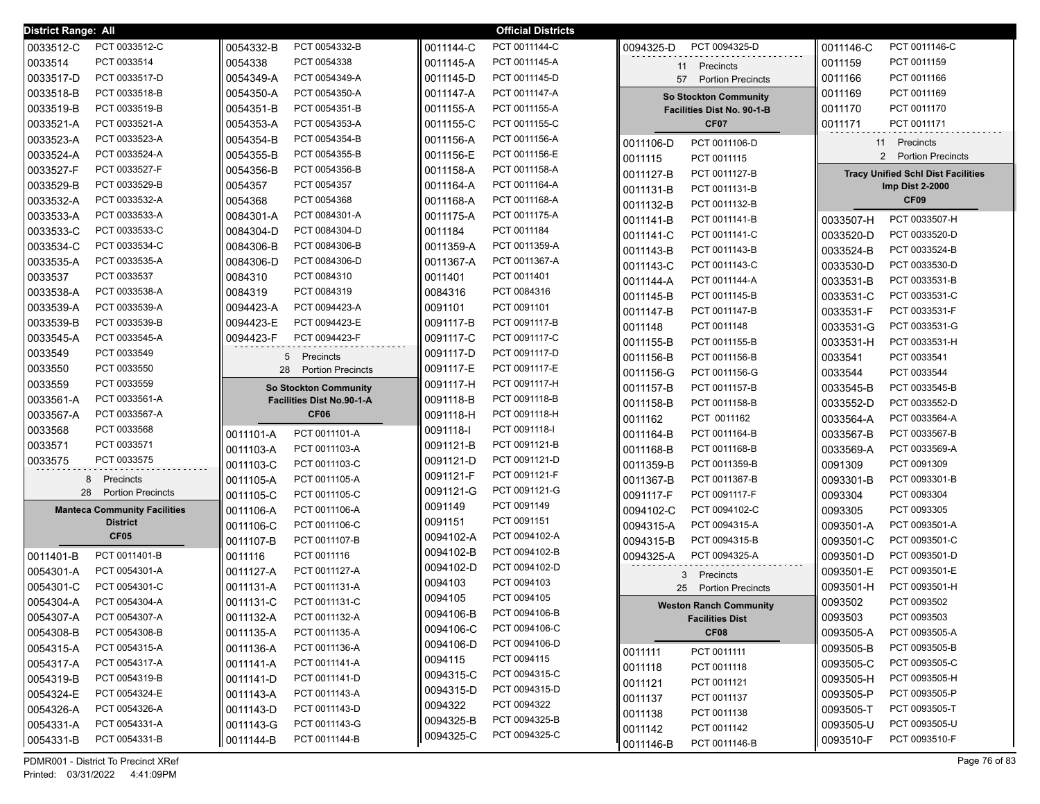**District Range: All** — **Official Districts**

| District | Precinct |
|---|---|
| 0033512-C | PCT 0033512-C |
| 0033514 | PCT 0033514 |
| 0033517-D | PCT 0033517-D |
| 0033518-B | PCT 0033518-B |
| 0033519-B | PCT 0033519-B |
| 0033521-A | PCT 0033521-A |
| 0033523-A | PCT 0033523-A |
| 0033524-A | PCT 0033524-A |
| 0033527-F | PCT 0033527-F |
| 0033529-B | PCT 0033529-B |
| 0033532-A | PCT 0033532-A |
| 0033533-A | PCT 0033533-A |
| 0033533-C | PCT 0033533-C |
| 0033534-C | PCT 0033534-C |
| 0033535-A | PCT 0033535-A |
| 0033537 | PCT 0033537 |
| 0033538-A | PCT 0033538-A |
| 0033539-A | PCT 0033539-A |
| 0033539-B | PCT 0033539-B |
| 0033545-A | PCT 0033545-A |
| 0033549 | PCT 0033549 |
| 0033550 | PCT 0033550 |
| 0033559 | PCT 0033559 |
| 0033561-A | PCT 0033561-A |
| 0033567-A | PCT 0033567-A |
| 0033568 | PCT 0033568 |
| 0033571 | PCT 0033571 |
| 0033575 | PCT 0033575 |

8 Precincts
28 Portion Precincts

### Manteca Community Facilities District CF05

| District | Precinct |
|---|---|
| 0011401-B | PCT 0011401-B |
| 0054301-A | PCT 0054301-A |
| 0054301-C | PCT 0054301-C |
| 0054304-A | PCT 0054304-A |
| 0054307-A | PCT 0054307-A |
| 0054308-B | PCT 0054308-B |
| 0054315-A | PCT 0054315-A |
| 0054317-A | PCT 0054317-A |
| 0054319-B | PCT 0054319-B |
| 0054324-E | PCT 0054324-E |
| 0054326-A | PCT 0054326-A |
| 0054331-A | PCT 0054331-A |
| 0054331-B | PCT 0054331-B |
| 0054332-B | PCT 0054332-B |
| 0054338 | PCT 0054338 |
| 0054349-A | PCT 0054349-A |
| 0054350-A | PCT 0054350-A |
| 0054351-B | PCT 0054351-B |
| 0054353-A | PCT 0054353-A |
| 0054354-B | PCT 0054354-B |
| 0054355-B | PCT 0054355-B |
| 0054356-B | PCT 0054356-B |
| 0054357 | PCT 0054357 |
| 0054368 | PCT 0054368 |
| 0084301-A | PCT 0084301-A |
| 0084304-D | PCT 0084304-D |
| 0084306-B | PCT 0084306-B |
| 0084306-D | PCT 0084306-D |
| 0084310 | PCT 0084310 |
| 0084319 | PCT 0084319 |
| 0094423-A | PCT 0094423-A |
| 0094423-E | PCT 0094423-E |
| 0094423-F | PCT 0094423-F |

5 Precincts
28 Portion Precincts

### So Stockton Community Facilities Dist No.90-1-A CF06

| District | Precinct |
|---|---|
| 0011101-A | PCT 0011101-A |
| 0011103-A | PCT 0011103-A |
| 0011103-C | PCT 0011103-C |
| 0011105-A | PCT 0011105-A |
| 0011105-C | PCT 0011105-C |
| 0011106-A | PCT 0011106-A |
| 0011106-C | PCT 0011106-C |
| 0011107-B | PCT 0011107-B |
| 0011116 | PCT 0011116 |
| 0011127-A | PCT 0011127-A |
| 0011131-A | PCT 0011131-A |
| 0011131-C | PCT 0011131-C |
| 0011132-A | PCT 0011132-A |
| 0011135-A | PCT 0011135-A |
| 0011136-A | PCT 0011136-A |
| 0011141-A | PCT 0011141-A |
| 0011141-D | PCT 0011141-D |
| 0011143-A | PCT 0011143-A |
| 0011143-D | PCT 0011143-D |
| 0011143-G | PCT 0011143-G |
| 0011144-B | PCT 0011144-B |
| 0011144-C | PCT 0011144-C |
| 0011145-A | PCT 0011145-A |
| 0011145-D | PCT 0011145-D |
| 0011147-A | PCT 0011147-A |
| 0011155-A | PCT 0011155-A |
| 0011155-C | PCT 0011155-C |
| 0011156-A | PCT 0011156-A |
| 0011156-E | PCT 0011156-E |
| 0011158-A | PCT 0011158-A |
| 0011164-A | PCT 0011164-A |
| 0011168-A | PCT 0011168-A |
| 0011175-A | PCT 0011175-A |
| 0011184 | PCT 0011184 |
| 0011359-A | PCT 0011359-A |
| 0011367-A | PCT 0011367-A |
| 0011401 | PCT 0011401 |
| 0084316 | PCT 0084316 |
| 0091101 | PCT 0091101 |
| 0091117-B | PCT 0091117-B |
| 0091117-C | PCT 0091117-C |
| 0091117-D | PCT 0091117-D |
| 0091117-E | PCT 0091117-E |
| 0091117-H | PCT 0091117-H |
| 0091118-B | PCT 0091118-B |
| 0091118-H | PCT 0091118-H |
| 0091118-I | PCT 0091118-I |
| 0091121-B | PCT 0091121-B |
| 0091121-D | PCT 0091121-D |
| 0091121-F | PCT 0091121-F |
| 0091121-G | PCT 0091121-G |
| 0091149 | PCT 0091149 |
| 0091151 | PCT 0091151 |
| 0094102-A | PCT 0094102-A |
| 0094102-B | PCT 0094102-B |
| 0094102-D | PCT 0094102-D |
| 0094103 | PCT 0094103 |
| 0094105 | PCT 0094105 |
| 0094106-B | PCT 0094106-B |
| 0094106-C | PCT 0094106-C |
| 0094106-D | PCT 0094106-D |
| 0094115 | PCT 0094115 |
| 0094315-C | PCT 0094315-C |
| 0094315-D | PCT 0094315-D |
| 0094322 | PCT 0094322 |
| 0094325-B | PCT 0094325-B |
| 0094325-C | PCT 0094325-C |
| 0094325-D | PCT 0094325-D |

11 Precincts
57 Portion Precincts

### So Stockton Community Facilities Dist No. 90-1-B CF07

| District | Precinct |
|---|---|
| 0011106-D | PCT 0011106-D |
| 0011115 | PCT 0011115 |
| 0011127-B | PCT 0011127-B |
| 0011131-B | PCT 0011131-B |
| 0011132-B | PCT 0011132-B |
| 0011141-B | PCT 0011141-B |
| 0011141-C | PCT 0011141-C |
| 0011143-B | PCT 0011143-B |
| 0011143-C | PCT 0011143-C |
| 0011144-A | PCT 0011144-A |
| 0011145-B | PCT 0011145-B |
| 0011147-B | PCT 0011147-B |
| 0011148 | PCT 0011148 |
| 0011155-B | PCT 0011155-B |
| 0011156-B | PCT 0011156-B |
| 0011156-G | PCT 0011156-G |
| 0011157-B | PCT 0011157-B |
| 0011158-B | PCT 0011158-B |
| 0011162 | PCT 0011162 |
| 0011164-B | PCT 0011164-B |
| 0011168-B | PCT 0011168-B |
| 0011359-B | PCT 0011359-B |
| 0011367-B | PCT 0011367-B |
| 0091117-F | PCT 0091117-F |
| 0094102-C | PCT 0094102-C |
| 0094315-A | PCT 0094315-A |
| 0094315-B | PCT 0094315-B |
| 0094325-A | PCT 0094325-A |

3 Precincts
25 Portion Precincts

### Weston Ranch Community Facilities Dist CF08

| District | Precinct |
|---|---|
| 0011111 | PCT 0011111 |
| 0011118 | PCT 0011118 |
| 0011121 | PCT 0011121 |
| 0011137 | PCT 0011137 |
| 0011138 | PCT 0011138 |
| 0011142 | PCT 0011142 |
| 0011146-B | PCT 0011146-B |
| 0011146-C | PCT 0011146-C |
| 0011159 | PCT 0011159 |
| 0011166 | PCT 0011166 |
| 0011169 | PCT 0011169 |
| 0011170 | PCT 0011170 |
| 0011171 | PCT 0011171 |

11 Precincts
2 Portion Precincts

### Tracy Unified Schl Dist Facilities Imp Dist 2-2000 CF09

| District | Precinct |
|---|---|
| 0033507-H | PCT 0033507-H |
| 0033520-D | PCT 0033520-D |
| 0033524-B | PCT 0033524-B |
| 0033530-D | PCT 0033530-D |
| 0033531-B | PCT 0033531-B |
| 0033531-C | PCT 0033531-C |
| 0033531-F | PCT 0033531-F |
| 0033531-G | PCT 0033531-G |
| 0033531-H | PCT 0033531-H |
| 0033541 | PCT 0033541 |
| 0033544 | PCT 0033544 |
| 0033545-B | PCT 0033545-B |
| 0033552-D | PCT 0033552-D |
| 0033564-A | PCT 0033564-A |
| 0033567-B | PCT 0033567-B |
| 0033569-A | PCT 0033569-A |
| 0091309 | PCT 0091309 |
| 0093301-B | PCT 0093301-B |
| 0093304 | PCT 0093304 |
| 0093305 | PCT 0093305 |
| 0093501-A | PCT 0093501-A |
| 0093501-C | PCT 0093501-C |
| 0093501-D | PCT 0093501-D |
| 0093501-E | PCT 0093501-E |
| 0093501-H | PCT 0093501-H |
| 0093502 | PCT 0093502 |
| 0093503 | PCT 0093503 |
| 0093505-A | PCT 0093505-A |
| 0093505-B | PCT 0093505-B |
| 0093505-C | PCT 0093505-C |
| 0093505-H | PCT 0093505-H |
| 0093505-P | PCT 0093505-P |
| 0093505-T | PCT 0093505-T |
| 0093505-U | PCT 0093505-U |
| 0093510-F | PCT 0093510-F |

PDMR001 - District To Precinct XRef
Printed: 03/31/2022 4:41:09PM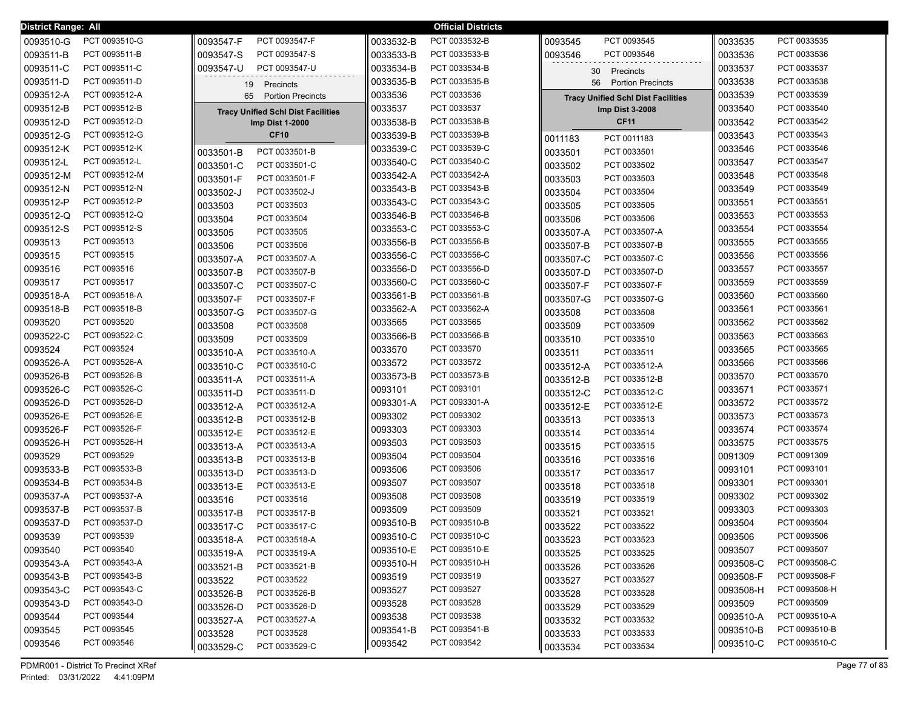District Range: All

**Official Districts**

| District | Precinct |
|---|---|
| 0093510-G | PCT 0093510-G |
| 0093511-B | PCT 0093511-B |
| 0093511-C | PCT 0093511-C |
| 0093511-D | PCT 0093511-D |
| 0093512-A | PCT 0093512-A |
| 0093512-B | PCT 0093512-B |
| 0093512-D | PCT 0093512-D |
| 0093512-G | PCT 0093512-G |
| 0093512-K | PCT 0093512-K |
| 0093512-L | PCT 0093512-L |
| 0093512-M | PCT 0093512-M |
| 0093512-N | PCT 0093512-N |
| 0093512-P | PCT 0093512-P |
| 0093512-Q | PCT 0093512-Q |
| 0093512-S | PCT 0093512-S |
| 0093513 | PCT 0093513 |
| 0093515 | PCT 0093515 |
| 0093516 | PCT 0093516 |
| 0093517 | PCT 0093517 |
| 0093518-A | PCT 0093518-A |
| 0093518-B | PCT 0093518-B |
| 0093520 | PCT 0093520 |
| 0093522-C | PCT 0093522-C |
| 0093524 | PCT 0093524 |
| 0093526-A | PCT 0093526-A |
| 0093526-B | PCT 0093526-B |
| 0093526-C | PCT 0093526-C |
| 0093526-D | PCT 0093526-D |
| 0093526-E | PCT 0093526-E |
| 0093526-F | PCT 0093526-F |
| 0093526-H | PCT 0093526-H |
| 0093529 | PCT 0093529 |
| 0093533-B | PCT 0093533-B |
| 0093534-B | PCT 0093534-B |
| 0093537-A | PCT 0093537-A |
| 0093537-B | PCT 0093537-B |
| 0093537-D | PCT 0093537-D |
| 0093539 | PCT 0093539 |
| 0093540 | PCT 0093540 |
| 0093543-A | PCT 0093543-A |
| 0093543-B | PCT 0093543-B |
| 0093543-C | PCT 0093543-C |
| 0093543-D | PCT 0093543-D |
| 0093544 | PCT 0093544 |
| 0093545 | PCT 0093545 |
| 0093546 | PCT 0093546 |
| 0093547-F | PCT 0093547-F |
| 0093547-S | PCT 0093547-S |
| 0093547-U | PCT 0093547-U |

19 Precincts
65 Portion Precincts

**Tracy Unified Schl Dist Facilities Imp Dist 1-2000**
**CF10**

| District | Precinct |
|---|---|
| 0033501-B | PCT 0033501-B |
| 0033501-C | PCT 0033501-C |
| 0033501-F | PCT 0033501-F |
| 0033502-J | PCT 0033502-J |
| 0033503 | PCT 0033503 |
| 0033504 | PCT 0033504 |
| 0033505 | PCT 0033505 |
| 0033506 | PCT 0033506 |
| 0033507-A | PCT 0033507-A |
| 0033507-B | PCT 0033507-B |
| 0033507-C | PCT 0033507-C |
| 0033507-F | PCT 0033507-F |
| 0033507-G | PCT 0033507-G |
| 0033508 | PCT 0033508 |
| 0033509 | PCT 0033509 |
| 0033510-A | PCT 0033510-A |
| 0033510-C | PCT 0033510-C |
| 0033511-A | PCT 0033511-A |
| 0033511-D | PCT 0033511-D |
| 0033512-A | PCT 0033512-A |
| 0033512-B | PCT 0033512-B |
| 0033512-E | PCT 0033512-E |
| 0033513-A | PCT 0033513-A |
| 0033513-B | PCT 0033513-B |
| 0033513-D | PCT 0033513-D |
| 0033513-E | PCT 0033513-E |
| 0033516 | PCT 0033516 |
| 0033517-B | PCT 0033517-B |
| 0033517-C | PCT 0033517-C |
| 0033518-A | PCT 0033518-A |
| 0033519-A | PCT 0033519-A |
| 0033521-B | PCT 0033521-B |
| 0033522 | PCT 0033522 |
| 0033526-B | PCT 0033526-B |
| 0033526-D | PCT 0033526-D |
| 0033527-A | PCT 0033527-A |
| 0033528 | PCT 0033528 |
| 0033529-C | PCT 0033529-C |
| 0033532-B | PCT 0033532-B |
| 0033533-B | PCT 0033533-B |
| 0033534-B | PCT 0033534-B |
| 0033535-B | PCT 0033535-B |
| 0033536 | PCT 0033536 |
| 0033537 | PCT 0033537 |
| 0033538-B | PCT 0033538-B |
| 0033539-B | PCT 0033539-B |
| 0033539-C | PCT 0033539-C |
| 0033540-C | PCT 0033540-C |
| 0033542-A | PCT 0033542-A |
| 0033543-B | PCT 0033543-B |
| 0033543-C | PCT 0033543-C |
| 0033546-B | PCT 0033546-B |
| 0033553-C | PCT 0033553-C |
| 0033556-B | PCT 0033556-B |
| 0033556-C | PCT 0033556-C |
| 0033556-D | PCT 0033556-D |
| 0033560-C | PCT 0033560-C |
| 0033561-B | PCT 0033561-B |
| 0033562-A | PCT 0033562-A |
| 0033565 | PCT 0033565 |
| 0033566-B | PCT 0033566-B |
| 0033570 | PCT 0033570 |
| 0033572 | PCT 0033572 |
| 0033573-B | PCT 0033573-B |
| 0093101 | PCT 0093101 |
| 0093301-A | PCT 0093301-A |
| 0093302 | PCT 0093302 |
| 0093303 | PCT 0093303 |
| 0093503 | PCT 0093503 |
| 0093504 | PCT 0093504 |
| 0093506 | PCT 0093506 |
| 0093507 | PCT 0093507 |
| 0093508 | PCT 0093508 |
| 0093509 | PCT 0093509 |
| 0093510-B | PCT 0093510-B |
| 0093510-C | PCT 0093510-C |
| 0093510-E | PCT 0093510-E |
| 0093510-H | PCT 0093510-H |
| 0093519 | PCT 0093519 |
| 0093527 | PCT 0093527 |
| 0093528 | PCT 0093528 |
| 0093538 | PCT 0093538 |
| 0093541-B | PCT 0093541-B |
| 0093542 | PCT 0093542 |
| 0093545 | PCT 0093545 |
| 0093546 | PCT 0093546 |

30 Precincts
56 Portion Precincts

**Tracy Unified Schl Dist Facilities Imp Dist 3-2008**
**CF11**

| District | Precinct |
|---|---|
| 0011183 | PCT 0011183 |
| 0033501 | PCT 0033501 |
| 0033502 | PCT 0033502 |
| 0033503 | PCT 0033503 |
| 0033504 | PCT 0033504 |
| 0033505 | PCT 0033505 |
| 0033506 | PCT 0033506 |
| 0033507-A | PCT 0033507-A |
| 0033507-B | PCT 0033507-B |
| 0033507-C | PCT 0033507-C |
| 0033507-D | PCT 0033507-D |
| 0033507-F | PCT 0033507-F |
| 0033507-G | PCT 0033507-G |
| 0033508 | PCT 0033508 |
| 0033509 | PCT 0033509 |
| 0033510 | PCT 0033510 |
| 0033511 | PCT 0033511 |
| 0033512-A | PCT 0033512-A |
| 0033512-B | PCT 0033512-B |
| 0033512-C | PCT 0033512-C |
| 0033512-E | PCT 0033512-E |
| 0033513 | PCT 0033513 |
| 0033514 | PCT 0033514 |
| 0033515 | PCT 0033515 |
| 0033516 | PCT 0033516 |
| 0033517 | PCT 0033517 |
| 0033518 | PCT 0033518 |
| 0033519 | PCT 0033519 |
| 0033521 | PCT 0033521 |
| 0033522 | PCT 0033522 |
| 0033523 | PCT 0033523 |
| 0033525 | PCT 0033525 |
| 0033526 | PCT 0033526 |
| 0033527 | PCT 0033527 |
| 0033528 | PCT 0033528 |
| 0033529 | PCT 0033529 |
| 0033532 | PCT 0033532 |
| 0033533 | PCT 0033533 |
| 0033534 | PCT 0033534 |
| 0033535 | PCT 0033535 |
| 0033536 | PCT 0033536 |
| 0033537 | PCT 0033537 |
| 0033538 | PCT 0033538 |
| 0033539 | PCT 0033539 |
| 0033540 | PCT 0033540 |
| 0033542 | PCT 0033542 |
| 0033543 | PCT 0033543 |
| 0033546 | PCT 0033546 |
| 0033547 | PCT 0033547 |
| 0033548 | PCT 0033548 |
| 0033549 | PCT 0033549 |
| 0033551 | PCT 0033551 |
| 0033553 | PCT 0033553 |
| 0033554 | PCT 0033554 |
| 0033555 | PCT 0033555 |
| 0033556 | PCT 0033556 |
| 0033557 | PCT 0033557 |
| 0033559 | PCT 0033559 |
| 0033560 | PCT 0033560 |
| 0033561 | PCT 0033561 |
| 0033562 | PCT 0033562 |
| 0033563 | PCT 0033563 |
| 0033565 | PCT 0033565 |
| 0033566 | PCT 0033566 |
| 0033570 | PCT 0033570 |
| 0033571 | PCT 0033571 |
| 0033572 | PCT 0033572 |
| 0033573 | PCT 0033573 |
| 0033574 | PCT 0033574 |
| 0033575 | PCT 0033575 |
| 0091309 | PCT 0091309 |
| 0093101 | PCT 0093101 |
| 0093301 | PCT 0093301 |
| 0093302 | PCT 0093302 |
| 0093303 | PCT 0093303 |
| 0093504 | PCT 0093504 |
| 0093506 | PCT 0093506 |
| 0093507 | PCT 0093507 |
| 0093508-C | PCT 0093508-C |
| 0093508-F | PCT 0093508-F |
| 0093508-H | PCT 0093508-H |
| 0093509 | PCT 0093509 |
| 0093510-A | PCT 0093510-A |
| 0093510-B | PCT 0093510-B |
| 0093510-C | PCT 0093510-C |

PDMR001 - District To Precinct XRef
Printed: 03/31/2022 4:41:09PM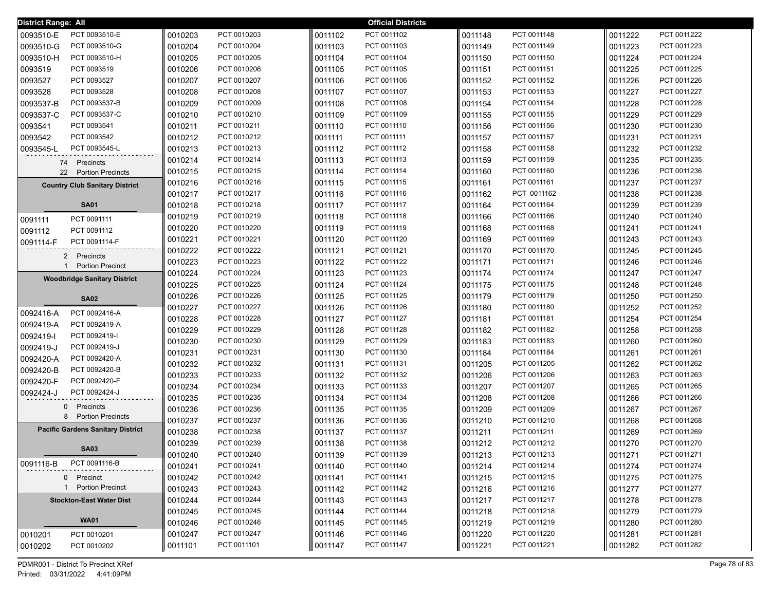**District Range: All** — **Official Districts**

| | |
|---|---|
| 0093510-E | PCT 0093510-E |
| 0093510-G | PCT 0093510-G |
| 0093510-H | PCT 0093510-H |
| 0093519 | PCT 0093519 |
| 0093527 | PCT 0093527 |
| 0093528 | PCT 0093528 |
| 0093537-B | PCT 0093537-B |
| 0093537-C | PCT 0093537-C |
| 0093541 | PCT 0093541 |
| 0093542 | PCT 0093542 |
| 0093545-L | PCT 0093545-L |

74 Precincts
22 Portion Precincts

### Country Club Sanitary District

**SA01**

| | |
|---|---|
| 0091111 | PCT 0091111 |
| 0091112 | PCT 0091112 |
| 0091114-F | PCT 0091114-F |

2 Precincts
1 Portion Precinct

### Woodbridge Sanitary District

**SA02**

| | |
|---|---|
| 0092416-A | PCT 0092416-A |
| 0092419-A | PCT 0092419-A |
| 0092419-I | PCT 0092419-I |
| 0092419-J | PCT 0092419-J |
| 0092420-A | PCT 0092420-A |
| 0092420-B | PCT 0092420-B |
| 0092420-F | PCT 0092420-F |
| 0092424-J | PCT 0092424-J |

0 Precincts
8 Portion Precincts

### Pacific Gardens Sanitary District

**SA03**

| | |
|---|---|
| 0091116-B | PCT 0091116-B |

0 Precinct
1 Portion Precinct

### Stockton-East Water Dist

**WA01**

| | |
|---|---|
| 0010201 | PCT 0010201 |
| 0010202 | PCT 0010202 |
| 0010203 | PCT 0010203 |
| 0010204 | PCT 0010204 |
| 0010205 | PCT 0010205 |
| 0010206 | PCT 0010206 |
| 0010207 | PCT 0010207 |
| 0010208 | PCT 0010208 |
| 0010209 | PCT 0010209 |
| 0010210 | PCT 0010210 |
| 0010211 | PCT 0010211 |
| 0010212 | PCT 0010212 |
| 0010213 | PCT 0010213 |
| 0010214 | PCT 0010214 |
| 0010215 | PCT 0010215 |
| 0010216 | PCT 0010216 |
| 0010217 | PCT 0010217 |
| 0010218 | PCT 0010218 |
| 0010219 | PCT 0010219 |
| 0010220 | PCT 0010220 |
| 0010221 | PCT 0010221 |
| 0010222 | PCT 0010222 |
| 0010223 | PCT 0010223 |
| 0010224 | PCT 0010224 |
| 0010225 | PCT 0010225 |
| 0010226 | PCT 0010226 |
| 0010227 | PCT 0010227 |
| 0010228 | PCT 0010228 |
| 0010229 | PCT 0010229 |
| 0010230 | PCT 0010230 |
| 0010231 | PCT 0010231 |
| 0010232 | PCT 0010232 |
| 0010233 | PCT 0010233 |
| 0010234 | PCT 0010234 |
| 0010235 | PCT 0010235 |
| 0010236 | PCT 0010236 |
| 0010237 | PCT 0010237 |
| 0010238 | PCT 0010238 |
| 0010239 | PCT 0010239 |
| 0010240 | PCT 0010240 |
| 0010241 | PCT 0010241 |
| 0010242 | PCT 0010242 |
| 0010243 | PCT 0010243 |
| 0010244 | PCT 0010244 |
| 0010245 | PCT 0010245 |
| 0010246 | PCT 0010246 |
| 0010247 | PCT 0010247 |
| 0011101 | PCT 0011101 |
| 0011102 | PCT 0011102 |
| 0011103 | PCT 0011103 |
| 0011104 | PCT 0011104 |
| 0011105 | PCT 0011105 |
| 0011106 | PCT 0011106 |
| 0011107 | PCT 0011107 |
| 0011108 | PCT 0011108 |
| 0011109 | PCT 0011109 |
| 0011110 | PCT 0011110 |
| 0011111 | PCT 0011111 |
| 0011112 | PCT 0011112 |
| 0011113 | PCT 0011113 |
| 0011114 | PCT 0011114 |
| 0011115 | PCT 0011115 |
| 0011116 | PCT 0011116 |
| 0011117 | PCT 0011117 |
| 0011118 | PCT 0011118 |
| 0011119 | PCT 0011119 |
| 0011120 | PCT 0011120 |
| 0011121 | PCT 0011121 |
| 0011122 | PCT 0011122 |
| 0011123 | PCT 0011123 |
| 0011124 | PCT 0011124 |
| 0011125 | PCT 0011125 |
| 0011126 | PCT 0011126 |
| 0011127 | PCT 0011127 |
| 0011128 | PCT 0011128 |
| 0011129 | PCT 0011129 |
| 0011130 | PCT 0011130 |
| 0011131 | PCT 0011131 |
| 0011132 | PCT 0011132 |
| 0011133 | PCT 0011133 |
| 0011134 | PCT 0011134 |
| 0011135 | PCT 0011135 |
| 0011136 | PCT 0011136 |
| 0011137 | PCT 0011137 |
| 0011138 | PCT 0011138 |
| 0011139 | PCT 0011139 |
| 0011140 | PCT 0011140 |
| 0011141 | PCT 0011141 |
| 0011142 | PCT 0011142 |
| 0011143 | PCT 0011143 |
| 0011144 | PCT 0011144 |
| 0011145 | PCT 0011145 |
| 0011146 | PCT 0011146 |
| 0011147 | PCT 0011147 |
| 0011148 | PCT 0011148 |
| 0011149 | PCT 0011149 |
| 0011150 | PCT 0011150 |
| 0011151 | PCT 0011151 |
| 0011152 | PCT 0011152 |
| 0011153 | PCT 0011153 |
| 0011154 | PCT 0011154 |
| 0011155 | PCT 0011155 |
| 0011156 | PCT 0011156 |
| 0011157 | PCT 0011157 |
| 0011158 | PCT 0011158 |
| 0011159 | PCT 0011159 |
| 0011160 | PCT 0011160 |
| 0011161 | PCT 0011161 |
| 0011162 | PCT 0011162 |
| 0011164 | PCT 0011164 |
| 0011166 | PCT 0011166 |
| 0011168 | PCT 0011168 |
| 0011169 | PCT 0011169 |
| 0011170 | PCT 0011170 |
| 0011171 | PCT 0011171 |
| 0011174 | PCT 0011174 |
| 0011175 | PCT 0011175 |
| 0011179 | PCT 0011179 |
| 0011180 | PCT 0011180 |
| 0011181 | PCT 0011181 |
| 0011182 | PCT 0011182 |
| 0011183 | PCT 0011183 |
| 0011184 | PCT 0011184 |
| 0011205 | PCT 0011205 |
| 0011206 | PCT 0011206 |
| 0011207 | PCT 0011207 |
| 0011208 | PCT 0011208 |
| 0011209 | PCT 0011209 |
| 0011210 | PCT 0011210 |
| 0011211 | PCT 0011211 |
| 0011212 | PCT 0011212 |
| 0011213 | PCT 0011213 |
| 0011214 | PCT 0011214 |
| 0011215 | PCT 0011215 |
| 0011216 | PCT 0011216 |
| 0011217 | PCT 0011217 |
| 0011218 | PCT 0011218 |
| 0011219 | PCT 0011219 |
| 0011220 | PCT 0011220 |
| 0011221 | PCT 0011221 |
| 0011222 | PCT 0011222 |
| 0011223 | PCT 0011223 |
| 0011224 | PCT 0011224 |
| 0011225 | PCT 0011225 |
| 0011226 | PCT 0011226 |
| 0011227 | PCT 0011227 |
| 0011228 | PCT 0011228 |
| 0011229 | PCT 0011229 |
| 0011230 | PCT 0011230 |
| 0011231 | PCT 0011231 |
| 0011232 | PCT 0011232 |
| 0011235 | PCT 0011235 |
| 0011236 | PCT 0011236 |
| 0011237 | PCT 0011237 |
| 0011238 | PCT 0011238 |
| 0011239 | PCT 0011239 |
| 0011240 | PCT 0011240 |
| 0011241 | PCT 0011241 |
| 0011243 | PCT 0011243 |
| 0011245 | PCT 0011245 |
| 0011246 | PCT 0011246 |
| 0011247 | PCT 0011247 |
| 0011248 | PCT 0011248 |
| 0011250 | PCT 0011250 |
| 0011252 | PCT 0011252 |
| 0011254 | PCT 0011254 |
| 0011258 | PCT 0011258 |
| 0011260 | PCT 0011260 |
| 0011261 | PCT 0011261 |
| 0011262 | PCT 0011262 |
| 0011263 | PCT 0011263 |
| 0011265 | PCT 0011265 |
| 0011266 | PCT 0011266 |
| 0011267 | PCT 0011267 |
| 0011268 | PCT 0011268 |
| 0011269 | PCT 0011269 |
| 0011270 | PCT 0011270 |
| 0011271 | PCT 0011271 |
| 0011274 | PCT 0011274 |
| 0011275 | PCT 0011275 |
| 0011277 | PCT 0011277 |
| 0011278 | PCT 0011278 |
| 0011279 | PCT 0011279 |
| 0011280 | PCT 0011280 |
| 0011281 | PCT 0011281 |
| 0011282 | PCT 0011282 |

PDMR001 - District To Precinct XRef
Printed: 03/31/2022 4:41:09PM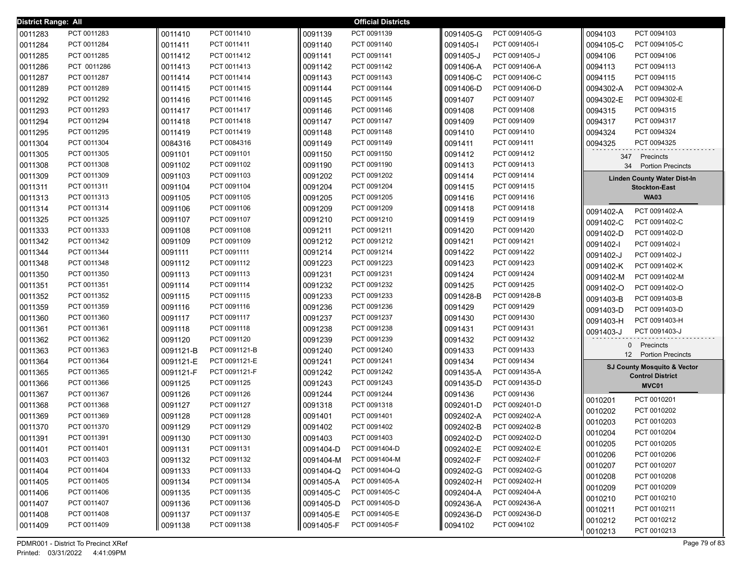**District Range: All** — **Official Districts**

| District | Precinct |
|---|---|
| 0011283 | PCT 0011283 |
| 0011284 | PCT 0011284 |
| 0011285 | PCT 0011285 |
| 0011286 | PCT 0011286 |
| 0011287 | PCT 0011287 |
| 0011289 | PCT 0011289 |
| 0011292 | PCT 0011292 |
| 0011293 | PCT 0011293 |
| 0011294 | PCT 0011294 |
| 0011295 | PCT 0011295 |
| 0011304 | PCT 0011304 |
| 0011305 | PCT 0011305 |
| 0011308 | PCT 0011308 |
| 0011309 | PCT 0011309 |
| 0011311 | PCT 0011311 |
| 0011313 | PCT 0011313 |
| 0011314 | PCT 0011314 |
| 0011325 | PCT 0011325 |
| 0011333 | PCT 0011333 |
| 0011342 | PCT 0011342 |
| 0011344 | PCT 0011344 |
| 0011348 | PCT 0011348 |
| 0011350 | PCT 0011350 |
| 0011351 | PCT 0011351 |
| 0011352 | PCT 0011352 |
| 0011359 | PCT 0011359 |
| 0011360 | PCT 0011360 |
| 0011361 | PCT 0011361 |
| 0011362 | PCT 0011362 |
| 0011363 | PCT 0011363 |
| 0011364 | PCT 0011364 |
| 0011365 | PCT 0011365 |
| 0011366 | PCT 0011366 |
| 0011367 | PCT 0011367 |
| 0011368 | PCT 0011368 |
| 0011369 | PCT 0011369 |
| 0011370 | PCT 0011370 |
| 0011391 | PCT 0011391 |
| 0011401 | PCT 0011401 |
| 0011403 | PCT 0011403 |
| 0011404 | PCT 0011404 |
| 0011405 | PCT 0011405 |
| 0011406 | PCT 0011406 |
| 0011407 | PCT 0011407 |
| 0011408 | PCT 0011408 |
| 0011409 | PCT 0011409 |
| 0011410 | PCT 0011410 |
| 0011411 | PCT 0011411 |
| 0011412 | PCT 0011412 |
| 0011413 | PCT 0011413 |
| 0011414 | PCT 0011414 |
| 0011415 | PCT 0011415 |
| 0011416 | PCT 0011416 |
| 0011417 | PCT 0011417 |
| 0011418 | PCT 0011418 |
| 0011419 | PCT 0011419 |
| 0084316 | PCT 0084316 |
| 0091101 | PCT 0091101 |
| 0091102 | PCT 0091102 |
| 0091103 | PCT 0091103 |
| 0091104 | PCT 0091104 |
| 0091105 | PCT 0091105 |
| 0091106 | PCT 0091106 |
| 0091107 | PCT 0091107 |
| 0091108 | PCT 0091108 |
| 0091109 | PCT 0091109 |
| 0091111 | PCT 0091111 |
| 0091112 | PCT 0091112 |
| 0091113 | PCT 0091113 |
| 0091114 | PCT 0091114 |
| 0091115 | PCT 0091115 |
| 0091116 | PCT 0091116 |
| 0091117 | PCT 0091117 |
| 0091118 | PCT 0091118 |
| 0091120 | PCT 0091120 |
| 0091121-B | PCT 0091121-B |
| 0091121-E | PCT 0091121-E |
| 0091121-F | PCT 0091121-F |
| 0091125 | PCT 0091125 |
| 0091126 | PCT 0091126 |
| 0091127 | PCT 0091127 |
| 0091128 | PCT 0091128 |
| 0091129 | PCT 0091129 |
| 0091130 | PCT 0091130 |
| 0091131 | PCT 0091131 |
| 0091132 | PCT 0091132 |
| 0091133 | PCT 0091133 |
| 0091134 | PCT 0091134 |
| 0091135 | PCT 0091135 |
| 0091136 | PCT 0091136 |
| 0091137 | PCT 0091137 |
| 0091138 | PCT 0091138 |
| 0091139 | PCT 0091139 |
| 0091140 | PCT 0091140 |
| 0091141 | PCT 0091141 |
| 0091142 | PCT 0091142 |
| 0091143 | PCT 0091143 |
| 0091144 | PCT 0091144 |
| 0091145 | PCT 0091145 |
| 0091146 | PCT 0091146 |
| 0091147 | PCT 0091147 |
| 0091148 | PCT 0091148 |
| 0091149 | PCT 0091149 |
| 0091150 | PCT 0091150 |
| 0091190 | PCT 0091190 |
| 0091202 | PCT 0091202 |
| 0091204 | PCT 0091204 |
| 0091205 | PCT 0091205 |
| 0091209 | PCT 0091209 |
| 0091210 | PCT 0091210 |
| 0091211 | PCT 0091211 |
| 0091212 | PCT 0091212 |
| 0091214 | PCT 0091214 |
| 0091223 | PCT 0091223 |
| 0091231 | PCT 0091231 |
| 0091232 | PCT 0091232 |
| 0091233 | PCT 0091233 |
| 0091236 | PCT 0091236 |
| 0091237 | PCT 0091237 |
| 0091238 | PCT 0091238 |
| 0091239 | PCT 0091239 |
| 0091240 | PCT 0091240 |
| 0091241 | PCT 0091241 |
| 0091242 | PCT 0091242 |
| 0091243 | PCT 0091243 |
| 0091244 | PCT 0091244 |
| 0091318 | PCT 0091318 |
| 0091401 | PCT 0091401 |
| 0091402 | PCT 0091402 |
| 0091403 | PCT 0091403 |
| 0091404-D | PCT 0091404-D |
| 0091404-M | PCT 0091404-M |
| 0091404-Q | PCT 0091404-Q |
| 0091405-A | PCT 0091405-A |
| 0091405-C | PCT 0091405-C |
| 0091405-D | PCT 0091405-D |
| 0091405-E | PCT 0091405-E |
| 0091405-F | PCT 0091405-F |
| 0091405-G | PCT 0091405-G |
| 0091405-I | PCT 0091405-I |
| 0091405-J | PCT 0091405-J |
| 0091406-A | PCT 0091406-A |
| 0091406-C | PCT 0091406-C |
| 0091406-D | PCT 0091406-D |
| 0091407 | PCT 0091407 |
| 0091408 | PCT 0091408 |
| 0091409 | PCT 0091409 |
| 0091410 | PCT 0091410 |
| 0091411 | PCT 0091411 |
| 0091412 | PCT 0091412 |
| 0091413 | PCT 0091413 |
| 0091414 | PCT 0091414 |
| 0091415 | PCT 0091415 |
| 0091416 | PCT 0091416 |
| 0091418 | PCT 0091418 |
| 0091419 | PCT 0091419 |
| 0091420 | PCT 0091420 |
| 0091421 | PCT 0091421 |
| 0091422 | PCT 0091422 |
| 0091423 | PCT 0091423 |
| 0091424 | PCT 0091424 |
| 0091425 | PCT 0091425 |
| 0091428-B | PCT 0091428-B |
| 0091429 | PCT 0091429 |
| 0091430 | PCT 0091430 |
| 0091431 | PCT 0091431 |
| 0091432 | PCT 0091432 |
| 0091433 | PCT 0091433 |
| 0091434 | PCT 0091434 |
| 0091435-A | PCT 0091435-A |
| 0091435-D | PCT 0091435-D |
| 0091436 | PCT 0091436 |
| 0092401-D | PCT 0092401-D |
| 0092402-A | PCT 0092402-A |
| 0092402-B | PCT 0092402-B |
| 0092402-D | PCT 0092402-D |
| 0092402-E | PCT 0092402-E |
| 0092402-F | PCT 0092402-F |
| 0092402-G | PCT 0092402-G |
| 0092402-H | PCT 0092402-H |
| 0092404-A | PCT 0092404-A |
| 0092436-A | PCT 0092436-A |
| 0092436-D | PCT 0092436-D |
| 0094102 | PCT 0094102 |
| 0094103 | PCT 0094103 |
| 0094105-C | PCT 0094105-C |
| 0094106 | PCT 0094106 |
| 0094113 | PCT 0094113 |
| 0094115 | PCT 0094115 |
| 0094302-A | PCT 0094302-A |
| 0094302-E | PCT 0094302-E |
| 0094315 | PCT 0094315 |
| 0094317 | PCT 0094317 |
| 0094324 | PCT 0094324 |
| 0094325 | PCT 0094325 |

347 Precincts
34 Portion Precincts

**Linden County Water Dist-In**
**Stockton-East**
**WA03**

| District | Precinct |
|---|---|
| 0091402-A | PCT 0091402-A |
| 0091402-C | PCT 0091402-C |
| 0091402-D | PCT 0091402-D |
| 0091402-I | PCT 0091402-I |
| 0091402-J | PCT 0091402-J |
| 0091402-K | PCT 0091402-K |
| 0091402-M | PCT 0091402-M |
| 0091402-O | PCT 0091402-O |
| 0091403-B | PCT 0091403-B |
| 0091403-D | PCT 0091403-D |
| 0091403-H | PCT 0091403-H |
| 0091403-J | PCT 0091403-J |

0 Precincts
12 Portion Precincts

**SJ County Mosquito & Vector**
**Control District**
**MVC01**

| District | Precinct |
|---|---|
| 0010201 | PCT 0010201 |
| 0010202 | PCT 0010202 |
| 0010203 | PCT 0010203 |
| 0010204 | PCT 0010204 |
| 0010205 | PCT 0010205 |
| 0010206 | PCT 0010206 |
| 0010207 | PCT 0010207 |
| 0010208 | PCT 0010208 |
| 0010209 | PCT 0010209 |
| 0010210 | PCT 0010210 |
| 0010211 | PCT 0010211 |
| 0010212 | PCT 0010212 |
| 0010213 | PCT 0010213 |

PDMR001 - District To Precinct XRef
Printed: 03/31/2022 4:41:09PM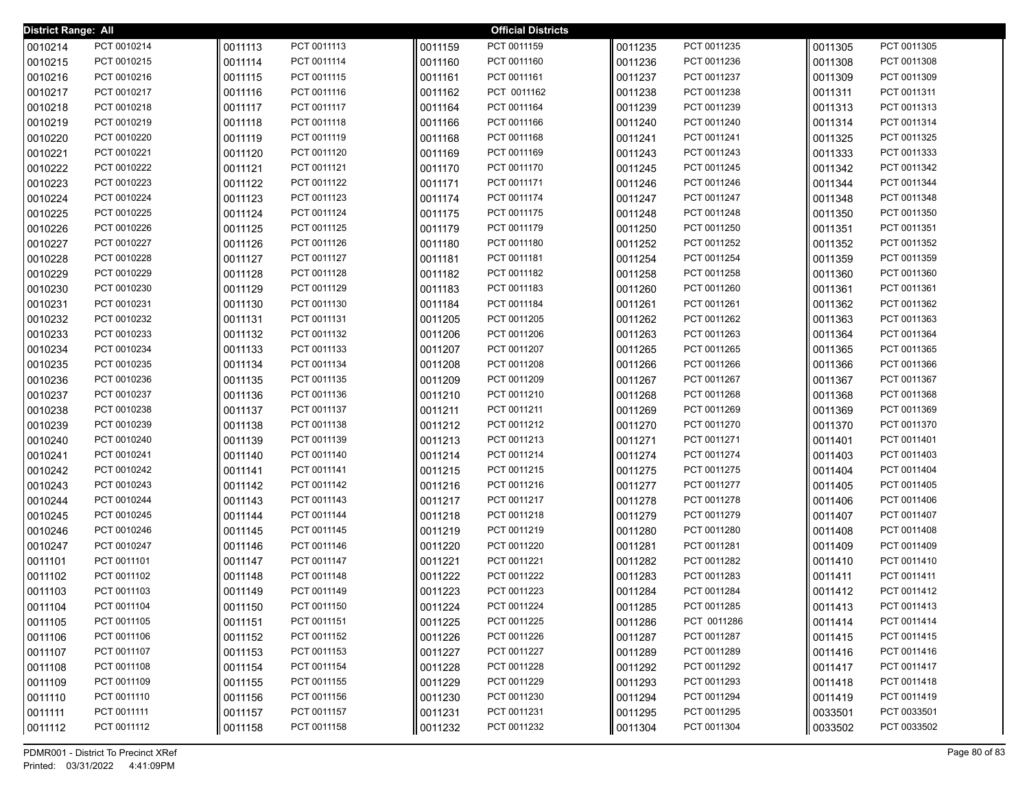**District Range: All** | **Official Districts**

| District | Precinct | District | Precinct | District | Precinct | District | Precinct | District | Precinct |
|---|---|---|---|---|---|---|---|---|---|
| 0010214 | PCT 0010214 | 0011113 | PCT 0011113 | 0011159 | PCT 0011159 | 0011235 | PCT 0011235 | 0011305 | PCT 0011305 |
| 0010215 | PCT 0010215 | 0011114 | PCT 0011114 | 0011160 | PCT 0011160 | 0011236 | PCT 0011236 | 0011308 | PCT 0011308 |
| 0010216 | PCT 0010216 | 0011115 | PCT 0011115 | 0011161 | PCT 0011161 | 0011237 | PCT 0011237 | 0011309 | PCT 0011309 |
| 0010217 | PCT 0010217 | 0011116 | PCT 0011116 | 0011162 | PCT 0011162 | 0011238 | PCT 0011238 | 0011311 | PCT 0011311 |
| 0010218 | PCT 0010218 | 0011117 | PCT 0011117 | 0011164 | PCT 0011164 | 0011239 | PCT 0011239 | 0011313 | PCT 0011313 |
| 0010219 | PCT 0010219 | 0011118 | PCT 0011118 | 0011166 | PCT 0011166 | 0011240 | PCT 0011240 | 0011314 | PCT 0011314 |
| 0010220 | PCT 0010220 | 0011119 | PCT 0011119 | 0011168 | PCT 0011168 | 0011241 | PCT 0011241 | 0011325 | PCT 0011325 |
| 0010221 | PCT 0010221 | 0011120 | PCT 0011120 | 0011169 | PCT 0011169 | 0011243 | PCT 0011243 | 0011333 | PCT 0011333 |
| 0010222 | PCT 0010222 | 0011121 | PCT 0011121 | 0011170 | PCT 0011170 | 0011245 | PCT 0011245 | 0011342 | PCT 0011342 |
| 0010223 | PCT 0010223 | 0011122 | PCT 0011122 | 0011171 | PCT 0011171 | 0011246 | PCT 0011246 | 0011344 | PCT 0011344 |
| 0010224 | PCT 0010224 | 0011123 | PCT 0011123 | 0011174 | PCT 0011174 | 0011247 | PCT 0011247 | 0011348 | PCT 0011348 |
| 0010225 | PCT 0010225 | 0011124 | PCT 0011124 | 0011175 | PCT 0011175 | 0011248 | PCT 0011248 | 0011350 | PCT 0011350 |
| 0010226 | PCT 0010226 | 0011125 | PCT 0011125 | 0011179 | PCT 0011179 | 0011250 | PCT 0011250 | 0011351 | PCT 0011351 |
| 0010227 | PCT 0010227 | 0011126 | PCT 0011126 | 0011180 | PCT 0011180 | 0011252 | PCT 0011252 | 0011352 | PCT 0011352 |
| 0010228 | PCT 0010228 | 0011127 | PCT 0011127 | 0011181 | PCT 0011181 | 0011254 | PCT 0011254 | 0011359 | PCT 0011359 |
| 0010229 | PCT 0010229 | 0011128 | PCT 0011128 | 0011182 | PCT 0011182 | 0011258 | PCT 0011258 | 0011360 | PCT 0011360 |
| 0010230 | PCT 0010230 | 0011129 | PCT 0011129 | 0011183 | PCT 0011183 | 0011260 | PCT 0011260 | 0011361 | PCT 0011361 |
| 0010231 | PCT 0010231 | 0011130 | PCT 0011130 | 0011184 | PCT 0011184 | 0011261 | PCT 0011261 | 0011362 | PCT 0011362 |
| 0010232 | PCT 0010232 | 0011131 | PCT 0011131 | 0011205 | PCT 0011205 | 0011262 | PCT 0011262 | 0011363 | PCT 0011363 |
| 0010233 | PCT 0010233 | 0011132 | PCT 0011132 | 0011206 | PCT 0011206 | 0011263 | PCT 0011263 | 0011364 | PCT 0011364 |
| 0010234 | PCT 0010234 | 0011133 | PCT 0011133 | 0011207 | PCT 0011207 | 0011265 | PCT 0011265 | 0011365 | PCT 0011365 |
| 0010235 | PCT 0010235 | 0011134 | PCT 0011134 | 0011208 | PCT 0011208 | 0011266 | PCT 0011266 | 0011366 | PCT 0011366 |
| 0010236 | PCT 0010236 | 0011135 | PCT 0011135 | 0011209 | PCT 0011209 | 0011267 | PCT 0011267 | 0011367 | PCT 0011367 |
| 0010237 | PCT 0010237 | 0011136 | PCT 0011136 | 0011210 | PCT 0011210 | 0011268 | PCT 0011268 | 0011368 | PCT 0011368 |
| 0010238 | PCT 0010238 | 0011137 | PCT 0011137 | 0011211 | PCT 0011211 | 0011269 | PCT 0011269 | 0011369 | PCT 0011369 |
| 0010239 | PCT 0010239 | 0011138 | PCT 0011138 | 0011212 | PCT 0011212 | 0011270 | PCT 0011270 | 0011370 | PCT 0011370 |
| 0010240 | PCT 0010240 | 0011139 | PCT 0011139 | 0011213 | PCT 0011213 | 0011271 | PCT 0011271 | 0011401 | PCT 0011401 |
| 0010241 | PCT 0010241 | 0011140 | PCT 0011140 | 0011214 | PCT 0011214 | 0011274 | PCT 0011274 | 0011403 | PCT 0011403 |
| 0010242 | PCT 0010242 | 0011141 | PCT 0011141 | 0011215 | PCT 0011215 | 0011275 | PCT 0011275 | 0011404 | PCT 0011404 |
| 0010243 | PCT 0010243 | 0011142 | PCT 0011142 | 0011216 | PCT 0011216 | 0011277 | PCT 0011277 | 0011405 | PCT 0011405 |
| 0010244 | PCT 0010244 | 0011143 | PCT 0011143 | 0011217 | PCT 0011217 | 0011278 | PCT 0011278 | 0011406 | PCT 0011406 |
| 0010245 | PCT 0010245 | 0011144 | PCT 0011144 | 0011218 | PCT 0011218 | 0011279 | PCT 0011279 | 0011407 | PCT 0011407 |
| 0010246 | PCT 0010246 | 0011145 | PCT 0011145 | 0011219 | PCT 0011219 | 0011280 | PCT 0011280 | 0011408 | PCT 0011408 |
| 0010247 | PCT 0010247 | 0011146 | PCT 0011146 | 0011220 | PCT 0011220 | 0011281 | PCT 0011281 | 0011409 | PCT 0011409 |
| 0011101 | PCT 0011101 | 0011147 | PCT 0011147 | 0011221 | PCT 0011221 | 0011282 | PCT 0011282 | 0011410 | PCT 0011410 |
| 0011102 | PCT 0011102 | 0011148 | PCT 0011148 | 0011222 | PCT 0011222 | 0011283 | PCT 0011283 | 0011411 | PCT 0011411 |
| 0011103 | PCT 0011103 | 0011149 | PCT 0011149 | 0011223 | PCT 0011223 | 0011284 | PCT 0011284 | 0011412 | PCT 0011412 |
| 0011104 | PCT 0011104 | 0011150 | PCT 0011150 | 0011224 | PCT 0011224 | 0011285 | PCT 0011285 | 0011413 | PCT 0011413 |
| 0011105 | PCT 0011105 | 0011151 | PCT 0011151 | 0011225 | PCT 0011225 | 0011286 | PCT 0011286 | 0011414 | PCT 0011414 |
| 0011106 | PCT 0011106 | 0011152 | PCT 0011152 | 0011226 | PCT 0011226 | 0011287 | PCT 0011287 | 0011415 | PCT 0011415 |
| 0011107 | PCT 0011107 | 0011153 | PCT 0011153 | 0011227 | PCT 0011227 | 0011289 | PCT 0011289 | 0011416 | PCT 0011416 |
| 0011108 | PCT 0011108 | 0011154 | PCT 0011154 | 0011228 | PCT 0011228 | 0011292 | PCT 0011292 | 0011417 | PCT 0011417 |
| 0011109 | PCT 0011109 | 0011155 | PCT 0011155 | 0011229 | PCT 0011229 | 0011293 | PCT 0011293 | 0011418 | PCT 0011418 |
| 0011110 | PCT 0011110 | 0011156 | PCT 0011156 | 0011230 | PCT 0011230 | 0011294 | PCT 0011294 | 0011419 | PCT 0011419 |
| 0011111 | PCT 0011111 | 0011157 | PCT 0011157 | 0011231 | PCT 0011231 | 0011295 | PCT 0011295 | 0033501 | PCT 0033501 |
| 0011112 | PCT 0011112 | 0011158 | PCT 0011158 | 0011232 | PCT 0011232 | 0011304 | PCT 0011304 | 0033502 | PCT 0033502 |

PDMR001 - District To Precinct XRef
Printed: 03/31/2022 4:41:09PM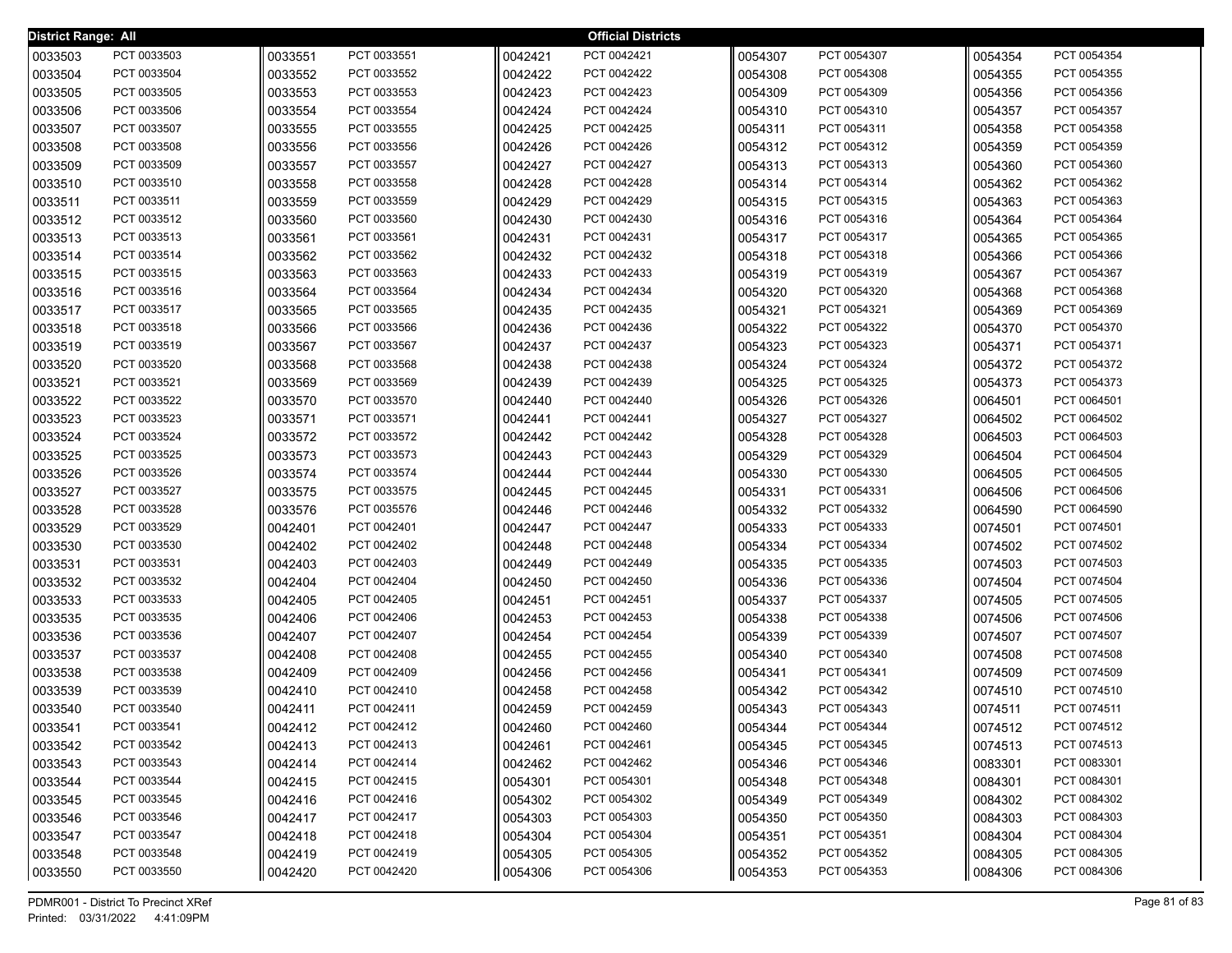**District Range: All** **Official Districts**

| District | Precinct |
|---|---|
| 0033503 | PCT 0033503 |
| 0033504 | PCT 0033504 |
| 0033505 | PCT 0033505 |
| 0033506 | PCT 0033506 |
| 0033507 | PCT 0033507 |
| 0033508 | PCT 0033508 |
| 0033509 | PCT 0033509 |
| 0033510 | PCT 0033510 |
| 0033511 | PCT 0033511 |
| 0033512 | PCT 0033512 |
| 0033513 | PCT 0033513 |
| 0033514 | PCT 0033514 |
| 0033515 | PCT 0033515 |
| 0033516 | PCT 0033516 |
| 0033517 | PCT 0033517 |
| 0033518 | PCT 0033518 |
| 0033519 | PCT 0033519 |
| 0033520 | PCT 0033520 |
| 0033521 | PCT 0033521 |
| 0033522 | PCT 0033522 |
| 0033523 | PCT 0033523 |
| 0033524 | PCT 0033524 |
| 0033525 | PCT 0033525 |
| 0033526 | PCT 0033526 |
| 0033527 | PCT 0033527 |
| 0033528 | PCT 0033528 |
| 0033529 | PCT 0033529 |
| 0033530 | PCT 0033530 |
| 0033531 | PCT 0033531 |
| 0033532 | PCT 0033532 |
| 0033533 | PCT 0033533 |
| 0033535 | PCT 0033535 |
| 0033536 | PCT 0033536 |
| 0033537 | PCT 0033537 |
| 0033538 | PCT 0033538 |
| 0033539 | PCT 0033539 |
| 0033540 | PCT 0033540 |
| 0033541 | PCT 0033541 |
| 0033542 | PCT 0033542 |
| 0033543 | PCT 0033543 |
| 0033544 | PCT 0033544 |
| 0033545 | PCT 0033545 |
| 0033546 | PCT 0033546 |
| 0033547 | PCT 0033547 |
| 0033548 | PCT 0033548 |
| 0033550 | PCT 0033550 |
| 0033551 | PCT 0033551 |
| 0033552 | PCT 0033552 |
| 0033553 | PCT 0033553 |
| 0033554 | PCT 0033554 |
| 0033555 | PCT 0033555 |
| 0033556 | PCT 0033556 |
| 0033557 | PCT 0033557 |
| 0033558 | PCT 0033558 |
| 0033559 | PCT 0033559 |
| 0033560 | PCT 0033560 |
| 0033561 | PCT 0033561 |
| 0033562 | PCT 0033562 |
| 0033563 | PCT 0033563 |
| 0033564 | PCT 0033564 |
| 0033565 | PCT 0033565 |
| 0033566 | PCT 0033566 |
| 0033567 | PCT 0033567 |
| 0033568 | PCT 0033568 |
| 0033569 | PCT 0033569 |
| 0033570 | PCT 0033570 |
| 0033571 | PCT 0033571 |
| 0033572 | PCT 0033572 |
| 0033573 | PCT 0033573 |
| 0033574 | PCT 0033574 |
| 0033575 | PCT 0033575 |
| 0033576 | PCT 0035576 |
| 0042401 | PCT 0042401 |
| 0042402 | PCT 0042402 |
| 0042403 | PCT 0042403 |
| 0042404 | PCT 0042404 |
| 0042405 | PCT 0042405 |
| 0042406 | PCT 0042406 |
| 0042407 | PCT 0042407 |
| 0042408 | PCT 0042408 |
| 0042409 | PCT 0042409 |
| 0042410 | PCT 0042410 |
| 0042411 | PCT 0042411 |
| 0042412 | PCT 0042412 |
| 0042413 | PCT 0042413 |
| 0042414 | PCT 0042414 |
| 0042415 | PCT 0042415 |
| 0042416 | PCT 0042416 |
| 0042417 | PCT 0042417 |
| 0042418 | PCT 0042418 |
| 0042419 | PCT 0042419 |
| 0042420 | PCT 0042420 |
| 0042421 | PCT 0042421 |
| 0042422 | PCT 0042422 |
| 0042423 | PCT 0042423 |
| 0042424 | PCT 0042424 |
| 0042425 | PCT 0042425 |
| 0042426 | PCT 0042426 |
| 0042427 | PCT 0042427 |
| 0042428 | PCT 0042428 |
| 0042429 | PCT 0042429 |
| 0042430 | PCT 0042430 |
| 0042431 | PCT 0042431 |
| 0042432 | PCT 0042432 |
| 0042433 | PCT 0042433 |
| 0042434 | PCT 0042434 |
| 0042435 | PCT 0042435 |
| 0042436 | PCT 0042436 |
| 0042437 | PCT 0042437 |
| 0042438 | PCT 0042438 |
| 0042439 | PCT 0042439 |
| 0042440 | PCT 0042440 |
| 0042441 | PCT 0042441 |
| 0042442 | PCT 0042442 |
| 0042443 | PCT 0042443 |
| 0042444 | PCT 0042444 |
| 0042445 | PCT 0042445 |
| 0042446 | PCT 0042446 |
| 0042447 | PCT 0042447 |
| 0042448 | PCT 0042448 |
| 0042449 | PCT 0042449 |
| 0042450 | PCT 0042450 |
| 0042451 | PCT 0042451 |
| 0042453 | PCT 0042453 |
| 0042454 | PCT 0042454 |
| 0042455 | PCT 0042455 |
| 0042456 | PCT 0042456 |
| 0042458 | PCT 0042458 |
| 0042459 | PCT 0042459 |
| 0042460 | PCT 0042460 |
| 0042461 | PCT 0042461 |
| 0042462 | PCT 0042462 |
| 0054301 | PCT 0054301 |
| 0054302 | PCT 0054302 |
| 0054303 | PCT 0054303 |
| 0054304 | PCT 0054304 |
| 0054305 | PCT 0054305 |
| 0054306 | PCT 0054306 |
| 0054307 | PCT 0054307 |
| 0054308 | PCT 0054308 |
| 0054309 | PCT 0054309 |
| 0054310 | PCT 0054310 |
| 0054311 | PCT 0054311 |
| 0054312 | PCT 0054312 |
| 0054313 | PCT 0054313 |
| 0054314 | PCT 0054314 |
| 0054315 | PCT 0054315 |
| 0054316 | PCT 0054316 |
| 0054317 | PCT 0054317 |
| 0054318 | PCT 0054318 |
| 0054319 | PCT 0054319 |
| 0054320 | PCT 0054320 |
| 0054321 | PCT 0054321 |
| 0054322 | PCT 0054322 |
| 0054323 | PCT 0054323 |
| 0054324 | PCT 0054324 |
| 0054325 | PCT 0054325 |
| 0054326 | PCT 0054326 |
| 0054327 | PCT 0054327 |
| 0054328 | PCT 0054328 |
| 0054329 | PCT 0054329 |
| 0054330 | PCT 0054330 |
| 0054331 | PCT 0054331 |
| 0054332 | PCT 0054332 |
| 0054333 | PCT 0054333 |
| 0054334 | PCT 0054334 |
| 0054335 | PCT 0054335 |
| 0054336 | PCT 0054336 |
| 0054337 | PCT 0054337 |
| 0054338 | PCT 0054338 |
| 0054339 | PCT 0054339 |
| 0054340 | PCT 0054340 |
| 0054341 | PCT 0054341 |
| 0054342 | PCT 0054342 |
| 0054343 | PCT 0054343 |
| 0054344 | PCT 0054344 |
| 0054345 | PCT 0054345 |
| 0054346 | PCT 0054346 |
| 0054348 | PCT 0054348 |
| 0054349 | PCT 0054349 |
| 0054350 | PCT 0054350 |
| 0054351 | PCT 0054351 |
| 0054352 | PCT 0054352 |
| 0054353 | PCT 0054353 |
| 0054354 | PCT 0054354 |
| 0054355 | PCT 0054355 |
| 0054356 | PCT 0054356 |
| 0054357 | PCT 0054357 |
| 0054358 | PCT 0054358 |
| 0054359 | PCT 0054359 |
| 0054360 | PCT 0054360 |
| 0054362 | PCT 0054362 |
| 0054363 | PCT 0054363 |
| 0054364 | PCT 0054364 |
| 0054365 | PCT 0054365 |
| 0054366 | PCT 0054366 |
| 0054367 | PCT 0054367 |
| 0054368 | PCT 0054368 |
| 0054369 | PCT 0054369 |
| 0054370 | PCT 0054370 |
| 0054371 | PCT 0054371 |
| 0054372 | PCT 0054372 |
| 0054373 | PCT 0054373 |
| 0064501 | PCT 0064501 |
| 0064502 | PCT 0064502 |
| 0064503 | PCT 0064503 |
| 0064504 | PCT 0064504 |
| 0064505 | PCT 0064505 |
| 0064506 | PCT 0064506 |
| 0064590 | PCT 0064590 |
| 0074501 | PCT 0074501 |
| 0074502 | PCT 0074502 |
| 0074503 | PCT 0074503 |
| 0074504 | PCT 0074504 |
| 0074505 | PCT 0074505 |
| 0074506 | PCT 0074506 |
| 0074507 | PCT 0074507 |
| 0074508 | PCT 0074508 |
| 0074509 | PCT 0074509 |
| 0074510 | PCT 0074510 |
| 0074511 | PCT 0074511 |
| 0074512 | PCT 0074512 |
| 0074513 | PCT 0074513 |
| 0083301 | PCT 0083301 |
| 0084301 | PCT 0084301 |
| 0084302 | PCT 0084302 |
| 0084303 | PCT 0084303 |
| 0084304 | PCT 0084304 |
| 0084305 | PCT 0084305 |
| 0084306 | PCT 0084306 |

PDMR001 - District To Precinct XRef
Printed: 03/31/2022 4:41:09PM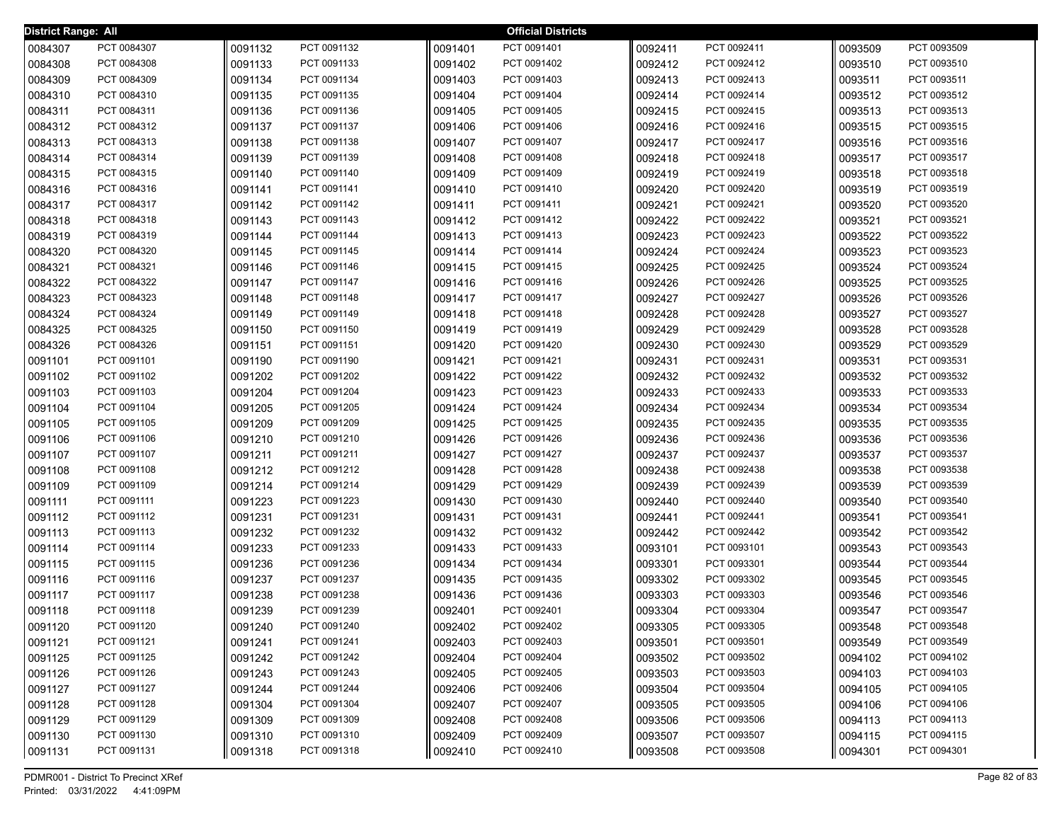**District Range: All** — **Official Districts**

| District | Precinct | District | Precinct | District | Precinct | District | Precinct | District | Precinct |
|---|---|---|---|---|---|---|---|---|---|
| 0084307 | PCT 0084307 | 0091132 | PCT 0091132 | 0091401 | PCT 0091401 | 0092411 | PCT 0092411 | 0093509 | PCT 0093509 |
| 0084308 | PCT 0084308 | 0091133 | PCT 0091133 | 0091402 | PCT 0091402 | 0092412 | PCT 0092412 | 0093510 | PCT 0093510 |
| 0084309 | PCT 0084309 | 0091134 | PCT 0091134 | 0091403 | PCT 0091403 | 0092413 | PCT 0092413 | 0093511 | PCT 0093511 |
| 0084310 | PCT 0084310 | 0091135 | PCT 0091135 | 0091404 | PCT 0091404 | 0092414 | PCT 0092414 | 0093512 | PCT 0093512 |
| 0084311 | PCT 0084311 | 0091136 | PCT 0091136 | 0091405 | PCT 0091405 | 0092415 | PCT 0092415 | 0093513 | PCT 0093513 |
| 0084312 | PCT 0084312 | 0091137 | PCT 0091137 | 0091406 | PCT 0091406 | 0092416 | PCT 0092416 | 0093515 | PCT 0093515 |
| 0084313 | PCT 0084313 | 0091138 | PCT 0091138 | 0091407 | PCT 0091407 | 0092417 | PCT 0092417 | 0093516 | PCT 0093516 |
| 0084314 | PCT 0084314 | 0091139 | PCT 0091139 | 0091408 | PCT 0091408 | 0092418 | PCT 0092418 | 0093517 | PCT 0093517 |
| 0084315 | PCT 0084315 | 0091140 | PCT 0091140 | 0091409 | PCT 0091409 | 0092419 | PCT 0092419 | 0093518 | PCT 0093518 |
| 0084316 | PCT 0084316 | 0091141 | PCT 0091141 | 0091410 | PCT 0091410 | 0092420 | PCT 0092420 | 0093519 | PCT 0093519 |
| 0084317 | PCT 0084317 | 0091142 | PCT 0091142 | 0091411 | PCT 0091411 | 0092421 | PCT 0092421 | 0093520 | PCT 0093520 |
| 0084318 | PCT 0084318 | 0091143 | PCT 0091143 | 0091412 | PCT 0091412 | 0092422 | PCT 0092422 | 0093521 | PCT 0093521 |
| 0084319 | PCT 0084319 | 0091144 | PCT 0091144 | 0091413 | PCT 0091413 | 0092423 | PCT 0092423 | 0093522 | PCT 0093522 |
| 0084320 | PCT 0084320 | 0091145 | PCT 0091145 | 0091414 | PCT 0091414 | 0092424 | PCT 0092424 | 0093523 | PCT 0093523 |
| 0084321 | PCT 0084321 | 0091146 | PCT 0091146 | 0091415 | PCT 0091415 | 0092425 | PCT 0092425 | 0093524 | PCT 0093524 |
| 0084322 | PCT 0084322 | 0091147 | PCT 0091147 | 0091416 | PCT 0091416 | 0092426 | PCT 0092426 | 0093525 | PCT 0093525 |
| 0084323 | PCT 0084323 | 0091148 | PCT 0091148 | 0091417 | PCT 0091417 | 0092427 | PCT 0092427 | 0093526 | PCT 0093526 |
| 0084324 | PCT 0084324 | 0091149 | PCT 0091149 | 0091418 | PCT 0091418 | 0092428 | PCT 0092428 | 0093527 | PCT 0093527 |
| 0084325 | PCT 0084325 | 0091150 | PCT 0091150 | 0091419 | PCT 0091419 | 0092429 | PCT 0092429 | 0093528 | PCT 0093528 |
| 0084326 | PCT 0084326 | 0091151 | PCT 0091151 | 0091420 | PCT 0091420 | 0092430 | PCT 0092430 | 0093529 | PCT 0093529 |
| 0091101 | PCT 0091101 | 0091190 | PCT 0091190 | 0091421 | PCT 0091421 | 0092431 | PCT 0092431 | 0093531 | PCT 0093531 |
| 0091102 | PCT 0091102 | 0091202 | PCT 0091202 | 0091422 | PCT 0091422 | 0092432 | PCT 0092432 | 0093532 | PCT 0093532 |
| 0091103 | PCT 0091103 | 0091204 | PCT 0091204 | 0091423 | PCT 0091423 | 0092433 | PCT 0092433 | 0093533 | PCT 0093533 |
| 0091104 | PCT 0091104 | 0091205 | PCT 0091205 | 0091424 | PCT 0091424 | 0092434 | PCT 0092434 | 0093534 | PCT 0093534 |
| 0091105 | PCT 0091105 | 0091209 | PCT 0091209 | 0091425 | PCT 0091425 | 0092435 | PCT 0092435 | 0093535 | PCT 0093535 |
| 0091106 | PCT 0091106 | 0091210 | PCT 0091210 | 0091426 | PCT 0091426 | 0092436 | PCT 0092436 | 0093536 | PCT 0093536 |
| 0091107 | PCT 0091107 | 0091211 | PCT 0091211 | 0091427 | PCT 0091427 | 0092437 | PCT 0092437 | 0093537 | PCT 0093537 |
| 0091108 | PCT 0091108 | 0091212 | PCT 0091212 | 0091428 | PCT 0091428 | 0092438 | PCT 0092438 | 0093538 | PCT 0093538 |
| 0091109 | PCT 0091109 | 0091214 | PCT 0091214 | 0091429 | PCT 0091429 | 0092439 | PCT 0092439 | 0093539 | PCT 0093539 |
| 0091111 | PCT 0091111 | 0091223 | PCT 0091223 | 0091430 | PCT 0091430 | 0092440 | PCT 0092440 | 0093540 | PCT 0093540 |
| 0091112 | PCT 0091112 | 0091231 | PCT 0091231 | 0091431 | PCT 0091431 | 0092441 | PCT 0092441 | 0093541 | PCT 0093541 |
| 0091113 | PCT 0091113 | 0091232 | PCT 0091232 | 0091432 | PCT 0091432 | 0092442 | PCT 0092442 | 0093542 | PCT 0093542 |
| 0091114 | PCT 0091114 | 0091233 | PCT 0091233 | 0091433 | PCT 0091433 | 0093101 | PCT 0093101 | 0093543 | PCT 0093543 |
| 0091115 | PCT 0091115 | 0091236 | PCT 0091236 | 0091434 | PCT 0091434 | 0093301 | PCT 0093301 | 0093544 | PCT 0093544 |
| 0091116 | PCT 0091116 | 0091237 | PCT 0091237 | 0091435 | PCT 0091435 | 0093302 | PCT 0093302 | 0093545 | PCT 0093545 |
| 0091117 | PCT 0091117 | 0091238 | PCT 0091238 | 0091436 | PCT 0091436 | 0093303 | PCT 0093303 | 0093546 | PCT 0093546 |
| 0091118 | PCT 0091118 | 0091239 | PCT 0091239 | 0092401 | PCT 0092401 | 0093304 | PCT 0093304 | 0093547 | PCT 0093547 |
| 0091120 | PCT 0091120 | 0091240 | PCT 0091240 | 0092402 | PCT 0092402 | 0093305 | PCT 0093305 | 0093548 | PCT 0093548 |
| 0091121 | PCT 0091121 | 0091241 | PCT 0091241 | 0092403 | PCT 0092403 | 0093501 | PCT 0093501 | 0093549 | PCT 0093549 |
| 0091125 | PCT 0091125 | 0091242 | PCT 0091242 | 0092404 | PCT 0092404 | 0093502 | PCT 0093502 | 0094102 | PCT 0094102 |
| 0091126 | PCT 0091126 | 0091243 | PCT 0091243 | 0092405 | PCT 0092405 | 0093503 | PCT 0093503 | 0094103 | PCT 0094103 |
| 0091127 | PCT 0091127 | 0091244 | PCT 0091244 | 0092406 | PCT 0092406 | 0093504 | PCT 0093504 | 0094105 | PCT 0094105 |
| 0091128 | PCT 0091128 | 0091304 | PCT 0091304 | 0092407 | PCT 0092407 | 0093505 | PCT 0093505 | 0094106 | PCT 0094106 |
| 0091129 | PCT 0091129 | 0091309 | PCT 0091309 | 0092408 | PCT 0092408 | 0093506 | PCT 0093506 | 0094113 | PCT 0094113 |
| 0091130 | PCT 0091130 | 0091310 | PCT 0091310 | 0092409 | PCT 0092409 | 0093507 | PCT 0093507 | 0094115 | PCT 0094115 |
| 0091131 | PCT 0091131 | 0091318 | PCT 0091318 | 0092410 | PCT 0092410 | 0093508 | PCT 0093508 | 0094301 | PCT 0094301 |

PDMR001 - District To Precinct XRef
Printed: 03/31/2022 4:41:09PM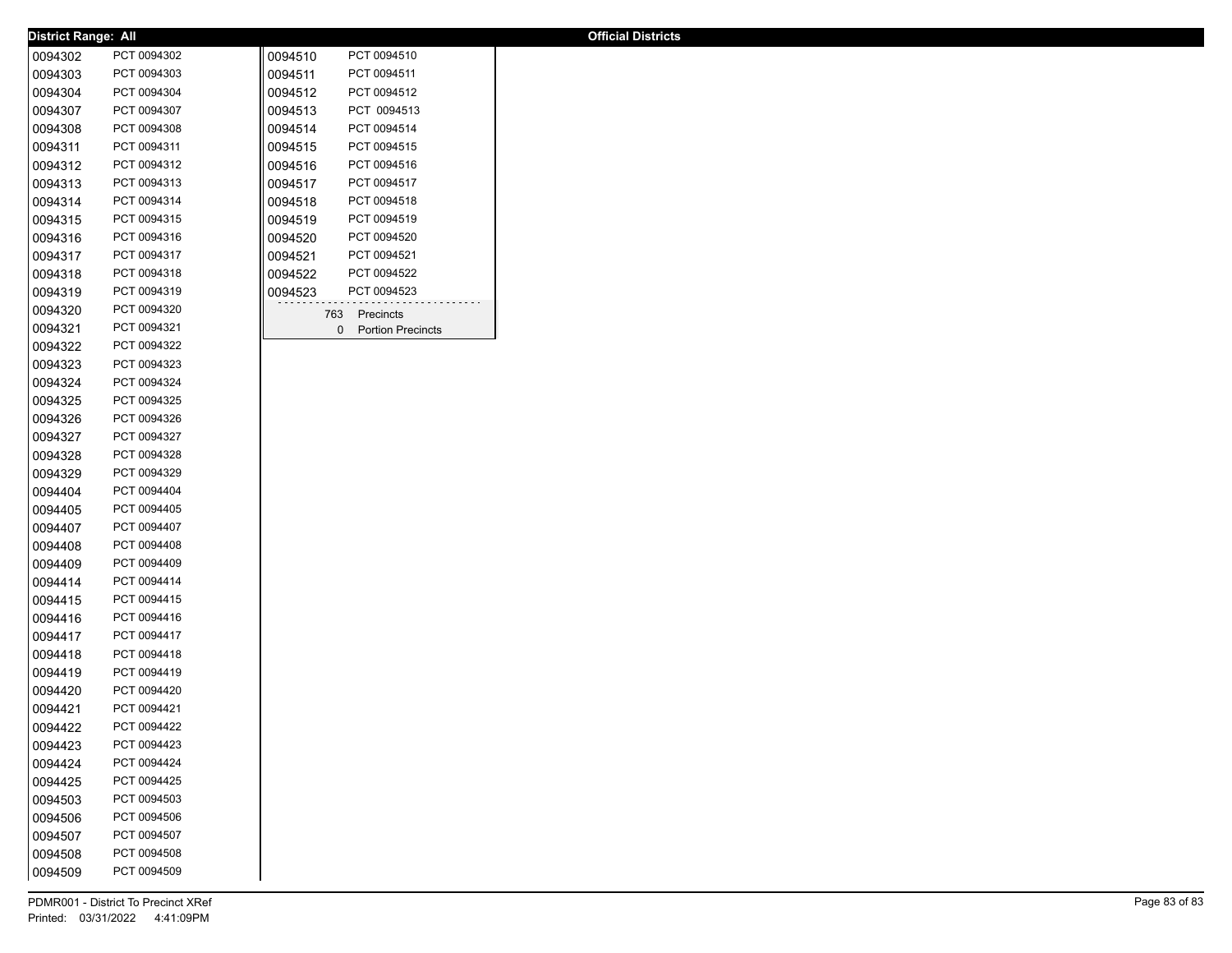**District Range: All** — **Official Districts**

| | |
|---|---|
| 0094302 | PCT 0094302 |
| 0094303 | PCT 0094303 |
| 0094304 | PCT 0094304 |
| 0094307 | PCT 0094307 |
| 0094308 | PCT 0094308 |
| 0094311 | PCT 0094311 |
| 0094312 | PCT 0094312 |
| 0094313 | PCT 0094313 |
| 0094314 | PCT 0094314 |
| 0094315 | PCT 0094315 |
| 0094316 | PCT 0094316 |
| 0094317 | PCT 0094317 |
| 0094318 | PCT 0094318 |
| 0094319 | PCT 0094319 |
| 0094320 | PCT 0094320 |
| 0094321 | PCT 0094321 |
| 0094322 | PCT 0094322 |
| 0094323 | PCT 0094323 |
| 0094324 | PCT 0094324 |
| 0094325 | PCT 0094325 |
| 0094326 | PCT 0094326 |
| 0094327 | PCT 0094327 |
| 0094328 | PCT 0094328 |
| 0094329 | PCT 0094329 |
| 0094404 | PCT 0094404 |
| 0094405 | PCT 0094405 |
| 0094407 | PCT 0094407 |
| 0094408 | PCT 0094408 |
| 0094409 | PCT 0094409 |
| 0094414 | PCT 0094414 |
| 0094415 | PCT 0094415 |
| 0094416 | PCT 0094416 |
| 0094417 | PCT 0094417 |
| 0094418 | PCT 0094418 |
| 0094419 | PCT 0094419 |
| 0094420 | PCT 0094420 |
| 0094421 | PCT 0094421 |
| 0094422 | PCT 0094422 |
| 0094423 | PCT 0094423 |
| 0094424 | PCT 0094424 |
| 0094425 | PCT 0094425 |
| 0094503 | PCT 0094503 |
| 0094506 | PCT 0094506 |
| 0094507 | PCT 0094507 |
| 0094508 | PCT 0094508 |
| 0094509 | PCT 0094509 |
| 0094510 | PCT 0094510 |
| 0094511 | PCT 0094511 |
| 0094512 | PCT 0094512 |
| 0094513 | PCT 0094513 |
| 0094514 | PCT 0094514 |
| 0094515 | PCT 0094515 |
| 0094516 | PCT 0094516 |
| 0094517 | PCT 0094517 |
| 0094518 | PCT 0094518 |
| 0094519 | PCT 0094519 |
| 0094520 | PCT 0094520 |
| 0094521 | PCT 0094521 |
| 0094522 | PCT 0094522 |
| 0094523 | PCT 0094523 |

763 Precincts
0 Portion Precincts

PDMR001 - District To Precinct XRef
Printed: 03/31/2022 4:41:09PM